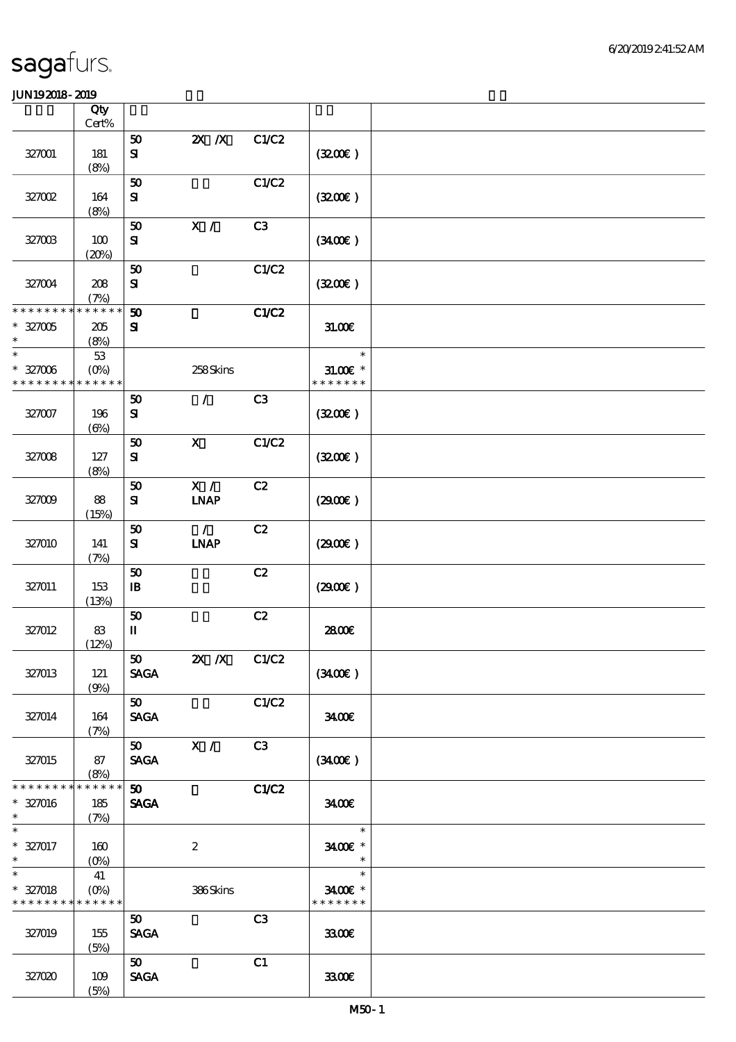sagafurs.

JUN192018-2019

| | Qty Cert% | | | | | |
|---|---|---|---|---|---|---|
| 327001 | 181 (8%) | 50 SI | 2X /X | C1/C2 | (32.00€) | |
| 327002 | 164 (8%) | 50 SI | | C1/C2 | (32.00€) | |
| 327003 | 100 (20%) | 50 SI | X / | C3 | (34.00€) | |
| 327004 | 208 (7%) | 50 SI | | C1/C2 | (32.00€) | |
| * * * * * * * * * * * * * * 327005 * | 205 (8%) | 50 SI | | C1/C2 | 31.00€ | |
| * * 327006 * * * * * * * * * * * * * * | 53 (0%) | | 258 Skins | | * 31.00€ * * * * * * * * | |
| 327007 | 196 (6%) | 50 SI | / | C3 | (32.00€) | |
| 327008 | 127 (8%) | 50 SI | X | C1/C2 | (32.00€) | |
| 327009 | 88 (15%) | 50 SI | X / LNAP | C2 | (29.00€) | |
| 327010 | 141 (7%) | 50 SI | / LNAP | C2 | (29.00€) | |
| 327011 | 153 (13%) | 50 IB | | C2 | (29.00€) | |
| 327012 | 83 (12%) | 50 II | | C2 | 28.00€ | |
| 327013 | 121 (9%) | 50 SAGA | 2X /X | C1/C2 | (34.00€) | |
| 327014 | 164 (7%) | 50 SAGA | | C1/C2 | 34.00€ | |
| 327015 | 87 (8%) | 50 SAGA | X / | C3 | (34.00€) | |
| * * * * * * * * * * * * * * 327016 * | 185 (7%) | 50 SAGA | | C1/C2 | 34.00€ | |
| * * 327017 * | 160 (0%) | | 2 | | * 34.00€ * * | |
| * * 327018 * * * * * * * * * * * * * * | 41 (0%) | | 386 Skins | | * 34.00€ * * * * * * * * | |
| 327019 | 155 (5%) | 50 SAGA | | C3 | 33.00€ | |
| 327020 | 109 (5%) | 50 SAGA | | C1 | 33.00€ | |

M50-1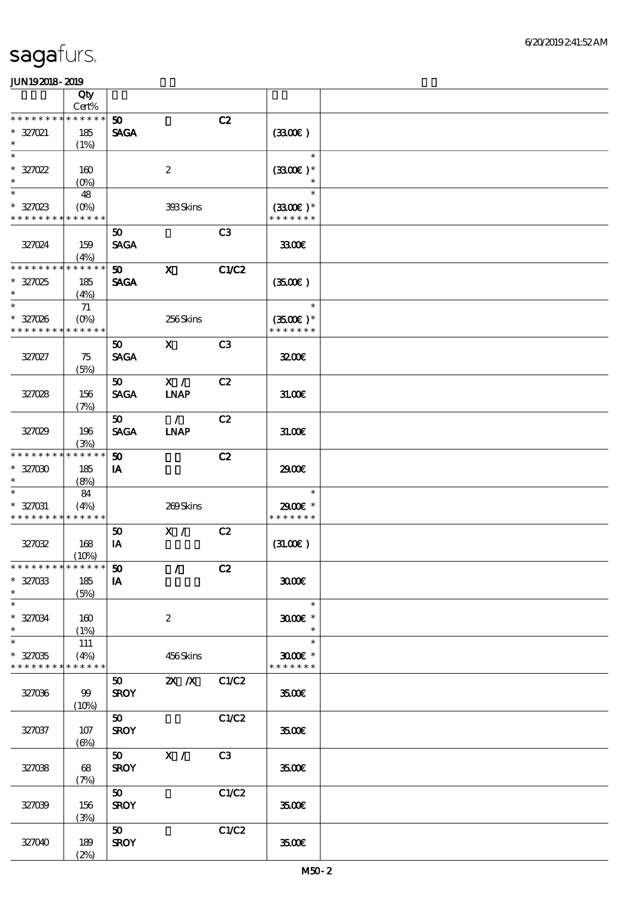| | Qty Cert% | | | | | |
|---|---|---|---|---|---|---|
| * * * * * * * * * * * * * * | | 50 | | C2 | | |
| * 327021 | 185 | SAGA | | | (33.00€) | |
| * | (1%) | | | | | |
| * | | | | | * | |
| * 327022 | 160 | | 2 | | (33.00€) * | |
| * | (0%) | | | | * | |
| * | 48 | | | | * | |
| * 327023 | (0%) | | 393 Skins | | (33.00€) * | |
| * * * * * * * * * * * * * * | | | | | * * * * * * * | |
| | | 50 | | C3 | | |
| 327024 | 159 | SAGA | | | 33.00€ | |
| | (4%) | | | | | |
| * * * * * * * * * * * * * * | | 50 | X | C1/C2 | | |
| * 327025 | 185 | SAGA | | | (35.00€) | |
| * | (4%) | | | | | |
| * | 71 | | | | * | |
| * 327026 | (0%) | | 256 Skins | | (35.00€) * | |
| * * * * * * * * * * * * * * | | | | | * * * * * * * | |
| | | 50 | X | C3 | | |
| 327027 | 75 | SAGA | | | 32.00€ | |
| | (5%) | | | | | |
| | | 50 | X / | C2 | | |
| 327028 | 156 | SAGA | LNAP | | 31.00€ | |
| | (7%) | | | | | |
| | | 50 | / | C2 | | |
| 327029 | 196 | SAGA | LNAP | | 31.00€ | |
| | (3%) | | | | | |
| * * * * * * * * * * * * * * | | 50 | | C2 | | |
| * 327030 | 185 | IA | | | 29.00€ | |
| * | (8%) | | | | | |
| * | 84 | | | | * | |
| * 327031 | (4%) | | 269 Skins | | 29.00€ * | |
| * * * * * * * * * * * * * * | | | | | * * * * * * * | |
| | | 50 | X / | C2 | | |
| 327032 | 168 | IA | | | (31.00€) | |
| | (10%) | | | | | |
| * * * * * * * * * * * * * * | | 50 | / | C2 | | |
| * 327033 | 185 | IA | | | 30.00€ | |
| * | (5%) | | | | | |
| * | | | | | * | |
| * 327034 | 160 | | 2 | | 30.00€ * | |
| * | (1%) | | | | * | |
| * | 111 | | | | * | |
| * 327035 | (4%) | | 456 Skins | | 30.00€ * | |
| * * * * * * * * * * * * * * | | | | | * * * * * * * | |
| | | 50 | 2X /X | C1/C2 | | |
| 327036 | 99 | SROY | | | 35.00€ | |
| | (10%) | | | | | |
| | | 50 | | C1/C2 | | |
| 327037 | 107 | SROY | | | 35.00€ | |
| | (6%) | | | | | |
| | | 50 | X / | C3 | | |
| 327038 | 68 | SROY | | | 35.00€ | |
| | (7%) | | | | | |
| | | 50 | | C1/C2 | | |
| 327039 | 156 | SROY | | | 35.00€ | |
| | (3%) | | | | | |
| | | 50 | | C1/C2 | | |
| 327040 | 189 | SROY | | | 35.00€ | |
| | (2%) | | | | | |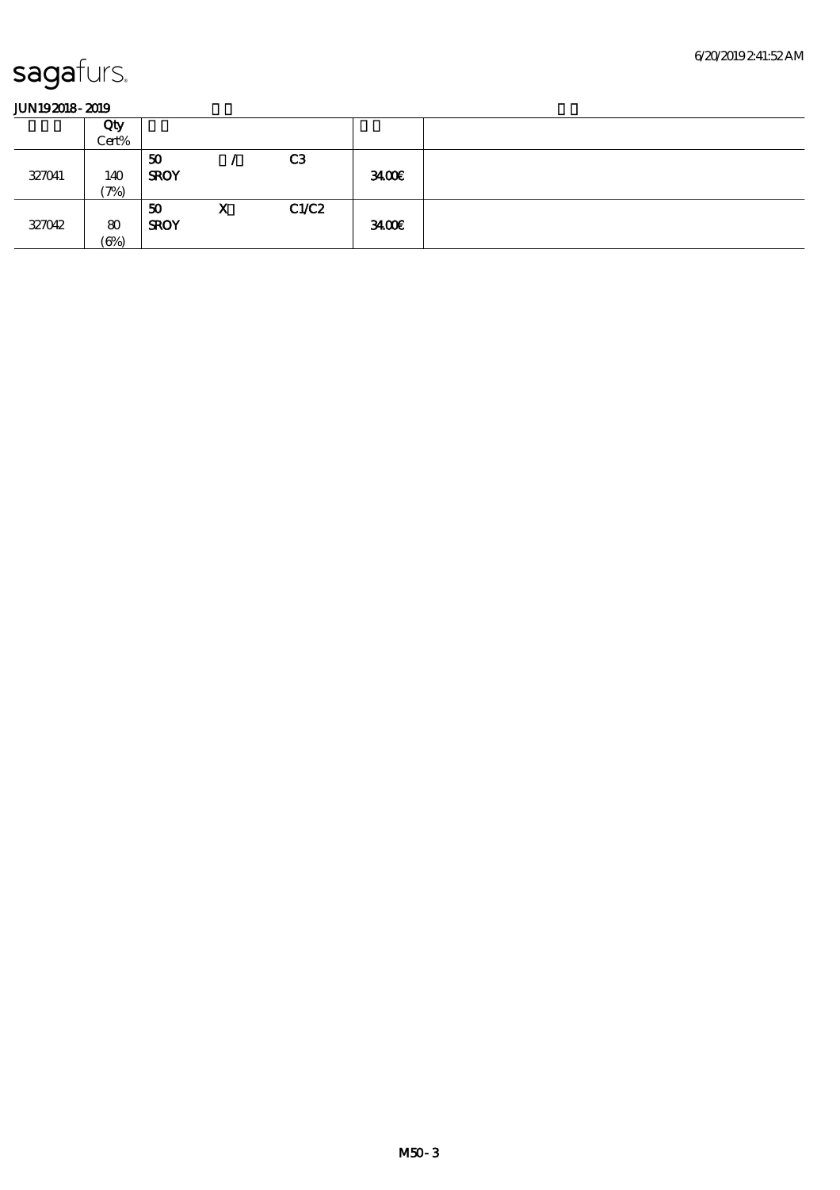sagafurs.

JUN19 2018 - 2019

| | Qty Cert% | | | | | |
|---|---|---|---|---|---|---|
| 327041 | 140 (7%) | 50 SROY | / | C3 | 34.00€ | |
| 327042 | 80 (6%) | 50 SROY | X | C1/C2 | 34.00€ | |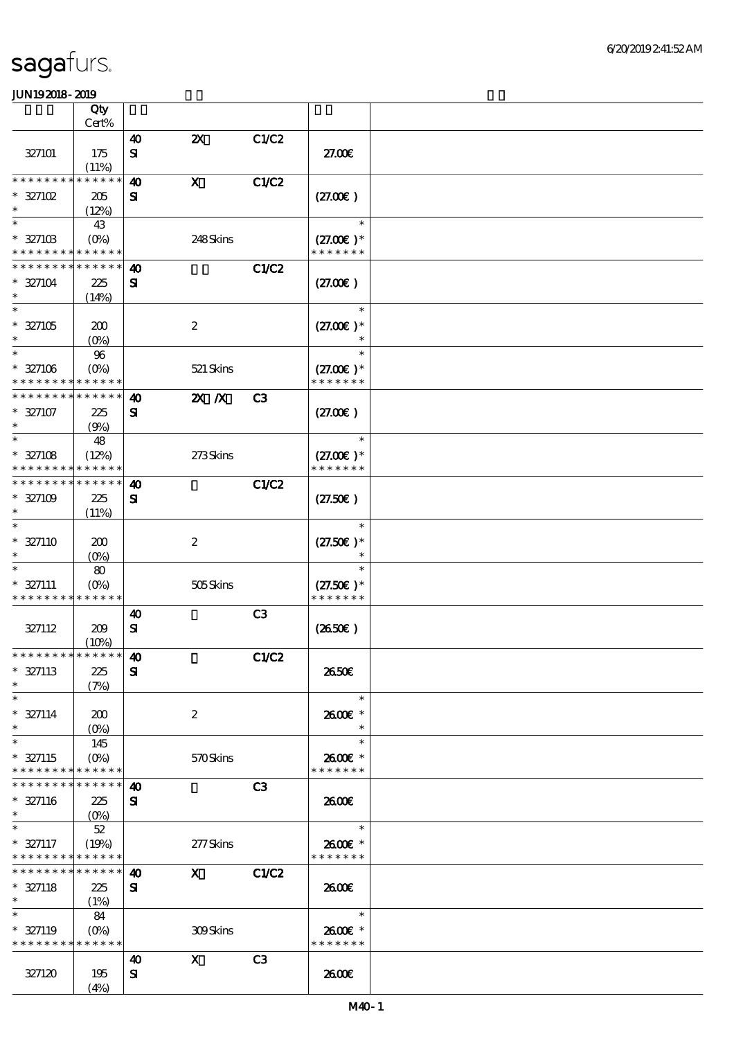# sagafurs.

JUN192018-2019

| | Qty Cert% | | | | | |
|---|---|---|---|---|---|---|
| 327101 | 175 (11%) | 40 SI | 2X | C1/C2 | 27.00€ | |
| ************** * 327102 * | 205 (12%) | 40 SI | X | C1/C2 | (27.00€) | |
| * * 327103 ************** | 43 (0%) | | 248 Skins | | * (27.00€) * ******* | |
| ************** * 327104 * | 225 (14%) | 40 SI | | C1/C2 | (27.00€) | |
| * * 327105 * | 200 (0%) | | 2 | | * (27.00€) * * | |
| * * 327106 ************** | 96 (0%) | | 521 Skins | | * (27.00€) * ******* | |
| ************** * 327107 * | 225 (9%) | 40 SI | 2X /X | C3 | (27.00€) | |
| * * 327108 ************** | 48 (12%) | | 273 Skins | | * (27.00€) * ******* | |
| ************** * 327109 * | 225 (11%) | 40 SI | | C1/C2 | (27.50€) | |
| * * 327110 * | 200 (0%) | | 2 | | * (27.50€) * * | |
| * * 327111 ************** | 80 (0%) | | 505 Skins | | * (27.50€) * ******* | |
| 327112 | 209 (10%) | 40 SI | | C3 | (26.50€) | |
| ************** * 327113 * | 225 (7%) | 40 SI | | C1/C2 | 26.50€ | |
| * * 327114 * | 200 (0%) | | 2 | | * 26.00€ * * | |
| * * 327115 ************** | 145 (0%) | | 570 Skins | | * 26.00€ * ******* | |
| ************** * 327116 * | 225 (0%) | 40 SI | | C3 | 26.00€ | |
| * * 327117 ************** | 52 (19%) | | 277 Skins | | * 26.00€ * ******* | |
| ************** * 327118 * | 225 (1%) | 40 SI | X | C1/C2 | 26.00€ | |
| * * 327119 ************** | 84 (0%) | | 309 Skins | | * 26.00€ * ******* | |
| 327120 | 195 (4%) | 40 SI | X | C3 | 26.00€ | |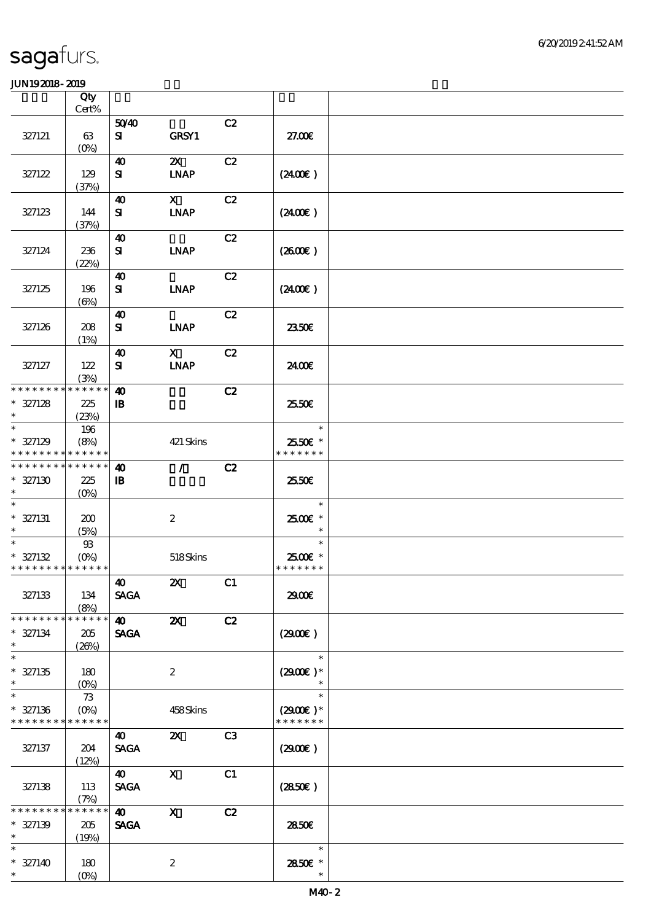| | Qty Cert% | | | | | |
|---|---|---|---|---|---|---|
| 327121 | 63 (0%) | 50/40 SI | GRSY1 | C2 | 27.00€ | |
| 327122 | 129 (37%) | 40 SI | 2X LNAP | C2 | (24.00€) | |
| 327123 | 144 (37%) | 40 SI | X LNAP | C2 | (24.00€) | |
| 327124 | 236 (22%) | 40 SI | LNAP | C2 | (26.00€) | |
| 327125 | 196 (6%) | 40 SI | LNAP | C2 | (24.00€) | |
| 327126 | 208 (1%) | 40 SI | LNAP | C2 | 23.50€ | |
| 327127 | 122 (3%) | 40 SI | X LNAP | C2 | 24.00€ | |
| * * * * * * * * * * * * * * <br>* 327128 <br>* | 225 (23%) | 40 IB | | C2 | 25.50€ | |
| * <br>* 327129 <br>* * * * * * * * * * * * * * | 196 (8%) | | 421 Skins | | * <br>25.50€ * <br>* * * * * * * | |
| * * * * * * * * * * * * * * <br>* 327130 <br>* | 225 (0%) | 40 IB | / | C2 | 25.50€ | |
| * <br>* 327131 <br>* | 200 (5%) | | 2 | | * <br>25.00€ * <br>* | |
| * <br>* 327132 <br>* * * * * * * * * * * * * * | 93 (0%) | | 518 Skins | | * <br>25.00€ * <br>* * * * * * * | |
| 327133 | 134 (8%) | 40 SAGA | 2X | C1 | 29.00€ | |
| * * * * * * * * * * * * * * <br>* 327134 <br>* | 205 (26%) | 40 SAGA | 2X | C2 | (29.00€) | |
| * <br>* 327135 <br>* | 180 (0%) | | 2 | | * <br>(29.00€) * <br>* | |
| * <br>* 327136 <br>* * * * * * * * * * * * * * | 73 (0%) | | 458 Skins | | * <br>(29.00€) * <br>* * * * * * * | |
| 327137 | 204 (12%) | 40 SAGA | 2X | C3 | (29.00€) | |
| 327138 | 113 (7%) | 40 SAGA | X | C1 | (28.50€) | |
| * * * * * * * * * * * * * * <br>* 327139 <br>* | 205 (19%) | 40 SAGA | X | C2 | 28.50€ | |
| * <br>* 327140 <br>* | 180 (0%) | | 2 | | * <br>28.50€ * <br>* | |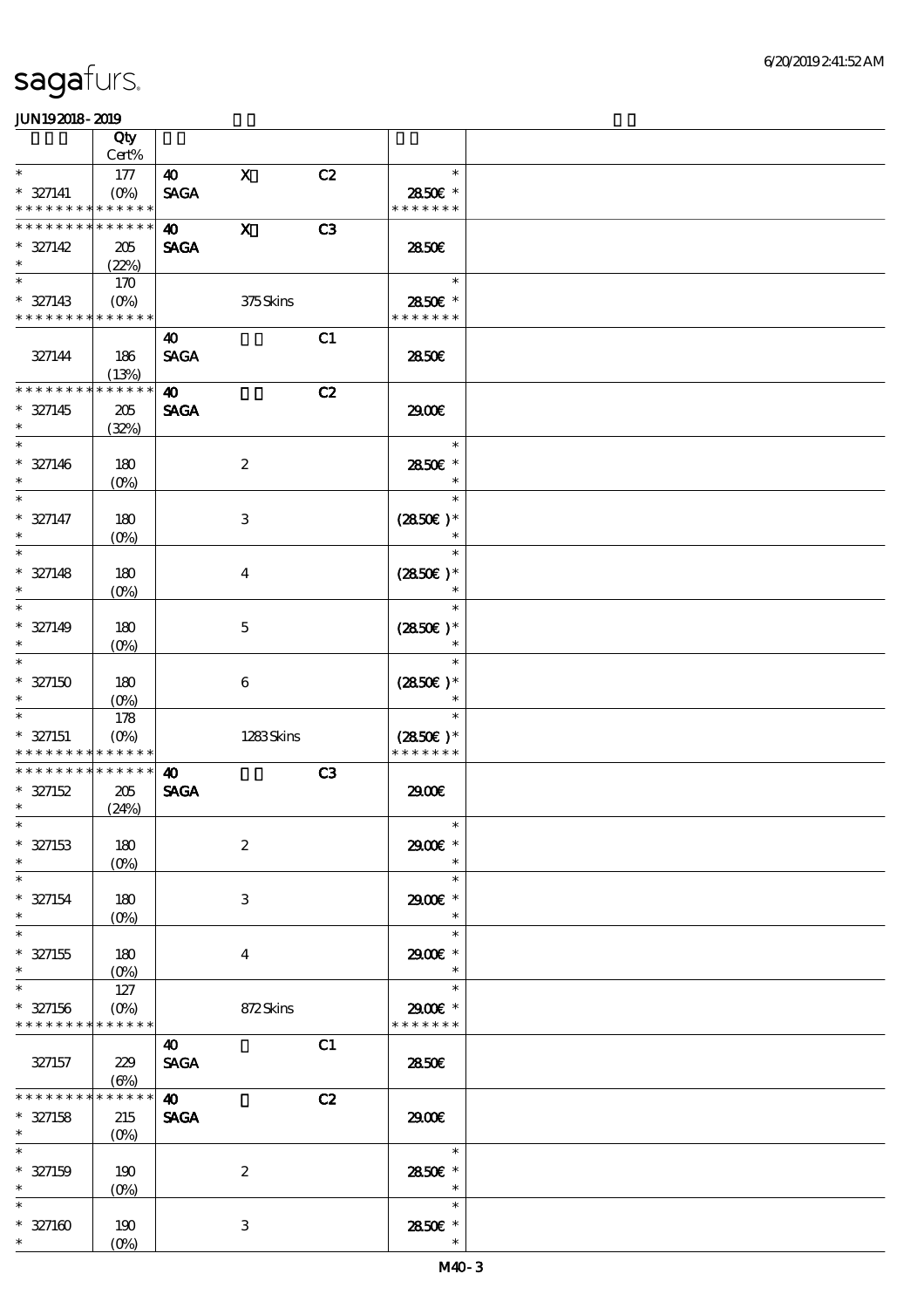# sagafurs.

JUN19 2018 - 2019

| | Qty Cert% | | | | | |
|---|---|---|---|---|---|---|
| * | 177 | 40 | X | C2 | * | |
| * 327141 | (0%) | SAGA | | | 28.50€ * | |
| * * * * * * * * * * * * * * | | | | | * * * * * * * | |
| * * * * * * * * * * * * * * | | 40 | X | C3 | | |
| * 327142 | 205 | SAGA | | | 28.50€ | |
| * | (22%) | | | | | |
| * | 170 | | | | * | |
| * 327143 | (0%) | | 375 Skins | | 28.50€ * | |
| * * * * * * * * * * * * * * | | | | | * * * * * * * | |
| | | 40 | | C1 | | |
| 327144 | 186 | SAGA | | | 28.50€ | |
| | (13%) | | | | | |
| * * * * * * * * * * * * * * | | 40 | | C2 | | |
| * 327145 | 205 | SAGA | | | 29.00€ | |
| * | (32%) | | | | | |
| * | | | | | * | |
| * 327146 | 180 | | 2 | | 28.50€ * | |
| * | (0%) | | | | * | |
| * | | | | | * | |
| * 327147 | 180 | | 3 | | (28.50€ )* | |
| * | (0%) | | | | * | |
| * | | | | | * | |
| * 327148 | 180 | | 4 | | (28.50€ )* | |
| * | (0%) | | | | * | |
| * | | | | | * | |
| * 327149 | 180 | | 5 | | (28.50€ )* | |
| * | (0%) | | | | * | |
| * | | | | | * | |
| * 327150 | 180 | | 6 | | (28.50€ )* | |
| * | (0%) | | | | * | |
| * | 178 | | | | * | |
| * 327151 | (0%) | | 1283 Skins | | (28.50€ )* | |
| * * * * * * * * * * * * * * | | | | | * * * * * * * | |
| * * * * * * * * * * * * * * | | 40 | | C3 | | |
| * 327152 | 205 | SAGA | | | 29.00€ | |
| * | (24%) | | | | | |
| * | | | | | * | |
| * 327153 | 180 | | 2 | | 29.00€ * | |
| * | (0%) | | | | * | |
| * | | | | | * | |
| * 327154 | 180 | | 3 | | 29.00€ * | |
| * | (0%) | | | | * | |
| * | | | | | * | |
| * 327155 | 180 | | 4 | | 29.00€ * | |
| * | (0%) | | | | * | |
| * | 127 | | | | * | |
| * 327156 | (0%) | | 872 Skins | | 29.00€ * | |
| * * * * * * * * * * * * * * | | | | | * * * * * * * | |
| | | 40 | | C1 | | |
| 327157 | 229 | SAGA | | | 28.50€ | |
| | (6%) | | | | | |
| * * * * * * * * * * * * * * | | 40 | | C2 | | |
| * 327158 | 215 | SAGA | | | 29.00€ | |
| * | (0%) | | | | | |
| * | | | | | * | |
| * 327159 | 190 | | 2 | | 28.50€ * | |
| * | (0%) | | | | * | |
| * | | | | | * | |
| * 327160 | 190 | | 3 | | 28.50€ * | |
| * | (0%) | | | | * | |

M40 - 3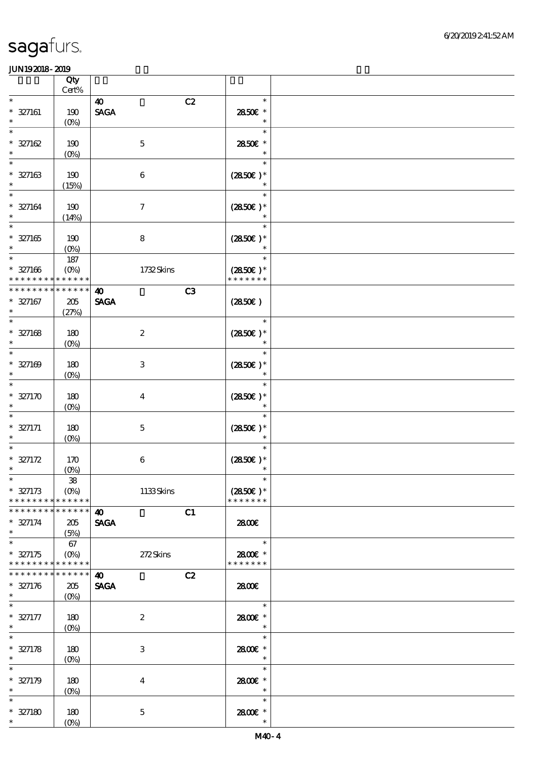# sagafurs.

**JUN192018-2019**

| | Qty Cert% | | | | | |
|---|---|---|---|---|---|---|
| * | | **40** | | C2 | * | |
| * 327161 | 190 | **SAGA** | | | 28.50€ * | |
| * | (0%) | | | | * | |
| * | | | | | * | |
| * 327162 | 190 | | 5 | | 28.50€ * | |
| * | (0%) | | | | * | |
| * | | | | | * | |
| * 327163 | 190 | | 6 | | **(28.50€)** * | |
| * | (15%) | | | | * | |
| * | | | | | * | |
| * 327164 | 190 | | 7 | | **(28.50€)** * | |
| * | (14%) | | | | * | |
| * | | | | | * | |
| * 327165 | 190 | | 8 | | **(28.50€)** * | |
| * | (0%) | | | | * | |
| * | 187 | | | | * | |
| * 327166 | (0%) | | 1732 Skins | | **(28.50€)** * | |
| * * * * * * * * * * * * * * | | | | | * * * * * * * | |
| * * * * * * * * * * * * * * | | **40** | | C3 | | |
| * 327167 | 205 | **SAGA** | | | **(28.50€)** | |
| * | (27%) | | | | | |
| * | | | | | * | |
| * 327168 | 180 | | 2 | | **(28.50€)** * | |
| * | (0%) | | | | * | |
| * | | | | | * | |
| * 327169 | 180 | | 3 | | **(28.50€)** * | |
| * | (0%) | | | | * | |
| * | | | | | * | |
| * 327170 | 180 | | 4 | | **(28.50€)** * | |
| * | (0%) | | | | * | |
| * | | | | | * | |
| * 327171 | 180 | | 5 | | **(28.50€)** * | |
| * | (0%) | | | | * | |
| * | | | | | * | |
| * 327172 | 170 | | 6 | | **(28.50€)** * | |
| * | (0%) | | | | * | |
| * | 38 | | | | * | |
| * 327173 | (0%) | | 1133 Skins | | **(28.50€)** * | |
| * * * * * * * * * * * * * * | | | | | * * * * * * * | |
| * * * * * * * * * * * * * * | | **40** | | C1 | | |
| * 327174 | 205 | **SAGA** | | | 28.00€ | |
| * | (5%) | | | | | |
| * | 67 | | | | * | |
| * 327175 | (0%) | | 272 Skins | | 28.00€ * | |
| * * * * * * * * * * * * * * | | | | | * * * * * * * | |
| * * * * * * * * * * * * * * | | **40** | | C2 | | |
| * 327176 | 205 | **SAGA** | | | 28.00€ | |
| * | (0%) | | | | | |
| * | | | | | * | |
| * 327177 | 180 | | 2 | | 28.00€ * | |
| * | (0%) | | | | * | |
| * | | | | | * | |
| * 327178 | 180 | | 3 | | 28.00€ * | |
| * | (0%) | | | | * | |
| * | | | | | * | |
| * 327179 | 180 | | 4 | | 28.00€ * | |
| * | (0%) | | | | * | |
| * | | | | | * | |
| * 327180 | 180 | | 5 | | 28.00€ * | |
| * | (0%) | | | | * | |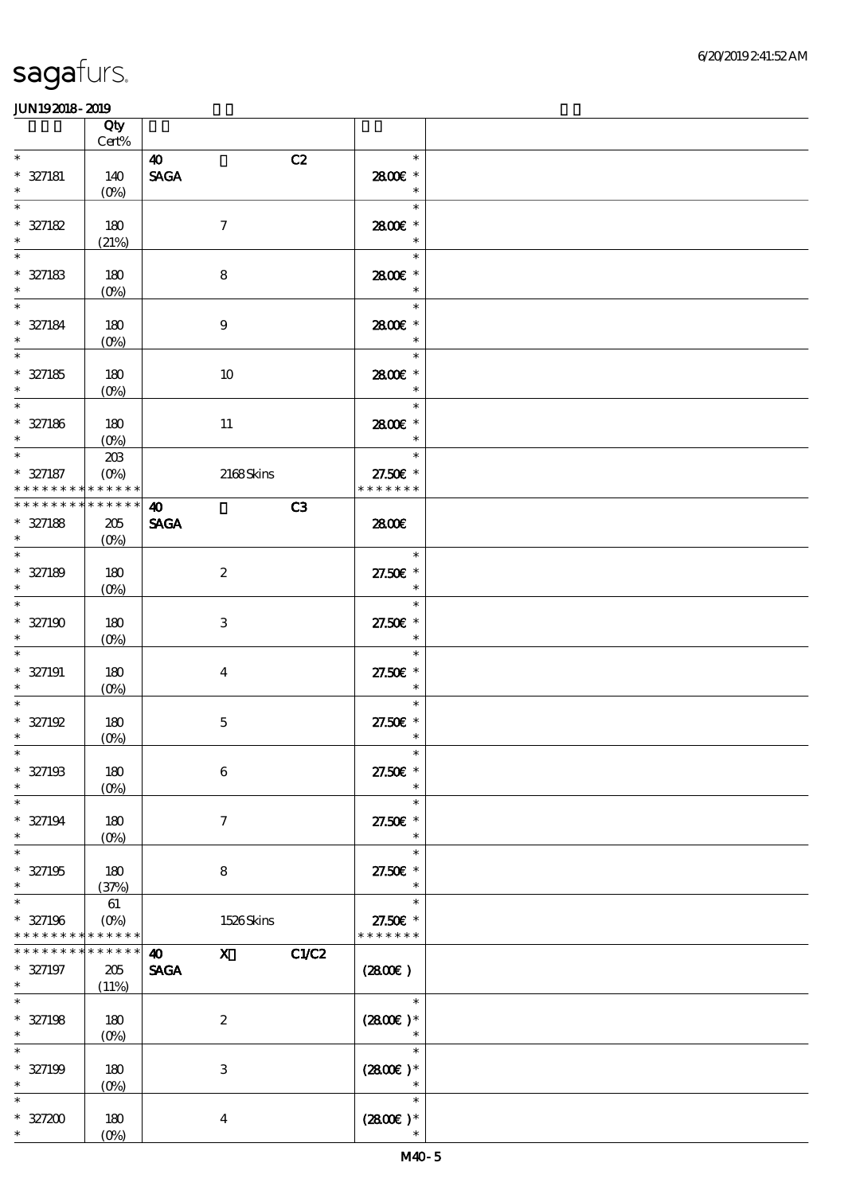| | Qty Cert% | | | | |
|---|---|---|---|---|---|
| * | | 40 | | C2 | * |
| * 327181 | 140 | SAGA | | | 28.00€ * |
| * | (0%) | | | | * |
| * | | | | | * |
| * 327182 | 180 | | 7 | | 28.00€ * |
| * | (21%) | | | | * |
| * | | | | | * |
| * 327183 | 180 | | 8 | | 28.00€ * |
| * | (0%) | | | | * |
| * | | | | | * |
| * 327184 | 180 | | 9 | | 28.00€ * |
| * | (0%) | | | | * |
| * | | | | | * |
| * 327185 | 180 | | 10 | | 28.00€ * |
| * | (0%) | | | | * |
| * | | | | | * |
| * 327186 | 180 | | 11 | | 28.00€ * |
| * | (0%) | | | | * |
| * | 203 | | | | * |
| * 327187 | (0%) | | 2168 Skins | | 27.50€ * |
| * * * * * * * * * * * * * * | | | | | * * * * * * * |
| * * * * * * * * * * * * * * | | 40 | | C3 | |
| * 327188 | 205 | SAGA | | | 28.00€ |
| * | (0%) | | | | |
| * | | | | | * |
| * 327189 | 180 | | 2 | | 27.50€ * |
| * | (0%) | | | | * |
| * | | | | | * |
| * 327190 | 180 | | 3 | | 27.50€ * |
| * | (0%) | | | | * |
| * | | | | | * |
| * 327191 | 180 | | 4 | | 27.50€ * |
| * | (0%) | | | | * |
| * | | | | | * |
| * 327192 | 180 | | 5 | | 27.50€ * |
| * | (0%) | | | | * |
| * | | | | | * |
| * 327193 | 180 | | 6 | | 27.50€ * |
| * | (0%) | | | | * |
| * | | | | | * |
| * 327194 | 180 | | 7 | | 27.50€ * |
| * | (0%) | | | | * |
| * | | | | | * |
| * 327195 | 180 | | 8 | | 27.50€ * |
| * | (37%) | | | | * |
| * | 61 | | | | * |
| * 327196 | (0%) | | 1526 Skins | | 27.50€ * |
| * * * * * * * * * * * * * * | | | | | * * * * * * * |
| * * * * * * * * * * * * * * | | 40 | X | C1/C2 | |
| * 327197 | 205 | SAGA | | | (28.00€ ) |
| * | (11%) | | | | |
| * | | | | | * |
| * 327198 | 180 | | 2 | | (28.00€ )* |
| * | (0%) | | | | * |
| * | | | | | * |
| * 327199 | 180 | | 3 | | (28.00€ )* |
| * | (0%) | | | | * |
| * | | | | | * |
| * 327200 | 180 | | 4 | | (28.00€ )* |
| * | (0%) | | | | * |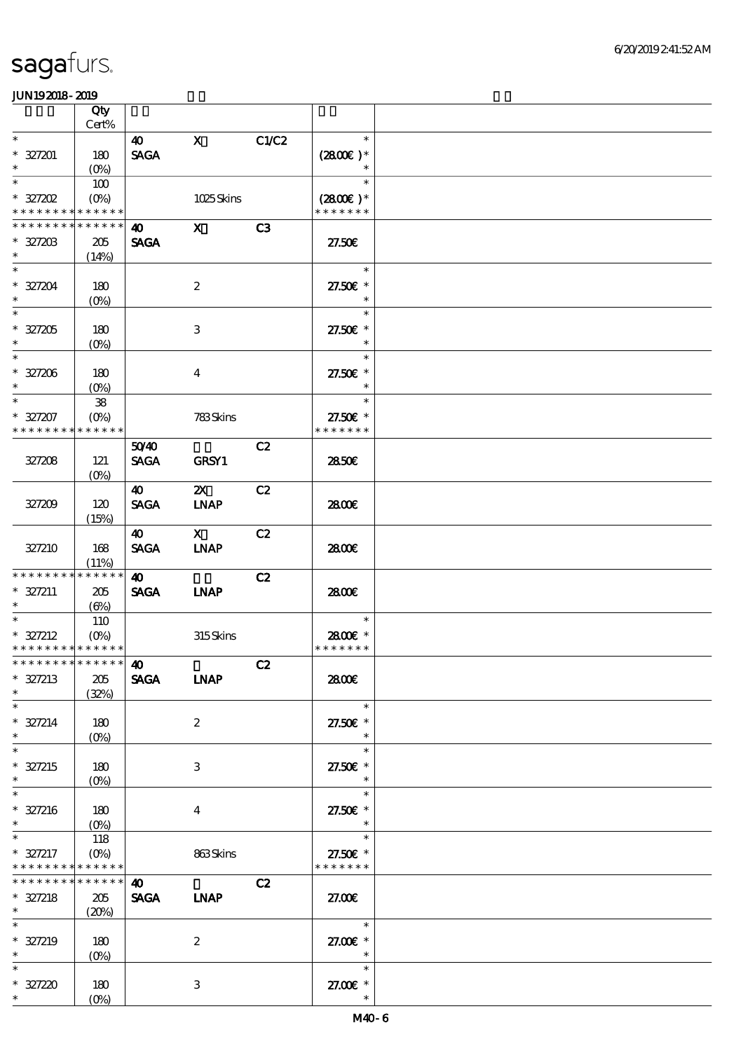| | Qty Cert% | | | | | |
|---|---|---|---|---|---|---|
| * | | 40 | X | C1/C2 | * | |
| * 327201 | 180 | SAGA | | | (28.00€ )* | |
| * | (0%) | | | | * | |
| * | 100 | | | | * | |
| * 327202 | (0%) | | 1025 Skins | | (28.00€ )* | |
| * * * * * * * * * * * * * * | | | | | * * * * * * * | |
| * * * * * * * * * * * * * * | | 40 | X | C3 | | |
| * 327203 | 205 | SAGA | | | 27.50€ | |
| * | (14%) | | | | | |
| * | | | | | * | |
| * 327204 | 180 | | 2 | | 27.50€ * | |
| * | (0%) | | | | * | |
| * | | | | | * | |
| * 327205 | 180 | | 3 | | 27.50€ * | |
| * | (0%) | | | | * | |
| * | | | | | * | |
| * 327206 | 180 | | 4 | | 27.50€ * | |
| * | (0%) | | | | * | |
| * | 38 | | | | * | |
| * 327207 | (0%) | | 783 Skins | | 27.50€ * | |
| * * * * * * * * * * * * * * | | | | | * * * * * * * | |
| | | 50/40 | | C2 | | |
| 327208 | 121 | SAGA | GRSY1 | | 28.50€ | |
| | (0%) | | | | | |
| | | 40 | 2X | C2 | | |
| 327209 | 120 | SAGA | LNAP | | 28.00€ | |
| | (15%) | | | | | |
| | | 40 | X | C2 | | |
| 327210 | 168 | SAGA | LNAP | | 28.00€ | |
| | (11%) | | | | | |
| * * * * * * * * * * * * * * | | 40 | | C2 | | |
| * 327211 | 205 | SAGA | LNAP | | 28.00€ | |
| * | (6%) | | | | | |
| * | 110 | | | | * | |
| * 327212 | (0%) | | 315 Skins | | 28.00€ * | |
| * * * * * * * * * * * * * * | | | | | * * * * * * * | |
| * * * * * * * * * * * * * * | | 40 | | C2 | | |
| * 327213 | 205 | SAGA | LNAP | | 28.00€ | |
| * | (32%) | | | | | |
| * | | | | | * | |
| * 327214 | 180 | | 2 | | 27.50€ * | |
| * | (0%) | | | | * | |
| * | | | | | * | |
| * 327215 | 180 | | 3 | | 27.50€ * | |
| * | (0%) | | | | * | |
| * | | | | | * | |
| * 327216 | 180 | | 4 | | 27.50€ * | |
| * | (0%) | | | | * | |
| * | 118 | | | | * | |
| * 327217 | (0%) | | 863 Skins | | 27.50€ * | |
| * * * * * * * * * * * * * * | | | | | * * * * * * * | |
| * * * * * * * * * * * * * * | | 40 | | C2 | | |
| * 327218 | 205 | SAGA | LNAP | | 27.00€ | |
| * | (20%) | | | | | |
| * | | | | | * | |
| * 327219 | 180 | | 2 | | 27.00€ * | |
| * | (0%) | | | | * | |
| * | | | | | * | |
| * 327220 | 180 | | 3 | | 27.00€ * | |
| * | (0%) | | | | * | |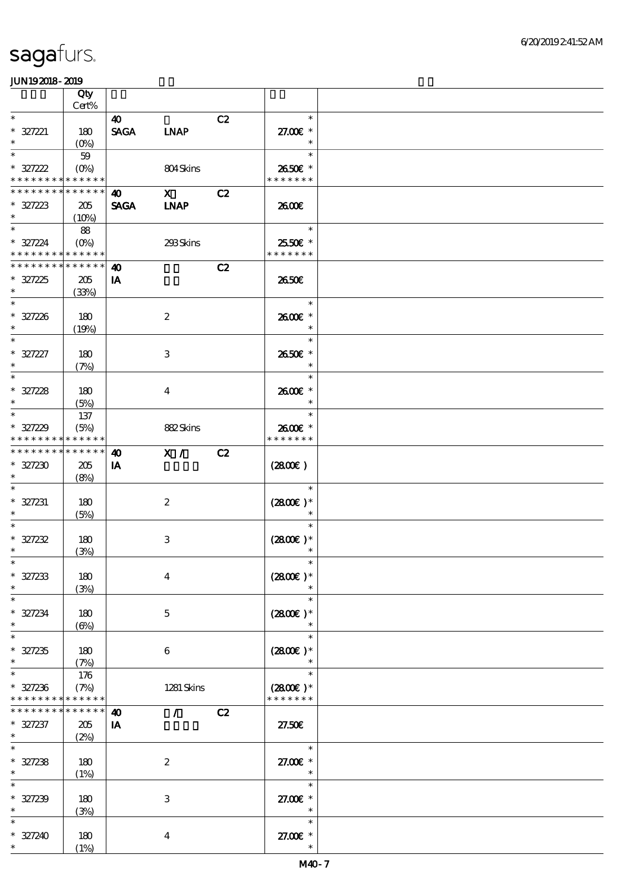| Qty Cert% | | | | | |
|---|---|---|---|---|---|
| * 327221 * | 180 (0%) | 40 SAGA | LNAP | C2 | * 27.00€ * |
| * 327222 * * * * * * * * * * * * * | 59 (0%) | | 804 Skins | | * 26.50€ * * * * * * * * |
| * * * * * * * * * * * * * * 327223 * | 205 (10%) | 40 SAGA | X LNAP | C2 | 26.00€ |
| * 327224 * * * * * * * * * * * * * | 88 (0%) | | 293 Skins | | * 25.50€ * * * * * * * * |
| * * * * * * * * * * * * * * 327225 * | 205 (33%) | 40 IA | | C2 | 26.50€ |
| * 327226 * | 180 (19%) | | 2 | | * 26.00€ * |
| * 327227 * | 180 (7%) | | 3 | | * 26.50€ * |
| * 327228 * | 180 (5%) | | 4 | | * 26.00€ * |
| * 327229 * * * * * * * * * * * * * | 137 (5%) | | 882 Skins | | * 26.00€ * * * * * * * * |
| * * * * * * * * * * * * * * 327230 * | 205 (8%) | 40 IA | X / | C2 | (28.00€) |
| * 327231 * | 180 (5%) | | 2 | | * (28.00€) * |
| * 327232 * | 180 (3%) | | 3 | | * (28.00€) * |
| * 327233 * | 180 (3%) | | 4 | | * (28.00€) * |
| * 327234 * | 180 (6%) | | 5 | | * (28.00€) * |
| * 327235 * | 180 (7%) | | 6 | | * (28.00€) * |
| * 327236 * * * * * * * * * * * * * | 176 (7%) | | 1281 Skins | | * (28.00€) * * * * * * * * |
| * * * * * * * * * * * * * * 327237 * | 205 (2%) | 40 IA | / | C2 | 27.50€ |
| * 327238 * | 180 (1%) | | 2 | | * 27.00€ * |
| * 327239 * | 180 (3%) | | 3 | | * 27.00€ * |
| * 327240 * | 180 (1%) | | 4 | | * 27.00€ * |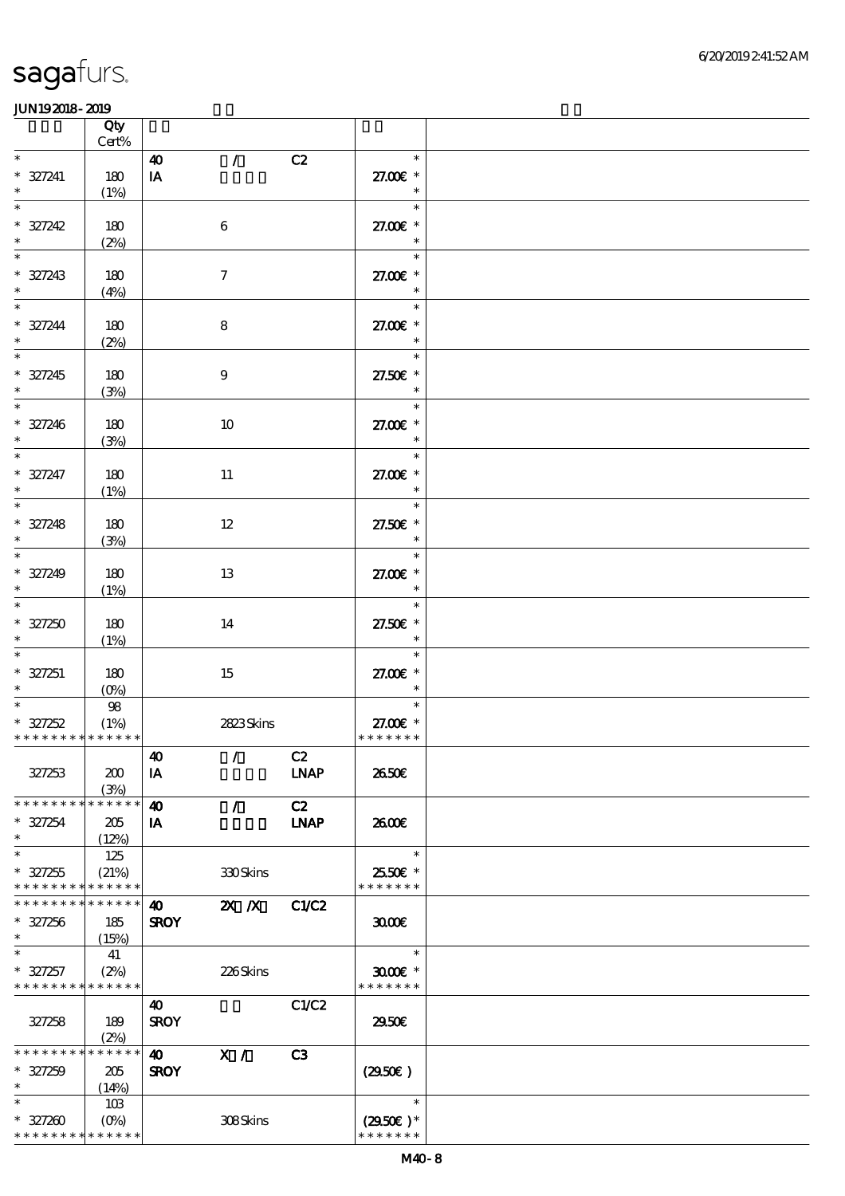| | Qty Cert% | | | | | |
|---|---|---|---|---|---|---|
| * | | 40 | / | C2 | * | |
| * 327241 | 180 | IA | | | 27.00€ * | |
| * | (1%) | | | | * | |
| * | | | | | * | |
| * 327242 | 180 | | 6 | | 27.00€ * | |
| * | (2%) | | | | * | |
| * | | | | | * | |
| * 327243 | 180 | | 7 | | 27.00€ * | |
| * | (4%) | | | | * | |
| * | | | | | * | |
| * 327244 | 180 | | 8 | | 27.00€ * | |
| * | (2%) | | | | * | |
| * | | | | | * | |
| * 327245 | 180 | | 9 | | 27.50€ * | |
| * | (3%) | | | | * | |
| * | | | | | * | |
| * 327246 | 180 | | 10 | | 27.00€ * | |
| * | (3%) | | | | * | |
| * | | | | | * | |
| * 327247 | 180 | | 11 | | 27.00€ * | |
| * | (1%) | | | | * | |
| * | | | | | * | |
| * 327248 | 180 | | 12 | | 27.50€ * | |
| * | (3%) | | | | * | |
| * | | | | | * | |
| * 327249 | 180 | | 13 | | 27.00€ * | |
| * | (1%) | | | | * | |
| * | | | | | * | |
| * 327250 | 180 | | 14 | | 27.50€ * | |
| * | (1%) | | | | * | |
| * | | | | | * | |
| * 327251 | 180 | | 15 | | 27.00€ * | |
| * | (0%) | | | | * | |
| * | 98 | | | | * | |
| * 327252 | (1%) | | 2823 Skins | | 27.00€ * | |
| * * * * * * * * * * * * * * | | | | | * * * * * * * | |
| | | 40 | / | C2 | | |
| 327253 | 200 | IA | | LNAP | 26.50€ | |
| | (3%) | | | | | |
| * * * * * * * * * * * * * * | | 40 | / | C2 | | |
| * 327254 | 205 | IA | | LNAP | 26.00€ | |
| * | (12%) | | | | | |
| * | 125 | | | | * | |
| * 327255 | (21%) | | 330 Skins | | 25.50€ * | |
| * * * * * * * * * * * * * * | | | | | * * * * * * * | |
| * * * * * * * * * * * * * * | | 40 | 2X /X | C1/C2 | | |
| * 327256 | 185 | SROY | | | 30.00€ | |
| * | (15%) | | | | | |
| * | 41 | | | | * | |
| * 327257 | (2%) | | 226 Skins | | 30.00€ * | |
| * * * * * * * * * * * * * * | | | | | * * * * * * * | |
| | | 40 | | C1/C2 | | |
| 327258 | 189 | SROY | | | 29.50€ | |
| | (2%) | | | | | |
| * * * * * * * * * * * * * * | | 40 | X / | C3 | | |
| * 327259 | 205 | SROY | | | (29.50€ ) | |
| * | (14%) | | | | | |
| * | 103 | | | | * | |
| * 327260 | (0%) | | 308 Skins | | (29.50€ )* | |
| * * * * * * * * * * * * * * | | | | | * * * * * * * | |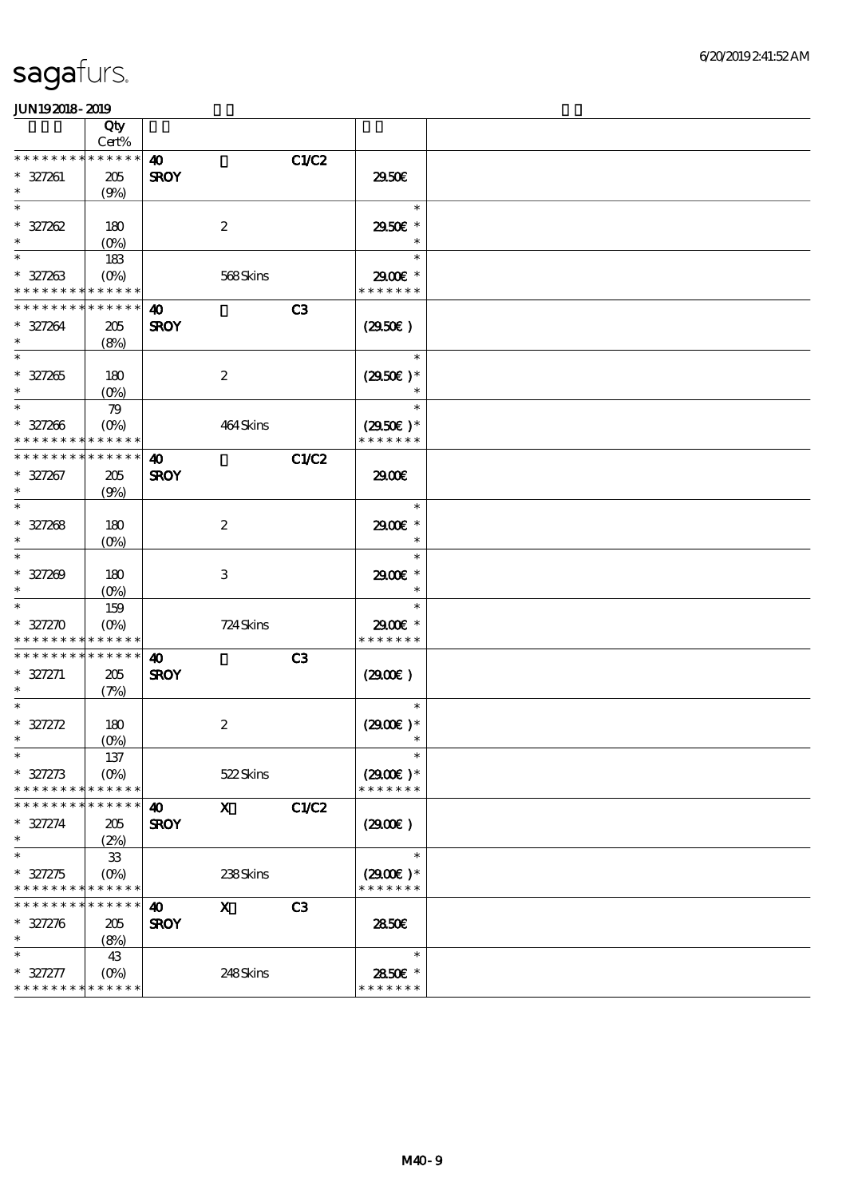# sagafurs.

JUN19 2018 - 2019

| | Qty Cert% | | | | | |
|---|---|---|---|---|---|---|
| * * * * * * * * * * * * * * | | 40 | | C1/C2 | | |
| * 327261 * | 205 (9%) | SROY | | | 29.50€ | |
| * * 327262 * | 180 (0%) | | 2 | | * 29.50€ * * | |
| * * 327263 * * * * * * * * * * * * * | 183 (0%) | | 568 Skins | | * 29.00€ * * * * * * * * | |
| * * * * * * * * * * * * * * | | 40 | | C3 | | |
| * 327264 * | 205 (8%) | SROY | | | (29.50€) | |
| * * 327265 * | 180 (0%) | | 2 | | * (29.50€) * * | |
| * * 327266 * * * * * * * * * * * * * | 79 (0%) | | 464 Skins | | * (29.50€) * * * * * * * * | |
| * * * * * * * * * * * * * * | | 40 | | C1/C2 | | |
| * 327267 * | 205 (9%) | SROY | | | 29.00€ | |
| * * 327268 * | 180 (0%) | | 2 | | * 29.00€ * * | |
| * * 327269 * | 180 (0%) | | 3 | | * 29.00€ * * | |
| * * 327270 * * * * * * * * * * * * * | 159 (0%) | | 724 Skins | | * 29.00€ * * * * * * * * | |
| * * * * * * * * * * * * * * | | 40 | | C3 | | |
| * 327271 * | 205 (7%) | SROY | | | (29.00€) | |
| * * 327272 * | 180 (0%) | | 2 | | * (29.00€) * * | |
| * * 327273 * * * * * * * * * * * * * | 137 (0%) | | 522 Skins | | * (29.00€) * * * * * * * * | |
| * * * * * * * * * * * * * * | | 40 | X | C1/C2 | | |
| * 327274 * | 205 (2%) | SROY | | | (29.00€) | |
| * * 327275 * * * * * * * * * * * * * | 33 (0%) | | 238 Skins | | * (29.00€) * * * * * * * * | |
| * * * * * * * * * * * * * * | | 40 | X | C3 | | |
| * 327276 * | 205 (8%) | SROY | | | 28.50€ | |
| * * 327277 * * * * * * * * * * * * * | 43 (0%) | | 248 Skins | | * 28.50€ * * * * * * * * | |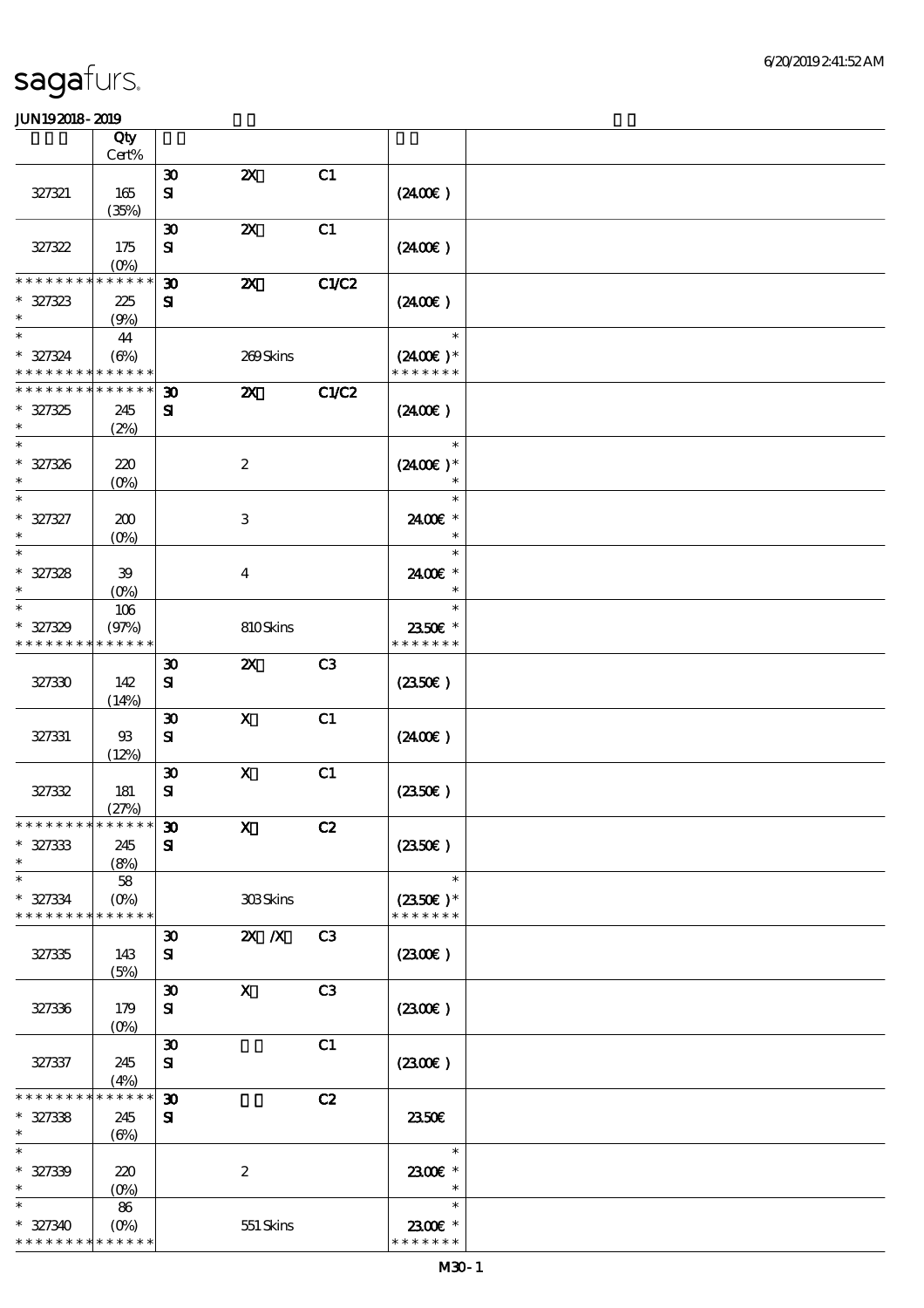sagafurs.

JUN19 2018 - 2019

| | Qty Cert% | | | | | |
|---|---|---|---|---|---|---|
| 327321 | 165 (35%) | 30 SI | 2X | C1 | (24.00€) | |
| 327322 | 175 (0%) | 30 SI | 2X | C1 | (24.00€) | |
| * * * * * * * * * * * * * * 327323 * | 225 (9%) | 30 SI | 2X | C1/C2 | (24.00€) | |
| * * 327324 * * * * * * * * * * * * * * | 44 (6%) | | 269 Skins | | * (24.00€) * * * * * * * * | |
| * * * * * * * * * * * * * * 327325 * | 245 (2%) | 30 SI | 2X | C1/C2 | (24.00€) | |
| * * 327326 * | 220 (0%) | | 2 | | * (24.00€) * * | |
| * * 327327 * | 200 (0%) | | 3 | | * 24.00€ * * | |
| * * 327328 * | 39 (0%) | | 4 | | * 24.00€ * * | |
| * * 327329 * * * * * * * * * * * * * * | 106 (97%) | | 810 Skins | | * 23.50€ * * * * * * * * | |
| 327330 | 142 (14%) | 30 SI | 2X | C3 | (23.50€) | |
| 327331 | 93 (12%) | 30 SI | X | C1 | (24.00€) | |
| 327332 | 181 (27%) | 30 SI | X | C1 | (23.50€) | |
| * * * * * * * * * * * * * * 327333 * | 245 (8%) | 30 SI | X | C2 | (23.50€) | |
| * * 327334 * * * * * * * * * * * * * * | 58 (0%) | | 303 Skins | | * (23.50€) * * * * * * * * | |
| 327335 | 143 (5%) | 30 SI | 2X /X | C3 | (23.00€) | |
| 327336 | 179 (0%) | 30 SI | X | C3 | (23.00€) | |
| 327337 | 245 (4%) | 30 SI | | C1 | (23.00€) | |
| * * * * * * * * * * * * * * 327338 * | 245 (6%) | 30 SI | | C2 | 23.50€ | |
| * * 327339 * | 220 (0%) | | 2 | | * 23.00€ * * | |
| * * 327340 * * * * * * * * * * * * * * | 86 (0%) | | 551 Skins | | * 23.00€ * * * * * * * * | |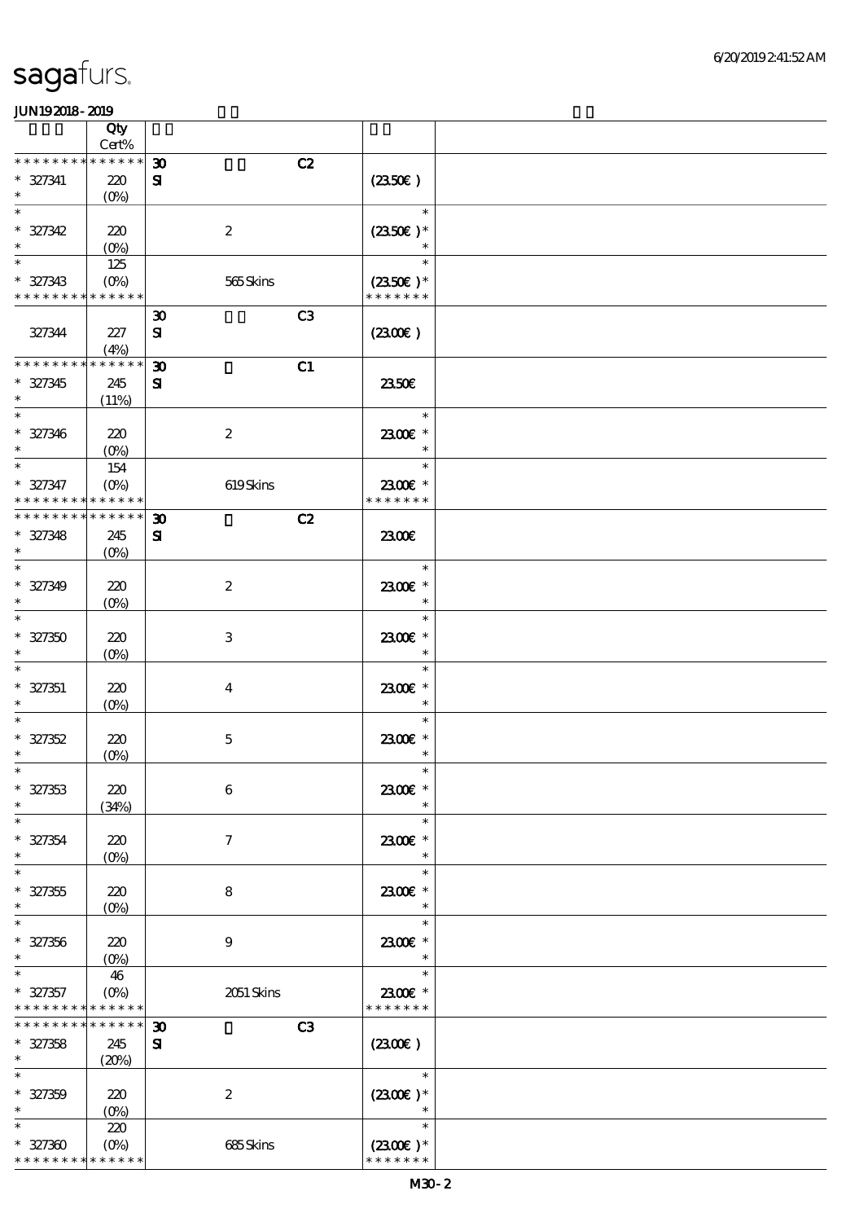| | Qty Cert% | | | |
|---|---|---|---|---|
| * * * * * * * * * * * * * * | 30 | C2 | | |
| * 327341 | 220 | SI | (23.50€) | |
| * | (0%) | | | |
| * | | | * | |
| * 327342 | 220 | 2 | (23.50€)* | |
| * | (0%) | | * | |
| * | 125 | | * | |
| * 327343 | (0%) | 565 Skins | (23.50€)* | |
| * * * * * * * * * * * * * * | | | * * * * * * * | |
| | | 30 C3 | | |
| 327344 | 227 | SI | (23.00€) | |
| | (4%) | | | |
| * * * * * * * * * * * * * * | | 30 C1 | | |
| * 327345 | 245 | SI | 23.50€ | |
| * | (11%) | | | |
| * | | | * | |
| * 327346 | 220 | 2 | 23.00€ * | |
| * | (0%) | | * | |
| * | 154 | | * | |
| * 327347 | (0%) | 619 Skins | 23.00€ * | |
| * * * * * * * * * * * * * * | | | * * * * * * * | |
| * * * * * * * * * * * * * * | | 30 C2 | | |
| * 327348 | 245 | SI | 23.00€ | |
| * | (0%) | | | |
| * | | | * | |
| * 327349 | 220 | 2 | 23.00€ * | |
| * | (0%) | | * | |
| * | | | * | |
| * 327350 | 220 | 3 | 23.00€ * | |
| * | (0%) | | * | |
| * | | | * | |
| * 327351 | 220 | 4 | 23.00€ * | |
| * | (0%) | | * | |
| * | | | * | |
| * 327352 | 220 | 5 | 23.00€ * | |
| * | (0%) | | * | |
| * | | | * | |
| * 327353 | 220 | 6 | 23.00€ * | |
| * | (34%) | | * | |
| * | | | * | |
| * 327354 | 220 | 7 | 23.00€ * | |
| * | (0%) | | * | |
| * | | | * | |
| * 327355 | 220 | 8 | 23.00€ * | |
| * | (0%) | | * | |
| * | | | * | |
| * 327356 | 220 | 9 | 23.00€ * | |
| * | (0%) | | * | |
| * | 46 | | * | |
| * 327357 | (0%) | 2051 Skins | 23.00€ * | |
| * * * * * * * * * * * * * * | | | * * * * * * * | |
| * * * * * * * * * * * * * * | | 30 C3 | | |
| * 327358 | 245 | SI | (23.00€) | |
| * | (20%) | | | |
| * | | | * | |
| * 327359 | 220 | 2 | (23.00€)* | |
| * | (0%) | | * | |
| * | 220 | | * | |
| * 327360 | (0%) | 685 Skins | (23.00€)* | |
| * * * * * * * * * * * * * * | | | * * * * * * * | |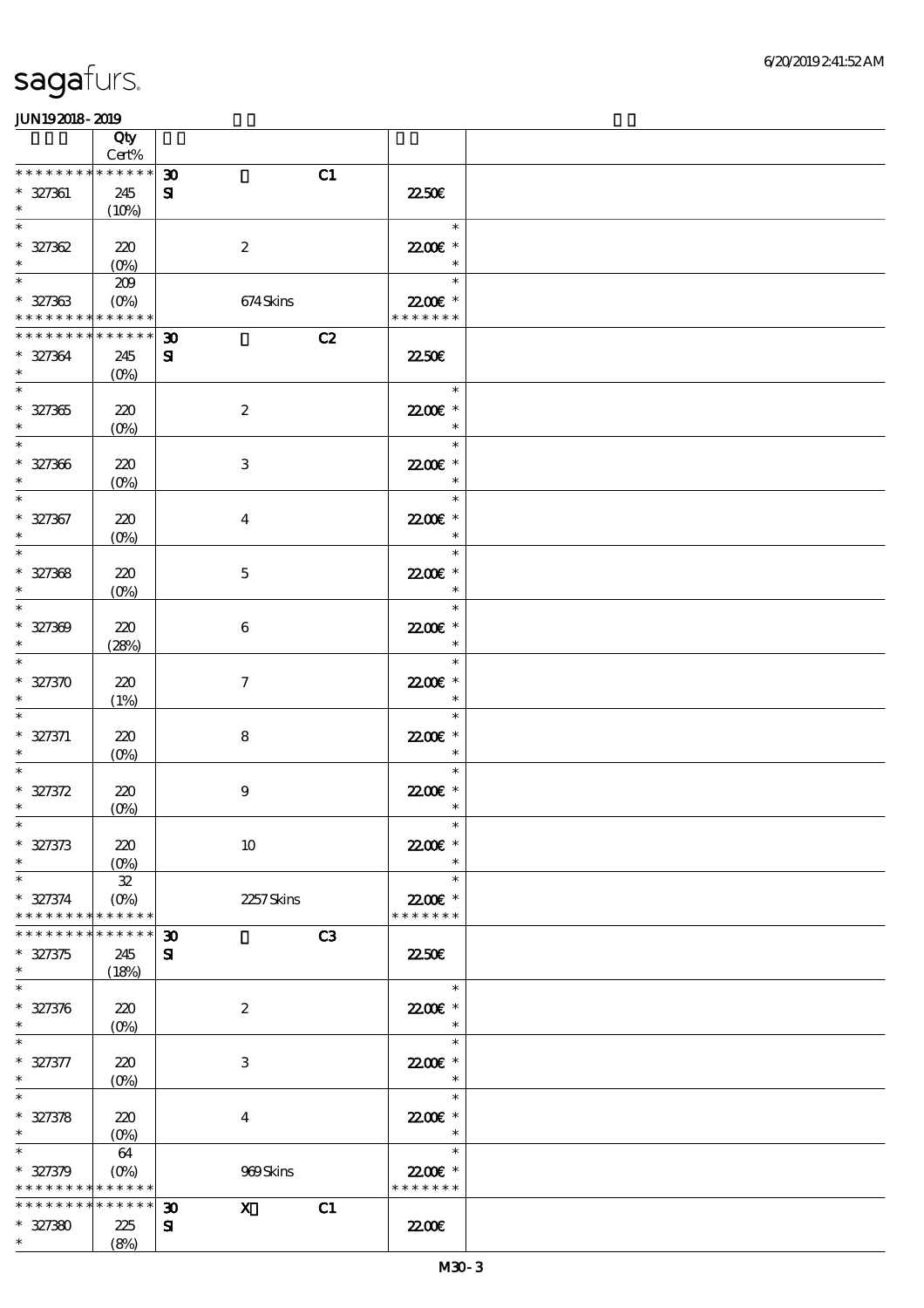| | Qty Cert% | | | |
|---|---|---|---|---|
| * * * * * * * * * * * * * * | 30 | C1 | | |
| * 327361 | 245 | SI | 22.50€ | |
| * | (10%) | | | |
| * | | | * | |
| * 327362 | 220 | 2 | 22.00€ * | |
| * | (0%) | | * | |
| * | 209 | | * | |
| * 327363 | (0%) | 674 Skins | 22.00€ * | |
| * * * * * * * * * * * * * * | | | * * * * * * * | |
| * * * * * * * * * * * * * * | 30 | C2 | | |
| * 327364 | 245 | SI | 22.50€ | |
| * | (0%) | | | |
| * | | | * | |
| * 327365 | 220 | 2 | 22.00€ * | |
| * | (0%) | | * | |
| * | | | * | |
| * 327366 | 220 | 3 | 22.00€ * | |
| * | (0%) | | * | |
| * | | | * | |
| * 327367 | 220 | 4 | 22.00€ * | |
| * | (0%) | | * | |
| * | | | * | |
| * 327368 | 220 | 5 | 22.00€ * | |
| * | (0%) | | * | |
| * | | | * | |
| * 327369 | 220 | 6 | 22.00€ * | |
| * | (28%) | | * | |
| * | | | * | |
| * 327370 | 220 | 7 | 22.00€ * | |
| * | (1%) | | * | |
| * | | | * | |
| * 327371 | 220 | 8 | 22.00€ * | |
| * | (0%) | | * | |
| * | | | * | |
| * 327372 | 220 | 9 | 22.00€ * | |
| * | (0%) | | * | |
| * | | | * | |
| * 327373 | 220 | 10 | 22.00€ * | |
| * | (0%) | | * | |
| * | 32 | | * | |
| * 327374 | (0%) | 2257 Skins | 22.00€ * | |
| * * * * * * * * * * * * * * | | | * * * * * * * | |
| * * * * * * * * * * * * * * | 30 | C3 | | |
| * 327375 | 245 | SI | 22.50€ | |
| * | (18%) | | | |
| * | | | * | |
| * 327376 | 220 | 2 | 22.00€ * | |
| * | (0%) | | * | |
| * | | | * | |
| * 327377 | 220 | 3 | 22.00€ * | |
| * | (0%) | | * | |
| * | | | * | |
| * 327378 | 220 | 4 | 22.00€ * | |
| * | (0%) | | * | |
| * | 64 | | * | |
| * 327379 | (0%) | 969 Skins | 22.00€ * | |
| * * * * * * * * * * * * * * | | | * * * * * * * | |
| * * * * * * * * * * * * * * | 30 | X C1 | | |
| * 327380 | 225 | SI | 22.00€ | |
| * | (8%) | | | |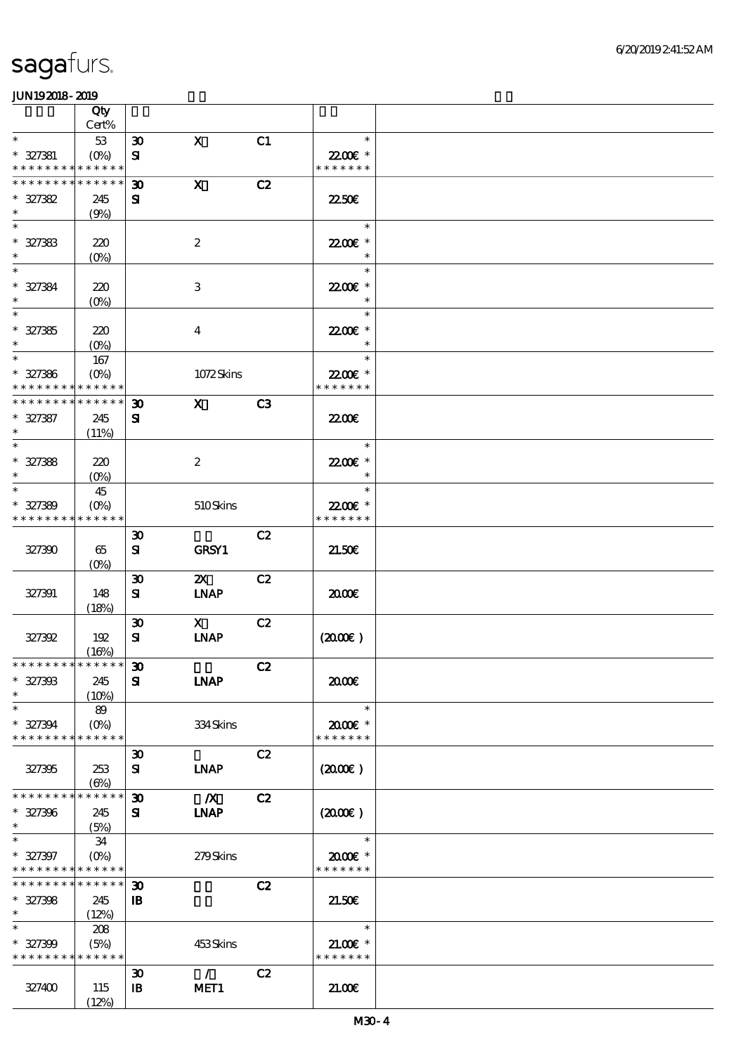sagafurs.

JUN19 2018 - 2019

| | Qty Cert% | | | | | |
|---|---|---|---|---|---|---|
| * * 327381 * * * * * * * * * * * * * | 53 (0%) | 30 SI | X | C1 | * 22.00€ * * * * * * * * | |
| * * * * * * * * * * * * * * 327382 * | 245 (9%) | 30 SI | X | C2 | 22.50€ | |
| * * 327383 * | 220 (0%) | | 2 | | * 22.00€ * * | |
| * * 327384 * | 220 (0%) | | 3 | | * 22.00€ * * | |
| * * 327385 * | 220 (0%) | | 4 | | * 22.00€ * * | |
| * * 327386 * * * * * * * * * * * * * | 167 (0%) | | 1072 Skins | | * 22.00€ * * * * * * * * | |
| * * * * * * * * * * * * * * 327387 * | 245 (11%) | 30 SI | X | C3 | 22.00€ | |
| * * 327388 * | 220 (0%) | | 2 | | * 22.00€ * * | |
| * * 327389 * * * * * * * * * * * * * | 45 (0%) | | 510 Skins | | * 22.00€ * * * * * * * * | |
| 327390 | 65 (0%) | 30 SI | GRSY1 | C2 | 21.50€ | |
| 327391 | 148 (18%) | 30 SI | 2X LNAP | C2 | 20.00€ | |
| 327392 | 192 (16%) | 30 SI | X LNAP | C2 | (20.00€) | |
| * * * * * * * * * * * * * * 327393 * | 245 (10%) | 30 SI | LNAP | C2 | 20.00€ | |
| * * 327394 * * * * * * * * * * * * * | 89 (0%) | | 334 Skins | | * 20.00€ * * * * * * * * | |
| 327395 | 253 (6%) | 30 SI | LNAP | C2 | (20.00€) | |
| * * * * * * * * * * * * * * 327396 * | 245 (5%) | 30 SI | /X LNAP | C2 | (20.00€) | |
| * * 327397 * * * * * * * * * * * * * | 34 (0%) | | 279 Skins | | * 20.00€ * * * * * * * * | |
| * * * * * * * * * * * * * * 327398 * | 245 (12%) | 30 IB | | C2 | 21.50€ | |
| * * 327399 * * * * * * * * * * * * * | 208 (5%) | | 453 Skins | | * 21.00€ * * * * * * * * | |
| 327400 | 115 (12%) | 30 IB | / MET1 | C2 | 21.00€ | |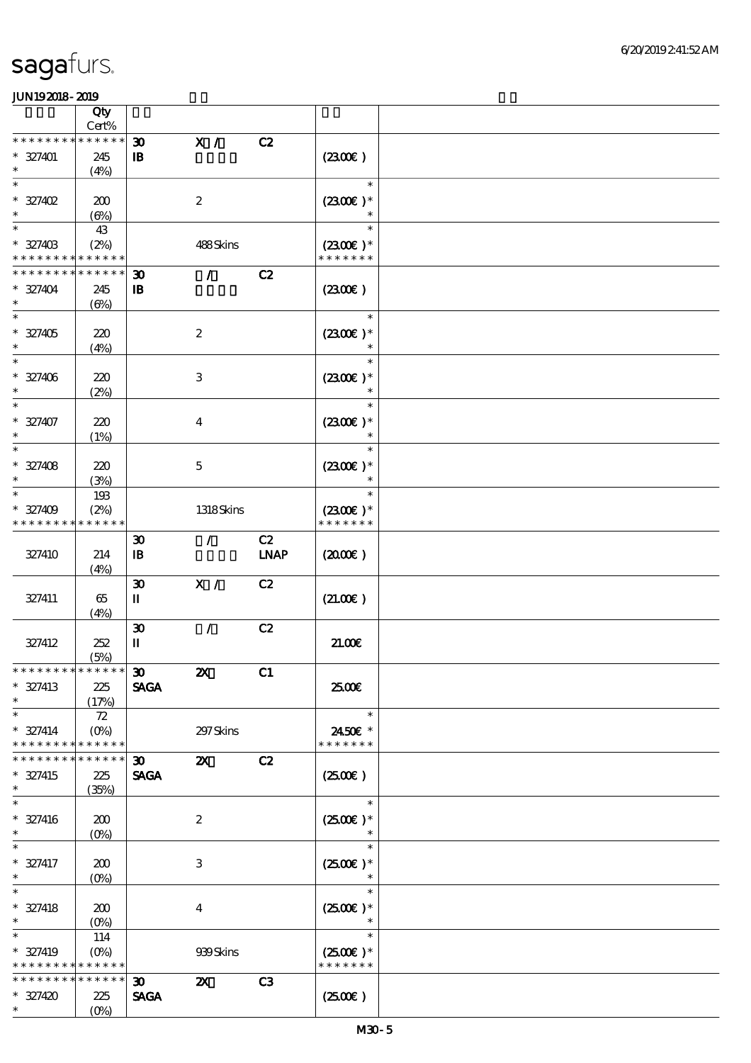# sagafurs.

JUN192018-2019

| | Qty Cert% | | | | | |
|---|---|---|---|---|---|---|
| * * * * * * * * * * * * * * | | 30 | X / | C2 | | |
| * 327401 | 245 | IB | | | (23.00€) | |
| * | (4%) | | | | | |
| * | | | | | * | |
| * 327402 | 200 | | 2 | | (23.00€) * | |
| * | (6%) | | | | * | |
| * | 43 | | | | * | |
| * 327403 | (2%) | | 488 Skins | | (23.00€) * | |
| * * * * * * * * * * * * * * | | | | | * * * * * * * | |
| * * * * * * * * * * * * * * | | 30 | / | C2 | | |
| * 327404 | 245 | IB | | | (23.00€) | |
| * | (6%) | | | | | |
| * | | | | | * | |
| * 327405 | 220 | | 2 | | (23.00€) * | |
| * | (4%) | | | | * | |
| * | | | | | * | |
| * 327406 | 220 | | 3 | | (23.00€) * | |
| * | (2%) | | | | * | |
| * | | | | | * | |
| * 327407 | 220 | | 4 | | (23.00€) * | |
| * | (1%) | | | | * | |
| * | | | | | * | |
| * 327408 | 220 | | 5 | | (23.00€) * | |
| * | (3%) | | | | * | |
| * | 193 | | | | * | |
| * 327409 | (2%) | | 1318 Skins | | (23.00€) * | |
| * * * * * * * * * * * * * * | | | | | * * * * * * * | |
| | | 30 | / | C2 | | |
| 327410 | 214 | IB | | LNAP | (20.00€) | |
| | (4%) | | | | | |
| | | 30 | X / | C2 | | |
| 327411 | 65 | II | | | (21.00€) | |
| | (4%) | | | | | |
| | | 30 | / | C2 | | |
| 327412 | 252 | II | | | 21.00€ | |
| | (5%) | | | | | |
| * * * * * * * * * * * * * * | | 30 | 2X | C1 | | |
| * 327413 | 225 | SAGA | | | 25.00€ | |
| * | (17%) | | | | | |
| * | 72 | | | | * | |
| * 327414 | (0%) | | 297 Skins | | 24.50€ * | |
| * * * * * * * * * * * * * * | | | | | * * * * * * * | |
| * * * * * * * * * * * * * * | | 30 | 2X | C2 | | |
| * 327415 | 225 | SAGA | | | (25.00€) | |
| * | (35%) | | | | | |
| * | | | | | * | |
| * 327416 | 200 | | 2 | | (25.00€) * | |
| * | (0%) | | | | * | |
| * | | | | | * | |
| * 327417 | 200 | | 3 | | (25.00€) * | |
| * | (0%) | | | | * | |
| * | | | | | * | |
| * 327418 | 200 | | 4 | | (25.00€) * | |
| * | (0%) | | | | * | |
| * | 114 | | | | * | |
| * 327419 | (0%) | | 939 Skins | | (25.00€) * | |
| * * * * * * * * * * * * * * | | | | | * * * * * * * | |
| * * * * * * * * * * * * * * | | 30 | 2X | C3 | | |
| * 327420 | 225 | SAGA | | | (25.00€) | |
| * | (0%) | | | | | |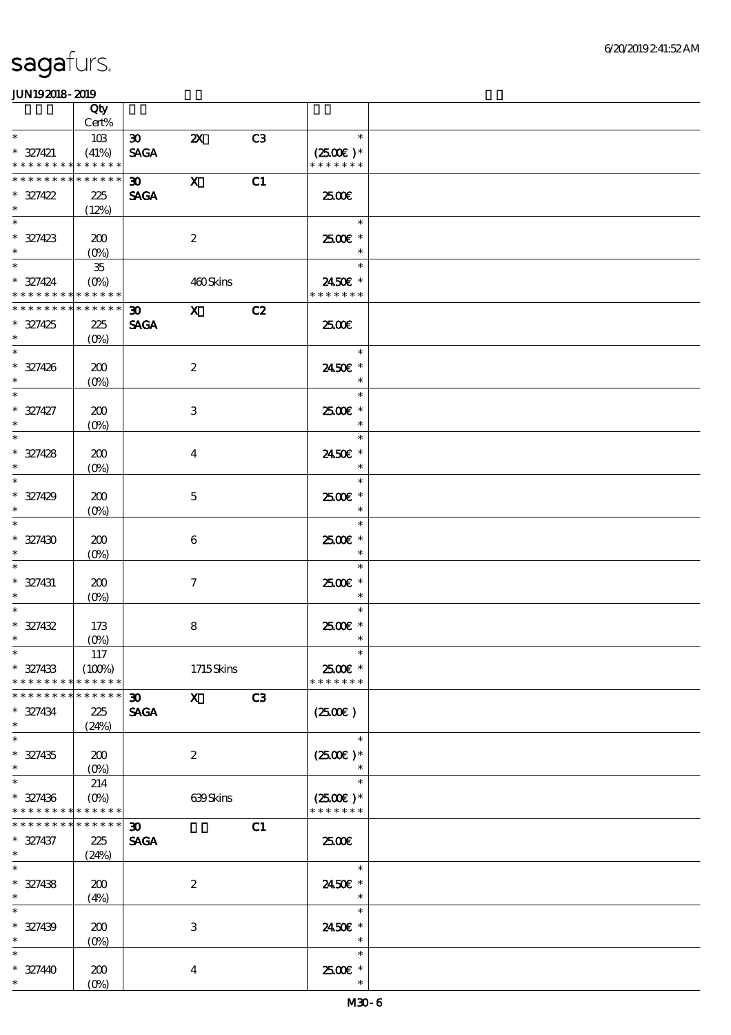| | Qty Cert% | | | | | |
|---|---|---|---|---|---|---|
| * | 103 | 30 | 2X | C3 | * | |
| * 327421 | (41%) | SAGA | | | (25.00€ )* | |
| * * * * * * * * * * * * * * | | | | | * * * * * * * | |
| * * * * * * * * * * * * * * | | 30 | X | C1 | | |
| * 327422 | 225 | SAGA | | | 25.00€ | |
| * | (12%) | | | | | |
| * | | | | | * | |
| * 327423 | 200 | | 2 | | 25.00€ * | |
| * | (0%) | | | | * | |
| * | 35 | | | | * | |
| * 327424 | (0%) | | 460 Skins | | 24.50€ * | |
| * * * * * * * * * * * * * * | | | | | * * * * * * * | |
| * * * * * * * * * * * * * * | | 30 | X | C2 | | |
| * 327425 | 225 | SAGA | | | 25.00€ | |
| * | (0%) | | | | | |
| * | | | | | * | |
| * 327426 | 200 | | 2 | | 24.50€ * | |
| * | (0%) | | | | * | |
| * | | | | | * | |
| * 327427 | 200 | | 3 | | 25.00€ * | |
| * | (0%) | | | | * | |
| * | | | | | * | |
| * 327428 | 200 | | 4 | | 24.50€ * | |
| * | (0%) | | | | * | |
| * | | | | | * | |
| * 327429 | 200 | | 5 | | 25.00€ * | |
| * | (0%) | | | | * | |
| * | | | | | * | |
| * 327430 | 200 | | 6 | | 25.00€ * | |
| * | (0%) | | | | * | |
| * | | | | | * | |
| * 327431 | 200 | | 7 | | 25.00€ * | |
| * | (0%) | | | | * | |
| * | | | | | * | |
| * 327432 | 173 | | 8 | | 25.00€ * | |
| * | (0%) | | | | * | |
| * | 117 | | | | * | |
| * 327433 | (100%) | | 1715 Skins | | 25.00€ * | |
| * * * * * * * * * * * * * * | | | | | * * * * * * * | |
| * * * * * * * * * * * * * * | | 30 | X | C3 | | |
| * 327434 | 225 | SAGA | | | (25.00€ ) | |
| * | (24%) | | | | | |
| * | | | | | * | |
| * 327435 | 200 | | 2 | | (25.00€ )* | |
| * | (0%) | | | | * | |
| * | 214 | | | | * | |
| * 327436 | (0%) | | 639 Skins | | (25.00€ )* | |
| * * * * * * * * * * * * * * | | | | | * * * * * * * | |
| * * * * * * * * * * * * * * | | 30 | | C1 | | |
| * 327437 | 225 | SAGA | | | 25.00€ | |
| * | (24%) | | | | | |
| * | | | | | * | |
| * 327438 | 200 | | 2 | | 24.50€ * | |
| * | (4%) | | | | * | |
| * | | | | | * | |
| * 327439 | 200 | | 3 | | 24.50€ * | |
| * | (0%) | | | | * | |
| * | | | | | * | |
| * 327440 | 200 | | 4 | | 25.00€ * | |
| * | (0%) | | | | * | |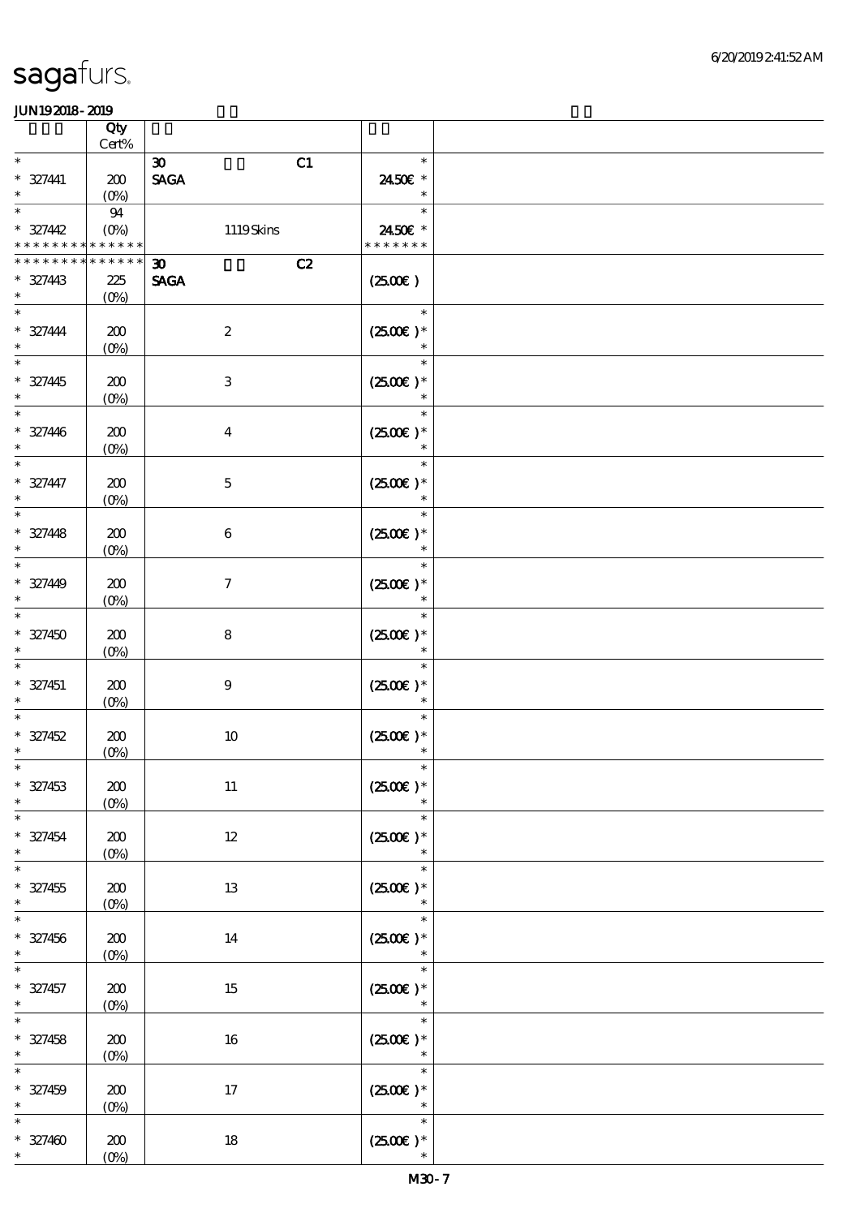sagafurs.

JUN19 2018 - 2019

| | Qty Cert% | | | |
|---|---|---|---|---|
| * | | 30 C1 | * | |
| * 327441 | 200 | SAGA | 24.50€ * | |
| * | (0%) | | * | |
| * | 94 | | * | |
| * 327442 | (0%) | 1119 Skins | 24.50€ * | |
| * * * * * * * * * * * * * * | | | * * * * * * * | |
| * * * * * * * * * * * * * * | | 30 C2 | | |
| * 327443 | 225 | SAGA | (25.00€ ) | |
| * | (0%) | | | |
| * | | | * | |
| * 327444 | 200 | 2 | (25.00€ )* | |
| * | (0%) | | * | |
| * | | | * | |
| * 327445 | 200 | 3 | (25.00€ )* | |
| * | (0%) | | * | |
| * | | | * | |
| * 327446 | 200 | 4 | (25.00€ )* | |
| * | (0%) | | * | |
| * | | | * | |
| * 327447 | 200 | 5 | (25.00€ )* | |
| * | (0%) | | * | |
| * | | | * | |
| * 327448 | 200 | 6 | (25.00€ )* | |
| * | (0%) | | * | |
| * | | | * | |
| * 327449 | 200 | 7 | (25.00€ )* | |
| * | (0%) | | * | |
| * | | | * | |
| * 327450 | 200 | 8 | (25.00€ )* | |
| * | (0%) | | * | |
| * | | | * | |
| * 327451 | 200 | 9 | (25.00€ )* | |
| * | (0%) | | * | |
| * | | | * | |
| * 327452 | 200 | 10 | (25.00€ )* | |
| * | (0%) | | * | |
| * | | | * | |
| * 327453 | 200 | 11 | (25.00€ )* | |
| * | (0%) | | * | |
| * | | | * | |
| * 327454 | 200 | 12 | (25.00€ )* | |
| * | (0%) | | * | |
| * | | | * | |
| * 327455 | 200 | 13 | (25.00€ )* | |
| * | (0%) | | * | |
| * | | | * | |
| * 327456 | 200 | 14 | (25.00€ )* | |
| * | (0%) | | * | |
| * | | | * | |
| * 327457 | 200 | 15 | (25.00€ )* | |
| * | (0%) | | * | |
| * | | | * | |
| * 327458 | 200 | 16 | (25.00€ )* | |
| * | (0%) | | * | |
| * | | | * | |
| * 327459 | 200 | 17 | (25.00€ )* | |
| * | (0%) | | * | |
| * | | | * | |
| * 327460 | 200 | 18 | (25.00€ )* | |
| * | (0%) | | * | |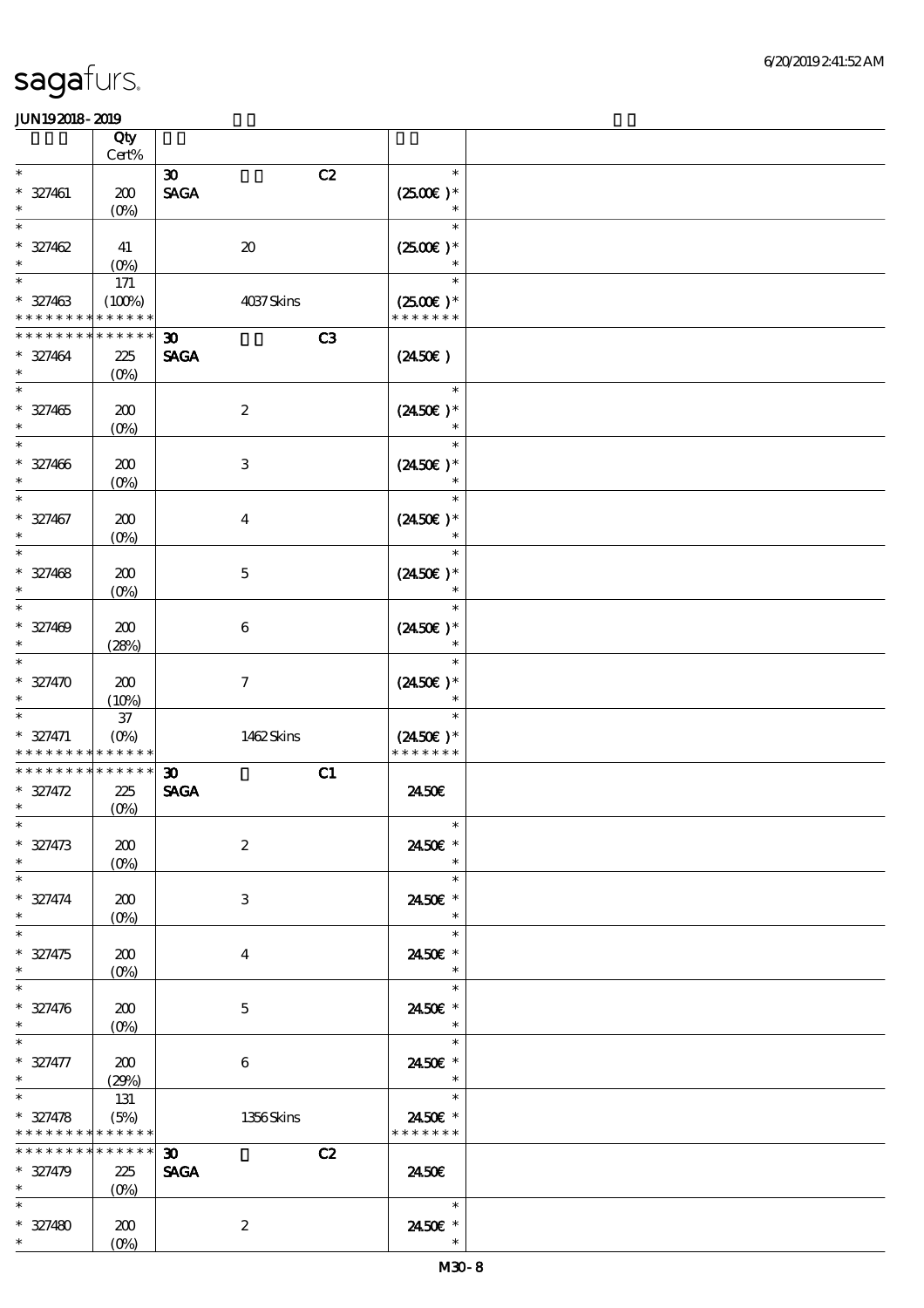sagafurs.

JUN19 2018 - 2019

| | Qty Cert% | | | |
|---|---|---|---|---|
| * | | 30 C2 | * | |
| * 327461 | 200 | SAGA | (25.00€ )* | |
| * | (0%) | | * | |
| * | | | * | |
| * 327462 | 41 | 20 | (25.00€ )* | |
| * | (0%) | | * | |
| * | 171 | | * | |
| * 327463 | (100%) | 4037 Skins | (25.00€ )* | |
| * * * * * * * * * * * * * * | | | * * * * * * * | |
| * * * * * * * * * * * * * * | | 30 C3 | | |
| * 327464 | 225 | SAGA | (24.50€ ) | |
| * | (0%) | | | |
| * | | | * | |
| * 327465 | 200 | 2 | (24.50€ )* | |
| * | (0%) | | * | |
| * | | | * | |
| * 327466 | 200 | 3 | (24.50€ )* | |
| * | (0%) | | * | |
| * | | | * | |
| * 327467 | 200 | 4 | (24.50€ )* | |
| * | (0%) | | * | |
| * | | | * | |
| * 327468 | 200 | 5 | (24.50€ )* | |
| * | (0%) | | * | |
| * | | | * | |
| * 327469 | 200 | 6 | (24.50€ )* | |
| * | (28%) | | * | |
| * | | | * | |
| * 327470 | 200 | 7 | (24.50€ )* | |
| * | (10%) | | * | |
| * | 37 | | * | |
| * 327471 | (0%) | 1462 Skins | (24.50€ )* | |
| * * * * * * * * * * * * * * | | | * * * * * * * | |
| * * * * * * * * * * * * * * | | 30 C1 | | |
| * 327472 | 225 | SAGA | 24.50€ | |
| * | (0%) | | | |
| * | | | * | |
| * 327473 | 200 | 2 | 24.50€ * | |
| * | (0%) | | * | |
| * | | | * | |
| * 327474 | 200 | 3 | 24.50€ * | |
| * | (0%) | | * | |
| * | | | * | |
| * 327475 | 200 | 4 | 24.50€ * | |
| * | (0%) | | * | |
| * | | | * | |
| * 327476 | 200 | 5 | 24.50€ * | |
| * | (0%) | | * | |
| * | | | * | |
| * 327477 | 200 | 6 | 24.50€ * | |
| * | (29%) | | * | |
| * | 131 | | * | |
| * 327478 | (5%) | 1356 Skins | 24.50€ * | |
| * * * * * * * * * * * * * * | | | * * * * * * * | |
| * * * * * * * * * * * * * * | | 30 C2 | | |
| * 327479 | 225 | SAGA | 24.50€ | |
| * | (0%) | | | |
| * | | | * | |
| * 327480 | 200 | 2 | 24.50€ * | |
| * | (0%) | | * | |

M30 - 8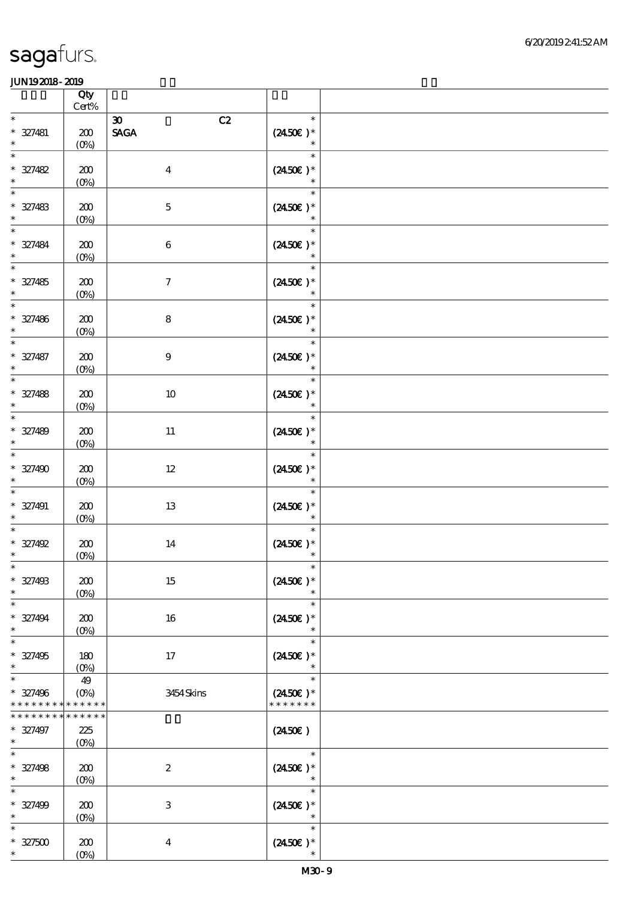| | Qty Cert% | | | |
|---|---|---|---|---|
| * 327481 * | 200 (0%) | 30 C2 SAGA | * (24.50€ )* * | |
| * 327482 * | 200 (0%) | 4 | * (24.50€ )* * | |
| * 327483 * | 200 (0%) | 5 | * (24.50€ )* * | |
| * 327484 * | 200 (0%) | 6 | * (24.50€ )* * | |
| * 327485 * | 200 (0%) | 7 | * (24.50€ )* * | |
| * 327486 * | 200 (0%) | 8 | * (24.50€ )* * | |
| * 327487 * | 200 (0%) | 9 | * (24.50€ )* * | |
| * 327488 * | 200 (0%) | 10 | * (24.50€ )* * | |
| * 327489 * | 200 (0%) | 11 | * (24.50€ )* * | |
| * 327490 * | 200 (0%) | 12 | * (24.50€ )* * | |
| * 327491 * | 200 (0%) | 13 | * (24.50€ )* * | |
| * 327492 * | 200 (0%) | 14 | * (24.50€ )* * | |
| * 327493 * | 200 (0%) | 15 | * (24.50€ )* * | |
| * 327494 * | 200 (0%) | 16 | * (24.50€ )* * | |
| * 327495 * | 180 (0%) | 17 | * (24.50€ )* * | |
| * 327496 * * * * * * * * * * * * * | 49 (0%) | 3454 Skins | * (24.50€ )* * * * * * * * | |
| * * * * * * * * * * * * * * 327497 * | 225 (0%) | | (24.50€ ) | |
| * 327498 * | 200 (0%) | 2 | * (24.50€ )* * | |
| * 327499 * | 200 (0%) | 3 | * (24.50€ )* * | |
| * 327500 * | 200 (0%) | 4 | * (24.50€ )* * | |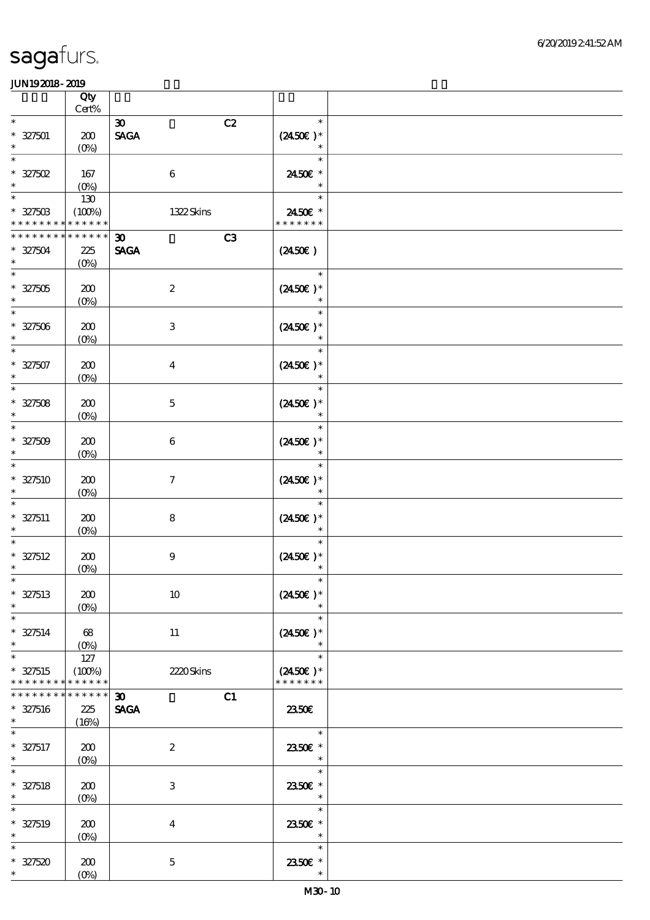| | Qty Cert% | | | | |
|---|---|---|---|---|---|
| * | | 30 | C2 | * | |
| * 327501 | 200 | SAGA | | (24.50€ )* | |
| * | (0%) | | | * | |
| * | | | | * | |
| * 327502 | 167 | 6 | | 24.50€ * | |
| * | (0%) | | | * | |
| * | 130 | | | * | |
| * 327503 | (100%) | 1322 Skins | | 24.50€ * | |
| * * * * * * * * * * * * * * | | | | * * * * * * * | |
| * * * * * * * * * * * * * * | | 30 | C3 | | |
| * 327504 | 225 | SAGA | | (24.50€ ) | |
| * | (0%) | | | | |
| * | | | | * | |
| * 327505 | 200 | 2 | | (24.50€ )* | |
| * | (0%) | | | * | |
| * | | | | * | |
| * 327506 | 200 | 3 | | (24.50€ )* | |
| * | (0%) | | | * | |
| * | | | | * | |
| * 327507 | 200 | 4 | | (24.50€ )* | |
| * | (0%) | | | * | |
| * | | | | * | |
| * 327508 | 200 | 5 | | (24.50€ )* | |
| * | (0%) | | | * | |
| * | | | | * | |
| * 327509 | 200 | 6 | | (24.50€ )* | |
| * | (0%) | | | * | |
| * | | | | * | |
| * 327510 | 200 | 7 | | (24.50€ )* | |
| * | (0%) | | | * | |
| * | | | | * | |
| * 327511 | 200 | 8 | | (24.50€ )* | |
| * | (0%) | | | * | |
| * | | | | * | |
| * 327512 | 200 | 9 | | (24.50€ )* | |
| * | (0%) | | | * | |
| * | | | | * | |
| * 327513 | 200 | 10 | | (24.50€ )* | |
| * | (0%) | | | * | |
| * | | | | * | |
| * 327514 | 68 | 11 | | (24.50€ )* | |
| * | (0%) | | | * | |
| * | 127 | | | * | |
| * 327515 | (100%) | 2220 Skins | | (24.50€ )* | |
| * * * * * * * * * * * * * * | | | | * * * * * * * | |
| * * * * * * * * * * * * * * | | 30 | C1 | | |
| * 327516 | 225 | SAGA | | 23.50€ | |
| * | (16%) | | | | |
| * | | | | * | |
| * 327517 | 200 | 2 | | 23.50€ * | |
| * | (0%) | | | * | |
| * | | | | * | |
| * 327518 | 200 | 3 | | 23.50€ * | |
| * | (0%) | | | * | |
| * | | | | * | |
| * 327519 | 200 | 4 | | 23.50€ * | |
| * | (0%) | | | * | |
| * | | | | * | |
| * 327520 | 200 | 5 | | 23.50€ * | |
| * | (0%) | | | * | |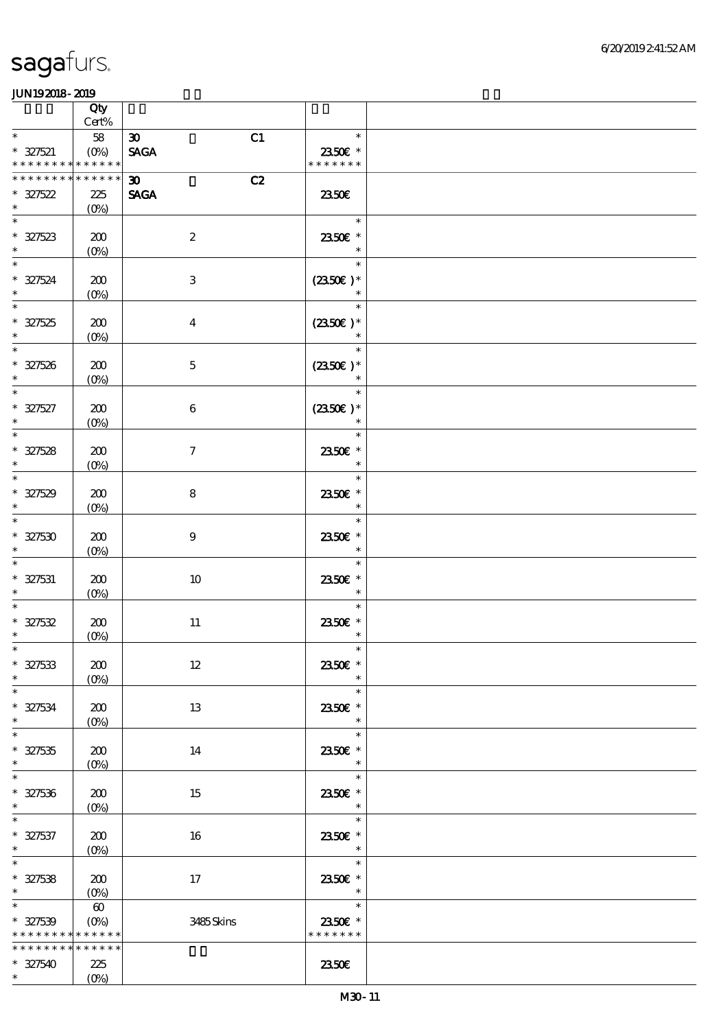# sagafurs.

JUN192018-2019

| | Qty Cert% | | |
|---|---|---|---|
| * <br> * 327521 <br> * * * * * * * * * * * * * | 58 <br> (0%) | 30 C1 <br> SAGA | * <br> 23.50€ * <br> * * * * * * * |
| * * * * * * * * * * * * * <br> * 327522 <br> * | 225 <br> (0%) | 30 C2 <br> SAGA | 23.50€ |
| * <br> * 327523 <br> * | 200 <br> (0%) | 2 | * <br> 23.50€ * <br> * |
| * <br> * 327524 <br> * | 200 <br> (0%) | 3 | * <br> (23.50€ )* <br> * |
| * <br> * 327525 <br> * | 200 <br> (0%) | 4 | * <br> (23.50€ )* <br> * |
| * <br> * 327526 <br> * | 200 <br> (0%) | 5 | * <br> (23.50€ )* <br> * |
| * <br> * 327527 <br> * | 200 <br> (0%) | 6 | * <br> (23.50€ )* <br> * |
| * <br> * 327528 <br> * | 200 <br> (0%) | 7 | * <br> 23.50€ * <br> * |
| * <br> * 327529 <br> * | 200 <br> (0%) | 8 | * <br> 23.50€ * <br> * |
| * <br> * 327530 <br> * | 200 <br> (0%) | 9 | * <br> 23.50€ * <br> * |
| * <br> * 327531 <br> * | 200 <br> (0%) | 10 | * <br> 23.50€ * <br> * |
| * <br> * 327532 <br> * | 200 <br> (0%) | 11 | * <br> 23.50€ * <br> * |
| * <br> * 327533 <br> * | 200 <br> (0%) | 12 | * <br> 23.50€ * <br> * |
| * <br> * 327534 <br> * | 200 <br> (0%) | 13 | * <br> 23.50€ * <br> * |
| * <br> * 327535 <br> * | 200 <br> (0%) | 14 | * <br> 23.50€ * <br> * |
| * <br> * 327536 <br> * | 200 <br> (0%) | 15 | * <br> 23.50€ * <br> * |
| * <br> * 327537 <br> * | 200 <br> (0%) | 16 | * <br> 23.50€ * <br> * |
| * <br> * 327538 <br> * | 200 <br> (0%) | 17 | * <br> 23.50€ * <br> * |
| * <br> * 327539 <br> * * * * * * * * * * * * * | 60 <br> (0%) | 3485 Skins | * <br> 23.50€ * <br> * * * * * * * |
| * * * * * * * * * * * * * <br> * 327540 <br> * | 225 <br> (0%) | | 23.50€ |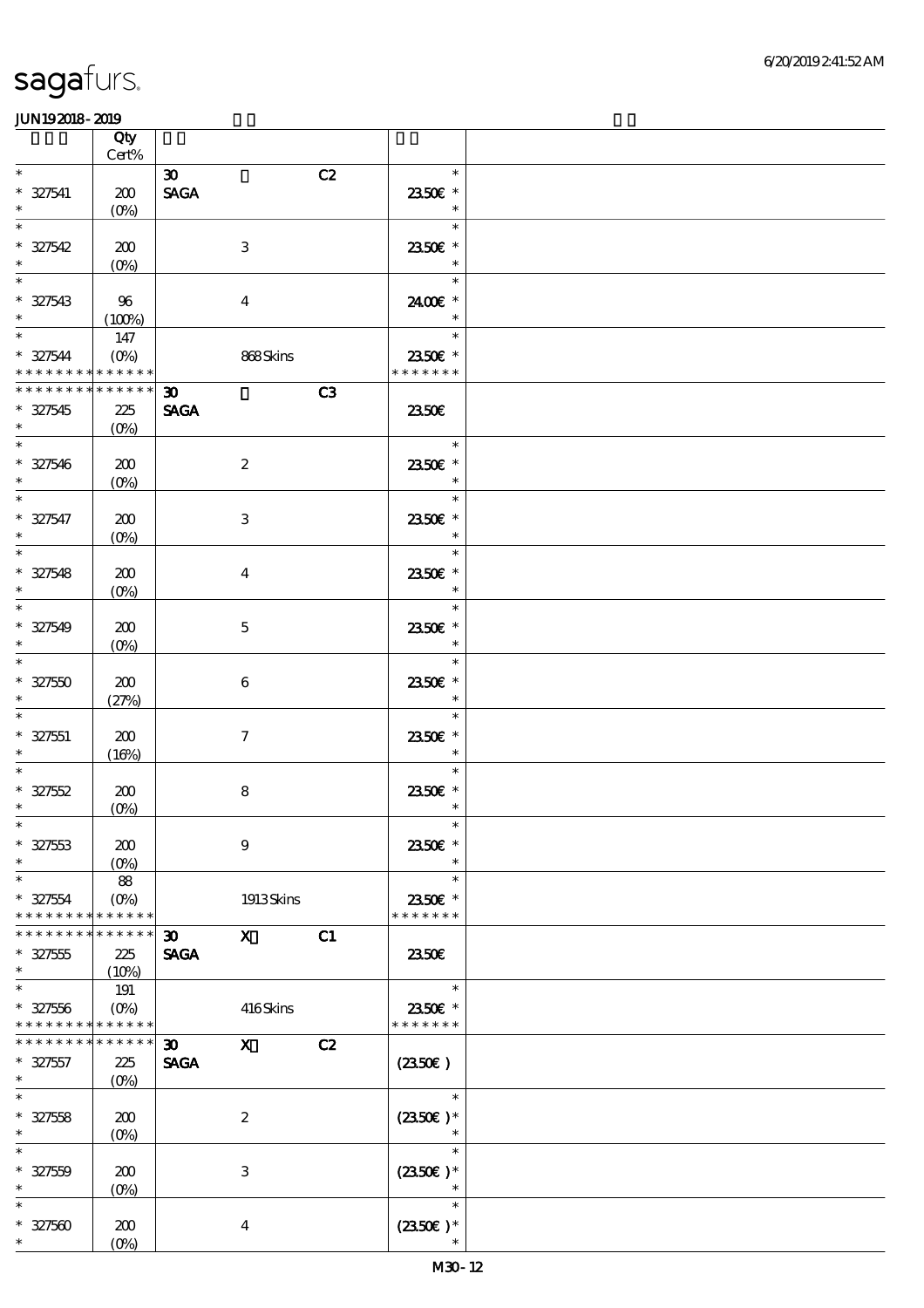sagafurs.

JUN19 2018 - 2019

| | Qty Cert% | | | | |
|---|---|---|---|---|---|
| * | | 30 | | C2 | * |
| * 327541 | 200 | SAGA | | | 23.50€ * |
| * | (0%) | | | | * |
| * | | | | | * |
| * 327542 | 200 | | 3 | | 23.50€ * |
| * | (0%) | | | | * |
| * | | | | | * |
| * 327543 | 96 | | 4 | | 24.00€ * |
| * | (100%) | | | | * |
| * | 147 | | | | * |
| * 327544 | (0%) | | 868 Skins | | 23.50€ * |
| * * * * * * * * * * * * * * | | | | | * * * * * * * |
| * * * * * * * * * * * * * * | | 30 | | C3 | |
| * 327545 | 225 | SAGA | | | 23.50€ |
| * | (0%) | | | | |
| * | | | | | * |
| * 327546 | 200 | | 2 | | 23.50€ * |
| * | (0%) | | | | * |
| * | | | | | * |
| * 327547 | 200 | | 3 | | 23.50€ * |
| * | (0%) | | | | * |
| * | | | | | * |
| * 327548 | 200 | | 4 | | 23.50€ * |
| * | (0%) | | | | * |
| * | | | | | * |
| * 327549 | 200 | | 5 | | 23.50€ * |
| * | (0%) | | | | * |
| * | | | | | * |
| * 327550 | 200 | | 6 | | 23.50€ * |
| * | (27%) | | | | * |
| * | | | | | * |
| * 327551 | 200 | | 7 | | 23.50€ * |
| * | (16%) | | | | * |
| * | | | | | * |
| * 327552 | 200 | | 8 | | 23.50€ * |
| * | (0%) | | | | * |
| * | | | | | * |
| * 327553 | 200 | | 9 | | 23.50€ * |
| * | (0%) | | | | * |
| * | 88 | | | | * |
| * 327554 | (0%) | | 1913 Skins | | 23.50€ * |
| * * * * * * * * * * * * * * | | | | | * * * * * * * |
| * * * * * * * * * * * * * * | | 30 | X | C1 | |
| * 327555 | 225 | SAGA | | | 23.50€ |
| * | (10%) | | | | |
| * | 191 | | | | * |
| * 327556 | (0%) | | 416 Skins | | 23.50€ * |
| * * * * * * * * * * * * * * | | | | | * * * * * * * |
| * * * * * * * * * * * * * * | | 30 | X | C2 | |
| * 327557 | 225 | SAGA | | | (23.50€) |
| * | (0%) | | | | |
| * | | | | | * |
| * 327558 | 200 | | 2 | | (23.50€) * |
| * | (0%) | | | | * |
| * | | | | | * |
| * 327559 | 200 | | 3 | | (23.50€) * |
| * | (0%) | | | | * |
| * | | | | | * |
| * 327560 | 200 | | 4 | | (23.50€) * |
| * | (0%) | | | | * |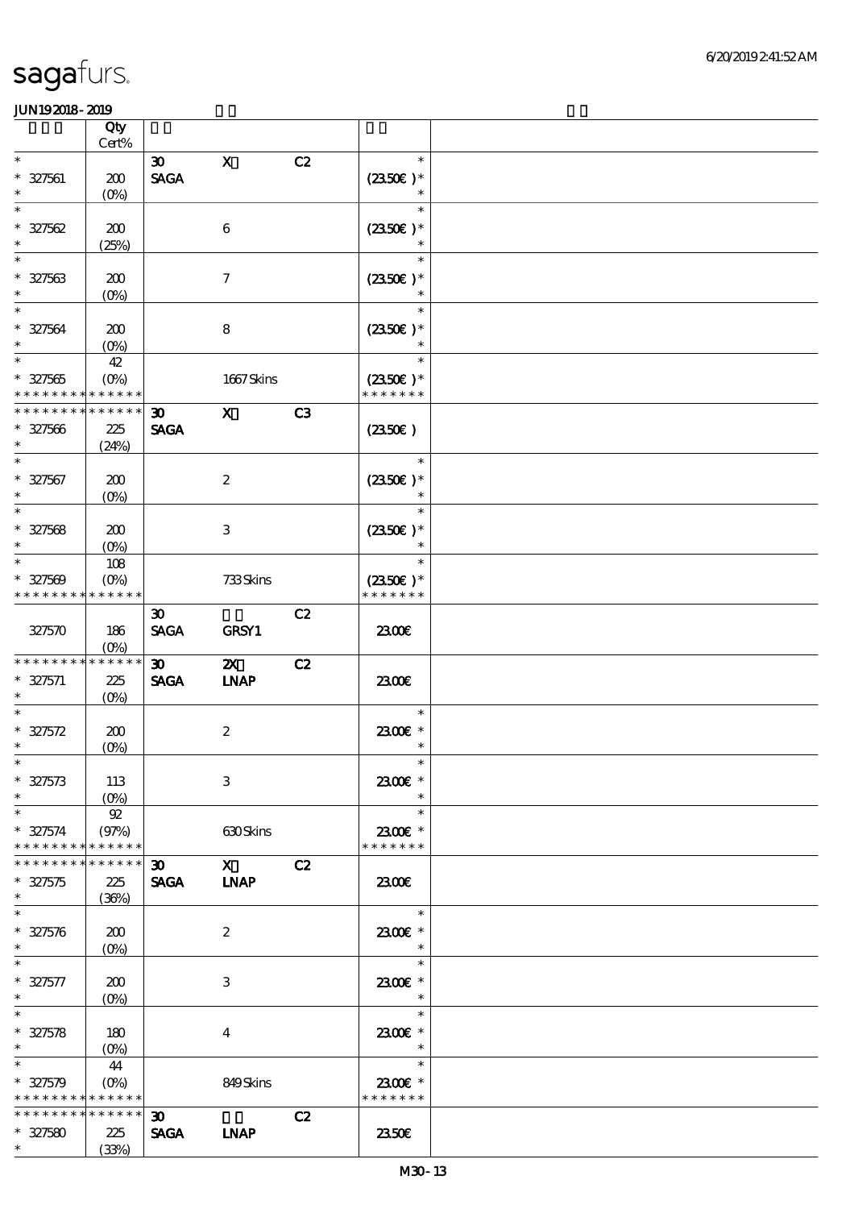sagafurs.

JUN192018-2019

| | Qty Cert% | | | | | |
|---|---|---|---|---|---|---|
| * | | 30 | X | C2 | * | |
| * 327561 | 200 | SAGA | | | (23.50€) * | |
| * | (0%) | | | | * | |
| * | | | | | * | |
| * 327562 | 200 | | 6 | | (23.50€) * | |
| * | (25%) | | | | * | |
| * | | | | | * | |
| * 327563 | 200 | | 7 | | (23.50€) * | |
| * | (0%) | | | | * | |
| * | | | | | * | |
| * 327564 | 200 | | 8 | | (23.50€) * | |
| * | (0%) | | | | * | |
| * | 42 | | | | * | |
| * 327565 | (0%) | | 1667 Skins | | (23.50€) * | |
| * * * * * * * * * * * * * * | | | | | * * * * * * * | |
| * * * * * * * * * * * * * * | | 30 | X | C3 | | |
| * 327566 | 225 | SAGA | | | (23.50€) | |
| * | (24%) | | | | | |
| * | | | | | * | |
| * 327567 | 200 | | 2 | | (23.50€) * | |
| * | (0%) | | | | * | |
| * | | | | | * | |
| * 327568 | 200 | | 3 | | (23.50€) * | |
| * | (0%) | | | | * | |
| * | 108 | | | | * | |
| * 327569 | (0%) | | 733 Skins | | (23.50€) * | |
| * * * * * * * * * * * * * * | | | | | * * * * * * * | |
| | | 30 | | C2 | | |
| 327570 | 186 | SAGA | GRSY1 | | 23.00€ | |
| | (0%) | | | | | |
| * * * * * * * * * * * * * * | | 30 | 2X | C2 | | |
| * 327571 | 225 | SAGA | LNAP | | 23.00€ | |
| * | (0%) | | | | | |
| * | | | | | * | |
| * 327572 | 200 | | 2 | | 23.00€ * | |
| * | (0%) | | | | * | |
| * | | | | | * | |
| * 327573 | 113 | | 3 | | 23.00€ * | |
| * | (0%) | | | | * | |
| * | 92 | | | | * | |
| * 327574 | (97%) | | 630 Skins | | 23.00€ * | |
| * * * * * * * * * * * * * * | | | | | * * * * * * * | |
| * * * * * * * * * * * * * * | | 30 | X | C2 | | |
| * 327575 | 225 | SAGA | LNAP | | 23.00€ | |
| * | (36%) | | | | | |
| * | | | | | * | |
| * 327576 | 200 | | 2 | | 23.00€ * | |
| * | (0%) | | | | * | |
| * | | | | | * | |
| * 327577 | 200 | | 3 | | 23.00€ * | |
| * | (0%) | | | | * | |
| * | | | | | * | |
| * 327578 | 180 | | 4 | | 23.00€ * | |
| * | (0%) | | | | * | |
| * | 44 | | | | * | |
| * 327579 | (0%) | | 849 Skins | | 23.00€ * | |
| * * * * * * * * * * * * * * | | | | | * * * * * * * | |
| * * * * * * * * * * * * * * | | 30 | | C2 | | |
| * 327580 | 225 | SAGA | LNAP | | 23.50€ | |
| * | (33%) | | | | | |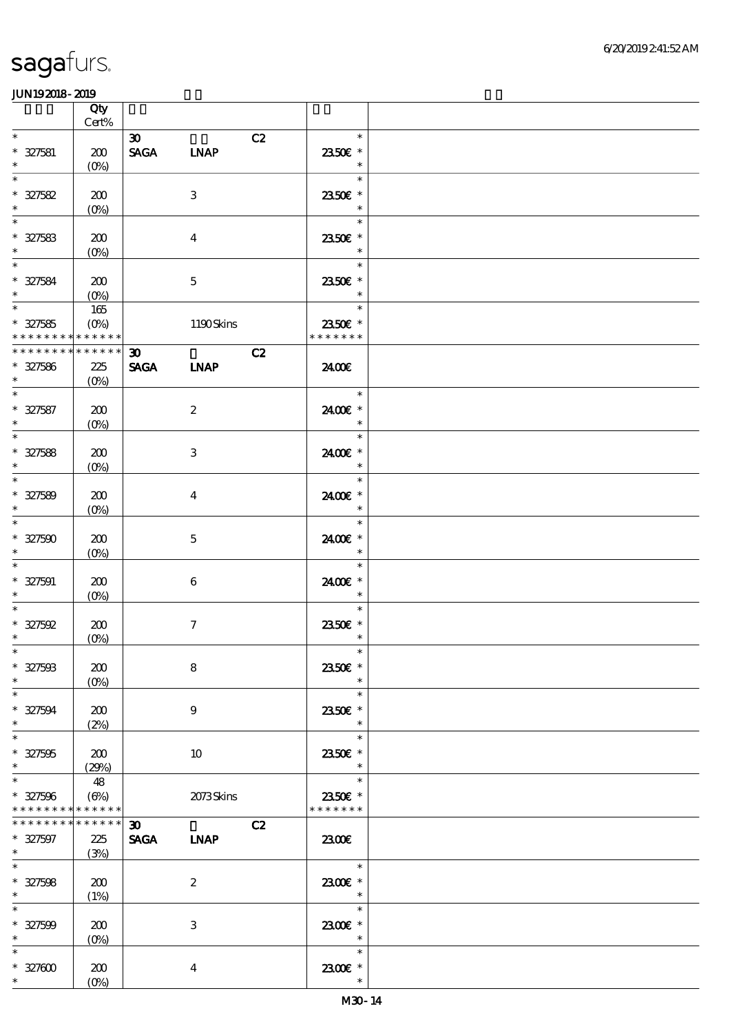| | Qty<br>Cert% | | | | | |
|---|---|---|---|---|---|---|
| *<br>* 327581<br>* | 200<br>(0%) | 30<br>SAGA | LNAP | C2 | *<br>23.50€ *<br>* | |
| *<br>* 327582<br>* | 200<br>(0%) | | 3 | | *<br>23.50€ *<br>* | |
| *<br>* 327583<br>* | 200<br>(0%) | | 4 | | *<br>23.50€ *<br>* | |
| *<br>* 327584<br>* | 200<br>(0%) | | 5 | | *<br>23.50€ *<br>* | |
| *<br>* 327585<br>* * * * * * * * * * * * * * | 165<br>(0%) | | 1190 Skins | | *<br>23.50€ *<br>* * * * * * * | |
| * * * * * * * * * * * * * *<br>* 327586<br>* | 225<br>(0%) | 30<br>SAGA | LNAP | C2 | 24.00€ | |
| *<br>* 327587<br>* | 200<br>(0%) | | 2 | | *<br>24.00€ *<br>* | |
| *<br>* 327588<br>* | 200<br>(0%) | | 3 | | *<br>24.00€ *<br>* | |
| *<br>* 327589<br>* | 200<br>(0%) | | 4 | | *<br>24.00€ *<br>* | |
| *<br>* 327590<br>* | 200<br>(0%) | | 5 | | *<br>24.00€ *<br>* | |
| *<br>* 327591<br>* | 200<br>(0%) | | 6 | | *<br>24.00€ *<br>* | |
| *<br>* 327592<br>* | 200<br>(0%) | | 7 | | *<br>23.50€ *<br>* | |
| *<br>* 327593<br>* | 200<br>(0%) | | 8 | | *<br>23.50€ *<br>* | |
| *<br>* 327594<br>* | 200<br>(2%) | | 9 | | *<br>23.50€ *<br>* | |
| *<br>* 327595<br>* | 200<br>(29%) | | 10 | | *<br>23.50€ *<br>* | |
| *<br>* 327596<br>* * * * * * * * * * * * * * | 48<br>(6%) | | 2073 Skins | | *<br>23.50€ *<br>* * * * * * * | |
| * * * * * * * * * * * * * *<br>* 327597<br>* | 225<br>(3%) | 30<br>SAGA | LNAP | C2 | 23.00€ | |
| *<br>* 327598<br>* | 200<br>(1%) | | 2 | | *<br>23.00€ *<br>* | |
| *<br>* 327599<br>* | 200<br>(0%) | | 3 | | *<br>23.00€ *<br>* | |
| *<br>* 327600<br>* | 200<br>(0%) | | 4 | | *<br>23.00€ *<br>* | |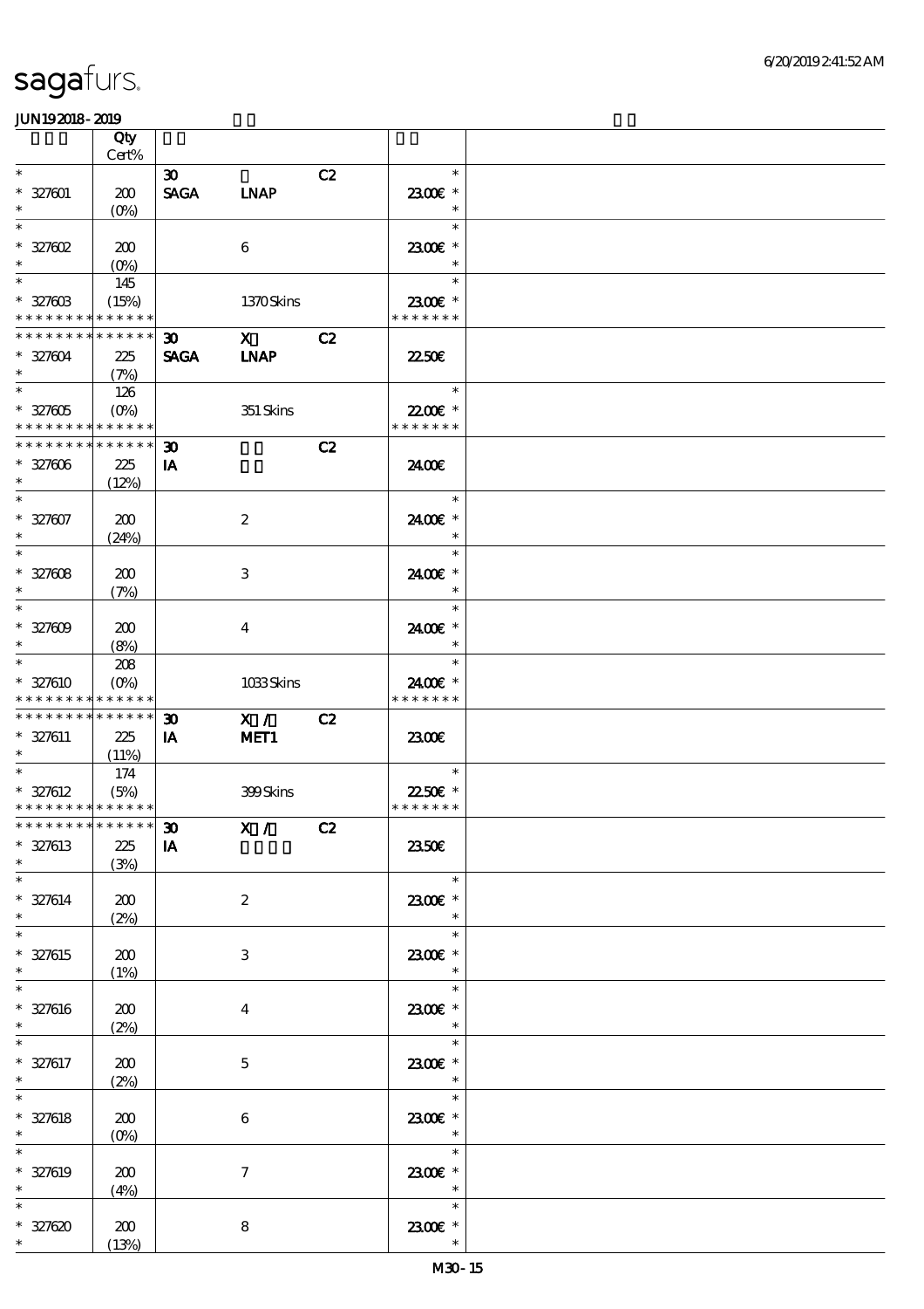sagafurs.

JUN19 2018 - 2019

| | Qty Cert% | | | | | |
|---|---|---|---|---|---|---|
| * | | 30 | | C2 | * | |
| * 327601 | 200 | SAGA | LNAP | | 23.00€ * | |
| * | (0%) | | | | * | |
| * | | | | | * | |
| * 327602 | 200 | | 6 | | 23.00€ * | |
| * | (0%) | | | | * | |
| * | 145 | | | | * | |
| * 327603 | (15%) | | 1370 Skins | | 23.00€ * | |
| * * * * * * * * * * * * * * | | | | | * * * * * * * | |
| * * * * * * * * * * * * * * | | 30 | X | C2 | | |
| * 327604 | 225 | SAGA | LNAP | | 22.50€ | |
| * | (7%) | | | | | |
| * | 126 | | | | * | |
| * 327605 | (0%) | | 351 Skins | | 22.00€ * | |
| * * * * * * * * * * * * * * | | | | | * * * * * * * | |
| * * * * * * * * * * * * * * | | 30 | | C2 | | |
| * 327606 | 225 | IA | | | 24.00€ | |
| * | (12%) | | | | | |
| * | | | | | * | |
| * 327607 | 200 | | 2 | | 24.00€ * | |
| * | (24%) | | | | * | |
| * | | | | | * | |
| * 327608 | 200 | | 3 | | 24.00€ * | |
| * | (7%) | | | | * | |
| * | | | | | * | |
| * 327609 | 200 | | 4 | | 24.00€ * | |
| * | (8%) | | | | * | |
| * | 208 | | | | * | |
| * 327610 | (0%) | | 1033 Skins | | 24.00€ * | |
| * * * * * * * * * * * * * * | | | | | * * * * * * * | |
| * * * * * * * * * * * * * * | | 30 | X / | C2 | | |
| * 327611 | 225 | IA | MET1 | | 23.00€ | |
| * | (11%) | | | | | |
| * | 174 | | | | * | |
| * 327612 | (5%) | | 399 Skins | | 22.50€ * | |
| * * * * * * * * * * * * * * | | | | | * * * * * * * | |
| * * * * * * * * * * * * * * | | 30 | X / | C2 | | |
| * 327613 | 225 | IA | | | 23.50€ | |
| * | (3%) | | | | | |
| * | | | | | * | |
| * 327614 | 200 | | 2 | | 23.00€ * | |
| * | (2%) | | | | * | |
| * | | | | | * | |
| * 327615 | 200 | | 3 | | 23.00€ * | |
| * | (1%) | | | | * | |
| * | | | | | * | |
| * 327616 | 200 | | 4 | | 23.00€ * | |
| * | (2%) | | | | * | |
| * | | | | | * | |
| * 327617 | 200 | | 5 | | 23.00€ * | |
| * | (2%) | | | | * | |
| * | | | | | * | |
| * 327618 | 200 | | 6 | | 23.00€ * | |
| * | (0%) | | | | * | |
| * | | | | | * | |
| * 327619 | 200 | | 7 | | 23.00€ * | |
| * | (4%) | | | | * | |
| * | | | | | * | |
| * 327620 | 200 | | 8 | | 23.00€ * | |
| * | (13%) | | | | * | |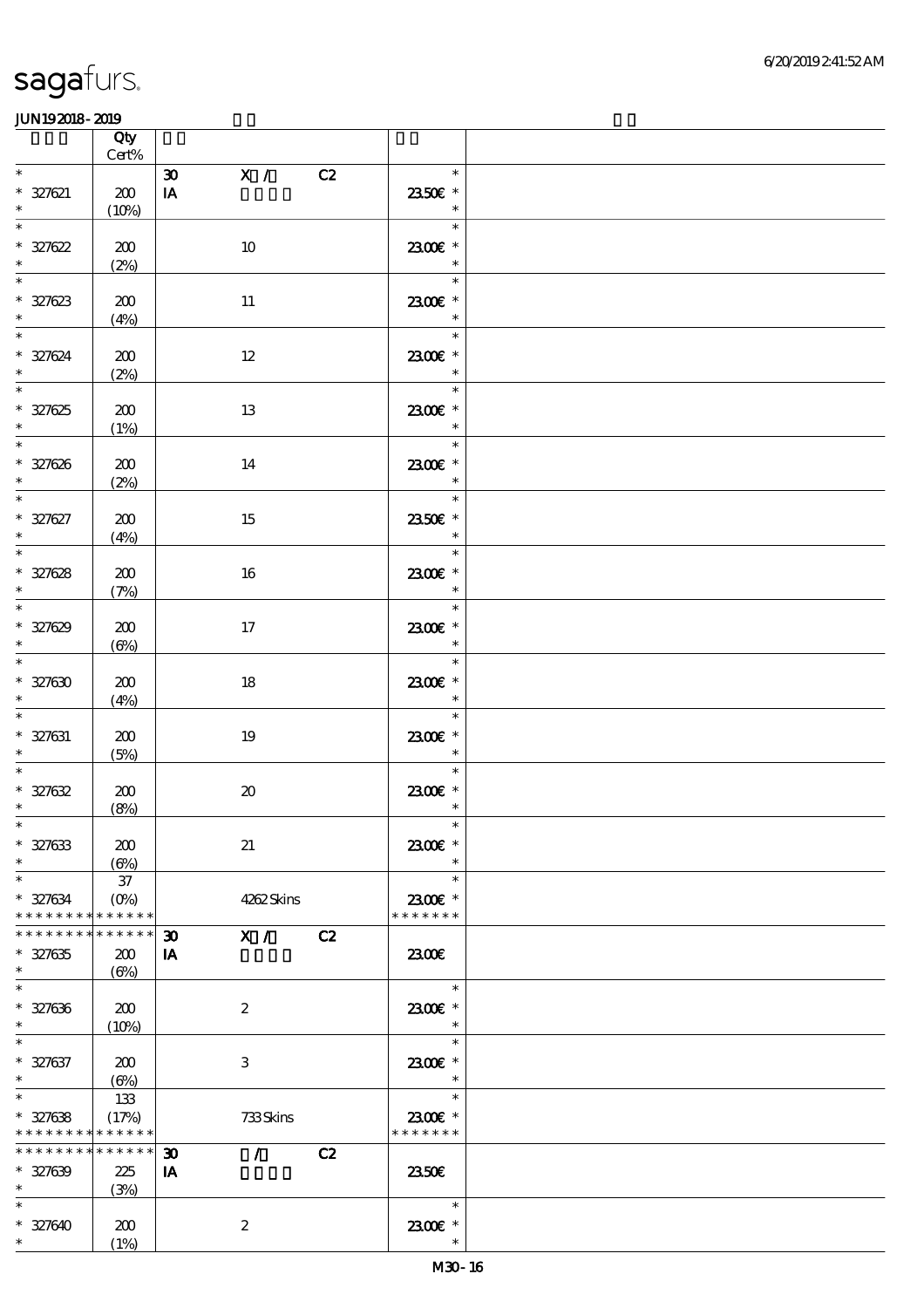| | Qty Cert% | | |
|---|---|---|---|
| * 327621 * | 200 (10%) | 30 X / C2 IA | * 23.50€ * |
| * 327622 * | 200 (2%) | 10 | * 23.00€ * |
| * 327623 * | 200 (4%) | 11 | * 23.00€ * |
| * 327624 * | 200 (2%) | 12 | * 23.00€ * |
| * 327625 * | 200 (1%) | 13 | * 23.00€ * |
| * 327626 * | 200 (2%) | 14 | * 23.00€ * |
| * 327627 * | 200 (4%) | 15 | * 23.50€ * |
| * 327628 * | 200 (7%) | 16 | * 23.00€ * |
| * 327629 * | 200 (6%) | 17 | * 23.00€ * |
| * 327630 * | 200 (4%) | 18 | * 23.00€ * |
| * 327631 * | 200 (5%) | 19 | * 23.00€ * |
| * 327632 * | 200 (8%) | 20 | * 23.00€ * |
| * 327633 * | 200 (6%) | 21 | * 23.00€ * |
| * 327634 * * * * * * * * * * * * * | 37 (0%) | 4262 Skins | * 23.00€ * * * * * * * * |
| * * * * * * * * * * * * * * 327635 * | 200 (6%) | 30 X / C2 IA | 23.00€ |
| * 327636 * | 200 (10%) | 2 | * 23.00€ * |
| * 327637 * | 200 (6%) | 3 | * 23.00€ * |
| * 327638 * * * * * * * * * * * * * | 133 (17%) | 733 Skins | * 23.00€ * * * * * * * * |
| * * * * * * * * * * * * * * 327639 * | 225 (3%) | 30 / C2 IA | 23.50€ |
| * 327640 * | 200 (1%) | 2 | * 23.00€ * |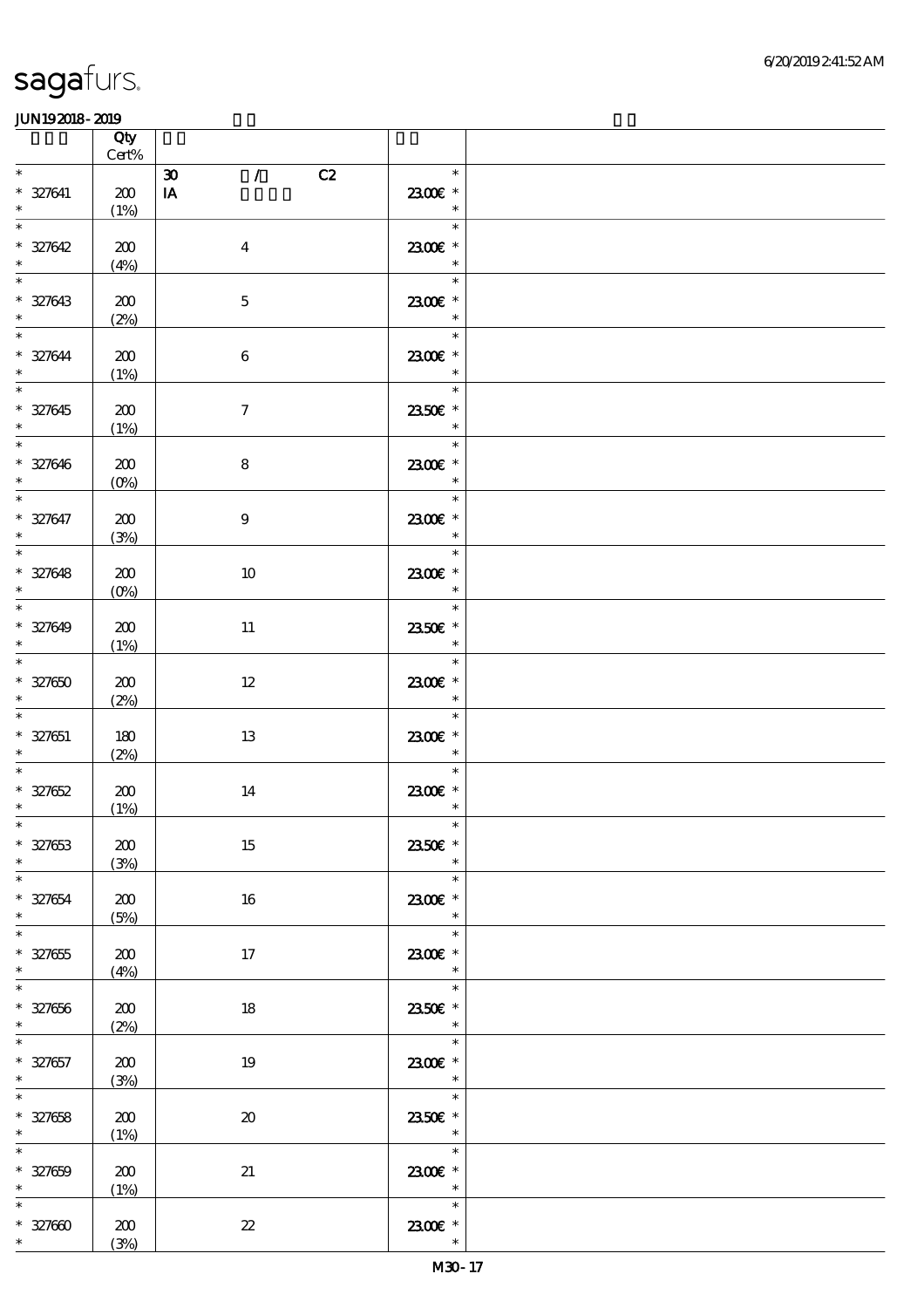| | Qty Cert% | | |
|---|---|---|---|
| * 327641 * | 200 (1%) | 30 / C2 IA | * 23.00€ * * |
| * 327642 * | 200 (4%) | 4 | * 23.00€ * * |
| * 327643 * | 200 (2%) | 5 | * 23.00€ * * |
| * 327644 * | 200 (1%) | 6 | * 23.00€ * * |
| * 327645 * | 200 (1%) | 7 | * 23.50€ * * |
| * 327646 * | 200 (0%) | 8 | * 23.00€ * * |
| * 327647 * | 200 (3%) | 9 | * 23.00€ * * |
| * 327648 * | 200 (0%) | 10 | * 23.00€ * * |
| * 327649 * | 200 (1%) | 11 | * 23.50€ * * |
| * 327650 * | 200 (2%) | 12 | * 23.00€ * * |
| * 327651 * | 180 (2%) | 13 | * 23.00€ * * |
| * 327652 * | 200 (1%) | 14 | * 23.00€ * * |
| * 327653 * | 200 (3%) | 15 | * 23.50€ * * |
| * 327654 * | 200 (5%) | 16 | * 23.00€ * * |
| * 327655 * | 200 (4%) | 17 | * 23.00€ * * |
| * 327656 * | 200 (2%) | 18 | * 23.50€ * * |
| * 327657 * | 200 (3%) | 19 | * 23.00€ * * |
| * 327658 * | 200 (1%) | 20 | * 23.50€ * * |
| * 327659 * | 200 (1%) | 21 | * 23.00€ * * |
| * 327660 * | 200 (3%) | 22 | * 23.00€ * * |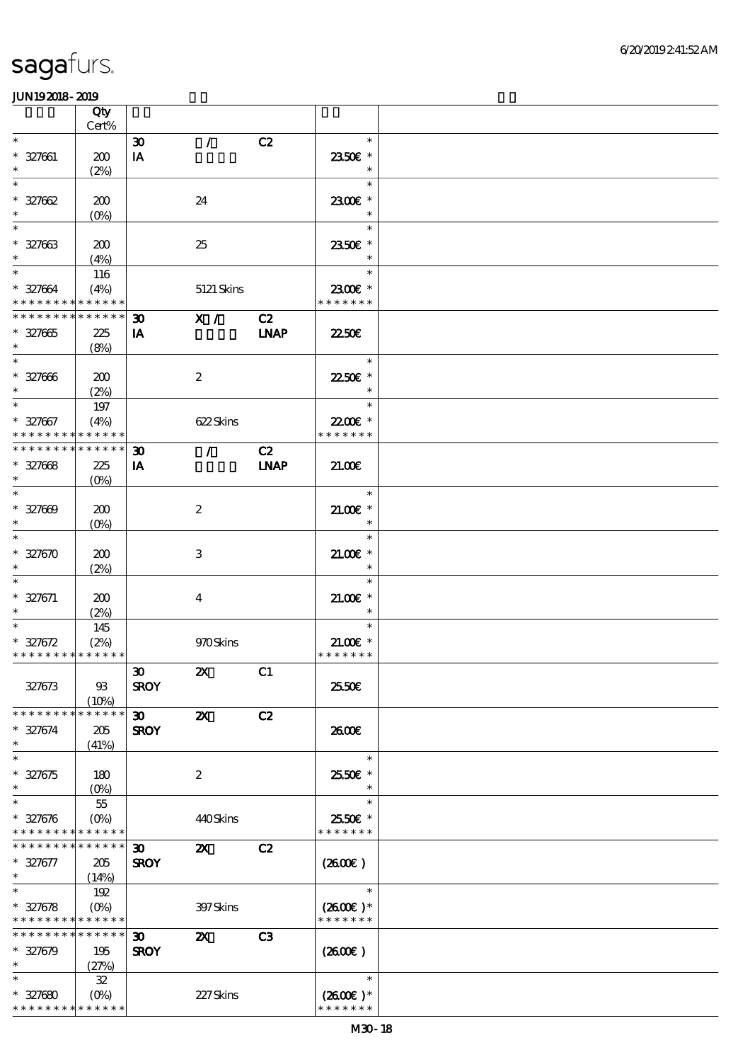sagafurs.

JUN19 2018 - 2019

| | Qty Cert% | | | | | |
|---|---|---|---|---|---|---|
| * | | 30 | / | C2 | * | |
| * 327661 | 200 | IA | | | 23.50€ * | |
| * | (2%) | | | | * | |
| * | | | | | * | |
| * 327662 | 200 | | 24 | | 23.00€ * | |
| * | (0%) | | | | * | |
| * | | | | | * | |
| * 327663 | 200 | | 25 | | 23.50€ * | |
| * | (4%) | | | | * | |
| * | 116 | | | | * | |
| * 327664 | (4%) | | 5121 Skins | | 23.00€ * | |
| * * * * * * * * * * * * * * | | | | | * * * * * * * | |
| * * * * * * * * * * * * * * | | 30 | X / | C2 | | |
| * 327665 | 225 | IA | | LNAP | 22.50€ | |
| * | (8%) | | | | | |
| * | | | | | * | |
| * 327666 | 200 | | 2 | | 22.50€ * | |
| * | (2%) | | | | * | |
| * | 197 | | | | * | |
| * 327667 | (4%) | | 622 Skins | | 22.00€ * | |
| * * * * * * * * * * * * * * | | | | | * * * * * * * | |
| * * * * * * * * * * * * * * | | 30 | / | C2 | | |
| * 327668 | 225 | IA | | LNAP | 21.00€ | |
| * | (0%) | | | | | |
| * | | | | | * | |
| * 327669 | 200 | | 2 | | 21.00€ * | |
| * | (0%) | | | | * | |
| * | | | | | * | |
| * 327670 | 200 | | 3 | | 21.00€ * | |
| * | (2%) | | | | * | |
| * | | | | | * | |
| * 327671 | 200 | | 4 | | 21.00€ * | |
| * | (2%) | | | | * | |
| * | 145 | | | | * | |
| * 327672 | (2%) | | 970 Skins | | 21.00€ * | |
| * * * * * * * * * * * * * * | | | | | * * * * * * * | |
| | | 30 | 2X | C1 | | |
| 327673 | 93 | SROY | | | 25.50€ | |
| | (10%) | | | | | |
| * * * * * * * * * * * * * * | | 30 | 2X | C2 | | |
| * 327674 | 205 | SROY | | | 26.00€ | |
| * | (41%) | | | | | |
| * | | | | | * | |
| * 327675 | 180 | | 2 | | 25.50€ * | |
| * | (0%) | | | | * | |
| * | 55 | | | | * | |
| * 327676 | (0%) | | 440 Skins | | 25.50€ * | |
| * * * * * * * * * * * * * * | | | | | * * * * * * * | |
| * * * * * * * * * * * * * * | | 30 | 2X | C2 | | |
| * 327677 | 205 | SROY | | | (26.00€ ) | |
| * | (14%) | | | | | |
| * | 192 | | | | * | |
| * 327678 | (0%) | | 397 Skins | | (26.00€ )* | |
| * * * * * * * * * * * * * * | | | | | * * * * * * * | |
| * * * * * * * * * * * * * * | | 30 | 2X | C3 | | |
| * 327679 | 195 | SROY | | | (26.00€ ) | |
| * | (27%) | | | | | |
| * | 32 | | | | * | |
| * 327680 | (0%) | | 227 Skins | | (26.00€ )* | |
| * * * * * * * * * * * * * * | | | | | * * * * * * * | |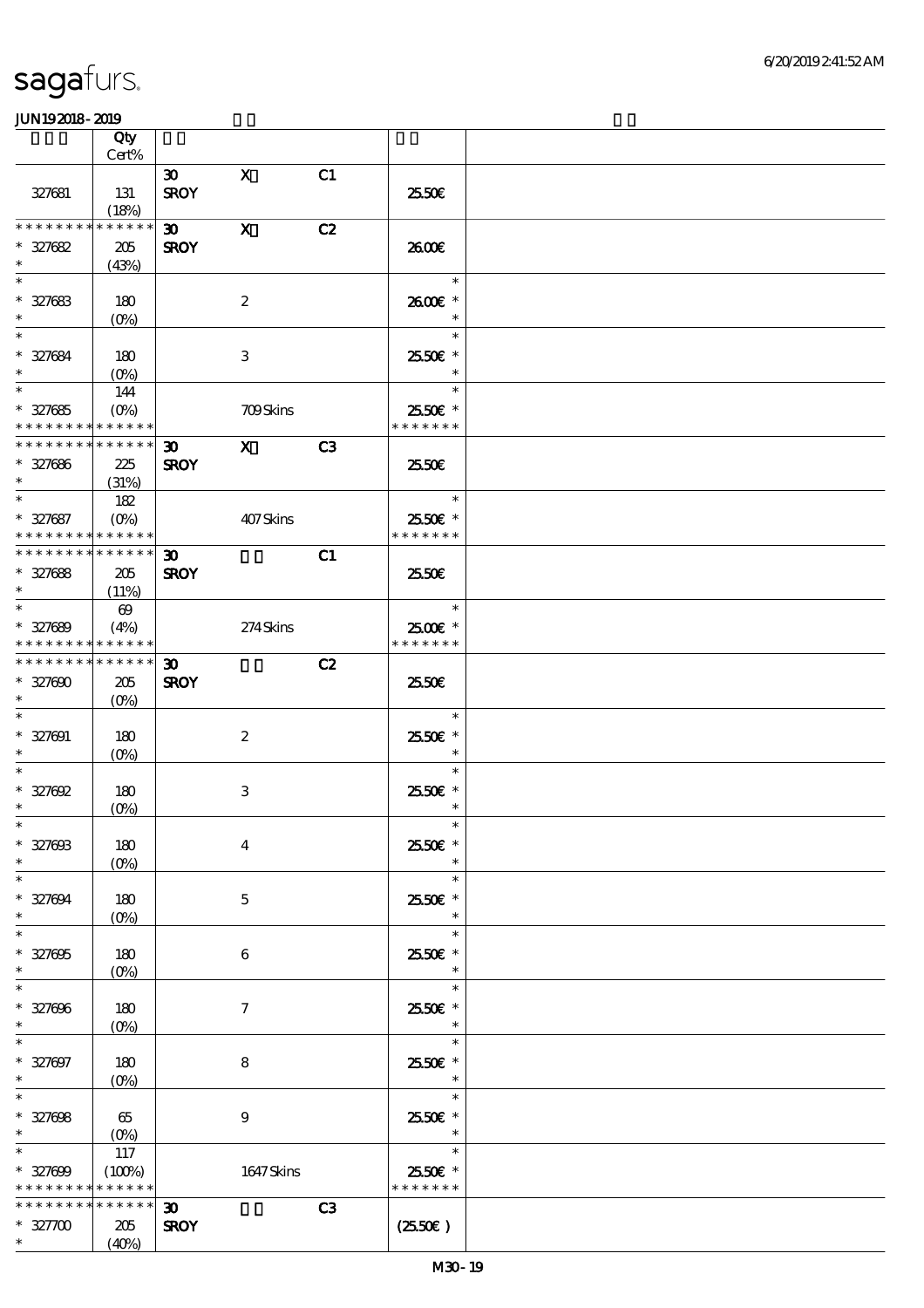| | Qty Cert% | | | | | |
|---|---|---|---|---|---|---|
| 327681 | 131 (18%) | 30 SROY | X | C1 | 25.50€ | |
| * * * * * * * * * * * * * * 327682 * | 205 (43%) | 30 SROY | X | C2 | 26.00€ | |
| * * 327683 * | 180 (0%) | | 2 | | * 26.00€ * * | |
| * * 327684 * | 180 (0%) | | 3 | | * 25.50€ * * | |
| * * 327685 * * * * * * * * * * * * * | 144 (0%) | | 709 Skins | | * 25.50€ * * * * * * * * | |
| * * * * * * * * * * * * * * 327686 * | 225 (31%) | 30 SROY | X | C3 | 25.50€ | |
| * * 327687 * * * * * * * * * * * * * | 182 (0%) | | 407 Skins | | * 25.50€ * * * * * * * * | |
| * * * * * * * * * * * * * * 327688 * | 205 (11%) | 30 SROY | | C1 | 25.50€ | |
| * * 327689 * * * * * * * * * * * * * | 69 (4%) | | 274 Skins | | * 25.00€ * * * * * * * * | |
| * * * * * * * * * * * * * * 327690 * | 205 (0%) | 30 SROY | | C2 | 25.50€ | |
| * * 327691 * | 180 (0%) | | 2 | | * 25.50€ * * | |
| * * 327692 * | 180 (0%) | | 3 | | * 25.50€ * * | |
| * * 327693 * | 180 (0%) | | 4 | | * 25.50€ * * | |
| * * 327694 * | 180 (0%) | | 5 | | * 25.50€ * * | |
| * * 327695 * | 180 (0%) | | 6 | | * 25.50€ * * | |
| * * 327696 * | 180 (0%) | | 7 | | * 25.50€ * * | |
| * * 327697 * | 180 (0%) | | 8 | | * 25.50€ * * | |
| * * 327698 * | 65 (0%) | | 9 | | * 25.50€ * * | |
| * * 327699 * * * * * * * * * * * * * | 117 (100%) | | 1647 Skins | | * 25.50€ * * * * * * * * | |
| * * * * * * * * * * * * * * 327700 * | 205 (40%) | 30 SROY | | C3 | (25.50€) | |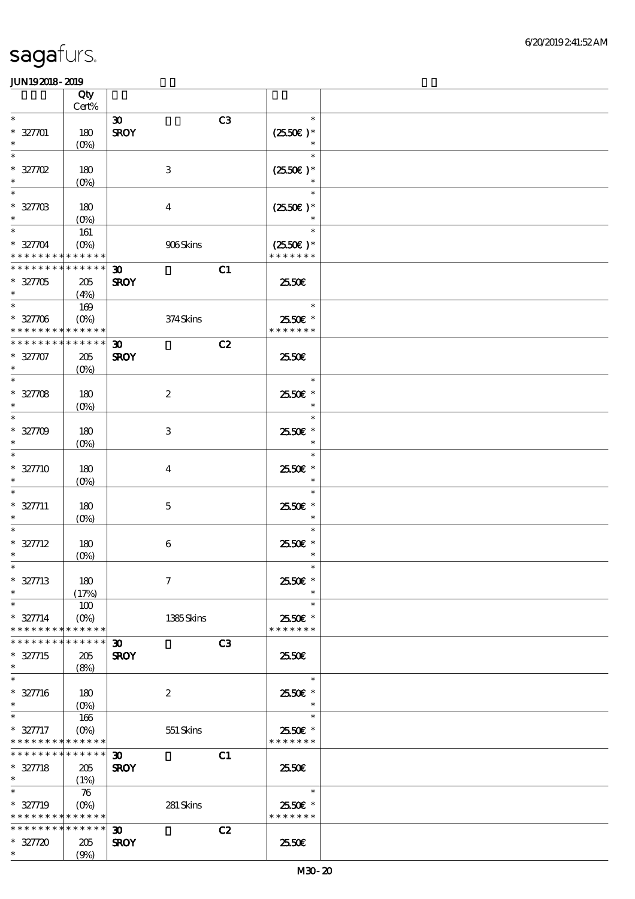# sagafurs.

JUN192018-2019

| | Qty Cert% | | | | |
|---|---|---|---|---|---|
| * | | 30 | | C3 | * |
| * 327701 | 180 | SROY | | | (25.50€)* |
| * | (0%) | | | | * |
| * | | | | | * |
| * 327702 | 180 | | 3 | | (25.50€)* |
| * | (0%) | | | | * |
| * | | | | | * |
| * 327703 | 180 | | 4 | | (25.50€)* |
| * | (0%) | | | | * |
| * | 161 | | | | * |
| * 327704 | (0%) | | 906 Skins | | (25.50€)* |
| * * * * * * * * * * * * * * | | | | | * * * * * * * |
| * * * * * * * * * * * * * * | | 30 | | C1 | |
| * 327705 | 205 | SROY | | | 25.50€ |
| * | (4%) | | | | |
| * | 169 | | | | * |
| * 327706 | (0%) | | 374 Skins | | 25.50€ * |
| * * * * * * * * * * * * * * | | | | | * * * * * * * |
| * * * * * * * * * * * * * * | | 30 | | C2 | |
| * 327707 | 205 | SROY | | | 25.50€ |
| * | (0%) | | | | |
| * | | | | | * |
| * 327708 | 180 | | 2 | | 25.50€ * |
| * | (0%) | | | | * |
| * | | | | | * |
| * 327709 | 180 | | 3 | | 25.50€ * |
| * | (0%) | | | | * |
| * | | | | | * |
| * 327710 | 180 | | 4 | | 25.50€ * |
| * | (0%) | | | | * |
| * | | | | | * |
| * 327711 | 180 | | 5 | | 25.50€ * |
| * | (0%) | | | | * |
| * | | | | | * |
| * 327712 | 180 | | 6 | | 25.50€ * |
| * | (0%) | | | | * |
| * | | | | | * |
| * 327713 | 180 | | 7 | | 25.50€ * |
| * | (17%) | | | | * |
| * | 100 | | | | * |
| * 327714 | (0%) | | 1385 Skins | | 25.50€ * |
| * * * * * * * * * * * * * * | | | | | * * * * * * * |
| * * * * * * * * * * * * * * | | 30 | | C3 | |
| * 327715 | 205 | SROY | | | 25.50€ |
| * | (8%) | | | | |
| * | | | | | * |
| * 327716 | 180 | | 2 | | 25.50€ * |
| * | (0%) | | | | * |
| * | 166 | | | | * |
| * 327717 | (0%) | | 551 Skins | | 25.50€ * |
| * * * * * * * * * * * * * * | | | | | * * * * * * * |
| * * * * * * * * * * * * * * | | 30 | | C1 | |
| * 327718 | 205 | SROY | | | 25.50€ |
| * | (1%) | | | | |
| * | 76 | | | | * |
| * 327719 | (0%) | | 281 Skins | | 25.50€ * |
| * * * * * * * * * * * * * * | | | | | * * * * * * * |
| * * * * * * * * * * * * * * | | 30 | | C2 | |
| * 327720 | 205 | SROY | | | 25.50€ |
| * | (9%) | | | | |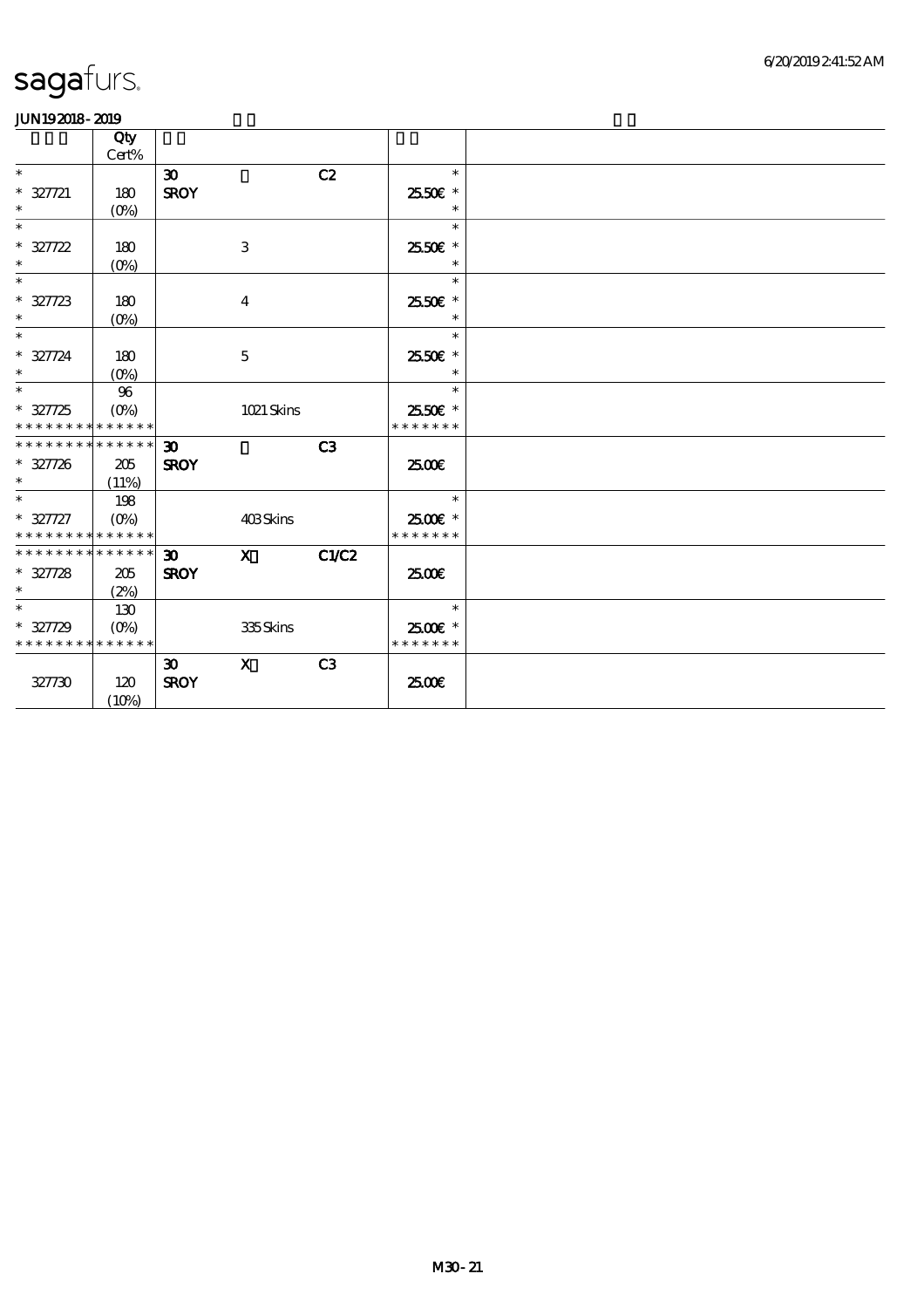# sagafurs.

JUN19 2018 - 2019

| | Qty Cert% | | | | |
|---|---|---|---|---|---|
| * | | 30 | | C2 | * |
| * 327721 | 180 | SROY | | | 25.50€ * |
| * | (0%) | | | | * |
| * | | | | | * |
| * 327722 | 180 | | 3 | | 25.50€ * |
| * | (0%) | | | | * |
| * | | | | | * |
| * 327723 | 180 | | 4 | | 25.50€ * |
| * | (0%) | | | | * |
| * | | | | | * |
| * 327724 | 180 | | 5 | | 25.50€ * |
| * | (0%) | | | | * |
| * | 96 | | | | * |
| * 327725 | (0%) | | 1021 Skins | | 25.50€ * |
| * * * * * * * * * * * * * * | | | | | * * * * * * * |
| * * * * * * * * * * * * * * | | 30 | | C3 | |
| * 327726 | 205 | SROY | | | 25.00€ |
| * | (11%) | | | | |
| * | 198 | | | | * |
| * 327727 | (0%) | | 403 Skins | | 25.00€ * |
| * * * * * * * * * * * * * * | | | | | * * * * * * * |
| * * * * * * * * * * * * * * | | 30 | X | C1/C2 | |
| * 327728 | 205 | SROY | | | 25.00€ |
| * | (2%) | | | | |
| * | 130 | | | | * |
| * 327729 | (0%) | | 335 Skins | | 25.00€ * |
| * * * * * * * * * * * * * * | | | | | * * * * * * * |
| | | 30 | X | C3 | |
| 327730 | 120 | SROY | | | 25.00€ |
| | (10%) | | | | |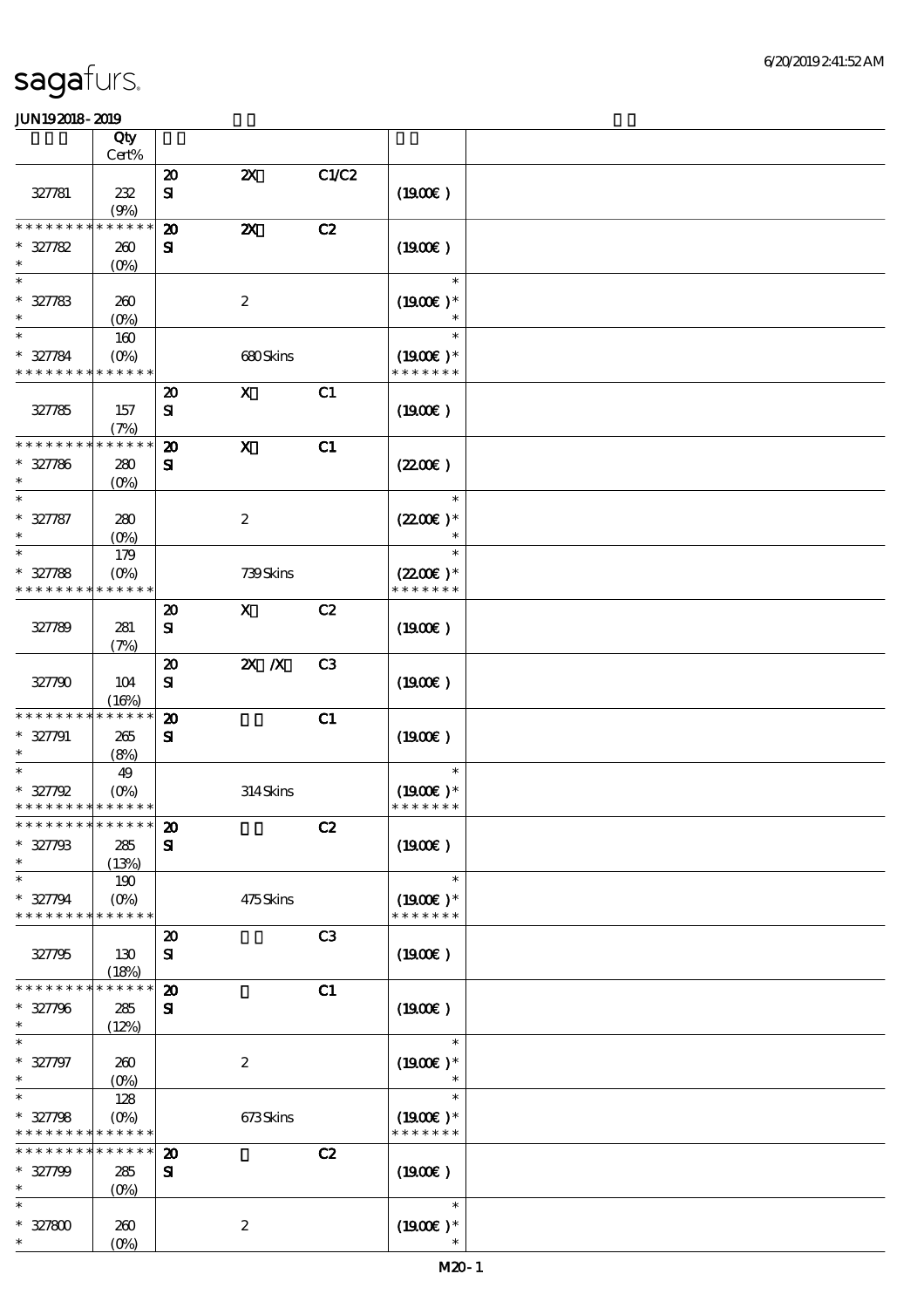sagafurs.

JUN192018-2019

| | Qty Cert% | | | | | |
|---|---|---|---|---|---|---|
| 327781 | 232 (9%) | 20 SI | 2X | C1/C2 | (19.00€) | |
| * * * * * * * * * * * * * * 327782 * | 260 (0%) | 20 SI | 2X | C2 | (19.00€) | |
| * * 327783 * | 260 (0%) | | 2 | | * (19.00€) * * | |
| * * 327784 * * * * * * * * * * * * * | 160 (0%) | | 680 Skins | | * (19.00€) * * * * * * * * | |
| 327785 | 157 (7%) | 20 SI | X | C1 | (19.00€) | |
| * * * * * * * * * * * * * * 327786 * | 280 (0%) | 20 SI | X | C1 | (22.00€) | |
| * * 327787 * | 280 (0%) | | 2 | | * (22.00€) * * | |
| * * 327788 * * * * * * * * * * * * * | 179 (0%) | | 739 Skins | | * (22.00€) * * * * * * * * | |
| 327789 | 281 (7%) | 20 SI | X | C2 | (19.00€) | |
| 327790 | 104 (16%) | 20 SI | 2X /X | C3 | (19.00€) | |
| * * * * * * * * * * * * * * 327791 * | 265 (8%) | 20 SI | | C1 | (19.00€) | |
| * * 327792 * * * * * * * * * * * * * | 49 (0%) | | 314 Skins | | * (19.00€) * * * * * * * * | |
| * * * * * * * * * * * * * * 327793 * | 285 (13%) | 20 SI | | C2 | (19.00€) | |
| * * 327794 * * * * * * * * * * * * * | 190 (0%) | | 475 Skins | | * (19.00€) * * * * * * * * | |
| 327795 | 130 (18%) | 20 SI | | C3 | (19.00€) | |
| * * * * * * * * * * * * * * 327796 * | 285 (12%) | 20 SI | | C1 | (19.00€) | |
| * * 327797 * | 260 (0%) | | 2 | | * (19.00€) * * | |
| * * 327798 * * * * * * * * * * * * * | 128 (0%) | | 673 Skins | | * (19.00€) * * * * * * * * | |
| * * * * * * * * * * * * * * 327799 * | 285 (0%) | 20 SI | | C2 | (19.00€) | |
| * * 327800 * | 260 (0%) | | 2 | | * (19.00€) * * | |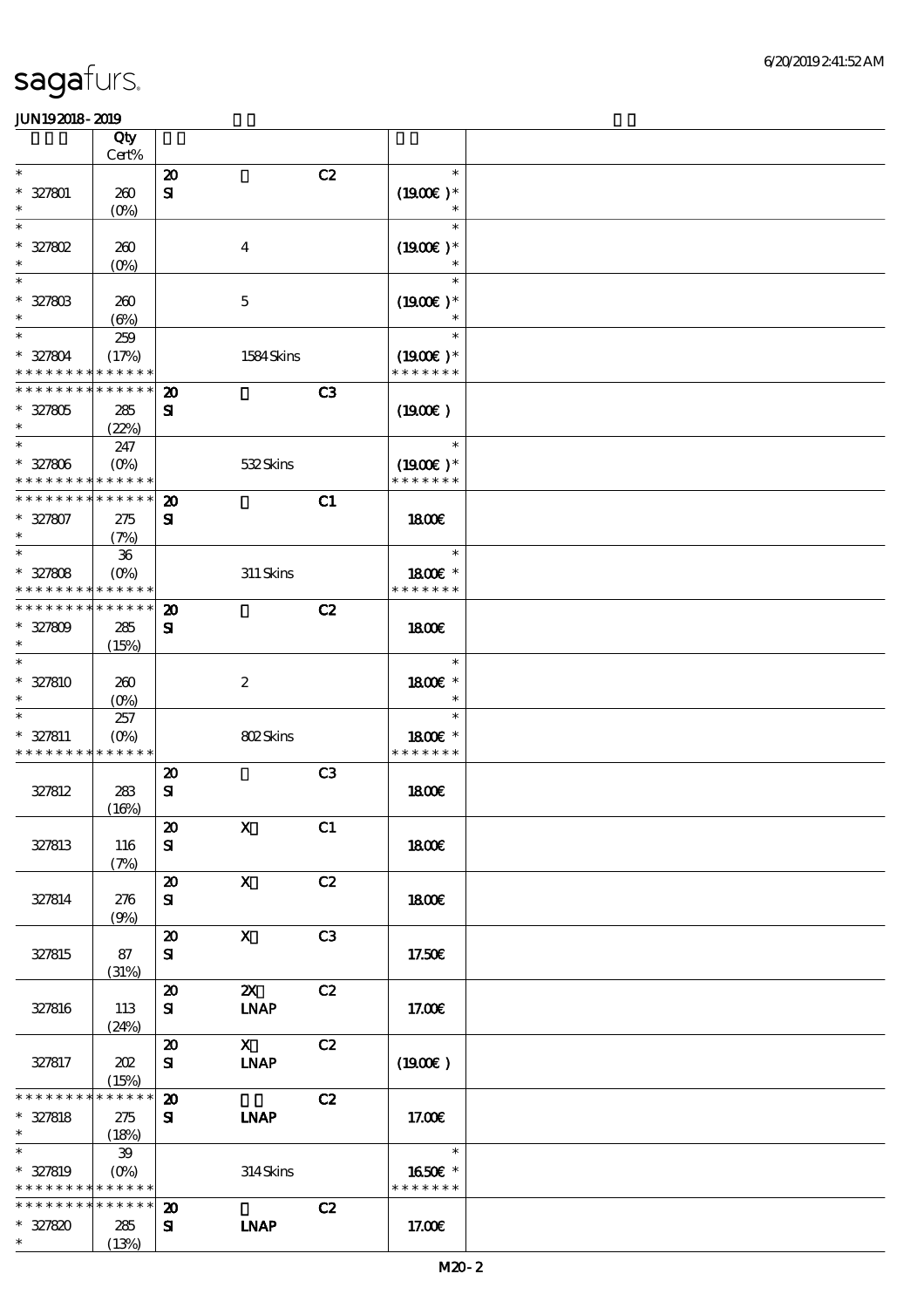| | Qty Cert% | | | | |
|---|---|---|---|---|---|
| * <br> * 327801 <br> * | 260 <br> (0%) | 20 <br> SI | | C2 | * <br> (19.00€) * <br> * |
| * <br> * 327802 <br> * | 260 <br> (0%) | | 4 | | * <br> (19.00€) * <br> * |
| * <br> * 327803 <br> * | 260 <br> (6%) | | 5 | | * <br> (19.00€) * <br> * |
| * <br> * 327804 <br> * * * * * * * * * * * * * * | 259 <br> (17%) | | 1584 Skins | | * <br> (19.00€) * <br> * * * * * * * |
| * * * * * * * * * * * * * * <br> * 327805 <br> * | 285 <br> (22%) | 20 <br> SI | | C3 | (19.00€) |
| * <br> * 327806 <br> * * * * * * * * * * * * * * | 247 <br> (0%) | | 532 Skins | | * <br> (19.00€) * <br> * * * * * * * |
| * * * * * * * * * * * * * * <br> * 327807 <br> * | 275 <br> (7%) | 20 <br> SI | | C1 | 18.00€ |
| * <br> * 327808 <br> * * * * * * * * * * * * * * | 36 <br> (0%) | | 311 Skins | | * <br> 18.00€ * <br> * * * * * * * |
| * * * * * * * * * * * * * * <br> * 327809 <br> * | 285 <br> (15%) | 20 <br> SI | | C2 | 18.00€ |
| * <br> * 327810 <br> * | 260 <br> (0%) | | 2 | | * <br> 18.00€ * <br> * |
| * <br> * 327811 <br> * * * * * * * * * * * * * * | 257 <br> (0%) | | 802 Skins | | * <br> 18.00€ * <br> * * * * * * * |
| 327812 | 283 <br> (16%) | 20 <br> SI | | C3 | 18.00€ |
| 327813 | 116 <br> (7%) | 20 <br> SI | X | C1 | 18.00€ |
| 327814 | 276 <br> (9%) | 20 <br> SI | X | C2 | 18.00€ |
| 327815 | 87 <br> (31%) | 20 <br> SI | X | C3 | 17.50€ |
| 327816 | 113 <br> (24%) | 20 <br> SI | 2X <br> LNAP | C2 | 17.00€ |
| 327817 | 202 <br> (15%) | 20 <br> SI | X <br> LNAP | C2 | (19.00€) |
| * * * * * * * * * * * * * * <br> * 327818 <br> * | 275 <br> (18%) | 20 <br> SI | <br> LNAP | C2 | 17.00€ |
| * <br> * 327819 <br> * * * * * * * * * * * * * * | 39 <br> (0%) | | 314 Skins | | * <br> 16.50€ * <br> * * * * * * * |
| * * * * * * * * * * * * * * <br> * 327820 <br> * | 285 <br> (13%) | 20 <br> SI | <br> LNAP | C2 | 17.00€ |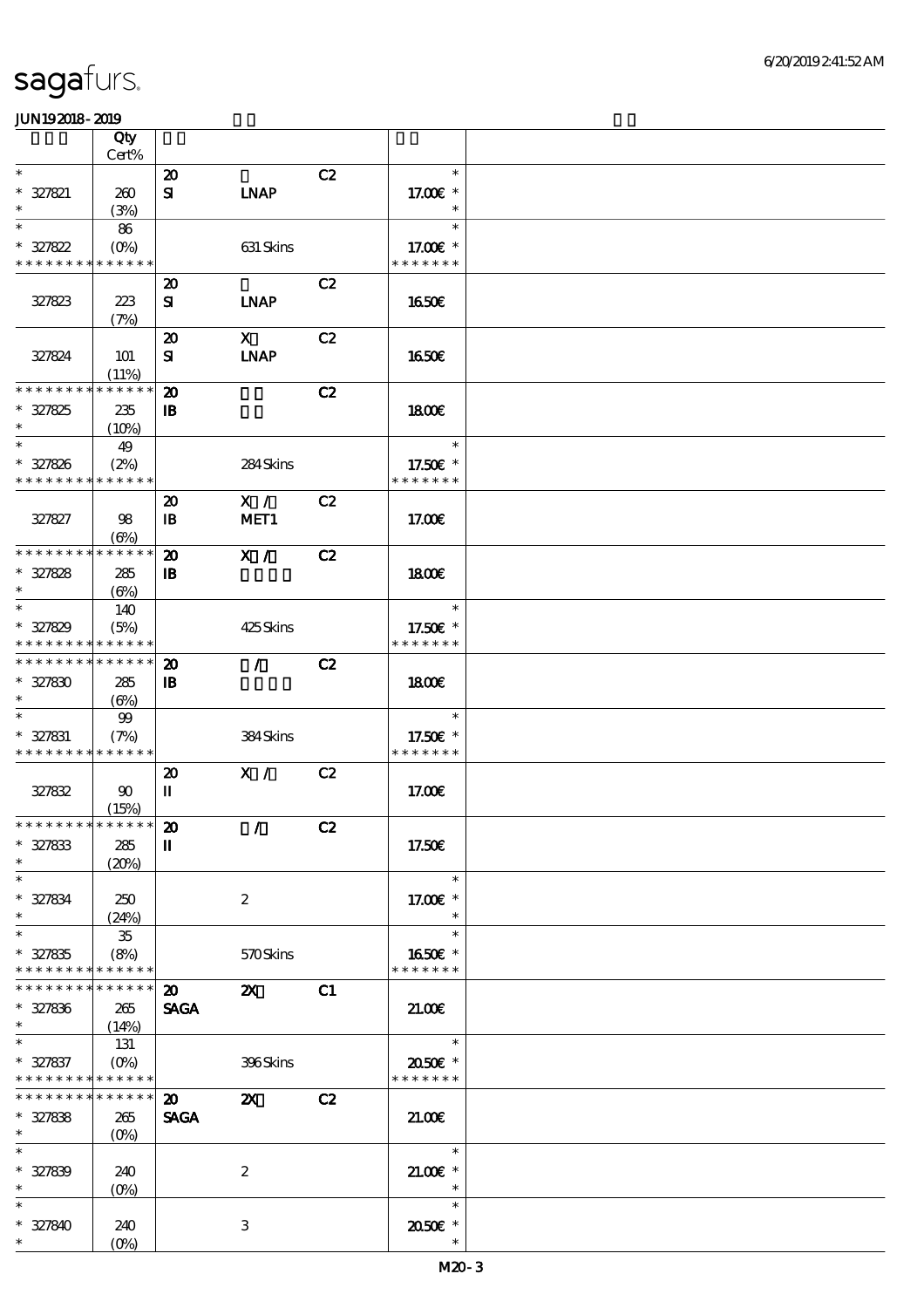# sagafurs.

JUN192018-2019

| | Qty Cert% | | | | | |
|---|---|---|---|---|---|---|
| * | | 20 | | C2 | * | |
| * 327821 | 260 | SI | LNAP | | 17.00€ * | |
| * | (3%) | | | | * | |
| * | 86 | | | | * | |
| * 327822 | (0%) | | 631 Skins | | 17.00€ * | |
| * * * * * * * * * * * * * * | | | | | * * * * * * * | |
| | | 20 | | C2 | | |
| 327823 | 223 | SI | LNAP | | 16.50€ | |
| | (7%) | | | | | |
| | | 20 | X | C2 | | |
| 327824 | 101 | SI | LNAP | | 16.50€ | |
| | (11%) | | | | | |
| * * * * * * * * * * * * * * | | 20 | | C2 | | |
| * 327825 | 235 | IB | | | 18.00€ | |
| * | (10%) | | | | | |
| * | 49 | | | | * | |
| * 327826 | (2%) | | 284 Skins | | 17.50€ * | |
| * * * * * * * * * * * * * * | | | | | * * * * * * * | |
| | | 20 | X / | C2 | | |
| 327827 | 98 | IB | MET1 | | 17.00€ | |
| | (6%) | | | | | |
| * * * * * * * * * * * * * * | | 20 | X / | C2 | | |
| * 327828 | 285 | IB | | | 18.00€ | |
| * | (6%) | | | | | |
| * | 140 | | | | * | |
| * 327829 | (5%) | | 425 Skins | | 17.50€ * | |
| * * * * * * * * * * * * * * | | | | | * * * * * * * | |
| * * * * * * * * * * * * * * | | 20 | / | C2 | | |
| * 327830 | 285 | IB | | | 18.00€ | |
| * | (6%) | | | | | |
| * | 99 | | | | * | |
| * 327831 | (7%) | | 384 Skins | | 17.50€ * | |
| * * * * * * * * * * * * * * | | | | | * * * * * * * | |
| | | 20 | X / | C2 | | |
| 327832 | 90 | II | | | 17.00€ | |
| | (15%) | | | | | |
| * * * * * * * * * * * * * * | | 20 | / | C2 | | |
| * 327833 | 285 | II | | | 17.50€ | |
| * | (20%) | | | | | |
| * | | | | | * | |
| * 327834 | 250 | | 2 | | 17.00€ * | |
| * | (24%) | | | | * | |
| * | 35 | | | | * | |
| * 327835 | (8%) | | 570 Skins | | 16.50€ * | |
| * * * * * * * * * * * * * * | | | | | * * * * * * * | |
| * * * * * * * * * * * * * * | | 20 | 2X | C1 | | |
| * 327836 | 265 | SAGA | | | 21.00€ | |
| * | (14%) | | | | | |
| * | 131 | | | | * | |
| * 327837 | (0%) | | 396 Skins | | 20.50€ * | |
| * * * * * * * * * * * * * * | | | | | * * * * * * * | |
| * * * * * * * * * * * * * * | | 20 | 2X | C2 | | |
| * 327838 | 265 | SAGA | | | 21.00€ | |
| * | (0%) | | | | | |
| * | | | | | * | |
| * 327839 | 240 | | 2 | | 21.00€ * | |
| * | (0%) | | | | * | |
| * | | | | | * | |
| * 327840 | 240 | | 3 | | 20.50€ * | |
| * | (0%) | | | | * | |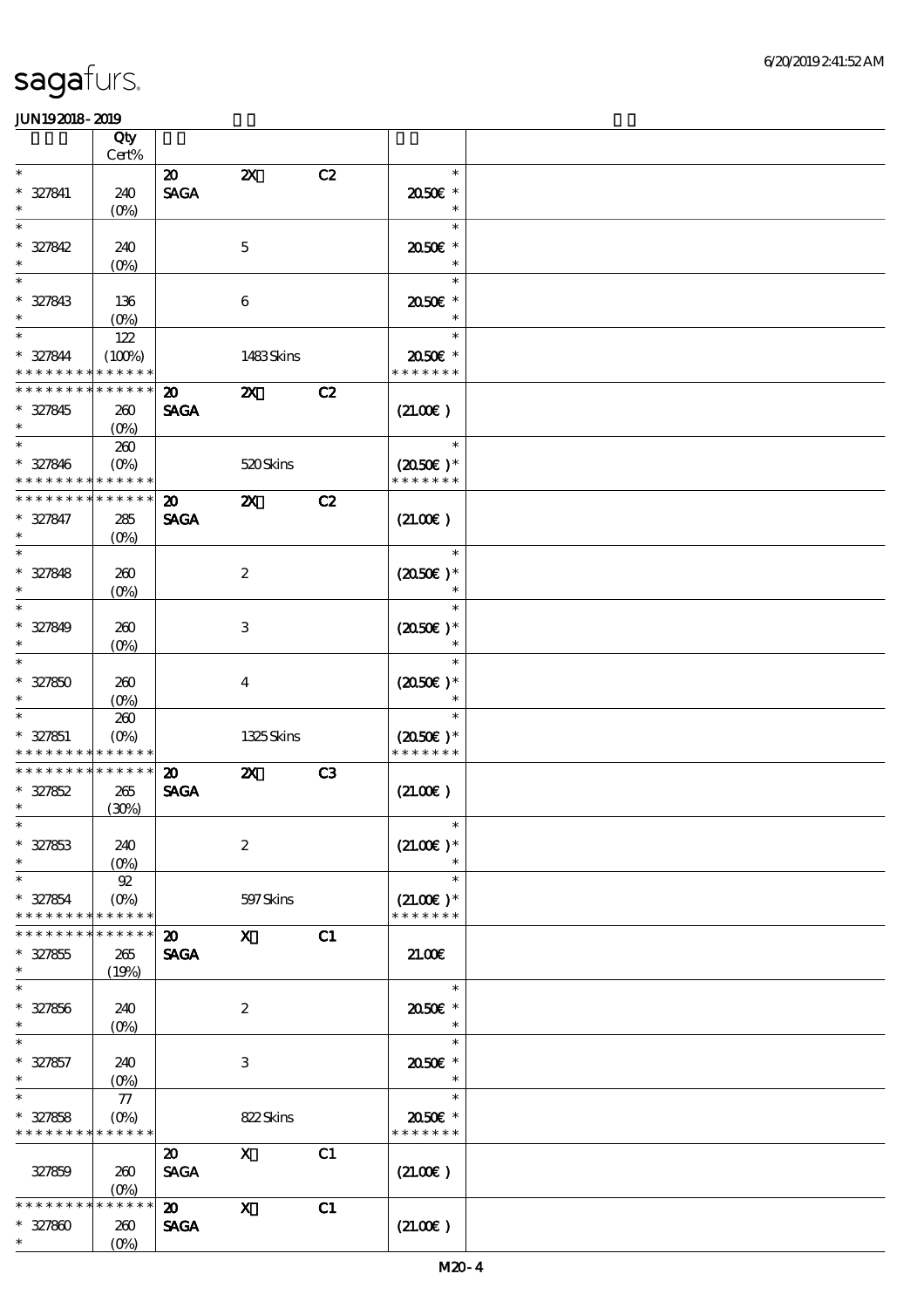| | Qty Cert% | | | | | |
|---|---|---|---|---|---|---|
| * | | 20 | 2X | C2 | * | |
| * 327841 | 240 | SAGA | | | 20.50€ * | |
| * | (0%) | | | | * | |
| * | | | | | * | |
| * 327842 | 240 | | 5 | | 20.50€ * | |
| * | (0%) | | | | * | |
| * | | | | | * | |
| * 327843 | 136 | | 6 | | 20.50€ * | |
| * | (0%) | | | | * | |
| * | 122 | | | | * | |
| * 327844 | (100%) | | 1483 Skins | | 20.50€ * | |
| * * * * * * * * * * * * * * | | | | | * * * * * * * | |
| * * * * * * * * * * * * * * | | 20 | 2X | C2 | | |
| * 327845 | 260 | SAGA | | | (21.00€ ) | |
| * | (0%) | | | | | |
| * | 260 | | | | * | |
| * 327846 | (0%) | | 520 Skins | | (20.50€ )* | |
| * * * * * * * * * * * * * * | | | | | * * * * * * * | |
| * * * * * * * * * * * * * * | | 20 | 2X | C2 | | |
| * 327847 | 285 | SAGA | | | (21.00€ ) | |
| * | (0%) | | | | | |
| * | | | | | * | |
| * 327848 | 260 | | 2 | | (20.50€ )* | |
| * | (0%) | | | | * | |
| * | | | | | * | |
| * 327849 | 260 | | 3 | | (20.50€ )* | |
| * | (0%) | | | | * | |
| * | | | | | * | |
| * 327850 | 260 | | 4 | | (20.50€ )* | |
| * | (0%) | | | | * | |
| * | 260 | | | | * | |
| * 327851 | (0%) | | 1325 Skins | | (20.50€ )* | |
| * * * * * * * * * * * * * * | | | | | * * * * * * * | |
| * * * * * * * * * * * * * * | | 20 | 2X | C3 | | |
| * 327852 | 265 | SAGA | | | (21.00€ ) | |
| * | (30%) | | | | | |
| * | | | | | * | |
| * 327853 | 240 | | 2 | | (21.00€ )* | |
| * | (0%) | | | | * | |
| * | 92 | | | | * | |
| * 327854 | (0%) | | 597 Skins | | (21.00€ )* | |
| * * * * * * * * * * * * * * | | | | | * * * * * * * | |
| * * * * * * * * * * * * * * | | 20 | X | C1 | | |
| * 327855 | 265 | SAGA | | | 21.00€ | |
| * | (19%) | | | | | |
| * | | | | | * | |
| * 327856 | 240 | | 2 | | 20.50€ * | |
| * | (0%) | | | | * | |
| * | | | | | * | |
| * 327857 | 240 | | 3 | | 20.50€ * | |
| * | (0%) | | | | * | |
| * | 77 | | | | * | |
| * 327858 | (0%) | | 822 Skins | | 20.50€ * | |
| * * * * * * * * * * * * * * | | | | | * * * * * * * | |
| | | 20 | X | C1 | | |
| 327859 | 260 | SAGA | | | (21.00€ ) | |
| | (0%) | | | | | |
| * * * * * * * * * * * * * * | | 20 | X | C1 | | |
| * 327860 | 260 | SAGA | | | (21.00€ ) | |
| * | (0%) | | | | | |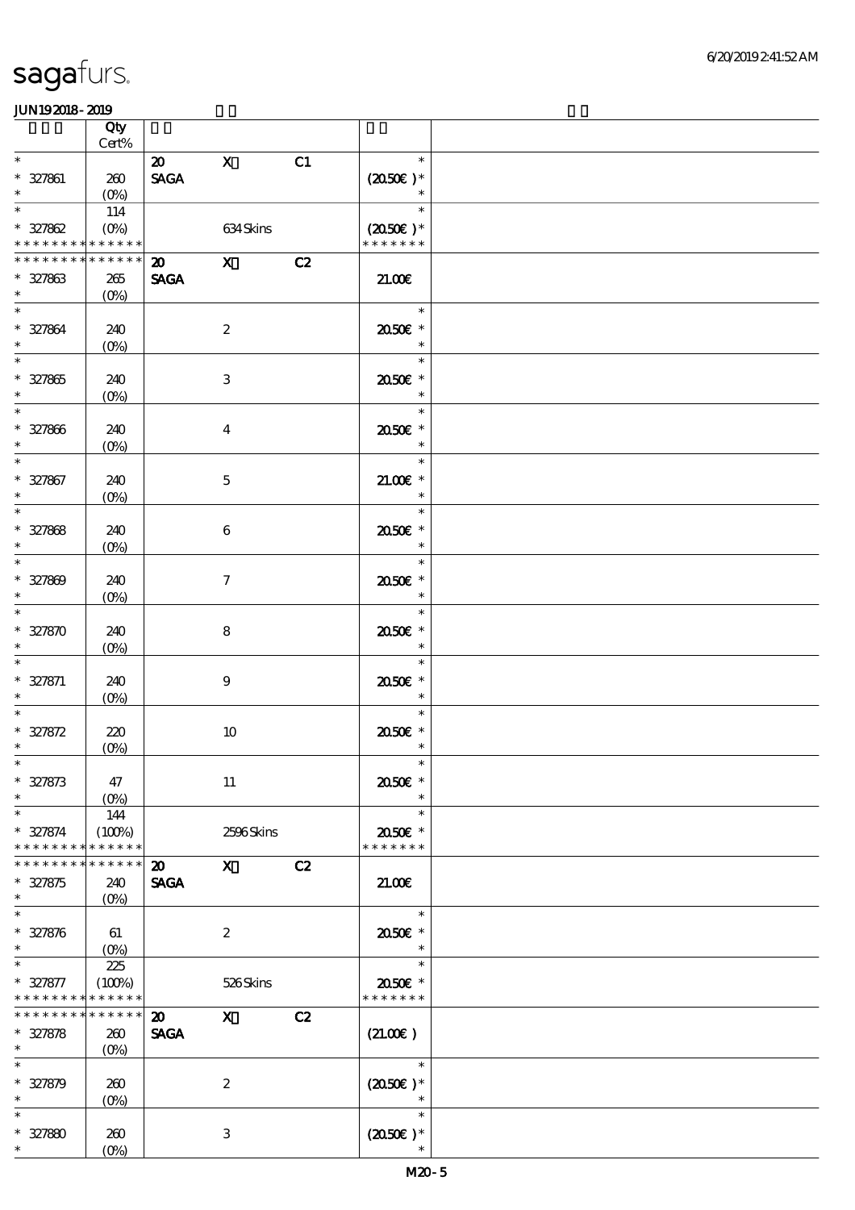| | Qty Cert% | | | | | |
|---|---|---|---|---|---|---|
| * | | 20 | X | C1 | * | |
| * 327861 | 260 | SAGA | | | (20.50€ )* | |
| * | (0%) | | | | * | |
| * | 114 | | | | * | |
| * 327862 | (0%) | | 634 Skins | | (20.50€ )* | |
| * * * * * * * * * * * * * * | | | | | * * * * * * * | |
| * * * * * * * * * * * * * * | | 20 | X | C2 | | |
| * 327863 | 265 | SAGA | | | 21.00€ | |
| * | (0%) | | | | | |
| * | | | | | * | |
| * 327864 | 240 | | 2 | | 20.50€ * | |
| * | (0%) | | | | * | |
| * | | | | | * | |
| * 327865 | 240 | | 3 | | 20.50€ * | |
| * | (0%) | | | | * | |
| * | | | | | * | |
| * 327866 | 240 | | 4 | | 20.50€ * | |
| * | (0%) | | | | * | |
| * | | | | | * | |
| * 327867 | 240 | | 5 | | 21.00€ * | |
| * | (0%) | | | | * | |
| * | | | | | * | |
| * 327868 | 240 | | 6 | | 20.50€ * | |
| * | (0%) | | | | * | |
| * | | | | | * | |
| * 327869 | 240 | | 7 | | 20.50€ * | |
| * | (0%) | | | | * | |
| * | | | | | * | |
| * 327870 | 240 | | 8 | | 20.50€ * | |
| * | (0%) | | | | * | |
| * | | | | | * | |
| * 327871 | 240 | | 9 | | 20.50€ * | |
| * | (0%) | | | | * | |
| * | | | | | * | |
| * 327872 | 220 | | 10 | | 20.50€ * | |
| * | (0%) | | | | * | |
| * | | | | | * | |
| * 327873 | 47 | | 11 | | 20.50€ * | |
| * | (0%) | | | | * | |
| * | 144 | | | | * | |
| * 327874 | (100%) | | 2596 Skins | | 20.50€ * | |
| * * * * * * * * * * * * * * | | | | | * * * * * * * | |
| * * * * * * * * * * * * * * | | 20 | X | C2 | | |
| * 327875 | 240 | SAGA | | | 21.00€ | |
| * | (0%) | | | | | |
| * | | | | | * | |
| * 327876 | 61 | | 2 | | 20.50€ * | |
| * | (0%) | | | | * | |
| * | 225 | | | | * | |
| * 327877 | (100%) | | 526 Skins | | 20.50€ * | |
| * * * * * * * * * * * * * * | | | | | * * * * * * * | |
| * * * * * * * * * * * * * * | | 20 | X | C2 | | |
| * 327878 | 260 | SAGA | | | (21.00€ ) | |
| * | (0%) | | | | | |
| * | | | | | * | |
| * 327879 | 260 | | 2 | | (20.50€ )* | |
| * | (0%) | | | | * | |
| * | | | | | * | |
| * 327880 | 260 | | 3 | | (20.50€ )* | |
| * | (0%) | | | | * | |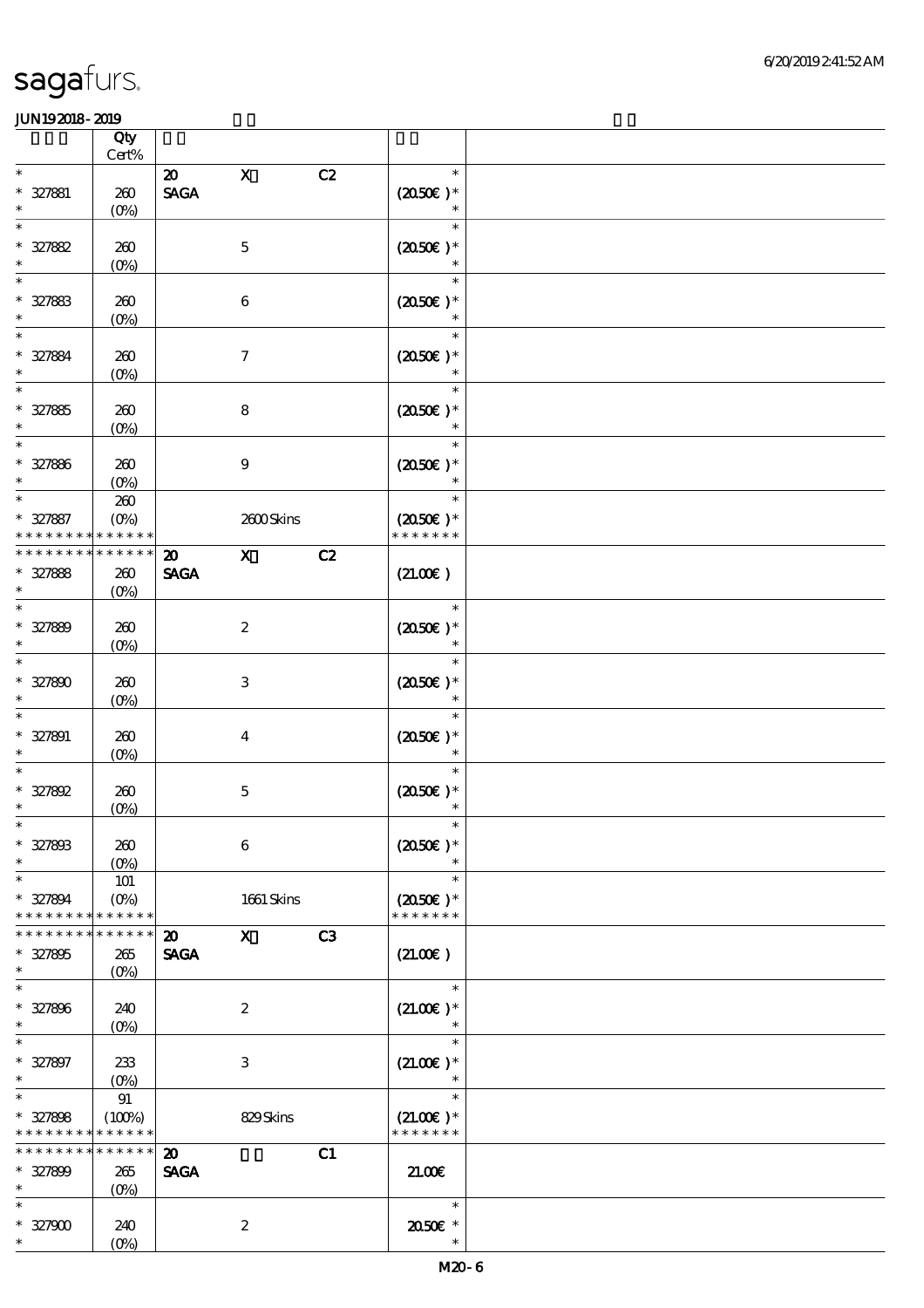sagafurs.

JUN19 2018 - 2019

| | Qty Cert% | | | | |
|---|---|---|---|---|---|
| * | | 20 SAGA | X | C2 | * |
| * 327881 | 260 | | | | (20.50€ )* |
| * | (0%) | | | | * |
| * | | | | | * |
| * 327882 | 260 | | 5 | | (20.50€ )* |
| * | (0%) | | | | * |
| * | | | | | * |
| * 327883 | 260 | | 6 | | (20.50€ )* |
| * | (0%) | | | | * |
| * | | | | | * |
| * 327884 | 260 | | 7 | | (20.50€ )* |
| * | (0%) | | | | * |
| * | | | | | * |
| * 327885 | 260 | | 8 | | (20.50€ )* |
| * | (0%) | | | | * |
| * | | | | | * |
| * 327886 | 260 | | 9 | | (20.50€ )* |
| * | (0%) | | | | * |
| * | 260 | | | | * |
| * 327887 | (0%) | | 2600 Skins | | (20.50€ )* |
| * * * * * * * * * * * * * * | | | | | * * * * * * * |
| * * * * * * * * * * * * * * | | 20 SAGA | X | C2 | |
| * 327888 | 260 | | | | (21.00€ ) |
| * | (0%) | | | | |
| * | | | | | * |
| * 327889 | 260 | | 2 | | (20.50€ )* |
| * | (0%) | | | | * |
| * | | | | | * |
| * 327890 | 260 | | 3 | | (20.50€ )* |
| * | (0%) | | | | * |
| * | | | | | * |
| * 327891 | 260 | | 4 | | (20.50€ )* |
| * | (0%) | | | | * |
| * | | | | | * |
| * 327892 | 260 | | 5 | | (20.50€ )* |
| * | (0%) | | | | * |
| * | | | | | * |
| * 327893 | 260 | | 6 | | (20.50€ )* |
| * | (0%) | | | | * |
| * | 101 | | | | * |
| * 327894 | (0%) | | 1661 Skins | | (20.50€ )* |
| * * * * * * * * * * * * * * | | | | | * * * * * * * |
| * * * * * * * * * * * * * * | | 20 SAGA | X | C3 | |
| * 327895 | 265 | | | | (21.00€ ) |
| * | (0%) | | | | |
| * | | | | | * |
| * 327896 | 240 | | 2 | | (21.00€ )* |
| * | (0%) | | | | * |
| * | | | | | * |
| * 327897 | 233 | | 3 | | (21.00€ )* |
| * | (0%) | | | | * |
| * | 91 | | | | * |
| * 327898 | (100%) | | 829 Skins | | (21.00€ )* |
| * * * * * * * * * * * * * * | | | | | * * * * * * * |
| * * * * * * * * * * * * * * | | 20 SAGA | | C1 | |
| * 327899 | 265 | | | | 21.00€ |
| * | (0%) | | | | |
| * | | | | | * |
| * 327900 | 240 | | 2 | | 20.50€ * |
| * | (0%) | | | | * |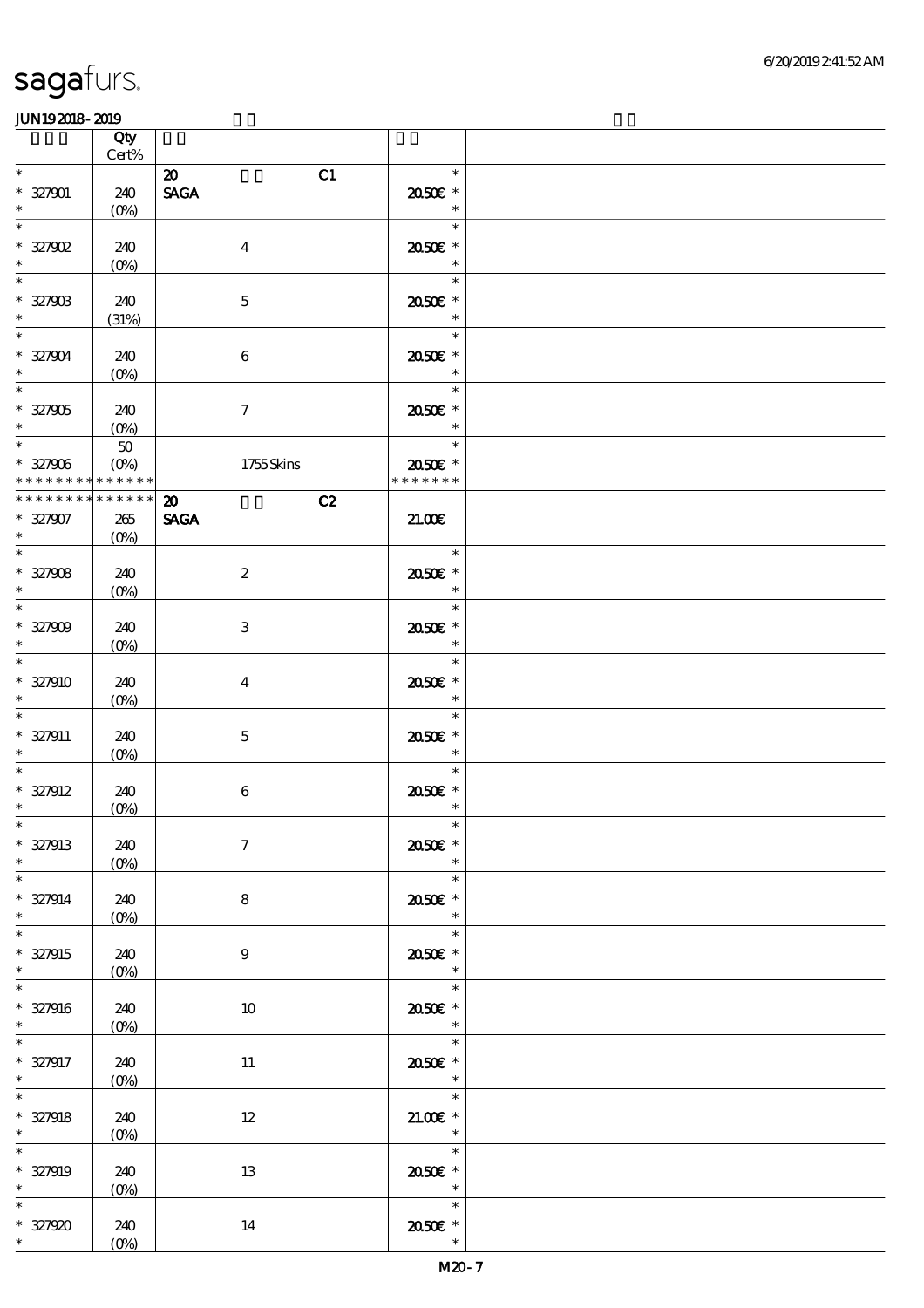sagafurs.

JUN19 2018 - 2019

| | Qty Cert% | | | |
|---|---|---|---|---|
| * | | 20 C1 | * | |
| * 327901 | 240 | SAGA | 20.50€ * | |
| * | (0%) | | * | |
| * | | | * | |
| * 327902 | 240 | 4 | 20.50€ * | |
| * | (0%) | | * | |
| * | | | * | |
| * 327903 | 240 | 5 | 20.50€ * | |
| * | (31%) | | * | |
| * | | | * | |
| * 327904 | 240 | 6 | 20.50€ * | |
| * | (0%) | | * | |
| * | | | * | |
| * 327905 | 240 | 7 | 20.50€ * | |
| * | (0%) | | * | |
| * | 50 | | * | |
| * 327906 | (0%) | 1755 Skins | 20.50€ * | |
| * * * * * * * * * * * * * * | | | * * * * * * * | |
| * * * * * * * * * * * * * * | | 20 C2 | | |
| * 327907 | 265 | SAGA | 21.00€ | |
| * | (0%) | | | |
| * | | | * | |
| * 327908 | 240 | 2 | 20.50€ * | |
| * | (0%) | | * | |
| * | | | * | |
| * 327909 | 240 | 3 | 20.50€ * | |
| * | (0%) | | * | |
| * | | | * | |
| * 327910 | 240 | 4 | 20.50€ * | |
| * | (0%) | | * | |
| * | | | * | |
| * 327911 | 240 | 5 | 20.50€ * | |
| * | (0%) | | * | |
| * | | | * | |
| * 327912 | 240 | 6 | 20.50€ * | |
| * | (0%) | | * | |
| * | | | * | |
| * 327913 | 240 | 7 | 20.50€ * | |
| * | (0%) | | * | |
| * | | | * | |
| * 327914 | 240 | 8 | 20.50€ * | |
| * | (0%) | | * | |
| * | | | * | |
| * 327915 | 240 | 9 | 20.50€ * | |
| * | (0%) | | * | |
| * | | | * | |
| * 327916 | 240 | 10 | 20.50€ * | |
| * | (0%) | | * | |
| * | | | * | |
| * 327917 | 240 | 11 | 20.50€ * | |
| * | (0%) | | * | |
| * | | | * | |
| * 327918 | 240 | 12 | 21.00€ * | |
| * | (0%) | | * | |
| * | | | * | |
| * 327919 | 240 | 13 | 20.50€ * | |
| * | (0%) | | * | |
| * | | | * | |
| * 327920 | 240 | 14 | 20.50€ * | |
| * | (0%) | | * | |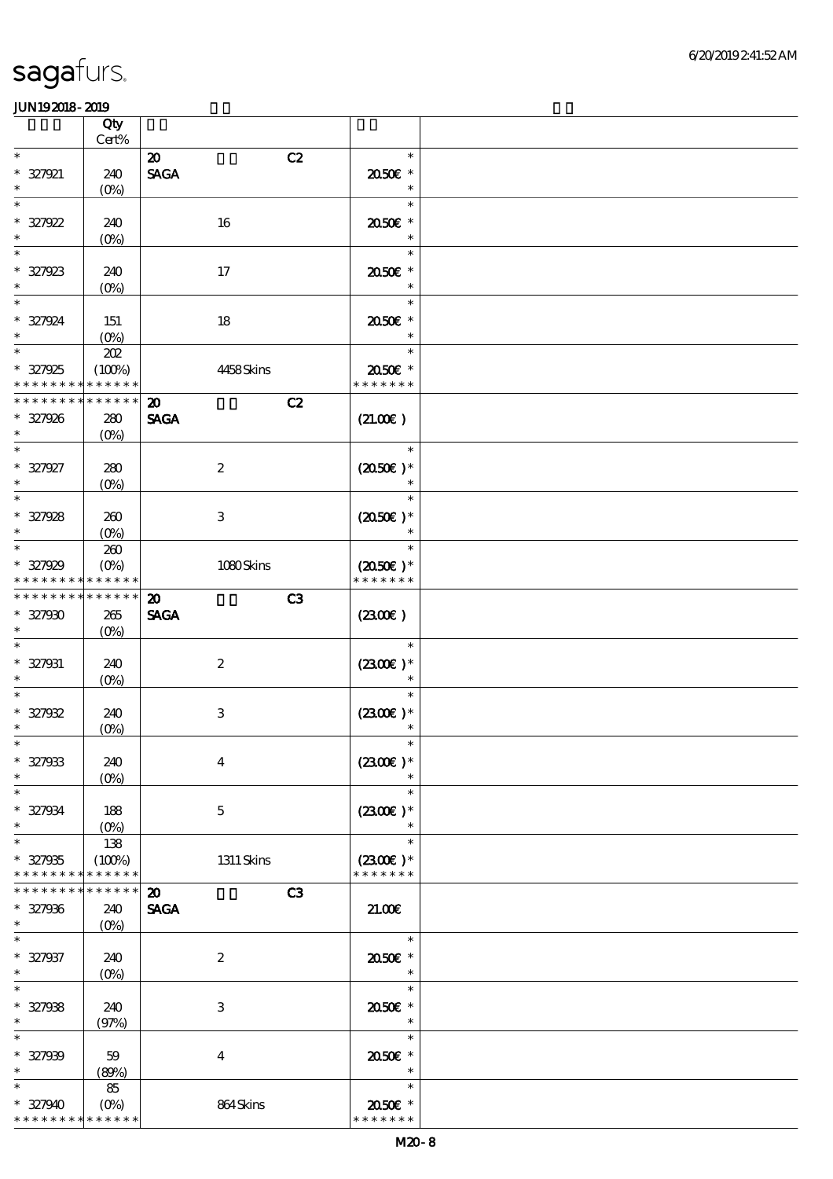sagafurs.

JUN19 2018 - 2019

| | Qty Cert% | | | |
|---|---|---|---|---|
| * * 327921 * | 240 (0%) | 20 SAGA | C2 | * 20.50€ * * |
| * * 327922 * | 240 (0%) | 16 | | * 20.50€ * * |
| * * 327923 * | 240 (0%) | 17 | | * 20.50€ * * |
| * * 327924 * | 151 (0%) | 18 | | * 20.50€ * * |
| * * 327925 * * * * * * * * * * * * * | 202 (100%) | 4458 Skins | | * 20.50€ * * * * * * * * |
| * * * * * * * * * * * * * * 327926 * | 280 (0%) | 20 SAGA | C2 | (21.00€) |
| * * 327927 * | 280 (0%) | 2 | | * (20.50€) * * |
| * * 327928 * | 260 (0%) | 3 | | * (20.50€) * * |
| * * 327929 * * * * * * * * * * * * * | 260 (0%) | 1080 Skins | | * (20.50€) * * * * * * * * |
| * * * * * * * * * * * * * * 327930 * | 265 (0%) | 20 SAGA | C3 | (23.00€) |
| * * 327931 * | 240 (0%) | 2 | | * (23.00€) * * |
| * * 327932 * | 240 (0%) | 3 | | * (23.00€) * * |
| * * 327933 * | 240 (0%) | 4 | | * (23.00€) * * |
| * * 327934 * | 188 (0%) | 5 | | * (23.00€) * * |
| * * 327935 * * * * * * * * * * * * * | 138 (100%) | 1311 Skins | | * (23.00€) * * * * * * * * |
| * * * * * * * * * * * * * * 327936 * | 240 (0%) | 20 SAGA | C3 | 21.00€ |
| * * 327937 * | 240 (0%) | 2 | | * 20.50€ * * |
| * * 327938 * | 240 (97%) | 3 | | * 20.50€ * * |
| * * 327939 * | 59 (89%) | 4 | | * 20.50€ * * |
| * * 327940 * * * * * * * * * * * * * | 85 (0%) | 864 Skins | | * 20.50€ * * * * * * * * |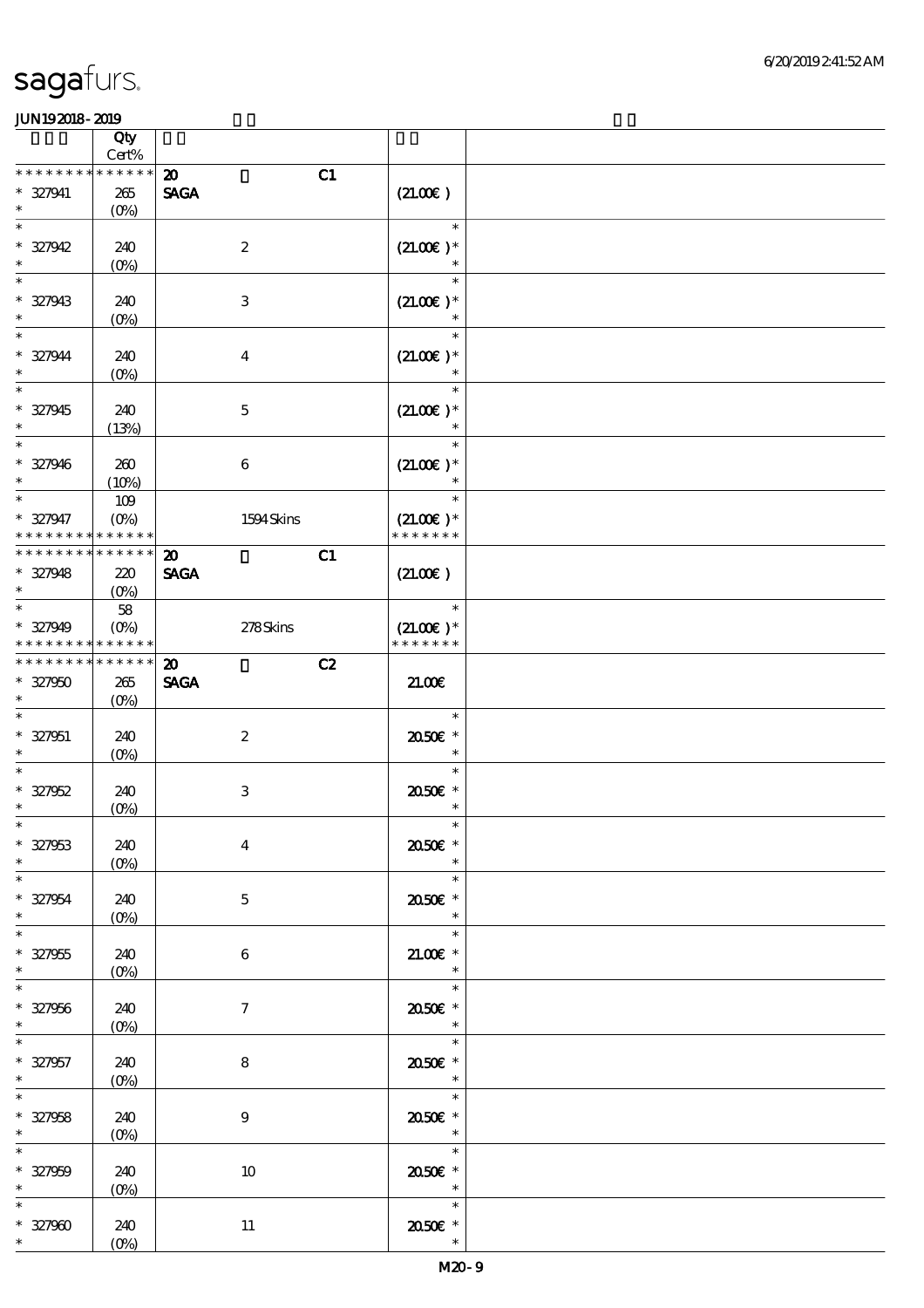# sagafurs.

JUN19 2018 - 2019

| | Qty Cert% | | |
|---|---|---|---|
| * * * * * * * * * * * * * * | | 20 C1 | |
| * 327941 | 265 | SAGA | (21.00€ ) |
| * | (0%) | | |
| * | | | * |
| * 327942 | 240 | 2 | (21.00€ )* |
| * | (0%) | | * |
| * | | | * |
| * 327943 | 240 | 3 | (21.00€ )* |
| * | (0%) | | * |
| * | | | * |
| * 327944 | 240 | 4 | (21.00€ )* |
| * | (0%) | | * |
| * | | | * |
| * 327945 | 240 | 5 | (21.00€ )* |
| * | (13%) | | * |
| * | | | * |
| * 327946 | 260 | 6 | (21.00€ )* |
| * | (10%) | | * |
| * | 109 | | * |
| * 327947 | (0%) | 1594 Skins | (21.00€ )* |
| * * * * * * * * * * * * * * | | | * * * * * * * |
| * * * * * * * * * * * * * * | | 20 C1 | |
| * 327948 | 220 | SAGA | (21.00€ ) |
| * | (0%) | | |
| * | 58 | | * |
| * 327949 | (0%) | 278 Skins | (21.00€ )* |
| * * * * * * * * * * * * * * | | | * * * * * * * |
| * * * * * * * * * * * * * * | | 20 C2 | |
| * 327950 | 265 | SAGA | 21.00€ |
| * | (0%) | | |
| * | | | * |
| * 327951 | 240 | 2 | 20.50€ * |
| * | (0%) | | * |
| * | | | * |
| * 327952 | 240 | 3 | 20.50€ * |
| * | (0%) | | * |
| * | | | * |
| * 327953 | 240 | 4 | 20.50€ * |
| * | (0%) | | * |
| * | | | * |
| * 327954 | 240 | 5 | 20.50€ * |
| * | (0%) | | * |
| * | | | * |
| * 327955 | 240 | 6 | 21.00€ * |
| * | (0%) | | * |
| * | | | * |
| * 327956 | 240 | 7 | 20.50€ * |
| * | (0%) | | * |
| * | | | * |
| * 327957 | 240 | 8 | 20.50€ * |
| * | (0%) | | * |
| * | | | * |
| * 327958 | 240 | 9 | 20.50€ * |
| * | (0%) | | * |
| * | | | * |
| * 327959 | 240 | 10 | 20.50€ * |
| * | (0%) | | * |
| * | | | * |
| * 327960 | 240 | 11 | 20.50€ * |
| * | (0%) | | * |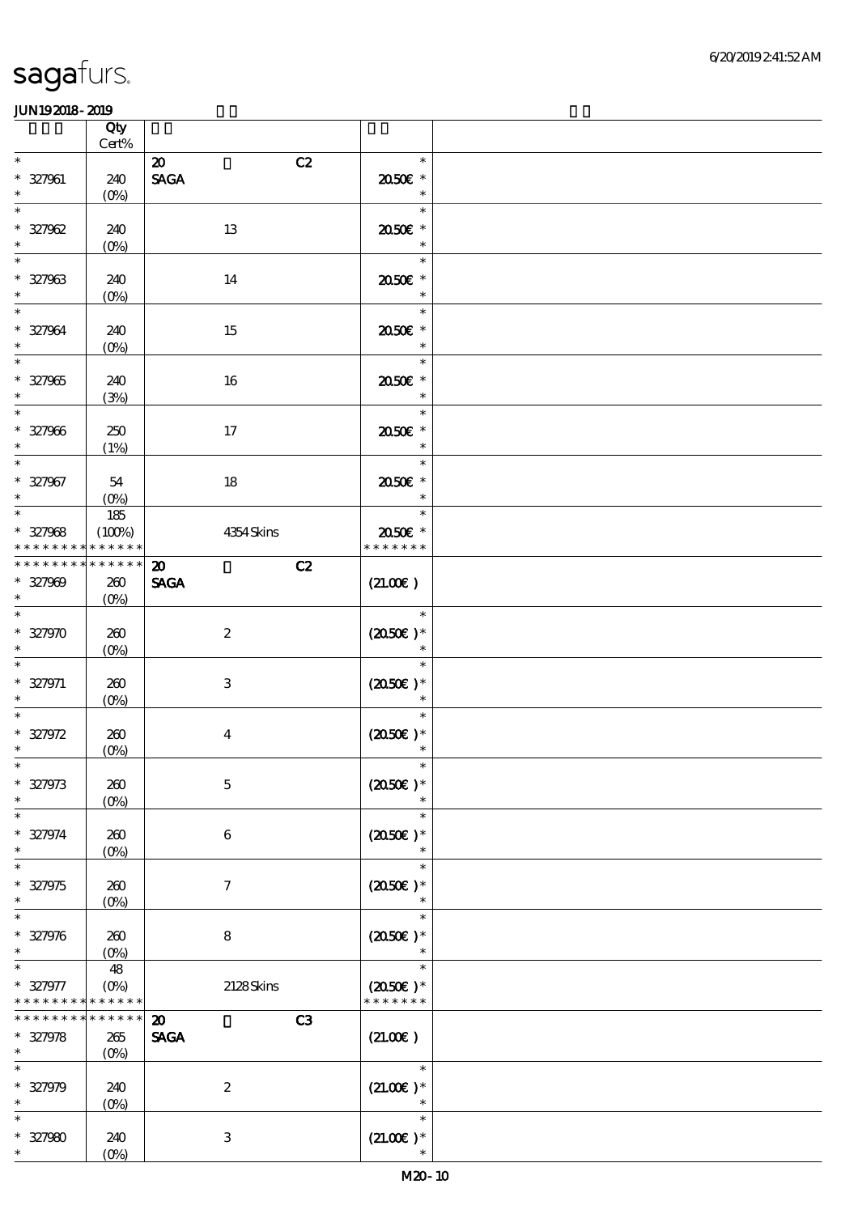| | Qty Cert% | | | |
|---|---|---|---|---|
| * | | 20 C2 | * | |
| * 327961 | 240 | SAGA | 20.50€ * | |
| * | (0%) | | * | |
| * | | | * | |
| * 327962 | 240 | 13 | 20.50€ * | |
| * | (0%) | | * | |
| * | | | * | |
| * 327963 | 240 | 14 | 20.50€ * | |
| * | (0%) | | * | |
| * | | | * | |
| * 327964 | 240 | 15 | 20.50€ * | |
| * | (0%) | | * | |
| * | | | * | |
| * 327965 | 240 | 16 | 20.50€ * | |
| * | (3%) | | * | |
| * | | | * | |
| * 327966 | 250 | 17 | 20.50€ * | |
| * | (1%) | | * | |
| * | | | * | |
| * 327967 | 54 | 18 | 20.50€ * | |
| * | (0%) | | * | |
| * | 185 | | * | |
| * 327968 | (100%) | 4354 Skins | 20.50€ * | |
| * * * * * * * * * * * * * * | | | * * * * * * * | |
| * * * * * * * * * * * * * * | | 20 C2 | | |
| * 327969 | 260 | SAGA | (21.00€) | |
| * | (0%) | | | |
| * | | | * | |
| * 327970 | 260 | 2 | (20.50€)* | |
| * | (0%) | | * | |
| * | | | * | |
| * 327971 | 260 | 3 | (20.50€)* | |
| * | (0%) | | * | |
| * | | | * | |
| * 327972 | 260 | 4 | (20.50€)* | |
| * | (0%) | | * | |
| * | | | * | |
| * 327973 | 260 | 5 | (20.50€)* | |
| * | (0%) | | * | |
| * | | | * | |
| * 327974 | 260 | 6 | (20.50€)* | |
| * | (0%) | | * | |
| * | | | * | |
| * 327975 | 260 | 7 | (20.50€)* | |
| * | (0%) | | * | |
| * | | | * | |
| * 327976 | 260 | 8 | (20.50€)* | |
| * | (0%) | | * | |
| * | 48 | | * | |
| * 327977 | (0%) | 2128 Skins | (20.50€)* | |
| * * * * * * * * * * * * * * | | | * * * * * * * | |
| * * * * * * * * * * * * * * | | 20 C3 | | |
| * 327978 | 265 | SAGA | (21.00€) | |
| * | (0%) | | | |
| * | | | * | |
| * 327979 | 240 | 2 | (21.00€)* | |
| * | (0%) | | * | |
| * | | | * | |
| * 327980 | 240 | 3 | (21.00€)* | |
| * | (0%) | | * | |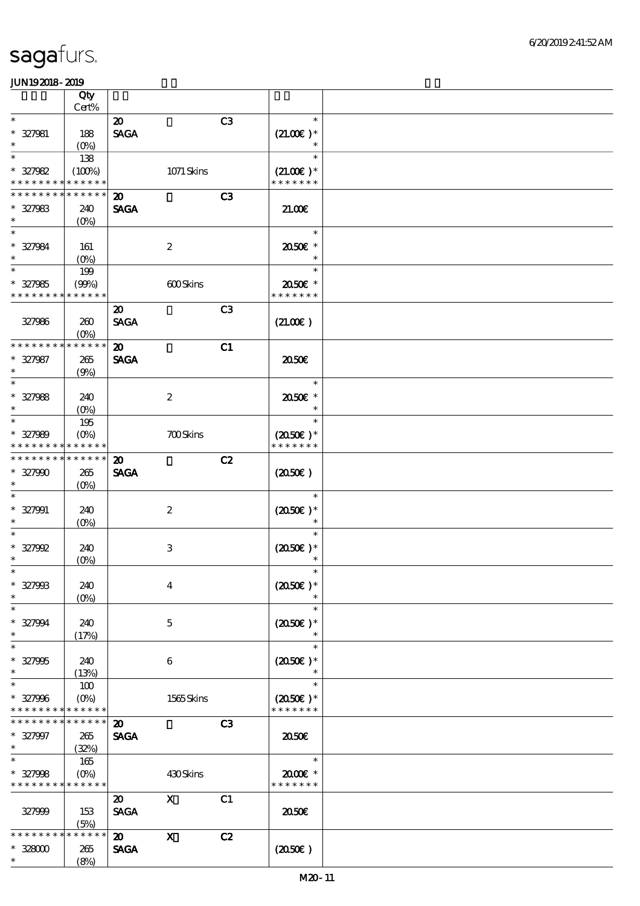# sagafurs.

JUN19 2018 - 2019

| | Qty Cert% | | | | | |
|---|---|---|---|---|---|---|
| * | | 20 | | C3 | * | |
| * 327981 | 188 | SAGA | | | (21.00€ )* | |
| * | (0%) | | | | * | |
| * | 138 | | | | * | |
| * 327982 | (100%) | | 1071 Skins | | (21.00€ )* | |
| * * * * * * * * * * * * * * | | | | | * * * * * * * | |
| * * * * * * * * * * * * * * | | 20 | | C3 | | |
| * 327983 | 240 | SAGA | | | 21.00€ | |
| * | (0%) | | | | | |
| * | | | | | * | |
| * 327984 | 161 | | 2 | | 20.50€ * | |
| * | (0%) | | | | * | |
| * | 199 | | | | * | |
| * 327985 | (99%) | | 600 Skins | | 20.50€ * | |
| * * * * * * * * * * * * * * | | | | | * * * * * * * | |
| | | 20 | | C3 | | |
| 327986 | 260 | SAGA | | | (21.00€ ) | |
| | (0%) | | | | | |
| * * * * * * * * * * * * * * | | 20 | | C1 | | |
| * 327987 | 265 | SAGA | | | 20.50€ | |
| * | (9%) | | | | | |
| * | | | | | * | |
| * 327988 | 240 | | 2 | | 20.50€ * | |
| * | (0%) | | | | * | |
| * | 195 | | | | * | |
| * 327989 | (0%) | | 700 Skins | | (20.50€ )* | |
| * * * * * * * * * * * * * * | | | | | * * * * * * * | |
| * * * * * * * * * * * * * * | | 20 | | C2 | | |
| * 327990 | 265 | SAGA | | | (20.50€ ) | |
| * | (0%) | | | | | |
| * | | | | | * | |
| * 327991 | 240 | | 2 | | (20.50€ )* | |
| * | (0%) | | | | * | |
| * | | | | | * | |
| * 327992 | 240 | | 3 | | (20.50€ )* | |
| * | (0%) | | | | * | |
| * | | | | | * | |
| * 327993 | 240 | | 4 | | (20.50€ )* | |
| * | (0%) | | | | * | |
| * | | | | | * | |
| * 327994 | 240 | | 5 | | (20.50€ )* | |
| * | (17%) | | | | * | |
| * | | | | | * | |
| * 327995 | 240 | | 6 | | (20.50€ )* | |
| * | (13%) | | | | * | |
| * | 100 | | | | * | |
| * 327996 | (0%) | | 1565 Skins | | (20.50€ )* | |
| * * * * * * * * * * * * * * | | | | | * * * * * * * | |
| * * * * * * * * * * * * * * | | 20 | | C3 | | |
| * 327997 | 265 | SAGA | | | 20.50€ | |
| * | (32%) | | | | | |
| * | 165 | | | | * | |
| * 327998 | (0%) | | 430 Skins | | 20.00€ * | |
| * * * * * * * * * * * * * * | | | | | * * * * * * * | |
| | | 20 | X | C1 | | |
| 327999 | 153 | SAGA | | | 20.50€ | |
| | (5%) | | | | | |
| * * * * * * * * * * * * * * | | 20 | X | C2 | | |
| * 328000 | 265 | SAGA | | | (20.50€ ) | |
| * | (8%) | | | | | |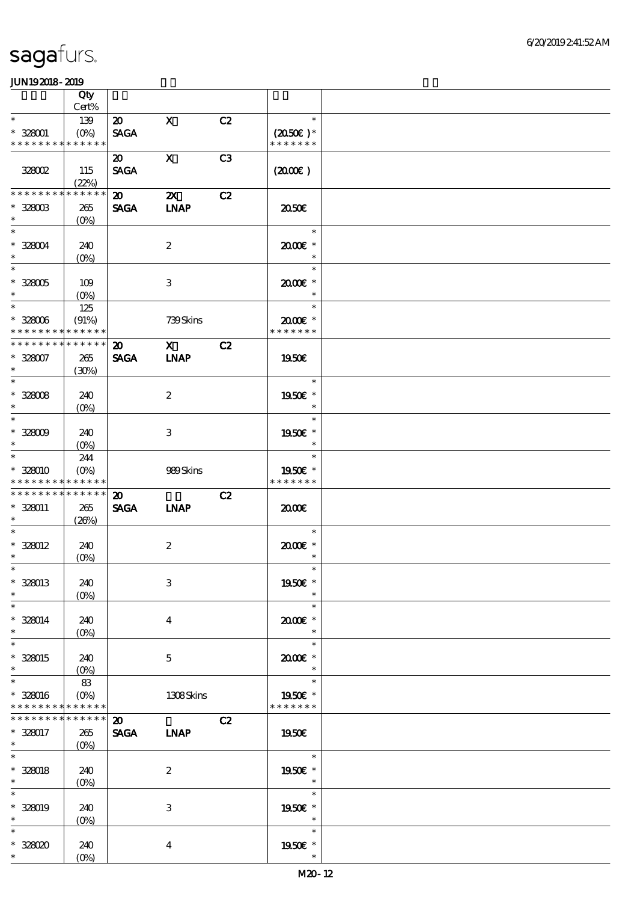sagafurs.

JUN19 2018 - 2019

| | Qty Cert% | | | | | |
|---|---|---|---|---|---|---|
| * | 139 | 20 | X | C2 | * | |
| * 328001 | (0%) | SAGA | | | (20.50€) * | |
| * * * * * * * * * * * * * * | | | | | * * * * * * * | |
| | | 20 | X | C3 | | |
| 328002 | 115 (22%) | SAGA | | | (20.00€) | |
| * * * * * * * * * * * * * * | | 20 | 2X | C2 | | |
| * 328003 | 265 (0%) | SAGA | LNAP | | 20.50€ | |
| * 328004 | 240 (0%) | | 2 | | 20.00€ * | |
| * 328005 | 109 (0%) | | 3 | | 20.00€ * | |
| * 328006 | 125 (91%) | | 739 Skins | | 20.00€ * | |
| * * * * * * * * * * * * * * | | | | | * * * * * * * | |
| * * * * * * * * * * * * * * | | 20 | X | C2 | | |
| * 328007 | 265 (30%) | SAGA | LNAP | | 19.50€ | |
| * 328008 | 240 (0%) | | 2 | | 19.50€ * | |
| * 328009 | 240 (0%) | | 3 | | 19.50€ * | |
| * 328010 | 244 (0%) | | 989 Skins | | 19.50€ * | |
| * * * * * * * * * * * * * * | | | | | * * * * * * * | |
| * * * * * * * * * * * * * * | | 20 | | C2 | | |
| * 328011 | 265 (26%) | SAGA | LNAP | | 20.00€ | |
| * 328012 | 240 (0%) | | 2 | | 20.00€ * | |
| * 328013 | 240 (0%) | | 3 | | 19.50€ * | |
| * 328014 | 240 (0%) | | 4 | | 20.00€ * | |
| * 328015 | 240 (0%) | | 5 | | 20.00€ * | |
| * 328016 | 83 (0%) | | 1308 Skins | | 19.50€ * | |
| * * * * * * * * * * * * * * | | | | | * * * * * * * | |
| * * * * * * * * * * * * * * | | 20 | | C2 | | |
| * 328017 | 265 (0%) | SAGA | LNAP | | 19.50€ | |
| * 328018 | 240 (0%) | | 2 | | 19.50€ * | |
| * 328019 | 240 (0%) | | 3 | | 19.50€ * | |
| * 328020 | 240 (0%) | | 4 | | 19.50€ * | |

M20 - 12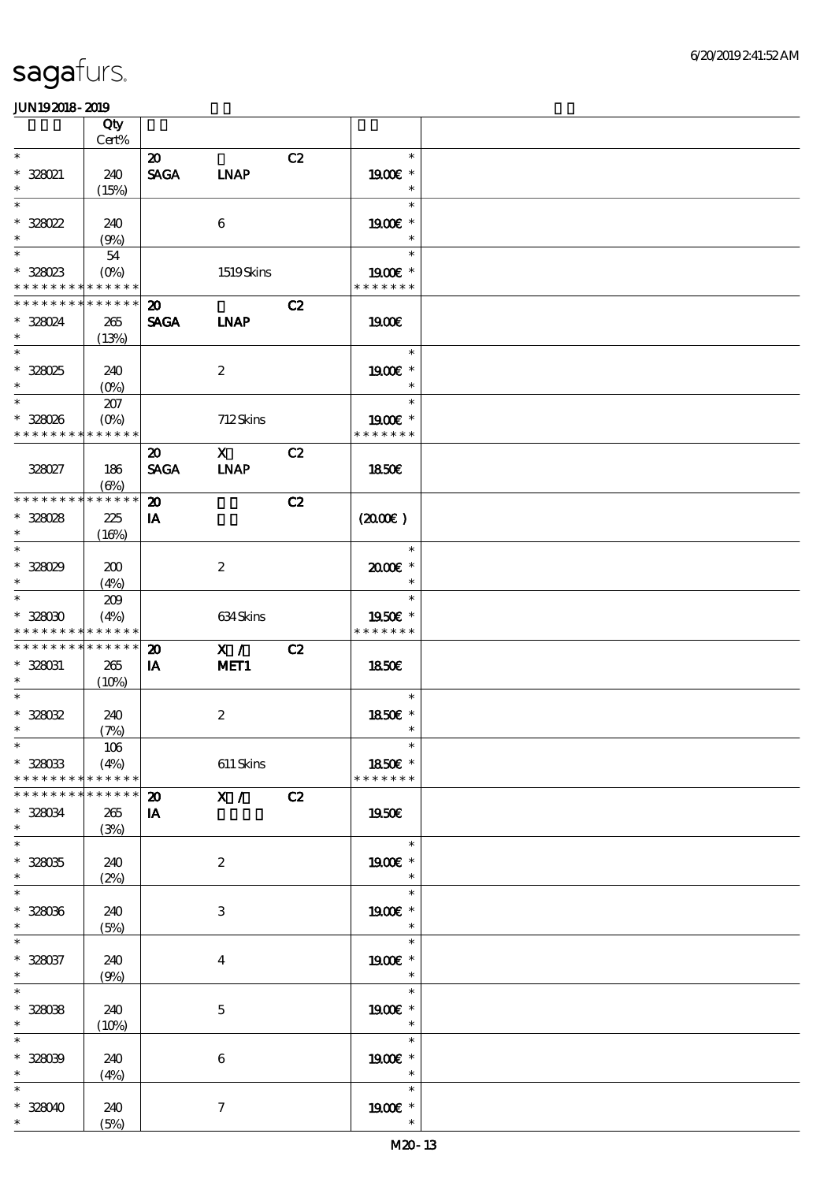# sagafurs.

JUN192018-2019

| | Qty<br>Cert% | | | | | |
|---|---|---|---|---|---|---|
| *<br>* 328021<br>* | 240<br>(15%) | 20<br>SAGA | <br>LNAP | C2 | *<br>19.00€ *<br>* | |
| *<br>* 328022<br>* | 240<br>(9%) | | 6 | | *<br>19.00€ *<br>* | |
| *<br>* 328023<br>* * * * * * * * * * * * * * | 54<br>(0%) | | 1519 Skins | | *<br>19.00€ *<br>* * * * * * * | |
| * * * * * * * * * * * * * *<br>* 328024<br>* | 265<br>(13%) | 20<br>SAGA | <br>LNAP | C2 | 19.00€ | |
| *<br>* 328025<br>* | 240<br>(0%) | | 2 | | *<br>19.00€ *<br>* | |
| *<br>* 328026<br>* * * * * * * * * * * * * * | 207<br>(0%) | | 712 Skins | | *<br>19.00€ *<br>* * * * * * * | |
| 328027 | 186<br>(6%) | 20<br>SAGA | X<br>LNAP | C2 | 18.50€ | |
| * * * * * * * * * * * * * *<br>* 328028<br>* | 225<br>(16%) | 20<br>IA | | C2 | (20.00€ ) | |
| *<br>* 328029<br>* | 200<br>(4%) | | 2 | | *<br>20.00€ *<br>* | |
| *<br>* 328030<br>* * * * * * * * * * * * * * | 209<br>(4%) | | 634 Skins | | *<br>19.50€ *<br>* * * * * * * | |
| * * * * * * * * * * * * * *<br>* 328031<br>* | 265<br>(10%) | 20<br>IA | X /<br>MET1 | C2 | 18.50€ | |
| *<br>* 328032<br>* | 240<br>(7%) | | 2 | | *<br>18.50€ *<br>* | |
| *<br>* 328033<br>* * * * * * * * * * * * * * | 106<br>(4%) | | 611 Skins | | *<br>18.50€ *<br>* * * * * * * | |
| * * * * * * * * * * * * * *<br>* 328034<br>* | 265<br>(3%) | 20<br>IA | X / | C2 | 19.50€ | |
| *<br>* 328035<br>* | 240<br>(2%) | | 2 | | *<br>19.00€ *<br>* | |
| *<br>* 328036<br>* | 240<br>(5%) | | 3 | | *<br>19.00€ *<br>* | |
| *<br>* 328037<br>* | 240<br>(9%) | | 4 | | *<br>19.00€ *<br>* | |
| *<br>* 328038<br>* | 240<br>(10%) | | 5 | | *<br>19.00€ *<br>* | |
| *<br>* 328039<br>* | 240<br>(4%) | | 6 | | *<br>19.00€ *<br>* | |
| *<br>* 328040<br>* | 240<br>(5%) | | 7 | | *<br>19.00€ *<br>* | |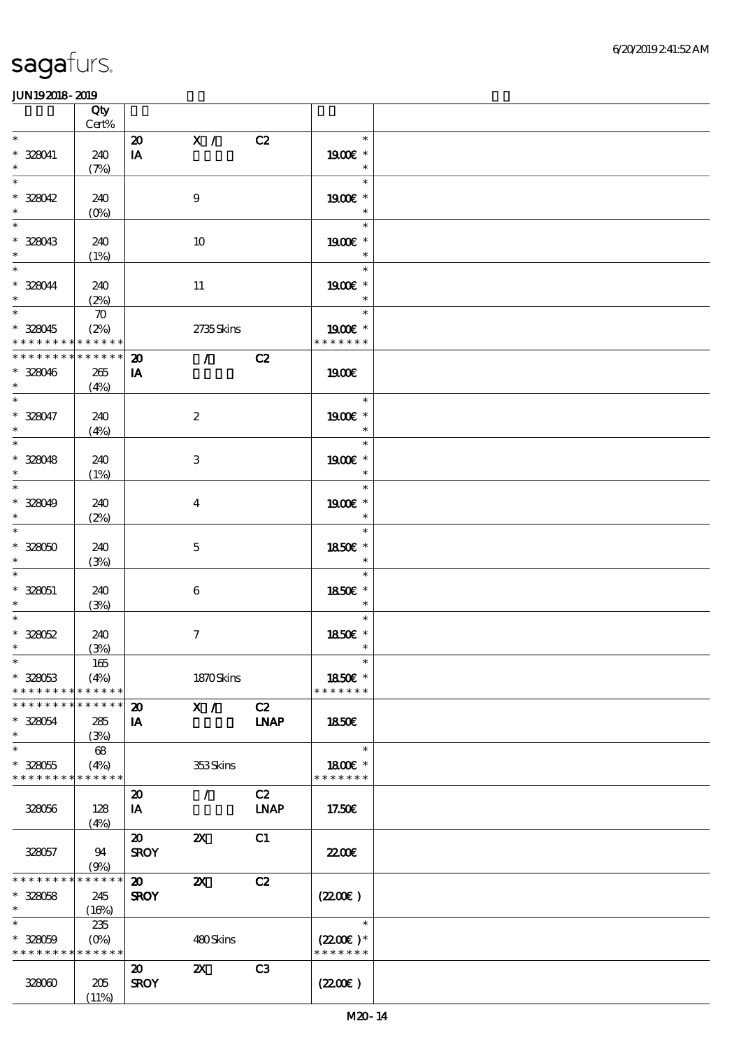sagafurs.

JUN192018-2019

| | Qty Cert% | | | | | |
|---|---|---|---|---|---|---|
| * | | 20 | X / | C2 | * | |
| * 328041 | 240 | IA | | | 19.00€ * | |
| * | (7%) | | | | * | |
| * | | | | | * | |
| * 328042 | 240 | | 9 | | 19.00€ * | |
| * | (0%) | | | | * | |
| * | | | | | * | |
| * 328043 | 240 | | 10 | | 19.00€ * | |
| * | (1%) | | | | * | |
| * | | | | | * | |
| * 328044 | 240 | | 11 | | 19.00€ * | |
| * | (2%) | | | | * | |
| * | 70 | | | | * | |
| * 328045 | (2%) | | 2735 Skins | | 19.00€ * | |
| * * * * * * * * * * * * * * | | | | | * * * * * * * | |
| * * * * * * * * * * * * * * | | 20 | / | C2 | | |
| * 328046 | 265 | IA | | | 19.00€ | |
| * | (4%) | | | | | |
| * | | | | | * | |
| * 328047 | 240 | | 2 | | 19.00€ * | |
| * | (4%) | | | | * | |
| * | | | | | * | |
| * 328048 | 240 | | 3 | | 19.00€ * | |
| * | (1%) | | | | * | |
| * | | | | | * | |
| * 328049 | 240 | | 4 | | 19.00€ * | |
| * | (2%) | | | | * | |
| * | | | | | * | |
| * 328050 | 240 | | 5 | | 18.50€ * | |
| * | (3%) | | | | * | |
| * | | | | | * | |
| * 328051 | 240 | | 6 | | 18.50€ * | |
| * | (3%) | | | | * | |
| * | | | | | * | |
| * 328052 | 240 | | 7 | | 18.50€ * | |
| * | (3%) | | | | * | |
| * | 165 | | | | * | |
| * 328053 | (4%) | | 1870 Skins | | 18.50€ * | |
| * * * * * * * * * * * * * * | | | | | * * * * * * * | |
| * * * * * * * * * * * * * * | | 20 | X / | C2 | | |
| * 328054 | 285 | IA | | LNAP | 18.50€ | |
| * | (3%) | | | | | |
| * | 68 | | | | * | |
| * 328055 | (4%) | | 353 Skins | | 18.00€ * | |
| * * * * * * * * * * * * * * | | | | | * * * * * * * | |
| | | 20 | / | C2 | | |
| 328056 | 128 | IA | | LNAP | 17.50€ | |
| | (4%) | | | | | |
| | | 20 | 2X | C1 | | |
| 328057 | 94 | SROY | | | 22.00€ | |
| | (9%) | | | | | |
| * * * * * * * * * * * * * * | | 20 | 2X | C2 | | |
| * 328058 | 245 | SROY | | | (22.00€) | |
| * | (16%) | | | | | |
| * | 235 | | | | * | |
| * 328059 | (0%) | | 480 Skins | | (22.00€)* | |
| * * * * * * * * * * * * * * | | | | | * * * * * * * | |
| | | 20 | 2X | C3 | | |
| 328060 | 205 | SROY | | | (22.00€) | |
| | (11%) | | | | | |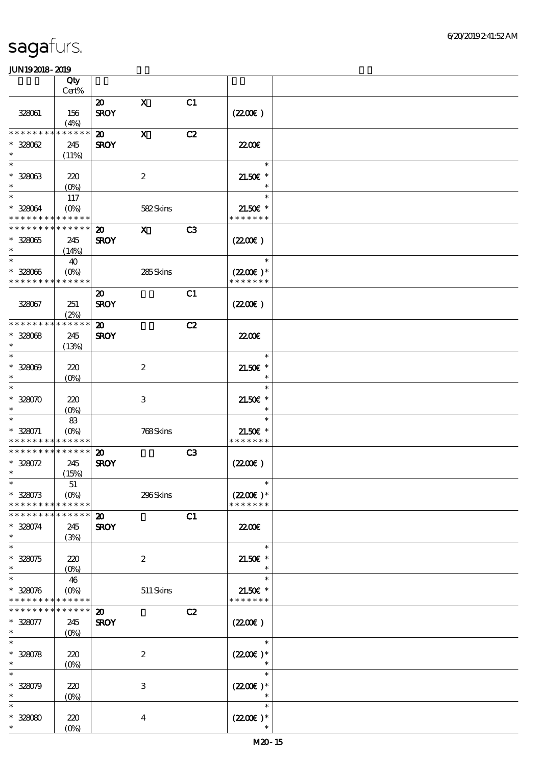# sagafurs.

JUN192018-2019

| | Qty Cert% | | | | | |
|---|---|---|---|---|---|---|
| 328061 | 156 (4%) | 20 SROY | X | C1 | (22.00€) | |
| * * * * * * * * * * * * * * 328062 * | 245 (11%) | 20 SROY | X | C2 | 22.00€ | |
| * * 328063 * | 220 (0%) | | 2 | | * 21.50€ * * | |
| * * 328064 * * * * * * * * * * * * * | 117 (0%) | | 582 Skins | | * 21.50€ * * * * * * * * | |
| * * * * * * * * * * * * * * 328065 * | 245 (14%) | 20 SROY | X | C3 | (22.00€) | |
| * * 328066 * * * * * * * * * * * * * | 40 (0%) | | 285 Skins | | * (22.00€) * * * * * * * * | |
| 328067 | 251 (2%) | 20 SROY | | C1 | (22.00€) | |
| * * * * * * * * * * * * * * 328068 * | 245 (13%) | 20 SROY | | C2 | 22.00€ | |
| * * 328069 * | 220 (0%) | | 2 | | * 21.50€ * * | |
| * * 328070 * | 220 (0%) | | 3 | | * 21.50€ * * | |
| * * 328071 * * * * * * * * * * * * * | 83 (0%) | | 768 Skins | | * 21.50€ * * * * * * * * | |
| * * * * * * * * * * * * * * 328072 * | 245 (15%) | 20 SROY | | C3 | (22.00€) | |
| * * 328073 * * * * * * * * * * * * * | 51 (0%) | | 296 Skins | | * (22.00€) * * * * * * * * | |
| * * * * * * * * * * * * * * 328074 * | 245 (3%) | 20 SROY | | C1 | 22.00€ | |
| * * 328075 * | 220 (0%) | | 2 | | * 21.50€ * * | |
| * * 328076 * * * * * * * * * * * * * | 46 (0%) | | 511 Skins | | * 21.50€ * * * * * * * * | |
| * * * * * * * * * * * * * * 328077 * | 245 (0%) | 20 SROY | | C2 | (22.00€) | |
| * * 328078 * | 220 (0%) | | 2 | | * (22.00€) * * | |
| * * 328079 * | 220 (0%) | | 3 | | * (22.00€) * * | |
| * * 328080 * | 220 (0%) | | 4 | | * (22.00€) * * | |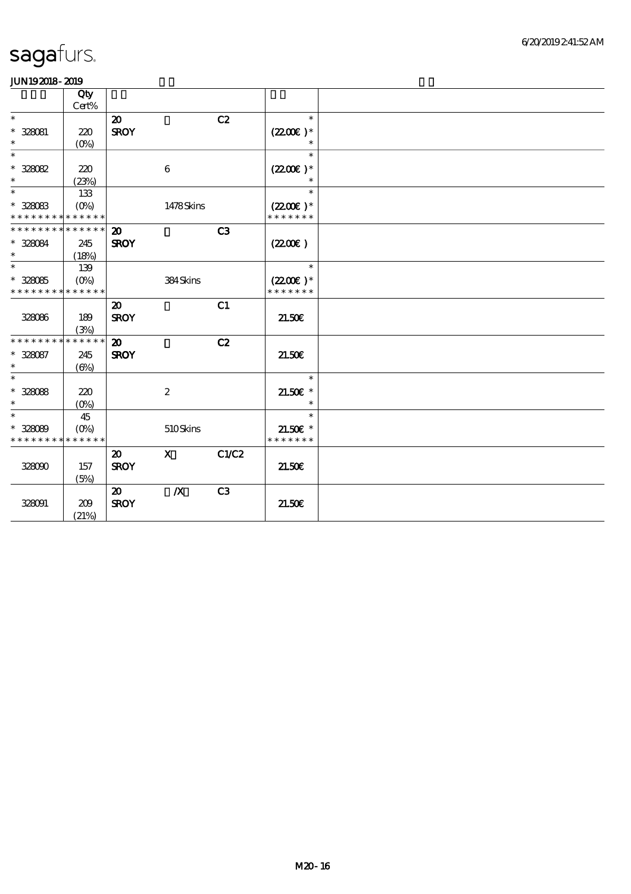| | Qty Cert% | | | | | |
|---|---|---|---|---|---|---|
| * <br>* 328081 <br>* | 220 <br>(0%) | 20 <br>SROY | | C2 | * <br>(22.00€ )* <br>* | |
| * <br>* 328082 <br>* | 220 <br>(23%) | | 6 | | * <br>(22.00€ )* <br>* | |
| * <br>* 328083 <br>* * * * * * * * * * * * * * | 133 <br>(0%) | | 1478 Skins | | * <br>(22.00€ )* <br>* * * * * * * | |
| * * * * * * * * * * * * * * <br>* 328084 <br>* | 245 <br>(18%) | 20 <br>SROY | | C3 | (22.00€ ) | |
| * <br>* 328085 <br>* * * * * * * * * * * * * * | 139 <br>(0%) | | 384 Skins | | * <br>(22.00€ )* <br>* * * * * * * | |
| 328086 | 189 <br>(3%) | 20 <br>SROY | | C1 | 21.50€ | |
| * * * * * * * * * * * * * * <br>* 328087 <br>* | 245 <br>(6%) | 20 <br>SROY | | C2 | 21.50€ | |
| * <br>* 328088 <br>* | 220 <br>(0%) | | 2 | | * <br>21.50€ * <br>* | |
| * <br>* 328089 <br>* * * * * * * * * * * * * * | 45 <br>(0%) | | 510 Skins | | * <br>21.50€ * <br>* * * * * * * | |
| 328090 | 157 <br>(5%) | 20 <br>SROY | X | C1/C2 | 21.50€ | |
| 328091 | 209 <br>(21%) | 20 <br>SROY | /X | C3 | 21.50€ | |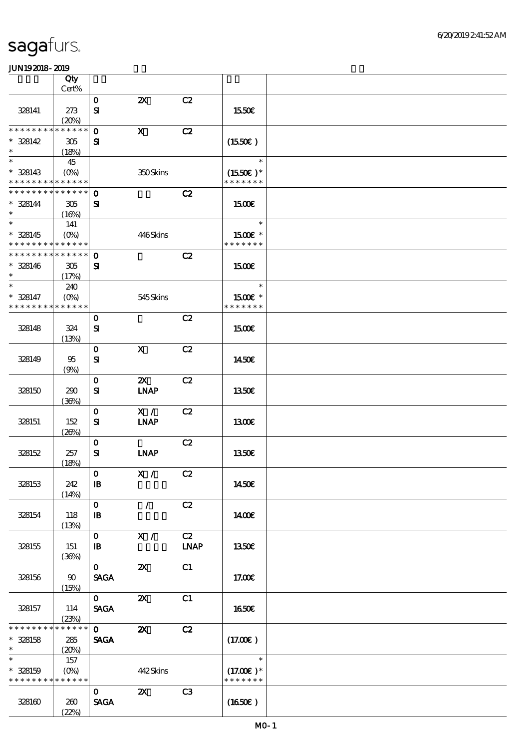sagafurs.

JUN19 2018 - 2019

| | Qty Cert% | | | | | |
|---|---|---|---|---|---|---|
| 328141 | 273 (20%) | 0 SI | 2X | C2 | 15.50€ | |
| * * * * * * * * * * * * * * 328142 * | 305 (18%) | 0 SI | X | C2 | (15.50€) | |
| * * 328143 * * * * * * * * * * * * * | 45 (0%) | | 350 Skins | | * (15.50€) * * * * * * * * | |
| * * * * * * * * * * * * * * 328144 * | 305 (16%) | 0 SI | | C2 | 15.00€ | |
| * * 328145 * * * * * * * * * * * * * | 141 (0%) | | 446 Skins | | * 15.00€ * * * * * * * * | |
| * * * * * * * * * * * * * * 328146 * | 305 (17%) | 0 SI | | C2 | 15.00€ | |
| * * 328147 * * * * * * * * * * * * * | 240 (0%) | | 545 Skins | | * 15.00€ * * * * * * * * | |
| 328148 | 324 (13%) | 0 SI | | C2 | 15.00€ | |
| 328149 | 95 (9%) | 0 SI | X | C2 | 14.50€ | |
| 328150 | 290 (36%) | 0 SI | 2X LNAP | C2 | 13.50€ | |
| 328151 | 152 (26%) | 0 SI | X / LNAP | C2 | 13.00€ | |
| 328152 | 257 (18%) | 0 SI | LNAP | C2 | 13.50€ | |
| 328153 | 242 (14%) | 0 IB | X / | C2 | 14.50€ | |
| 328154 | 118 (13%) | 0 IB | / | C2 | 14.00€ | |
| 328155 | 151 (36%) | 0 IB | X / | C2 LNAP | 13.50€ | |
| 328156 | 90 (15%) | 0 SAGA | 2X | C1 | 17.00€ | |
| 328157 | 114 (23%) | 0 SAGA | 2X | C1 | 16.50€ | |
| * * * * * * * * * * * * * * 328158 * | 285 (20%) | 0 SAGA | 2X | C2 | (17.00€) | |
| * * 328159 * * * * * * * * * * * * * | 157 (0%) | | 442 Skins | | * (17.00€) * * * * * * * * | |
| 328160 | 260 (22%) | 0 SAGA | 2X | C3 | (16.50€) | |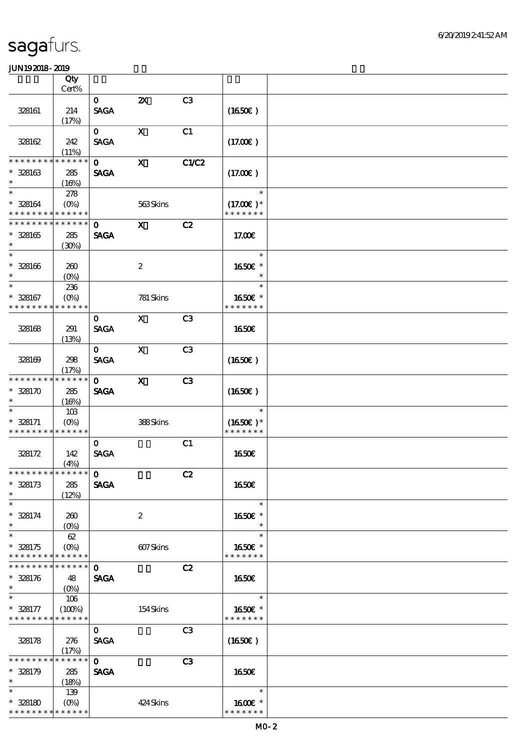| | Qty Cert% | | | | | |
|---|---|---|---|---|---|---|
| 328161 | 214 (17%) | 0 SAGA | 2X | C3 | (16.50€) | |
| 328162 | 242 (11%) | 0 SAGA | X | C1 | (17.00€) | |
| * * * * * * * * * * * * * * * 328163 * | 285 (16%) | 0 SAGA | X | C1/C2 | (17.00€) | |
| * * 328164 * * * * * * * * * * * * * * | 278 (0%) | | 563 Skins | | * (17.00€) * * * * * * * * | |
| * * * * * * * * * * * * * * * 328165 * | 285 (30%) | 0 SAGA | X | C2 | 17.00€ | |
| * * 328166 * | 260 (0%) | | 2 | | * 16.50€ * * | |
| * * 328167 * * * * * * * * * * * * * * | 236 (0%) | | 781 Skins | | * 16.50€ * * * * * * * * | |
| 328168 | 291 (13%) | 0 SAGA | X | C3 | 16.50€ | |
| 328169 | 298 (17%) | 0 SAGA | X | C3 | (16.50€) | |
| * * * * * * * * * * * * * * * 328170 * | 285 (16%) | 0 SAGA | X | C3 | (16.50€) | |
| * * 328171 * * * * * * * * * * * * * * | 103 (0%) | | 388 Skins | | * (16.50€) * * * * * * * * | |
| 328172 | 142 (4%) | 0 SAGA | | C1 | 16.50€ | |
| * * * * * * * * * * * * * * * 328173 * | 285 (12%) | 0 SAGA | | C2 | 16.50€ | |
| * * 328174 * | 260 (0%) | | 2 | | * 16.50€ * * | |
| * * 328175 * * * * * * * * * * * * * * | 62 (0%) | | 607 Skins | | * 16.50€ * * * * * * * * | |
| * * * * * * * * * * * * * * * 328176 * | 48 (0%) | 0 SAGA | | C2 | 16.50€ | |
| * * 328177 * * * * * * * * * * * * * * | 106 (100%) | | 154 Skins | | * 16.50€ * * * * * * * * | |
| 328178 | 276 (17%) | 0 SAGA | | C3 | (16.50€) | |
| * * * * * * * * * * * * * * * 328179 * | 285 (18%) | 0 SAGA | | C3 | 16.50€ | |
| * * 328180 * * * * * * * * * * * * * * | 139 (0%) | | 424 Skins | | * 16.00€ * * * * * * * * | |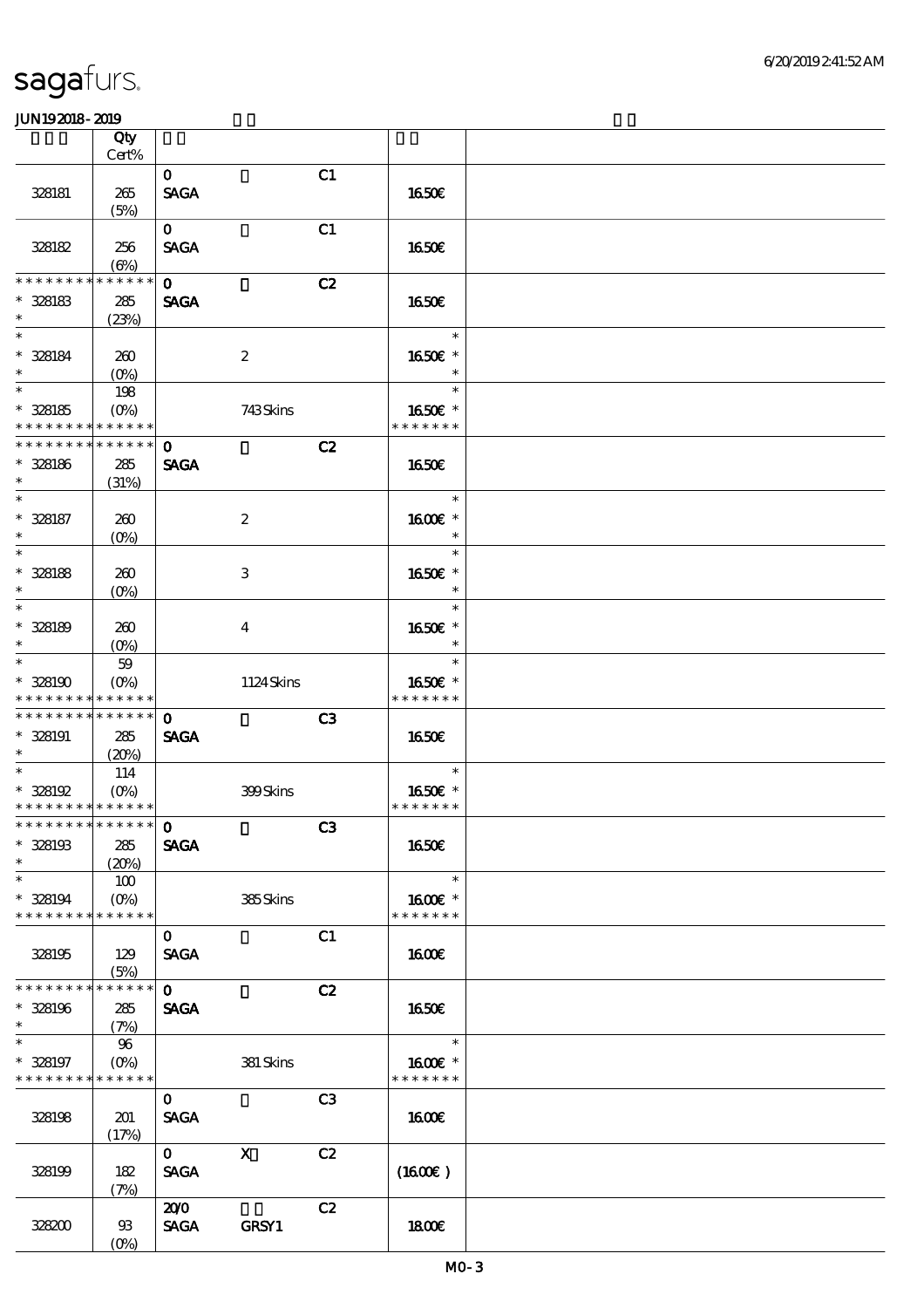| | Qty Cert% | | | | | |
|---|---|---|---|---|---|---|
| 328181 | 265 (5%) | 0 SAGA | | C1 | 16.50€ | |
| 328182 | 256 (6%) | 0 SAGA | | C1 | 16.50€ | |
| * * * * * * * * * * * * * * 328183 * | 285 (23%) | 0 SAGA | | C2 | 16.50€ | |
| * * 328184 * | 260 (0%) | | 2 | | 16.50€ * | |
| * * 328185 * * * * * * * * * * * * * | 198 (0%) | | 743 Skins | | 16.50€ * * * * * * * * | |
| * * * * * * * * * * * * * * 328186 * | 285 (31%) | 0 SAGA | | C2 | 16.50€ | |
| * * 328187 * | 260 (0%) | | 2 | | 16.00€ * | |
| * * 328188 * | 260 (0%) | | 3 | | 16.50€ * | |
| * * 328189 * | 260 (0%) | | 4 | | 16.50€ * | |
| * * 328190 * * * * * * * * * * * * * | 59 (0%) | | 1124 Skins | | 16.50€ * * * * * * * * | |
| * * * * * * * * * * * * * * 328191 * | 285 (20%) | 0 SAGA | | C3 | 16.50€ | |
| * * 328192 * * * * * * * * * * * * * | 114 (0%) | | 399 Skins | | 16.50€ * * * * * * * * | |
| * * * * * * * * * * * * * * 328193 * | 285 (20%) | 0 SAGA | | C3 | 16.50€ | |
| * * 328194 * * * * * * * * * * * * * | 100 (0%) | | 385 Skins | | 16.00€ * * * * * * * * | |
| 328195 | 129 (5%) | 0 SAGA | | C1 | 16.00€ | |
| * * * * * * * * * * * * * * 328196 * | 285 (7%) | 0 SAGA | | C2 | 16.50€ | |
| * * 328197 * * * * * * * * * * * * * | 96 (0%) | | 381 Skins | | 16.00€ * * * * * * * * | |
| 328198 | 201 (17%) | 0 SAGA | | C3 | 16.00€ | |
| 328199 | 182 (7%) | 0 SAGA | X | C2 | (16.00€) | |
| 328200 | 93 (0%) | 20/0 SAGA | GRSY1 | C2 | 18.00€ | |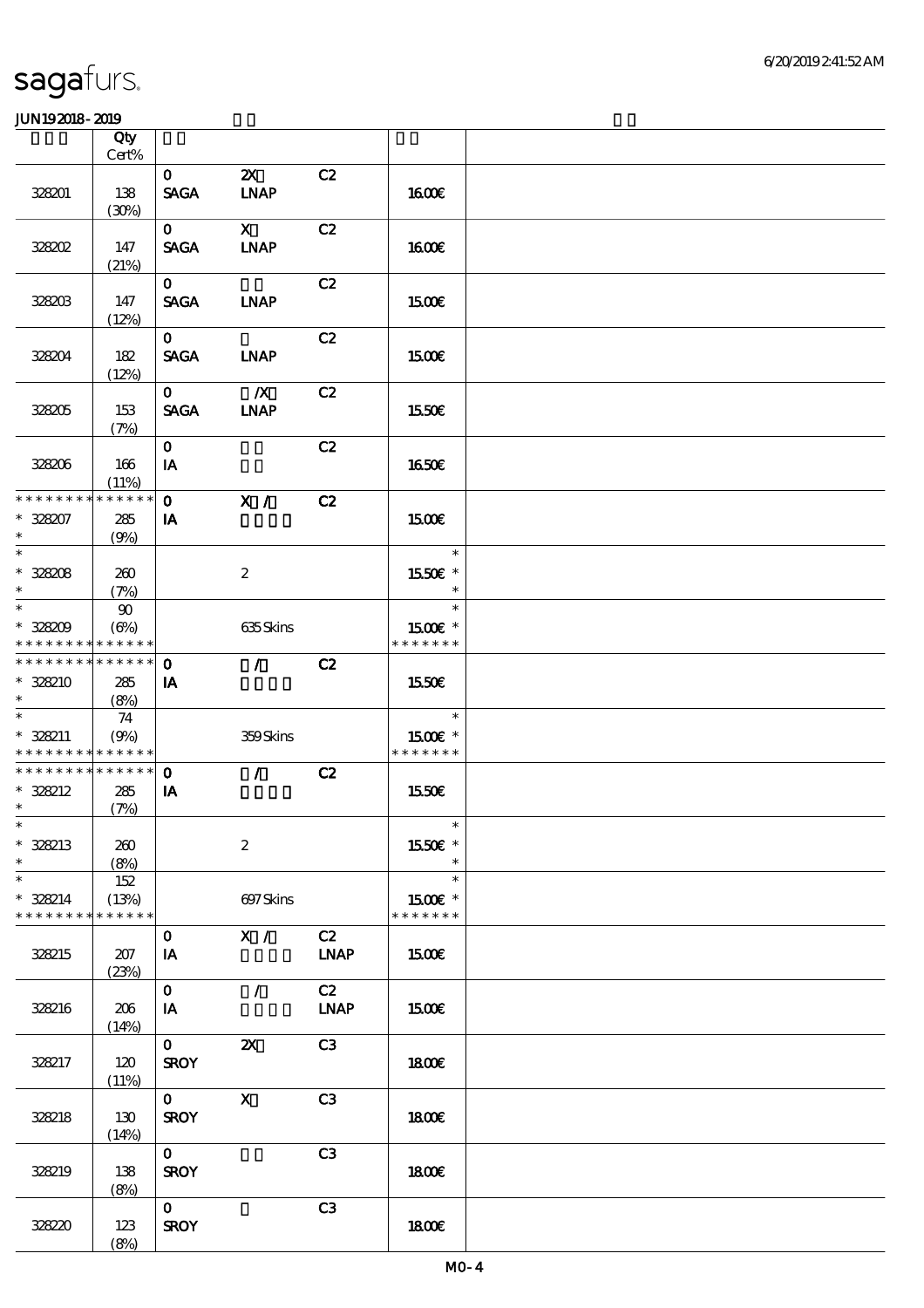sagafurs.

JUN19 2018 - 2019

| | Qty Cert% | | | | | |
|---|---|---|---|---|---|---|
| 328201 | 138 (30%) | 0 SAGA | 2X LNAP | C2 | 16.00€ | |
| 328202 | 147 (21%) | 0 SAGA | X LNAP | C2 | 16.00€ | |
| 328203 | 147 (12%) | 0 SAGA | LNAP | C2 | 15.00€ | |
| 328204 | 182 (12%) | 0 SAGA | LNAP | C2 | 15.00€ | |
| 328205 | 153 (7%) | 0 SAGA | /X LNAP | C2 | 15.50€ | |
| 328206 | 166 (11%) | 0 IA | | C2 | 16.50€ | |
| * * * * * * * * * * * * * * 328207 * | 285 (9%) | 0 IA | X / | C2 | 15.00€ | |
| * * 328208 * | 260 (7%) | | 2 | | * 15.50€ * * | |
| * * 328209 * * * * * * * * * * * * * | 90 (6%) | | 635 Skins | | * 15.00€ * * * * * * * * | |
| * * * * * * * * * * * * * * 328210 * | 285 (8%) | 0 IA | / | C2 | 15.50€ | |
| * * 328211 * * * * * * * * * * * * * | 74 (9%) | | 359 Skins | | * 15.00€ * * * * * * * * | |
| * * * * * * * * * * * * * * 328212 * | 285 (7%) | 0 IA | / | C2 | 15.50€ | |
| * * 328213 * | 260 (8%) | | 2 | | * 15.50€ * * | |
| * * 328214 * * * * * * * * * * * * * | 152 (13%) | | 697 Skins | | * 15.00€ * * * * * * * * | |
| 328215 | 207 (23%) | 0 IA | X / | C2 LNAP | 15.00€ | |
| 328216 | 206 (14%) | 0 IA | / | C2 LNAP | 15.00€ | |
| 328217 | 120 (11%) | 0 SROY | 2X | C3 | 18.00€ | |
| 328218 | 130 (14%) | 0 SROY | X | C3 | 18.00€ | |
| 328219 | 138 (8%) | 0 SROY | | C3 | 18.00€ | |
| 328220 | 123 (8%) | 0 SROY | | C3 | 18.00€ | |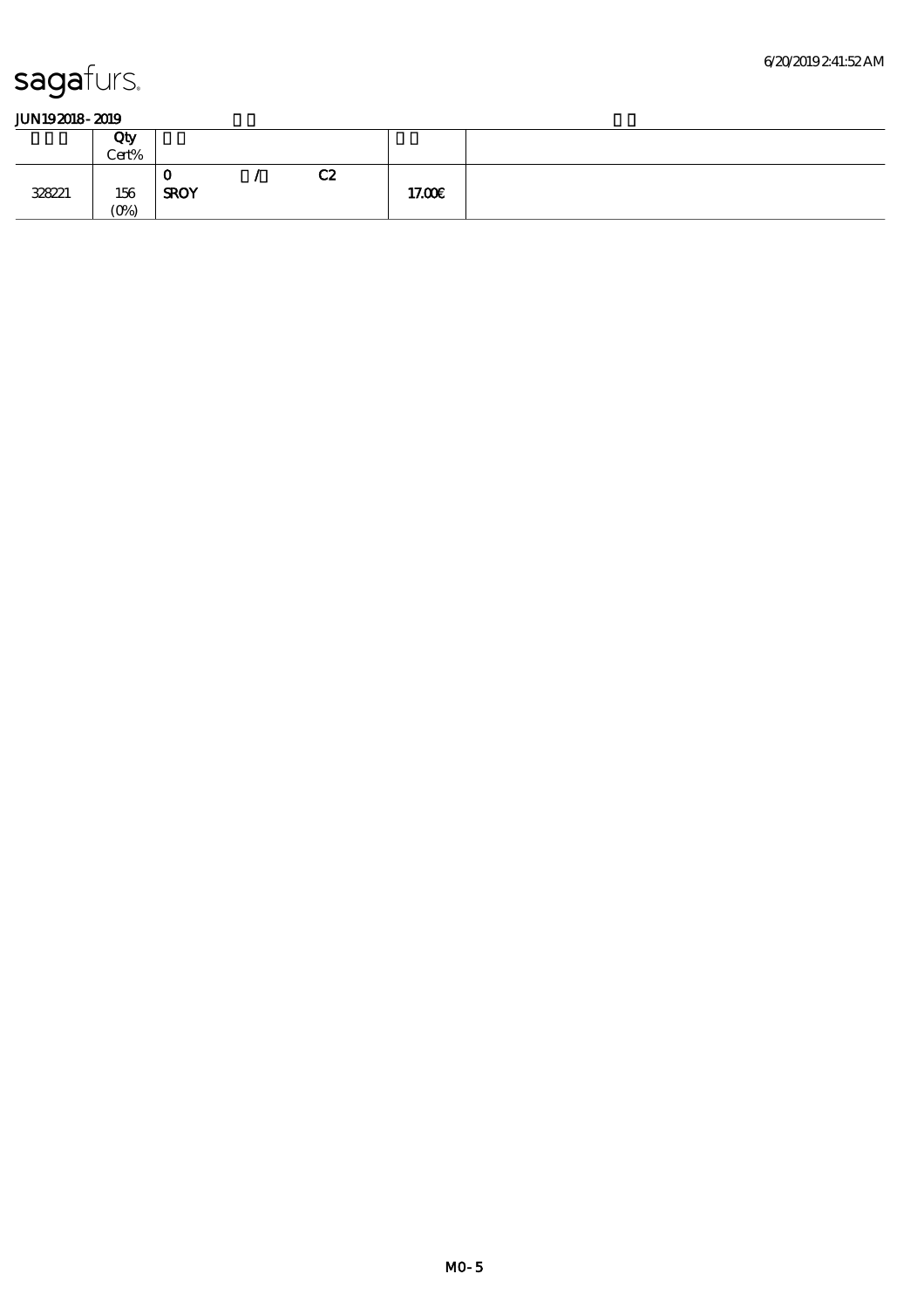sagafurs.

JUN19 2018 - 2019

| □□□ | Qty Cert% | □□ | □□ | |
|---|---|---|---|---|
| 328221 | 156 (0%) | 0 □/□ C2 SROY | 17.00€ | |

MO-5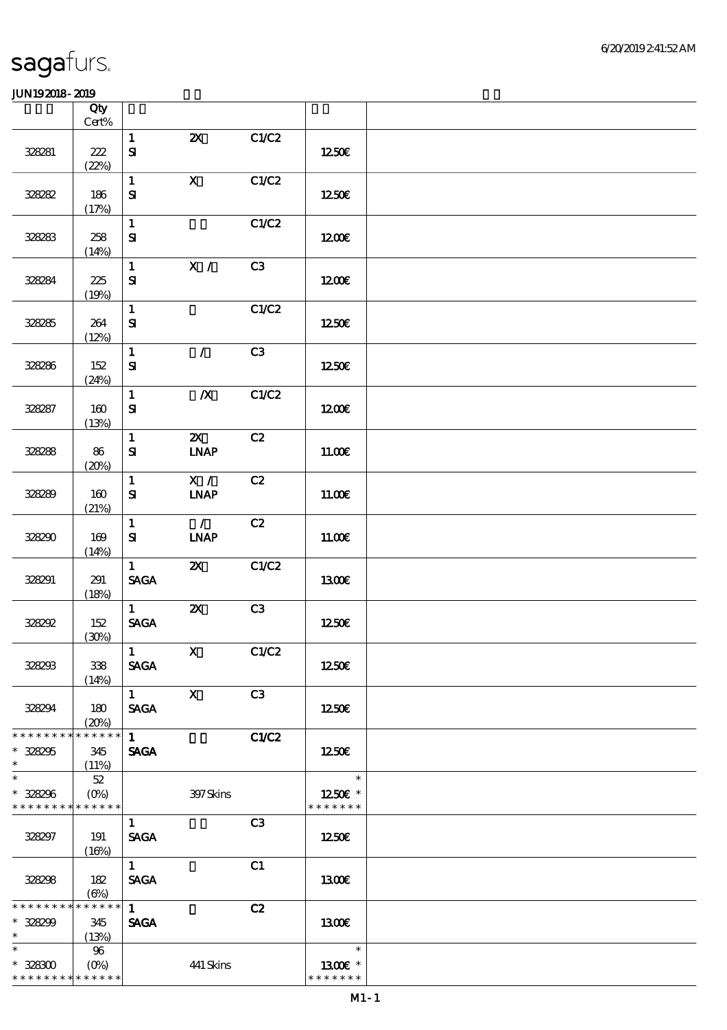# sagafurs.

JUN192018-2019

| | Qty Cert% | | | | |
|---|---|---|---|---|---|
| 328281 | 222 (22%) | 1 SI | 2X | C1/C2 | 12.50€ |
| 328282 | 186 (17%) | 1 SI | X | C1/C2 | 12.50€ |
| 328283 | 258 (14%) | 1 SI | | C1/C2 | 12.00€ |
| 328284 | 225 (19%) | 1 SI | X / | C3 | 12.00€ |
| 328285 | 264 (12%) | 1 SI | | C1/C2 | 12.50€ |
| 328286 | 152 (24%) | 1 SI | / | C3 | 12.50€ |
| 328287 | 160 (13%) | 1 SI | /X | C1/C2 | 12.00€ |
| 328288 | 86 (20%) | 1 SI | 2X LNAP | C2 | 11.00€ |
| 328289 | 160 (21%) | 1 SI | X / LNAP | C2 | 11.00€ |
| 328290 | 169 (14%) | 1 SI | / LNAP | C2 | 11.00€ |
| 328291 | 291 (18%) | 1 SAGA | 2X | C1/C2 | 13.00€ |
| 328292 | 152 (30%) | 1 SAGA | 2X | C3 | 12.50€ |
| 328293 | 338 (14%) | 1 SAGA | X | C1/C2 | 12.50€ |
| 328294 | 180 (20%) | 1 SAGA | X | C3 | 12.50€ |
| * * * * * * * * * * * * * * * 328295 * | 345 (11%) | 1 SAGA | | C1/C2 | 12.50€ |
| * * 328296 * * * * * * * * * * * * * * | 52 (0%) | | 397 Skins | | * 12.50€ * * * * * * * * |
| 328297 | 191 (16%) | 1 SAGA | | C3 | 12.50€ |
| 328298 | 182 (6%) | 1 SAGA | | C1 | 13.00€ |
| * * * * * * * * * * * * * * * 328299 * | 345 (13%) | 1 SAGA | | C2 | 13.00€ |
| * * 328300 * * * * * * * * * * * * * * | 96 (0%) | | 441 Skins | | * 13.00€ * * * * * * * * |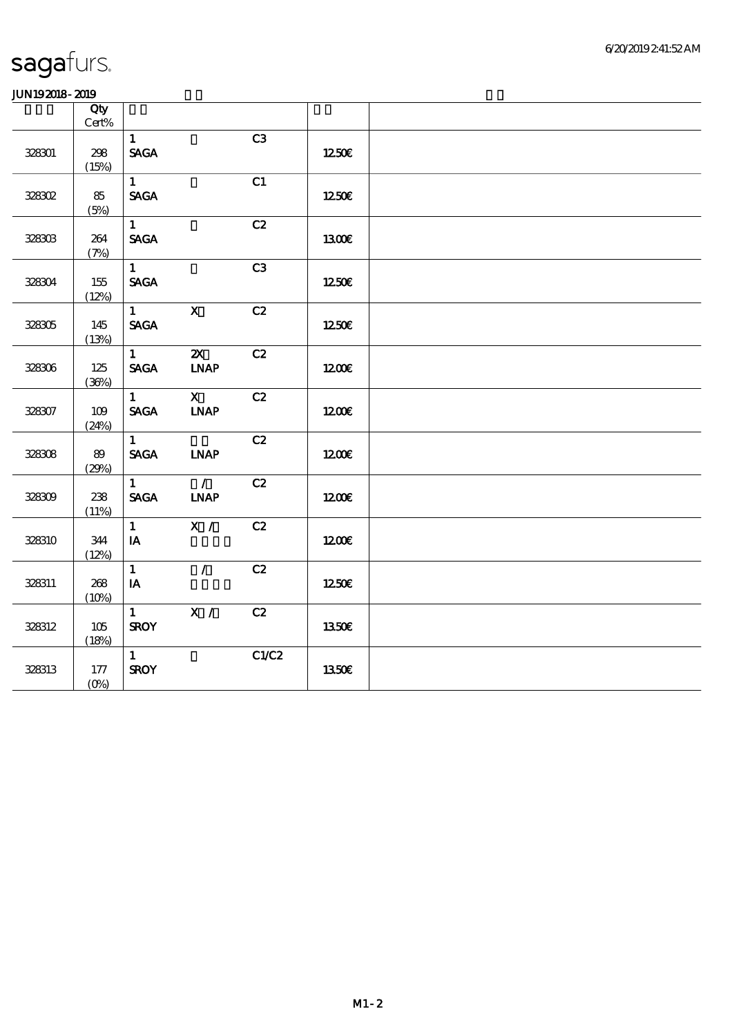sagafurs.

JUN19 2018 - 2019

| | Qty Cert% | | | | | |
|---|---|---|---|---|---|---|
| 328301 | 298 (15%) | 1 SAGA | | C3 | 12.50€ | |
| 328302 | 85 (5%) | 1 SAGA | | C1 | 12.50€ | |
| 328303 | 264 (7%) | 1 SAGA | | C2 | 13.00€ | |
| 328304 | 155 (12%) | 1 SAGA | | C3 | 12.50€ | |
| 328305 | 145 (13%) | 1 SAGA | X | C2 | 12.50€ | |
| 328306 | 125 (36%) | 1 SAGA | 2X LNAP | C2 | 12.00€ | |
| 328307 | 109 (24%) | 1 SAGA | X LNAP | C2 | 12.00€ | |
| 328308 | 89 (29%) | 1 SAGA | LNAP | C2 | 12.00€ | |
| 328309 | 238 (11%) | 1 SAGA | / LNAP | C2 | 12.00€ | |
| 328310 | 344 (12%) | 1 IA | X / | C2 | 12.00€ | |
| 328311 | 268 (10%) | 1 IA | / | C2 | 12.50€ | |
| 328312 | 105 (18%) | 1 SROY | X / | C2 | 13.50€ | |
| 328313 | 177 (0%) | 1 SROY | | C1/C2 | 13.50€ | |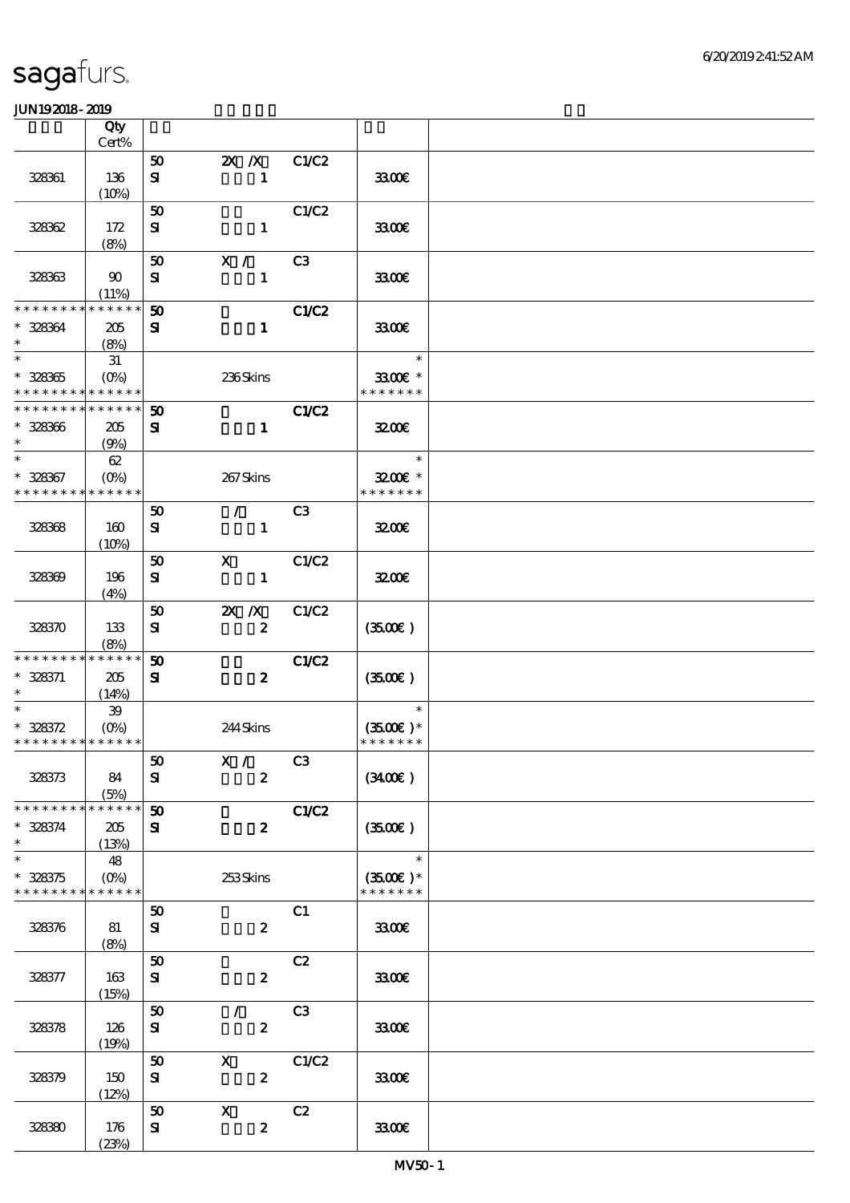JUN192018-2019

| | Qty Cert% | | | | | |
|---|---|---|---|---|---|---|
| 328361 | 136 (10%) | 50 SI | 2X /X 1 | C1/C2 | 33.00€ | |
| 328362 | 172 (8%) | 50 SI | 1 | C1/C2 | 33.00€ | |
| 328363 | 90 (11%) | 50 SI | X / 1 | C3 | 33.00€ | |
| * * * * * * * * * * * * * * 328364 * | 205 (8%) | 50 SI | 1 | C1/C2 | 33.00€ | |
| * * 328365 * * * * * * * * * * * * * * | 31 (0%) | | 236 Skins | | * 33.00€ * * * * * * * * | |
| * * * * * * * * * * * * * * 328366 * | 205 (9%) | 50 SI | 1 | C1/C2 | 32.00€ | |
| * * 328367 * * * * * * * * * * * * * * | 62 (0%) | | 267 Skins | | * 32.00€ * * * * * * * * | |
| 328368 | 160 (10%) | 50 SI | / 1 | C3 | 32.00€ | |
| 328369 | 196 (4%) | 50 SI | X 1 | C1/C2 | 32.00€ | |
| 328370 | 133 (8%) | 50 SI | 2X /X 2 | C1/C2 | (35.00€) | |
| * * * * * * * * * * * * * * 328371 * | 205 (14%) | 50 SI | 2 | C1/C2 | (35.00€) | |
| * * 328372 * * * * * * * * * * * * * * | 39 (0%) | | 244 Skins | | * (35.00€) * * * * * * * * | |
| 328373 | 84 (5%) | 50 SI | X / 2 | C3 | (34.00€) | |
| * * * * * * * * * * * * * * 328374 * | 205 (13%) | 50 SI | 2 | C1/C2 | (35.00€) | |
| * * 328375 * * * * * * * * * * * * * * | 48 (0%) | | 253 Skins | | * (35.00€) * * * * * * * * | |
| 328376 | 81 (8%) | 50 SI | 2 | C1 | 33.00€ | |
| 328377 | 163 (15%) | 50 SI | 2 | C2 | 33.00€ | |
| 328378 | 126 (19%) | 50 SI | / 2 | C3 | 33.00€ | |
| 328379 | 150 (12%) | 50 SI | X 2 | C1/C2 | 33.00€ | |
| 328380 | 176 (23%) | 50 SI | X 2 | C2 | 33.00€ | |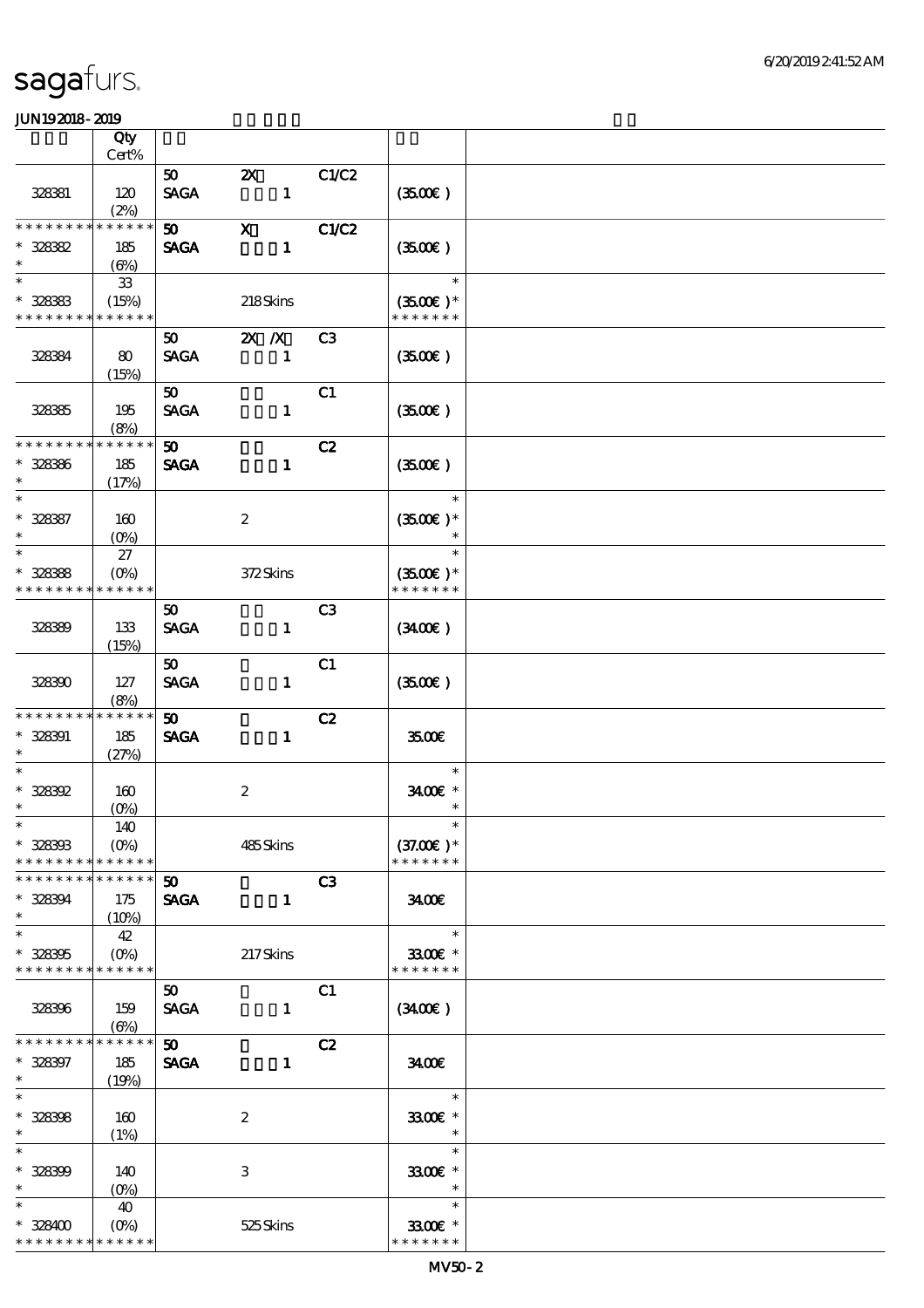# sagafurs.

JUN192018-2019

| | Qty Cert% | | | | | |
|---|---|---|---|---|---|---|
| 328381 | 120 (2%) | 50 SAGA | 2X 1 | C1/C2 | (35.00€) | |
| * * * * * * * * * * * * * * 328382 * | 185 (6%) | 50 SAGA | X 1 | C1/C2 | (35.00€) | |
| * * 328383 * * * * * * * * * * * * * | 33 (15%) | | 218 Skins | | * (35.00€) * * * * * * * * | |
| 328384 | 80 (15%) | 50 SAGA | 2X /X 1 | C3 | (35.00€) | |
| 328385 | 195 (8%) | 50 SAGA | 1 | C1 | (35.00€) | |
| * * * * * * * * * * * * * * 328386 * | 185 (17%) | 50 SAGA | 1 | C2 | (35.00€) | |
| * * 328387 * | 160 (0%) | | 2 | | * (35.00€) * * | |
| * * 328388 * * * * * * * * * * * * * | 27 (0%) | | 372 Skins | | * (35.00€) * * * * * * * * | |
| 328389 | 133 (15%) | 50 SAGA | 1 | C3 | (34.00€) | |
| 328390 | 127 (8%) | 50 SAGA | 1 | C1 | (35.00€) | |
| * * * * * * * * * * * * * * 328391 * | 185 (27%) | 50 SAGA | 1 | C2 | 35.00€ | |
| * * 328392 * | 160 (0%) | | 2 | | * 34.00€ * * | |
| * * 328393 * * * * * * * * * * * * * | 140 (0%) | | 485 Skins | | * (37.00€) * * * * * * * * | |
| * * * * * * * * * * * * * * 328394 * | 175 (10%) | 50 SAGA | 1 | C3 | 34.00€ | |
| * * 328395 * * * * * * * * * * * * * | 42 (0%) | | 217 Skins | | * 33.00€ * * * * * * * * | |
| 328396 | 159 (6%) | 50 SAGA | 1 | C1 | (34.00€) | |
| * * * * * * * * * * * * * * 328397 * | 185 (19%) | 50 SAGA | 1 | C2 | 34.00€ | |
| * * 328398 * | 160 (1%) | | 2 | | * 33.00€ * * | |
| * * 328399 * | 140 (0%) | | 3 | | * 33.00€ * * | |
| * * 328400 * * * * * * * * * * * * * | 40 (0%) | | 525 Skins | | * 33.00€ * * * * * * * * | |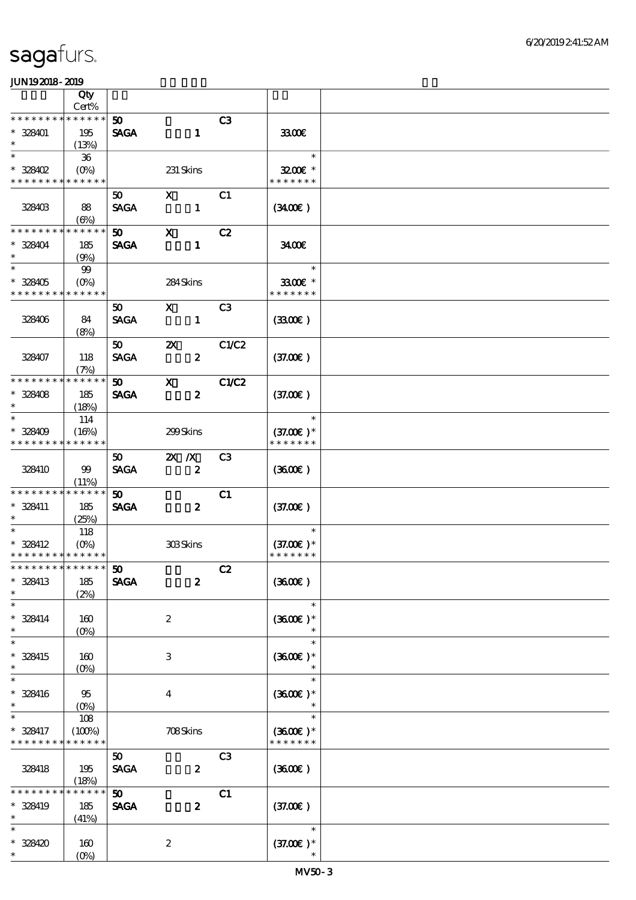# sagafurs.

JUN192018-2019

| | Qty Cert% | | | | | |
|---|---|---|---|---|---|---|
| * * * * * * * * * * * * * * | | 50 | | C3 | | |
| * 328401 | 195 | SAGA | 1 | | 33.00€ | |
| * | (13%) | | | | | |
| * | 36 | | | | * | |
| * 328402 | (0%) | | 231 Skins | | 32.00€ * | |
| * * * * * * * * * * * * * * | | | | | * * * * * * * | |
| | | 50 | X | C1 | | |
| 328403 | 88 | SAGA | 1 | | (34.00€) | |
| | (6%) | | | | | |
| * * * * * * * * * * * * * * | | 50 | X | C2 | | |
| * 328404 | 185 | SAGA | 1 | | 34.00€ | |
| * | (9%) | | | | | |
| * | 99 | | | | * | |
| * 328405 | (0%) | | 284 Skins | | 33.00€ * | |
| * * * * * * * * * * * * * * | | | | | * * * * * * * | |
| | | 50 | X | C3 | | |
| 328406 | 84 | SAGA | 1 | | (33.00€) | |
| | (8%) | | | | | |
| | | 50 | 2X | C1/C2 | | |
| 328407 | 118 | SAGA | 2 | | (37.00€) | |
| | (7%) | | | | | |
| * * * * * * * * * * * * * * | | 50 | X | C1/C2 | | |
| * 328408 | 185 | SAGA | 2 | | (37.00€) | |
| * | (18%) | | | | | |
| * | 114 | | | | * | |
| * 328409 | (16%) | | 299 Skins | | (37.00€) * | |
| * * * * * * * * * * * * * * | | | | | * * * * * * * | |
| | | 50 | 2X /X | C3 | | |
| 328410 | 99 | SAGA | 2 | | (36.00€) | |
| | (11%) | | | | | |
| * * * * * * * * * * * * * * | | 50 | | C1 | | |
| * 328411 | 185 | SAGA | 2 | | (37.00€) | |
| * | (25%) | | | | | |
| * | 118 | | | | * | |
| * 328412 | (0%) | | 303 Skins | | (37.00€) * | |
| * * * * * * * * * * * * * * | | | | | * * * * * * * | |
| * * * * * * * * * * * * * * | | 50 | | C2 | | |
| * 328413 | 185 | SAGA | 2 | | (36.00€) | |
| * | (2%) | | | | | |
| * | | | | | * | |
| * 328414 | 160 | | 2 | | (36.00€) * | |
| * | (0%) | | | | * | |
| * | | | | | * | |
| * 328415 | 160 | | 3 | | (36.00€) * | |
| * | (0%) | | | | * | |
| * | | | | | * | |
| * 328416 | 95 | | 4 | | (36.00€) * | |
| * | (0%) | | | | * | |
| * | 108 | | | | * | |
| * 328417 | (100%) | | 708 Skins | | (36.00€) * | |
| * * * * * * * * * * * * * * | | | | | * * * * * * * | |
| | | 50 | | C3 | | |
| 328418 | 195 | SAGA | 2 | | (36.00€) | |
| | (18%) | | | | | |
| * * * * * * * * * * * * * * | | 50 | | C1 | | |
| * 328419 | 185 | SAGA | 2 | | (37.00€) | |
| * | (41%) | | | | | |
| * | | | | | * | |
| * 328420 | 160 | | 2 | | (37.00€) * | |
| * | (0%) | | | | * | |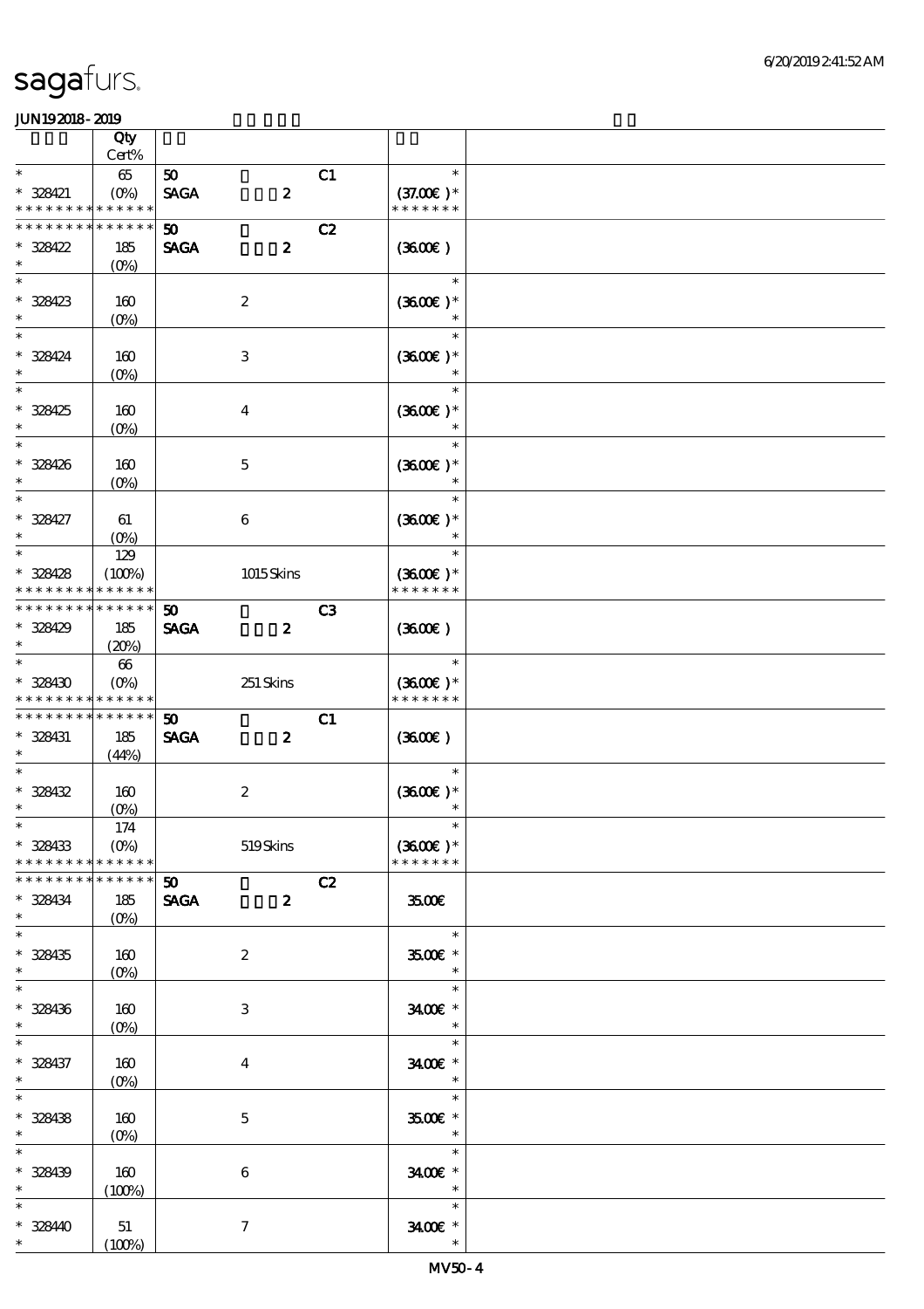| | Qty Cert% | | | | | |
|---|---|---|---|---|---|---|
| * | 65 | 50 | | C1 | * | |
| * 328421 | (0%) | SAGA | 2 | | (37.00€ )* | |
| * * * * * * * * * * * * * * | | | | | * * * * * * * | |
| * * * * * * * * * * * * * * | | 50 | | C2 | | |
| * 328422 | 185 | SAGA | 2 | | (36.00€ ) | |
| * | (0%) | | | | | |
| * | | | | | * | |
| * 328423 | 160 | | 2 | | (36.00€ )* | |
| * | (0%) | | | | * | |
| * | | | | | * | |
| * 328424 | 160 | | 3 | | (36.00€ )* | |
| * | (0%) | | | | * | |
| * | | | | | * | |
| * 328425 | 160 | | 4 | | (36.00€ )* | |
| * | (0%) | | | | * | |
| * | | | | | * | |
| * 328426 | 160 | | 5 | | (36.00€ )* | |
| * | (0%) | | | | * | |
| * | | | | | * | |
| * 328427 | 61 | | 6 | | (36.00€ )* | |
| * | (0%) | | | | * | |
| * | 129 | | | | * | |
| * 328428 | (100%) | | 1015 Skins | | (36.00€ )* | |
| * * * * * * * * * * * * * * | | | | | * * * * * * * | |
| * * * * * * * * * * * * * * | | 50 | | C3 | | |
| * 328429 | 185 | SAGA | 2 | | (36.00€ ) | |
| * | (20%) | | | | | |
| * | 66 | | | | * | |
| * 328430 | (0%) | | 251 Skins | | (36.00€ )* | |
| * * * * * * * * * * * * * * | | | | | * * * * * * * | |
| * * * * * * * * * * * * * * | | 50 | | C1 | | |
| * 328431 | 185 | SAGA | 2 | | (36.00€ ) | |
| * | (44%) | | | | | |
| * | | | | | * | |
| * 328432 | 160 | | 2 | | (36.00€ )* | |
| * | (0%) | | | | * | |
| * | 174 | | | | * | |
| * 328433 | (0%) | | 519 Skins | | (36.00€ )* | |
| * * * * * * * * * * * * * * | | | | | * * * * * * * | |
| * * * * * * * * * * * * * * | | 50 | | C2 | | |
| * 328434 | 185 | SAGA | 2 | | 35.00€ | |
| * | (0%) | | | | | |
| * | | | | | * | |
| * 328435 | 160 | | 2 | | 35.00€ * | |
| * | (0%) | | | | * | |
| * | | | | | * | |
| * 328436 | 160 | | 3 | | 34.00€ * | |
| * | (0%) | | | | * | |
| * | | | | | * | |
| * 328437 | 160 | | 4 | | 34.00€ * | |
| * | (0%) | | | | * | |
| * | | | | | * | |
| * 328438 | 160 | | 5 | | 35.00€ * | |
| * | (0%) | | | | * | |
| * | | | | | * | |
| * 328439 | 160 | | 6 | | 34.00€ * | |
| * | (100%) | | | | * | |
| * | | | | | * | |
| * 328440 | 51 | | 7 | | 34.00€ * | |
| * | (100%) | | | | * | |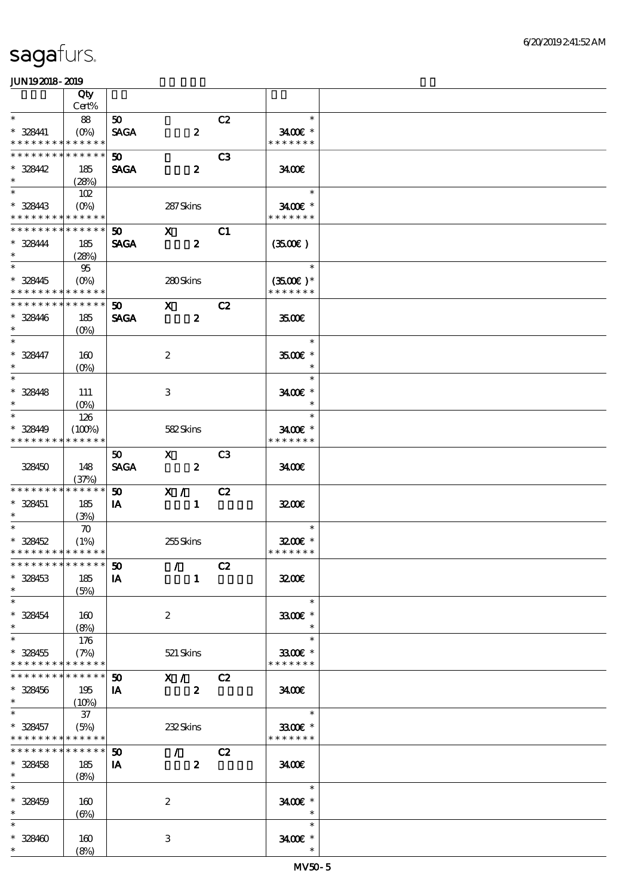sagafurs.

JUN192018 - 2019

| | Qty Cert% | | | | |
|---|---|---|---|---|---|
| * | 88 | 50 | | C2 | * |
| * 328441 | (0%) | SAGA | 2 | | 34.00€ * |
| * * * * * * * * * * * * * * | | | | | * * * * * * * |
| * * * * * * * * * * * * * * | | 50 | | C3 | |
| * 328442 | 185 | SAGA | 2 | | 34.00€ |
| * | (28%) | | | | |
| * | 102 | | | | * |
| * 328443 | (0%) | | 287 Skins | | 34.00€ * |
| * * * * * * * * * * * * * * | | | | | * * * * * * * |
| * * * * * * * * * * * * * * | | 50 | X | C1 | |
| * 328444 | 185 | SAGA | 2 | | (35.00€) |
| * | (28%) | | | | |
| * | 95 | | | | * |
| * 328445 | (0%) | | 280 Skins | | (35.00€) * |
| * * * * * * * * * * * * * * | | | | | * * * * * * * |
| * * * * * * * * * * * * * * | | 50 | X | C2 | |
| * 328446 | 185 | SAGA | 2 | | 35.00€ |
| * | (0%) | | | | |
| * | | | | | * |
| * 328447 | 160 | | 2 | | 35.00€ * |
| * | (0%) | | | | * |
| * | | | | | * |
| * 328448 | 111 | | 3 | | 34.00€ * |
| * | (0%) | | | | * |
| * | 126 | | | | * |
| * 328449 | (100%) | | 582 Skins | | 34.00€ * |
| * * * * * * * * * * * * * * | | | | | * * * * * * * |
| | | 50 | X | C3 | |
| 328450 | 148 | SAGA | 2 | | 34.00€ |
| | (37%) | | | | |
| * * * * * * * * * * * * * * | | 50 | X / | C2 | |
| * 328451 | 185 | IA | 1 | | 32.00€ |
| * | (3%) | | | | |
| * | 70 | | | | * |
| * 328452 | (1%) | | 255 Skins | | 32.00€ * |
| * * * * * * * * * * * * * * | | | | | * * * * * * * |
| * * * * * * * * * * * * * * | | 50 | / | C2 | |
| * 328453 | 185 | IA | 1 | | 32.00€ |
| * | (5%) | | | | |
| * | | | | | * |
| * 328454 | 160 | | 2 | | 33.00€ * |
| * | (8%) | | | | * |
| * | 176 | | | | * |
| * 328455 | (7%) | | 521 Skins | | 33.00€ * |
| * * * * * * * * * * * * * * | | | | | * * * * * * * |
| * * * * * * * * * * * * * * | | 50 | X / | C2 | |
| * 328456 | 195 | IA | 2 | | 34.00€ |
| * | (10%) | | | | |
| * | 37 | | | | * |
| * 328457 | (5%) | | 232 Skins | | 33.00€ * |
| * * * * * * * * * * * * * * | | | | | * * * * * * * |
| * * * * * * * * * * * * * * | | 50 | / | C2 | |
| * 328458 | 185 | IA | 2 | | 34.00€ |
| * | (8%) | | | | |
| * | | | | | * |
| * 328459 | 160 | | 2 | | 34.00€ * |
| * | (6%) | | | | * |
| * | | | | | * |
| * 328460 | 160 | | 3 | | 34.00€ * |
| * | (8%) | | | | * |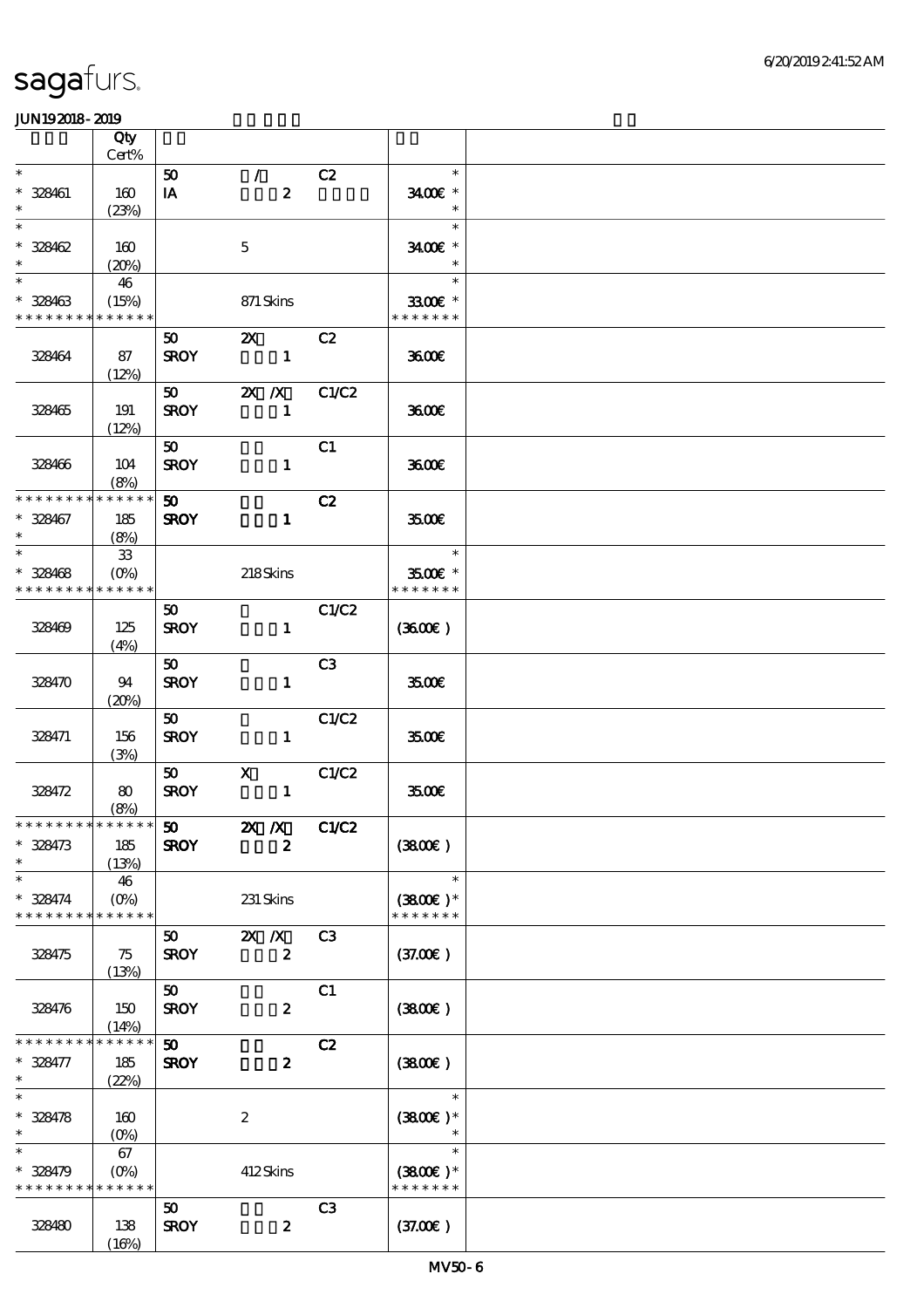# sagafurs.

JUN192018-2019

| | Qty Cert% | | | | | |
|---|---|---|---|---|---|---|
| * | | 50 | / | C2 | * | |
| * 328461 | 160 | IA | 2 | | 34.00€ * | |
| * | (23%) | | | | * | |
| * | | | | | * | |
| * 328462 | 160 | | 5 | | 34.00€ * | |
| * | (20%) | | | | * | |
| * | 46 | | | | * | |
| * 328463 | (15%) | | 871 Skins | | 33.00€ * | |
| * * * * * * * * * * * * * * | | | | | * * * * * * * | |
| | | 50 | 2X | C2 | | |
| 328464 | 87 | SROY | 1 | | 36.00€ | |
| | (12%) | | | | | |
| | | 50 | 2X /X | C1/C2 | | |
| 328465 | 191 | SROY | 1 | | 36.00€ | |
| | (12%) | | | | | |
| | | 50 | | C1 | | |
| 328466 | 104 | SROY | 1 | | 36.00€ | |
| | (8%) | | | | | |
| * * * * * * * * * * * * * * | | 50 | | C2 | | |
| * 328467 | 185 | SROY | 1 | | 35.00€ | |
| * | (8%) | | | | | |
| * | 33 | | | | * | |
| * 328468 | (0%) | | 218 Skins | | 35.00€ * | |
| * * * * * * * * * * * * * * | | | | | * * * * * * * | |
| | | 50 | | C1/C2 | | |
| 328469 | 125 | SROY | 1 | | (36.00€) | |
| | (4%) | | | | | |
| | | 50 | | C3 | | |
| 328470 | 94 | SROY | 1 | | 35.00€ | |
| | (20%) | | | | | |
| | | 50 | | C1/C2 | | |
| 328471 | 156 | SROY | 1 | | 35.00€ | |
| | (3%) | | | | | |
| | | 50 | X | C1/C2 | | |
| 328472 | 80 | SROY | 1 | | 35.00€ | |
| | (8%) | | | | | |
| * * * * * * * * * * * * * * | | 50 | 2X /X | C1/C2 | | |
| * 328473 | 185 | SROY | 2 | | (38.00€) | |
| * | (13%) | | | | | |
| * | 46 | | | | * | |
| * 328474 | (0%) | | 231 Skins | | (38.00€) * | |
| * * * * * * * * * * * * * * | | | | | * * * * * * * | |
| | | 50 | 2X /X | C3 | | |
| 328475 | 75 | SROY | 2 | | (37.00€) | |
| | (13%) | | | | | |
| | | 50 | | C1 | | |
| 328476 | 150 | SROY | 2 | | (38.00€) | |
| | (14%) | | | | | |
| * * * * * * * * * * * * * * | | 50 | | C2 | | |
| * 328477 | 185 | SROY | 2 | | (38.00€) | |
| * | (22%) | | | | | |
| * | | | | | * | |
| * 328478 | 160 | | 2 | | (38.00€) * | |
| * | (0%) | | | | * | |
| * | 67 | | | | * | |
| * 328479 | (0%) | | 412 Skins | | (38.00€) * | |
| * * * * * * * * * * * * * * | | | | | * * * * * * * | |
| | | 50 | | C3 | | |
| 328480 | 138 | SROY | 2 | | (37.00€) | |
| | (16%) | | | | | |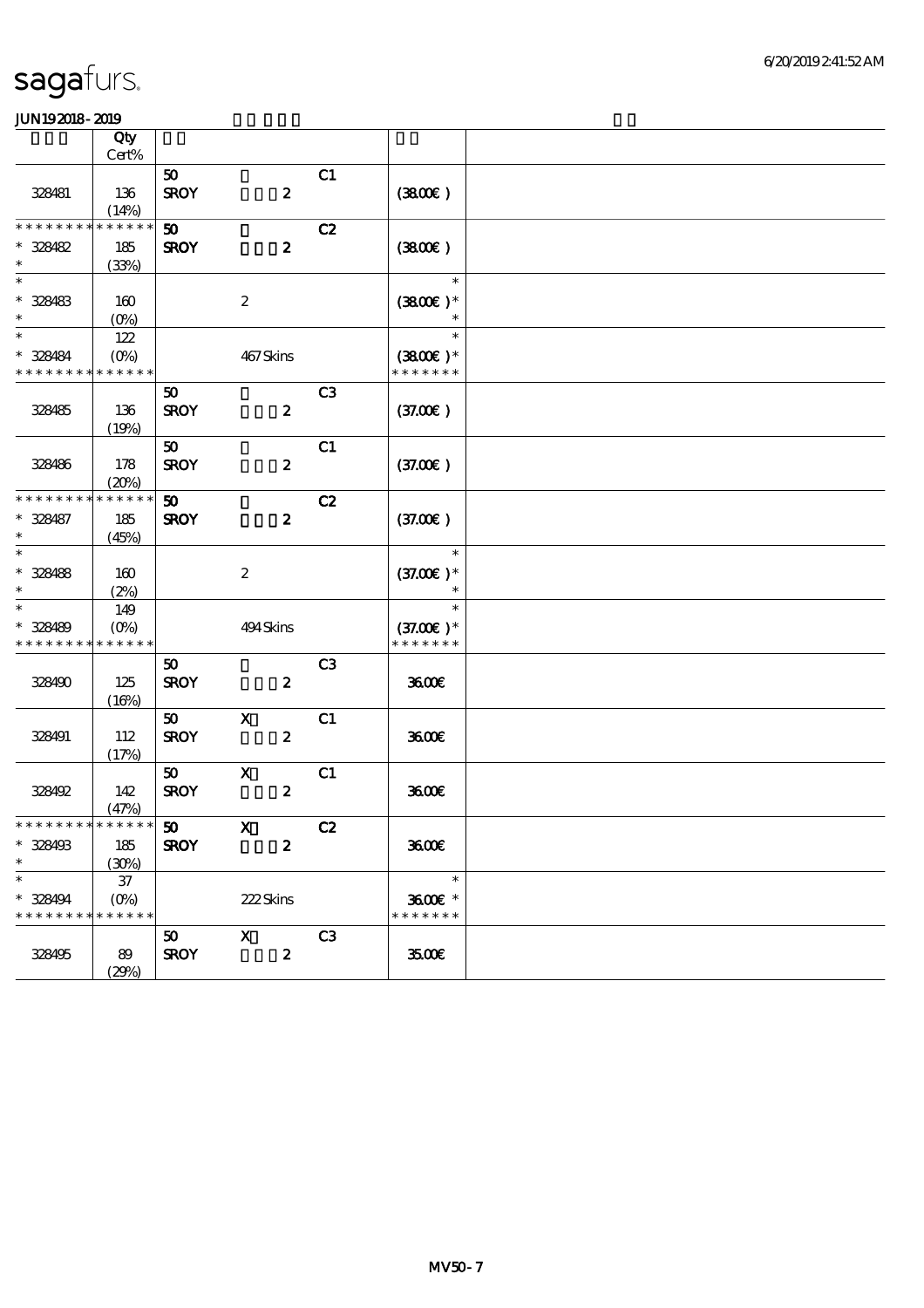# sagafurs.

JUN19 2018 - 2019

| | Qty Cert% | | | | | |
|---|---|---|---|---|---|---|
| 328481 | 136 (14%) | 50 SROY | 2 | C1 | (38.00€) | |
| * * * * * * * * * * * * * * 328482 * | 185 (33%) | 50 SROY | 2 | C2 | (38.00€) | |
| * * 328483 * | 160 (0%) | | 2 | | * (38.00€) * * | |
| * * 328484 * * * * * * * * * * * * * | 122 (0%) | | 467 Skins | | * (38.00€) * * * * * * * * | |
| 328485 | 136 (19%) | 50 SROY | 2 | C3 | (37.00€) | |
| 328486 | 178 (20%) | 50 SROY | 2 | C1 | (37.00€) | |
| * * * * * * * * * * * * * * 328487 * | 185 (45%) | 50 SROY | 2 | C2 | (37.00€) | |
| * * 328488 * | 160 (2%) | | 2 | | * (37.00€) * * | |
| * * 328489 * * * * * * * * * * * * * | 149 (0%) | | 494 Skins | | * (37.00€) * * * * * * * * | |
| 328490 | 125 (16%) | 50 SROY | 2 | C3 | 36.00€ | |
| 328491 | 112 (17%) | 50 SROY | X 2 | C1 | 36.00€ | |
| 328492 | 142 (47%) | 50 SROY | X 2 | C1 | 36.00€ | |
| * * * * * * * * * * * * * * 328493 * | 185 (30%) | 50 SROY | X 2 | C2 | 36.00€ | |
| * * 328494 * * * * * * * * * * * * * | 37 (0%) | | 222 Skins | | * 36.00€ * * * * * * * * | |
| 328495 | 89 (29%) | 50 SROY | X 2 | C3 | 35.00€ | |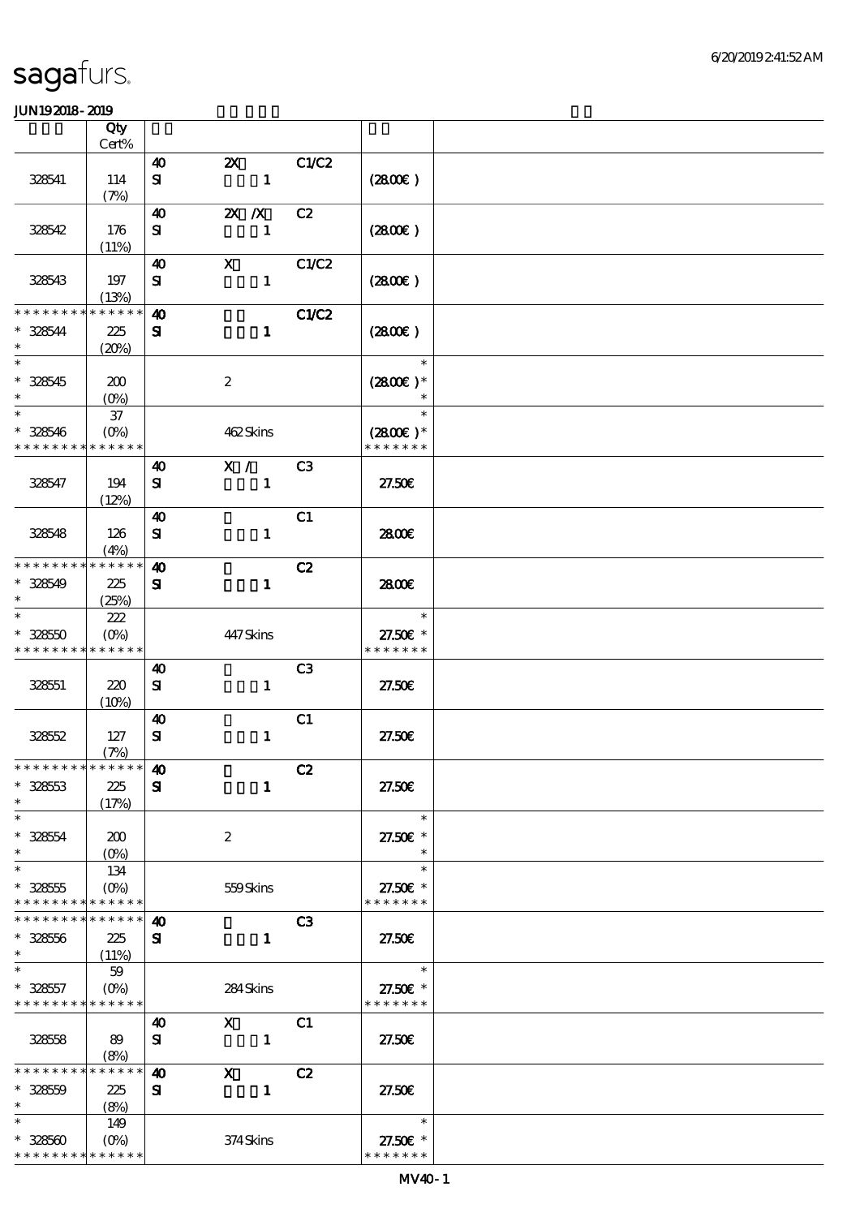# sagafurs.

JUN19 2018 - 2019

| | Qty Cert% | | | | | |
|---|---|---|---|---|---|---|
| 328541 | 114 (7%) | 40 SI | 2X 1 | C1/C2 | (28.00€) | |
| 328542 | 176 (11%) | 40 SI | 2X /X 1 | C2 | (28.00€) | |
| 328543 | 197 (13%) | 40 SI | X 1 | C1/C2 | (28.00€) | |
| * * * * * * * * * * * * * * * 328544 * | 225 (20%) | 40 SI | 1 | C1/C2 | (28.00€) | |
| * * 328545 * | 200 (0%) | | 2 | | * (28.00€) * * | |
| * * 328546 * * * * * * * * * * * * * * | 37 (0%) | | 462 Skins | | * (28.00€) * * * * * * * * | |
| 328547 | 194 (12%) | 40 SI | X / 1 | C3 | 27.50€ | |
| 328548 | 126 (4%) | 40 SI | 1 | C1 | 28.00€ | |
| * * * * * * * * * * * * * * * 328549 * | 225 (25%) | 40 SI | 1 | C2 | 28.00€ | |
| * * 328550 * * * * * * * * * * * * * * | 222 (0%) | | 447 Skins | | * 27.50€ * * * * * * * * | |
| 328551 | 220 (10%) | 40 SI | 1 | C3 | 27.50€ | |
| 328552 | 127 (7%) | 40 SI | 1 | C1 | 27.50€ | |
| * * * * * * * * * * * * * * * 328553 * | 225 (17%) | 40 SI | 1 | C2 | 27.50€ | |
| * * 328554 * | 200 (0%) | | 2 | | * 27.50€ * * | |
| * * 328555 * * * * * * * * * * * * * * | 134 (0%) | | 559 Skins | | * 27.50€ * * * * * * * * | |
| * * * * * * * * * * * * * * * 328556 * | 225 (11%) | 40 SI | 1 | C3 | 27.50€ | |
| * * 328557 * * * * * * * * * * * * * * | 59 (0%) | | 284 Skins | | * 27.50€ * * * * * * * * | |
| 328558 | 89 (8%) | 40 SI | X 1 | C1 | 27.50€ | |
| * * * * * * * * * * * * * * * 328559 * | 225 (8%) | 40 SI | X 1 | C2 | 27.50€ | |
| * * 328560 * * * * * * * * * * * * * * | 149 (0%) | | 374 Skins | | * 27.50€ * * * * * * * * | |

MV40-1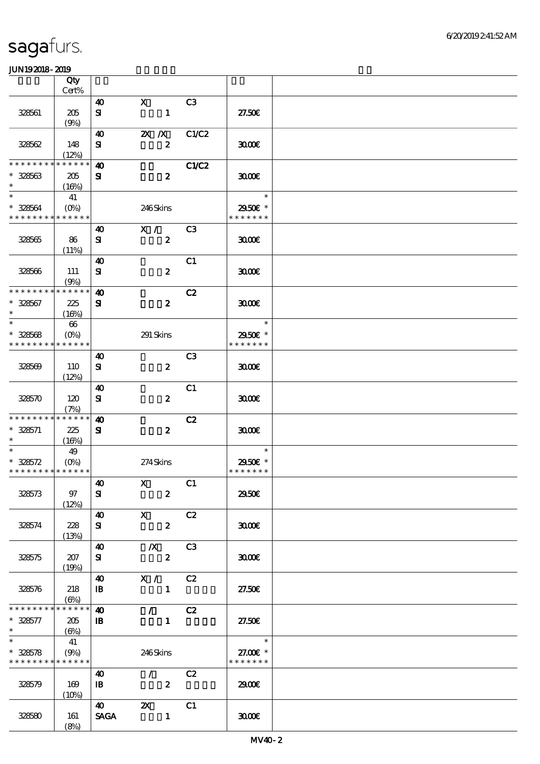sagafurs.

JUN192018-2019

| | Qty Cert% | | | | | |
|---|---|---|---|---|---|---|
| 328561 | 205 (9%) | 40 SI | X 1 | C3 | 27.50€ | |
| 328562 | 148 (12%) | 40 SI | 2X /X 2 | C1/C2 | 30.00€ | |
| * * * * * * * * * * * * * * * 328563 * | 205 (16%) | 40 SI | 2 | C1/C2 | 30.00€ | |
| * * 328564 * * * * * * * * * * * * * * | 41 (0%) | | 246 Skins | | * 29.50€ * * * * * * * * | |
| 328565 | 86 (11%) | 40 SI | X / 2 | C3 | 30.00€ | |
| 328566 | 111 (9%) | 40 SI | 2 | C1 | 30.00€ | |
| * * * * * * * * * * * * * * * 328567 * | 225 (16%) | 40 SI | 2 | C2 | 30.00€ | |
| * * 328568 * * * * * * * * * * * * * * | 66 (0%) | | 291 Skins | | * 29.50€ * * * * * * * * | |
| 328569 | 110 (12%) | 40 SI | 2 | C3 | 30.00€ | |
| 328570 | 120 (7%) | 40 SI | 2 | C1 | 30.00€ | |
| * * * * * * * * * * * * * * * 328571 * | 225 (16%) | 40 SI | 2 | C2 | 30.00€ | |
| * * 328572 * * * * * * * * * * * * * * | 49 (0%) | | 274 Skins | | * 29.50€ * * * * * * * * | |
| 328573 | 97 (12%) | 40 SI | X 2 | C1 | 29.50€ | |
| 328574 | 228 (13%) | 40 SI | X 2 | C2 | 30.00€ | |
| 328575 | 207 (19%) | 40 SI | /X 2 | C3 | 30.00€ | |
| 328576 | 218 (6%) | 40 IB | X / 1 | C2 | 27.50€ | |
| * * * * * * * * * * * * * * * 328577 * | 205 (6%) | 40 IB | / 1 | C2 | 27.50€ | |
| * * 328578 * * * * * * * * * * * * * * | 41 (9%) | | 246 Skins | | * 27.00€ * * * * * * * * | |
| 328579 | 169 (10%) | 40 IB | / 2 | C2 | 29.00€ | |
| 328580 | 161 (8%) | 40 SAGA | 2X 1 | C1 | 30.00€ | |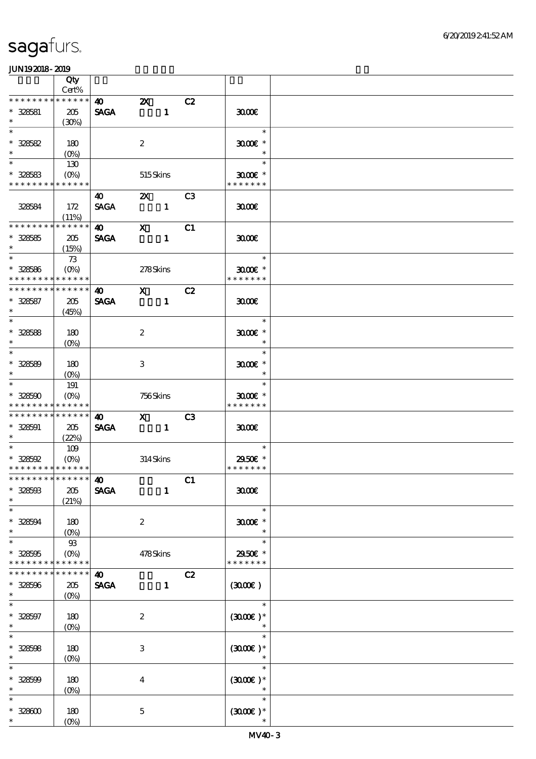# sagafurs.

JUN192018-2019

| | Qty Cert% | | | | | |
|---|---|---|---|---|---|---|
| * * * * * * * * * * * * * * | | 40 | 2X | C2 | | |
| * 328581 | 205 | SAGA | 1 | | 30.00€ | |
| * | (30%) | | | | | |
| * | | | | | * | |
| * 328582 | 180 | | 2 | | 30.00€ * | |
| * | (0%) | | | | * | |
| * | 130 | | | | * | |
| * 328583 | (0%) | | 515 Skins | | 30.00€ * | |
| * * * * * * * * * * * * * * | | | | | * * * * * * * | |
| | | 40 | 2X | C3 | | |
| 328584 | 172 | SAGA | 1 | | 30.00€ | |
| | (11%) | | | | | |
| * * * * * * * * * * * * * * | | 40 | X | C1 | | |
| * 328585 | 205 | SAGA | 1 | | 30.00€ | |
| * | (15%) | | | | | |
| * | 73 | | | | * | |
| * 328586 | (0%) | | 278 Skins | | 30.00€ * | |
| * * * * * * * * * * * * * * | | | | | * * * * * * * | |
| * * * * * * * * * * * * * * | | 40 | X | C2 | | |
| * 328587 | 205 | SAGA | 1 | | 30.00€ | |
| * | (45%) | | | | | |
| * | | | | | * | |
| * 328588 | 180 | | 2 | | 30.00€ * | |
| * | (0%) | | | | * | |
| * | | | | | * | |
| * 328589 | 180 | | 3 | | 30.00€ * | |
| * | (0%) | | | | * | |
| * | 191 | | | | * | |
| * 328590 | (0%) | | 756 Skins | | 30.00€ * | |
| * * * * * * * * * * * * * * | | | | | * * * * * * * | |
| * * * * * * * * * * * * * * | | 40 | X | C3 | | |
| * 328591 | 205 | SAGA | 1 | | 30.00€ | |
| * | (22%) | | | | | |
| * | 109 | | | | * | |
| * 328592 | (0%) | | 314 Skins | | 29.50€ * | |
| * * * * * * * * * * * * * * | | | | | * * * * * * * | |
| * * * * * * * * * * * * * * | | 40 | | C1 | | |
| * 328593 | 205 | SAGA | 1 | | 30.00€ | |
| * | (21%) | | | | | |
| * | | | | | * | |
| * 328594 | 180 | | 2 | | 30.00€ * | |
| * | (0%) | | | | * | |
| * | 93 | | | | * | |
| * 328595 | (0%) | | 478 Skins | | 29.50€ * | |
| * * * * * * * * * * * * * * | | | | | * * * * * * * | |
| * * * * * * * * * * * * * * | | 40 | | C2 | | |
| * 328596 | 205 | SAGA | 1 | | (30.00€) | |
| * | (0%) | | | | | |
| * | | | | | * | |
| * 328597 | 180 | | 2 | | (30.00€) * | |
| * | (0%) | | | | * | |
| * | | | | | * | |
| * 328598 | 180 | | 3 | | (30.00€) * | |
| * | (0%) | | | | * | |
| * | | | | | * | |
| * 328599 | 180 | | 4 | | (30.00€) * | |
| * | (0%) | | | | * | |
| * | | | | | * | |
| * 328600 | 180 | | 5 | | (30.00€) * | |
| * | (0%) | | | | * | |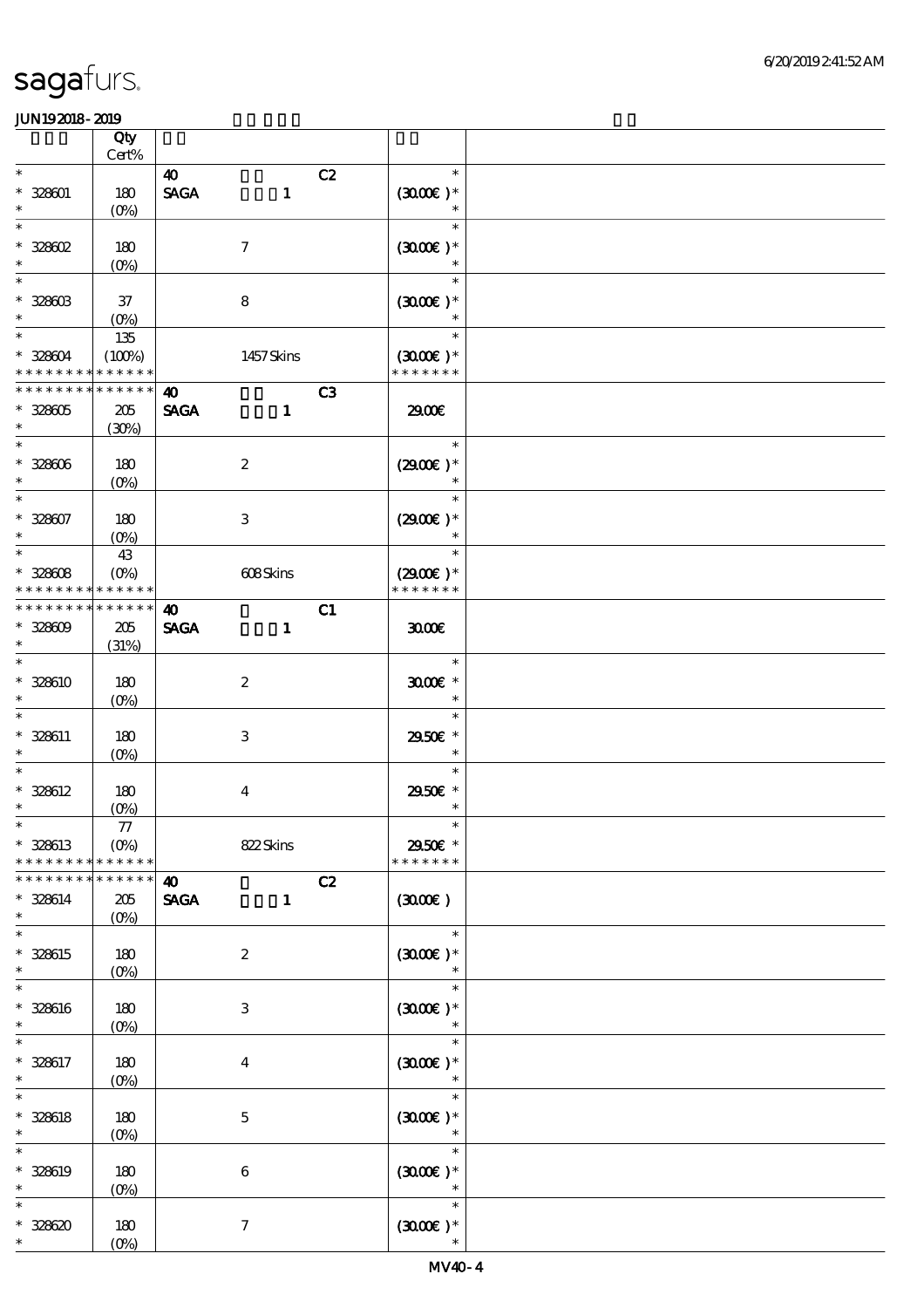# sagafurs.

JUN192018-2019

| | Qty Cert% | | | |
|---|---|---|---|---|
| * | | 40 C2 | * | |
| * 328601 | 180 | SAGA 1 | (30.00€)* | |
| * | (0%) | | * | |
| * | | | * | |
| * 328602 | 180 | 7 | (30.00€)* | |
| * | (0%) | | * | |
| * | | | * | |
| * 328603 | 37 | 8 | (30.00€)* | |
| * | (0%) | | * | |
| * | 135 | | * | |
| * 328604 | (100%) | 1457 Skins | (30.00€)* | |
| * * * * * * * * * * * * * * | | | * * * * * * * | |
| * * * * * * * * * * * * * * | | 40 C3 | | |
| * 328605 | 205 | SAGA 1 | 29.00€ | |
| * | (30%) | | | |
| * | | | * | |
| * 328606 | 180 | 2 | (29.00€)* | |
| * | (0%) | | * | |
| * | | | * | |
| * 328607 | 180 | 3 | (29.00€)* | |
| * | (0%) | | * | |
| * | 43 | | * | |
| * 328608 | (0%) | 608 Skins | (29.00€)* | |
| * * * * * * * * * * * * * * | | | * * * * * * * | |
| * * * * * * * * * * * * * * | | 40 C1 | | |
| * 328609 | 205 | SAGA 1 | 30.00€ | |
| * | (31%) | | | |
| * | | | * | |
| * 328610 | 180 | 2 | 30.00€ * | |
| * | (0%) | | * | |
| * | | | * | |
| * 328611 | 180 | 3 | 29.50€ * | |
| * | (0%) | | * | |
| * | | | * | |
| * 328612 | 180 | 4 | 29.50€ * | |
| * | (0%) | | * | |
| * | 77 | | * | |
| * 328613 | (0%) | 822 Skins | 29.50€ * | |
| * * * * * * * * * * * * * * | | | * * * * * * * | |
| * * * * * * * * * * * * * * | | 40 C2 | | |
| * 328614 | 205 | SAGA 1 | (30.00€) | |
| * | (0%) | | | |
| * | | | * | |
| * 328615 | 180 | 2 | (30.00€)* | |
| * | (0%) | | * | |
| * | | | * | |
| * 328616 | 180 | 3 | (30.00€)* | |
| * | (0%) | | * | |
| * | | | * | |
| * 328617 | 180 | 4 | (30.00€)* | |
| * | (0%) | | * | |
| * | | | * | |
| * 328618 | 180 | 5 | (30.00€)* | |
| * | (0%) | | * | |
| * | | | * | |
| * 328619 | 180 | 6 | (30.00€)* | |
| * | (0%) | | * | |
| * | | | * | |
| * 328620 | 180 | 7 | (30.00€)* | |
| * | (0%) | | * | |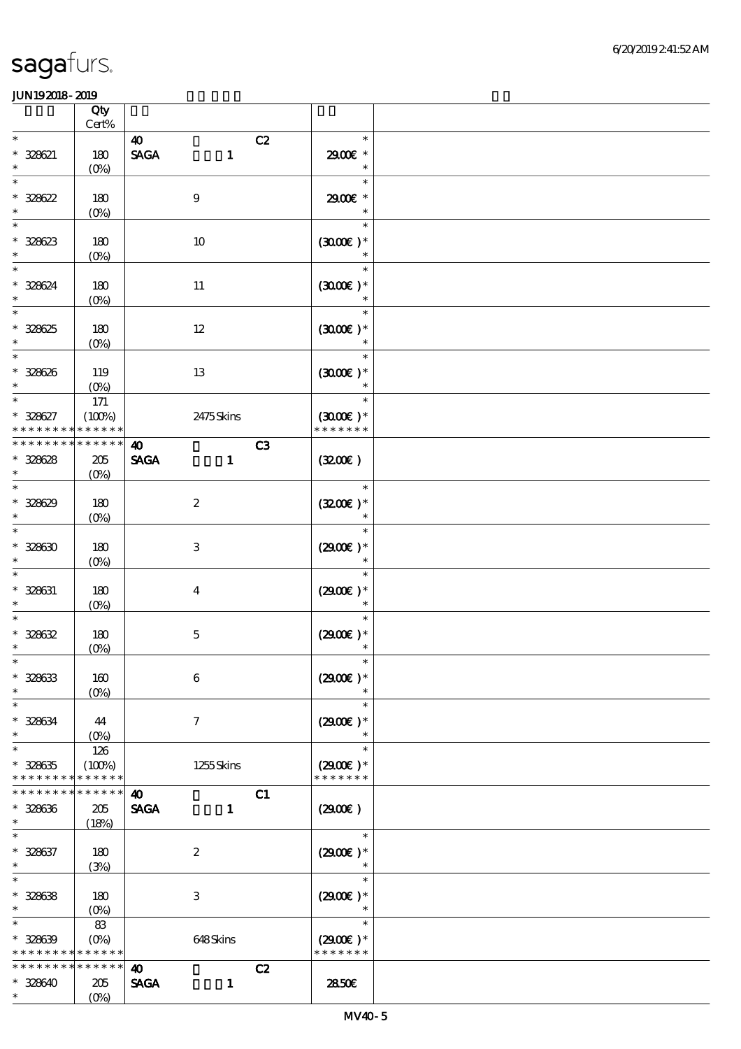sagafurs.

6/20/2019 2:41:52 AM

JUN19 2018 - 2019

| | Qty Cert% | | | |
|---|---|---|---|---|
| * | | 40 | C2 | * |
| * 328621 | 180 | SAGA 1 | | 29.00€ * |
| * | (0%) | | | * |
| * | | | | * |
| * 328622 | 180 | 9 | | 29.00€ * |
| * | (0%) | | | * |
| * | | | | * |
| * 328623 | 180 | 10 | | (30.00€) * |
| * | (0%) | | | * |
| * | | | | * |
| * 328624 | 180 | 11 | | (30.00€) * |
| * | (0%) | | | * |
| * | | | | * |
| * 328625 | 180 | 12 | | (30.00€) * |
| * | (0%) | | | * |
| * | | | | * |
| * 328626 | 119 | 13 | | (30.00€) * |
| * | (0%) | | | * |
| * | 171 | | | * |
| * 328627 | (100%) | 2475 Skins | | (30.00€) * |
| * * * * * * * * * * * * * * | | | | * * * * * * * |
| * * * * * * * * * * * * * * | | 40 | C3 | |
| * 328628 | 205 | SAGA 1 | | (32.00€) |
| * | (0%) | | | |
| * | | | | * |
| * 328629 | 180 | 2 | | (32.00€) * |
| * | (0%) | | | * |
| * | | | | * |
| * 328630 | 180 | 3 | | (29.00€) * |
| * | (0%) | | | * |
| * | | | | * |
| * 328631 | 180 | 4 | | (29.00€) * |
| * | (0%) | | | * |
| * | | | | * |
| * 328632 | 180 | 5 | | (29.00€) * |
| * | (0%) | | | * |
| * | | | | * |
| * 328633 | 160 | 6 | | (29.00€) * |
| * | (0%) | | | * |
| * | | | | * |
| * 328634 | 44 | 7 | | (29.00€) * |
| * | (0%) | | | * |
| * | 126 | | | * |
| * 328635 | (100%) | 1255 Skins | | (29.00€) * |
| * * * * * * * * * * * * * * | | | | * * * * * * * |
| * * * * * * * * * * * * * * | | 40 | C1 | |
| * 328636 | 205 | SAGA 1 | | (29.00€) |
| * | (18%) | | | |
| * | | | | * |
| * 328637 | 180 | 2 | | (29.00€) * |
| * | (3%) | | | * |
| * | | | | * |
| * 328638 | 180 | 3 | | (29.00€) * |
| * | (0%) | | | * |
| * | 83 | | | * |
| * 328639 | (0%) | 648 Skins | | (29.00€) * |
| * * * * * * * * * * * * * * | | | | * * * * * * * |
| * * * * * * * * * * * * * * | | 40 | C2 | |
| * 328640 | 205 | SAGA 1 | | 28.50€ |
| * | (0%) | | | |

MV40 - 5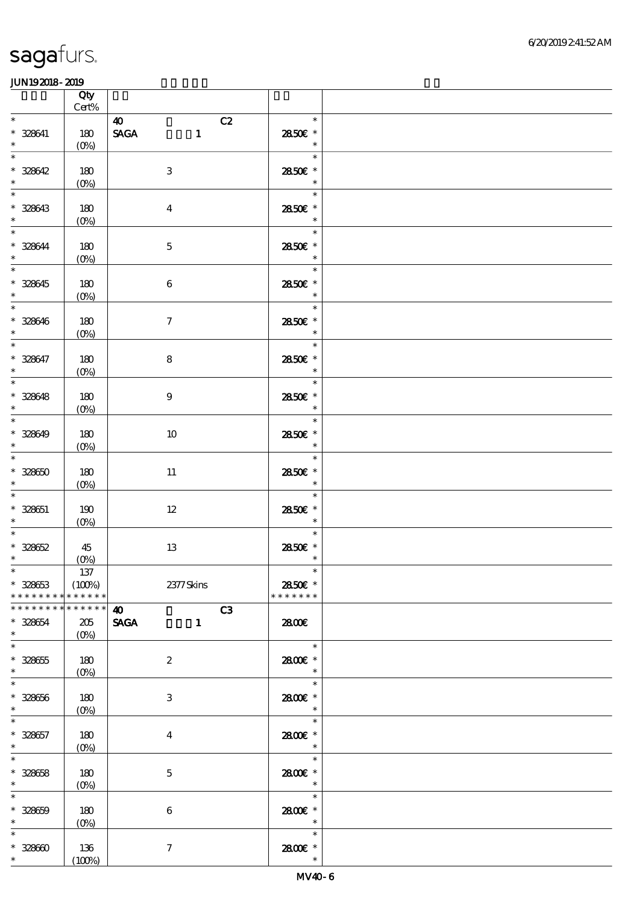| | Qty<br>Cert% | | | |
|---|---|---|---|---|
| * | | 40 C2 | * | |
| * 328641 | 180 | SAGA 1 | 28.50€ * | |
| * | (0%) | | * | |
| * | | | * | |
| * 328642 | 180 | 3 | 28.50€ * | |
| * | (0%) | | * | |
| * | | | * | |
| * 328643 | 180 | 4 | 28.50€ * | |
| * | (0%) | | * | |
| * | | | * | |
| * 328644 | 180 | 5 | 28.50€ * | |
| * | (0%) | | * | |
| * | | | * | |
| * 328645 | 180 | 6 | 28.50€ * | |
| * | (0%) | | * | |
| * | | | * | |
| * 328646 | 180 | 7 | 28.50€ * | |
| * | (0%) | | * | |
| * | | | * | |
| * 328647 | 180 | 8 | 28.50€ * | |
| * | (0%) | | * | |
| * | | | * | |
| * 328648 | 180 | 9 | 28.50€ * | |
| * | (0%) | | * | |
| * | | | * | |
| * 328649 | 180 | 10 | 28.50€ * | |
| * | (0%) | | * | |
| * | | | * | |
| * 328650 | 180 | 11 | 28.50€ * | |
| * | (0%) | | * | |
| * | | | * | |
| * 328651 | 190 | 12 | 28.50€ * | |
| * | (0%) | | * | |
| * | | | * | |
| * 328652 | 45 | 13 | 28.50€ * | |
| * | (0%) | | * | |
| * | 137 | | * | |
| * 328653 | (100%) | 2377 Skins | 28.50€ * | |
| * * * * * * * * * * * * * * | | | * * * * * * * | |
| * * * * * * * * * * * * * * | | 40 C3 | | |
| * 328654 | 205 | SAGA 1 | 28.00€ | |
| * | (0%) | | | |
| * | | | * | |
| * 328655 | 180 | 2 | 28.00€ * | |
| * | (0%) | | * | |
| * | | | * | |
| * 328656 | 180 | 3 | 28.00€ * | |
| * | (0%) | | * | |
| * | | | * | |
| * 328657 | 180 | 4 | 28.00€ * | |
| * | (0%) | | * | |
| * | | | * | |
| * 328658 | 180 | 5 | 28.00€ * | |
| * | (0%) | | * | |
| * | | | * | |
| * 328659 | 180 | 6 | 28.00€ * | |
| * | (0%) | | * | |
| * | | | * | |
| * 328660 | 136 | 7 | 28.00€ * | |
| * | (100%) | | * | |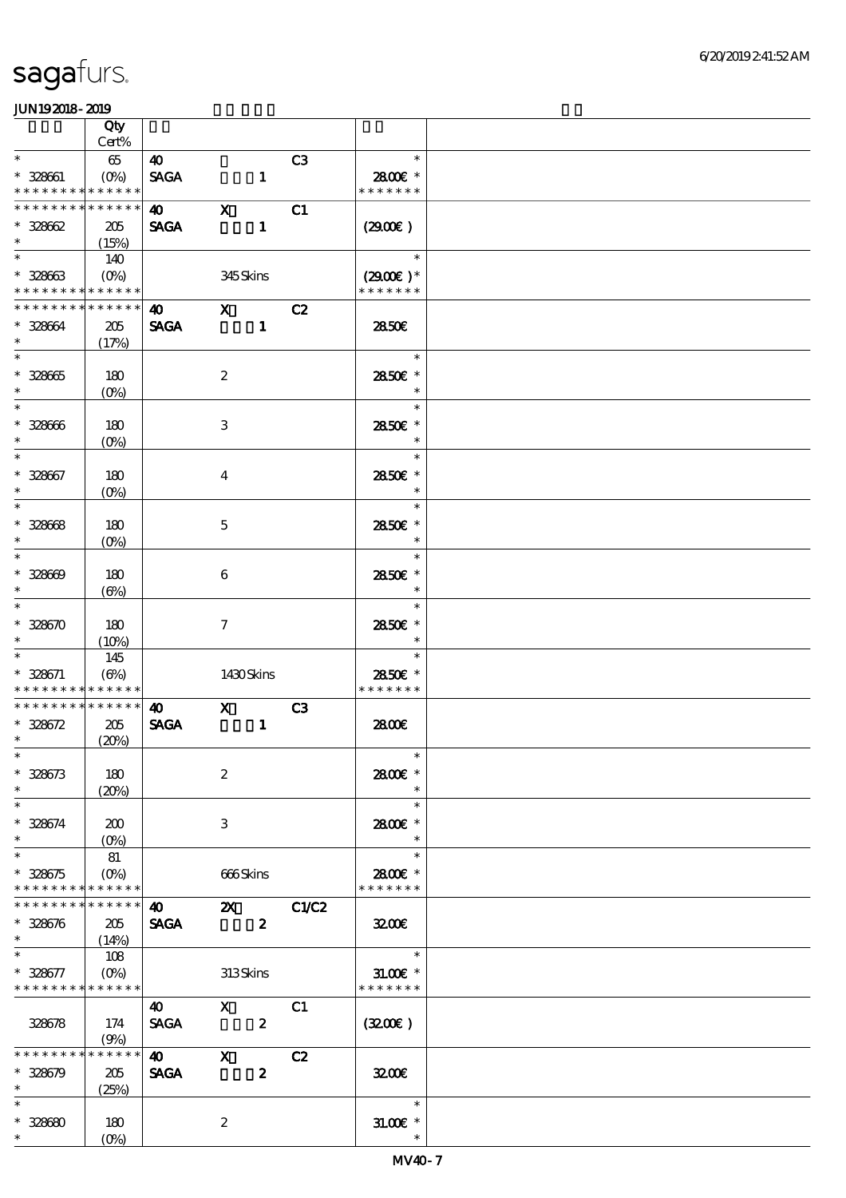# sagafurs.

JUN19 2018 - 2019

| | Qty Cert% | | | | | |
|---|---|---|---|---|---|---|
| * | 65 | 40 | | C3 | * | |
| * 328661 | (0%) | SAGA | 1 | | 28.00€ * | |
| * * * * * * * * * * * * * * | | | | | * * * * * * * | |
| * * * * * * * * * * * * * * | | 40 | X | C1 | | |
| * 328662 | 205 | SAGA | 1 | | (29.00€) | |
| * | (15%) | | | | | |
| * | 140 | | | | * | |
| * 328663 | (0%) | | 345 Skins | | (29.00€) * | |
| * * * * * * * * * * * * * * | | | | | * * * * * * * | |
| * * * * * * * * * * * * * * | | 40 | X | C2 | | |
| * 328664 | 205 | SAGA | 1 | | 28.50€ | |
| * | (17%) | | | | | |
| * | | | | | * | |
| * 328665 | 180 | | 2 | | 28.50€ * | |
| * | (0%) | | | | * | |
| * | | | | | * | |
| * 328666 | 180 | | 3 | | 28.50€ * | |
| * | (0%) | | | | * | |
| * | | | | | * | |
| * 328667 | 180 | | 4 | | 28.50€ * | |
| * | (0%) | | | | * | |
| * | | | | | * | |
| * 328668 | 180 | | 5 | | 28.50€ * | |
| * | (0%) | | | | * | |
| * | | | | | * | |
| * 328669 | 180 | | 6 | | 28.50€ * | |
| * | (6%) | | | | * | |
| * | | | | | * | |
| * 328670 | 180 | | 7 | | 28.50€ * | |
| * | (10%) | | | | * | |
| * | 145 | | | | * | |
| * 328671 | (6%) | | 1430 Skins | | 28.50€ * | |
| * * * * * * * * * * * * * * | | | | | * * * * * * * | |
| * * * * * * * * * * * * * * | | 40 | X | C3 | | |
| * 328672 | 205 | SAGA | 1 | | 28.00€ | |
| * | (20%) | | | | | |
| * | | | | | * | |
| * 328673 | 180 | | 2 | | 28.00€ * | |
| * | (20%) | | | | * | |
| * | | | | | * | |
| * 328674 | 200 | | 3 | | 28.00€ * | |
| * | (0%) | | | | * | |
| * | 81 | | | | * | |
| * 328675 | (0%) | | 666 Skins | | 28.00€ * | |
| * * * * * * * * * * * * * * | | | | | * * * * * * * | |
| * * * * * * * * * * * * * * | | 40 | 2X | C1/C2 | | |
| * 328676 | 205 | SAGA | 2 | | 32.00€ | |
| * | (14%) | | | | | |
| * | 108 | | | | * | |
| * 328677 | (0%) | | 313 Skins | | 31.00€ * | |
| * * * * * * * * * * * * * * | | | | | * * * * * * * | |
| | | 40 | X | C1 | | |
| 328678 | 174 | SAGA | 2 | | (32.00€) | |
| | (9%) | | | | | |
| * * * * * * * * * * * * * * | | 40 | X | C2 | | |
| * 328679 | 205 | SAGA | 2 | | 32.00€ | |
| * | (25%) | | | | | |
| * | | | | | * | |
| * 328680 | 180 | | 2 | | 31.00€ * | |
| * | (0%) | | | | * | |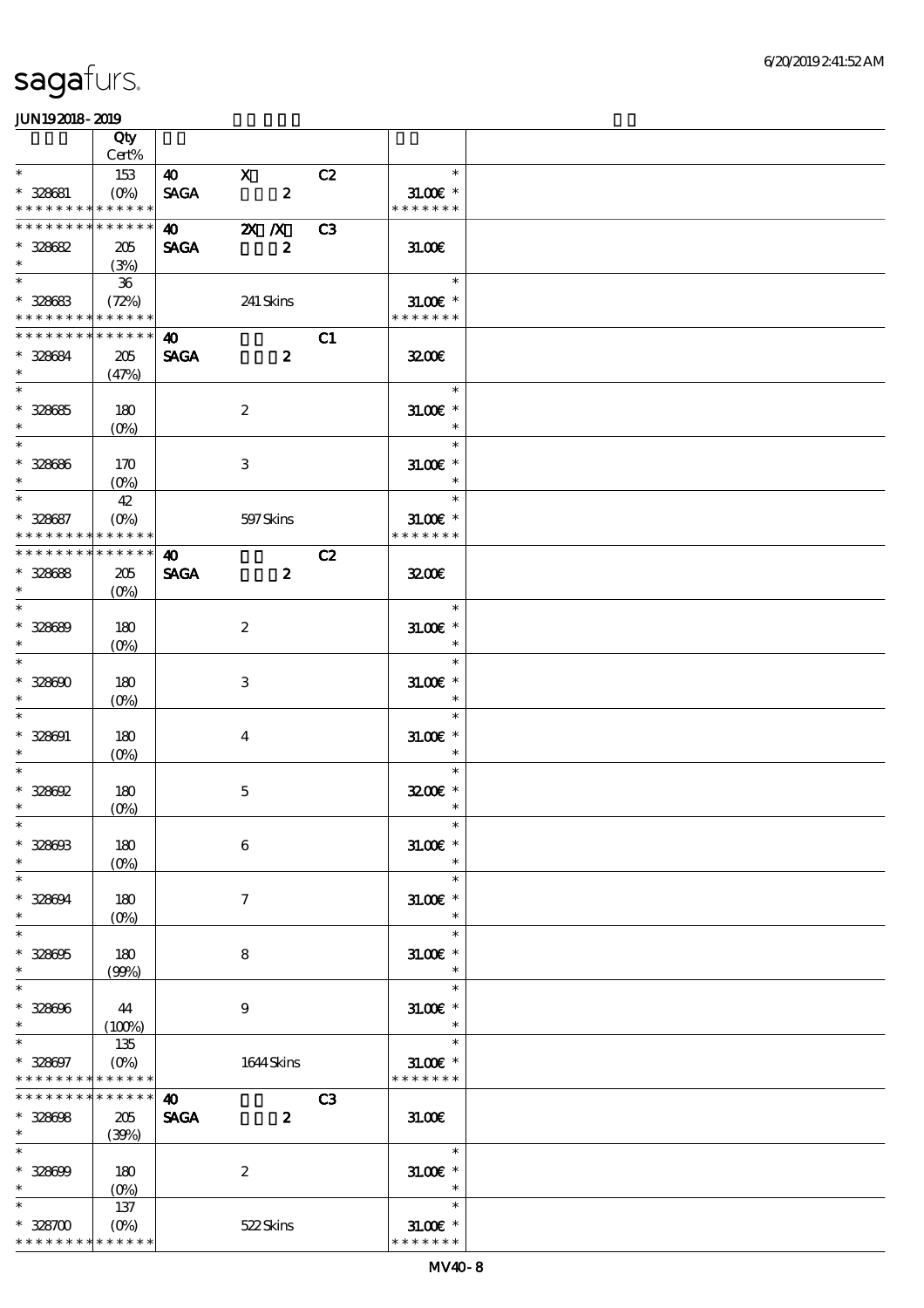sagafurs.

JUN192018-2019

| | Qty Cert% | | | | |
|---|---|---|---|---|---|
| * | 153 | 40 X | C2 | * | |
| * 328681 | (0%) | SAGA 2 | | 31.00€ * | |
| * * * * * * * * * * * * * * | | | | * * * * * * * | |
| * * * * * * * * * * * * * * | | 40 2X /X | C3 | | |
| * 328682 | 205 | SAGA 2 | | 31.00€ | |
| * | (3%) | | | | |
| * | 36 | | | * | |
| * 328683 | (72%) | 241 Skins | | 31.00€ * | |
| * * * * * * * * * * * * * * | | | | * * * * * * * | |
| * * * * * * * * * * * * * * | | 40 | C1 | | |
| * 328684 | 205 | SAGA 2 | | 32.00€ | |
| * | (47%) | | | | |
| * | | | | * | |
| * 328685 | 180 | 2 | | 31.00€ * | |
| * | (0%) | | | * | |
| * | | | | * | |
| * 328686 | 170 | 3 | | 31.00€ * | |
| * | (0%) | | | * | |
| * | 42 | | | * | |
| * 328687 | (0%) | 597 Skins | | 31.00€ * | |
| * * * * * * * * * * * * * * | | | | * * * * * * * | |
| * * * * * * * * * * * * * * | | 40 | C2 | | |
| * 328688 | 205 | SAGA 2 | | 32.00€ | |
| * | (0%) | | | | |
| * | | | | * | |
| * 328689 | 180 | 2 | | 31.00€ * | |
| * | (0%) | | | * | |
| * | | | | * | |
| * 328690 | 180 | 3 | | 31.00€ * | |
| * | (0%) | | | * | |
| * | | | | * | |
| * 328691 | 180 | 4 | | 31.00€ * | |
| * | (0%) | | | * | |
| * | | | | * | |
| * 328692 | 180 | 5 | | 32.00€ * | |
| * | (0%) | | | * | |
| * | | | | * | |
| * 328693 | 180 | 6 | | 31.00€ * | |
| * | (0%) | | | * | |
| * | | | | * | |
| * 328694 | 180 | 7 | | 31.00€ * | |
| * | (0%) | | | * | |
| * | | | | * | |
| * 328695 | 180 | 8 | | 31.00€ * | |
| * | (99%) | | | * | |
| * | | | | * | |
| * 328696 | 44 | 9 | | 31.00€ * | |
| * | (100%) | | | * | |
| * | 135 | | | * | |
| * 328697 | (0%) | 1644 Skins | | 31.00€ * | |
| * * * * * * * * * * * * * * | | | | * * * * * * * | |
| * * * * * * * * * * * * * * | | 40 | C3 | | |
| * 328698 | 205 | SAGA 2 | | 31.00€ | |
| * | (39%) | | | | |
| * | | | | * | |
| * 328699 | 180 | 2 | | 31.00€ * | |
| * | (0%) | | | * | |
| * | 137 | | | * | |
| * 328700 | (0%) | 522 Skins | | 31.00€ * | |
| * * * * * * * * * * * * * * | | | | * * * * * * * | |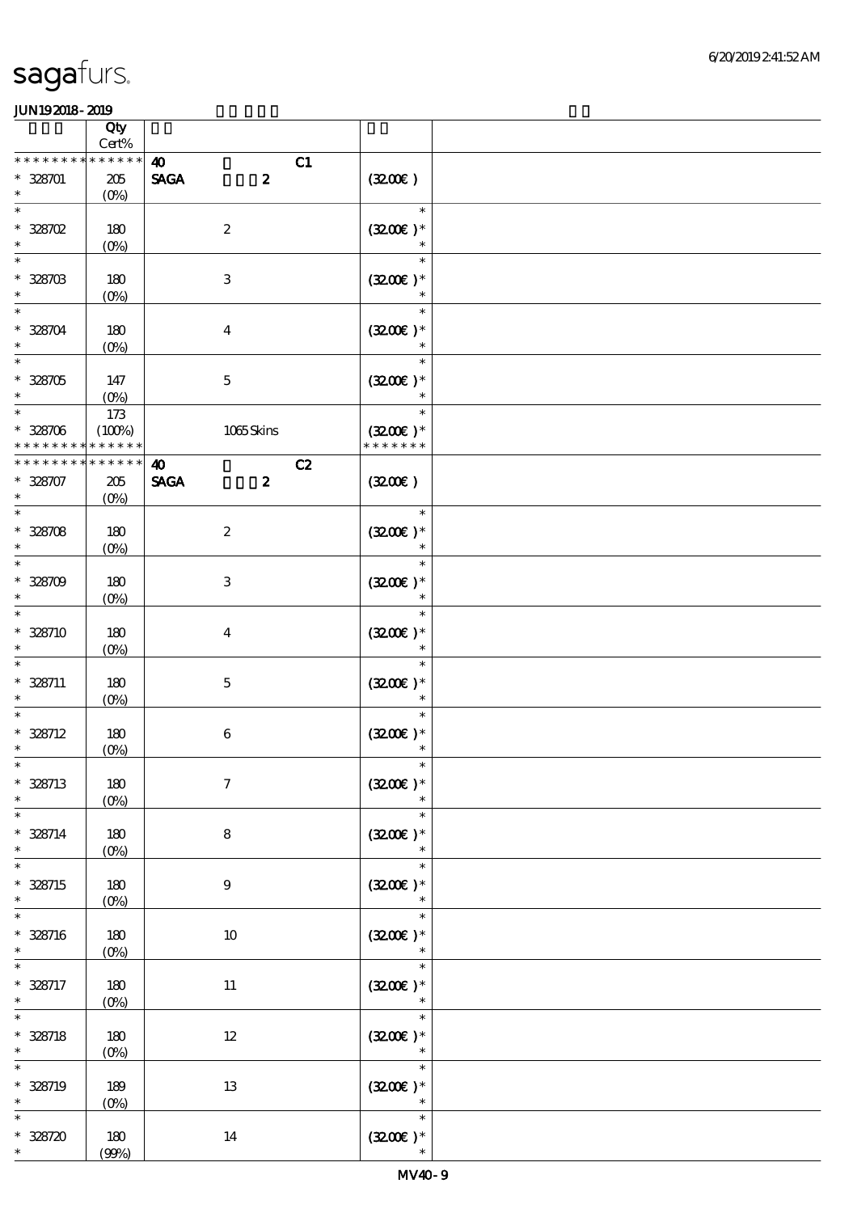**JUN19 2018 - 2019**

| | Qty Cert% | | | |
|---|---|---|---|---|
| * * * * * * * * * * * * * * | 40 C1 | | | |
| * 328701 * | 205 (0%) | SAGA 2 | (32.00€ ) | |
| * 328702 * | 180 (0%) | 2 | (32.00€ )* | |
| * 328703 * | 180 (0%) | 3 | (32.00€ )* | |
| * 328704 * | 180 (0%) | 4 | (32.00€ )* | |
| * 328705 * | 147 (0%) | 5 | (32.00€ )* | |
| * 328706 * * * * * * * * * * * * * | 173 (100%) | 1065 Skins | (32.00€ )* * * * * * * * | |
| * * * * * * * * * * * * * * | 40 C2 | | | |
| * 328707 * | 205 (0%) | SAGA 2 | (32.00€ ) | |
| * 328708 * | 180 (0%) | 2 | (32.00€ )* | |
| * 328709 * | 180 (0%) | 3 | (32.00€ )* | |
| * 328710 * | 180 (0%) | 4 | (32.00€ )* | |
| * 328711 * | 180 (0%) | 5 | (32.00€ )* | |
| * 328712 * | 180 (0%) | 6 | (32.00€ )* | |
| * 328713 * | 180 (0%) | 7 | (32.00€ )* | |
| * 328714 * | 180 (0%) | 8 | (32.00€ )* | |
| * 328715 * | 180 (0%) | 9 | (32.00€ )* | |
| * 328716 * | 180 (0%) | 10 | (32.00€ )* | |
| * 328717 * | 180 (0%) | 11 | (32.00€ )* | |
| * 328718 * | 180 (0%) | 12 | (32.00€ )* | |
| * 328719 * | 189 (0%) | 13 | (32.00€ )* | |
| * 328720 * | 180 (99%) | 14 | (32.00€ )* | |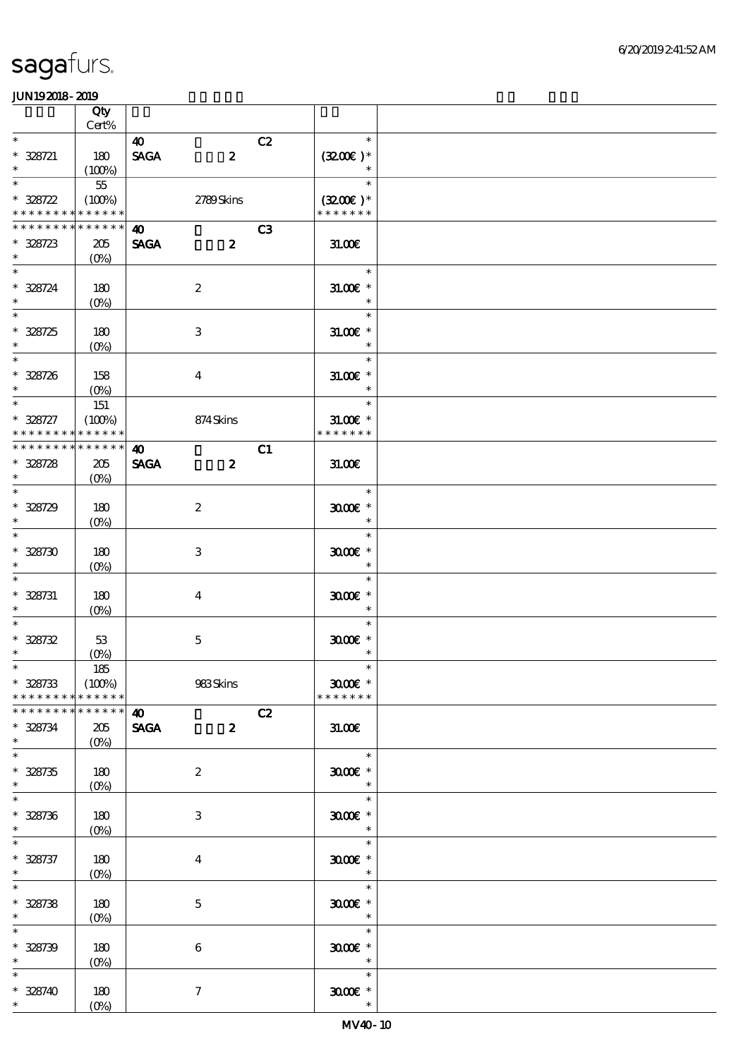# sagafurs.

JUN19 2018 - 2019

| | Qty<br>Cert% | | |
|---|---|---|---|
| *<br>* 328721<br>* | <br>180<br>(100%) | 40 C2<br>SAGA 2 | *<br>(32.00€)*<br>* |
| *<br>* 328722<br>* * * * * * * * * * * * * * | 55<br>(100%) | 2789 Skins | *<br>(32.00€)*<br>* * * * * * * |
| * * * * * * * * * * * * * *<br>* 328723<br>* | <br>205<br>(0%) | 40 C3<br>SAGA 2 | <br>31.00€ |
| *<br>* 328724<br>* | <br>180<br>(0%) | 2 | *<br>31.00€ *<br>* |
| *<br>* 328725<br>* | <br>180<br>(0%) | 3 | *<br>31.00€ *<br>* |
| *<br>* 328726<br>* | <br>158<br>(0%) | 4 | *<br>31.00€ *<br>* |
| *<br>* 328727<br>* * * * * * * * * * * * * * | 151<br>(100%) | 874 Skins | *<br>31.00€ *<br>* * * * * * * |
| * * * * * * * * * * * * * *<br>* 328728<br>* | <br>205<br>(0%) | 40 C1<br>SAGA 2 | <br>31.00€ |
| *<br>* 328729<br>* | <br>180<br>(0%) | 2 | *<br>30.00€ *<br>* |
| *<br>* 328730<br>* | <br>180<br>(0%) | 3 | *<br>30.00€ *<br>* |
| *<br>* 328731<br>* | <br>180<br>(0%) | 4 | *<br>30.00€ *<br>* |
| *<br>* 328732<br>* | <br>53<br>(0%) | 5 | *<br>30.00€ *<br>* |
| *<br>* 328733<br>* * * * * * * * * * * * * * | 185<br>(100%) | 983 Skins | *<br>30.00€ *<br>* * * * * * * |
| * * * * * * * * * * * * * *<br>* 328734<br>* | <br>205<br>(0%) | 40 C2<br>SAGA 2 | <br>31.00€ |
| *<br>* 328735<br>* | <br>180<br>(0%) | 2 | *<br>30.00€ *<br>* |
| *<br>* 328736<br>* | <br>180<br>(0%) | 3 | *<br>30.00€ *<br>* |
| *<br>* 328737<br>* | <br>180<br>(0%) | 4 | *<br>30.00€ *<br>* |
| *<br>* 328738<br>* | <br>180<br>(0%) | 5 | *<br>30.00€ *<br>* |
| *<br>* 328739<br>* | <br>180<br>(0%) | 6 | *<br>30.00€ *<br>* |
| *<br>* 328740<br>* | <br>180<br>(0%) | 7 | *<br>30.00€ *<br>* |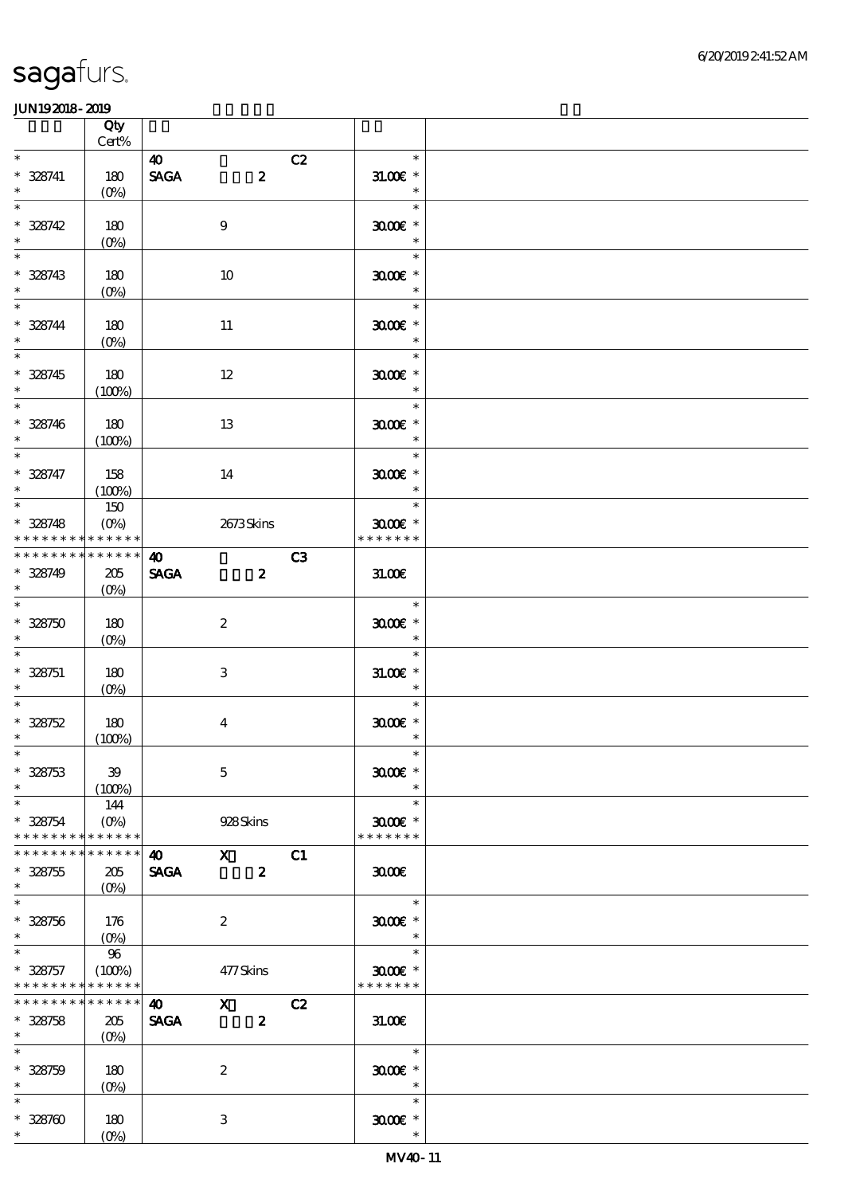sagafurs.

JUN192018-2019

| | Qty Cert% | | | | |
|---|---|---|---|---|---|
| * | | 40 | C2 | * | |
| * 328741 | 180 | SAGA 2 | | 31.00€ * | |
| * | (0%) | | | * | |
| * | | | | * | |
| * 328742 | 180 | 9 | | 30.00€ * | |
| * | (0%) | | | * | |
| * | | | | * | |
| * 328743 | 180 | 10 | | 30.00€ * | |
| * | (0%) | | | * | |
| * | | | | * | |
| * 328744 | 180 | 11 | | 30.00€ * | |
| * | (0%) | | | * | |
| * | | | | * | |
| * 328745 | 180 | 12 | | 30.00€ * | |
| * | (100%) | | | * | |
| * | | | | * | |
| * 328746 | 180 | 13 | | 30.00€ * | |
| * | (100%) | | | * | |
| * | | | | * | |
| * 328747 | 158 | 14 | | 30.00€ * | |
| * | (100%) | | | * | |
| * | 150 | | | * | |
| * 328748 | (0%) | 2673 Skins | | 30.00€ * | |
| * * * * * * * * * * * * * * | | | | * * * * * * * | |
| * * * * * * * * * * * * * * | | 40 | C3 | | |
| * 328749 | 205 | SAGA 2 | | 31.00€ | |
| * | (0%) | | | | |
| * | | | | * | |
| * 328750 | 180 | 2 | | 30.00€ * | |
| * | (0%) | | | * | |
| * | | | | * | |
| * 328751 | 180 | 3 | | 31.00€ * | |
| * | (0%) | | | * | |
| * | | | | * | |
| * 328752 | 180 | 4 | | 30.00€ * | |
| * | (100%) | | | * | |
| * | | | | * | |
| * 328753 | 39 | 5 | | 30.00€ * | |
| * | (100%) | | | * | |
| * | 144 | | | * | |
| * 328754 | (0%) | 928 Skins | | 30.00€ * | |
| * * * * * * * * * * * * * * | | | | * * * * * * * | |
| * * * * * * * * * * * * * * | | 40 X | C1 | | |
| * 328755 | 205 | SAGA 2 | | 30.00€ | |
| * | (0%) | | | | |
| * | | | | * | |
| * 328756 | 176 | 2 | | 30.00€ * | |
| * | (0%) | | | * | |
| * | 96 | | | * | |
| * 328757 | (100%) | 477 Skins | | 30.00€ * | |
| * * * * * * * * * * * * * * | | | | * * * * * * * | |
| * * * * * * * * * * * * * * | | 40 X | C2 | | |
| * 328758 | 205 | SAGA 2 | | 31.00€ | |
| * | (0%) | | | | |
| * | | | | * | |
| * 328759 | 180 | 2 | | 30.00€ * | |
| * | (0%) | | | * | |
| * | | | | * | |
| * 328760 | 180 | 3 | | 30.00€ * | |
| * | (0%) | | | * | |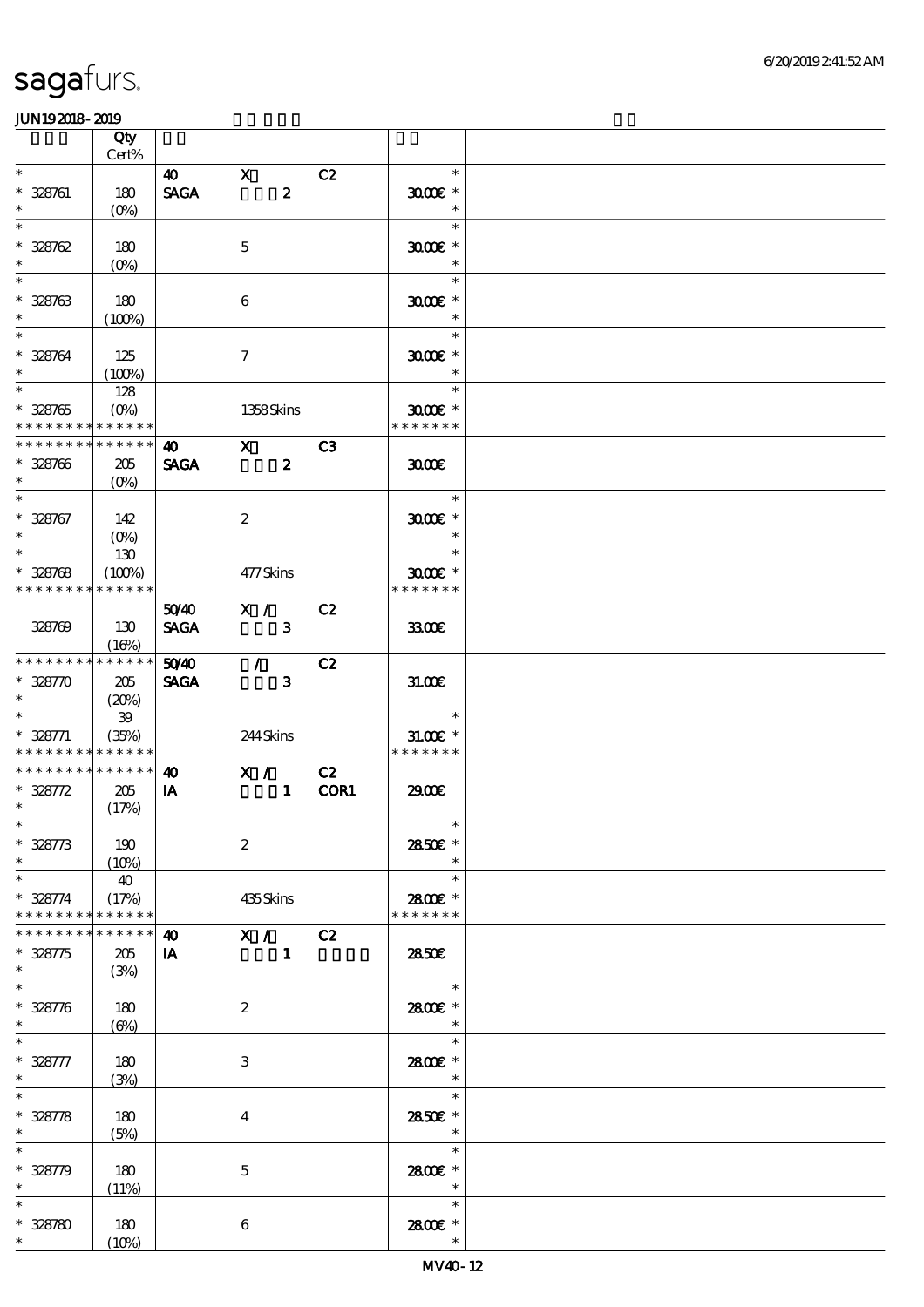| | Qty Cert% | | | | | |
|---|---|---|---|---|---|---|
| * * 328761 * | 180 (0%) | 40 SAGA | X 2 | C2 | * 30.00€ * * | |
| * * 328762 * | 180 (0%) | | 5 | | * 30.00€ * * | |
| * * 328763 * | 180 (100%) | | 6 | | * 30.00€ * * | |
| * * 328764 * | 125 (100%) | | 7 | | * 30.00€ * * | |
| * * 328765 * * * * * * * * * * * * * | 128 (0%) | | 1358 Skins | | * 30.00€ * * * * * * * * | |
| * * * * * * * * * * * * * * 328766 * | 205 (0%) | 40 SAGA | X 2 | C3 | 30.00€ | |
| * * 328767 * | 142 (0%) | | 2 | | * 30.00€ * * | |
| * * 328768 * * * * * * * * * * * * * | 130 (100%) | | 477 Skins | | * 30.00€ * * * * * * * * | |
| 328769 | 130 (16%) | 50/40 SAGA | X / 3 | C2 | 33.00€ | |
| * * * * * * * * * * * * * * 328770 * | 205 (20%) | 50/40 SAGA | / 3 | C2 | 31.00€ | |
| * * 328771 * * * * * * * * * * * * * | 39 (35%) | | 244 Skins | | * 31.00€ * * * * * * * * | |
| * * * * * * * * * * * * * * 328772 * | 205 (17%) | 40 IA | X / 1 | C2 COR1 | 29.00€ | |
| * * 328773 * | 190 (10%) | | 2 | | * 28.50€ * * | |
| * * 328774 * * * * * * * * * * * * * | 40 (17%) | | 435 Skins | | * 28.00€ * * * * * * * * | |
| * * * * * * * * * * * * * * 328775 * | 205 (3%) | 40 IA | X / 1 | C2 | 28.50€ | |
| * * 328776 * | 180 (6%) | | 2 | | * 28.00€ * * | |
| * * 328777 * | 180 (3%) | | 3 | | * 28.00€ * * | |
| * * 328778 * | 180 (5%) | | 4 | | * 28.50€ * * | |
| * * 328779 * | 180 (11%) | | 5 | | * 28.00€ * * | |
| * * 328780 * | 180 (10%) | | 6 | | * 28.00€ * * | |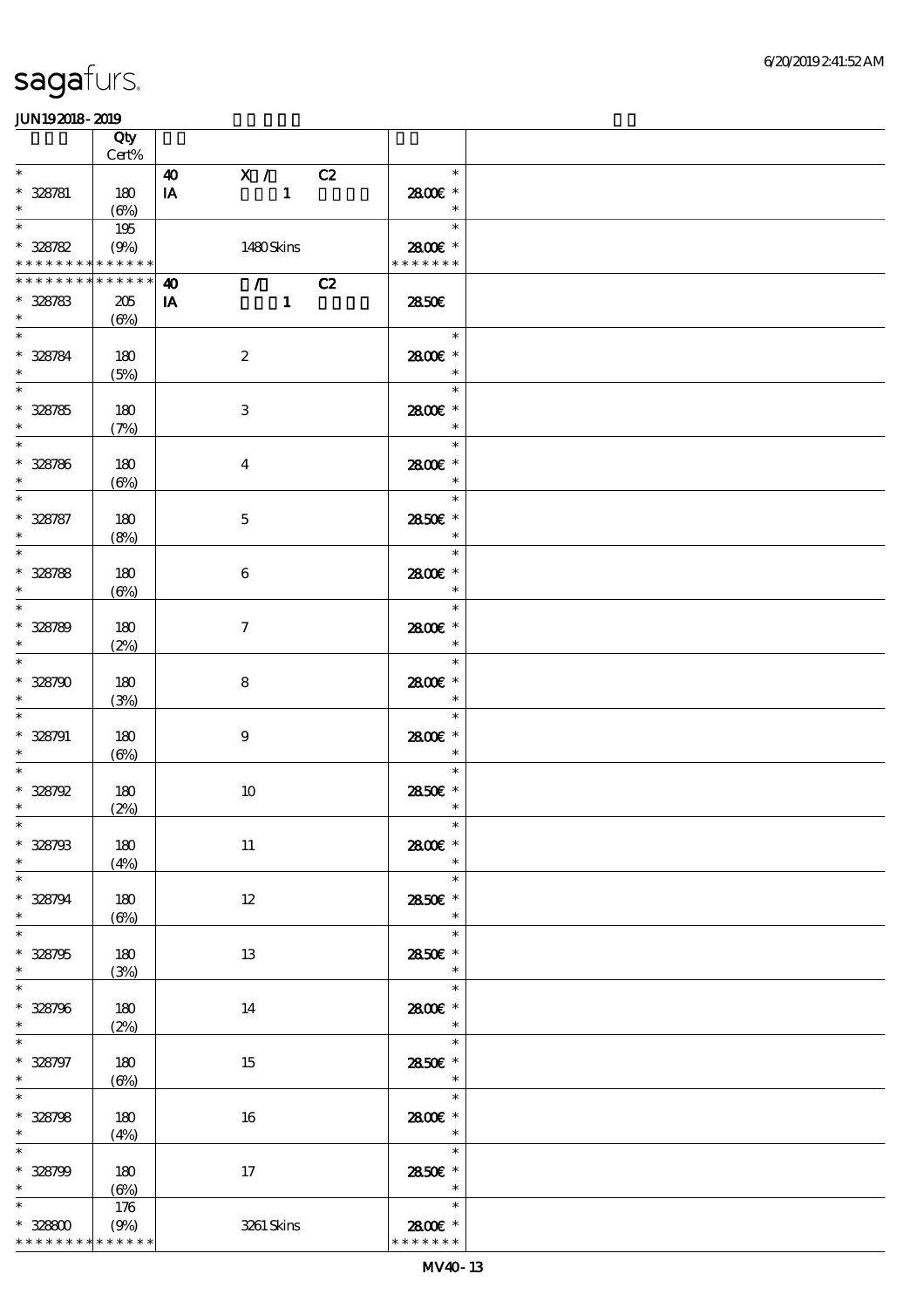sagafurs.

JUN19 2018 - 2019

| | Qty Cert% | | |
|---|---|---|---|
| * | | 40 X / C2 | * |
| * 328781 | 180 | IA 1 | 28.00€ * |
| * | (6%) | | * |
| * | 195 | | * |
| * 328782 | (9%) | 1480 Skins | 28.00€ * |
| * * * * * * * * * * * * * * | | | * * * * * * * |
| * * * * * * * * * * * * * * | | 40 / C2 | |
| * 328783 | 205 | IA 1 | 28.50€ |
| * | (6%) | | |
| * | | | * |
| * 328784 | 180 | 2 | 28.00€ * |
| * | (5%) | | * |
| * | | | * |
| * 328785 | 180 | 3 | 28.00€ * |
| * | (7%) | | * |
| * | | | * |
| * 328786 | 180 | 4 | 28.00€ * |
| * | (6%) | | * |
| * | | | * |
| * 328787 | 180 | 5 | 28.50€ * |
| * | (8%) | | * |
| * | | | * |
| * 328788 | 180 | 6 | 28.00€ * |
| * | (6%) | | * |
| * | | | * |
| * 328789 | 180 | 7 | 28.00€ * |
| * | (2%) | | * |
| * | | | * |
| * 328790 | 180 | 8 | 28.00€ * |
| * | (3%) | | * |
| * | | | * |
| * 328791 | 180 | 9 | 28.00€ * |
| * | (6%) | | * |
| * | | | * |
| * 328792 | 180 | 10 | 28.50€ * |
| * | (2%) | | * |
| * | | | * |
| * 328793 | 180 | 11 | 28.00€ * |
| * | (4%) | | * |
| * | | | * |
| * 328794 | 180 | 12 | 28.50€ * |
| * | (6%) | | * |
| * | | | * |
| * 328795 | 180 | 13 | 28.50€ * |
| * | (3%) | | * |
| * | | | * |
| * 328796 | 180 | 14 | 28.00€ * |
| * | (2%) | | * |
| * | | | * |
| * 328797 | 180 | 15 | 28.50€ * |
| * | (6%) | | * |
| * | | | * |
| * 328798 | 180 | 16 | 28.00€ * |
| * | (4%) | | * |
| * | | | * |
| * 328799 | 180 | 17 | 28.50€ * |
| * | (6%) | | * |
| * | 176 | | * |
| * 328800 | (9%) | 3261 Skins | 28.00€ * |
| * * * * * * * * * * * * * * | | | * * * * * * * |

MV40 - 13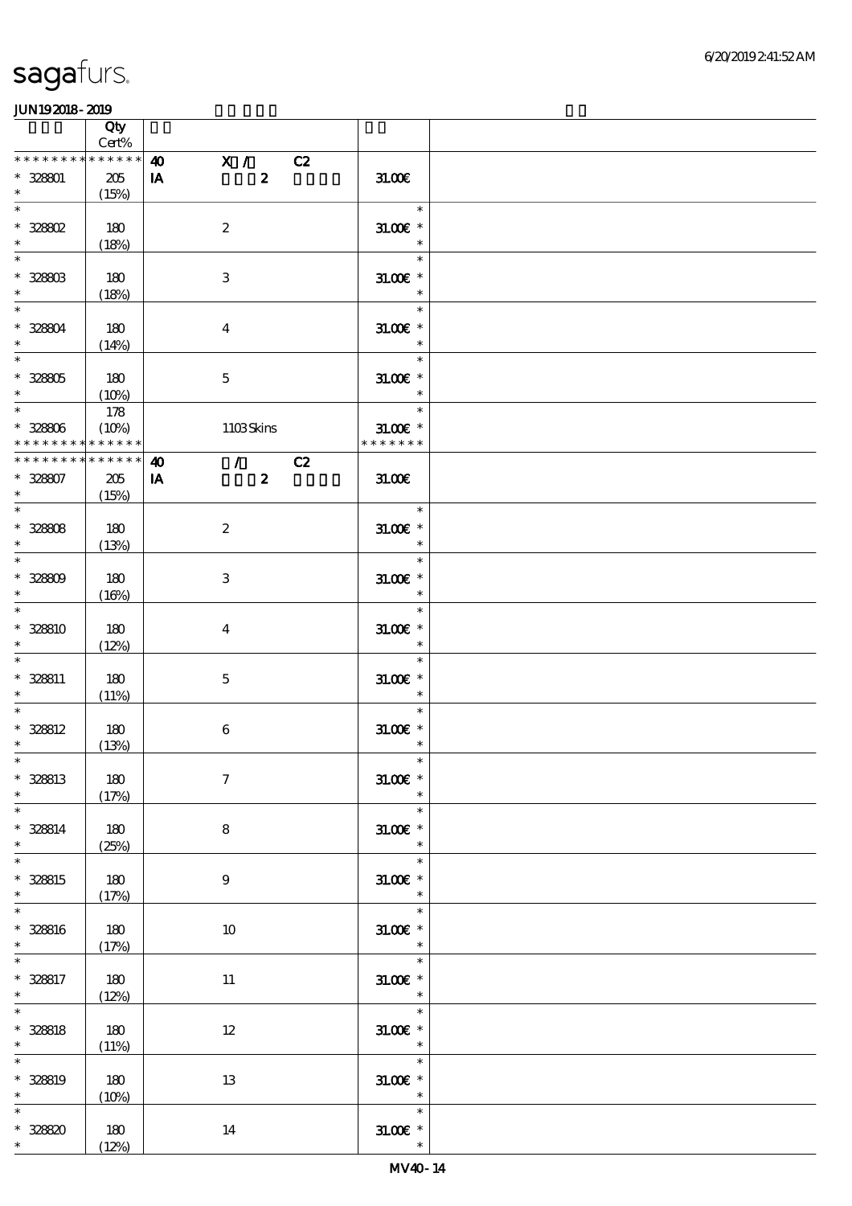sagafurs.

JUN19 2018 - 2019

| | Qty Cert% | | | |
|---|---|---|---|---|
| * * * * * * * * * * * * * * | 40 | X / C2 | | |
| * 328801 | 205 | IA 2 | 31.00€ | |
| * | (15%) | | | |
| * | | | * | |
| * 328802 | 180 | 2 | 31.00€ * | |
| * | (18%) | | * | |
| * | | | * | |
| * 328803 | 180 | 3 | 31.00€ * | |
| * | (18%) | | * | |
| * | | | * | |
| * 328804 | 180 | 4 | 31.00€ * | |
| * | (14%) | | * | |
| * | | | * | |
| * 328805 | 180 | 5 | 31.00€ * | |
| * | (10%) | | * | |
| * | 178 | | * | |
| * 328806 | (10%) | 1103 Skins | 31.00€ * | |
| * * * * * * * * * * * * * * | | | * * * * * * * | |
| * * * * * * * * * * * * * * | 40 | / C2 | | |
| * 328807 | 205 | IA 2 | 31.00€ | |
| * | (15%) | | | |
| * | | | * | |
| * 328808 | 180 | 2 | 31.00€ * | |
| * | (13%) | | * | |
| * | | | * | |
| * 328809 | 180 | 3 | 31.00€ * | |
| * | (16%) | | * | |
| * | | | * | |
| * 328810 | 180 | 4 | 31.00€ * | |
| * | (12%) | | * | |
| * | | | * | |
| * 328811 | 180 | 5 | 31.00€ * | |
| * | (11%) | | * | |
| * | | | * | |
| * 328812 | 180 | 6 | 31.00€ * | |
| * | (13%) | | * | |
| * | | | * | |
| * 328813 | 180 | 7 | 31.00€ * | |
| * | (17%) | | * | |
| * | | | * | |
| * 328814 | 180 | 8 | 31.00€ * | |
| * | (25%) | | * | |
| * | | | * | |
| * 328815 | 180 | 9 | 31.00€ * | |
| * | (17%) | | * | |
| * | | | * | |
| * 328816 | 180 | 10 | 31.00€ * | |
| * | (17%) | | * | |
| * | | | * | |
| * 328817 | 180 | 11 | 31.00€ * | |
| * | (12%) | | * | |
| * | | | * | |
| * 328818 | 180 | 12 | 31.00€ * | |
| * | (11%) | | * | |
| * | | | * | |
| * 328819 | 180 | 13 | 31.00€ * | |
| * | (10%) | | * | |
| * | | | * | |
| * 328820 | 180 | 14 | 31.00€ * | |
| * | (12%) | | * | |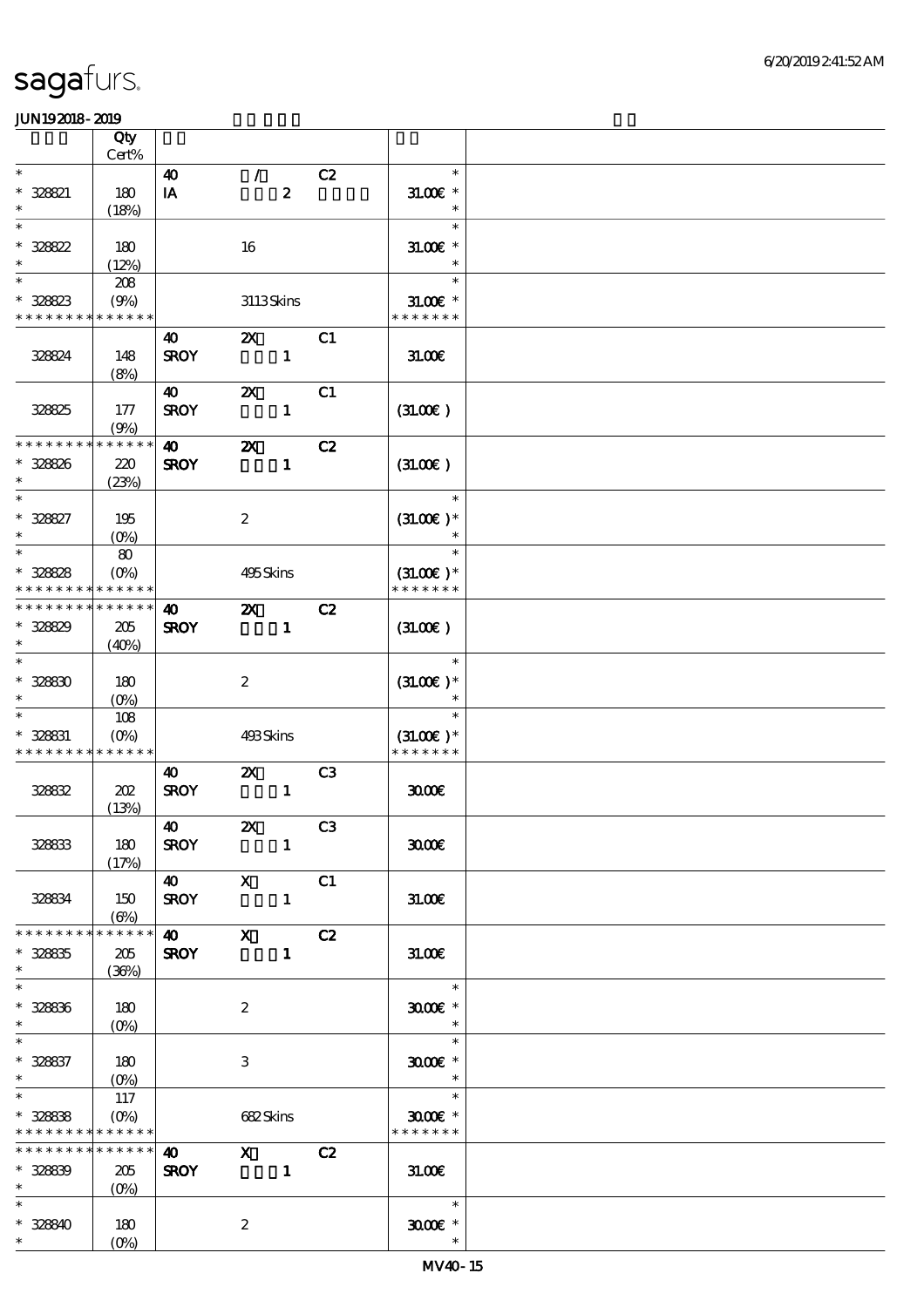sagafurs.

JUN19 2018 - 2019

| | Qty Cert% | | | | | |
|---|---|---|---|---|---|---|
| * | | 40 | / | C2 | * | |
| * 328821 | 180 | IA | 2 | | 31.00€ * | |
| * | (18%) | | | | * | |
| * | | | | | * | |
| * 328822 | 180 | | 16 | | 31.00€ * | |
| * | (12%) | | | | * | |
| * | 208 | | | | * | |
| * 328823 | (9%) | | 3113 Skins | | 31.00€ * | |
| * * * * * * * * * * * * * * | | | | | * * * * * * * | |
| | | 40 | 2X | C1 | | |
| 328824 | 148 | SROY | 1 | | 31.00€ | |
| | (8%) | | | | | |
| | | 40 | 2X | C1 | | |
| 328825 | 177 | SROY | 1 | | (31.00€) | |
| | (9%) | | | | | |
| * * * * * * * * * * * * * * | | 40 | 2X | C2 | | |
| * 328826 | 220 | SROY | 1 | | (31.00€) | |
| * | (23%) | | | | | |
| * | | | | | * | |
| * 328827 | 195 | | 2 | | (31.00€) * | |
| * | (0%) | | | | * | |
| * | 80 | | | | * | |
| * 328828 | (0%) | | 495 Skins | | (31.00€) * | |
| * * * * * * * * * * * * * * | | | | | * * * * * * * | |
| * * * * * * * * * * * * * * | | 40 | 2X | C2 | | |
| * 328829 | 205 | SROY | 1 | | (31.00€) | |
| * | (40%) | | | | | |
| * | | | | | * | |
| * 328830 | 180 | | 2 | | (31.00€) * | |
| * | (0%) | | | | * | |
| * | 108 | | | | * | |
| * 328831 | (0%) | | 493 Skins | | (31.00€) * | |
| * * * * * * * * * * * * * * | | | | | * * * * * * * | |
| | | 40 | 2X | C3 | | |
| 328832 | 202 | SROY | 1 | | 30.00€ | |
| | (13%) | | | | | |
| | | 40 | 2X | C3 | | |
| 328833 | 180 | SROY | 1 | | 30.00€ | |
| | (17%) | | | | | |
| | | 40 | X | C1 | | |
| 328834 | 150 | SROY | 1 | | 31.00€ | |
| | (6%) | | | | | |
| * * * * * * * * * * * * * * | | 40 | X | C2 | | |
| * 328835 | 205 | SROY | 1 | | 31.00€ | |
| * | (36%) | | | | | |
| * | | | | | * | |
| * 328836 | 180 | | 2 | | 30.00€ * | |
| * | (0%) | | | | * | |
| * | | | | | * | |
| * 328837 | 180 | | 3 | | 30.00€ * | |
| * | (0%) | | | | * | |
| * | 117 | | | | * | |
| * 328838 | (0%) | | 682 Skins | | 30.00€ * | |
| * * * * * * * * * * * * * * | | | | | * * * * * * * | |
| * * * * * * * * * * * * * * | | 40 | X | C2 | | |
| * 328839 | 205 | SROY | 1 | | 31.00€ | |
| * | (0%) | | | | | |
| * | | | | | * | |
| * 328840 | 180 | | 2 | | 30.00€ * | |
| * | (0%) | | | | * | |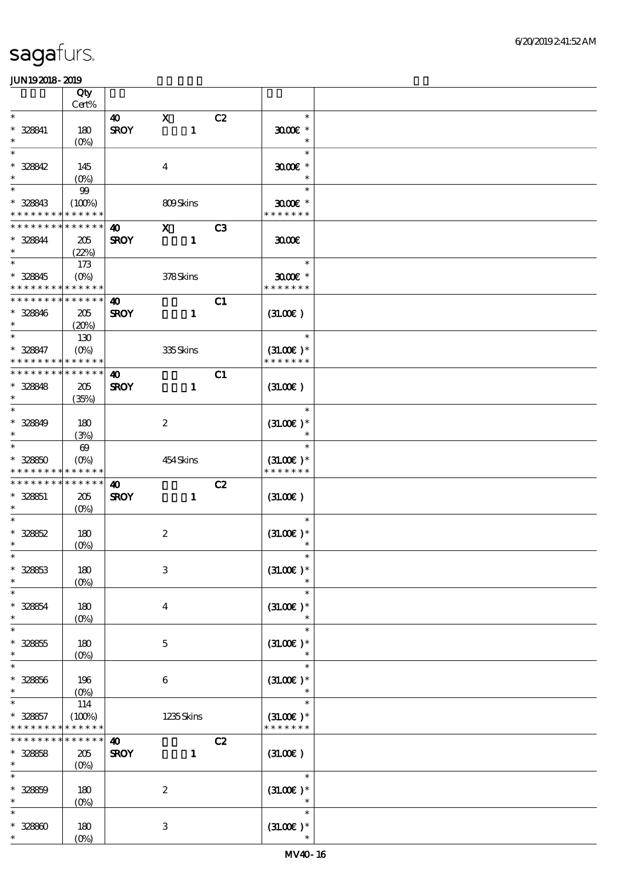sagafurs.

JUN19 2018 - 2019

| | Qty<br>Cert% | | | | | |
|---|---|---|---|---|---|---|
| *<br>* 328841<br>* | 180<br>(0%) | 40<br>SROY | X<br>1 | C2 | *<br>30.00€ *<br>* | |
| *<br>* 328842<br>* | 145<br>(0%) | | 4 | | *<br>30.00€ *<br>* | |
| *<br>* 328843<br>* * * * * * * * * * * * * * | 99<br>(100%) | | 809 Skins | | *<br>30.00€ *<br>* * * * * * * | |
| * * * * * * * * * * * * * *<br>* 328844<br>* | 205<br>(22%) | 40<br>SROY | X<br>1 | C3 | 30.00€ | |
| *<br>* 328845<br>* * * * * * * * * * * * * * | 173<br>(0%) | | 378 Skins | | *<br>30.00€ *<br>* * * * * * * | |
| * * * * * * * * * * * * * *<br>* 328846<br>* | 205<br>(20%) | 40<br>SROY | 1 | C1 | (31.00€ ) | |
| *<br>* 328847<br>* * * * * * * * * * * * * * | 130<br>(0%) | | 335 Skins | | *<br>(31.00€ )*<br>* * * * * * * | |
| * * * * * * * * * * * * * *<br>* 328848<br>* | 205<br>(35%) | 40<br>SROY | 1 | C1 | (31.00€ ) | |
| *<br>* 328849<br>* | 180<br>(3%) | | 2 | | *<br>(31.00€ )*<br>* | |
| *<br>* 328850<br>* * * * * * * * * * * * * * | 69<br>(0%) | | 454 Skins | | *<br>(31.00€ )*<br>* * * * * * * | |
| * * * * * * * * * * * * * *<br>* 328851<br>* | 205<br>(0%) | 40<br>SROY | 1 | C2 | (31.00€ ) | |
| *<br>* 328852<br>* | 180<br>(0%) | | 2 | | *<br>(31.00€ )*<br>* | |
| *<br>* 328853<br>* | 180<br>(0%) | | 3 | | *<br>(31.00€ )*<br>* | |
| *<br>* 328854<br>* | 180<br>(0%) | | 4 | | *<br>(31.00€ )*<br>* | |
| *<br>* 328855<br>* | 180<br>(0%) | | 5 | | *<br>(31.00€ )*<br>* | |
| *<br>* 328856<br>* | 196<br>(0%) | | 6 | | *<br>(31.00€ )*<br>* | |
| *<br>* 328857<br>* * * * * * * * * * * * * * | 114<br>(100%) | | 1235 Skins | | *<br>(31.00€ )*<br>* * * * * * * | |
| * * * * * * * * * * * * * *<br>* 328858<br>* | 205<br>(0%) | 40<br>SROY | 1 | C2 | (31.00€ ) | |
| *<br>* 328859<br>* | 180<br>(0%) | | 2 | | *<br>(31.00€ )*<br>* | |
| *<br>* 328860<br>* | 180<br>(0%) | | 3 | | *<br>(31.00€ )*<br>* | |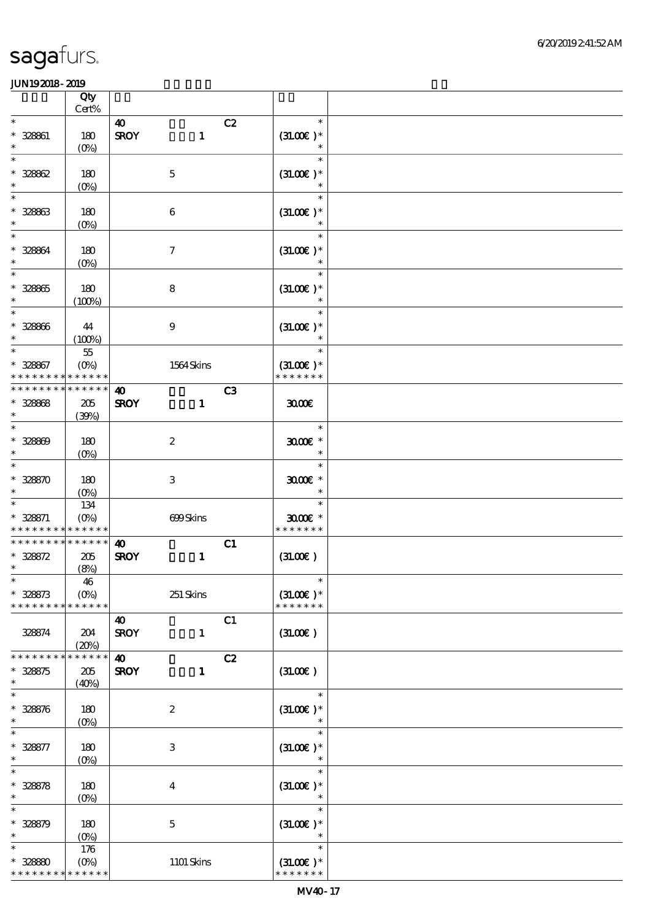sagafurs.

JUN19 2018 - 2019

| | Qty Cert% | | |
|---|---|---|---|
| * <br> * 328861 <br> * | 180 <br> (0%) | 40 C2 <br> SROY 1 | * <br> (31.00€ )* <br> * |
| * <br> * 328862 <br> * | 180 <br> (0%) | 5 | * <br> (31.00€ )* <br> * |
| * <br> * 328863 <br> * | 180 <br> (0%) | 6 | * <br> (31.00€ )* <br> * |
| * <br> * 328864 <br> * | 180 <br> (0%) | 7 | * <br> (31.00€ )* <br> * |
| * <br> * 328865 <br> * | 180 <br> (100%) | 8 | * <br> (31.00€ )* <br> * |
| * <br> * 328866 <br> * | 44 <br> (100%) | 9 | * <br> (31.00€ )* <br> * |
| * <br> * 328867 <br> * * * * * * * * * * * * * * | 55 <br> (0%) | 1564 Skins | * <br> (31.00€ )* <br> * * * * * * * |
| * * * * * * * * * * * * * * <br> * 328868 <br> * | 205 <br> (39%) | 40 C3 <br> SROY 1 | 30.00€ |
| * <br> * 328869 <br> * | 180 <br> (0%) | 2 | * <br> 30.00€ * <br> * |
| * <br> * 328870 <br> * | 180 <br> (0%) | 3 | * <br> 30.00€ * <br> * |
| * <br> * 328871 <br> * * * * * * * * * * * * * * | 134 <br> (0%) | 699 Skins | * <br> 30.00€ * <br> * * * * * * * |
| * * * * * * * * * * * * * * <br> * 328872 <br> * | 205 <br> (8%) | 40 C1 <br> SROY 1 | (31.00€ ) |
| * <br> * 328873 <br> * * * * * * * * * * * * * * | 46 <br> (0%) | 251 Skins | * <br> (31.00€ )* <br> * * * * * * * |
| 328874 | 204 <br> (20%) | 40 C1 <br> SROY 1 | (31.00€ ) |
| * * * * * * * * * * * * * * <br> * 328875 <br> * | 205 <br> (40%) | 40 C2 <br> SROY 1 | (31.00€ ) |
| * <br> * 328876 <br> * | 180 <br> (0%) | 2 | * <br> (31.00€ )* <br> * |
| * <br> * 328877 <br> * | 180 <br> (0%) | 3 | * <br> (31.00€ )* <br> * |
| * <br> * 328878 <br> * | 180 <br> (0%) | 4 | * <br> (31.00€ )* <br> * |
| * <br> * 328879 <br> * | 180 <br> (0%) | 5 | * <br> (31.00€ )* <br> * |
| * <br> * 328880 <br> * * * * * * * * * * * * * * | 176 <br> (0%) | 1101 Skins | * <br> (31.00€ )* <br> * * * * * * * |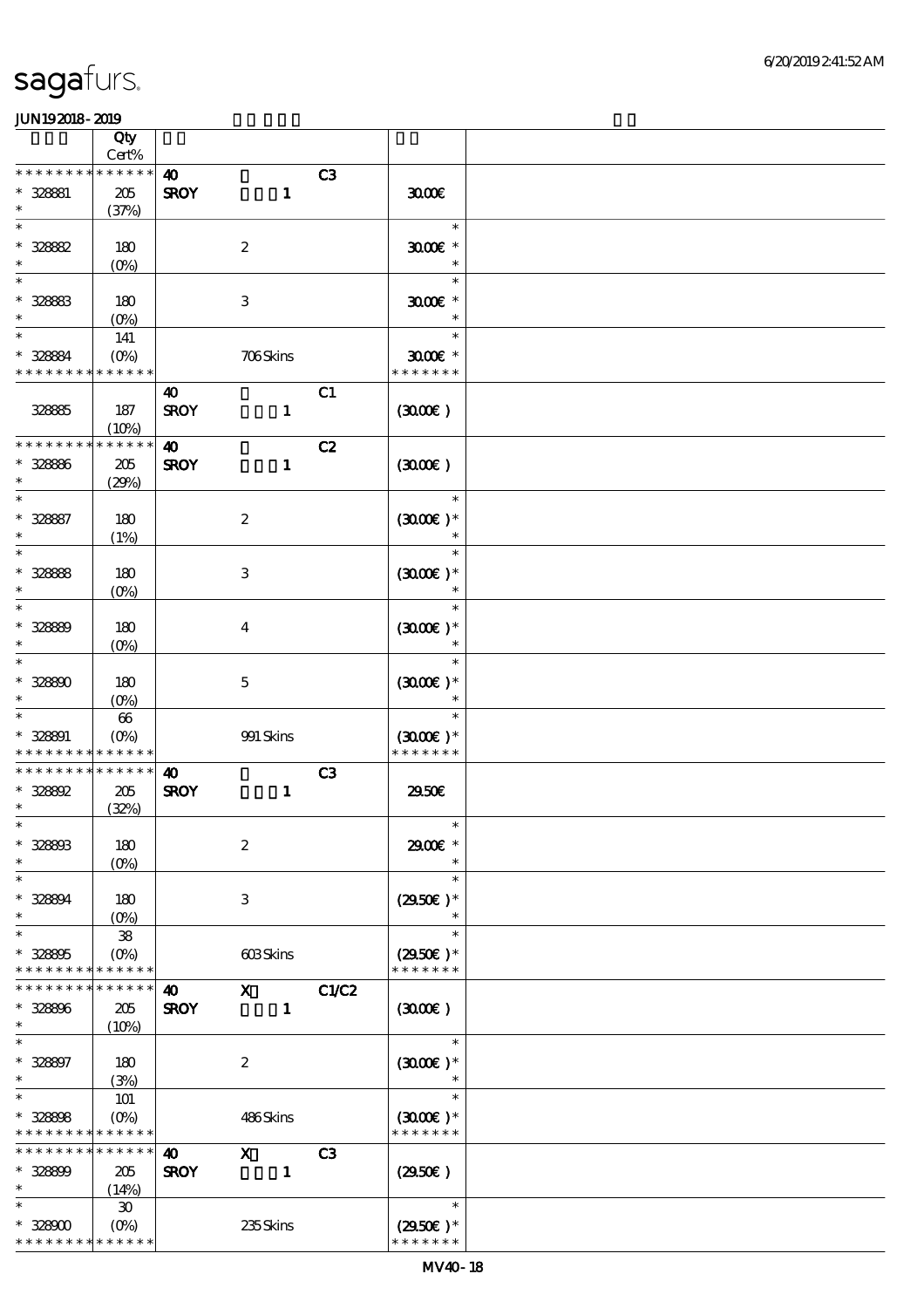# sagafurs.

JUN192018 - 2019

| | Qty Cert% | | | |
|---|---|---|---|---|
| * * * * * * * * * * * * * * | 40 | | C3 | |
| * 328881 | 205 | SROY 1 | | 30.00€ |
| * | (37%) | | | |
| * | | | | * |
| * 328882 | 180 | 2 | | 30.00€ * |
| * | (0%) | | | * |
| * | | | | * |
| * 328883 | 180 | 3 | | 30.00€ * |
| * | (0%) | | | * |
| * | 141 | | | * |
| * 328884 | (0%) | 706 Skins | | 30.00€ * |
| * * * * * * * * * * * * * * | | | | * * * * * * * |
| | | 40 | C1 | |
| 328885 | 187 | SROY 1 | | (30.00€) |
| | (10%) | | | |
| * * * * * * * * * * * * * * | | 40 | C2 | |
| * 328886 | 205 | SROY 1 | | (30.00€) |
| * | (29%) | | | |
| * | | | | * |
| * 328887 | 180 | 2 | | (30.00€) * |
| * | (1%) | | | * |
| * | | | | * |
| * 328888 | 180 | 3 | | (30.00€) * |
| * | (0%) | | | * |
| * | | | | * |
| * 328889 | 180 | 4 | | (30.00€) * |
| * | (0%) | | | * |
| * | | | | * |
| * 328890 | 180 | 5 | | (30.00€) * |
| * | (0%) | | | * |
| * | 66 | | | * |
| * 328891 | (0%) | 991 Skins | | (30.00€) * |
| * * * * * * * * * * * * * * | | | | * * * * * * * |
| * * * * * * * * * * * * * * | | 40 | C3 | |
| * 328892 | 205 | SROY 1 | | 29.50€ |
| * | (32%) | | | |
| * | | | | * |
| * 328893 | 180 | 2 | | 29.00€ * |
| * | (0%) | | | * |
| * | | | | * |
| * 328894 | 180 | 3 | | (29.50€) * |
| * | (0%) | | | * |
| * | 38 | | | * |
| * 328895 | (0%) | 603 Skins | | (29.50€) * |
| * * * * * * * * * * * * * * | | | | * * * * * * * |
| * * * * * * * * * * * * * * | | 40 X | C1/C2 | |
| * 328896 | 205 | SROY 1 | | (30.00€) |
| * | (10%) | | | |
| * | | | | * |
| * 328897 | 180 | 2 | | (30.00€) * |
| * | (3%) | | | * |
| * | 101 | | | * |
| * 328898 | (0%) | 486 Skins | | (30.00€) * |
| * * * * * * * * * * * * * * | | | | * * * * * * * |
| * * * * * * * * * * * * * * | | 40 X | C3 | |
| * 328899 | 205 | SROY 1 | | (29.50€) |
| * | (14%) | | | |
| * | 30 | | | * |
| * 328900 | (0%) | 235 Skins | | (29.50€) * |
| * * * * * * * * * * * * * * | | | | * * * * * * * |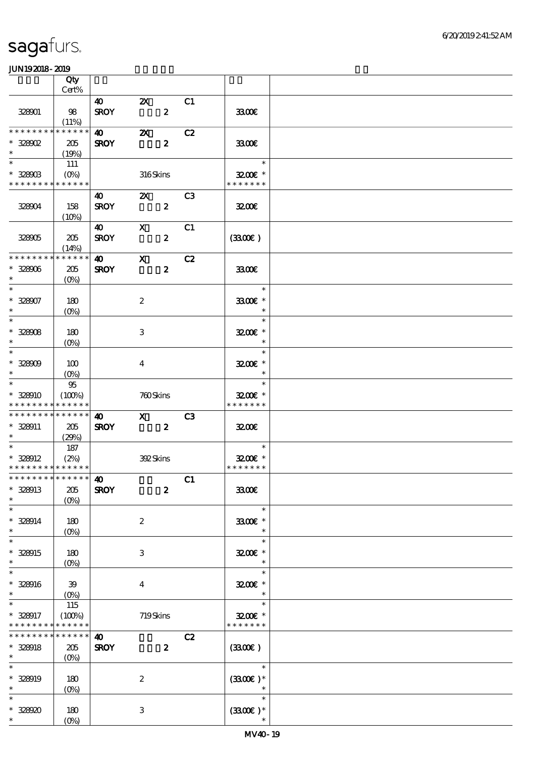sagafurs.

JUN192018-2019

| | Qty Cert% | | | | | |
|---|---|---|---|---|---|---|
| 328901 | 98 (11%) | 40 SROY | 2X 2 | C1 | 33.00€ | |
| * * * * * * * * * * * * * * 328902 * | 205 (19%) | 40 SROY | 2X 2 | C2 | 33.00€ | |
| * * 328903 * * * * * * * * * * * * * | 111 (0%) | | 316 Skins | | * 32.00€ * * * * * * * * | |
| 328904 | 158 (10%) | 40 SROY | 2X 2 | C3 | 32.00€ | |
| 328905 | 205 (14%) | 40 SROY | X 2 | C1 | (33.00€ ) | |
| * * * * * * * * * * * * * * 328906 * | 205 (0%) | 40 SROY | X 2 | C2 | 33.00€ | |
| * * 328907 * | 180 (0%) | | 2 | | * 33.00€ * * | |
| * * 328908 * | 180 (0%) | | 3 | | * 32.00€ * * | |
| * * 328909 * | 100 (0%) | | 4 | | * 32.00€ * * | |
| * * 328910 * * * * * * * * * * * * * | 95 (100%) | | 760 Skins | | * 32.00€ * * * * * * * * | |
| * * * * * * * * * * * * * * 328911 * | 205 (29%) | 40 SROY | X 2 | C3 | 32.00€ | |
| * * 328912 * * * * * * * * * * * * * | 187 (2%) | | 392 Skins | | * 32.00€ * * * * * * * * | |
| * * * * * * * * * * * * * * 328913 * | 205 (0%) | 40 SROY | 2 | C1 | 33.00€ | |
| * * 328914 * | 180 (0%) | | 2 | | * 33.00€ * * | |
| * * 328915 * | 180 (0%) | | 3 | | * 32.00€ * * | |
| * * 328916 * | 39 (0%) | | 4 | | * 32.00€ * * | |
| * * 328917 * * * * * * * * * * * * * | 115 (100%) | | 719 Skins | | * 32.00€ * * * * * * * * | |
| * * * * * * * * * * * * * * 328918 * | 205 (0%) | 40 SROY | 2 | C2 | (33.00€ ) | |
| * * 328919 * | 180 (0%) | | 2 | | * (33.00€ )* * | |
| * * 328920 * | 180 (0%) | | 3 | | * (33.00€ )* * | |

MV40-19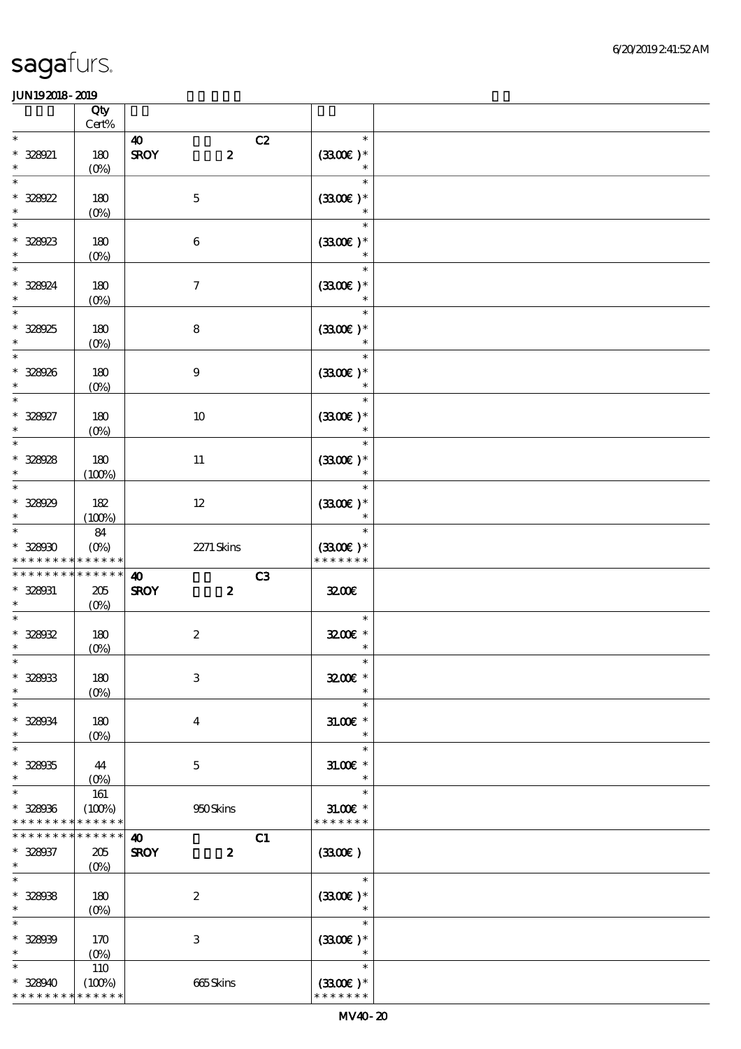sagafurs.

JUN19 2018 - 2019

| | Qty Cert% | | | |
|---|---|---|---|---|
| * | | 40 C2 | * | |
| * 328921 | 180 | SROY 2 | (33.00€ )* | |
| * | (0%) | | * | |
| * | | | * | |
| * 328922 | 180 | 5 | (33.00€ )* | |
| * | (0%) | | * | |
| * | | | * | |
| * 328923 | 180 | 6 | (33.00€ )* | |
| * | (0%) | | * | |
| * | | | * | |
| * 328924 | 180 | 7 | (33.00€ )* | |
| * | (0%) | | * | |
| * | | | * | |
| * 328925 | 180 | 8 | (33.00€ )* | |
| * | (0%) | | * | |
| * | | | * | |
| * 328926 | 180 | 9 | (33.00€ )* | |
| * | (0%) | | * | |
| * | | | * | |
| * 328927 | 180 | 10 | (33.00€ )* | |
| * | (0%) | | * | |
| * | | | * | |
| * 328928 | 180 | 11 | (33.00€ )* | |
| * | (100%) | | * | |
| * | | | * | |
| * 328929 | 182 | 12 | (33.00€ )* | |
| * | (100%) | | * | |
| * | 84 | | * | |
| * 328930 | (0%) | 2271 Skins | (33.00€ )* | |
| * * * * * * * * * * * * * | | | * * * * * * * | |
| * * * * * * * * * * * * * | | 40 C3 | | |
| * 328931 | 205 | SROY 2 | 32.00€ | |
| * | (0%) | | | |
| * | | | * | |
| * 328932 | 180 | 2 | 32.00€ * | |
| * | (0%) | | * | |
| * | | | * | |
| * 328933 | 180 | 3 | 32.00€ * | |
| * | (0%) | | * | |
| * | | | * | |
| * 328934 | 180 | 4 | 31.00€ * | |
| * | (0%) | | * | |
| * | | | * | |
| * 328935 | 44 | 5 | 31.00€ * | |
| * | (0%) | | * | |
| * | 161 | | * | |
| * 328936 | (100%) | 950 Skins | 31.00€ * | |
| * * * * * * * * * * * * * | | | * * * * * * * | |
| * * * * * * * * * * * * * | | 40 C1 | | |
| * 328937 | 205 | SROY 2 | (33.00€ ) | |
| * | (0%) | | | |
| * | | | * | |
| * 328938 | 180 | 2 | (33.00€ )* | |
| * | (0%) | | * | |
| * | | | * | |
| * 328939 | 170 | 3 | (33.00€ )* | |
| * | (0%) | | * | |
| * | 110 | | * | |
| * 328940 | (100%) | 665 Skins | (33.00€ )* | |
| * * * * * * * * * * * * * | | | * * * * * * * | |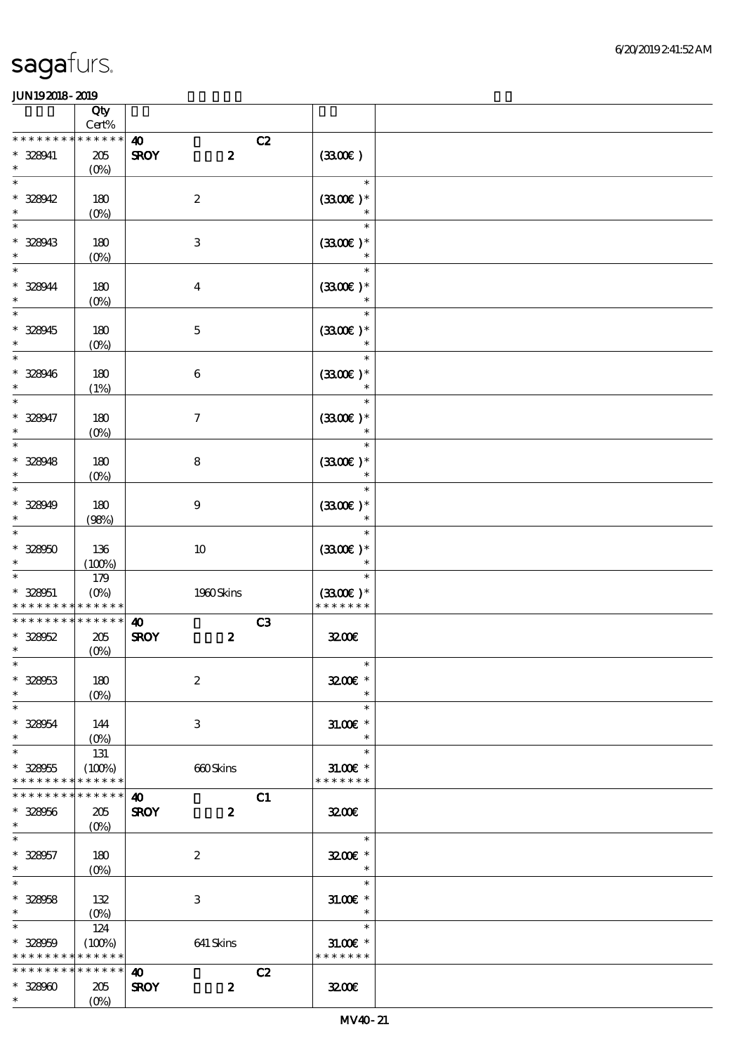# sagafurs.

JUN19 2018 - 2019

| | Qty Cert% | | | | |
|---|---|---|---|---|---|
| * * * * * * * * * * * * * * | | 40 | | C2 | |
| * 328941 | 205 | SROY | 2 | | (33.00€) |
| * | (0%) | | | | |
| * | | | | | * |
| * 328942 | 180 | | 2 | | (33.00€) * |
| * | (0%) | | | | * |
| * | | | | | * |
| * 328943 | 180 | | 3 | | (33.00€) * |
| * | (0%) | | | | * |
| * | | | | | * |
| * 328944 | 180 | | 4 | | (33.00€) * |
| * | (0%) | | | | * |
| * | | | | | * |
| * 328945 | 180 | | 5 | | (33.00€) * |
| * | (0%) | | | | * |
| * | | | | | * |
| * 328946 | 180 | | 6 | | (33.00€) * |
| * | (1%) | | | | * |
| * | | | | | * |
| * 328947 | 180 | | 7 | | (33.00€) * |
| * | (0%) | | | | * |
| * | | | | | * |
| * 328948 | 180 | | 8 | | (33.00€) * |
| * | (0%) | | | | * |
| * | | | | | * |
| * 328949 | 180 | | 9 | | (33.00€) * |
| * | (98%) | | | | * |
| * | | | | | * |
| * 328950 | 136 | | 10 | | (33.00€) * |
| * | (100%) | | | | * |
| * | 179 | | | | * |
| * 328951 | (0%) | | 1960 Skins | | (33.00€) * |
| * * * * * * * * * * * * * * | | | | | * * * * * * * |
| * * * * * * * * * * * * * * | | 40 | | C3 | |
| * 328952 | 205 | SROY | 2 | | 32.00€ |
| * | (0%) | | | | |
| * | | | | | * |
| * 328953 | 180 | | 2 | | 32.00€ * |
| * | (0%) | | | | * |
| * | | | | | * |
| * 328954 | 144 | | 3 | | 31.00€ * |
| * | (0%) | | | | * |
| * | 131 | | | | * |
| * 328955 | (100%) | | 660 Skins | | 31.00€ * |
| * * * * * * * * * * * * * * | | | | | * * * * * * * |
| * * * * * * * * * * * * * * | | 40 | | C1 | |
| * 328956 | 205 | SROY | 2 | | 32.00€ |
| * | (0%) | | | | |
| * | | | | | * |
| * 328957 | 180 | | 2 | | 32.00€ * |
| * | (0%) | | | | * |
| * | | | | | * |
| * 328958 | 132 | | 3 | | 31.00€ * |
| * | (0%) | | | | * |
| * | 124 | | | | * |
| * 328959 | (100%) | | 641 Skins | | 31.00€ * |
| * * * * * * * * * * * * * * | | | | | * * * * * * * |
| * * * * * * * * * * * * * * | | 40 | | C2 | |
| * 328960 | 205 | SROY | 2 | | 32.00€ |
| * | (0%) | | | | |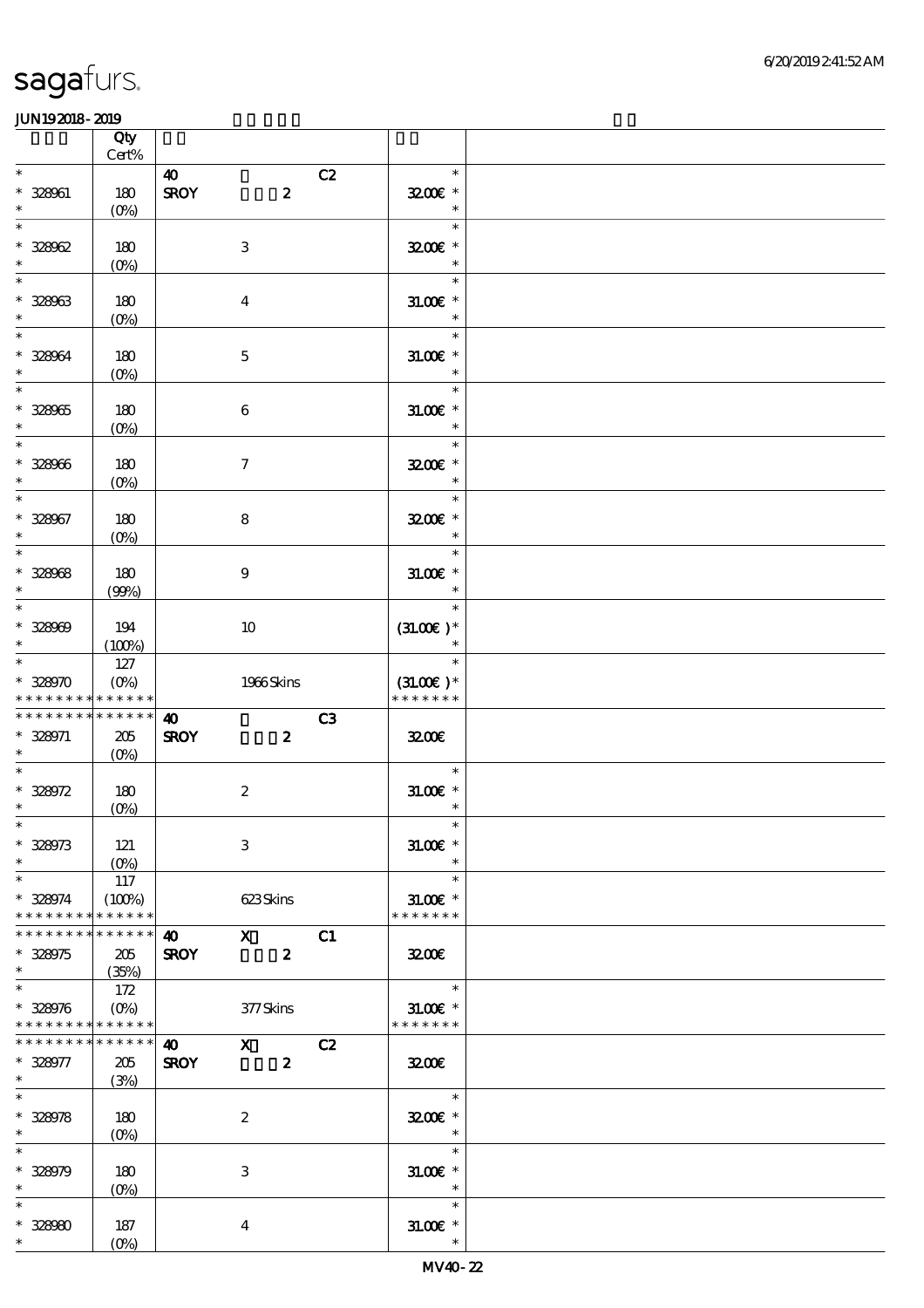| | Qty Cert% | | | |
|---|---|---|---|---|
| * | | 40 C2 | * | |
| * 328961 | 180 | SROY 2 | 32.00€ * | |
| * | (0%) | | * | |
| * | | | * | |
| * 328962 | 180 | 3 | 32.00€ * | |
| * | (0%) | | * | |
| * | | | * | |
| * 328963 | 180 | 4 | 31.00€ * | |
| * | (0%) | | * | |
| * | | | * | |
| * 328964 | 180 | 5 | 31.00€ * | |
| * | (0%) | | * | |
| * | | | * | |
| * 328965 | 180 | 6 | 31.00€ * | |
| * | (0%) | | * | |
| * | | | * | |
| * 328966 | 180 | 7 | 32.00€ * | |
| * | (0%) | | * | |
| * | | | * | |
| * 328967 | 180 | 8 | 32.00€ * | |
| * | (0%) | | * | |
| * | | | * | |
| * 328968 | 180 | 9 | 31.00€ * | |
| * | (99%) | | * | |
| * | | | * | |
| * 328969 | 194 | 10 | (31.00€ )* | |
| * | (100%) | | * | |
| * | 127 | | * | |
| * 328970 | (0%) | 1966 Skins | (31.00€ )* | |
| * * * * * * * * * * * * * * | | | * * * * * * * | |
| * * * * * * * * * * * * * * | | 40 C3 | | |
| * 328971 | 205 | SROY 2 | 32.00€ | |
| * | (0%) | | | |
| * | | | * | |
| * 328972 | 180 | 2 | 31.00€ * | |
| * | (0%) | | * | |
| * | | | * | |
| * 328973 | 121 | 3 | 31.00€ * | |
| * | (0%) | | * | |
| * | 117 | | * | |
| * 328974 | (100%) | 623 Skins | 31.00€ * | |
| * * * * * * * * * * * * * * | | | * * * * * * * | |
| * * * * * * * * * * * * * * | | 40 X C1 | | |
| * 328975 | 205 | SROY 2 | 32.00€ | |
| * | (35%) | | | |
| * | 172 | | * | |
| * 328976 | (0%) | 377 Skins | 31.00€ * | |
| * * * * * * * * * * * * * * | | | * * * * * * * | |
| * * * * * * * * * * * * * * | | 40 X C2 | | |
| * 328977 | 205 | SROY 2 | 32.00€ | |
| * | (3%) | | | |
| * | | | * | |
| * 328978 | 180 | 2 | 32.00€ * | |
| * | (0%) | | * | |
| * | | | * | |
| * 328979 | 180 | 3 | 31.00€ * | |
| * | (0%) | | * | |
| * | | | * | |
| * 328980 | 187 | 4 | 31.00€ * | |
| * | (0%) | | * | |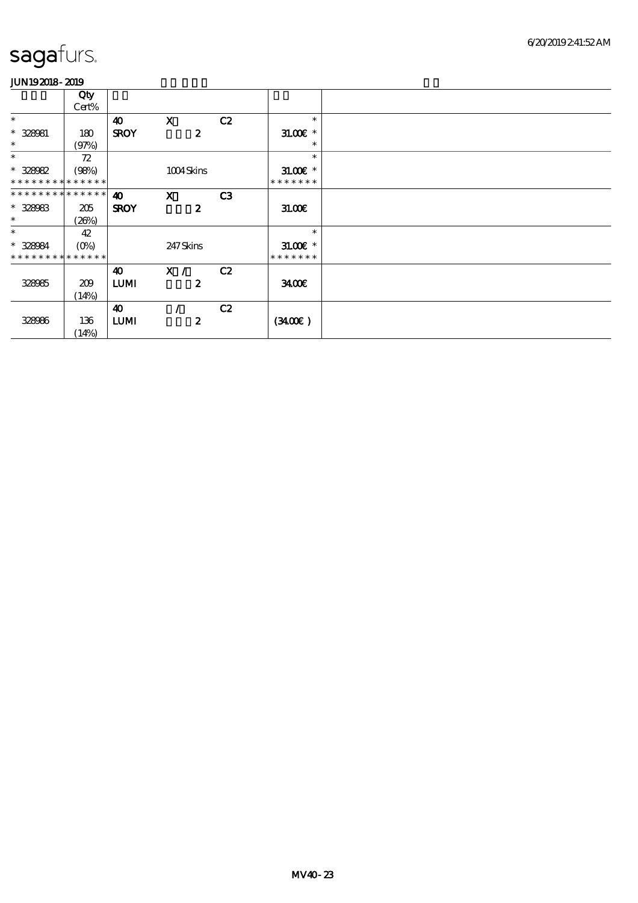# sagafurs.

JUN19 2018 - 2019

| | Qty Cert% | | | | | |
|---|---|---|---|---|---|---|
| * | | 40 | X | C2 | * | |
| * 328981 | 180 | SROY | 2 | | 31.00€ * | |
| * | (97%) | | | | * | |
| * | 72 | | | | * | |
| * 328982 | (98%) | | 1004 Skins | | 31.00€ * | |
| * * * * * * * * * * * * * * | | | | | * * * * * * * | |
| * * * * * * * * * * * * * * | | 40 | X | C3 | | |
| * 328983 | 205 | SROY | 2 | | 31.00€ | |
| * | (26%) | | | | | |
| * | 42 | | | | * | |
| * 328984 | (0%) | | 247 Skins | | 31.00€ * | |
| * * * * * * * * * * * * * * | | | | | * * * * * * * | |
| | | 40 | X / | C2 | | |
| 328985 | 209 | LUMI | 2 | | 34.00€ | |
| | (14%) | | | | | |
| | | 40 | / | C2 | | |
| 328986 | 136 | LUMI | 2 | | (34.00€ ) | |
| | (14%) | | | | | |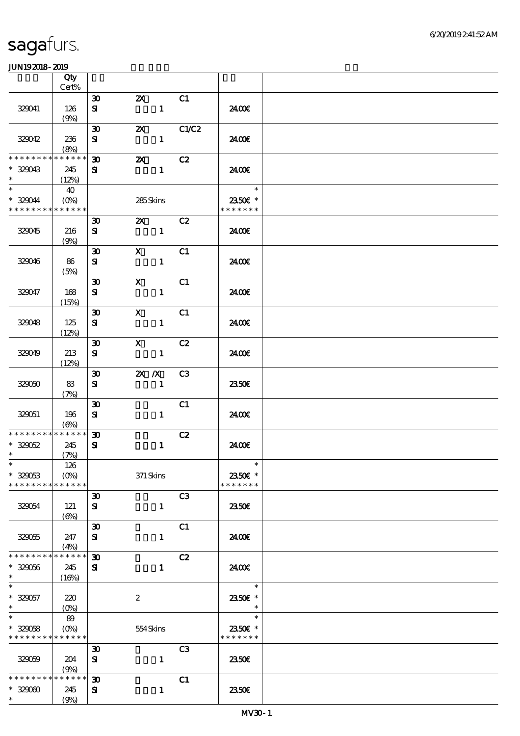sagafurs.

JUN192018-2019

| | Qty Cert% | | | | | |
|---|---|---|---|---|---|---|
| 329041 | 126 (9%) | 30 SI | 2X 1 | C1 | 24.00€ | |
| 329042 | 236 (8%) | 30 SI | 2X 1 | C1/C2 | 24.00€ | |
| * * * * * * * * * * * * * * * 329043 * | 245 (12%) | 30 SI | 2X 1 | C2 | 24.00€ | |
| * * 329044 * * * * * * * * * * * * * * | 40 (0%) | | 285 Skins | | * 23.50€ * * * * * * * * | |
| 329045 | 216 (9%) | 30 SI | 2X 1 | C2 | 24.00€ | |
| 329046 | 86 (5%) | 30 SI | X 1 | C1 | 24.00€ | |
| 329047 | 168 (15%) | 30 SI | X 1 | C1 | 24.00€ | |
| 329048 | 125 (12%) | 30 SI | X 1 | C1 | 24.00€ | |
| 329049 | 213 (12%) | 30 SI | X 1 | C2 | 24.00€ | |
| 329050 | 83 (7%) | 30 SI | 2X /X 1 | C3 | 23.50€ | |
| 329051 | 196 (6%) | 30 SI | 1 | C1 | 24.00€ | |
| * * * * * * * * * * * * * * * 329052 * | 245 (7%) | 30 SI | 1 | C2 | 24.00€ | |
| * * 329053 * * * * * * * * * * * * * * | 126 (0%) | | 371 Skins | | * 23.50€ * * * * * * * * | |
| 329054 | 121 (6%) | 30 SI | 1 | C3 | 23.50€ | |
| 329055 | 247 (4%) | 30 SI | 1 | C1 | 24.00€ | |
| * * * * * * * * * * * * * * * 329056 * | 245 (16%) | 30 SI | 1 | C2 | 24.00€ | |
| * * 329057 * | 220 (0%) | | 2 | | * 23.50€ * * | |
| * * 329058 * * * * * * * * * * * * * * | 89 (0%) | | 554 Skins | | * 23.50€ * * * * * * * * | |
| 329059 | 204 (9%) | 30 SI | 1 | C3 | 23.50€ | |
| * * * * * * * * * * * * * * * 329060 * | 245 (9%) | 30 SI | 1 | C1 | 23.50€ | |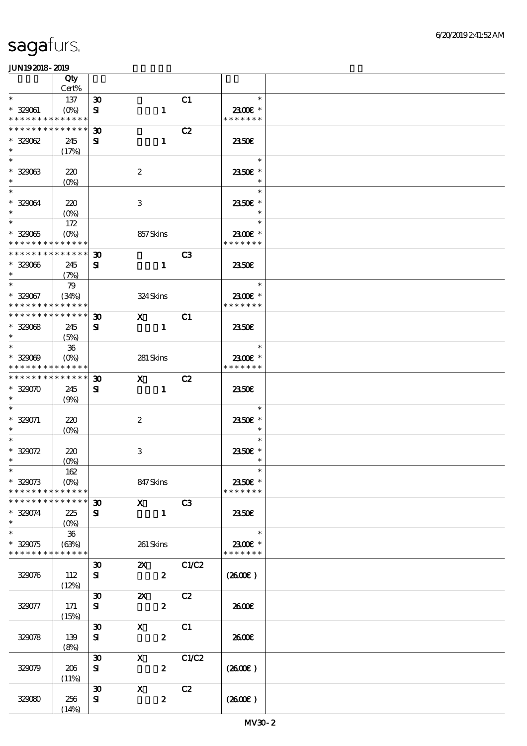| | Qty Cert% | | | | | |
|---|---|---|---|---|---|---|
| * | 137 | 30 | | C1 | * | |
| * 329061 | (0%) | SI | 1 | | 23.00€ * | |
| * * * * * * * * * * * * * * | | | | | * * * * * * * | |
| * * * * * * * * * * * * * * | | 30 | | C2 | | |
| * 329062 | 245 | SI | 1 | | 23.50€ | |
| * | (17%) | | | | | |
| * | | | | | * | |
| * 329063 | 220 | | 2 | | 23.50€ * | |
| * | (0%) | | | | * | |
| * | | | | | * | |
| * 329064 | 220 | | 3 | | 23.50€ * | |
| * | (0%) | | | | * | |
| * | 172 | | | | * | |
| * 329065 | (0%) | | 857 Skins | | 23.00€ * | |
| * * * * * * * * * * * * * * | | | | | * * * * * * * | |
| * * * * * * * * * * * * * * | | 30 | | C3 | | |
| * 329066 | 245 | SI | 1 | | 23.50€ | |
| * | (7%) | | | | | |
| * | 79 | | | | * | |
| * 329067 | (34%) | | 324 Skins | | 23.00€ * | |
| * * * * * * * * * * * * * * | | | | | * * * * * * * | |
| * * * * * * * * * * * * * * | | 30 | X | C1 | | |
| * 329068 | 245 | SI | 1 | | 23.50€ | |
| * | (5%) | | | | | |
| * | 36 | | | | * | |
| * 329069 | (0%) | | 281 Skins | | 23.00€ * | |
| * * * * * * * * * * * * * * | | | | | * * * * * * * | |
| * * * * * * * * * * * * * * | | 30 | X | C2 | | |
| * 329070 | 245 | SI | 1 | | 23.50€ | |
| * | (9%) | | | | | |
| * | | | | | * | |
| * 329071 | 220 | | 2 | | 23.50€ * | |
| * | (0%) | | | | * | |
| * | | | | | * | |
| * 329072 | 220 | | 3 | | 23.50€ * | |
| * | (0%) | | | | * | |
| * | 162 | | | | * | |
| * 329073 | (0%) | | 847 Skins | | 23.50€ * | |
| * * * * * * * * * * * * * * | | | | | * * * * * * * | |
| * * * * * * * * * * * * * * | | 30 | X | C3 | | |
| * 329074 | 225 | SI | 1 | | 23.50€ | |
| * | (0%) | | | | | |
| * | 36 | | | | * | |
| * 329075 | (63%) | | 261 Skins | | 23.00€ * | |
| * * * * * * * * * * * * * * | | | | | * * * * * * * | |
| | | 30 | 2X | C1/C2 | | |
| 329076 | 112 | SI | 2 | | (26.00€ ) | |
| | (12%) | | | | | |
| | | 30 | 2X | C2 | | |
| 329077 | 171 | SI | 2 | | 26.00€ | |
| | (15%) | | | | | |
| | | 30 | X | C1 | | |
| 329078 | 139 | SI | 2 | | 26.00€ | |
| | (8%) | | | | | |
| | | 30 | X | C1/C2 | | |
| 329079 | 206 | SI | 2 | | (26.00€ ) | |
| | (11%) | | | | | |
| | | 30 | X | C2 | | |
| 329080 | 256 | SI | 2 | | (26.00€ ) | |
| | (14%) | | | | | |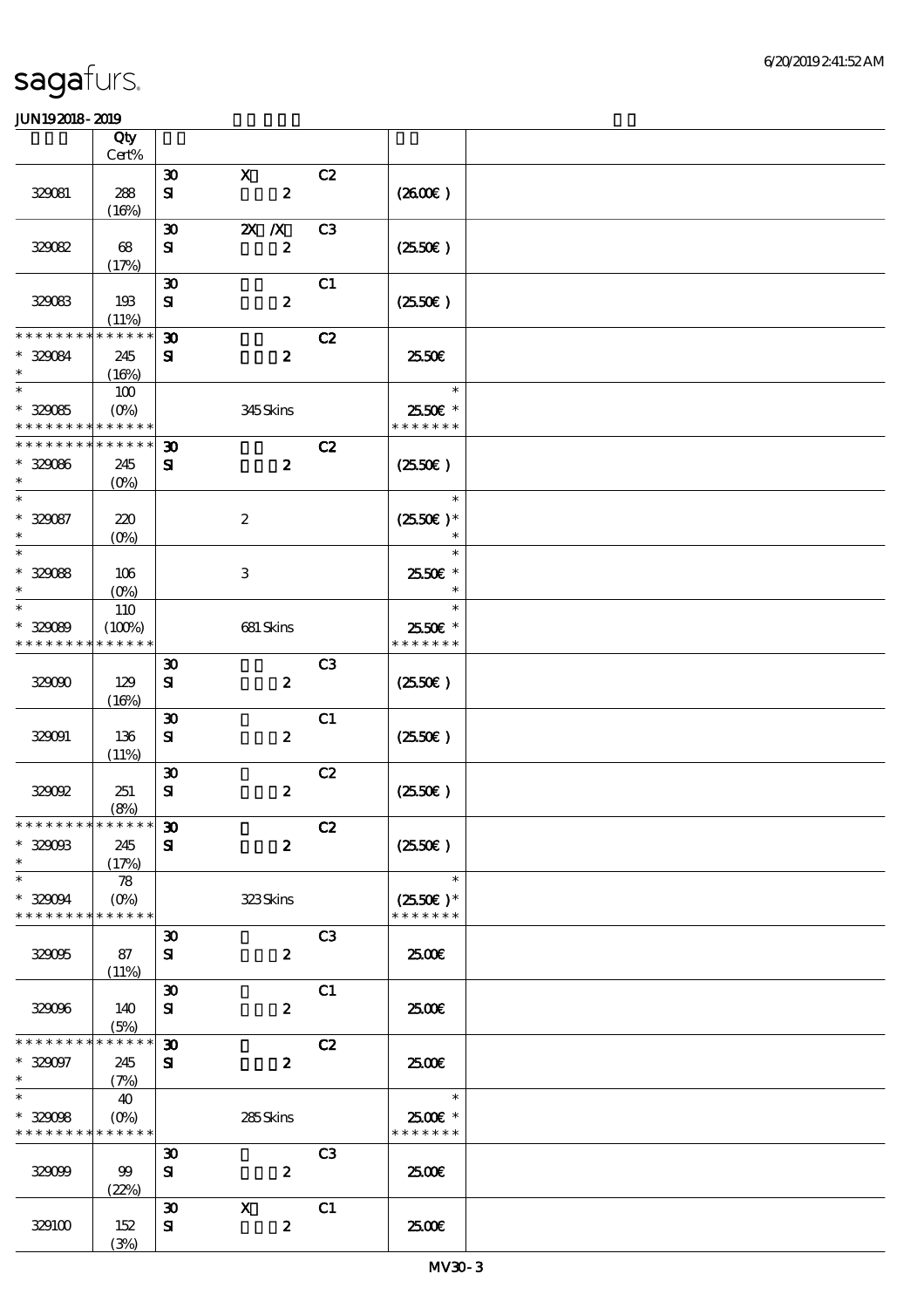| | Qty Cert% | | | | | |
|---|---|---|---|---|---|---|
| 329081 | 288 (16%) | 30 SI | X 2 | C2 | (26.00€) | |
| 329082 | 68 (17%) | 30 SI | 2X /X 2 | C3 | (25.50€) | |
| 329083 | 193 (11%) | 30 SI | 2 | C1 | (25.50€) | |
| * * * * * * * * * * * * * * 329084 * | 245 (16%) | 30 SI | 2 | C2 | 25.50€ | |
| * * 329085 * * * * * * * * * * * * * | 100 (0%) | | 345 Skins | | * 25.50€ * * * * * * * * | |
| * * * * * * * * * * * * * * 329086 * | 245 (0%) | 30 SI | 2 | C2 | (25.50€) | |
| * * 329087 * | 220 (0%) | | 2 | | * (25.50€) * * | |
| * * 329088 * | 106 (0%) | | 3 | | * 25.50€ * * | |
| * * 329089 * * * * * * * * * * * * * | 110 (100%) | | 681 Skins | | * 25.50€ * * * * * * * * | |
| 329090 | 129 (16%) | 30 SI | 2 | C3 | (25.50€) | |
| 329091 | 136 (11%) | 30 SI | 2 | C1 | (25.50€) | |
| 329092 | 251 (8%) | 30 SI | 2 | C2 | (25.50€) | |
| * * * * * * * * * * * * * * 329093 * | 245 (17%) | 30 SI | 2 | C2 | (25.50€) | |
| * * 329094 * * * * * * * * * * * * * | 78 (0%) | | 323 Skins | | * (25.50€) * * * * * * * * | |
| 329095 | 87 (11%) | 30 SI | 2 | C3 | 25.00€ | |
| 329096 | 140 (5%) | 30 SI | 2 | C1 | 25.00€ | |
| * * * * * * * * * * * * * * 329097 * | 245 (7%) | 30 SI | 2 | C2 | 25.00€ | |
| * * 329098 * * * * * * * * * * * * * | 40 (0%) | | 285 Skins | | * 25.00€ * * * * * * * * | |
| 329099 | 99 (22%) | 30 SI | 2 | C3 | 25.00€ | |
| 329100 | 152 (3%) | 30 SI | X 2 | C1 | 25.00€ | |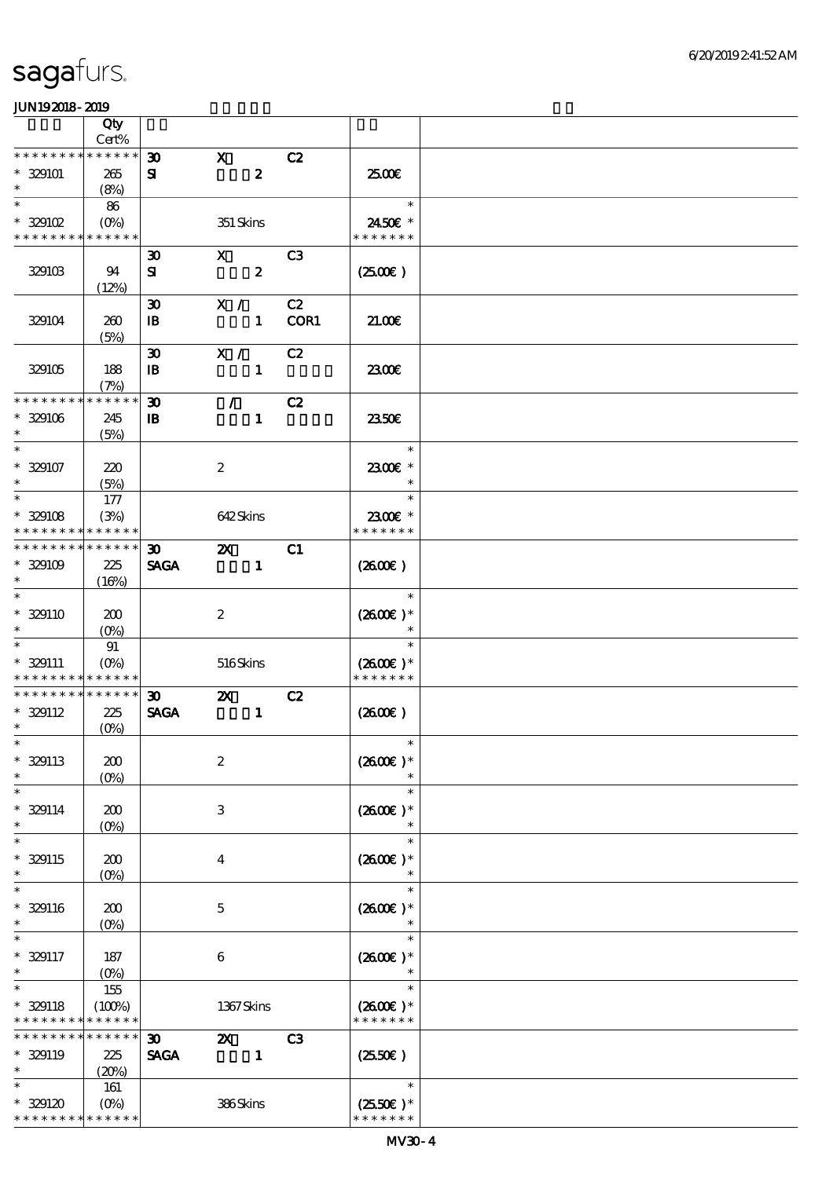# sagafurs.

JUN192018-2019

| | Qty Cert% | | | | | |
|---|---|---|---|---|---|---|
| * * * * * * * * * * * * * * | | 30 | X | C2 | | |
| * 329101 | 265 | SI | 2 | | 25.00€ | |
| * | (8%) | | | | | |
| * | 86 | | | | * | |
| * 329102 | (0%) | | 351 Skins | | 24.50€ * | |
| * * * * * * * * * * * * * * | | | | | * * * * * * * | |
| | | 30 | X | C3 | | |
| 329103 | 94 | SI | 2 | | (25.00€) | |
| | (12%) | | | | | |
| | | 30 | X / | C2 | | |
| 329104 | 260 | IB | 1 | COR1 | 21.00€ | |
| | (5%) | | | | | |
| | | 30 | X / | C2 | | |
| 329105 | 188 | IB | 1 | | 23.00€ | |
| | (7%) | | | | | |
| * * * * * * * * * * * * * * | | 30 | / | C2 | | |
| * 329106 | 245 | IB | 1 | | 23.50€ | |
| * | (5%) | | | | | |
| * | | | | | * | |
| * 329107 | 220 | | 2 | | 23.00€ * | |
| * | (5%) | | | | * | |
| * | 177 | | | | * | |
| * 329108 | (3%) | | 642 Skins | | 23.00€ * | |
| * * * * * * * * * * * * * * | | | | | * * * * * * * | |
| * * * * * * * * * * * * * * | | 30 | 2X | C1 | | |
| * 329109 | 225 | SAGA | 1 | | (26.00€) | |
| * | (16%) | | | | | |
| * | | | | | * | |
| * 329110 | 200 | | 2 | | (26.00€)* | |
| * | (0%) | | | | * | |
| * | 91 | | | | * | |
| * 329111 | (0%) | | 516 Skins | | (26.00€)* | |
| * * * * * * * * * * * * * * | | | | | * * * * * * * | |
| * * * * * * * * * * * * * * | | 30 | 2X | C2 | | |
| * 329112 | 225 | SAGA | 1 | | (26.00€) | |
| * | (0%) | | | | | |
| * | | | | | * | |
| * 329113 | 200 | | 2 | | (26.00€)* | |
| * | (0%) | | | | * | |
| * | | | | | * | |
| * 329114 | 200 | | 3 | | (26.00€)* | |
| * | (0%) | | | | * | |
| * | | | | | * | |
| * 329115 | 200 | | 4 | | (26.00€)* | |
| * | (0%) | | | | * | |
| * | | | | | * | |
| * 329116 | 200 | | 5 | | (26.00€)* | |
| * | (0%) | | | | * | |
| * | | | | | * | |
| * 329117 | 187 | | 6 | | (26.00€)* | |
| * | (0%) | | | | * | |
| * | 155 | | | | * | |
| * 329118 | (100%) | | 1367 Skins | | (26.00€)* | |
| * * * * * * * * * * * * * * | | | | | * * * * * * * | |
| * * * * * * * * * * * * * * | | 30 | 2X | C3 | | |
| * 329119 | 225 | SAGA | 1 | | (25.50€) | |
| * | (20%) | | | | | |
| * | 161 | | | | * | |
| * 329120 | (0%) | | 386 Skins | | (25.50€)* | |
| * * * * * * * * * * * * * * | | | | | * * * * * * * | |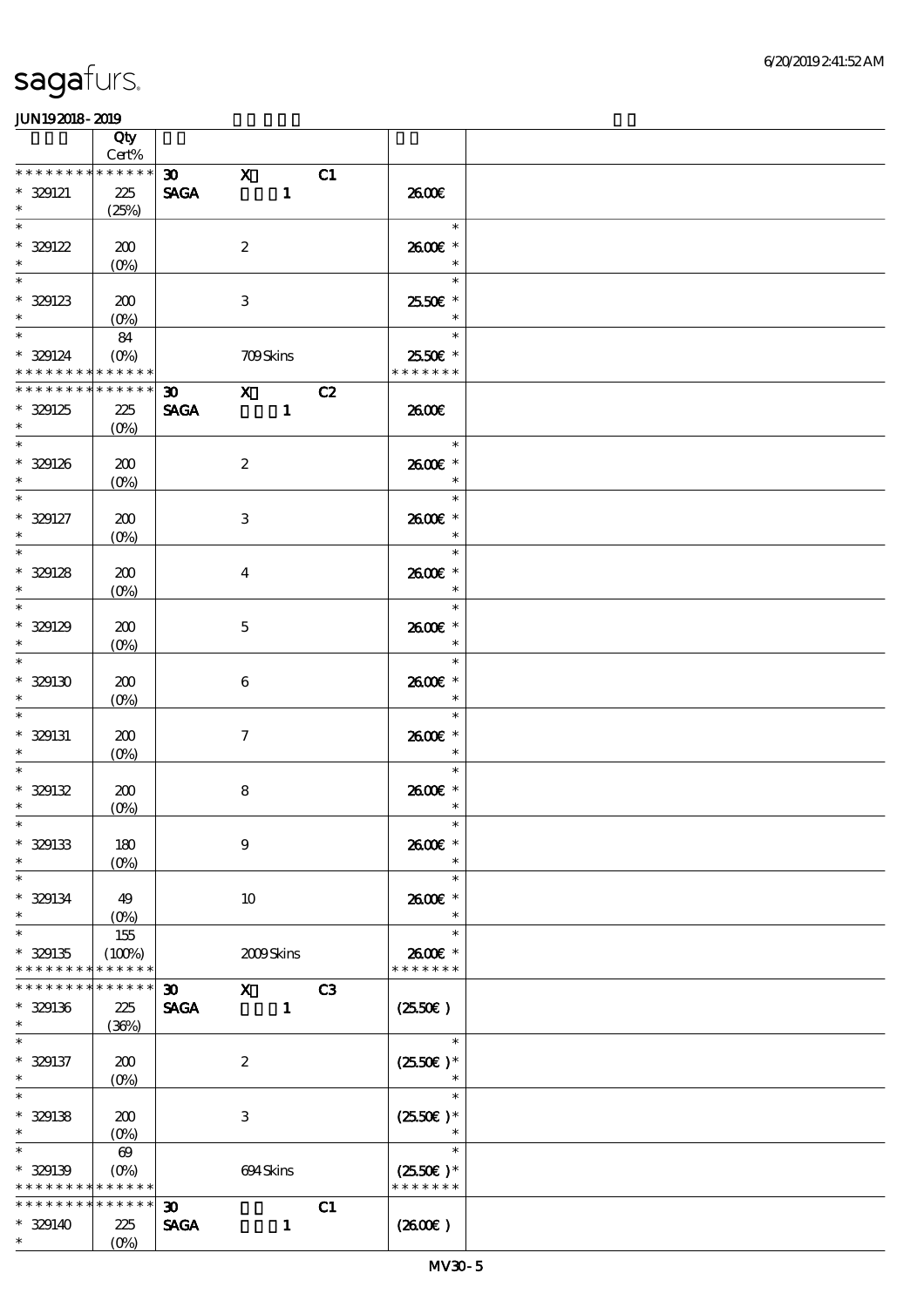# sagafurs.

JUN192018-2019

| | Qty Cert% | | | | |
|---|---|---|---|---|---|
| * * * * * * * * * * * * * * | | 30 SAGA | X 1 | C1 | |
| * 329121 * | 225 (25%) | | | | 26.00€ |
| * * 329122 * | 200 (0%) | | 2 | | * 26.00€ * * |
| * * 329123 * | 200 (0%) | | 3 | | * 25.50€ * * |
| * * 329124 * * * * * * * * * * * * * * | 84 (0%) | | 709 Skins | | * 25.50€ * * * * * * * * |
| * * * * * * * * * * * * * * | | 30 SAGA | X 1 | C2 | |
| * 329125 * | 225 (0%) | | | | 26.00€ |
| * * 329126 * | 200 (0%) | | 2 | | * 26.00€ * * |
| * * 329127 * | 200 (0%) | | 3 | | * 26.00€ * * |
| * * 329128 * | 200 (0%) | | 4 | | * 26.00€ * * |
| * * 329129 * | 200 (0%) | | 5 | | * 26.00€ * * |
| * * 329130 * | 200 (0%) | | 6 | | * 26.00€ * * |
| * * 329131 * | 200 (0%) | | 7 | | * 26.00€ * * |
| * * 329132 * | 200 (0%) | | 8 | | * 26.00€ * * |
| * * 329133 * | 180 (0%) | | 9 | | * 26.00€ * * |
| * * 329134 * | 49 (0%) | | 10 | | * 26.00€ * * |
| * * 329135 * * * * * * * * * * * * * * | 155 (100%) | | 2009 Skins | | * 26.00€ * * * * * * * * |
| * * * * * * * * * * * * * * | | 30 SAGA | X 1 | C3 | |
| * 329136 * | 225 (36%) | | | | (25.50€) |
| * * 329137 * | 200 (0%) | | 2 | | * (25.50€) * * |
| * * 329138 * | 200 (0%) | | 3 | | * (25.50€) * * |
| * * 329139 * * * * * * * * * * * * * * | 69 (0%) | | 694 Skins | | * (25.50€) * * * * * * * * |
| * * * * * * * * * * * * * * | | 30 SAGA | 1 | C1 | |
| * 329140 * | 225 (0%) | | | | (26.00€) |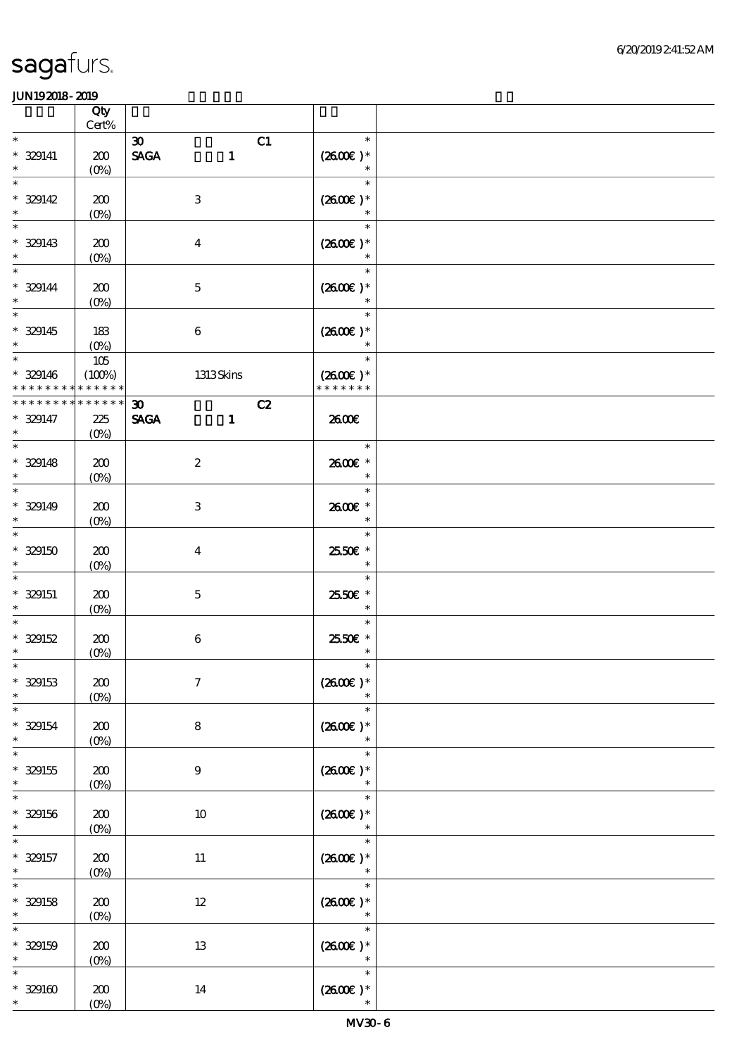# sagafurs.

JUN19 2018 - 2019

| | Qty Cert% | | |
|---|---|---|---|
| * * 329141 * | 200 (0%) | 30 C1 SAGA 1 | * (26.00€)* * |
| * * 329142 * | 200 (0%) | 3 | * (26.00€)* * |
| * * 329143 * | 200 (0%) | 4 | * (26.00€)* * |
| * * 329144 * | 200 (0%) | 5 | * (26.00€)* * |
| * * 329145 * | 183 (0%) | 6 | * (26.00€)* * |
| * * 329146 * * * * * * * * * * * * * | 105 (100%) | 1313 Skins | * (26.00€)* * * * * * * * |
| * * * * * * * * * * * * * * 329147 * | 225 (0%) | 30 C2 SAGA 1 | 26.00€ |
| * * 329148 * | 200 (0%) | 2 | * 26.00€ * * |
| * * 329149 * | 200 (0%) | 3 | * 26.00€ * * |
| * * 329150 * | 200 (0%) | 4 | * 25.50€ * * |
| * * 329151 * | 200 (0%) | 5 | * 25.50€ * * |
| * * 329152 * | 200 (0%) | 6 | * 25.50€ * * |
| * * 329153 * | 200 (0%) | 7 | * (26.00€)* * |
| * * 329154 * | 200 (0%) | 8 | * (26.00€)* * |
| * * 329155 * | 200 (0%) | 9 | * (26.00€)* * |
| * * 329156 * | 200 (0%) | 10 | * (26.00€)* * |
| * * 329157 * | 200 (0%) | 11 | * (26.00€)* * |
| * * 329158 * | 200 (0%) | 12 | * (26.00€)* * |
| * * 329159 * | 200 (0%) | 13 | * (26.00€)* * |
| * * 329160 * | 200 (0%) | 14 | * (26.00€)* * |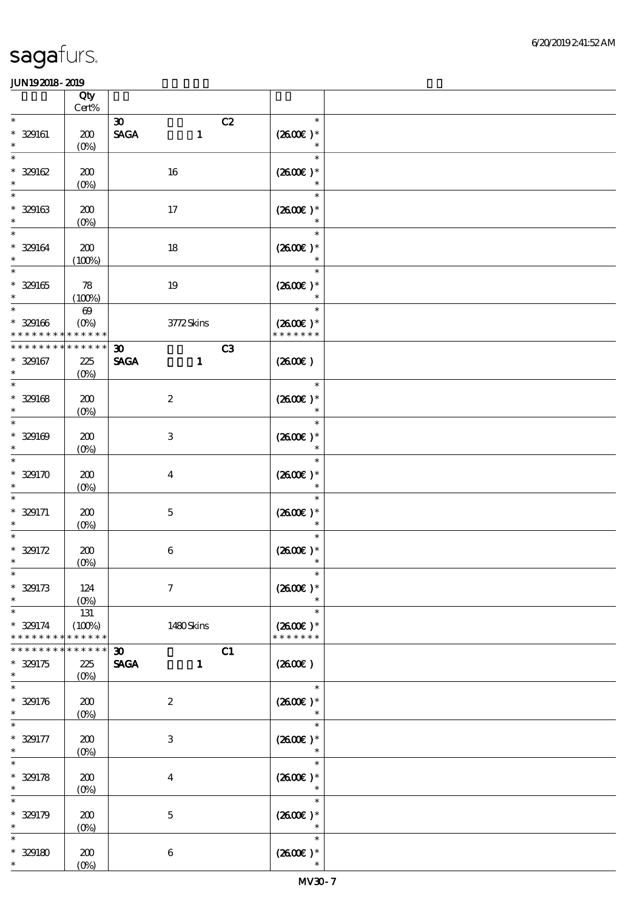sagafurs.

6/20/2019 2:41:52 AM

JUN19 2018 - 2019

| | Qty Cert% | | | |
|---|---|---|---|---|
| * | | 30 C2 | * | |
| * 329161 | 200 | SAGA 1 | (26.00€ )* | |
| * | (0%) | | * | |
| * | | | * | |
| * 329162 | 200 | 16 | (26.00€ )* | |
| * | (0%) | | * | |
| * | | | * | |
| * 329163 | 200 | 17 | (26.00€ )* | |
| * | (0%) | | * | |
| * | | | * | |
| * 329164 | 200 | 18 | (26.00€ )* | |
| * | (100%) | | * | |
| * | | | * | |
| * 329165 | 78 | 19 | (26.00€ )* | |
| * | (100%) | | * | |
| * | 69 | | * | |
| * 329166 | (0%) | 3772 Skins | (26.00€ )* | |
| * * * * * * * * * * * * * * | | | * * * * * * * | |
| * * * * * * * * * * * * * * | | 30 C3 | | |
| * 329167 | 225 | SAGA 1 | (26.00€ ) | |
| * | (0%) | | | |
| * | | | * | |
| * 329168 | 200 | 2 | (26.00€ )* | |
| * | (0%) | | * | |
| * | | | * | |
| * 329169 | 200 | 3 | (26.00€ )* | |
| * | (0%) | | * | |
| * | | | * | |
| * 329170 | 200 | 4 | (26.00€ )* | |
| * | (0%) | | * | |
| * | | | * | |
| * 329171 | 200 | 5 | (26.00€ )* | |
| * | (0%) | | * | |
| * | | | * | |
| * 329172 | 200 | 6 | (26.00€ )* | |
| * | (0%) | | * | |
| * | | | * | |
| * 329173 | 124 | 7 | (26.00€ )* | |
| * | (0%) | | * | |
| * | 131 | | * | |
| * 329174 | (100%) | 1480 Skins | (26.00€ )* | |
| * * * * * * * * * * * * * * | | | * * * * * * * | |
| * * * * * * * * * * * * * * | | 30 C1 | | |
| * 329175 | 225 | SAGA 1 | (26.00€ ) | |
| * | (0%) | | | |
| * | | | * | |
| * 329176 | 200 | 2 | (26.00€ )* | |
| * | (0%) | | * | |
| * | | | * | |
| * 329177 | 200 | 3 | (26.00€ )* | |
| * | (0%) | | * | |
| * | | | * | |
| * 329178 | 200 | 4 | (26.00€ )* | |
| * | (0%) | | * | |
| * | | | * | |
| * 329179 | 200 | 5 | (26.00€ )* | |
| * | (0%) | | * | |
| * | | | * | |
| * 329180 | 200 | 6 | (26.00€ )* | |
| * | (0%) | | * | |

MV30 - 7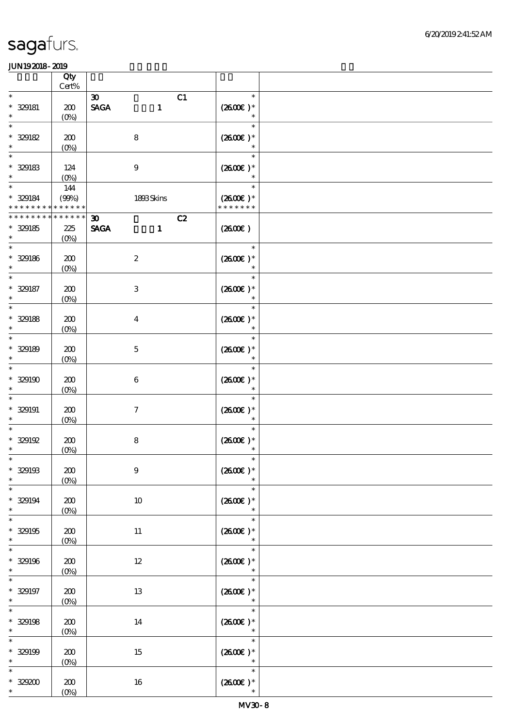sagafurs.

JUN19 2018 - 2019

| | Qty Cert% | | |
|---|---|---|---|
| * | | 30 C1 | * |
| * 329181 | 200 | SAGA 1 | (26.00€) * |
| * | (0%) | | * |
| * | | | * |
| * 329182 | 200 | 8 | (26.00€) * |
| * | (0%) | | * |
| * | | | * |
| * 329183 | 124 | 9 | (26.00€) * |
| * | (0%) | | * |
| * | 144 | | * |
| * 329184 | (99%) | 1893 Skins | (26.00€) * |
| * * * * * * * * * * * * * | | | * * * * * * * |
| * * * * * * * * * * * * * | | 30 C2 | |
| * 329185 | 225 | SAGA 1 | (26.00€) |
| * | (0%) | | |
| * | | | * |
| * 329186 | 200 | 2 | (26.00€) * |
| * | (0%) | | * |
| * | | | * |
| * 329187 | 200 | 3 | (26.00€) * |
| * | (0%) | | * |
| * | | | * |
| * 329188 | 200 | 4 | (26.00€) * |
| * | (0%) | | * |
| * | | | * |
| * 329189 | 200 | 5 | (26.00€) * |
| * | (0%) | | * |
| * | | | * |
| * 329190 | 200 | 6 | (26.00€) * |
| * | (0%) | | * |
| * | | | * |
| * 329191 | 200 | 7 | (26.00€) * |
| * | (0%) | | * |
| * | | | * |
| * 329192 | 200 | 8 | (26.00€) * |
| * | (0%) | | * |
| * | | | * |
| * 329193 | 200 | 9 | (26.00€) * |
| * | (0%) | | * |
| * | | | * |
| * 329194 | 200 | 10 | (26.00€) * |
| * | (0%) | | * |
| * | | | * |
| * 329195 | 200 | 11 | (26.00€) * |
| * | (0%) | | * |
| * | | | * |
| * 329196 | 200 | 12 | (26.00€) * |
| * | (0%) | | * |
| * | | | * |
| * 329197 | 200 | 13 | (26.00€) * |
| * | (0%) | | * |
| * | | | * |
| * 329198 | 200 | 14 | (26.00€) * |
| * | (0%) | | * |
| * | | | * |
| * 329199 | 200 | 15 | (26.00€) * |
| * | (0%) | | * |
| * | | | * |
| * 329200 | 200 | 16 | (26.00€) * |
| * | (0%) | | * |

MV30 - 8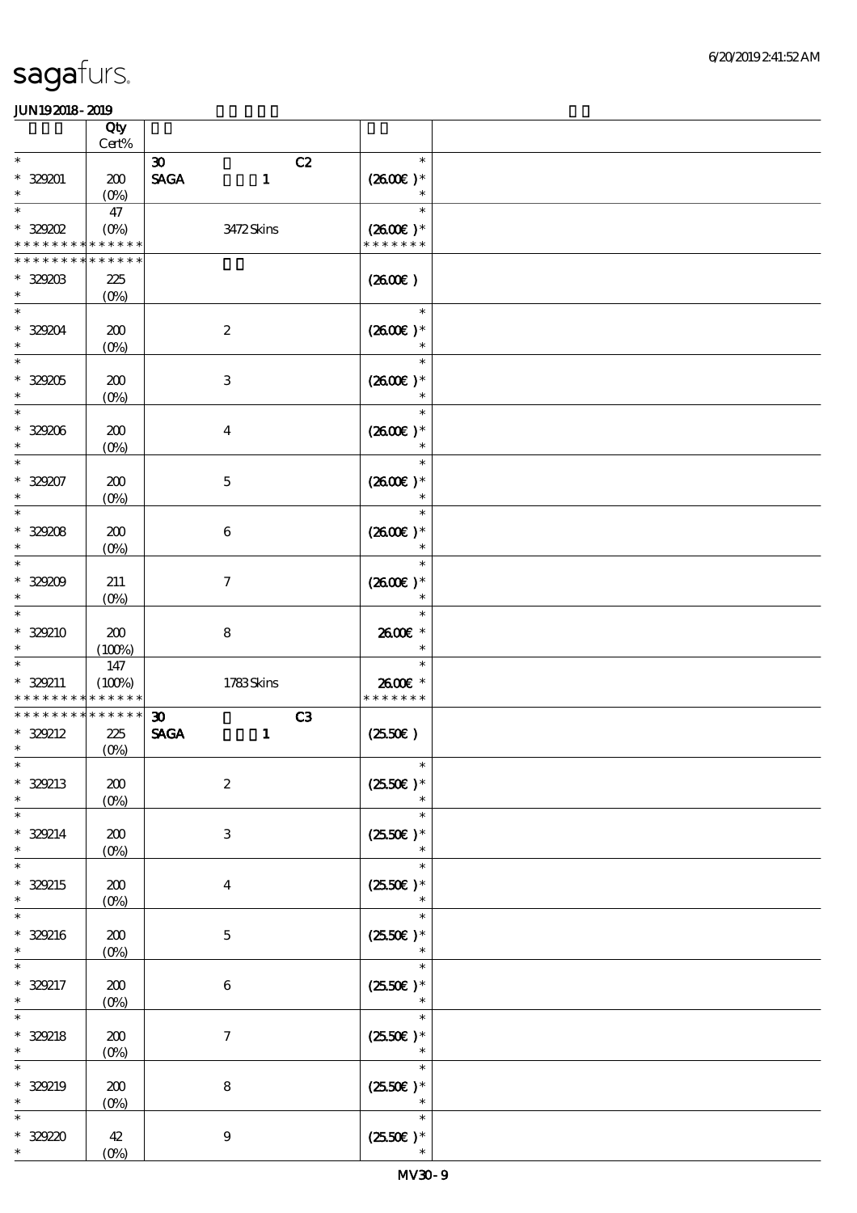sagafurs.

JUN19 2018 - 2019

| | Qty Cert% | | |
|---|---|---|---|
| * | | 30 C2 | * |
| * 329201 | 200 | SAGA 1 | (26.00€ )* |
| * | (0%) | | * |
| * | 47 | | * |
| * 329202 | (0%) | 3472 Skins | (26.00€ )* |
| * * * * * * * * * * * * * * | | | * * * * * * * |
| * * * * * * * * * * * * * * | | | |
| * 329203 | 225 | | (26.00€ ) |
| * | (0%) | | |
| * | | | * |
| * 329204 | 200 | 2 | (26.00€ )* |
| * | (0%) | | * |
| * | | | * |
| * 329205 | 200 | 3 | (26.00€ )* |
| * | (0%) | | * |
| * | | | * |
| * 329206 | 200 | 4 | (26.00€ )* |
| * | (0%) | | * |
| * | | | * |
| * 329207 | 200 | 5 | (26.00€ )* |
| * | (0%) | | * |
| * | | | * |
| * 329208 | 200 | 6 | (26.00€ )* |
| * | (0%) | | * |
| * | | | * |
| * 329209 | 211 | 7 | (26.00€ )* |
| * | (0%) | | * |
| * | | | * |
| * 329210 | 200 | 8 | 26.00€ * |
| * | (100%) | | * |
| * | 147 | | * |
| * 329211 | (100%) | 1783 Skins | 26.00€ * |
| * * * * * * * * * * * * * * | | | * * * * * * * |
| * * * * * * * * * * * * * * | | 30 C3 | |
| * 329212 | 225 | SAGA 1 | (25.50€ ) |
| * | (0%) | | |
| * | | | * |
| * 329213 | 200 | 2 | (25.50€ )* |
| * | (0%) | | * |
| * | | | * |
| * 329214 | 200 | 3 | (25.50€ )* |
| * | (0%) | | * |
| * | | | * |
| * 329215 | 200 | 4 | (25.50€ )* |
| * | (0%) | | * |
| * | | | * |
| * 329216 | 200 | 5 | (25.50€ )* |
| * | (0%) | | * |
| * | | | * |
| * 329217 | 200 | 6 | (25.50€ )* |
| * | (0%) | | * |
| * | | | * |
| * 329218 | 200 | 7 | (25.50€ )* |
| * | (0%) | | * |
| * | | | * |
| * 329219 | 200 | 8 | (25.50€ )* |
| * | (0%) | | * |
| * | | | * |
| * 329220 | 42 | 9 | (25.50€ )* |
| * | (0%) | | * |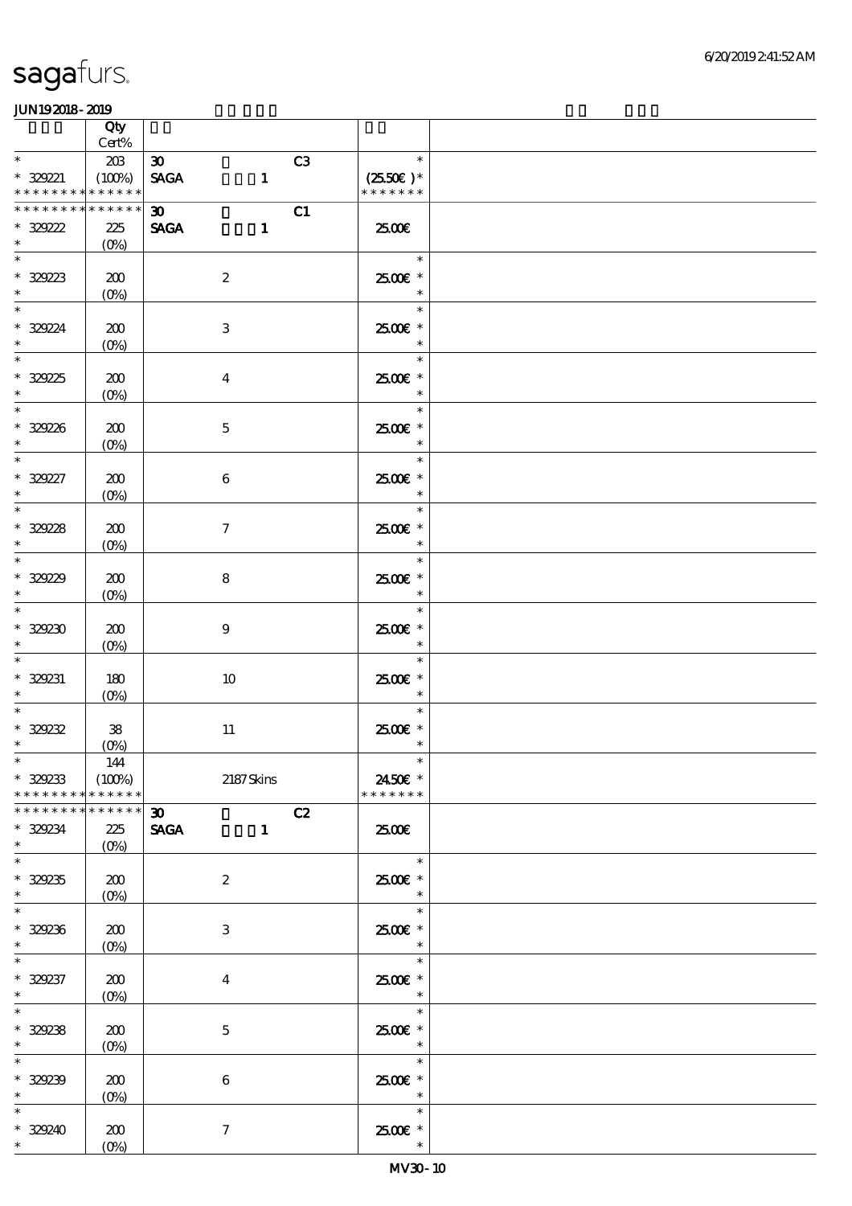| | Qty<br>Cert% | | |
|---|---|---|---|
| * <br>* 329221<br>* * * * * * * * * * * * * | 203<br>(100%) | 30 C3<br>SAGA 1 | *<br>(25.50€ )*<br>* * * * * * * |
| * * * * * * * * * * * * * <br>* 329222<br>* | 225<br>(0%) | 30 C1<br>SAGA 1 | 25.00€ |
| * <br>* 329223<br>* | 200<br>(0%) | 2 | *<br>25.00€ *<br>* |
| * <br>* 329224<br>* | 200<br>(0%) | 3 | *<br>25.00€ *<br>* |
| * <br>* 329225<br>* | 200<br>(0%) | 4 | *<br>25.00€ *<br>* |
| * <br>* 329226<br>* | 200<br>(0%) | 5 | *<br>25.00€ *<br>* |
| * <br>* 329227<br>* | 200<br>(0%) | 6 | *<br>25.00€ *<br>* |
| * <br>* 329228<br>* | 200<br>(0%) | 7 | *<br>25.00€ *<br>* |
| * <br>* 329229<br>* | 200<br>(0%) | 8 | *<br>25.00€ *<br>* |
| * <br>* 329230<br>* | 200<br>(0%) | 9 | *<br>25.00€ *<br>* |
| * <br>* 329231<br>* | 180<br>(0%) | 10 | *<br>25.00€ *<br>* |
| * <br>* 329232<br>* | 38<br>(0%) | 11 | *<br>25.00€ *<br>* |
| * <br>* 329233<br>* * * * * * * * * * * * * | 144<br>(100%) | 2187 Skins | *<br>24.50€ *<br>* * * * * * * |
| * * * * * * * * * * * * * <br>* 329234<br>* | 225<br>(0%) | 30 C2<br>SAGA 1 | 25.00€ |
| * <br>* 329235<br>* | 200<br>(0%) | 2 | *<br>25.00€ *<br>* |
| * <br>* 329236<br>* | 200<br>(0%) | 3 | *<br>25.00€ *<br>* |
| * <br>* 329237<br>* | 200<br>(0%) | 4 | *<br>25.00€ *<br>* |
| * <br>* 329238<br>* | 200<br>(0%) | 5 | *<br>25.00€ *<br>* |
| * <br>* 329239<br>* | 200<br>(0%) | 6 | *<br>25.00€ *<br>* |
| * <br>* 329240<br>* | 200<br>(0%) | 7 | *<br>25.00€ *<br>* |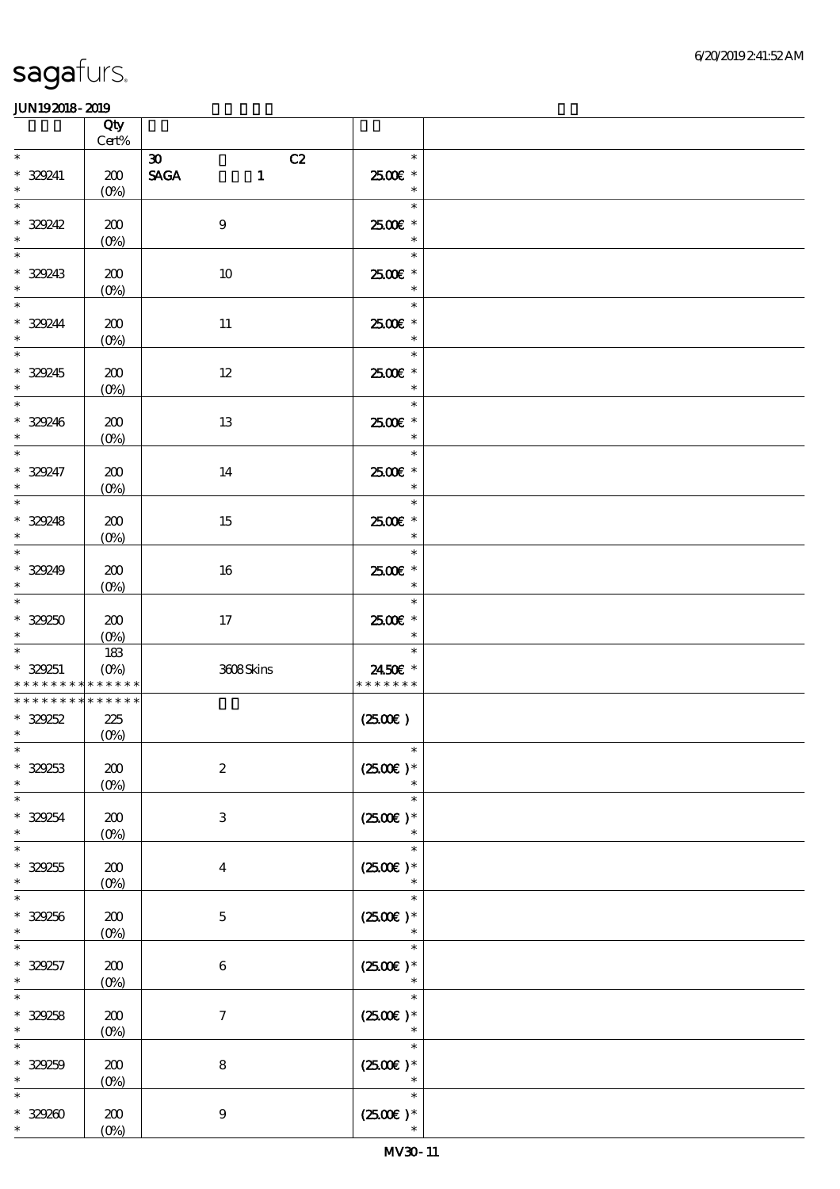| | Qty Cert% | | |
|---|---|---|---|
| * | | 30 C2 | * |
| * 329241 | 200 | SAGA 1 | 25.00€ * |
| * | (0%) | | * |
| * 329242 | 200 (0%) | 9 | 25.00€ * |
| * 329243 | 200 (0%) | 10 | 25.00€ * |
| * 329244 | 200 (0%) | 11 | 25.00€ * |
| * 329245 | 200 (0%) | 12 | 25.00€ * |
| * 329246 | 200 (0%) | 13 | 25.00€ * |
| * 329247 | 200 (0%) | 14 | 25.00€ * |
| * 329248 | 200 (0%) | 15 | 25.00€ * |
| * 329249 | 200 (0%) | 16 | 25.00€ * |
| * 329250 | 200 (0%) | 17 | 25.00€ * |
| * 329251 | 183 (0%) | 3608 Skins | 24.50€ * |
| * * * * * * * * * * * * * * | | | * * * * * * * |
| * * * * * * * * * * * * * * | | | |
| * 329252 | 225 (0%) | | (25.00€ ) |
| * 329253 | 200 (0%) | 2 | (25.00€ )* |
| * 329254 | 200 (0%) | 3 | (25.00€ )* |
| * 329255 | 200 (0%) | 4 | (25.00€ )* |
| * 329256 | 200 (0%) | 5 | (25.00€ )* |
| * 329257 | 200 (0%) | 6 | (25.00€ )* |
| * 329258 | 200 (0%) | 7 | (25.00€ )* |
| * 329259 | 200 (0%) | 8 | (25.00€ )* |
| * 329260 | 200 (0%) | 9 | (25.00€ )* |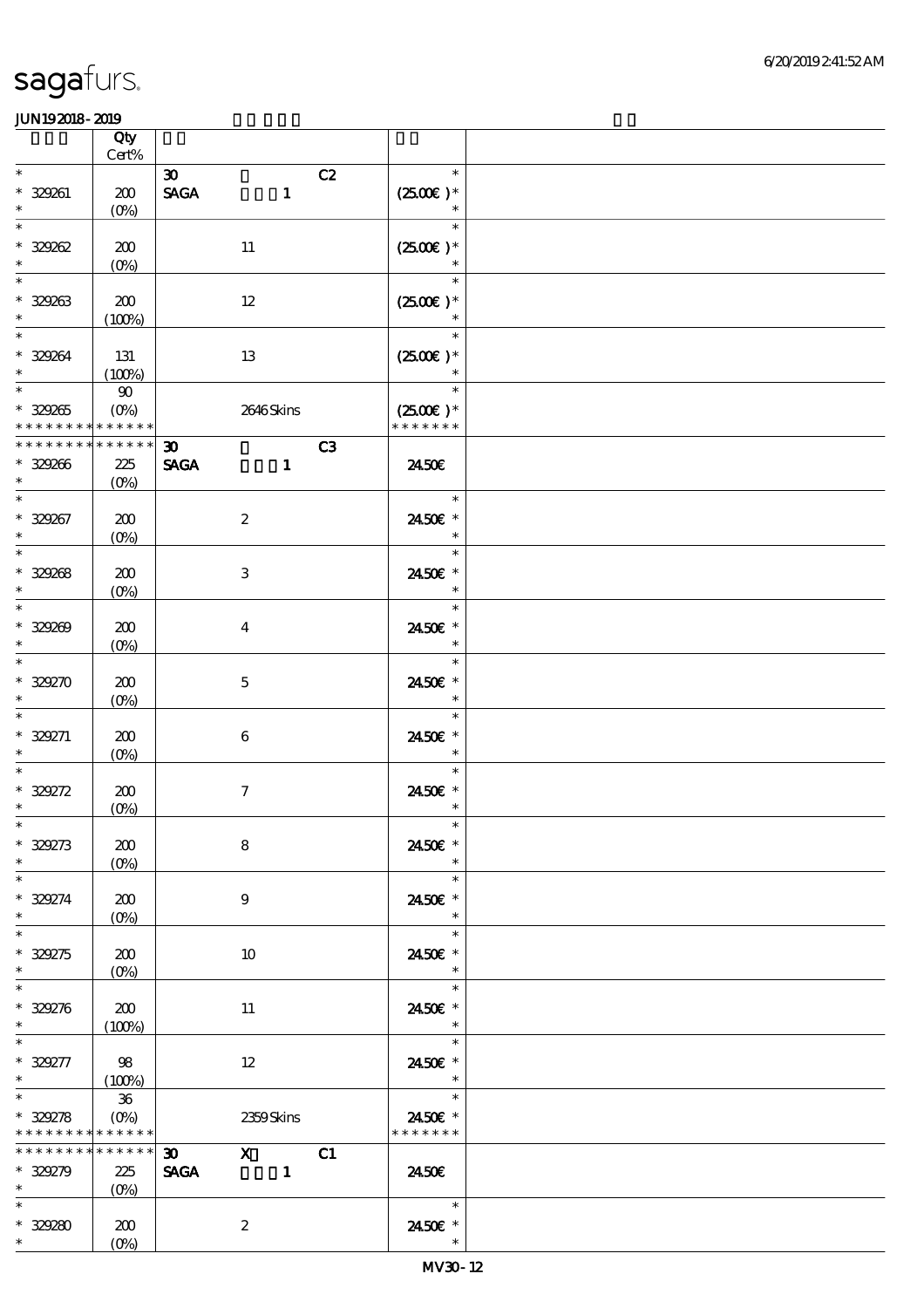# sagafurs.

JUN19 2018 - 2019

| | Qty Cert% | | | |
|---|---|---|---|---|
| * | | 30 C2 | * | |
| * 329261 | 200 | SAGA 1 | (25.00€ )* | |
| * | (0%) | | * | |
| * | | | * | |
| * 329262 | 200 | 11 | (25.00€ )* | |
| * | (0%) | | * | |
| * | | | * | |
| * 329263 | 200 | 12 | (25.00€ )* | |
| * | (100%) | | * | |
| * | | | * | |
| * 329264 | 131 | 13 | (25.00€ )* | |
| * | (100%) | | * | |
| * | 90 | | * | |
| * 329265 | (0%) | 2646 Skins | (25.00€ )* | |
| * * * * * * * * * * * * * | | | * * * * * * * | |
| * * * * * * * * * * * * * | | 30 C3 | | |
| * 329266 | 225 | SAGA 1 | 24.50€ | |
| * | (0%) | | | |
| * | | | * | |
| * 329267 | 200 | 2 | 24.50€ * | |
| * | (0%) | | * | |
| * | | | * | |
| * 329268 | 200 | 3 | 24.50€ * | |
| * | (0%) | | * | |
| * | | | * | |
| * 329269 | 200 | 4 | 24.50€ * | |
| * | (0%) | | * | |
| * | | | * | |
| * 329270 | 200 | 5 | 24.50€ * | |
| * | (0%) | | * | |
| * | | | * | |
| * 329271 | 200 | 6 | 24.50€ * | |
| * | (0%) | | * | |
| * | | | * | |
| * 329272 | 200 | 7 | 24.50€ * | |
| * | (0%) | | * | |
| * | | | * | |
| * 329273 | 200 | 8 | 24.50€ * | |
| * | (0%) | | * | |
| * | | | * | |
| * 329274 | 200 | 9 | 24.50€ * | |
| * | (0%) | | * | |
| * | | | * | |
| * 329275 | 200 | 10 | 24.50€ * | |
| * | (0%) | | * | |
| * | | | * | |
| * 329276 | 200 | 11 | 24.50€ * | |
| * | (100%) | | * | |
| * | | | * | |
| * 329277 | 98 | 12 | 24.50€ * | |
| * | (100%) | | * | |
| * | 36 | | * | |
| * 329278 | (0%) | 2359 Skins | 24.50€ * | |
| * * * * * * * * * * * * * | | | * * * * * * * | |
| * * * * * * * * * * * * * | | 30 X C1 | | |
| * 329279 | 225 | SAGA 1 | 24.50€ | |
| * | (0%) | | | |
| * | | | * | |
| * 329280 | 200 | 2 | 24.50€ * | |
| * | (0%) | | * | |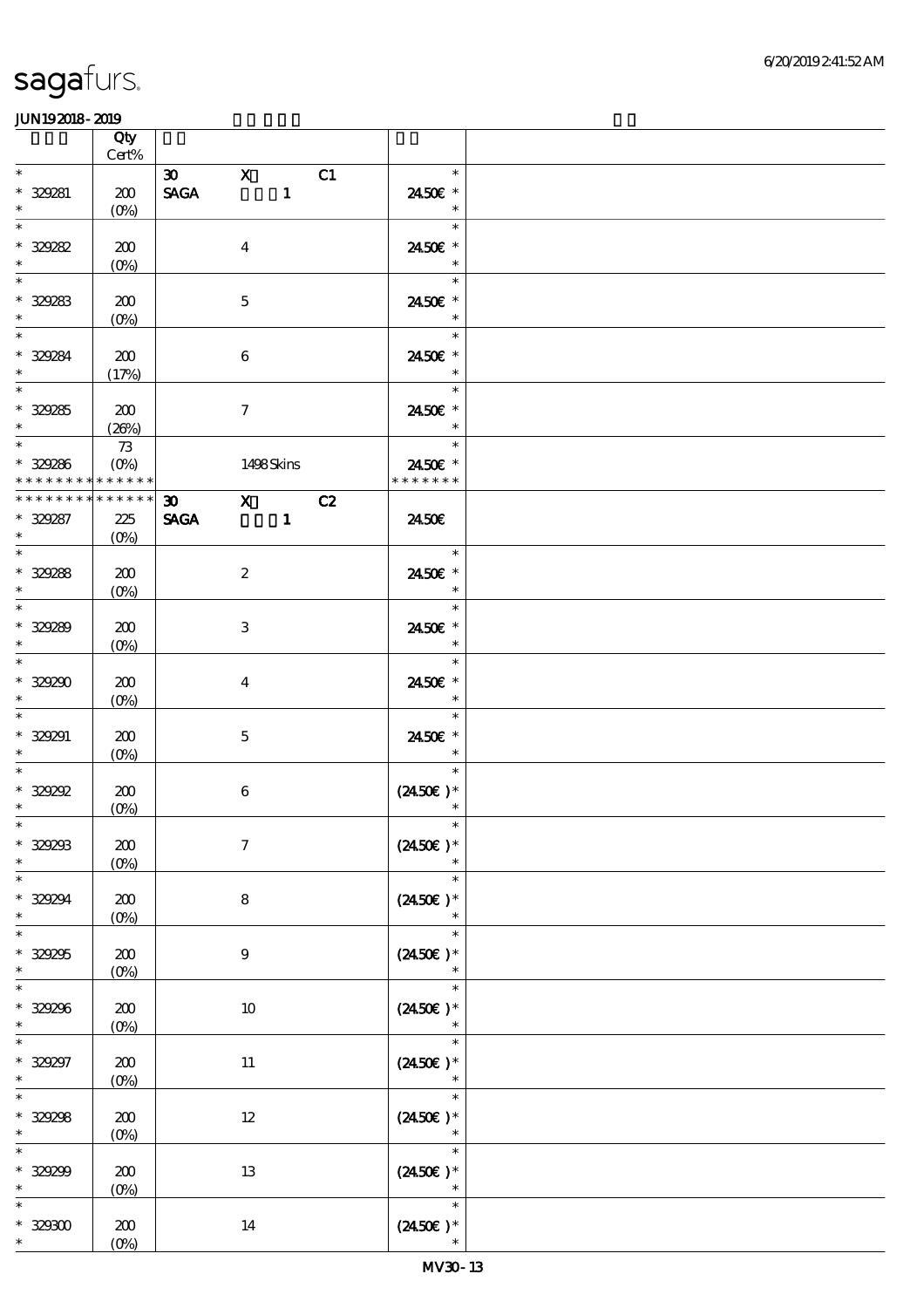| | Qty Cert% | | |
|---|---|---|---|
| * * 329281 * | 200 (0%) | 30 X C1 SAGA 1 | * 24.50€ * * |
| * * 329282 * | 200 (0%) | 4 | * 24.50€ * * |
| * * 329283 * | 200 (0%) | 5 | * 24.50€ * * |
| * * 329284 * | 200 (17%) | 6 | * 24.50€ * * |
| * * 329285 * | 200 (26%) | 7 | * 24.50€ * * |
| * * 329286 * * * * * * * * * * * * * | 73 (0%) | 1498 Skins | * 24.50€ * * * * * * * * |
| * * * * * * * * * * * * * * 329287 * | 225 (0%) | 30 X C2 SAGA 1 | 24.50€ |
| * * 329288 * | 200 (0%) | 2 | * 24.50€ * * |
| * * 329289 * | 200 (0%) | 3 | * 24.50€ * * |
| * * 329290 * | 200 (0%) | 4 | * 24.50€ * * |
| * * 329291 * | 200 (0%) | 5 | * 24.50€ * * |
| * * 329292 * | 200 (0%) | 6 | * (24.50€) * * |
| * * 329293 * | 200 (0%) | 7 | * (24.50€) * * |
| * * 329294 * | 200 (0%) | 8 | * (24.50€) * * |
| * * 329295 * | 200 (0%) | 9 | * (24.50€) * * |
| * * 329296 * | 200 (0%) | 10 | * (24.50€) * * |
| * * 329297 * | 200 (0%) | 11 | * (24.50€) * * |
| * * 329298 * | 200 (0%) | 12 | * (24.50€) * * |
| * * 329299 * | 200 (0%) | 13 | * (24.50€) * * |
| * * 329300 * | 200 (0%) | 14 | * (24.50€) * * |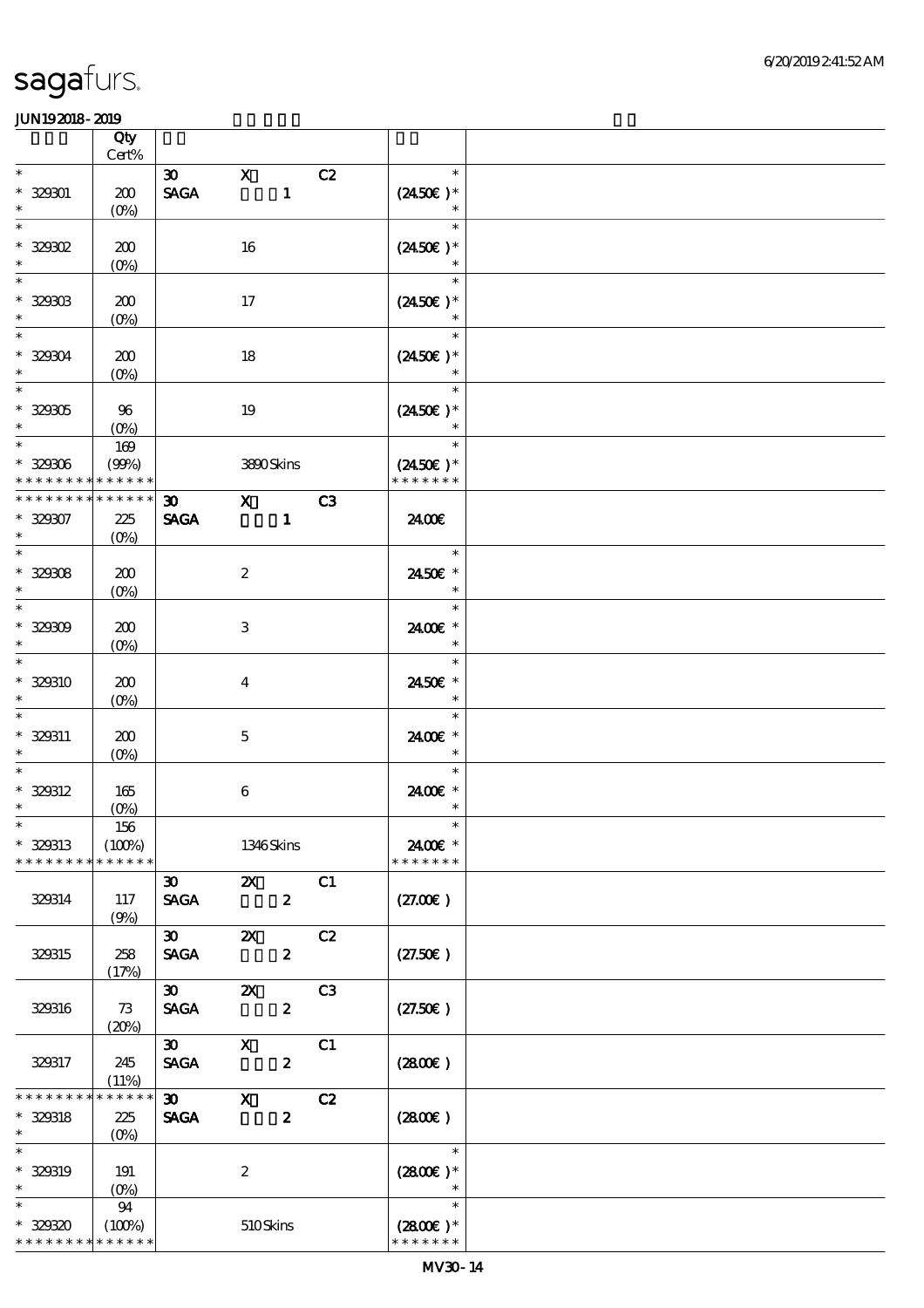| | Qty<br>Cert% | | | | | |
|---|---|---|---|---|---|---|
| * | | 30 | X | C2 | * | |
| * 329301 | 200 | SAGA | 1 | | (24.50€ )* | |
| * | (0%) | | | | * | |
| * | | | | | * | |
| * 329302 | 200 | | 16 | | (24.50€ )* | |
| * | (0%) | | | | * | |
| * | | | | | * | |
| * 329303 | 200 | | 17 | | (24.50€ )* | |
| * | (0%) | | | | * | |
| * | | | | | * | |
| * 329304 | 200 | | 18 | | (24.50€ )* | |
| * | (0%) | | | | * | |
| * | | | | | * | |
| * 329305 | 96 | | 19 | | (24.50€ )* | |
| * | (0%) | | | | * | |
| * | 169 | | | | * | |
| * 329306 | (99%) | | 3890 Skins | | (24.50€ )* | |
| * * * * * * * * * * * * * | | | | | * * * * * * * | |
| * * * * * * * * * * * * * | | 30 | X | C3 | | |
| * 329307 | 225 | SAGA | 1 | | 24.00€ | |
| * | (0%) | | | | | |
| * | | | | | * | |
| * 329308 | 200 | | 2 | | 24.50€ * | |
| * | (0%) | | | | * | |
| * | | | | | * | |
| * 329309 | 200 | | 3 | | 24.00€ * | |
| * | (0%) | | | | * | |
| * | | | | | * | |
| * 329310 | 200 | | 4 | | 24.50€ * | |
| * | (0%) | | | | * | |
| * | | | | | * | |
| * 329311 | 200 | | 5 | | 24.00€ * | |
| * | (0%) | | | | * | |
| * | | | | | * | |
| * 329312 | 165 | | 6 | | 24.00€ * | |
| * | (0%) | | | | * | |
| * | 156 | | | | * | |
| * 329313 | (100%) | | 1346 Skins | | 24.00€ * | |
| * * * * * * * * * * * * * | | | | | * * * * * * * | |
| | | 30 | 2X | C1 | | |
| 329314 | 117 | SAGA | 2 | | (27.00€ ) | |
| | (9%) | | | | | |
| | | 30 | 2X | C2 | | |
| 329315 | 258 | SAGA | 2 | | (27.50€ ) | |
| | (17%) | | | | | |
| | | 30 | 2X | C3 | | |
| 329316 | 73 | SAGA | 2 | | (27.50€ ) | |
| | (20%) | | | | | |
| | | 30 | X | C1 | | |
| 329317 | 245 | SAGA | 2 | | (28.00€ ) | |
| | (11%) | | | | | |
| * * * * * * * * * * * * * | | 30 | X | C2 | | |
| * 329318 | 225 | SAGA | 2 | | (28.00€ ) | |
| * | (0%) | | | | | |
| * | | | | | * | |
| * 329319 | 191 | | 2 | | (28.00€ )* | |
| * | (0%) | | | | * | |
| * | 94 | | | | * | |
| * 329320 | (100%) | | 510 Skins | | (28.00€ )* | |
| * * * * * * * * * * * * * | | | | | * * * * * * * | |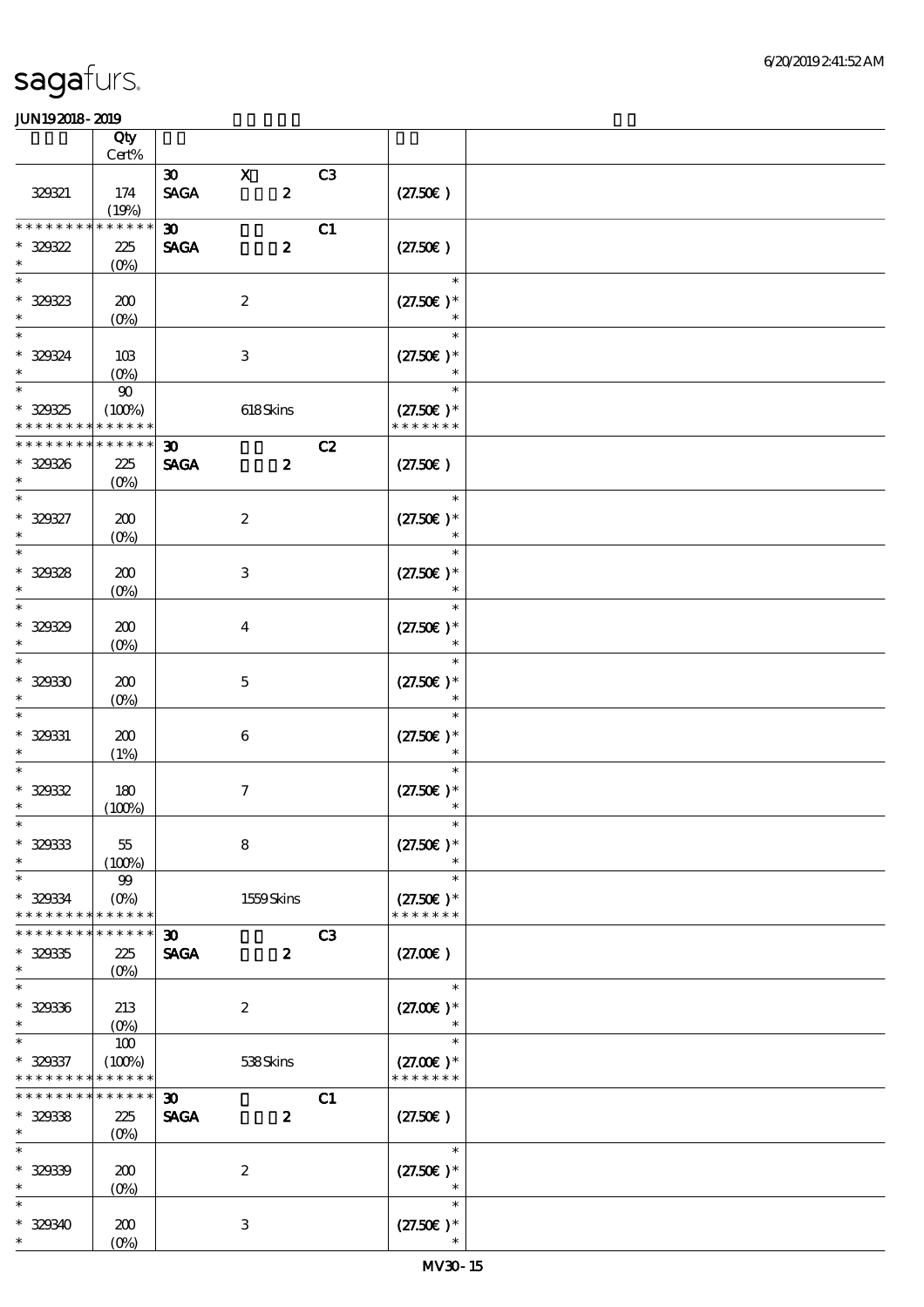sagafurs.

JUN19 2018 - 2019

| | Qty Cert% | | |
|---|---|---|---|
| 329321 | 174 (19%) | 30 X C3 SAGA 2 | (27.50€) |
| * * * * * * * * * * * * * * 329322 * | 225 (0%) | 30 C1 SAGA 2 | (27.50€) |
| * * 329323 * | 200 (0%) | 2 | * (27.50€) * * |
| * * 329324 * | 103 (0%) | 3 | * (27.50€) * * |
| * * 329325 * * * * * * * * * * * * * | 90 (100%) | 618 Skins | * (27.50€) * * * * * * * * |
| * * * * * * * * * * * * * * 329326 * | 225 (0%) | 30 C2 SAGA 2 | (27.50€) |
| * * 329327 * | 200 (0%) | 2 | * (27.50€) * * |
| * * 329328 * | 200 (0%) | 3 | * (27.50€) * * |
| * * 329329 * | 200 (0%) | 4 | * (27.50€) * * |
| * * 329330 * | 200 (0%) | 5 | * (27.50€) * * |
| * * 329331 * | 200 (1%) | 6 | * (27.50€) * * |
| * * 329332 * | 180 (100%) | 7 | * (27.50€) * * |
| * * 329333 * | 55 (100%) | 8 | * (27.50€) * * |
| * * 329334 * * * * * * * * * * * * * | 99 (0%) | 1559 Skins | * (27.50€) * * * * * * * * |
| * * * * * * * * * * * * * * 329335 * | 225 (0%) | 30 C3 SAGA 2 | (27.00€) |
| * * 329336 * | 213 (0%) | 2 | * (27.00€) * * |
| * * 329337 * * * * * * * * * * * * * | 100 (100%) | 538 Skins | * (27.00€) * * * * * * * * |
| * * * * * * * * * * * * * * 329338 * | 225 (0%) | 30 C1 SAGA 2 | (27.50€) |
| * * 329339 * | 200 (0%) | 2 | * (27.50€) * * |
| * * 329340 * | 200 (0%) | 3 | * (27.50€) * * |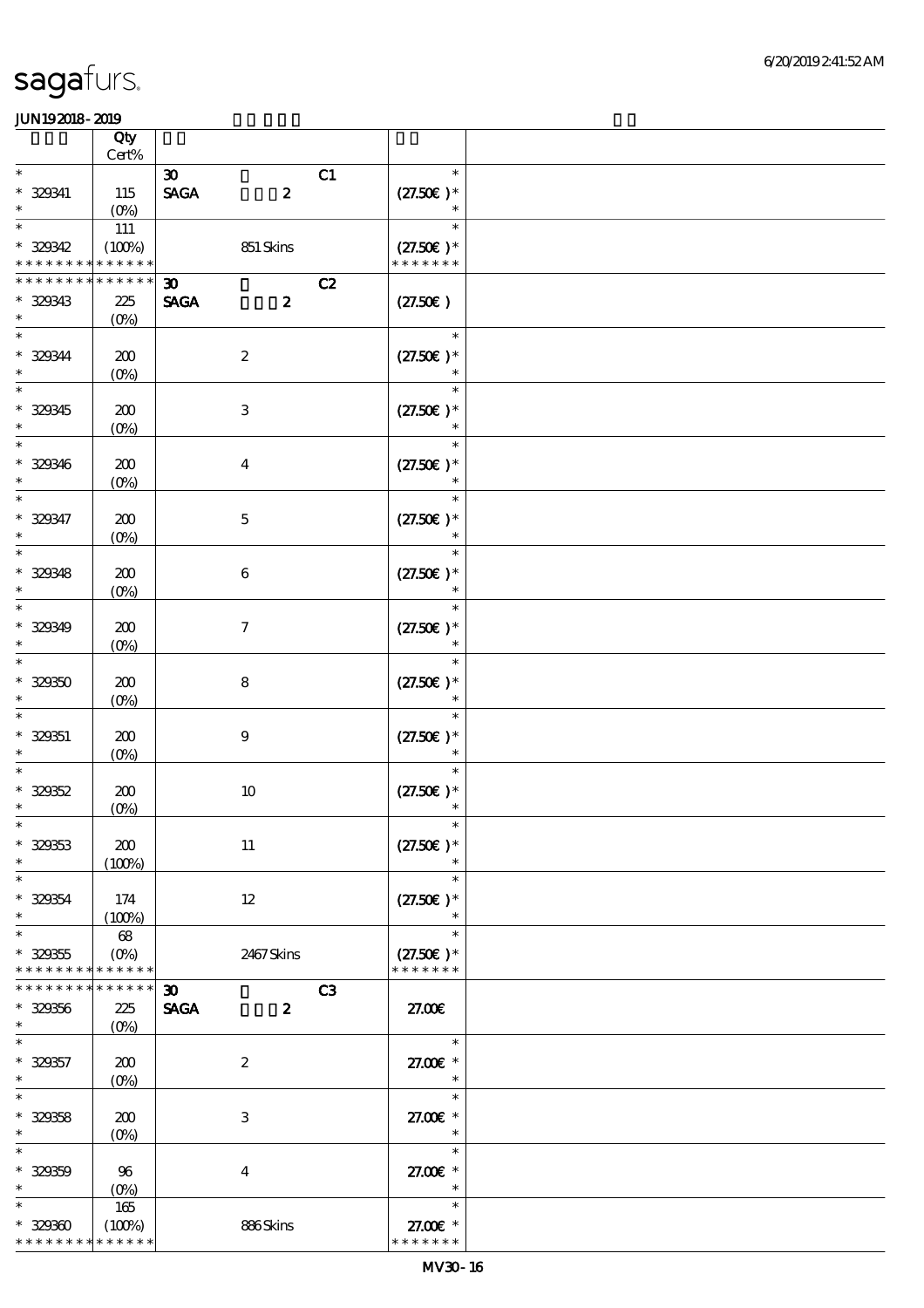sagafurs.

JUN19 2018 - 2019

| | Qty Cert% | | | |
|---|---|---|---|---|
| * | | 30 | C1 | * |
| * 329341 | 115 | SAGA 2 | | (27.50€ )* |
| * | (0%) | | | * |
| * | 111 | | | * |
| * 329342 | (100%) | 851 Skins | | (27.50€ )* |
| * * * * * * * * * * * * * * | | | | * * * * * * * |
| * * * * * * * * * * * * * * | | 30 | C2 | |
| * 329343 | 225 | SAGA 2 | | (27.50€ ) |
| * | (0%) | | | |
| * | | | | * |
| * 329344 | 200 | 2 | | (27.50€ )* |
| * | (0%) | | | * |
| * | | | | * |
| * 329345 | 200 | 3 | | (27.50€ )* |
| * | (0%) | | | * |
| * | | | | * |
| * 329346 | 200 | 4 | | (27.50€ )* |
| * | (0%) | | | * |
| * | | | | * |
| * 329347 | 200 | 5 | | (27.50€ )* |
| * | (0%) | | | * |
| * | | | | * |
| * 329348 | 200 | 6 | | (27.50€ )* |
| * | (0%) | | | * |
| * | | | | * |
| * 329349 | 200 | 7 | | (27.50€ )* |
| * | (0%) | | | * |
| * | | | | * |
| * 329350 | 200 | 8 | | (27.50€ )* |
| * | (0%) | | | * |
| * | | | | * |
| * 329351 | 200 | 9 | | (27.50€ )* |
| * | (0%) | | | * |
| * | | | | * |
| * 329352 | 200 | 10 | | (27.50€ )* |
| * | (0%) | | | * |
| * | | | | * |
| * 329353 | 200 | 11 | | (27.50€ )* |
| * | (100%) | | | * |
| * | | | | * |
| * 329354 | 174 | 12 | | (27.50€ )* |
| * | (100%) | | | * |
| * | 68 | | | * |
| * 329355 | (0%) | 2467 Skins | | (27.50€ )* |
| * * * * * * * * * * * * * * | | | | * * * * * * * |
| * * * * * * * * * * * * * * | | 30 | C3 | |
| * 329356 | 225 | SAGA 2 | | 27.00€ |
| * | (0%) | | | |
| * | | | | * |
| * 329357 | 200 | 2 | | 27.00€ * |
| * | (0%) | | | * |
| * | | | | * |
| * 329358 | 200 | 3 | | 27.00€ * |
| * | (0%) | | | * |
| * | | | | * |
| * 329359 | 96 | 4 | | 27.00€ * |
| * | (0%) | | | * |
| * | 165 | | | * |
| * 329360 | (100%) | 886 Skins | | 27.00€ * |
| * * * * * * * * * * * * * * | | | | * * * * * * * |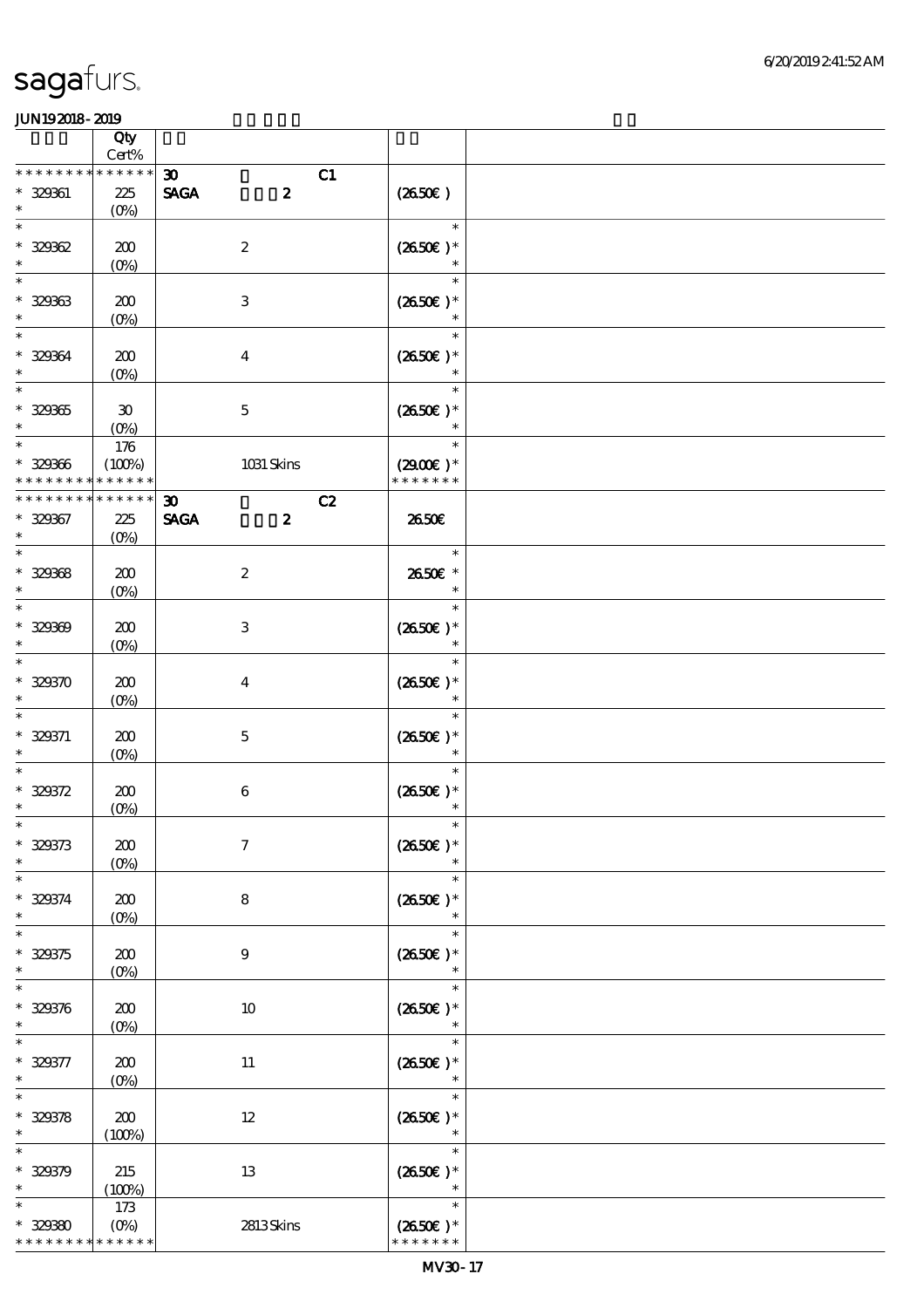# sagafurs.

JUN19 2018 - 2019

| | Qty Cert% | | |
|---|---|---|---|
| * * * * * * * * * * * * * * | 30 C1 | | |
| * 329361 | 225 (0%) | SAGA 2 | (26.50€) |
| * 329362 | 200 (0%) | 2 | (26.50€) * |
| * 329363 | 200 (0%) | 3 | (26.50€) * |
| * 329364 | 200 (0%) | 4 | (26.50€) * |
| * 329365 | 30 (0%) | 5 | (26.50€) * |
| * 329366 | 176 (100%) | 1031 Skins | (29.00€) * |
| * * * * * * * * * * * * * * | 30 C2 | | |
| * 329367 | 225 (0%) | SAGA 2 | 26.50€ |
| * 329368 | 200 (0%) | 2 | 26.50€ * |
| * 329369 | 200 (0%) | 3 | (26.50€) * |
| * 329370 | 200 (0%) | 4 | (26.50€) * |
| * 329371 | 200 (0%) | 5 | (26.50€) * |
| * 329372 | 200 (0%) | 6 | (26.50€) * |
| * 329373 | 200 (0%) | 7 | (26.50€) * |
| * 329374 | 200 (0%) | 8 | (26.50€) * |
| * 329375 | 200 (0%) | 9 | (26.50€) * |
| * 329376 | 200 (0%) | 10 | (26.50€) * |
| * 329377 | 200 (0%) | 11 | (26.50€) * |
| * 329378 | 200 (100%) | 12 | (26.50€) * |
| * 329379 | 215 (100%) | 13 | (26.50€) * |
| * 329380 | 173 (0%) | 2813 Skins | (26.50€) * |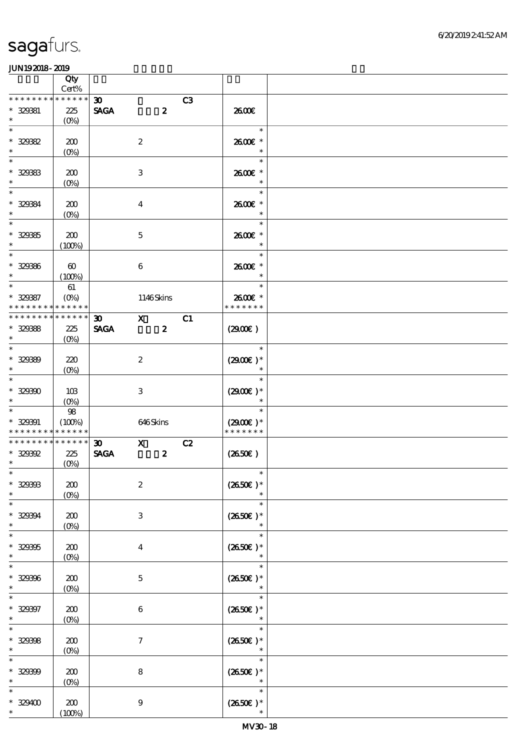| | Qty Cert% | | | |
|---|---|---|---|---|
| * * * * * * * * * * * * * * | 30 C3 | | | |
| * 329381 * | 225 (0%) | SAGA 2 | 26.00€ | |
| * * 329382 * | 200 (0%) | 2 | * 26.00€ * * | |
| * * 329383 * | 200 (0%) | 3 | * 26.00€ * * | |
| * * 329384 * | 200 (0%) | 4 | * 26.00€ * * | |
| * * 329385 * | 200 (100%) | 5 | * 26.00€ * * | |
| * * 329386 * | 60 (100%) | 6 | * 26.00€ * * | |
| * * 329387 * * * * * * * * * * * * * | 61 (0%) | 1146 Skins | * 26.00€ * * * * * * * * | |
| * * * * * * * * * * * * * * | 30 X C1 | | | |
| * 329388 * | 225 (0%) | SAGA 2 | (29.00€) | |
| * * 329389 * | 220 (0%) | 2 | * (29.00€) * * | |
| * * 329390 * | 103 (0%) | 3 | * (29.00€) * * | |
| * * 329391 * * * * * * * * * * * * * | 98 (100%) | 646 Skins | * (29.00€) * * * * * * * * | |
| * * * * * * * * * * * * * * | 30 X C2 | | | |
| * 329392 * | 225 (0%) | SAGA 2 | (26.50€) | |
| * * 329393 * | 200 (0%) | 2 | * (26.50€) * * | |
| * * 329394 * | 200 (0%) | 3 | * (26.50€) * * | |
| * * 329395 * | 200 (0%) | 4 | * (26.50€) * * | |
| * * 329396 * | 200 (0%) | 5 | * (26.50€) * * | |
| * * 329397 * | 200 (0%) | 6 | * (26.50€) * * | |
| * * 329398 * | 200 (0%) | 7 | * (26.50€) * * | |
| * * 329399 * | 200 (0%) | 8 | * (26.50€) * * | |
| * * 329400 * | 200 (100%) | 9 | * (26.50€) * * | |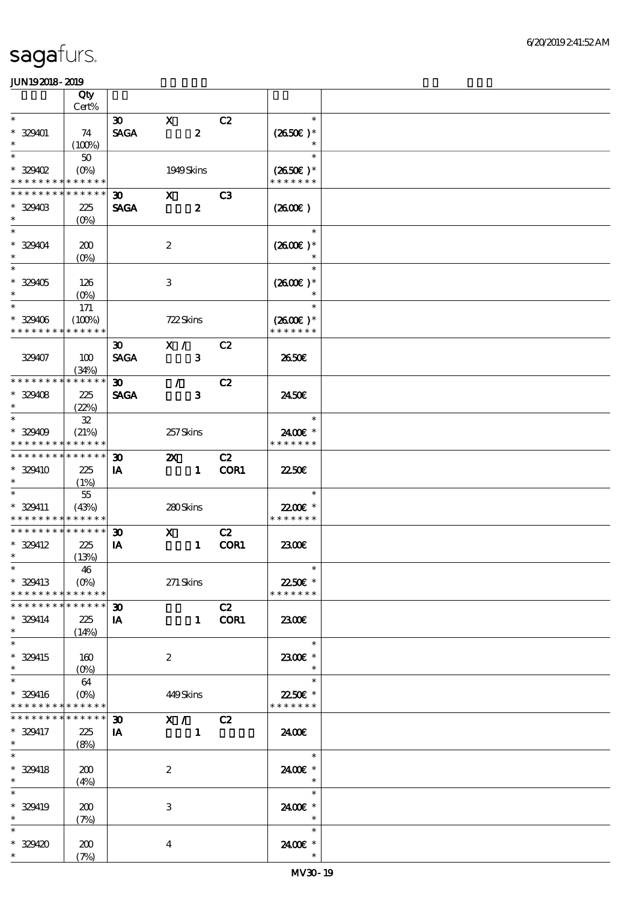sagafurs.

JUN19 2018 - 2019

| | Qty Cert% | | | | | | |
|---|---|---|---|---|---|---|---|
| * | | 30 | X | | C2 | * | |
| * 329401 | 74 | SAGA | | 2 | | (26.50€) * | |
| * | (100%) | | | | | * | |
| * | 50 | | | | | * | |
| * 329402 | (0%) | | 1949 Skins | | | (26.50€) * | |
| * * * * * * * * * * * * * * | | | | | | * * * * * * * | |
| * * * * * * * * * * * * * * | | 30 | X | | C3 | | |
| * 329403 | 225 | SAGA | | 2 | | (26.00€) | |
| * | (0%) | | | | | | |
| * | | | | | | * | |
| * 329404 | 200 | | 2 | | | (26.00€) * | |
| * | (0%) | | | | | * | |
| * | | | | | | * | |
| * 329405 | 126 | | 3 | | | (26.00€) * | |
| * | (0%) | | | | | * | |
| * | 171 | | | | | * | |
| * 329406 | (100%) | | 722 Skins | | | (26.00€) * | |
| * * * * * * * * * * * * * * | | | | | | * * * * * * * | |
| | | 30 | X / | | C2 | | |
| 329407 | 100 | SAGA | | 3 | | 26.50€ | |
| | (34%) | | | | | | |
| * * * * * * * * * * * * * * | | 30 | / | | C2 | | |
| * 329408 | 225 | SAGA | | 3 | | 24.50€ | |
| * | (22%) | | | | | | |
| * | 32 | | | | | * | |
| * 329409 | (21%) | | 257 Skins | | | 24.00€ * | |
| * * * * * * * * * * * * * * | | | | | | * * * * * * * | |
| * * * * * * * * * * * * * * | | 30 | 2X | | C2 | | |
| * 329410 | 225 | IA | | 1 | COR1 | 22.50€ | |
| * | (1%) | | | | | | |
| * | 55 | | | | | * | |
| * 329411 | (43%) | | 280 Skins | | | 22.00€ * | |
| * * * * * * * * * * * * * * | | | | | | * * * * * * * | |
| * * * * * * * * * * * * * * | | 30 | X | | C2 | | |
| * 329412 | 225 | IA | | 1 | COR1 | 23.00€ | |
| * | (13%) | | | | | | |
| * | 46 | | | | | * | |
| * 329413 | (0%) | | 271 Skins | | | 22.50€ * | |
| * * * * * * * * * * * * * * | | | | | | * * * * * * * | |
| * * * * * * * * * * * * * * | | 30 | | | C2 | | |
| * 329414 | 225 | IA | | 1 | COR1 | 23.00€ | |
| * | (14%) | | | | | | |
| * | | | | | | * | |
| * 329415 | 160 | | 2 | | | 23.00€ * | |
| * | (0%) | | | | | * | |
| * | 64 | | | | | * | |
| * 329416 | (0%) | | 449 Skins | | | 22.50€ * | |
| * * * * * * * * * * * * * * | | | | | | * * * * * * * | |
| * * * * * * * * * * * * * * | | 30 | X / | | C2 | | |
| * 329417 | 225 | IA | | 1 | | 24.00€ | |
| * | (8%) | | | | | | |
| * | | | | | | * | |
| * 329418 | 200 | | 2 | | | 24.00€ * | |
| * | (4%) | | | | | * | |
| * | | | | | | * | |
| * 329419 | 200 | | 3 | | | 24.00€ * | |
| * | (7%) | | | | | * | |
| * | | | | | | * | |
| * 329420 | 200 | | 4 | | | 24.00€ * | |
| * | (7%) | | | | | * | |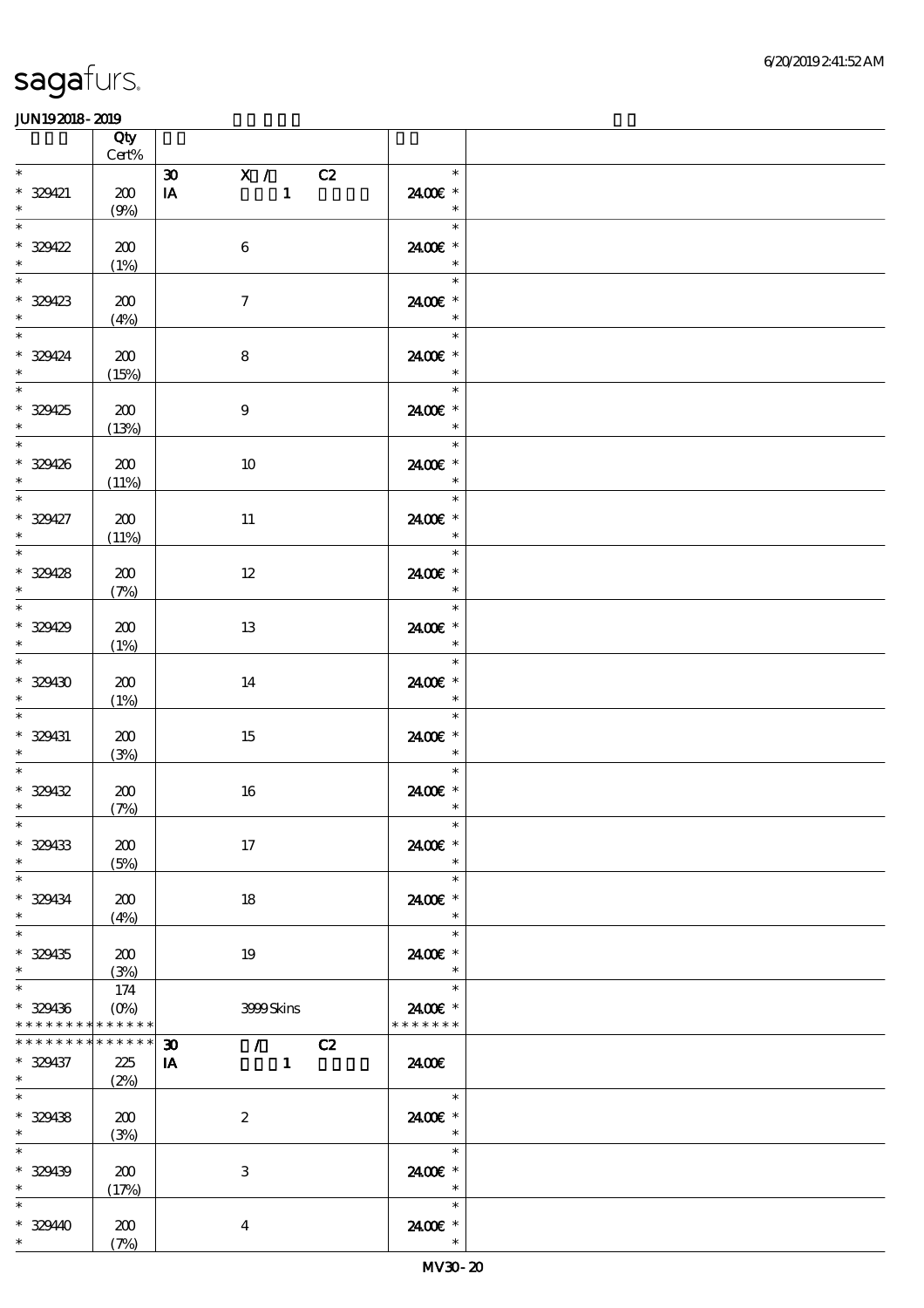sagafurs.

JUN19 2018 - 2019

| | Qty Cert% | | |
|---|---|---|---|
| * 329421 * | 200 (9%) | 30 X / C2 IA 1 | * 24.00€ * * |
| * 329422 * | 200 (1%) | 6 | * 24.00€ * * |
| * 329423 * | 200 (4%) | 7 | * 24.00€ * * |
| * 329424 * | 200 (15%) | 8 | * 24.00€ * * |
| * 329425 * | 200 (13%) | 9 | * 24.00€ * * |
| * 329426 * | 200 (11%) | 10 | * 24.00€ * * |
| * 329427 * | 200 (11%) | 11 | * 24.00€ * * |
| * 329428 * | 200 (7%) | 12 | * 24.00€ * * |
| * 329429 * | 200 (1%) | 13 | * 24.00€ * * |
| * 329430 * | 200 (1%) | 14 | * 24.00€ * * |
| * 329431 * | 200 (3%) | 15 | * 24.00€ * * |
| * 329432 * | 200 (7%) | 16 | * 24.00€ * * |
| * 329433 * | 200 (5%) | 17 | * 24.00€ * * |
| * 329434 * | 200 (4%) | 18 | * 24.00€ * * |
| * 329435 * | 200 (3%) | 19 | * 24.00€ * * |
| * 329436 * * * * * * * * * * * * * | 174 (0%) | 3999 Skins | * 24.00€ * * * * * * * * |
| * * * * * * * * * * * * * * 329437 * | 225 (2%) | 30 / C2 IA 1 | 24.00€ |
| * 329438 * | 200 (3%) | 2 | * 24.00€ * * |
| * 329439 * | 200 (17%) | 3 | * 24.00€ * * |
| * 329440 * | 200 (7%) | 4 | * 24.00€ * * |

MV30 - 20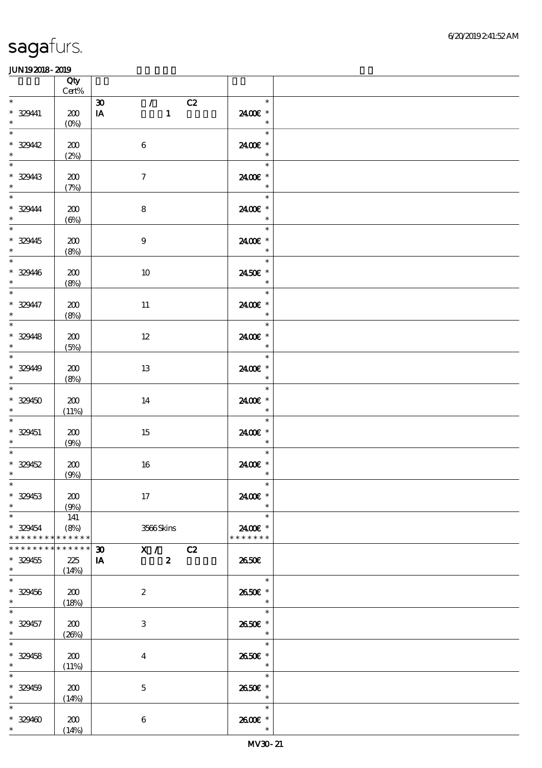sagafurs.

JUN19 2018 - 2019

| | Qty Cert% | | |
|---|---|---|---|
| * 329441 * | 200 (0%) | 30 / C2 IA 1 | * 24.00€ * * |
| * 329442 * | 200 (2%) | 6 | * 24.00€ * * |
| * 329443 * | 200 (7%) | 7 | * 24.00€ * * |
| * 329444 * | 200 (6%) | 8 | * 24.00€ * * |
| * 329445 * | 200 (8%) | 9 | * 24.00€ * * |
| * 329446 * | 200 (8%) | 10 | * 24.50€ * * |
| * 329447 * | 200 (8%) | 11 | * 24.00€ * * |
| * 329448 * | 200 (5%) | 12 | * 24.00€ * * |
| * 329449 * | 200 (8%) | 13 | * 24.00€ * * |
| * 329450 * | 200 (11%) | 14 | * 24.00€ * * |
| * 329451 * | 200 (9%) | 15 | * 24.00€ * * |
| * 329452 * | 200 (9%) | 16 | * 24.00€ * * |
| * 329453 * | 200 (9%) | 17 | * 24.00€ * * |
| * 329454 * * * * * * * * * * * * * | 141 (8%) | 3566 Skins | * 24.00€ * * * * * * * * |
| * * * * * * * * * * * * * * 329455 * | 225 (14%) | 30 X / C2 IA 2 | 26.50€ |
| * 329456 * | 200 (18%) | 2 | * 26.50€ * * |
| * 329457 * | 200 (26%) | 3 | * 26.50€ * * |
| * 329458 * | 200 (11%) | 4 | * 26.50€ * * |
| * 329459 * | 200 (14%) | 5 | * 26.50€ * * |
| * 329460 * | 200 (14%) | 6 | * 26.00€ * * |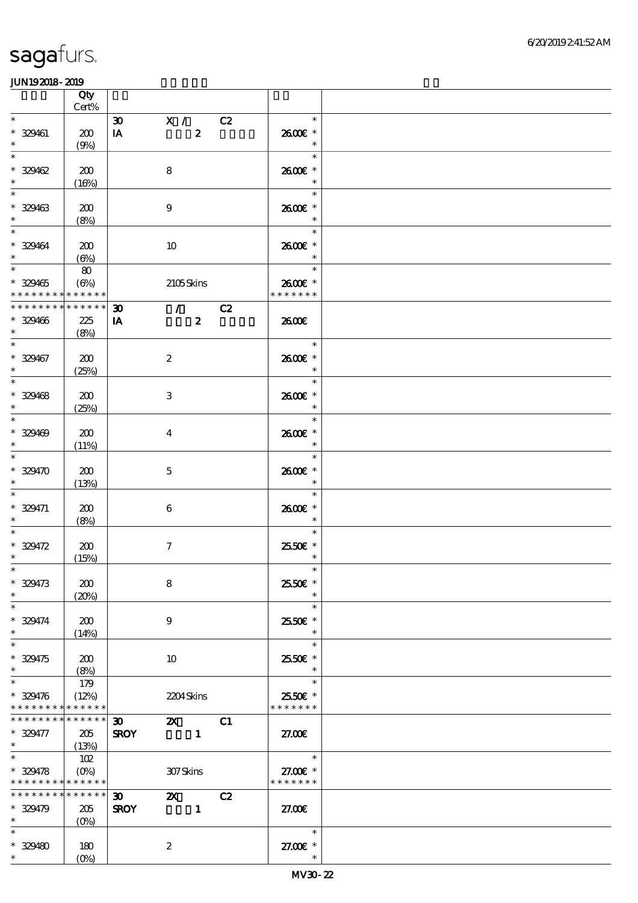sagafurs.

JUN19 2018 - 2019

| | Qty Cert% | | | | |
|---|---|---|---|---|---|
| * | | 30 | X / C2 | * | |
| * 329461 | 200 | IA | 2 | 26.00€ * | |
| * | (9%) | | | * | |
| * | | | | * | |
| * 329462 | 200 | | 8 | 26.00€ * | |
| * | (16%) | | | * | |
| * | | | | * | |
| * 329463 | 200 | | 9 | 26.00€ * | |
| * | (8%) | | | * | |
| * | | | | * | |
| * 329464 | 200 | | 10 | 26.00€ * | |
| * | (6%) | | | * | |
| * | 80 | | | * | |
| * 329465 | (6%) | | 2105 Skins | 26.00€ * | |
| * * * * * * * * * * * * * * | | | | * * * * * * * | |
| * * * * * * * * * * * * * * | | 30 | / C2 | | |
| * 329466 | 225 | IA | 2 | 26.00€ | |
| * | (8%) | | | | |
| * | | | | * | |
| * 329467 | 200 | | 2 | 26.00€ * | |
| * | (25%) | | | * | |
| * | | | | * | |
| * 329468 | 200 | | 3 | 26.00€ * | |
| * | (25%) | | | * | |
| * | | | | * | |
| * 329469 | 200 | | 4 | 26.00€ * | |
| * | (11%) | | | * | |
| * | | | | * | |
| * 329470 | 200 | | 5 | 26.00€ * | |
| * | (13%) | | | * | |
| * | | | | * | |
| * 329471 | 200 | | 6 | 26.00€ * | |
| * | (8%) | | | * | |
| * | | | | * | |
| * 329472 | 200 | | 7 | 25.50€ * | |
| * | (15%) | | | * | |
| * | | | | * | |
| * 329473 | 200 | | 8 | 25.50€ * | |
| * | (20%) | | | * | |
| * | | | | * | |
| * 329474 | 200 | | 9 | 25.50€ * | |
| * | (14%) | | | * | |
| * | | | | * | |
| * 329475 | 200 | | 10 | 25.50€ * | |
| * | (8%) | | | * | |
| * | 179 | | | * | |
| * 329476 | (12%) | | 2204 Skins | 25.50€ * | |
| * * * * * * * * * * * * * * | | | | * * * * * * * | |
| * * * * * * * * * * * * * * | | 30 | 2X C1 | | |
| * 329477 | 205 | SROY | 1 | 27.00€ | |
| * | (13%) | | | | |
| * | 102 | | | * | |
| * 329478 | (0%) | | 307 Skins | 27.00€ * | |
| * * * * * * * * * * * * * * | | | | * * * * * * * | |
| * * * * * * * * * * * * * * | | 30 | 2X C2 | | |
| * 329479 | 205 | SROY | 1 | 27.00€ | |
| * | (0%) | | | | |
| * | | | | * | |
| * 329480 | 180 | | 2 | 27.00€ * | |
| * | (0%) | | | * | |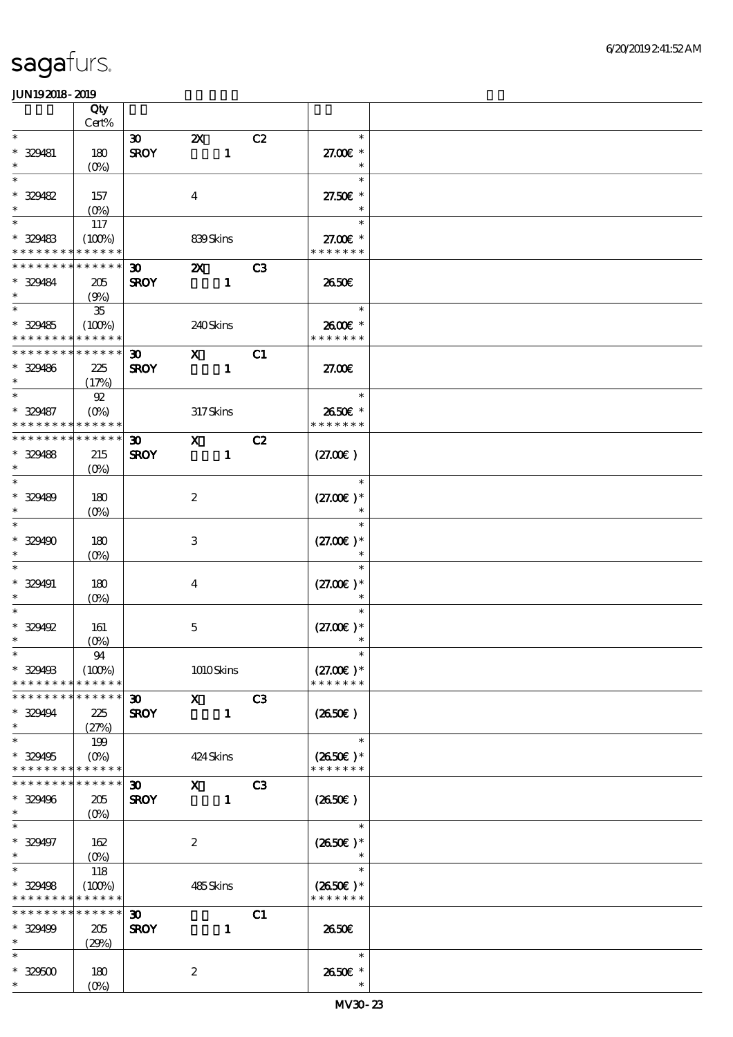sagafurs.

JUN192018-2019

| | Qty Cert% | | | | | |
|---|---|---|---|---|---|---|
| * | | 30 | 2X | C2 | * | |
| * 329481 | 180 | SROY | 1 | | 27.00€ * | |
| * | (0%) | | | | * | |
| * | | | | | * | |
| * 329482 | 157 | | 4 | | 27.50€ * | |
| * | (0%) | | | | * | |
| * | 117 | | | | * | |
| * 329483 | (100%) | | 839 Skins | | 27.00€ * | |
| * * * * * * * * * * * * * * | | | | | * * * * * * * | |
| * * * * * * * * * * * * * * | | 30 | 2X | C3 | | |
| * 329484 | 205 | SROY | 1 | | 26.50€ | |
| * | (9%) | | | | | |
| * | 35 | | | | * | |
| * 329485 | (100%) | | 240 Skins | | 26.00€ * | |
| * * * * * * * * * * * * * * | | | | | * * * * * * * | |
| * * * * * * * * * * * * * * | | 30 | X | C1 | | |
| * 329486 | 225 | SROY | 1 | | 27.00€ | |
| * | (17%) | | | | | |
| * | 92 | | | | * | |
| * 329487 | (0%) | | 317 Skins | | 26.50€ * | |
| * * * * * * * * * * * * * * | | | | | * * * * * * * | |
| * * * * * * * * * * * * * * | | 30 | X | C2 | | |
| * 329488 | 215 | SROY | 1 | | (27.00€) | |
| * | (0%) | | | | | |
| * | | | | | * | |
| * 329489 | 180 | | 2 | | (27.00€)* | |
| * | (0%) | | | | * | |
| * | | | | | * | |
| * 329490 | 180 | | 3 | | (27.00€)* | |
| * | (0%) | | | | * | |
| * | | | | | * | |
| * 329491 | 180 | | 4 | | (27.00€)* | |
| * | (0%) | | | | * | |
| * | | | | | * | |
| * 329492 | 161 | | 5 | | (27.00€)* | |
| * | (0%) | | | | * | |
| * | 94 | | | | * | |
| * 329493 | (100%) | | 1010 Skins | | (27.00€)* | |
| * * * * * * * * * * * * * * | | | | | * * * * * * * | |
| * * * * * * * * * * * * * * | | 30 | X | C3 | | |
| * 329494 | 225 | SROY | 1 | | (26.50€) | |
| * | (27%) | | | | | |
| * | 199 | | | | * | |
| * 329495 | (0%) | | 424 Skins | | (26.50€)* | |
| * * * * * * * * * * * * * * | | | | | * * * * * * * | |
| * * * * * * * * * * * * * * | | 30 | X | C3 | | |
| * 329496 | 205 | SROY | 1 | | (26.50€) | |
| * | (0%) | | | | | |
| * | | | | | * | |
| * 329497 | 162 | | 2 | | (26.50€)* | |
| * | (0%) | | | | * | |
| * | 118 | | | | * | |
| * 329498 | (100%) | | 485 Skins | | (26.50€)* | |
| * * * * * * * * * * * * * * | | | | | * * * * * * * | |
| * * * * * * * * * * * * * * | | 30 | | C1 | | |
| * 329499 | 205 | SROY | 1 | | 26.50€ | |
| * | (29%) | | | | | |
| * | | | | | * | |
| * 329500 | 180 | | 2 | | 26.50€ * | |
| * | (0%) | | | | * | |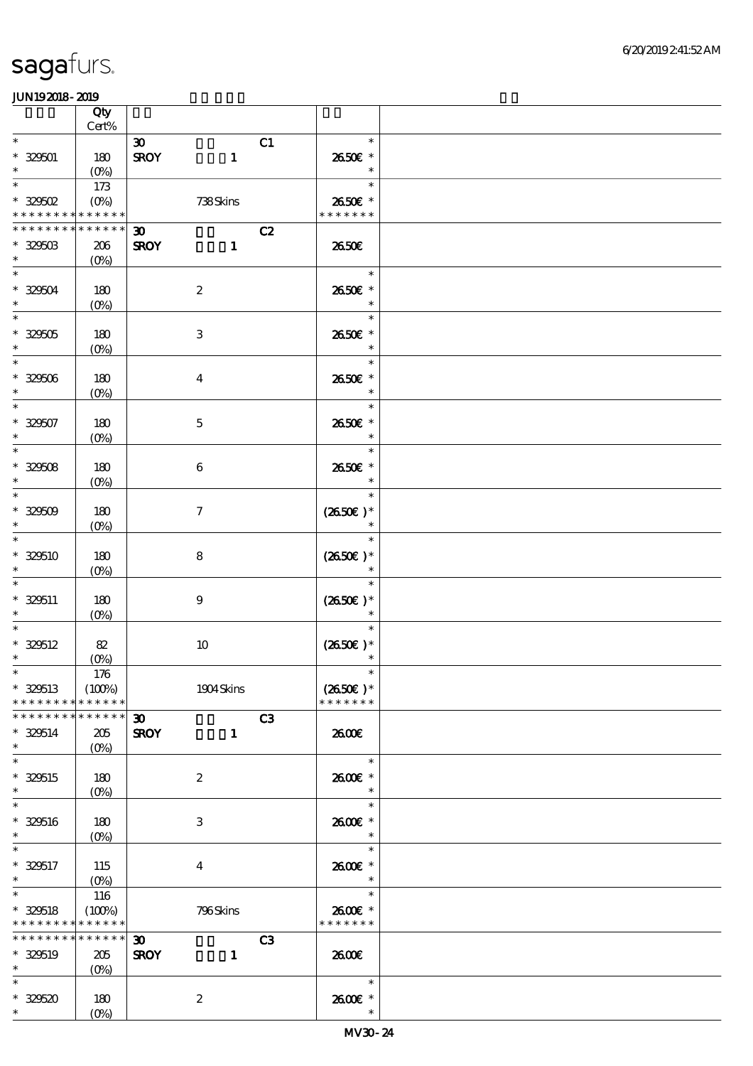| | Qty Cert% | | |
|---|---|---|---|
| * | | 30 C1 | * |
| * 329501 | 180 | SROY 1 | 26.50€ * |
| * | (0%) | | * |
| * | 173 | | * |
| * 329502 | (0%) | 738 Skins | 26.50€ * |
| * * * * * * * * * * * * * * | | | * * * * * * * |
| * * * * * * * * * * * * * * | | 30 C2 | |
| * 329503 | 206 | SROY 1 | 26.50€ |
| * | (0%) | | |
| * | | | * |
| * 329504 | 180 | 2 | 26.50€ * |
| * | (0%) | | * |
| * | | | * |
| * 329505 | 180 | 3 | 26.50€ * |
| * | (0%) | | * |
| * | | | * |
| * 329506 | 180 | 4 | 26.50€ * |
| * | (0%) | | * |
| * | | | * |
| * 329507 | 180 | 5 | 26.50€ * |
| * | (0%) | | * |
| * | | | * |
| * 329508 | 180 | 6 | 26.50€ * |
| * | (0%) | | * |
| * | | | * |
| * 329509 | 180 | 7 | (26.50€) * |
| * | (0%) | | * |
| * | | | * |
| * 329510 | 180 | 8 | (26.50€) * |
| * | (0%) | | * |
| * | | | * |
| * 329511 | 180 | 9 | (26.50€) * |
| * | (0%) | | * |
| * | | | * |
| * 329512 | 82 | 10 | (26.50€) * |
| * | (0%) | | * |
| * | 176 | | * |
| * 329513 | (100%) | 1904 Skins | (26.50€) * |
| * * * * * * * * * * * * * * | | | * * * * * * * |
| * * * * * * * * * * * * * * | | 30 C3 | |
| * 329514 | 205 | SROY 1 | 26.00€ |
| * | (0%) | | |
| * | | | * |
| * 329515 | 180 | 2 | 26.00€ * |
| * | (0%) | | * |
| * | | | * |
| * 329516 | 180 | 3 | 26.00€ * |
| * | (0%) | | * |
| * | | | * |
| * 329517 | 115 | 4 | 26.00€ * |
| * | (0%) | | * |
| * | 116 | | * |
| * 329518 | (100%) | 796 Skins | 26.00€ * |
| * * * * * * * * * * * * * * | | | * * * * * * * |
| * * * * * * * * * * * * * * | | 30 C3 | |
| * 329519 | 205 | SROY 1 | 26.00€ |
| * | (0%) | | |
| * | | | * |
| * 329520 | 180 | 2 | 26.00€ * |
| * | (0%) | | * |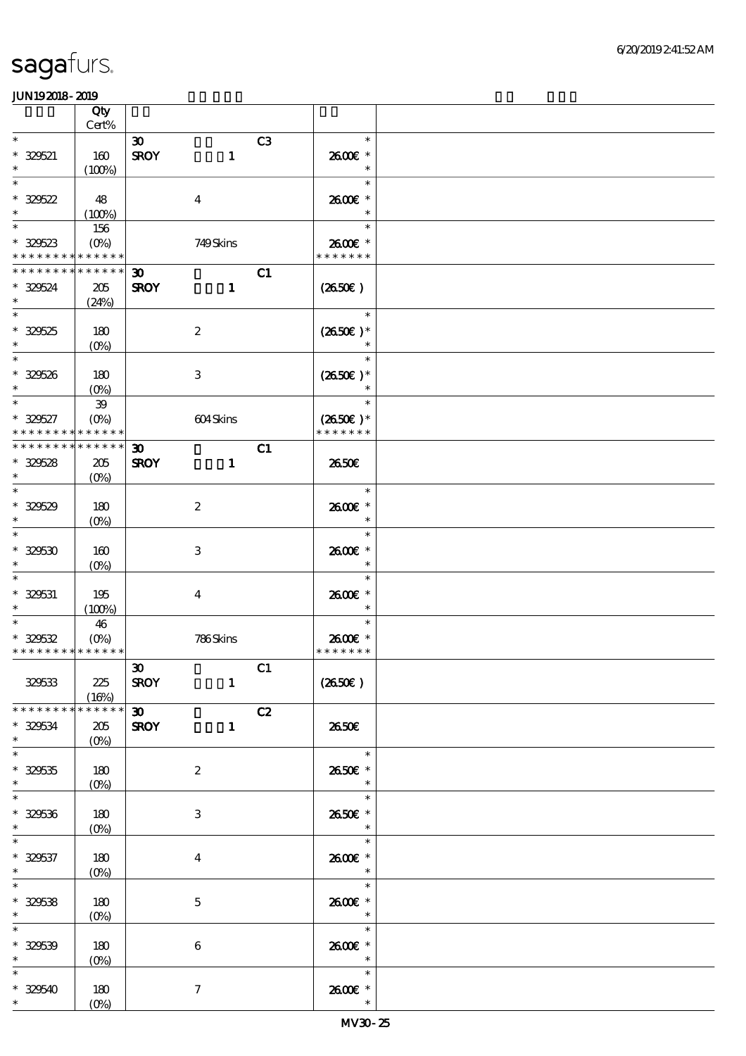# sagafurs.

JUN19 2018 - 2019

| | Qty Cert% | | | |
|---|---|---|---|---|
| * <br> * 329521 <br> * | 160 <br> (100%) | 30 <br> SROY 1 | C3 | * <br> 26.00€ * <br> * |
| * <br> * 329522 <br> * | 48 <br> (100%) | 4 | | * <br> 26.00€ * <br> * |
| * <br> * 329523 <br> * * * * * * * * * * * * * * | 156 <br> (0%) | 749 Skins | | * <br> 26.00€ * <br> * * * * * * * |
| * * * * * * * * * * * * * * <br> * 329524 <br> * | 205 <br> (24%) | 30 <br> SROY 1 | C1 | (26.50€) |
| * <br> * 329525 <br> * | 180 <br> (0%) | 2 | | * <br> (26.50€) * <br> * |
| * <br> * 329526 <br> * | 180 <br> (0%) | 3 | | * <br> (26.50€) * <br> * |
| * <br> * 329527 <br> * * * * * * * * * * * * * * | 39 <br> (0%) | 604 Skins | | * <br> (26.50€) * <br> * * * * * * * |
| * * * * * * * * * * * * * * <br> * 329528 <br> * | 205 <br> (0%) | 30 <br> SROY 1 | C1 | 26.50€ |
| * <br> * 329529 <br> * | 180 <br> (0%) | 2 | | * <br> 26.00€ * <br> * |
| * <br> * 329530 <br> * | 160 <br> (0%) | 3 | | * <br> 26.00€ * <br> * |
| * <br> * 329531 <br> * | 195 <br> (100%) | 4 | | * <br> 26.00€ * <br> * |
| * <br> * 329532 <br> * * * * * * * * * * * * * * | 46 <br> (0%) | 786 Skins | | * <br> 26.00€ * <br> * * * * * * * |
| 329533 | 225 <br> (16%) | 30 <br> SROY 1 | C1 | (26.50€) |
| * * * * * * * * * * * * * * <br> * 329534 <br> * | 205 <br> (0%) | 30 <br> SROY 1 | C2 | 26.50€ |
| * <br> * 329535 <br> * | 180 <br> (0%) | 2 | | * <br> 26.50€ * <br> * |
| * <br> * 329536 <br> * | 180 <br> (0%) | 3 | | * <br> 26.50€ * <br> * |
| * <br> * 329537 <br> * | 180 <br> (0%) | 4 | | * <br> 26.00€ * <br> * |
| * <br> * 329538 <br> * | 180 <br> (0%) | 5 | | * <br> 26.00€ * <br> * |
| * <br> * 329539 <br> * | 180 <br> (0%) | 6 | | * <br> 26.00€ * <br> * |
| * <br> * 329540 <br> * | 180 <br> (0%) | 7 | | * <br> 26.00€ * <br> * |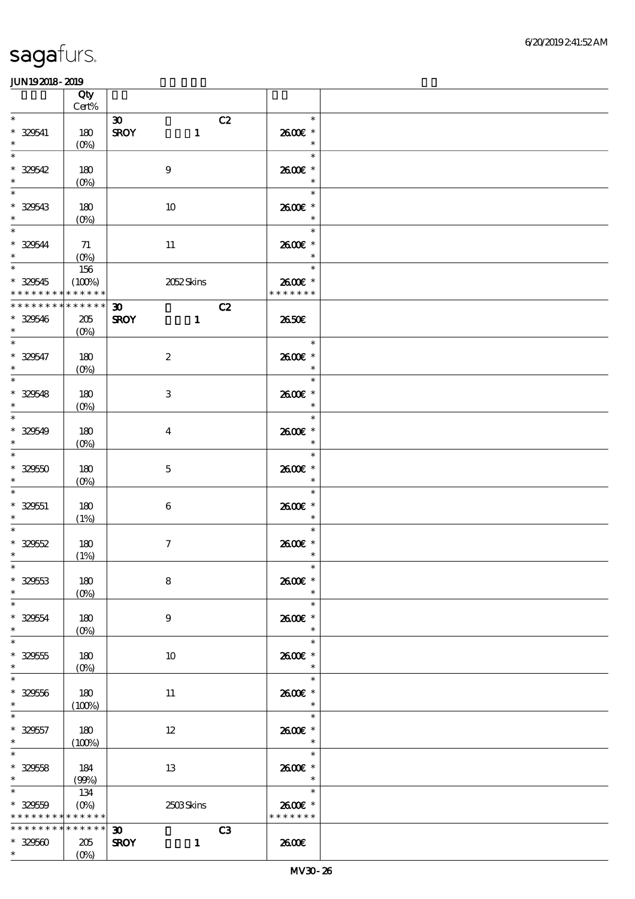| | Qty Cert% | | | |
|---|---|---|---|---|
| * | | 30 C2 | * | |
| * 329541 | 180 | SROY 1 | 26.00€ * | |
| * | (0%) | | * | |
| * | | | * | |
| * 329542 | 180 | 9 | 26.00€ * | |
| * | (0%) | | * | |
| * | | | * | |
| * 329543 | 180 | 10 | 26.00€ * | |
| * | (0%) | | * | |
| * | | | * | |
| * 329544 | 71 | 11 | 26.00€ * | |
| * | (0%) | | * | |
| * | 156 | | * | |
| * 329545 | (100%) | 2052 Skins | 26.00€ * | |
| * * * * * * * * * * * * * | | | * * * * * * * | |
| * * * * * * * * * * * * * | | 30 C2 | | |
| * 329546 | 205 | SROY 1 | 26.50€ | |
| * | (0%) | | | |
| * | | | * | |
| * 329547 | 180 | 2 | 26.00€ * | |
| * | (0%) | | * | |
| * | | | * | |
| * 329548 | 180 | 3 | 26.00€ * | |
| * | (0%) | | * | |
| * | | | * | |
| * 329549 | 180 | 4 | 26.00€ * | |
| * | (0%) | | * | |
| * | | | * | |
| * 329550 | 180 | 5 | 26.00€ * | |
| * | (0%) | | * | |
| * | | | * | |
| * 329551 | 180 | 6 | 26.00€ * | |
| * | (1%) | | * | |
| * | | | * | |
| * 329552 | 180 | 7 | 26.00€ * | |
| * | (1%) | | * | |
| * | | | * | |
| * 329553 | 180 | 8 | 26.00€ * | |
| * | (0%) | | * | |
| * | | | * | |
| * 329554 | 180 | 9 | 26.00€ * | |
| * | (0%) | | * | |
| * | | | * | |
| * 329555 | 180 | 10 | 26.00€ * | |
| * | (0%) | | * | |
| * | | | * | |
| * 329556 | 180 | 11 | 26.00€ * | |
| * | (100%) | | * | |
| * | | | * | |
| * 329557 | 180 | 12 | 26.00€ * | |
| * | (100%) | | * | |
| * | | | * | |
| * 329558 | 184 | 13 | 26.00€ * | |
| * | (99%) | | * | |
| * | 134 | | * | |
| * 329559 | (0%) | 2503 Skins | 26.00€ * | |
| * * * * * * * * * * * * * | | | * * * * * * * | |
| * * * * * * * * * * * * * | | 30 C3 | | |
| * 329560 | 205 | SROY 1 | 26.00€ | |
| * | (0%) | | | |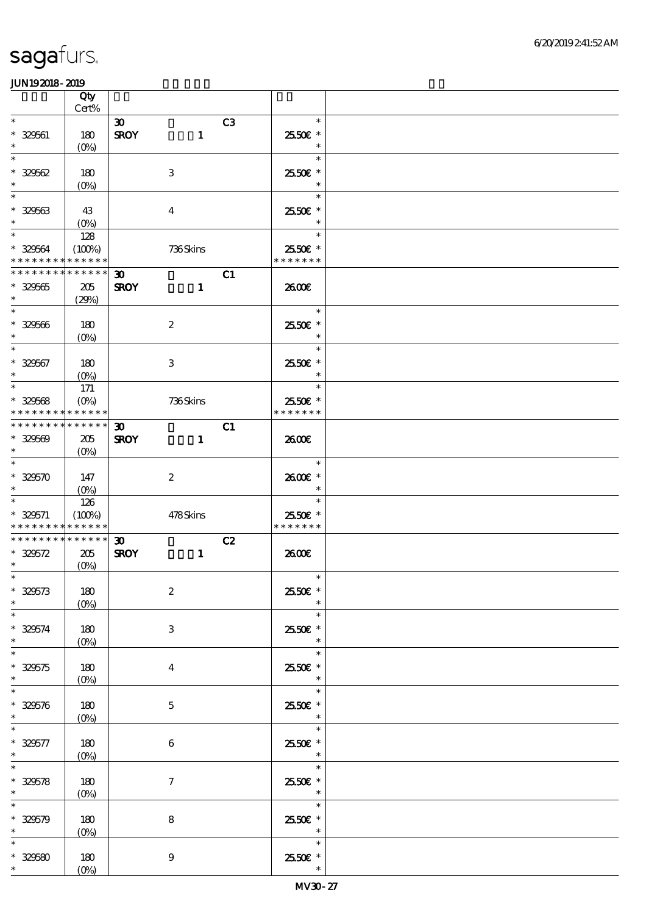| | Qty Cert% | | | |
|---|---|---|---|---|
| * | | 30 C3 | * | |
| * 329561 | 180 | SROY 1 | 25.50€ * | |
| * | (0%) | | * | |
| * | | | * | |
| * 329562 | 180 | 3 | 25.50€ * | |
| * | (0%) | | * | |
| * | | | * | |
| * 329563 | 43 | 4 | 25.50€ * | |
| * | (0%) | | * | |
| * | 128 | | * | |
| * 329564 | (100%) | 736 Skins | 25.50€ * | |
| * * * * * * * * * * * * * * | | | * * * * * * * | |
| * * * * * * * * * * * * * * | | 30 C1 | | |
| * 329565 | 205 | SROY 1 | 26.00€ | |
| * | (29%) | | | |
| * | | | * | |
| * 329566 | 180 | 2 | 25.50€ * | |
| * | (0%) | | * | |
| * | | | * | |
| * 329567 | 180 | 3 | 25.50€ * | |
| * | (0%) | | * | |
| * | 171 | | * | |
| * 329568 | (0%) | 736 Skins | 25.50€ * | |
| * * * * * * * * * * * * * * | | | * * * * * * * | |
| * * * * * * * * * * * * * * | | 30 C1 | | |
| * 329569 | 205 | SROY 1 | 26.00€ | |
| * | (0%) | | | |
| * | | | * | |
| * 329570 | 147 | 2 | 26.00€ * | |
| * | (0%) | | * | |
| * | 126 | | * | |
| * 329571 | (100%) | 478 Skins | 25.50€ * | |
| * * * * * * * * * * * * * * | | | * * * * * * * | |
| * * * * * * * * * * * * * * | | 30 C2 | | |
| * 329572 | 205 | SROY 1 | 26.00€ | |
| * | (0%) | | | |
| * | | | * | |
| * 329573 | 180 | 2 | 25.50€ * | |
| * | (0%) | | * | |
| * | | | * | |
| * 329574 | 180 | 3 | 25.50€ * | |
| * | (0%) | | * | |
| * | | | * | |
| * 329575 | 180 | 4 | 25.50€ * | |
| * | (0%) | | * | |
| * | | | * | |
| * 329576 | 180 | 5 | 25.50€ * | |
| * | (0%) | | * | |
| * | | | * | |
| * 329577 | 180 | 6 | 25.50€ * | |
| * | (0%) | | * | |
| * | | | * | |
| * 329578 | 180 | 7 | 25.50€ * | |
| * | (0%) | | * | |
| * | | | * | |
| * 329579 | 180 | 8 | 25.50€ * | |
| * | (0%) | | * | |
| * | | | * | |
| * 329580 | 180 | 9 | 25.50€ * | |
| * | (0%) | | * | |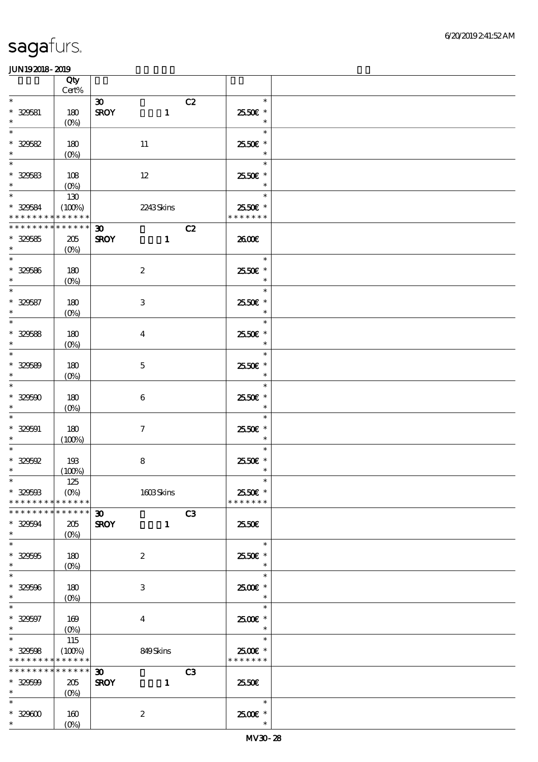| | Qty<br>Cert% | | | |
|---|---|---|---|---|
| * 329581 * | 180<br>(0%) | 30 C2<br>SROY 1 | 25.50€ | |
| * 329582 * | 180<br>(0%) | 11 | 25.50€ | |
| * 329583 * | 108<br>(0%) | 12 | 25.50€ | |
| * 329584 ************* | 130<br>(100%) | 2243 Skins | 25.50€ | |
| ************* 329585 * | 205<br>(0%) | 30 C2<br>SROY 1 | 26.00€ | |
| * 329586 * | 180<br>(0%) | 2 | 25.50€ | |
| * 329587 * | 180<br>(0%) | 3 | 25.50€ | |
| * 329588 * | 180<br>(0%) | 4 | 25.50€ | |
| * 329589 * | 180<br>(0%) | 5 | 25.50€ | |
| * 329590 * | 180<br>(0%) | 6 | 25.50€ | |
| * 329591 * | 180<br>(100%) | 7 | 25.50€ | |
| * 329592 * | 193<br>(100%) | 8 | 25.50€ | |
| * 329593 ************* | 125<br>(0%) | 1603 Skins | 25.50€ | |
| ************* 329594 * | 205<br>(0%) | 30 C3<br>SROY 1 | 25.50€ | |
| * 329595 * | 180<br>(0%) | 2 | 25.50€ | |
| * 329596 * | 180<br>(0%) | 3 | 25.00€ | |
| * 329597 * | 169<br>(0%) | 4 | 25.00€ | |
| * 329598 ************* | 115<br>(100%) | 849 Skins | 25.00€ | |
| ************* 329599 * | 205<br>(0%) | 30 C3<br>SROY 1 | 25.50€ | |
| * 329600 * | 160<br>(0%) | 2 | 25.00€ | |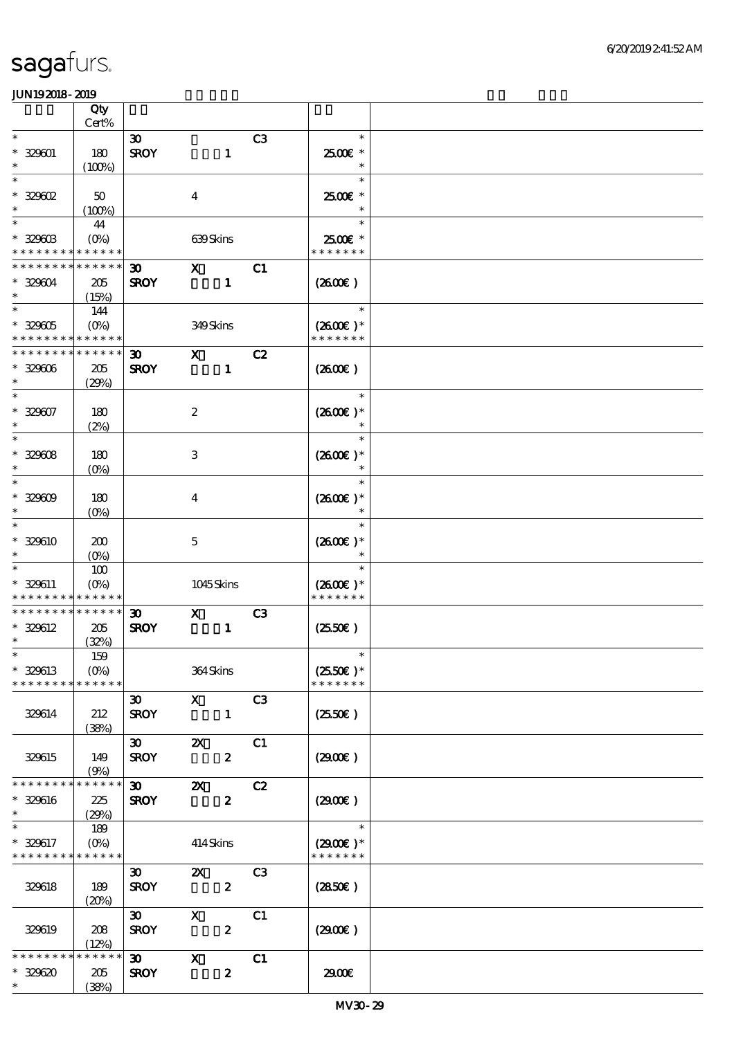| | Qty<br>Cert% | | | | | |
|---|---|---|---|---|---|---|
| *<br>* 329601<br>* | 180<br>(100%) | 30<br>SROY | 1 | C3 | *<br>25.00€ *<br>* | |
| *<br>* 329602<br>* | 50<br>(100%) | | 4 | | *<br>25.00€ *<br>* | |
| *<br>* 329603<br>* * * * * * * * * * * * * * | 44<br>(0%) | | 639 Skins | | *<br>25.00€ *<br>* * * * * * * | |
| * * * * * * * * * * * * * *<br>* 329604<br>* | 205<br>(15%) | 30<br>SROY | X<br>1 | C1 | (26.00€) | |
| *<br>* 329605<br>* * * * * * * * * * * * * * | 144<br>(0%) | | 349 Skins | | *<br>(26.00€) *<br>* * * * * * * | |
| * * * * * * * * * * * * * *<br>* 329606<br>* | 205<br>(29%) | 30<br>SROY | X<br>1 | C2 | (26.00€) | |
| *<br>* 329607<br>* | 180<br>(2%) | | 2 | | *<br>(26.00€) *<br>* | |
| *<br>* 329608<br>* | 180<br>(0%) | | 3 | | *<br>(26.00€) *<br>* | |
| *<br>* 329609<br>* | 180<br>(0%) | | 4 | | *<br>(26.00€) *<br>* | |
| *<br>* 329610<br>* | 200<br>(0%) | | 5 | | *<br>(26.00€) *<br>* | |
| *<br>* 329611<br>* * * * * * * * * * * * * * | 100<br>(0%) | | 1045 Skins | | *<br>(26.00€) *<br>* * * * * * * | |
| * * * * * * * * * * * * * *<br>* 329612<br>* | 205<br>(32%) | 30<br>SROY | X<br>1 | C3 | (25.50€) | |
| *<br>* 329613<br>* * * * * * * * * * * * * * | 159<br>(0%) | | 364 Skins | | *<br>(25.50€) *<br>* * * * * * * | |
| 329614 | 212<br>(38%) | 30<br>SROY | X<br>1 | C3 | (25.50€) | |
| 329615 | 149<br>(9%) | 30<br>SROY | 2X<br>2 | C1 | (29.00€) | |
| * * * * * * * * * * * * * *<br>* 329616<br>* | 225<br>(29%) | 30<br>SROY | 2X<br>2 | C2 | (29.00€) | |
| *<br>* 329617<br>* * * * * * * * * * * * * * | 189<br>(0%) | | 414 Skins | | *<br>(29.00€) *<br>* * * * * * * | |
| 329618 | 189<br>(20%) | 30<br>SROY | 2X<br>2 | C3 | (28.50€) | |
| 329619 | 208<br>(12%) | 30<br>SROY | X<br>2 | C1 | (29.00€) | |
| * * * * * * * * * * * * * *<br>* 329620<br>* | 205<br>(38%) | 30<br>SROY | X<br>2 | C1 | 29.00€ | |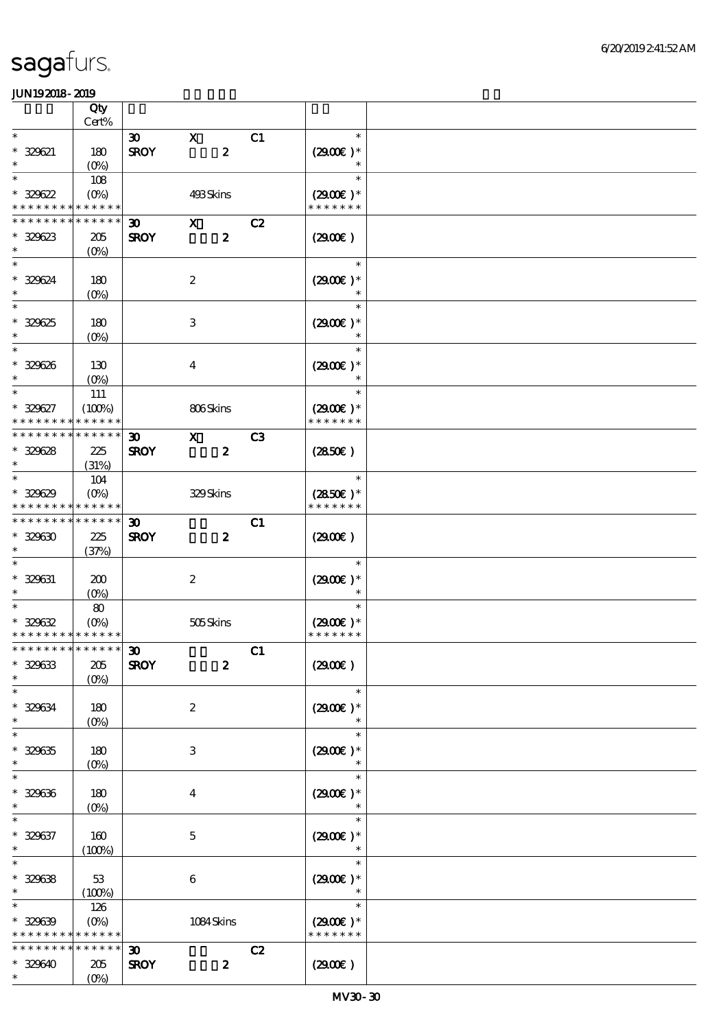| | Qty Cert% | | | | | |
|---|---|---|---|---|---|---|
| * 329621 * | 180 (0%) | 30 SROY | X 2 | C1 | * (29.00€) * * | |
| * 329622 * * * * * * * * * * * * * * | 108 (0%) | | 493 Skins | | * (29.00€) * * * * * * * * | |
| * * * * * * * * * * * * * * 329623 * | 205 (0%) | 30 SROY | X 2 | C2 | (29.00€) | |
| * 329624 * | 180 (0%) | | 2 | | * (29.00€) * * | |
| * 329625 * | 180 (0%) | | 3 | | * (29.00€) * * | |
| * 329626 * | 130 (0%) | | 4 | | * (29.00€) * * | |
| * 329627 * * * * * * * * * * * * * * | 111 (100%) | | 806 Skins | | * (29.00€) * * * * * * * * | |
| * * * * * * * * * * * * * * 329628 * | 225 (31%) | 30 SROY | X 2 | C3 | (28.50€) | |
| * 329629 * * * * * * * * * * * * * * | 104 (0%) | | 329 Skins | | * (28.50€) * * * * * * * * | |
| * * * * * * * * * * * * * * 329630 * | 225 (37%) | 30 SROY | 2 | C1 | (29.00€) | |
| * 329631 * | 200 (0%) | | 2 | | * (29.00€) * * | |
| * 329632 * * * * * * * * * * * * * * | 80 (0%) | | 505 Skins | | * (29.00€) * * * * * * * * | |
| * * * * * * * * * * * * * * 329633 * | 205 (0%) | 30 SROY | 2 | C1 | (29.00€) | |
| * 329634 * | 180 (0%) | | 2 | | * (29.00€) * * | |
| * 329635 * | 180 (0%) | | 3 | | * (29.00€) * * | |
| * 329636 * | 180 (0%) | | 4 | | * (29.00€) * * | |
| * 329637 * | 160 (100%) | | 5 | | * (29.00€) * * | |
| * 329638 * | 53 (100%) | | 6 | | * (29.00€) * * | |
| * 329639 * * * * * * * * * * * * * * | 126 (0%) | | 1084 Skins | | * (29.00€) * * * * * * * * | |
| * * * * * * * * * * * * * * 329640 * | 205 (0%) | 30 SROY | 2 | C2 | (29.00€) | |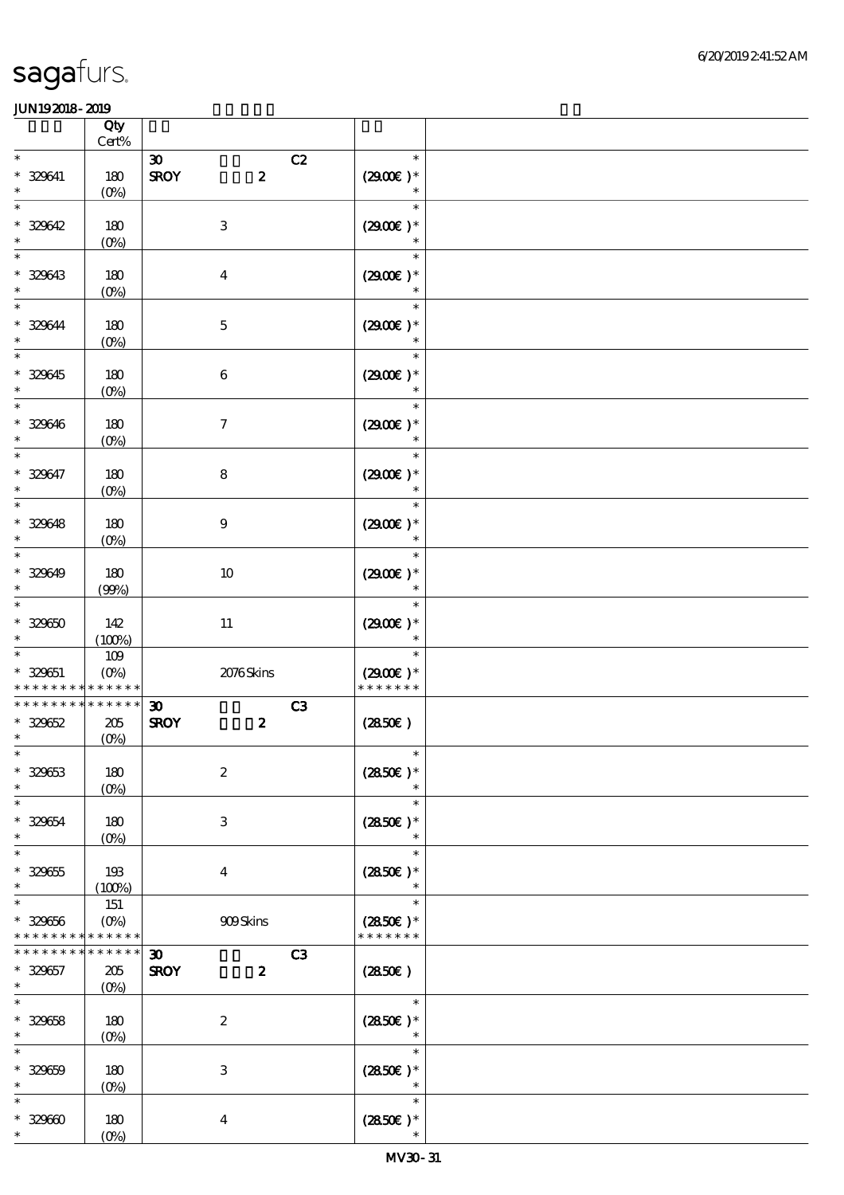| | Qty<br>Cert% | | |
|---|---|---|---|
| * | | 30 C2 | * |
| * 329641 | 180 | SROY 2 | (29.00€ )* |
| * | (0%) | | * |
| * | | | * |
| * 329642 | 180 | 3 | (29.00€ )* |
| * | (0%) | | * |
| * | | | * |
| * 329643 | 180 | 4 | (29.00€ )* |
| * | (0%) | | * |
| * | | | * |
| * 329644 | 180 | 5 | (29.00€ )* |
| * | (0%) | | * |
| * | | | * |
| * 329645 | 180 | 6 | (29.00€ )* |
| * | (0%) | | * |
| * | | | * |
| * 329646 | 180 | 7 | (29.00€ )* |
| * | (0%) | | * |
| * | | | * |
| * 329647 | 180 | 8 | (29.00€ )* |
| * | (0%) | | * |
| * | | | * |
| * 329648 | 180 | 9 | (29.00€ )* |
| * | (0%) | | * |
| * | | | * |
| * 329649 | 180 | 10 | (29.00€ )* |
| * | (99%) | | * |
| * | | | * |
| * 329650 | 142 | 11 | (29.00€ )* |
| * | (100%) | | * |
| * | 109 | | * |
| * 329651 | (0%) | 2076 Skins | (29.00€ )* |
| * * * * * * * * * * * * * * | | | * * * * * * * |
| * * * * * * * * * * * * * * | | 30 C3 | |
| * 329652 | 205 | SROY 2 | (28.50€ ) |
| * | (0%) | | |
| * | | | * |
| * 329653 | 180 | 2 | (28.50€ )* |
| * | (0%) | | * |
| * | | | * |
| * 329654 | 180 | 3 | (28.50€ )* |
| * | (0%) | | * |
| * | | | * |
| * 329655 | 193 | 4 | (28.50€ )* |
| * | (100%) | | * |
| * | 151 | | * |
| * 329656 | (0%) | 909 Skins | (28.50€ )* |
| * * * * * * * * * * * * * * | | | * * * * * * * |
| * * * * * * * * * * * * * * | | 30 C3 | |
| * 329657 | 205 | SROY 2 | (28.50€ ) |
| * | (0%) | | |
| * | | | * |
| * 329658 | 180 | 2 | (28.50€ )* |
| * | (0%) | | * |
| * | | | * |
| * 329659 | 180 | 3 | (28.50€ )* |
| * | (0%) | | * |
| * | | | * |
| * 329660 | 180 | 4 | (28.50€ )* |
| * | (0%) | | * |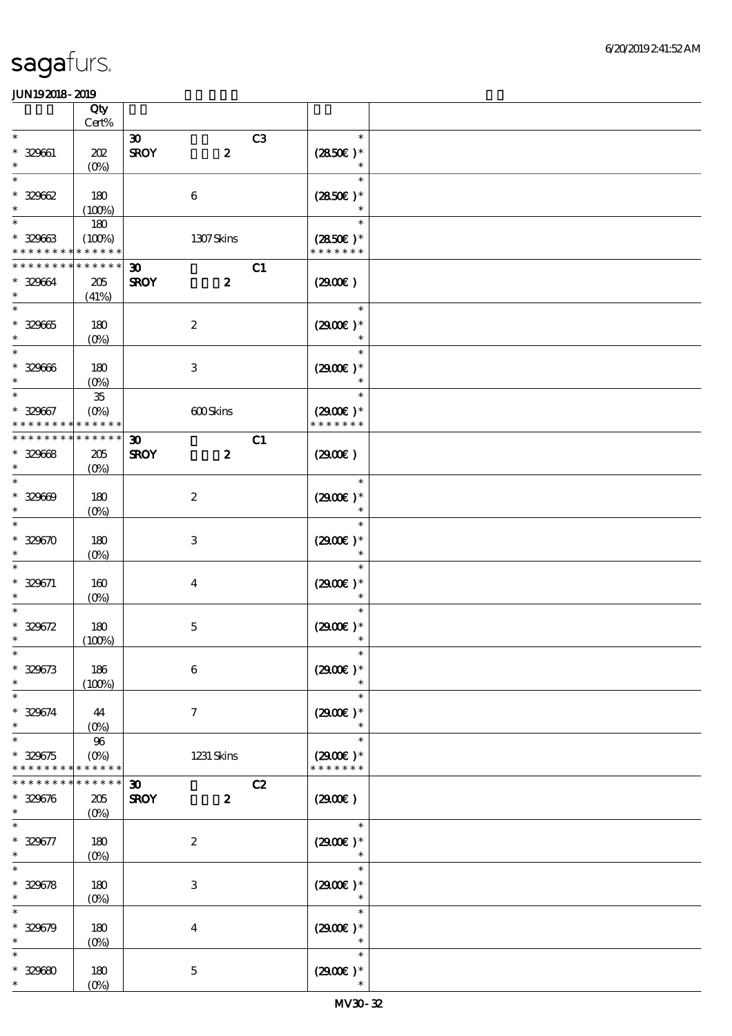| | Qty<br>Cert% | | | |
|---|---|---|---|---|
| * | | 30 C3 | * | |
| * 329661 | 202 | SROY 2 | (28.50€ )* | |
| * | (0%) | | * | |
| * | | | * | |
| * 329662 | 180 | 6 | (28.50€ )* | |
| * | (100%) | | * | |
| * | 180 | | * | |
| * 329663 | (100%) | 1307 Skins | (28.50€ )* | |
| * * * * * * * * * * * * * * | | | * * * * * * * | |
| * * * * * * * * * * * * * * | | 30 C1 | | |
| * 329664 | 205 | SROY 2 | (29.00€ ) | |
| * | (41%) | | | |
| * | | | * | |
| * 329665 | 180 | 2 | (29.00€ )* | |
| * | (0%) | | * | |
| * | | | * | |
| * 329666 | 180 | 3 | (29.00€ )* | |
| * | (0%) | | * | |
| * | 35 | | * | |
| * 329667 | (0%) | 600 Skins | (29.00€ )* | |
| * * * * * * * * * * * * * * | | | * * * * * * * | |
| * * * * * * * * * * * * * * | | 30 C1 | | |
| * 329668 | 205 | SROY 2 | (29.00€ ) | |
| * | (0%) | | | |
| * | | | * | |
| * 329669 | 180 | 2 | (29.00€ )* | |
| * | (0%) | | * | |
| * | | | * | |
| * 329670 | 180 | 3 | (29.00€ )* | |
| * | (0%) | | * | |
| * | | | * | |
| * 329671 | 160 | 4 | (29.00€ )* | |
| * | (0%) | | * | |
| * | | | * | |
| * 329672 | 180 | 5 | (29.00€ )* | |
| * | (100%) | | * | |
| * | | | * | |
| * 329673 | 186 | 6 | (29.00€ )* | |
| * | (100%) | | * | |
| * | | | * | |
| * 329674 | 44 | 7 | (29.00€ )* | |
| * | (0%) | | * | |
| * | 96 | | * | |
| * 329675 | (0%) | 1231 Skins | (29.00€ )* | |
| * * * * * * * * * * * * * * | | | * * * * * * * | |
| * * * * * * * * * * * * * * | | 30 C2 | | |
| * 329676 | 205 | SROY 2 | (29.00€ ) | |
| * | (0%) | | | |
| * | | | * | |
| * 329677 | 180 | 2 | (29.00€ )* | |
| * | (0%) | | * | |
| * | | | * | |
| * 329678 | 180 | 3 | (29.00€ )* | |
| * | (0%) | | * | |
| * | | | * | |
| * 329679 | 180 | 4 | (29.00€ )* | |
| * | (0%) | | * | |
| * | | | * | |
| * 329680 | 180 | 5 | (29.00€ )* | |
| * | (0%) | | * | |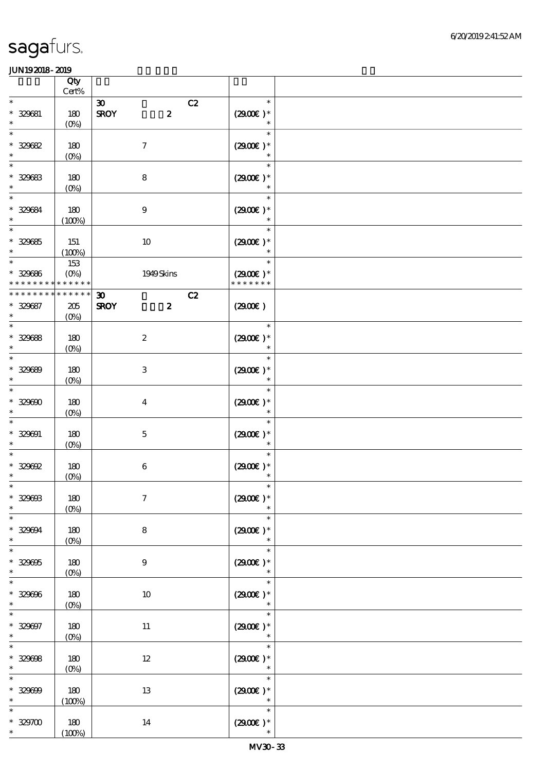| | Qty Cert% | | |
|---|---|---|---|
| * | | 30 C2 | * |
| * 329681 | 180 | SROY 2 | (29.00€ )* |
| * | (0%) | | * |
| * | | | * |
| * 329682 | 180 | 7 | (29.00€ )* |
| * | (0%) | | * |
| * | | | * |
| * 329683 | 180 | 8 | (29.00€ )* |
| * | (0%) | | * |
| * | | | * |
| * 329684 | 180 | 9 | (29.00€ )* |
| * | (100%) | | * |
| * | | | * |
| * 329685 | 151 | 10 | (29.00€ )* |
| * | (100%) | | * |
| * | 153 | | * |
| * 329686 | (0%) | 1949 Skins | (29.00€ )* |
| * * * * * * * * * * * * * * | | | * * * * * * * |
| * * * * * * * * * * * * * * | | 30 C2 | |
| * 329687 | 205 | SROY 2 | (29.00€ ) |
| * | (0%) | | |
| * | | | * |
| * 329688 | 180 | 2 | (29.00€ )* |
| * | (0%) | | * |
| * | | | * |
| * 329689 | 180 | 3 | (29.00€ )* |
| * | (0%) | | * |
| * | | | * |
| * 329690 | 180 | 4 | (29.00€ )* |
| * | (0%) | | * |
| * | | | * |
| * 329691 | 180 | 5 | (29.00€ )* |
| * | (0%) | | * |
| * | | | * |
| * 329692 | 180 | 6 | (29.00€ )* |
| * | (0%) | | * |
| * | | | * |
| * 329693 | 180 | 7 | (29.00€ )* |
| * | (0%) | | * |
| * | | | * |
| * 329694 | 180 | 8 | (29.00€ )* |
| * | (0%) | | * |
| * | | | * |
| * 329695 | 180 | 9 | (29.00€ )* |
| * | (0%) | | * |
| * | | | * |
| * 329696 | 180 | 10 | (29.00€ )* |
| * | (0%) | | * |
| * | | | * |
| * 329697 | 180 | 11 | (29.00€ )* |
| * | (0%) | | * |
| * | | | * |
| * 329698 | 180 | 12 | (29.00€ )* |
| * | (0%) | | * |
| * | | | * |
| * 329699 | 180 | 13 | (29.00€ )* |
| * | (100%) | | * |
| * | | | * |
| * 329700 | 180 | 14 | (29.00€ )* |
| * | (100%) | | * |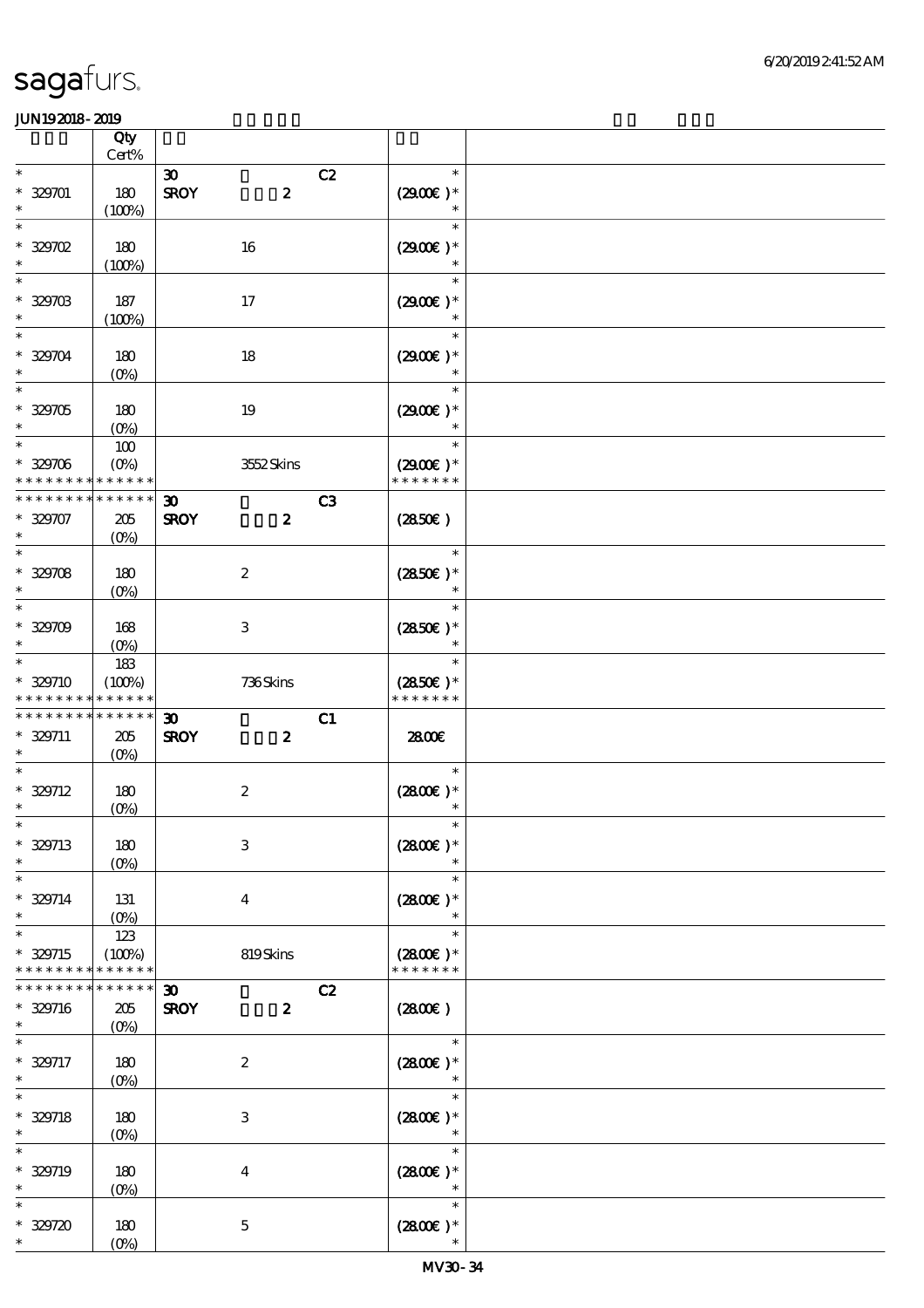| | Qty Cert% | | |
|---|---|---|---|
| * 329701 * | 180 (100%) | 30 C2 SROY 2 | * (29.00€ )* * |
| * 329702 * | 180 (100%) | 16 | * (29.00€ )* * |
| * 329703 * | 187 (100%) | 17 | * (29.00€ )* * |
| * 329704 * | 180 (0%) | 18 | * (29.00€ )* * |
| * 329705 * | 180 (0%) | 19 | * (29.00€ )* * |
| * 329706 * * * * * * * * * * * * * | 100 (0%) | 3552 Skins | * (29.00€ )* * * * * * * * |
| * * * * * * * * * * * * * * 329707 * | 205 (0%) | 30 C3 SROY 2 | (28.50€ ) |
| * 329708 * | 180 (0%) | 2 | * (28.50€ )* * |
| * 329709 * | 168 (0%) | 3 | * (28.50€ )* * |
| * 329710 * * * * * * * * * * * * * | 183 (100%) | 736 Skins | * (28.50€ )* * * * * * * * |
| * * * * * * * * * * * * * * 329711 * | 205 (0%) | 30 C1 SROY 2 | 28.00€ |
| * 329712 * | 180 (0%) | 2 | * (28.00€ )* * |
| * 329713 * | 180 (0%) | 3 | * (28.00€ )* * |
| * 329714 * | 131 (0%) | 4 | * (28.00€ )* * |
| * 329715 * * * * * * * * * * * * * | 123 (100%) | 819 Skins | * (28.00€ )* * * * * * * * |
| * * * * * * * * * * * * * * 329716 * | 205 (0%) | 30 C2 SROY 2 | (28.00€ ) |
| * 329717 * | 180 (0%) | 2 | * (28.00€ )* * |
| * 329718 * | 180 (0%) | 3 | * (28.00€ )* * |
| * 329719 * | 180 (0%) | 4 | * (28.00€ )* * |
| * 329720 * | 180 (0%) | 5 | * (28.00€ )* * |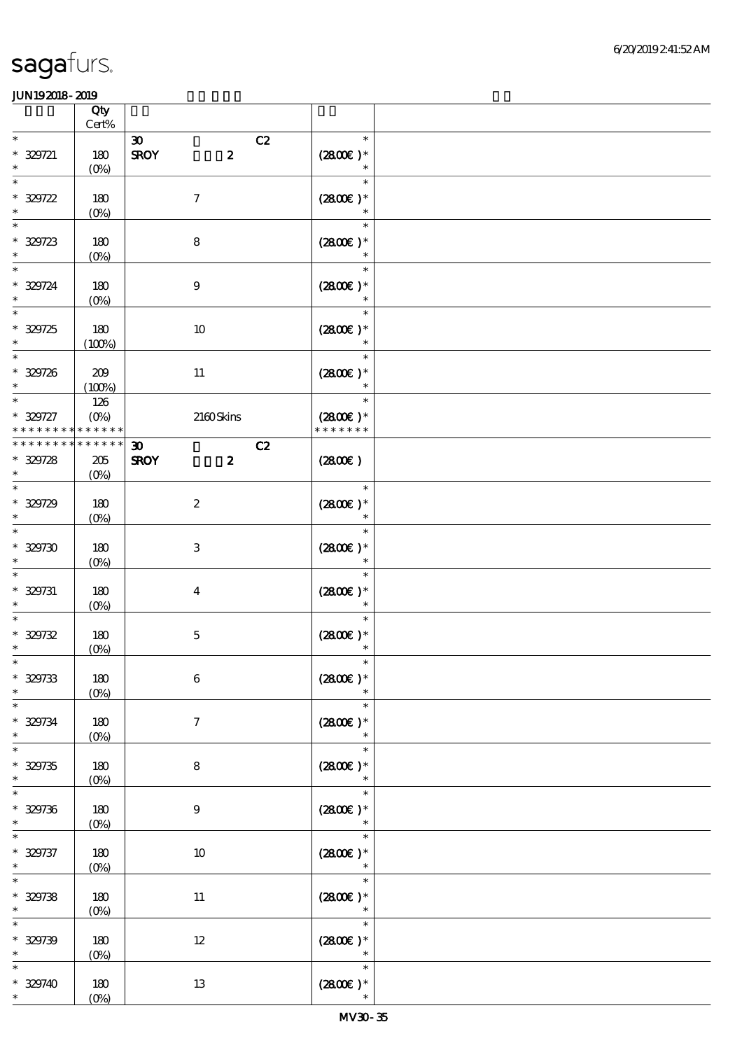sagafurs.

JUN19 2018 - 2019

| | Qty Cert% | | |
|---|---|---|---|
| * <br> * 329721 <br> * | 180 <br> (0%) | 30 C2 <br> SROY 2 | * <br> (28.00€) * <br> * |
| * <br> * 329722 <br> * | 180 <br> (0%) | 7 | * <br> (28.00€) * <br> * |
| * <br> * 329723 <br> * | 180 <br> (0%) | 8 | * <br> (28.00€) * <br> * |
| * <br> * 329724 <br> * | 180 <br> (0%) | 9 | * <br> (28.00€) * <br> * |
| * <br> * 329725 <br> * | 180 <br> (100%) | 10 | * <br> (28.00€) * <br> * |
| * <br> * 329726 <br> * | 209 <br> (100%) | 11 | * <br> (28.00€) * <br> * |
| * <br> * 329727 <br> * * * * * * * * * * * * * * | 126 <br> (0%) | 2160 Skins | * <br> (28.00€) * <br> * * * * * * * |
| * * * * * * * * * * * * * * <br> * 329728 <br> * | 205 <br> (0%) | 30 C2 <br> SROY 2 | (28.00€) |
| * <br> * 329729 <br> * | 180 <br> (0%) | 2 | * <br> (28.00€) * <br> * |
| * <br> * 329730 <br> * | 180 <br> (0%) | 3 | * <br> (28.00€) * <br> * |
| * <br> * 329731 <br> * | 180 <br> (0%) | 4 | * <br> (28.00€) * <br> * |
| * <br> * 329732 <br> * | 180 <br> (0%) | 5 | * <br> (28.00€) * <br> * |
| * <br> * 329733 <br> * | 180 <br> (0%) | 6 | * <br> (28.00€) * <br> * |
| * <br> * 329734 <br> * | 180 <br> (0%) | 7 | * <br> (28.00€) * <br> * |
| * <br> * 329735 <br> * | 180 <br> (0%) | 8 | * <br> (28.00€) * <br> * |
| * <br> * 329736 <br> * | 180 <br> (0%) | 9 | * <br> (28.00€) * <br> * |
| * <br> * 329737 <br> * | 180 <br> (0%) | 10 | * <br> (28.00€) * <br> * |
| * <br> * 329738 <br> * | 180 <br> (0%) | 11 | * <br> (28.00€) * <br> * |
| * <br> * 329739 <br> * | 180 <br> (0%) | 12 | * <br> (28.00€) * <br> * |
| * <br> * 329740 <br> * | 180 <br> (0%) | 13 | * <br> (28.00€) * <br> * |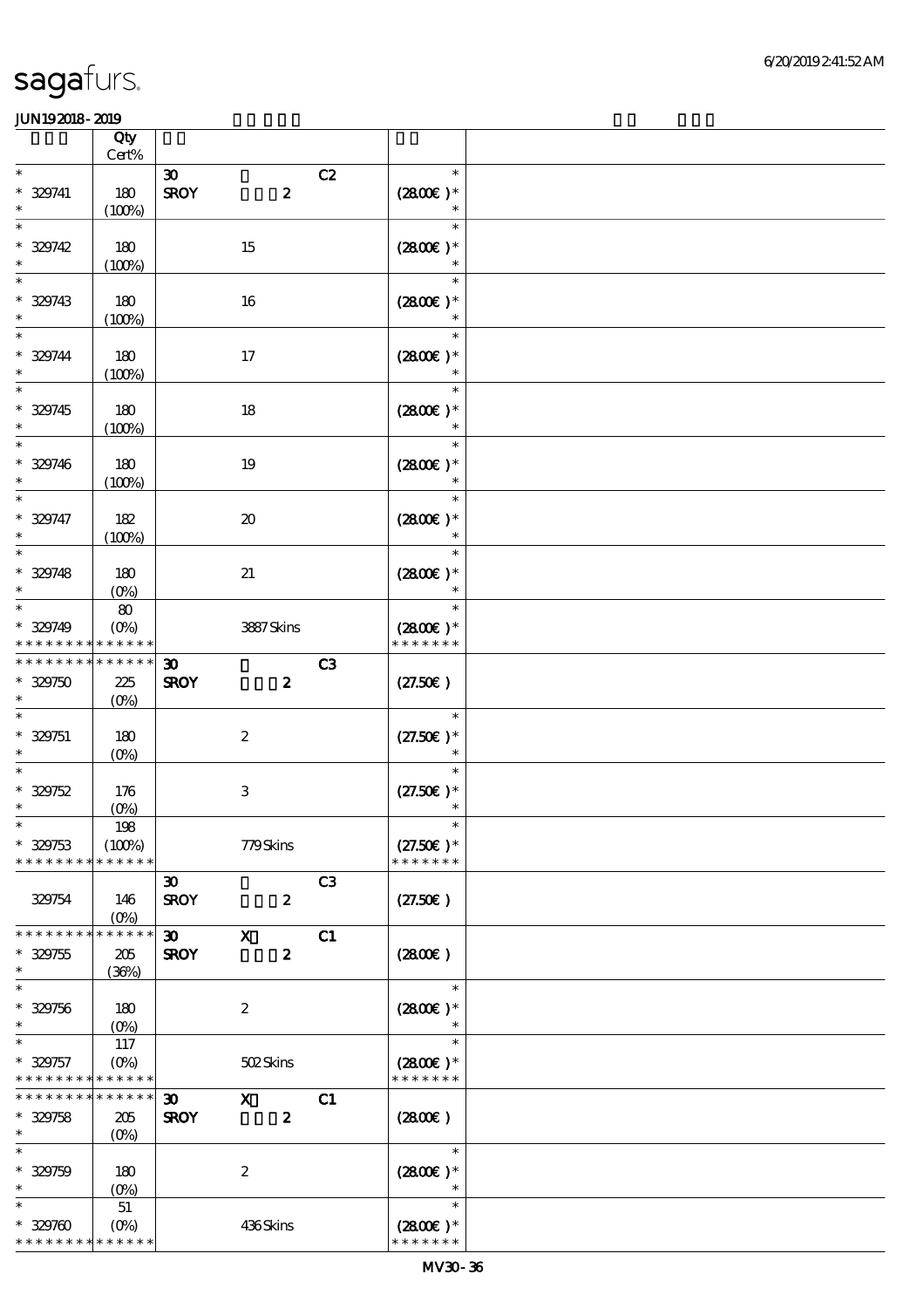| | Qty Cert% | | |
|---|---|---|---|
| * <br> * 329741 <br> * | 180 <br> (100%) | 30 C2 <br> SROY 2 | * <br> (28.00€) * <br> * |
| * <br> * 329742 <br> * | 180 <br> (100%) | 15 | * <br> (28.00€) * <br> * |
| * <br> * 329743 <br> * | 180 <br> (100%) | 16 | * <br> (28.00€) * <br> * |
| * <br> * 329744 <br> * | 180 <br> (100%) | 17 | * <br> (28.00€) * <br> * |
| * <br> * 329745 <br> * | 180 <br> (100%) | 18 | * <br> (28.00€) * <br> * |
| * <br> * 329746 <br> * | 180 <br> (100%) | 19 | * <br> (28.00€) * <br> * |
| * <br> * 329747 <br> * | 182 <br> (100%) | 20 | * <br> (28.00€) * <br> * |
| * <br> * 329748 <br> * | 180 <br> (0%) | 21 | * <br> (28.00€) * <br> * |
| * <br> * 329749 <br> * * * * * * * * * * * * * | 80 <br> (0%) | 3887 Skins | * <br> (28.00€) * <br> * * * * * * * |
| * * * * * * * * * * * * * <br> * 329750 <br> * | 225 <br> (0%) | 30 C3 <br> SROY 2 | (27.50€) |
| * <br> * 329751 <br> * | 180 <br> (0%) | 2 | * <br> (27.50€) * <br> * |
| * <br> * 329752 <br> * | 176 <br> (0%) | 3 | * <br> (27.50€) * <br> * |
| * <br> * 329753 <br> * * * * * * * * * * * * * | 198 <br> (100%) | 779 Skins | * <br> (27.50€) * <br> * * * * * * * |
| 329754 | 146 <br> (0%) | 30 C3 <br> SROY 2 | (27.50€) |
| * * * * * * * * * * * * * <br> * 329755 <br> * | 205 <br> (36%) | 30 X C1 <br> SROY 2 | (28.00€) |
| * <br> * 329756 <br> * | 180 <br> (0%) | 2 | * <br> (28.00€) * <br> * |
| * <br> * 329757 <br> * * * * * * * * * * * * * | 117 <br> (0%) | 502 Skins | * <br> (28.00€) * <br> * * * * * * * |
| * * * * * * * * * * * * * <br> * 329758 <br> * | 205 <br> (0%) | 30 X C1 <br> SROY 2 | (28.00€) |
| * <br> * 329759 <br> * | 180 <br> (0%) | 2 | * <br> (28.00€) * <br> * |
| * <br> * 329760 <br> * * * * * * * * * * * * * | 51 <br> (0%) | 436 Skins | * <br> (28.00€) * <br> * * * * * * * |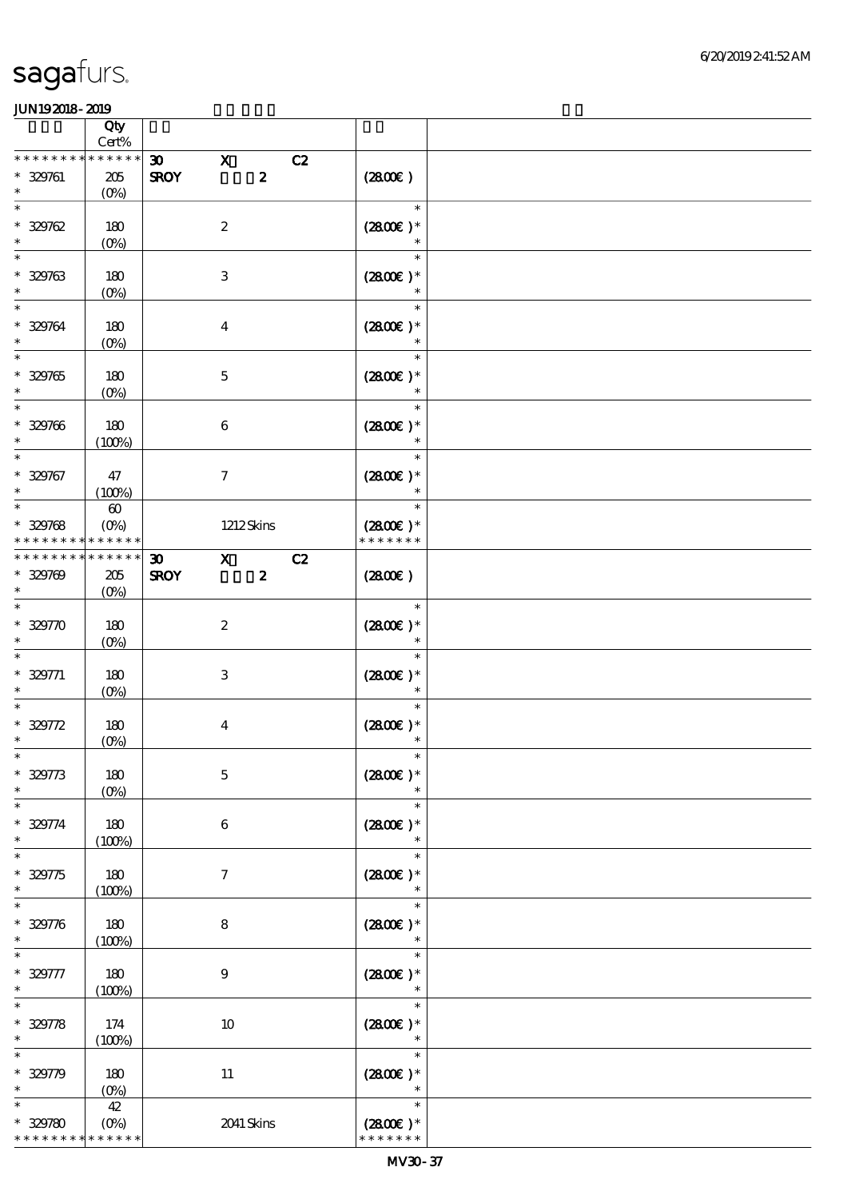sagafurs.

JUN192018-2019

| | Qty Cert% | | | | |
|---|---|---|---|---|---|
| * * * * * * * * * * * * * * | | 30 | X | C2 | |
| * 329761 * | 205 (0%) | SROY | 2 | | (28.00€) |
| * * 329762 * | 180 (0%) | | 2 | | * (28.00€) * * |
| * * 329763 * | 180 (0%) | | 3 | | * (28.00€) * * |
| * * 329764 * | 180 (0%) | | 4 | | * (28.00€) * * |
| * * 329765 * | 180 (0%) | | 5 | | * (28.00€) * * |
| * * 329766 * | 180 (100%) | | 6 | | * (28.00€) * * |
| * * 329767 * | 47 (100%) | | 7 | | * (28.00€) * * |
| * * 329768 * * * * * * * * * * * * * * | 60 (0%) | | 1212 Skins | | * (28.00€) * * * * * * * * |
| * * * * * * * * * * * * * * | | 30 | X | C2 | |
| * 329769 * | 205 (0%) | SROY | 2 | | (28.00€) |
| * * 329770 * | 180 (0%) | | 2 | | * (28.00€) * * |
| * * 329771 * | 180 (0%) | | 3 | | * (28.00€) * * |
| * * 329772 * | 180 (0%) | | 4 | | * (28.00€) * * |
| * * 329773 * | 180 (0%) | | 5 | | * (28.00€) * * |
| * * 329774 * | 180 (100%) | | 6 | | * (28.00€) * * |
| * * 329775 * | 180 (100%) | | 7 | | * (28.00€) * * |
| * * 329776 * | 180 (100%) | | 8 | | * (28.00€) * * |
| * * 329777 * | 180 (100%) | | 9 | | * (28.00€) * * |
| * * 329778 * | 174 (100%) | | 10 | | * (28.00€) * * |
| * * 329779 * | 180 (0%) | | 11 | | * (28.00€) * * |
| * * 329780 * * * * * * * * * * * * * * | 42 (0%) | | 2041 Skins | | * (28.00€) * * * * * * * * |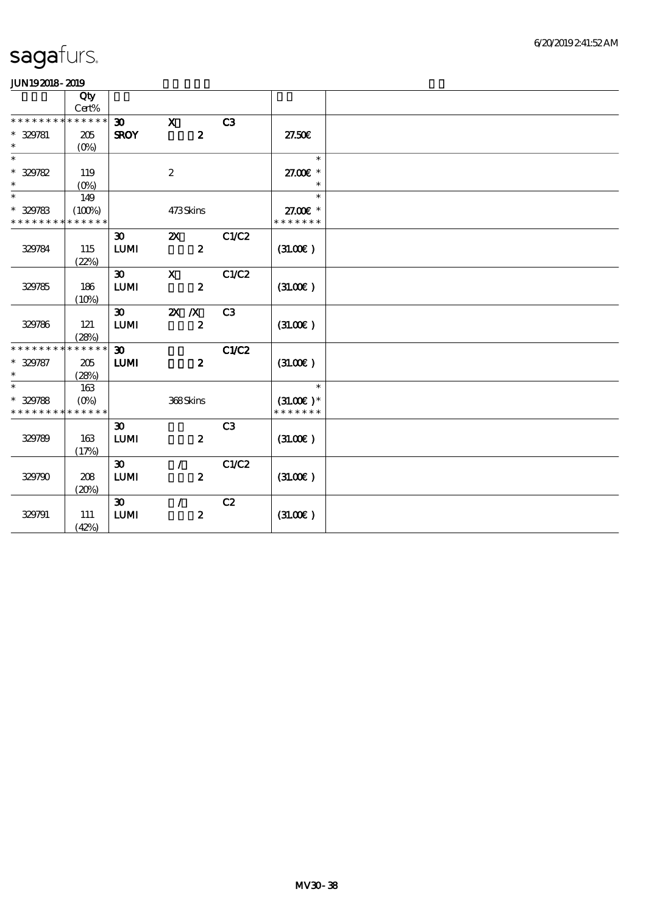sagafurs.

JUN192018-2019

| | Qty Cert% | | | | | |
|---|---|---|---|---|---|---|
| * * * * * * * * * * * * * * | | 30 | X | C3 | | |
| * 329781 | 205 | SROY | 2 | | 27.50€ | |
| * | (0%) | | | | | |
| * | | | | | * | |
| * 329782 | 119 | | 2 | | 27.00€ * | |
| * | (0%) | | | | * | |
| * | 149 | | | | * | |
| * 329783 | (100%) | | 473 Skins | | 27.00€ * | |
| * * * * * * * * * * * * * * | | | | | * * * * * * * | |
| | | 30 | 2X | C1/C2 | | |
| 329784 | 115 | LUMI | 2 | | (31.00€) | |
| | (22%) | | | | | |
| | | 30 | X | C1/C2 | | |
| 329785 | 186 | LUMI | 2 | | (31.00€) | |
| | (10%) | | | | | |
| | | 30 | 2X /X | C3 | | |
| 329786 | 121 | LUMI | 2 | | (31.00€) | |
| | (28%) | | | | | |
| * * * * * * * * * * * * * * | | 30 | | C1/C2 | | |
| * 329787 | 205 | LUMI | 2 | | (31.00€) | |
| * | (28%) | | | | | |
| * | 163 | | | | * | |
| * 329788 | (0%) | | 368 Skins | | (31.00€)* | |
| * * * * * * * * * * * * * * | | | | | * * * * * * * | |
| | | 30 | | C3 | | |
| 329789 | 163 | LUMI | 2 | | (31.00€) | |
| | (17%) | | | | | |
| | | 30 | / | C1/C2 | | |
| 329790 | 208 | LUMI | 2 | | (31.00€) | |
| | (20%) | | | | | |
| | | 30 | / | C2 | | |
| 329791 | 111 | LUMI | 2 | | (31.00€) | |
| | (42%) | | | | | |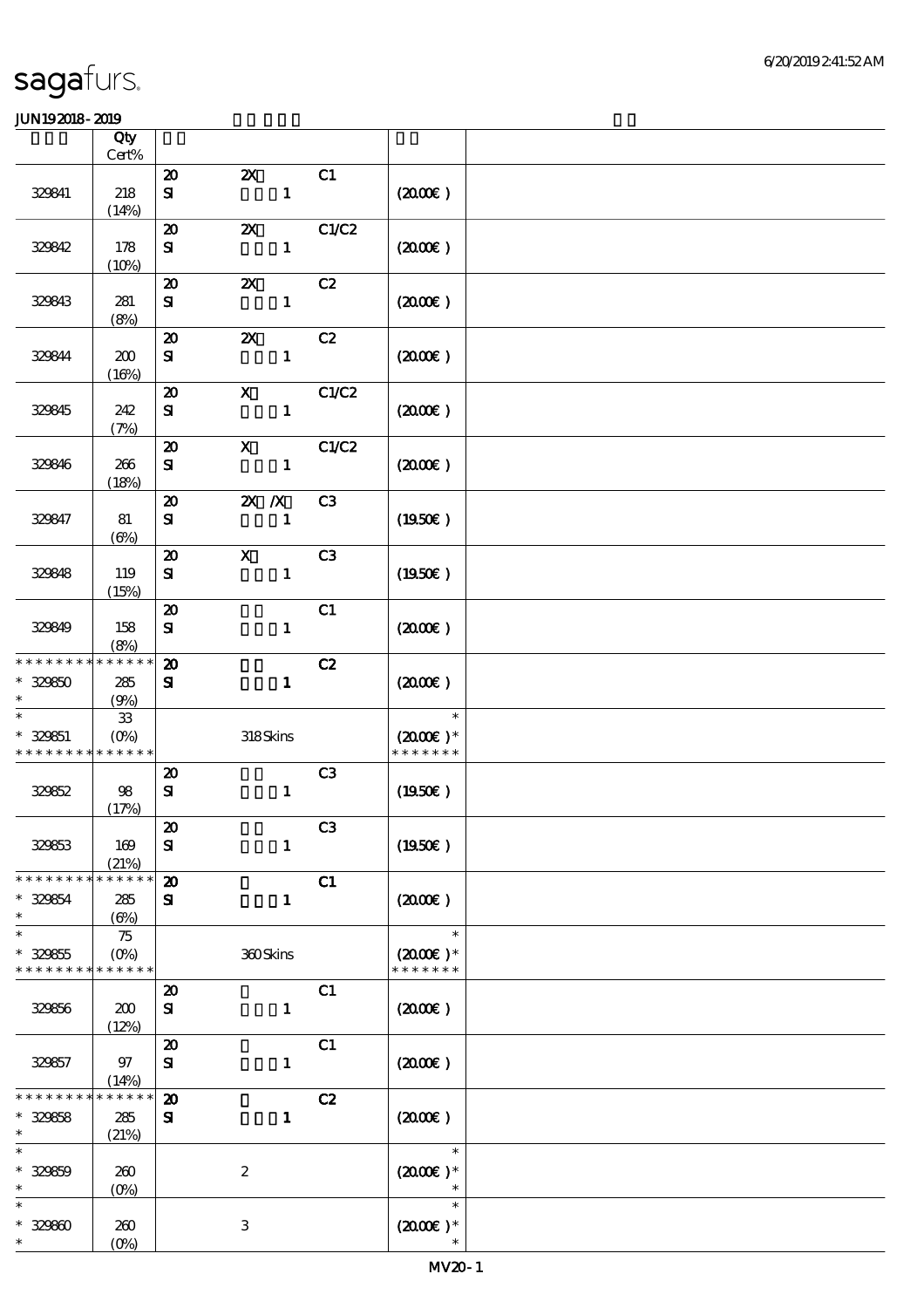# sagafurs.

JUN19 2018 - 2019

| | Qty Cert% | | | | | |
|---|---|---|---|---|---|---|
| 329841 | 218 (14%) | 20 SI | 2X 1 | C1 | (20.00€) | |
| 329842 | 178 (10%) | 20 SI | 2X 1 | C1/C2 | (20.00€) | |
| 329843 | 281 (8%) | 20 SI | 2X 1 | C2 | (20.00€) | |
| 329844 | 200 (16%) | 20 SI | 2X 1 | C2 | (20.00€) | |
| 329845 | 242 (7%) | 20 SI | X 1 | C1/C2 | (20.00€) | |
| 329846 | 266 (18%) | 20 SI | X 1 | C1/C2 | (20.00€) | |
| 329847 | 81 (6%) | 20 SI | 2X /X 1 | C3 | (19.50€) | |
| 329848 | 119 (15%) | 20 SI | X 1 | C3 | (19.50€) | |
| 329849 | 158 (8%) | 20 SI | 1 | C1 | (20.00€) | |
| * 329850 | 285 (9%) | 20 SI | 1 | C2 | (20.00€) | |
| * 329851 | 33 (0%) | | 318 Skins | | (20.00€) * | |
| 329852 | 98 (17%) | 20 SI | 1 | C3 | (19.50€) | |
| 329853 | 169 (21%) | 20 SI | 1 | C3 | (19.50€) | |
| * 329854 | 285 (6%) | 20 SI | 1 | C1 | (20.00€) | |
| * 329855 | 75 (0%) | | 360 Skins | | (20.00€) * | |
| 329856 | 200 (12%) | 20 SI | 1 | C1 | (20.00€) | |
| 329857 | 97 (14%) | 20 SI | 1 | C1 | (20.00€) | |
| * 329858 | 285 (21%) | 20 SI | 1 | C2 | (20.00€) | |
| * 329859 | 260 (0%) | | 2 | | (20.00€) * | |
| * 329860 | 260 (0%) | | 3 | | (20.00€) * | |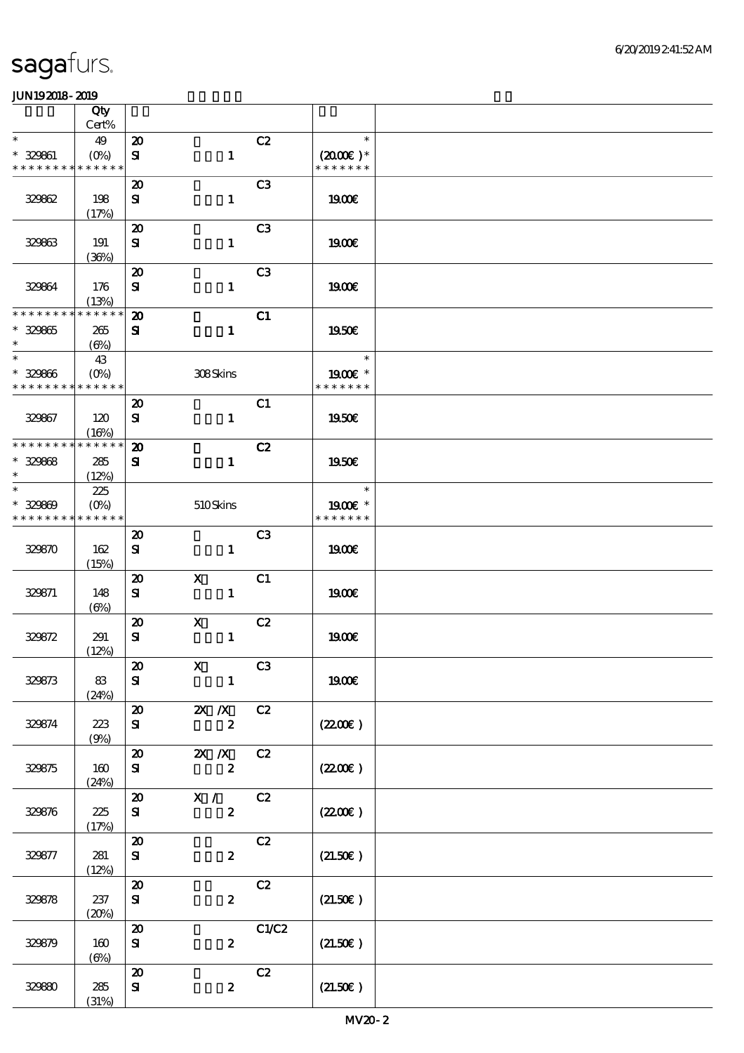| | Qty Cert% | | |
|---|---|---|---|
| * * 329861 * * * * * * * * * * * * * * | 49 (0%) | 20 C2 SI 1 | * (20.00€) * * * * * * * * |
| 329862 | 198 (17%) | 20 C3 SI 1 | 19.00€ |
| 329863 | 191 (36%) | 20 C3 SI 1 | 19.00€ |
| 329864 | 176 (13%) | 20 C3 SI 1 | 19.00€ |
| * * * * * * * * * * * * * * * 329865 * | 265 (6%) | 20 C1 SI 1 | 19.50€ |
| * * 329866 * * * * * * * * * * * * * * | 43 (0%) | 308 Skins | * 19.00€ * * * * * * * * |
| 329867 | 120 (16%) | 20 C1 SI 1 | 19.50€ |
| * * * * * * * * * * * * * * * 329868 * | 285 (12%) | 20 C2 SI 1 | 19.50€ |
| * * 329869 * * * * * * * * * * * * * * | 225 (0%) | 510 Skins | * 19.00€ * * * * * * * * |
| 329870 | 162 (15%) | 20 C3 SI 1 | 19.00€ |
| 329871 | 148 (6%) | 20 X C1 SI 1 | 19.00€ |
| 329872 | 291 (12%) | 20 X C2 SI 1 | 19.00€ |
| 329873 | 83 (24%) | 20 X C3 SI 1 | 19.00€ |
| 329874 | 223 (9%) | 20 2X /X C2 SI 2 | (22.00€) |
| 329875 | 160 (24%) | 20 2X /X C2 SI 2 | (22.00€) |
| 329876 | 225 (17%) | 20 X / C2 SI 2 | (22.00€) |
| 329877 | 281 (12%) | 20 C2 SI 2 | (21.50€) |
| 329878 | 237 (20%) | 20 C2 SI 2 | (21.50€) |
| 329879 | 160 (6%) | 20 C1/C2 SI 2 | (21.50€) |
| 329880 | 285 (31%) | 20 C2 SI 2 | (21.50€) |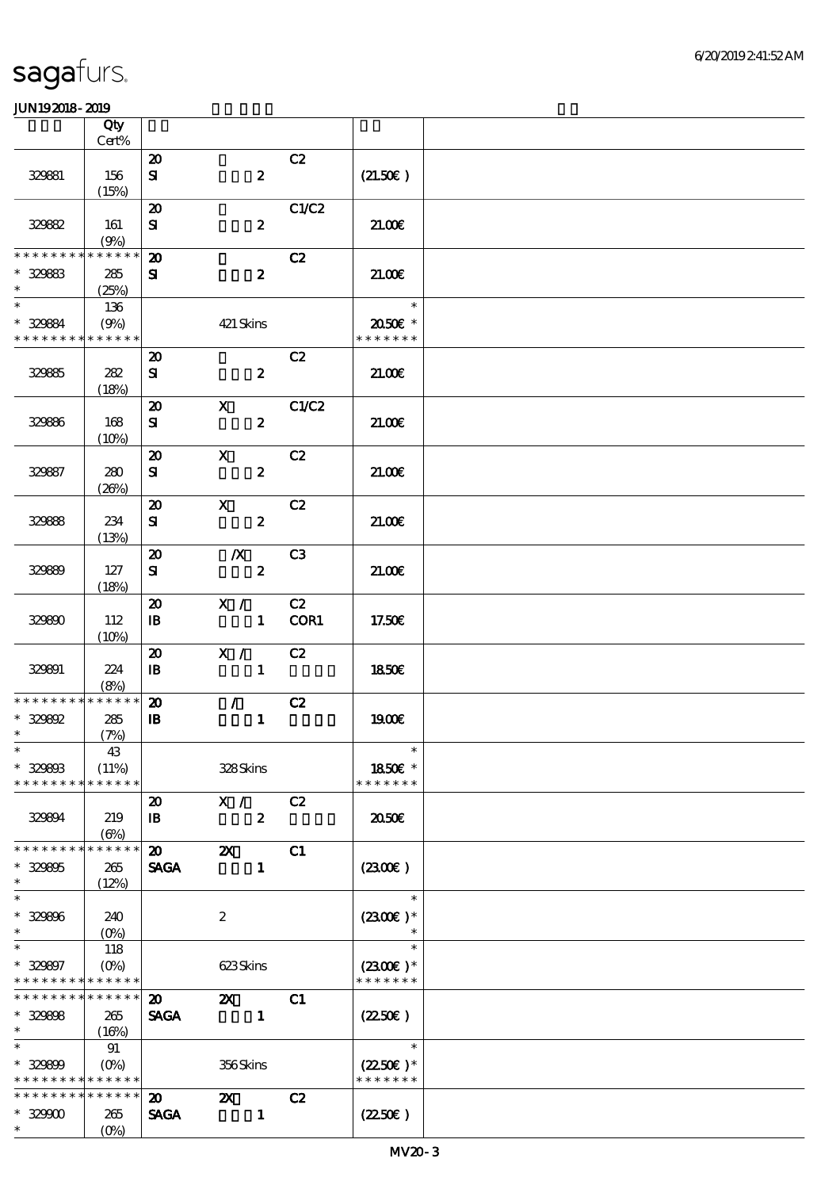# sagafurs.

JUN19 2018 - 2019

| | Qty Cert% | | | | | |
|---|---|---|---|---|---|---|
| 329881 | 156 (15%) | 20 SI | 2 | C2 | (21.50€) | |
| 329882 | 161 (9%) | 20 SI | 2 | C1/C2 | 21.00€ | |
| * * * * * * * * * * * * * * 329883 * | 285 (25%) | 20 SI | 2 | C2 | 21.00€ | |
| * * 329884 * * * * * * * * * * * * * | 136 (9%) | | 421 Skins | | * 20.50€ * * * * * * * * | |
| 329885 | 282 (18%) | 20 SI | 2 | C2 | 21.00€ | |
| 329886 | 168 (10%) | 20 SI | X 2 | C1/C2 | 21.00€ | |
| 329887 | 280 (26%) | 20 SI | X 2 | C2 | 21.00€ | |
| 329888 | 234 (13%) | 20 SI | X 2 | C2 | 21.00€ | |
| 329889 | 127 (18%) | 20 SI | /X 2 | C3 | 21.00€ | |
| 329890 | 112 (10%) | 20 IB | X / 1 | C2 COR1 | 17.50€ | |
| 329891 | 224 (8%) | 20 IB | X / 1 | C2 | 18.50€ | |
| * * * * * * * * * * * * * * 329892 * | 285 (7%) | 20 IB | / 1 | C2 | 19.00€ | |
| * * 329893 * * * * * * * * * * * * * | 43 (11%) | | 328 Skins | | * 18.50€ * * * * * * * * | |
| 329894 | 219 (6%) | 20 IB | X / 2 | C2 | 20.50€ | |
| * * * * * * * * * * * * * * 329895 * | 265 (12%) | 20 SAGA | 2X 1 | C1 | (23.00€) | |
| * * 329896 * | 240 (0%) | | 2 | | * (23.00€) * * | |
| * * 329897 * * * * * * * * * * * * * | 118 (0%) | | 623 Skins | | * (23.00€) * * * * * * * * | |
| * * * * * * * * * * * * * * 329898 * | 265 (16%) | 20 SAGA | 2X 1 | C1 | (22.50€) | |
| * * 329899 * * * * * * * * * * * * * | 91 (0%) | | 356 Skins | | * (22.50€) * * * * * * * * | |
| * * * * * * * * * * * * * * 329900 * | 265 (0%) | 20 SAGA | 2X 1 | C2 | (22.50€) | |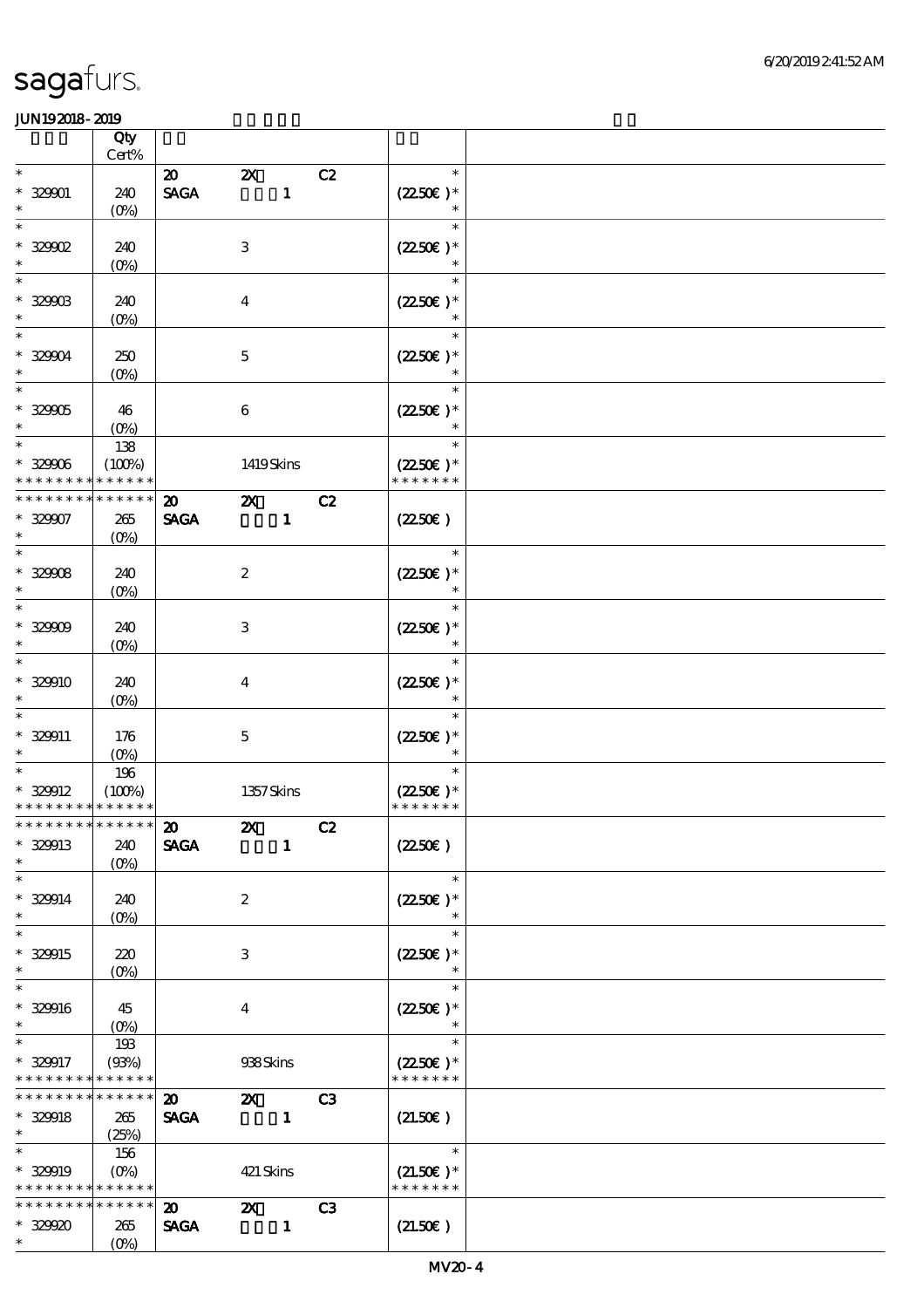# sagafurs.

JUN19 2018 - 2019

| | Qty Cert% | | | | | |
|---|---|---|---|---|---|---|
| * | | 20 | 2X | C2 | * | |
| * 329901 | 240 | SAGA | 1 | | (22.50€ )* | |
| * | (0%) | | | | * | |
| * | | | | | * | |
| * 329902 | 240 | | 3 | | (22.50€ )* | |
| * | (0%) | | | | * | |
| * | | | | | * | |
| * 329903 | 240 | | 4 | | (22.50€ )* | |
| * | (0%) | | | | * | |
| * | | | | | * | |
| * 329904 | 250 | | 5 | | (22.50€ )* | |
| * | (0%) | | | | * | |
| * | | | | | * | |
| * 329905 | 46 | | 6 | | (22.50€ )* | |
| * | (0%) | | | | * | |
| * | 138 | | | | * | |
| * 329906 | (100%) | | 1419 Skins | | (22.50€ )* | |
| * * * * * * * * * * * * * * | | | | | * * * * * * * | |
| * * * * * * * * * * * * * * | | 20 | 2X | C2 | | |
| * 329907 | 265 | SAGA | 1 | | (22.50€ ) | |
| * | (0%) | | | | | |
| * | | | | | * | |
| * 329908 | 240 | | 2 | | (22.50€ )* | |
| * | (0%) | | | | * | |
| * | | | | | * | |
| * 329909 | 240 | | 3 | | (22.50€ )* | |
| * | (0%) | | | | * | |
| * | | | | | * | |
| * 329910 | 240 | | 4 | | (22.50€ )* | |
| * | (0%) | | | | * | |
| * | | | | | * | |
| * 329911 | 176 | | 5 | | (22.50€ )* | |
| * | (0%) | | | | * | |
| * | 196 | | | | * | |
| * 329912 | (100%) | | 1357 Skins | | (22.50€ )* | |
| * * * * * * * * * * * * * * | | | | | * * * * * * * | |
| * * * * * * * * * * * * * * | | 20 | 2X | C2 | | |
| * 329913 | 240 | SAGA | 1 | | (22.50€ ) | |
| * | (0%) | | | | | |
| * | | | | | * | |
| * 329914 | 240 | | 2 | | (22.50€ )* | |
| * | (0%) | | | | * | |
| * | | | | | * | |
| * 329915 | 220 | | 3 | | (22.50€ )* | |
| * | (0%) | | | | * | |
| * | | | | | * | |
| * 329916 | 45 | | 4 | | (22.50€ )* | |
| * | (0%) | | | | * | |
| * | 193 | | | | * | |
| * 329917 | (93%) | | 938 Skins | | (22.50€ )* | |
| * * * * * * * * * * * * * * | | | | | * * * * * * * | |
| * * * * * * * * * * * * * * | | 20 | 2X | C3 | | |
| * 329918 | 265 | SAGA | 1 | | (21.50€ ) | |
| * | (25%) | | | | | |
| * | 156 | | | | * | |
| * 329919 | (0%) | | 421 Skins | | (21.50€ )* | |
| * * * * * * * * * * * * * * | | | | | * * * * * * * | |
| * * * * * * * * * * * * * * | | 20 | 2X | C3 | | |
| * 329920 | 265 | SAGA | 1 | | (21.50€ ) | |
| * | (0%) | | | | | |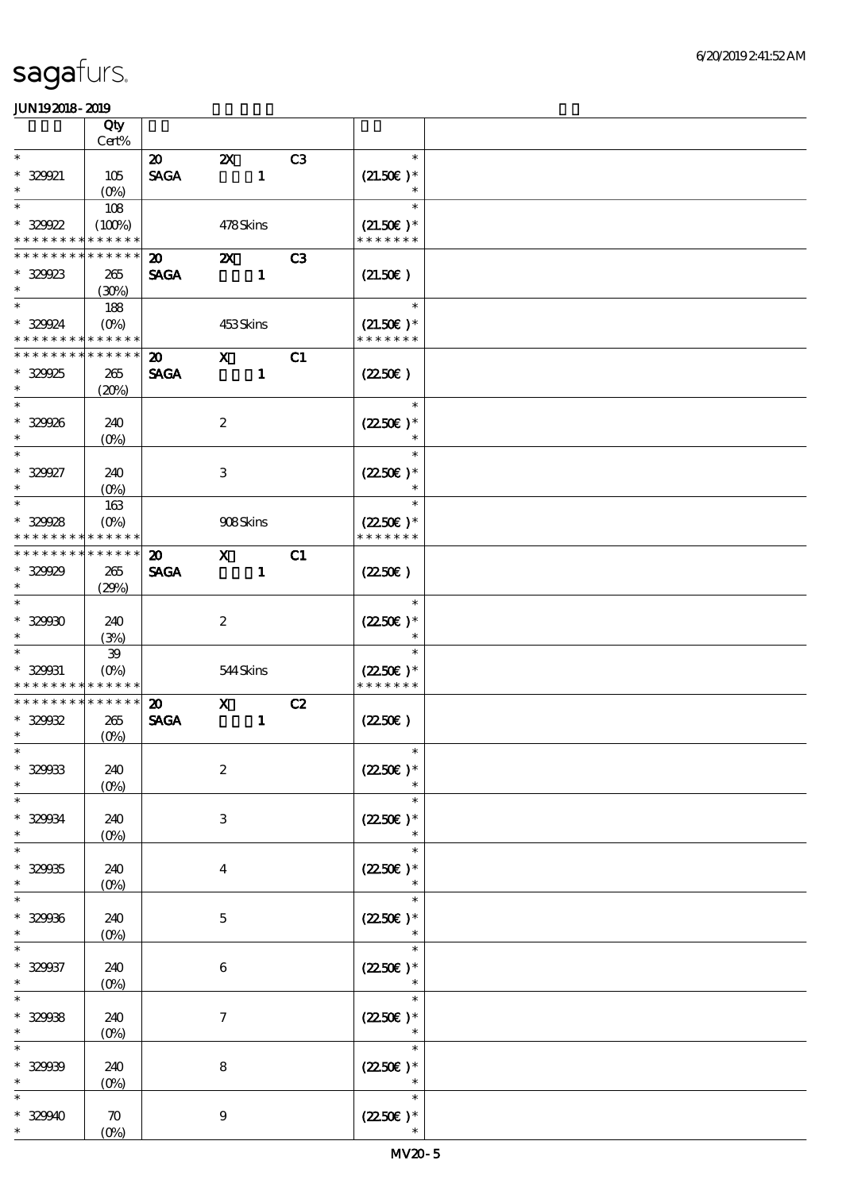| | Qty Cert% | | | | | |
|---|---|---|---|---|---|---|
| * | | 20 | 2X | C3 | * | |
| * 329921 | 105 | SAGA | 1 | | (21.50€ )* | |
| * | (0%) | | | | * | |
| * | 108 | | | | * | |
| * 329922 | (100%) | | 478 Skins | | (21.50€ )* | |
| * * * * * * * * * * * * * * | | | | | * * * * * * * | |
| * * * * * * * * * * * * * * | | 20 | 2X | C3 | | |
| * 329923 | 265 | SAGA | 1 | | (21.50€ ) | |
| * | (30%) | | | | | |
| * | 188 | | | | * | |
| * 329924 | (0%) | | 453 Skins | | (21.50€ )* | |
| * * * * * * * * * * * * * * | | | | | * * * * * * * | |
| * * * * * * * * * * * * * * | | 20 | X | C1 | | |
| * 329925 | 265 | SAGA | 1 | | (22.50€ ) | |
| * | (20%) | | | | | |
| * | | | | | * | |
| * 329926 | 240 | | 2 | | (22.50€ )* | |
| * | (0%) | | | | * | |
| * | | | | | * | |
| * 329927 | 240 | | 3 | | (22.50€ )* | |
| * | (0%) | | | | * | |
| * | 163 | | | | * | |
| * 329928 | (0%) | | 908 Skins | | (22.50€ )* | |
| * * * * * * * * * * * * * * | | | | | * * * * * * * | |
| * * * * * * * * * * * * * * | | 20 | X | C1 | | |
| * 329929 | 265 | SAGA | 1 | | (22.50€ ) | |
| * | (29%) | | | | | |
| * | | | | | * | |
| * 329930 | 240 | | 2 | | (22.50€ )* | |
| * | (3%) | | | | * | |
| * | 39 | | | | * | |
| * 329931 | (0%) | | 544 Skins | | (22.50€ )* | |
| * * * * * * * * * * * * * * | | | | | * * * * * * * | |
| * * * * * * * * * * * * * * | | 20 | X | C2 | | |
| * 329932 | 265 | SAGA | 1 | | (22.50€ ) | |
| * | (0%) | | | | | |
| * | | | | | * | |
| * 329933 | 240 | | 2 | | (22.50€ )* | |
| * | (0%) | | | | * | |
| * | | | | | * | |
| * 329934 | 240 | | 3 | | (22.50€ )* | |
| * | (0%) | | | | * | |
| * | | | | | * | |
| * 329935 | 240 | | 4 | | (22.50€ )* | |
| * | (0%) | | | | * | |
| * | | | | | * | |
| * 329936 | 240 | | 5 | | (22.50€ )* | |
| * | (0%) | | | | * | |
| * | | | | | * | |
| * 329937 | 240 | | 6 | | (22.50€ )* | |
| * | (0%) | | | | * | |
| * | | | | | * | |
| * 329938 | 240 | | 7 | | (22.50€ )* | |
| * | (0%) | | | | * | |
| * | | | | | * | |
| * 329939 | 240 | | 8 | | (22.50€ )* | |
| * | (0%) | | | | * | |
| * | | | | | * | |
| * 329940 | 70 | | 9 | | (22.50€ )* | |
| * | (0%) | | | | * | |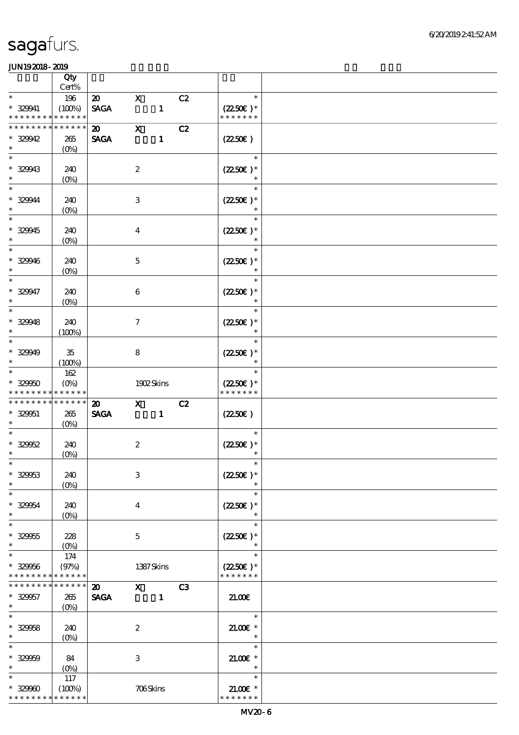sagafurs.

JUN19 2018 - 2019

| | Qty Cert% | | | | | |
|---|---|---|---|---|---|---|
| * | 196 | 20 | X | C2 | * | |
| * 329941 | (100%) | SAGA | 1 | | (22.50€ )* | |
| * * * * * * * * * * * * * | | | | | * * * * * * * | |
| * * * * * * * * * * * * * | | 20 | X | C2 | | |
| * 329942 | 265 (0%) | SAGA | 1 | | (22.50€ ) | |
| * 329943 | 240 (0%) | | 2 | | (22.50€ )* | |
| * 329944 | 240 (0%) | | 3 | | (22.50€ )* | |
| * 329945 | 240 (0%) | | 4 | | (22.50€ )* | |
| * 329946 | 240 (0%) | | 5 | | (22.50€ )* | |
| * 329947 | 240 (0%) | | 6 | | (22.50€ )* | |
| * 329948 | 240 (100%) | | 7 | | (22.50€ )* | |
| * 329949 | 35 (100%) | | 8 | | (22.50€ )* | |
| * 329950 | 162 (0%) | | 1902 Skins | | (22.50€ )* | |
| * * * * * * * * * * * * * | | | | | * * * * * * * | |
| * * * * * * * * * * * * * | | 20 | X | C2 | | |
| * 329951 | 265 (0%) | SAGA | 1 | | (22.50€ ) | |
| * 329952 | 240 (0%) | | 2 | | (22.50€ )* | |
| * 329953 | 240 (0%) | | 3 | | (22.50€ )* | |
| * 329954 | 240 (0%) | | 4 | | (22.50€ )* | |
| * 329955 | 228 (0%) | | 5 | | (22.50€ )* | |
| * 329956 | 174 (97%) | | 1387 Skins | | (22.50€ )* | |
| * * * * * * * * * * * * * | | | | | * * * * * * * | |
| * * * * * * * * * * * * * | | 20 | X | C3 | | |
| * 329957 | 265 (0%) | SAGA | 1 | | 21.00€ | |
| * 329958 | 240 (0%) | | 2 | | 21.00€ * | |
| * 329959 | 84 (0%) | | 3 | | 21.00€ * | |
| * 329960 | 117 (100%) | | 706 Skins | | 21.00€ * | |
| * * * * * * * * * * * * * | | | | | * * * * * * * | |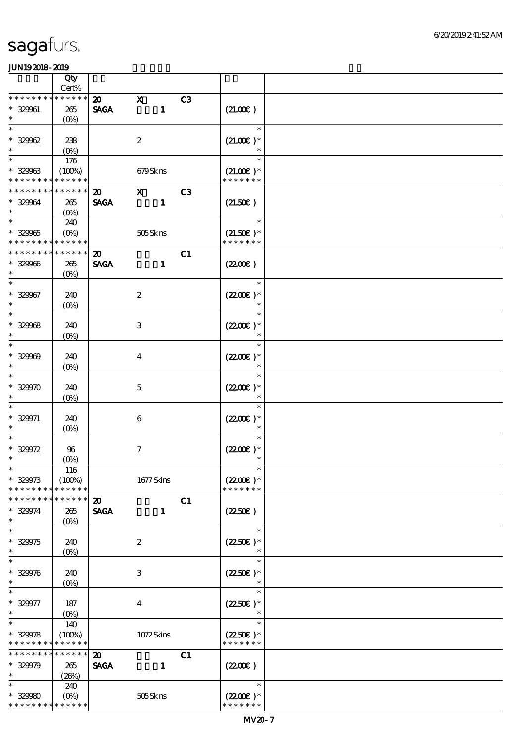# sagafurs.

JUN19 2018 - 2019

| | Qty Cert% | | | | | |
|---|---|---|---|---|---|---|
| * * * * * * * * * * * * * * | | 20 | X | C3 | | |
| * 329961 | 265 | SAGA | 1 | | (21.00€ ) | |
| * | (0%) | | | | | |
| * | | | | | * | |
| * 329962 | 238 | | 2 | | (21.00€ )* | |
| * | (0%) | | | | * | |
| * | 176 | | | | * | |
| * 329963 | (100%) | | 679 Skins | | (21.00€ )* | |
| * * * * * * * * * * * * * * | | | | | * * * * * * * | |
| * * * * * * * * * * * * * * | | 20 | X | C3 | | |
| * 329964 | 265 | SAGA | 1 | | (21.50€ ) | |
| * | (0%) | | | | | |
| * | 240 | | | | * | |
| * 329965 | (0%) | | 505 Skins | | (21.50€ )* | |
| * * * * * * * * * * * * * * | | | | | * * * * * * * | |
| * * * * * * * * * * * * * * | | 20 | | C1 | | |
| * 329966 | 265 | SAGA | 1 | | (22.00€ ) | |
| * | (0%) | | | | | |
| * | | | | | * | |
| * 329967 | 240 | | 2 | | (22.00€ )* | |
| * | (0%) | | | | * | |
| * | | | | | * | |
| * 329968 | 240 | | 3 | | (22.00€ )* | |
| * | (0%) | | | | * | |
| * | | | | | * | |
| * 329969 | 240 | | 4 | | (22.00€ )* | |
| * | (0%) | | | | * | |
| * | | | | | * | |
| * 329970 | 240 | | 5 | | (22.00€ )* | |
| * | (0%) | | | | * | |
| * | | | | | * | |
| * 329971 | 240 | | 6 | | (22.00€ )* | |
| * | (0%) | | | | * | |
| * | | | | | * | |
| * 329972 | 96 | | 7 | | (22.00€ )* | |
| * | (0%) | | | | * | |
| * | 116 | | | | * | |
| * 329973 | (100%) | | 1677 Skins | | (22.00€ )* | |
| * * * * * * * * * * * * * * | | | | | * * * * * * * | |
| * * * * * * * * * * * * * * | | 20 | | C1 | | |
| * 329974 | 265 | SAGA | 1 | | (22.50€ ) | |
| * | (0%) | | | | | |
| * | | | | | * | |
| * 329975 | 240 | | 2 | | (22.50€ )* | |
| * | (0%) | | | | * | |
| * | | | | | * | |
| * 329976 | 240 | | 3 | | (22.50€ )* | |
| * | (0%) | | | | * | |
| * | | | | | * | |
| * 329977 | 187 | | 4 | | (22.50€ )* | |
| * | (0%) | | | | * | |
| * | 140 | | | | * | |
| * 329978 | (100%) | | 1072 Skins | | (22.50€ )* | |
| * * * * * * * * * * * * * * | | | | | * * * * * * * | |
| * * * * * * * * * * * * * * | | 20 | | C1 | | |
| * 329979 | 265 | SAGA | 1 | | (22.00€ ) | |
| * | (26%) | | | | | |
| * | 240 | | | | * | |
| * 329980 | (0%) | | 505 Skins | | (22.00€ )* | |
| * * * * * * * * * * * * * * | | | | | * * * * * * * | |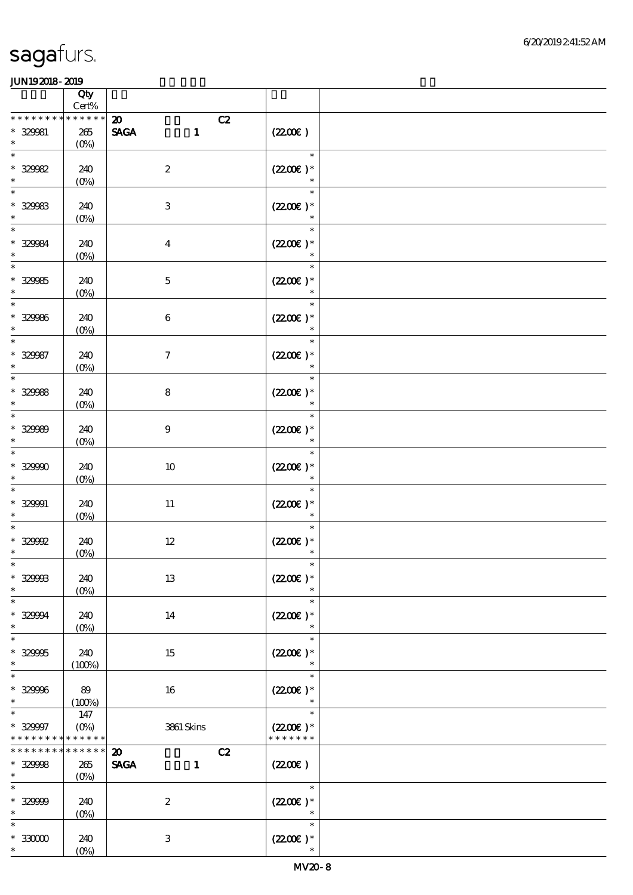| | Qty Cert% | | |
|---|---|---|---|
| * * * * * * * * * * * * * * | 20 C2 | | |
| * 329981 * | 265 (0%) | SAGA 1 | (22.00€) |
| * * 329982 * | 240 (0%) | 2 | * (22.00€) * * |
| * * 329983 * | 240 (0%) | 3 | * (22.00€) * * |
| * * 329984 * | 240 (0%) | 4 | * (22.00€) * * |
| * * 329985 * | 240 (0%) | 5 | * (22.00€) * * |
| * * 329986 * | 240 (0%) | 6 | * (22.00€) * * |
| * * 329987 * | 240 (0%) | 7 | * (22.00€) * * |
| * * 329988 * | 240 (0%) | 8 | * (22.00€) * * |
| * * 329989 * | 240 (0%) | 9 | * (22.00€) * * |
| * * 329990 * | 240 (0%) | 10 | * (22.00€) * * |
| * * 329991 * | 240 (0%) | 11 | * (22.00€) * * |
| * * 329992 * | 240 (0%) | 12 | * (22.00€) * * |
| * * 329993 * | 240 (0%) | 13 | * (22.00€) * * |
| * * 329994 * | 240 (0%) | 14 | * (22.00€) * * |
| * * 329995 * | 240 (100%) | 15 | * (22.00€) * * |
| * * 329996 * | 89 (100%) | 16 | * (22.00€) * * |
| * * 329997 * * * * * * * * * * * * * * | 147 (0%) | 3861 Skins | * (22.00€) * * * * * * * * |
| * * * * * * * * * * * * * * | 20 C2 | | |
| * 329998 * | 265 (0%) | SAGA 1 | (22.00€) |
| * * 329999 * | 240 (0%) | 2 | * (22.00€) * * |
| * * 330000 * | 240 (0%) | 3 | * (22.00€) * * |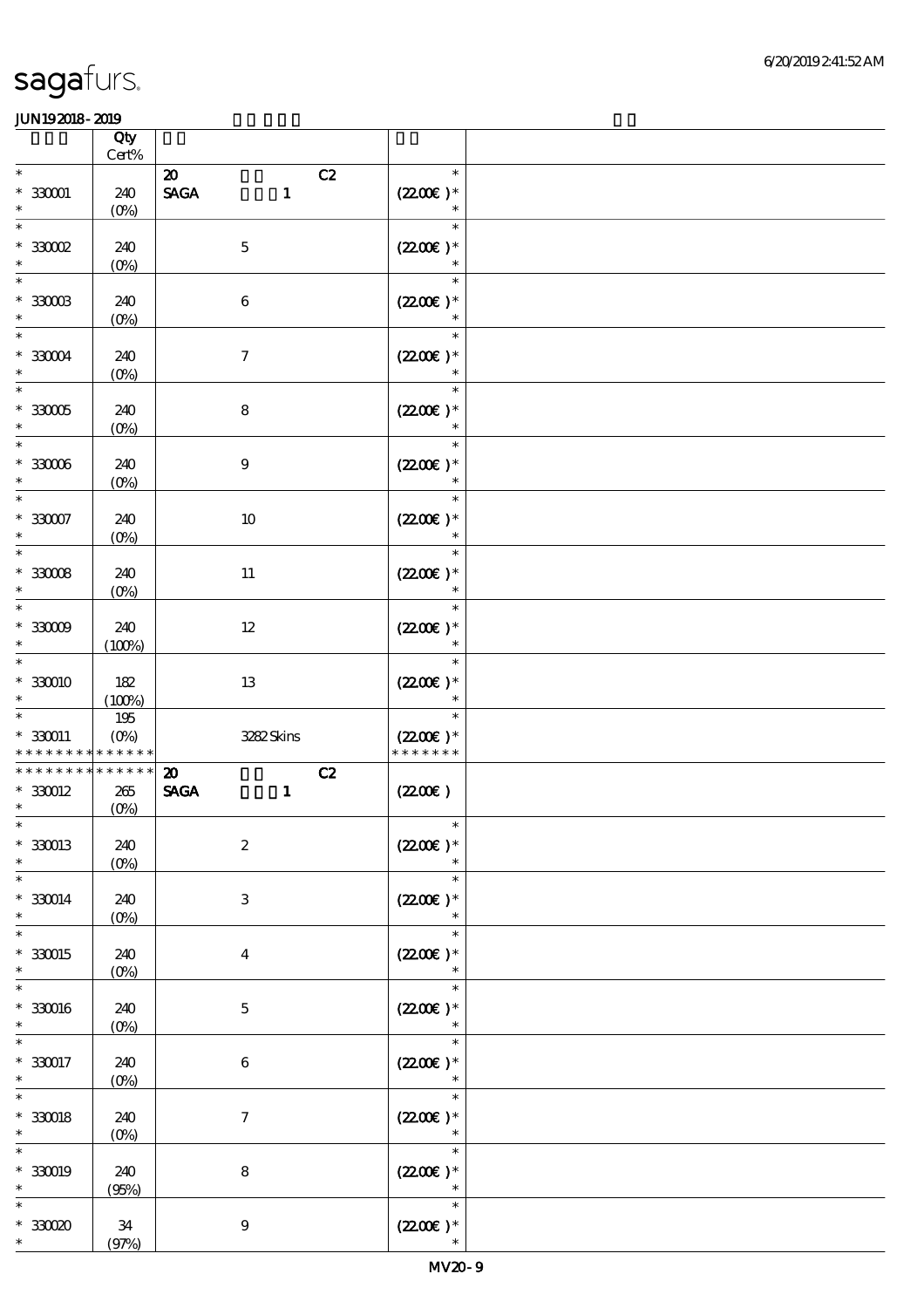# sagafurs.

JUN19 2018 - 2019

| | Qty<br>Cert% | | |
|---|---|---|---|
| * | | 20 C2 | * |
| * 330001 | 240 | SAGA 1 | (22.00€ )* |
| * | (0%) | | * |
| * 330002 | 240 | 5 | (22.00€ )* |
| * | (0%) | | * |
| * 330003 | 240 | 6 | (22.00€ )* |
| * | (0%) | | * |
| * 330004 | 240 | 7 | (22.00€ )* |
| * | (0%) | | * |
| * 330005 | 240 | 8 | (22.00€ )* |
| * | (0%) | | * |
| * 330006 | 240 | 9 | (22.00€ )* |
| * | (0%) | | * |
| * 330007 | 240 | 10 | (22.00€ )* |
| * | (0%) | | * |
| * 330008 | 240 | 11 | (22.00€ )* |
| * | (0%) | | * |
| * 330009 | 240 | 12 | (22.00€ )* |
| * | (100%) | | * |
| * 330010 | 182 | 13 | (22.00€ )* |
| * | (100%) | | * |
| * | 195 | | * |
| * 330011 | (0%) | 3282 Skins | (22.00€ )* |
| * * * * * * * * * * * * * * | | | * * * * * * * |
| * * * * * * * * * * * * * * | | 20 C2 | |
| * 330012 | 265 | SAGA 1 | (22.00€ ) |
| * | (0%) | | |
| * 330013 | 240 | 2 | (22.00€ )* |
| * | (0%) | | * |
| * 330014 | 240 | 3 | (22.00€ )* |
| * | (0%) | | * |
| * 330015 | 240 | 4 | (22.00€ )* |
| * | (0%) | | * |
| * 330016 | 240 | 5 | (22.00€ )* |
| * | (0%) | | * |
| * 330017 | 240 | 6 | (22.00€ )* |
| * | (0%) | | * |
| * 330018 | 240 | 7 | (22.00€ )* |
| * | (0%) | | * |
| * 330019 | 240 | 8 | (22.00€ )* |
| * | (95%) | | * |
| * 330020 | 34 | 9 | (22.00€ )* |
| * | (97%) | | * |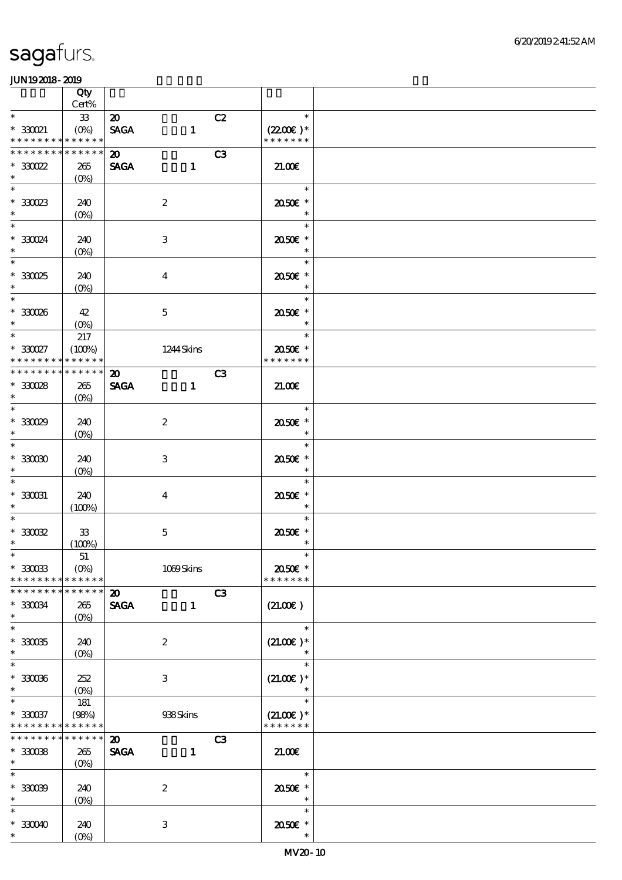| | Qty<br>Cert% | | |
|---|---|---|---|
| * | 33 | 20 C2 | * |
| * 330021 | (0%) | SAGA 1 | (22.00€)* |
| * * * * * * * * * * * * * * | | | * * * * * * * |
| * * * * * * * * * * * * * * | | 20 C3 | |
| * 330022 | 265 | SAGA 1 | 21.00€ |
| * | (0%) | | |
| * | | | * |
| * 330023 | 240 | 2 | 20.50€ * |
| * | (0%) | | * |
| * | | | * |
| * 330024 | 240 | 3 | 20.50€ * |
| * | (0%) | | * |
| * | | | * |
| * 330025 | 240 | 4 | 20.50€ * |
| * | (0%) | | * |
| * | | | * |
| * 330026 | 42 | 5 | 20.50€ * |
| * | (0%) | | * |
| * | 217 | | * |
| * 330027 | (100%) | 1244 Skins | 20.50€ * |
| * * * * * * * * * * * * * * | | | * * * * * * * |
| * * * * * * * * * * * * * * | | 20 C3 | |
| * 330028 | 265 | SAGA 1 | 21.00€ |
| * | (0%) | | |
| * | | | * |
| * 330029 | 240 | 2 | 20.50€ * |
| * | (0%) | | * |
| * | | | * |
| * 330030 | 240 | 3 | 20.50€ * |
| * | (0%) | | * |
| * | | | * |
| * 330031 | 240 | 4 | 20.50€ * |
| * | (100%) | | * |
| * | | | * |
| * 330032 | 33 | 5 | 20.50€ * |
| * | (100%) | | * |
| * | 51 | | * |
| * 330033 | (0%) | 1069 Skins | 20.50€ * |
| * * * * * * * * * * * * * * | | | * * * * * * * |
| * * * * * * * * * * * * * * | | 20 C3 | |
| * 330034 | 265 | SAGA 1 | (21.00€) |
| * | (0%) | | |
| * | | | * |
| * 330035 | 240 | 2 | (21.00€)* |
| * | (0%) | | * |
| * | | | * |
| * 330036 | 252 | 3 | (21.00€)* |
| * | (0%) | | * |
| * | 181 | | * |
| * 330037 | (98%) | 938 Skins | (21.00€)* |
| * * * * * * * * * * * * * * | | | * * * * * * * |
| * * * * * * * * * * * * * * | | 20 C3 | |
| * 330038 | 265 | SAGA 1 | 21.00€ |
| * | (0%) | | |
| * | | | * |
| * 330039 | 240 | 2 | 20.50€ * |
| * | (0%) | | * |
| * | | | * |
| * 330040 | 240 | 3 | 20.50€ * |
| * | (0%) | | * |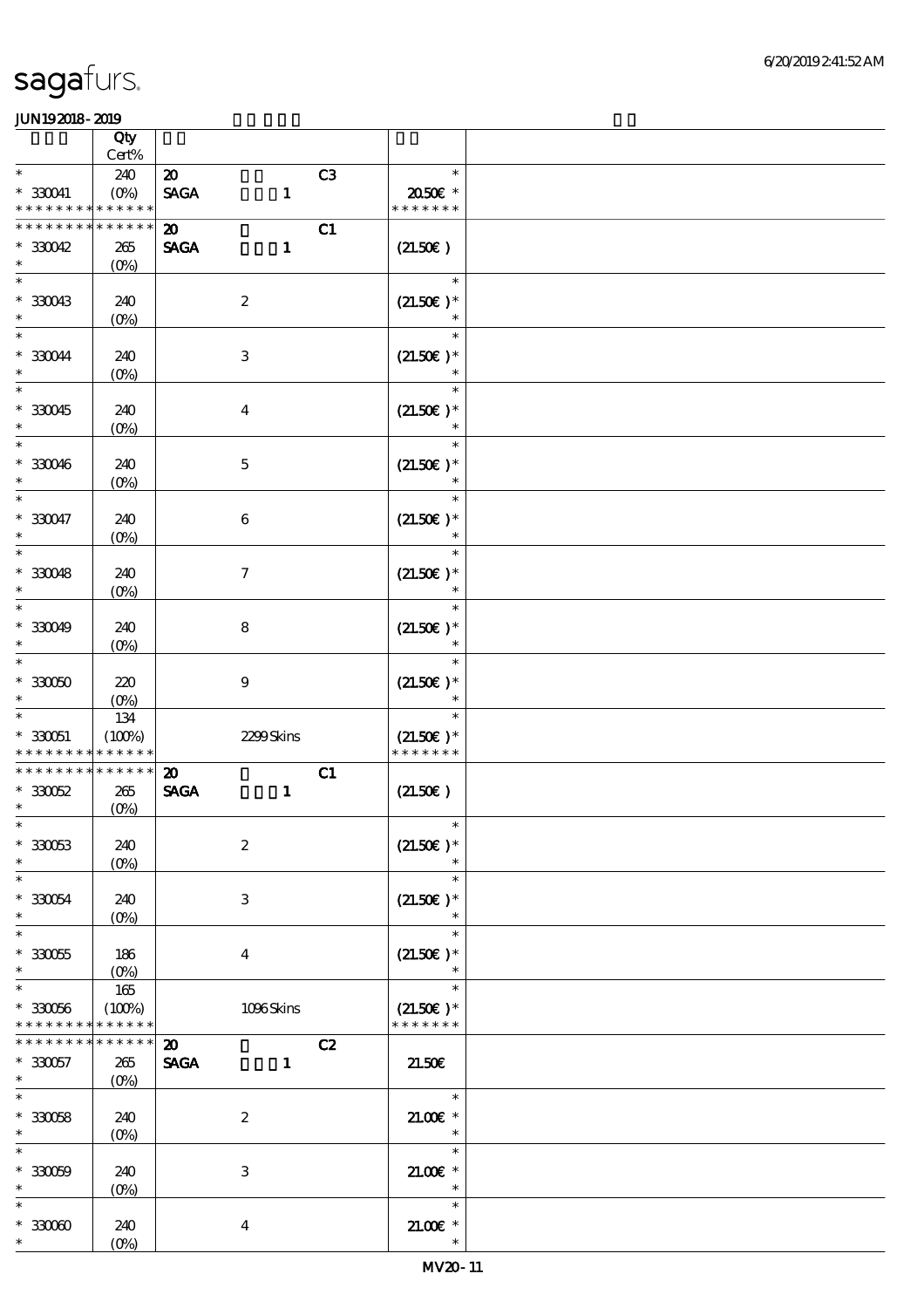# sagafurs.

JUN192018-2019

| | Qty Cert% | | | |
|---|---|---|---|---|
| * | 240 | 20 C3 | * | |
| * 330041 | (0%) | SAGA 1 | 20.50€ * | |
| * * * * * * * * * * * * * * | | | * * * * * * * | |
| * * * * * * * * * * * * * * | | 20 C1 | | |
| * 330042 | 265 | SAGA 1 | (21.50€) | |
| * | (0%) | | | |
| * | | | * | |
| * 330043 | 240 | 2 | (21.50€) * | |
| * | (0%) | | * | |
| * | | | * | |
| * 330044 | 240 | 3 | (21.50€) * | |
| * | (0%) | | * | |
| * | | | * | |
| * 330045 | 240 | 4 | (21.50€) * | |
| * | (0%) | | * | |
| * | | | * | |
| * 330046 | 240 | 5 | (21.50€) * | |
| * | (0%) | | * | |
| * | | | * | |
| * 330047 | 240 | 6 | (21.50€) * | |
| * | (0%) | | * | |
| * | | | * | |
| * 330048 | 240 | 7 | (21.50€) * | |
| * | (0%) | | * | |
| * | | | * | |
| * 330049 | 240 | 8 | (21.50€) * | |
| * | (0%) | | * | |
| * | | | * | |
| * 330050 | 220 | 9 | (21.50€) * | |
| * | (0%) | | * | |
| * | 134 | | * | |
| * 330051 | (100%) | 2299 Skins | (21.50€) * | |
| * * * * * * * * * * * * * * | | | * * * * * * * | |
| * * * * * * * * * * * * * * | | 20 C1 | | |
| * 330052 | 265 | SAGA 1 | (21.50€) | |
| * | (0%) | | | |
| * | | | * | |
| * 330053 | 240 | 2 | (21.50€) * | |
| * | (0%) | | * | |
| * | | | * | |
| * 330054 | 240 | 3 | (21.50€) * | |
| * | (0%) | | * | |
| * | | | * | |
| * 330055 | 186 | 4 | (21.50€) * | |
| * | (0%) | | * | |
| * | 165 | | * | |
| * 330056 | (100%) | 1096 Skins | (21.50€) * | |
| * * * * * * * * * * * * * * | | | * * * * * * * | |
| * * * * * * * * * * * * * * | | 20 C2 | | |
| * 330057 | 265 | SAGA 1 | 21.50€ | |
| * | (0%) | | | |
| * | | | * | |
| * 330058 | 240 | 2 | 21.00€ * | |
| * | (0%) | | * | |
| * | | | * | |
| * 330059 | 240 | 3 | 21.00€ * | |
| * | (0%) | | * | |
| * | | | * | |
| * 330060 | 240 | 4 | 21.00€ * | |
| * | (0%) | | * | |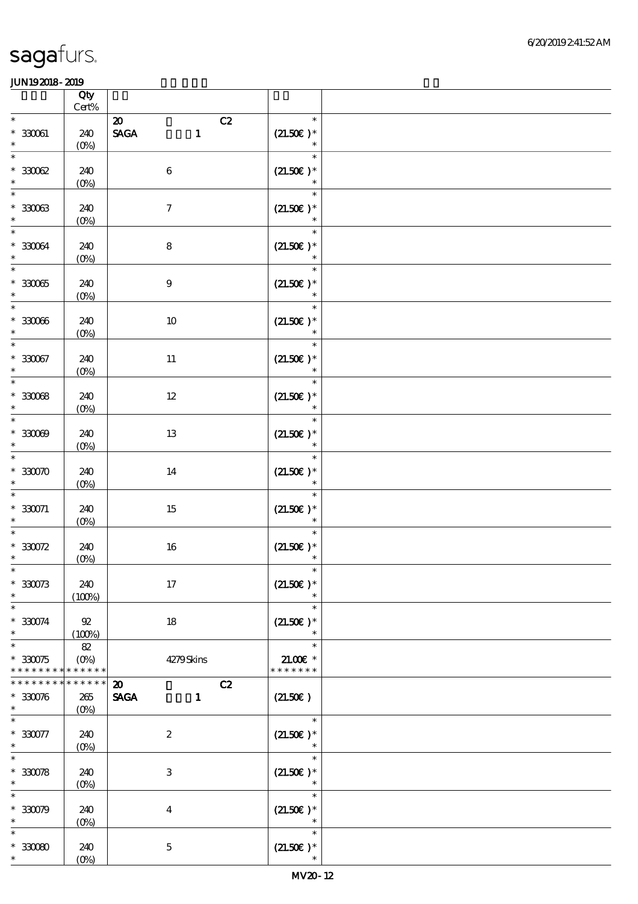sagafurs.

JUN19 2018 - 2019

| | Qty Cert% | | |
|---|---|---|---|
| * | | 20 C2 | * |
| * 330061 | 240 | SAGA 1 | (21.50€ )* |
| * | (0%) | | * |
| * | | | * |
| * 330062 | 240 | 6 | (21.50€ )* |
| * | (0%) | | * |
| * | | | * |
| * 330063 | 240 | 7 | (21.50€ )* |
| * | (0%) | | * |
| * | | | * |
| * 330064 | 240 | 8 | (21.50€ )* |
| * | (0%) | | * |
| * | | | * |
| * 330065 | 240 | 9 | (21.50€ )* |
| * | (0%) | | * |
| * | | | * |
| * 330066 | 240 | 10 | (21.50€ )* |
| * | (0%) | | * |
| * | | | * |
| * 330067 | 240 | 11 | (21.50€ )* |
| * | (0%) | | * |
| * | | | * |
| * 330068 | 240 | 12 | (21.50€ )* |
| * | (0%) | | * |
| * | | | * |
| * 330069 | 240 | 13 | (21.50€ )* |
| * | (0%) | | * |
| * | | | * |
| * 330070 | 240 | 14 | (21.50€ )* |
| * | (0%) | | * |
| * | | | * |
| * 330071 | 240 | 15 | (21.50€ )* |
| * | (0%) | | * |
| * | | | * |
| * 330072 | 240 | 16 | (21.50€ )* |
| * | (0%) | | * |
| * | | | * |
| * 330073 | 240 | 17 | (21.50€ )* |
| * | (100%) | | * |
| * | | | * |
| * 330074 | 92 | 18 | (21.50€ )* |
| * | (100%) | | * |
| * | 82 | | * |
| * 330075 | (0%) | 4279 Skins | 21.00€ * |
| * * * * * * * * * * * * * * | | | * * * * * * * |
| * * * * * * * * * * * * * * | | 20 C2 | |
| * 330076 | 265 | SAGA 1 | (21.50€ ) |
| * | (0%) | | |
| * | | | * |
| * 330077 | 240 | 2 | (21.50€ )* |
| * | (0%) | | * |
| * | | | * |
| * 330078 | 240 | 3 | (21.50€ )* |
| * | (0%) | | * |
| * | | | * |
| * 330079 | 240 | 4 | (21.50€ )* |
| * | (0%) | | * |
| * | | | * |
| * 330080 | 240 | 5 | (21.50€ )* |
| * | (0%) | | * |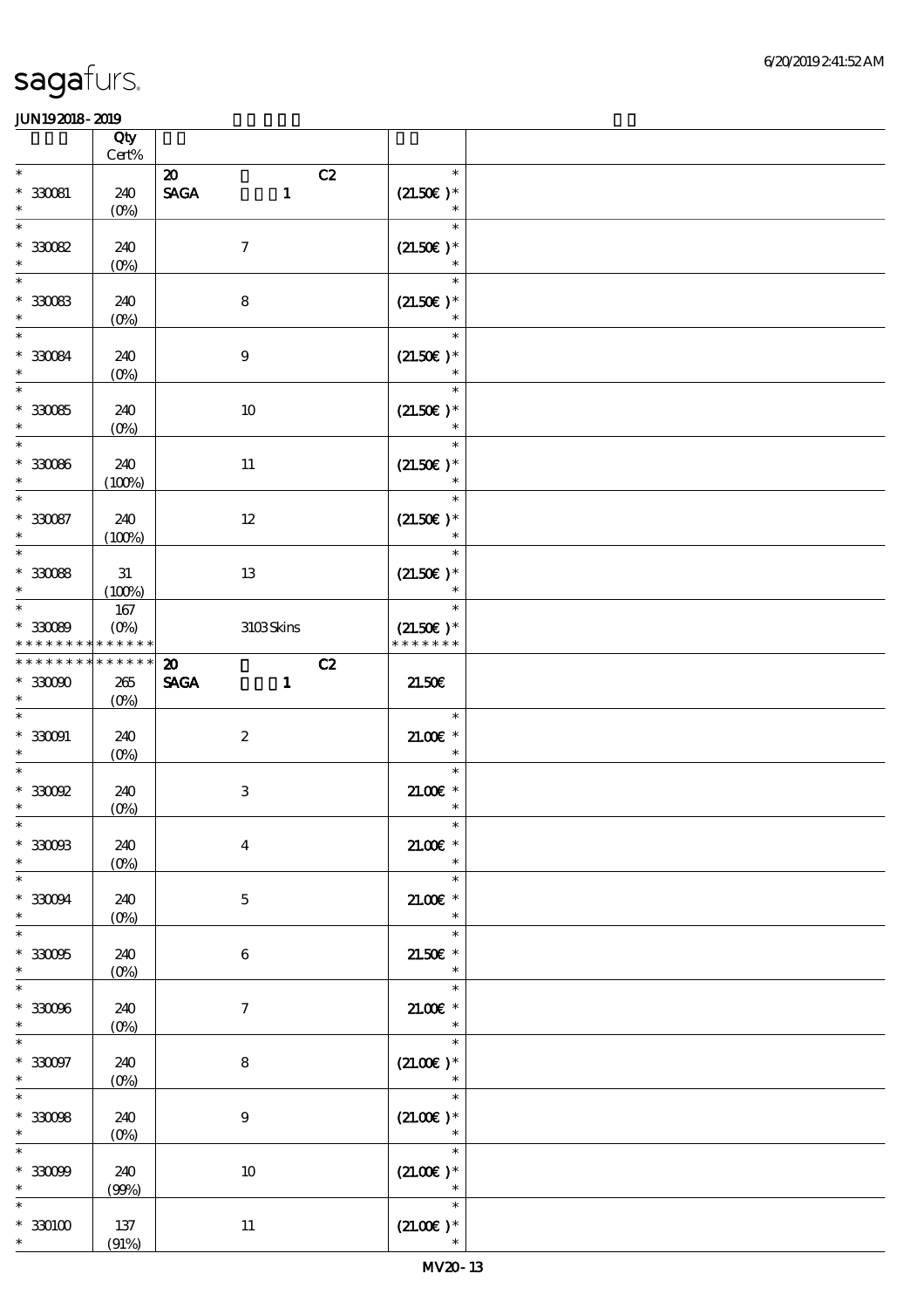sagafurs.

JUN19 2018 - 2019

| | Qty Cert% | | |
|---|---|---|---|
| * | | 20 C2 | * |
| * 330081 | 240 | SAGA 1 | (21.50€)* |
| * | (0%) | | * |
| * 330082 | 240 | 7 | (21.50€)* |
| * | (0%) | | * |
| * 330083 | 240 | 8 | (21.50€)* |
| * | (0%) | | * |
| * 330084 | 240 | 9 | (21.50€)* |
| * | (0%) | | * |
| * 330085 | 240 | 10 | (21.50€)* |
| * | (0%) | | * |
| * 330086 | 240 | 11 | (21.50€)* |
| * | (100%) | | * |
| * 330087 | 240 | 12 | (21.50€)* |
| * | (100%) | | * |
| * 330088 | 31 | 13 | (21.50€)* |
| * | (100%) | | * |
| * | 167 | | * |
| * 330089 | (0%) | 3103 Skins | (21.50€)* |
| ************** | | | ******* |
| ************** | | 20 C2 | |
| * 330090 | 265 | SAGA 1 | 21.50€ |
| * | (0%) | | |
| * 330091 | 240 | 2 | 21.00€ * |
| * | (0%) | | * |
| * 330092 | 240 | 3 | 21.00€ * |
| * | (0%) | | * |
| * 330093 | 240 | 4 | 21.00€ * |
| * | (0%) | | * |
| * 330094 | 240 | 5 | 21.00€ * |
| * | (0%) | | * |
| * 330095 | 240 | 6 | 21.50€ * |
| * | (0%) | | * |
| * 330096 | 240 | 7 | 21.00€ * |
| * | (0%) | | * |
| * 330097 | 240 | 8 | (21.00€)* |
| * | (0%) | | * |
| * 330098 | 240 | 9 | (21.00€)* |
| * | (0%) | | * |
| * 330099 | 240 | 10 | (21.00€)* |
| * | (99%) | | * |
| * 330100 | 137 | 11 | (21.00€)* |
| * | (91%) | | * |

MV20 - 13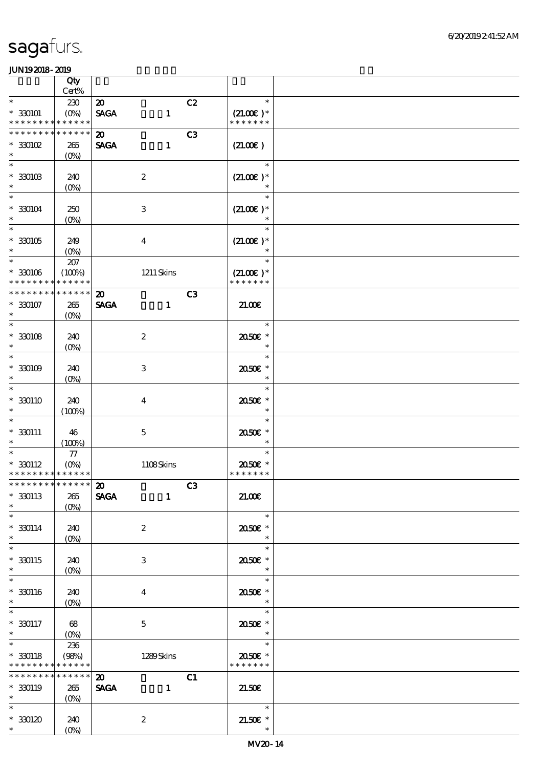sagafurs.

JUN19 2018 - 2019

| | Qty Cert% | | |
|---|---|---|---|
| * | 230 | 20 C2 | * |
| * 330101 | (0%) | SAGA 1 | (21.00€ )* |
| * * * * * * * * * * * * * * | | | * * * * * * * |
| * * * * * * * * * * * * * * | | 20 C3 | |
| * 330102 | 265 | SAGA 1 | (21.00€ ) |
| * | (0%) | | |
| * | | | * |
| * 330103 | 240 | 2 | (21.00€ )* |
| * | (0%) | | * |
| * | | | * |
| * 330104 | 250 | 3 | (21.00€ )* |
| * | (0%) | | * |
| * | | | * |
| * 330105 | 249 | 4 | (21.00€ )* |
| * | (0%) | | * |
| * | 207 | | * |
| * 330106 | (100%) | 1211 Skins | (21.00€ )* |
| * * * * * * * * * * * * * * | | | * * * * * * * |
| * * * * * * * * * * * * * * | | 20 C3 | |
| * 330107 | 265 | SAGA 1 | 21.00€ |
| * | (0%) | | |
| * | | | * |
| * 330108 | 240 | 2 | 20.50€ * |
| * | (0%) | | * |
| * | | | * |
| * 330109 | 240 | 3 | 20.50€ * |
| * | (0%) | | * |
| * | | | * |
| * 330110 | 240 | 4 | 20.50€ * |
| * | (100%) | | * |
| * | | | * |
| * 330111 | 46 | 5 | 20.50€ * |
| * | (100%) | | * |
| * | 77 | | * |
| * 330112 | (0%) | 1108 Skins | 20.50€ * |
| * * * * * * * * * * * * * * | | | * * * * * * * |
| * * * * * * * * * * * * * * | | 20 C3 | |
| * 330113 | 265 | SAGA 1 | 21.00€ |
| * | (0%) | | |
| * | | | * |
| * 330114 | 240 | 2 | 20.50€ * |
| * | (0%) | | * |
| * | | | * |
| * 330115 | 240 | 3 | 20.50€ * |
| * | (0%) | | * |
| * | | | * |
| * 330116 | 240 | 4 | 20.50€ * |
| * | (0%) | | * |
| * | | | * |
| * 330117 | 68 | 5 | 20.50€ * |
| * | (0%) | | * |
| * | 236 | | * |
| * 330118 | (98%) | 1289 Skins | 20.50€ * |
| * * * * * * * * * * * * * * | | | * * * * * * * |
| * * * * * * * * * * * * * * | | 20 C1 | |
| * 330119 | 265 | SAGA 1 | 21.50€ |
| * | (0%) | | |
| * | | | * |
| * 330120 | 240 | 2 | 21.50€ * |
| * | (0%) | | * |

MV20 - 14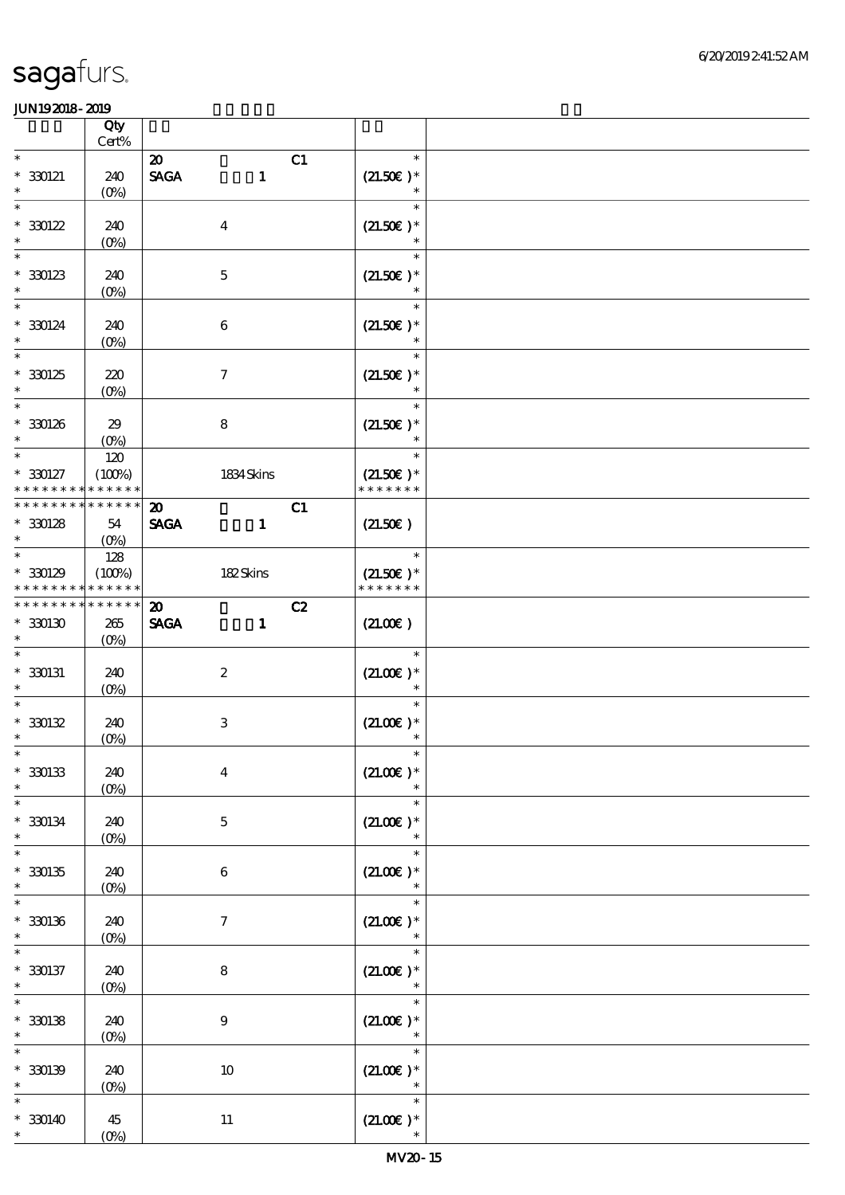sagafurs.

6/20/2019 2:41:52 AM

JUN19 2018 - 2019

| | Qty Cert% | | | |
|---|---|---|---|---|
| * 330121 * | 240 (0%) | 20 C1 SAGA 1 | * (21.50€ )* * | |
| * 330122 * | 240 (0%) | 4 | * (21.50€ )* * | |
| * 330123 * | 240 (0%) | 5 | * (21.50€ )* * | |
| * 330124 * | 240 (0%) | 6 | * (21.50€ )* * | |
| * 330125 * | 220 (0%) | 7 | * (21.50€ )* * | |
| * 330126 * | 29 (0%) | 8 | * (21.50€ )* * | |
| * 330127 * * * * * * * * * * * * * * | 120 (100%) | 1834 Skins | * (21.50€ )* * * * * * * * | |
| * * * * * * * * * * * * * * 330128 * | 54 (0%) | 20 C1 SAGA 1 | (21.50€ ) | |
| * 330129 * * * * * * * * * * * * * * | 128 (100%) | 182 Skins | * (21.50€ )* * * * * * * * | |
| * * * * * * * * * * * * * * 330130 * | 265 (0%) | 20 C2 SAGA 1 | (21.00€ ) | |
| * 330131 * | 240 (0%) | 2 | * (21.00€ )* * | |
| * 330132 * | 240 (0%) | 3 | * (21.00€ )* * | |
| * 330133 * | 240 (0%) | 4 | * (21.00€ )* * | |
| * 330134 * | 240 (0%) | 5 | * (21.00€ )* * | |
| * 330135 * | 240 (0%) | 6 | * (21.00€ )* * | |
| * 330136 * | 240 (0%) | 7 | * (21.00€ )* * | |
| * 330137 * | 240 (0%) | 8 | * (21.00€ )* * | |
| * 330138 * | 240 (0%) | 9 | * (21.00€ )* * | |
| * 330139 * | 240 (0%) | 10 | * (21.00€ )* * | |
| * 330140 * | 45 (0%) | 11 | * (21.00€ )* * | |

MV20 - 15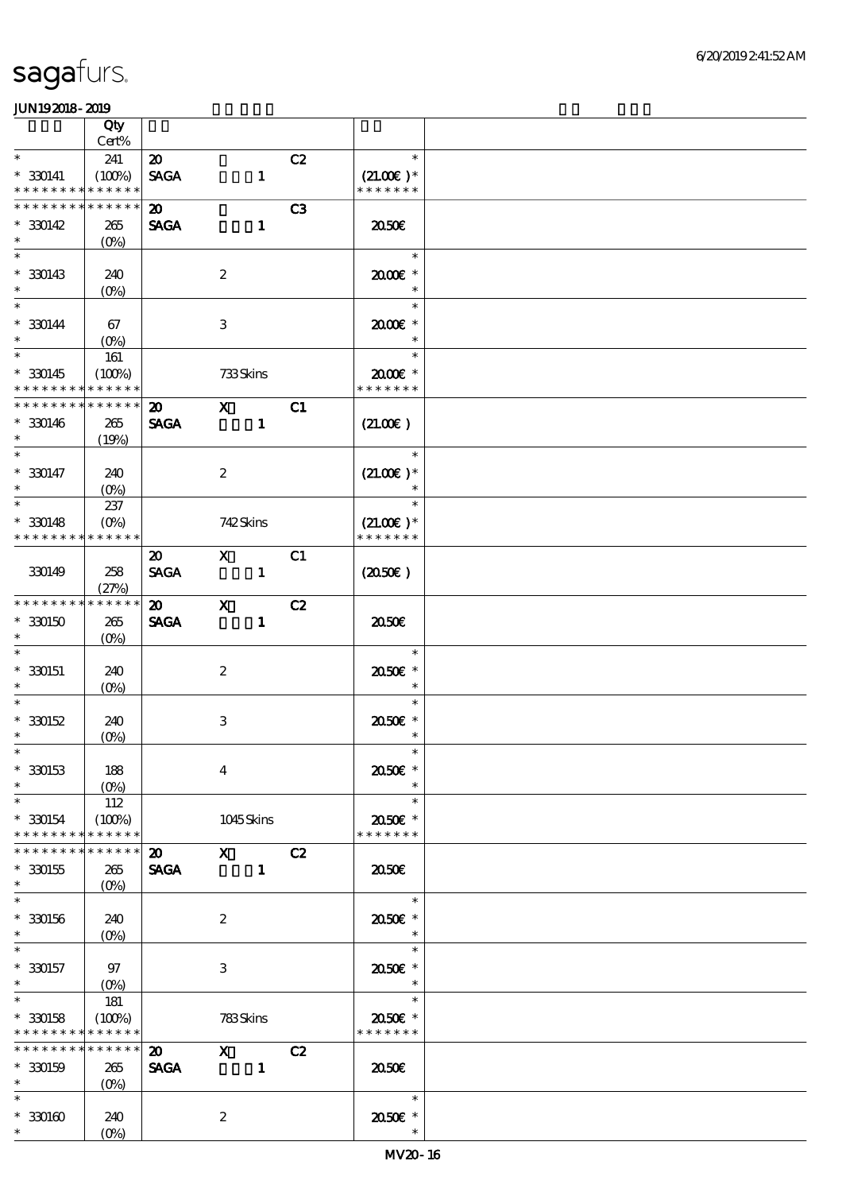| | Qty Cert% | | | | | |
|---|---|---|---|---|---|---|
| * | 241 | 20 | | C2 | * | |
| * 330141 | (100%) | SAGA | 1 | | (21.00€)* | |
| * * * * * * * * * * * * * * | | | | | * * * * * * * | |
| * * * * * * * * * * * * * * | | 20 | | C3 | | |
| * 330142 | 265 | SAGA | 1 | | 20.50€ | |
| * | (0%) | | | | | |
| * | | | | | * | |
| * 330143 | 240 | | 2 | | 20.00€ * | |
| * | (0%) | | | | * | |
| * | | | | | * | |
| * 330144 | 67 | | 3 | | 20.00€ * | |
| * | (0%) | | | | * | |
| * | 161 | | | | * | |
| * 330145 | (100%) | | 733 Skins | | 20.00€ * | |
| * * * * * * * * * * * * * * | | | | | * * * * * * * | |
| * * * * * * * * * * * * * * | | 20 | X | C1 | | |
| * 330146 | 265 | SAGA | 1 | | (21.00€) | |
| * | (19%) | | | | | |
| * | | | | | * | |
| * 330147 | 240 | | 2 | | (21.00€)* | |
| * | (0%) | | | | * | |
| * | 237 | | | | * | |
| * 330148 | (0%) | | 742 Skins | | (21.00€)* | |
| * * * * * * * * * * * * * * | | | | | * * * * * * * | |
| | | 20 | X | C1 | | |
| 330149 | 258 | SAGA | 1 | | (20.50€) | |
| | (27%) | | | | | |
| * * * * * * * * * * * * * * | | 20 | X | C2 | | |
| * 330150 | 265 | SAGA | 1 | | 20.50€ | |
| * | (0%) | | | | | |
| * | | | | | * | |
| * 330151 | 240 | | 2 | | 20.50€ * | |
| * | (0%) | | | | * | |
| * | | | | | * | |
| * 330152 | 240 | | 3 | | 20.50€ * | |
| * | (0%) | | | | * | |
| * | | | | | * | |
| * 330153 | 188 | | 4 | | 20.50€ * | |
| * | (0%) | | | | * | |
| * | 112 | | | | * | |
| * 330154 | (100%) | | 1045 Skins | | 20.50€ * | |
| * * * * * * * * * * * * * * | | | | | * * * * * * * | |
| * * * * * * * * * * * * * * | | 20 | X | C2 | | |
| * 330155 | 265 | SAGA | 1 | | 20.50€ | |
| * | (0%) | | | | | |
| * | | | | | * | |
| * 330156 | 240 | | 2 | | 20.50€ * | |
| * | (0%) | | | | * | |
| * | | | | | * | |
| * 330157 | 97 | | 3 | | 20.50€ * | |
| * | (0%) | | | | * | |
| * | 181 | | | | * | |
| * 330158 | (100%) | | 783 Skins | | 20.50€ * | |
| * * * * * * * * * * * * * * | | | | | * * * * * * * | |
| * * * * * * * * * * * * * * | | 20 | X | C2 | | |
| * 330159 | 265 | SAGA | 1 | | 20.50€ | |
| * | (0%) | | | | | |
| * | | | | | * | |
| * 330160 | 240 | | 2 | | 20.50€ * | |
| * | (0%) | | | | * | |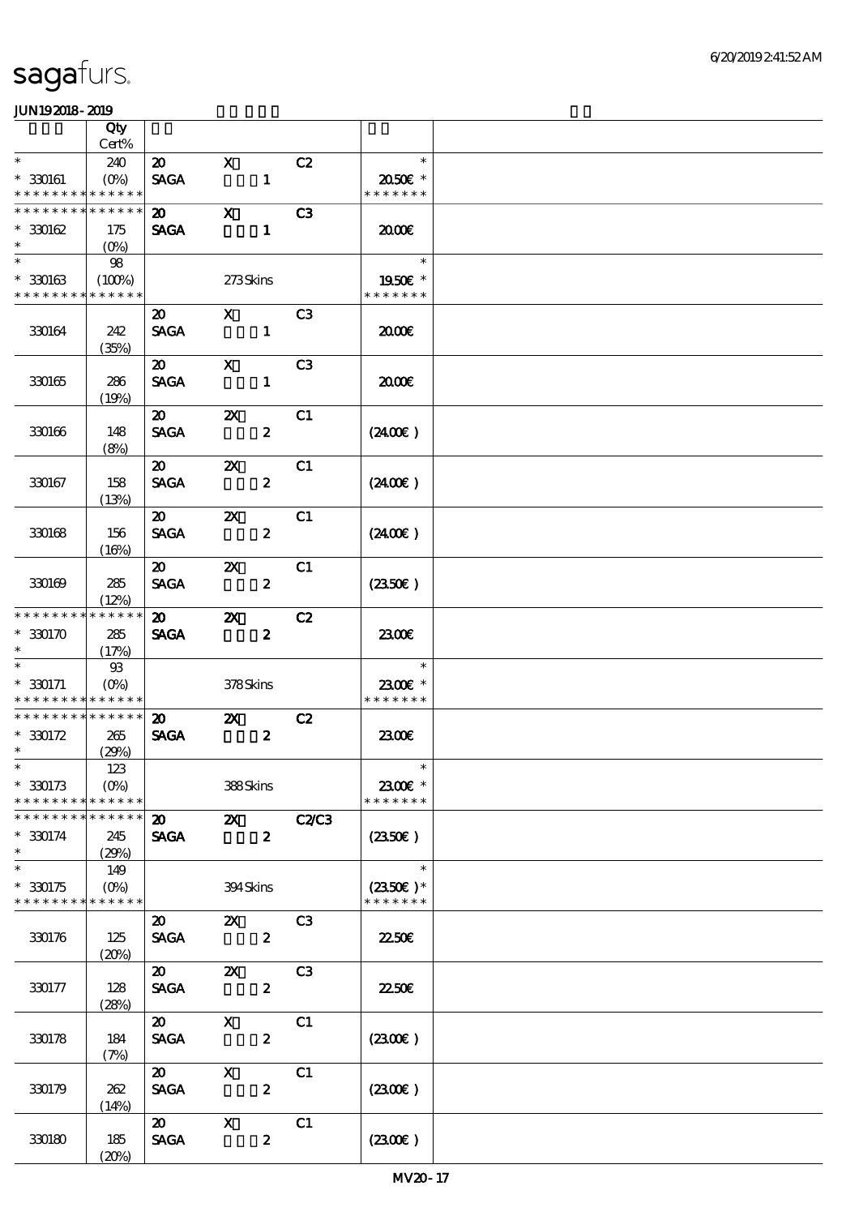sagafurs.

JUN19 2018 - 2019

| | Qty Cert% | | | | | |
|---|---|---|---|---|---|---|
| * | 240 | 20 | X | C2 | * | |
| * 330161 | (0%) | SAGA | 1 | | 20.50€ * | |
| * * * * * * * * * * * * * * | | | | | * * * * * * * | |
| * * * * * * * * * * * * * * | | 20 | X | C3 | | |
| * 330162 | 175 | SAGA | 1 | | 20.00€ | |
| * | (0%) | | | | | |
| * | 98 | | | | * | |
| * 330163 | (100%) | | 273 Skins | | 19.50€ * | |
| * * * * * * * * * * * * * * | | | | | * * * * * * * | |
| | | 20 | X | C3 | | |
| 330164 | 242 (35%) | SAGA | 1 | | 20.00€ | |
| | | 20 | X | C3 | | |
| 330165 | 286 (19%) | SAGA | 1 | | 20.00€ | |
| | | 20 | 2X | C1 | | |
| 330166 | 148 (8%) | SAGA | 2 | | (24.00€) | |
| | | 20 | 2X | C1 | | |
| 330167 | 158 (13%) | SAGA | 2 | | (24.00€) | |
| | | 20 | 2X | C1 | | |
| 330168 | 156 (16%) | SAGA | 2 | | (24.00€) | |
| | | 20 | 2X | C1 | | |
| 330169 | 285 (12%) | SAGA | 2 | | (23.50€) | |
| * * * * * * * * * * * * * * | | 20 | 2X | C2 | | |
| * 330170 | 285 | SAGA | 2 | | 23.00€ | |
| * | (17%) | | | | | |
| * | 93 | | | | * | |
| * 330171 | (0%) | | 378 Skins | | 23.00€ * | |
| * * * * * * * * * * * * * * | | | | | * * * * * * * | |
| * * * * * * * * * * * * * * | | 20 | 2X | C2 | | |
| * 330172 | 265 | SAGA | 2 | | 23.00€ | |
| * | (29%) | | | | | |
| * | 123 | | | | * | |
| * 330173 | (0%) | | 388 Skins | | 23.00€ * | |
| * * * * * * * * * * * * * * | | | | | * * * * * * * | |
| * * * * * * * * * * * * * * | | 20 | 2X | C2/C3 | | |
| * 330174 | 245 | SAGA | 2 | | (23.50€) | |
| * | (29%) | | | | | |
| * | 149 | | | | * | |
| * 330175 | (0%) | | 394 Skins | | (23.50€) * | |
| * * * * * * * * * * * * * * | | | | | * * * * * * * | |
| | | 20 | 2X | C3 | | |
| 330176 | 125 (20%) | SAGA | 2 | | 22.50€ | |
| | | 20 | 2X | C3 | | |
| 330177 | 128 (28%) | SAGA | 2 | | 22.50€ | |
| | | 20 | X | C1 | | |
| 330178 | 184 (7%) | SAGA | 2 | | (23.00€) | |
| | | 20 | X | C1 | | |
| 330179 | 262 (14%) | SAGA | 2 | | (23.00€) | |
| | | 20 | X | C1 | | |
| 330180 | 185 (20%) | SAGA | 2 | | (23.00€) | |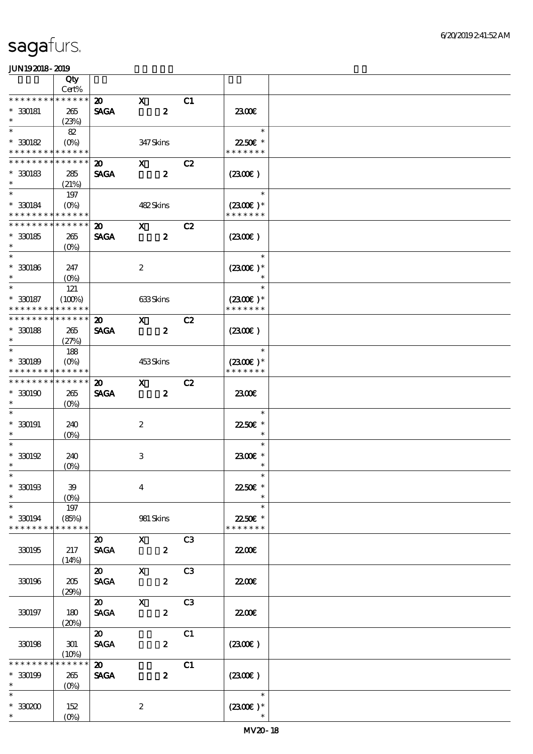# sagafurs.

JUN192018-2019

| | Qty Cert% | | | | | |
|---|---|---|---|---|---|---|
| * * * * * * * * * * * * * * | | 20 | X | C1 | | |
| * 330181 | 265 | SAGA | 2 | | 23.00€ | |
| * | (23%) | | | | | |
| * | 82 | | | | * | |
| * 330182 | (0%) | | 347 Skins | | 22.50€ * | |
| * * * * * * * * * * * * * * | | | | | * * * * * * * | |
| * * * * * * * * * * * * * * | | 20 | X | C2 | | |
| * 330183 | 285 | SAGA | 2 | | (23.00€) | |
| * | (21%) | | | | | |
| * | 197 | | | | * | |
| * 330184 | (0%) | | 482 Skins | | (23.00€) * | |
| * * * * * * * * * * * * * * | | | | | * * * * * * * | |
| * * * * * * * * * * * * * * | | 20 | X | C2 | | |
| * 330185 | 265 | SAGA | 2 | | (23.00€) | |
| * | (0%) | | | | | |
| * | | | | | * | |
| * 330186 | 247 | | 2 | | (23.00€) * | |
| * | (0%) | | | | * | |
| * | 121 | | | | * | |
| * 330187 | (100%) | | 633 Skins | | (23.00€) * | |
| * * * * * * * * * * * * * * | | | | | * * * * * * * | |
| * * * * * * * * * * * * * * | | 20 | X | C2 | | |
| * 330188 | 265 | SAGA | 2 | | (23.00€) | |
| * | (27%) | | | | | |
| * | 188 | | | | * | |
| * 330189 | (0%) | | 453 Skins | | (23.00€) * | |
| * * * * * * * * * * * * * * | | | | | * * * * * * * | |
| * * * * * * * * * * * * * * | | 20 | X | C2 | | |
| * 330190 | 265 | SAGA | 2 | | 23.00€ | |
| * | (0%) | | | | | |
| * | | | | | * | |
| * 330191 | 240 | | 2 | | 22.50€ * | |
| * | (0%) | | | | * | |
| * | | | | | * | |
| * 330192 | 240 | | 3 | | 23.00€ * | |
| * | (0%) | | | | * | |
| * | | | | | * | |
| * 330193 | 39 | | 4 | | 22.50€ * | |
| * | (0%) | | | | * | |
| * | 197 | | | | * | |
| * 330194 | (85%) | | 981 Skins | | 22.50€ * | |
| * * * * * * * * * * * * * * | | | | | * * * * * * * | |
| | | 20 | X | C3 | | |
| 330195 | 217 | SAGA | 2 | | 22.00€ | |
| | (14%) | | | | | |
| | | 20 | X | C3 | | |
| 330196 | 205 | SAGA | 2 | | 22.00€ | |
| | (29%) | | | | | |
| | | 20 | X | C3 | | |
| 330197 | 180 | SAGA | 2 | | 22.00€ | |
| | (20%) | | | | | |
| | | 20 | | C1 | | |
| 330198 | 301 | SAGA | 2 | | (23.00€) | |
| | (10%) | | | | | |
| * * * * * * * * * * * * * * | | 20 | | C1 | | |
| * 330199 | 265 | SAGA | 2 | | (23.00€) | |
| * | (0%) | | | | | |
| * | | | | | * | |
| * 330200 | 152 | | 2 | | (23.00€) * | |
| * | (0%) | | | | * | |

MV20-18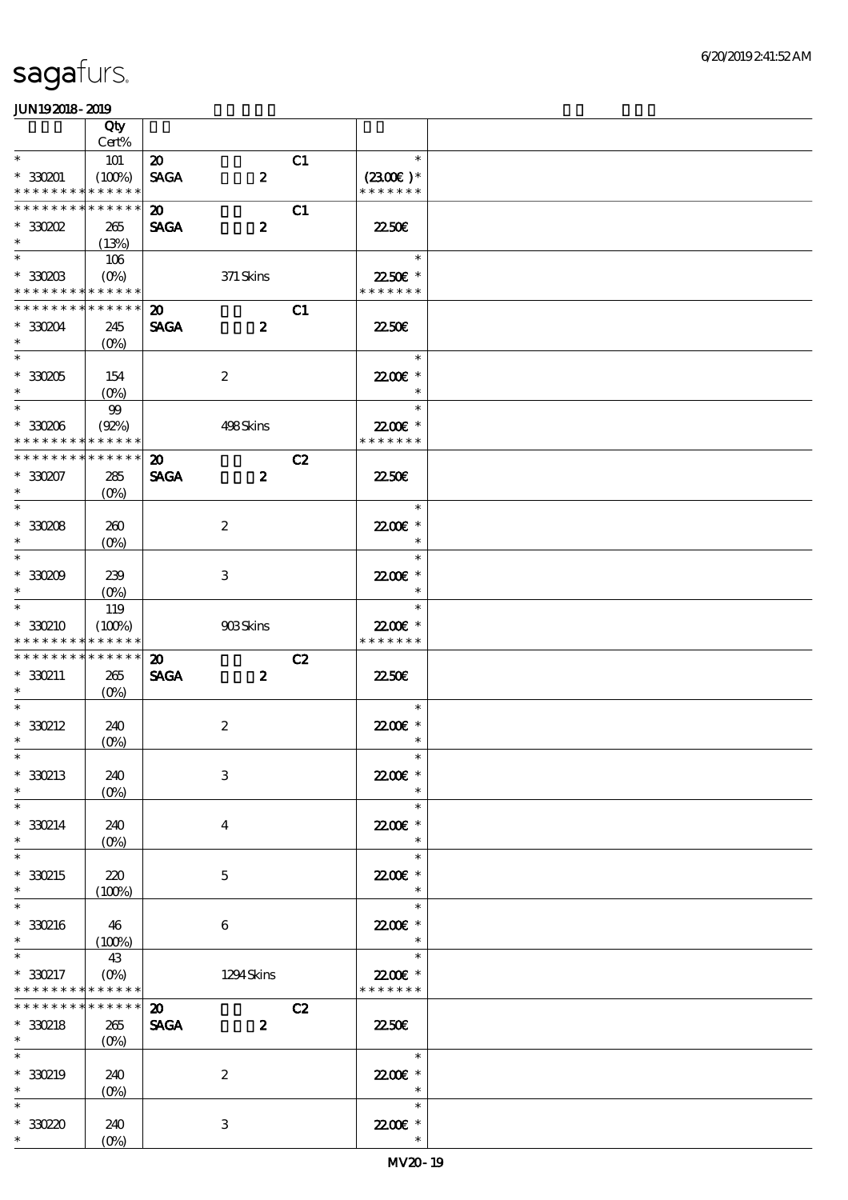| | Qty Cert% | | |
|---|---|---|---|
| * <br> * 330201 <br> * * * * * * * * * * * * * * | 101 <br> (100%) | 20 C1 <br> SAGA 2 | * <br> (23.00€) * <br> * * * * * * * |
| * * * * * * * * * * * * * * <br> * 330202 <br> * | 265 <br> (13%) | 20 C1 <br> SAGA 2 | 22.50€ |
| * <br> * 330203 <br> * * * * * * * * * * * * * * | 106 <br> (0%) | 371 Skins | * <br> 22.50€ * <br> * * * * * * * |
| * * * * * * * * * * * * * * <br> * 330204 <br> * | 245 <br> (0%) | 20 C1 <br> SAGA 2 | 22.50€ |
| * <br> * 330205 <br> * | 154 <br> (0%) | 2 | * <br> 22.00€ * <br> * |
| * <br> * 330206 <br> * * * * * * * * * * * * * * | 99 <br> (92%) | 498 Skins | * <br> 22.00€ * <br> * * * * * * * |
| * * * * * * * * * * * * * * <br> * 330207 <br> * | 285 <br> (0%) | 20 C2 <br> SAGA 2 | 22.50€ |
| * <br> * 330208 <br> * | 260 <br> (0%) | 2 | * <br> 22.00€ * <br> * |
| * <br> * 330209 <br> * | 239 <br> (0%) | 3 | * <br> 22.00€ * <br> * |
| * <br> * 330210 <br> * * * * * * * * * * * * * * | 119 <br> (100%) | 903 Skins | * <br> 22.00€ * <br> * * * * * * * |
| * * * * * * * * * * * * * * <br> * 330211 <br> * | 265 <br> (0%) | 20 C2 <br> SAGA 2 | 22.50€ |
| * <br> * 330212 <br> * | 240 <br> (0%) | 2 | * <br> 22.00€ * <br> * |
| * <br> * 330213 <br> * | 240 <br> (0%) | 3 | * <br> 22.00€ * <br> * |
| * <br> * 330214 <br> * | 240 <br> (0%) | 4 | * <br> 22.00€ * <br> * |
| * <br> * 330215 <br> * | 220 <br> (100%) | 5 | * <br> 22.00€ * <br> * |
| * <br> * 330216 <br> * | 46 <br> (100%) | 6 | * <br> 22.00€ * <br> * |
| * <br> * 330217 <br> * * * * * * * * * * * * * * | 43 <br> (0%) | 1294 Skins | * <br> 22.00€ * <br> * * * * * * * |
| * * * * * * * * * * * * * * <br> * 330218 <br> * | 265 <br> (0%) | 20 C2 <br> SAGA 2 | 22.50€ |
| * <br> * 330219 <br> * | 240 <br> (0%) | 2 | * <br> 22.00€ * <br> * |
| * <br> * 330220 <br> * | 240 <br> (0%) | 3 | * <br> 22.00€ * <br> * |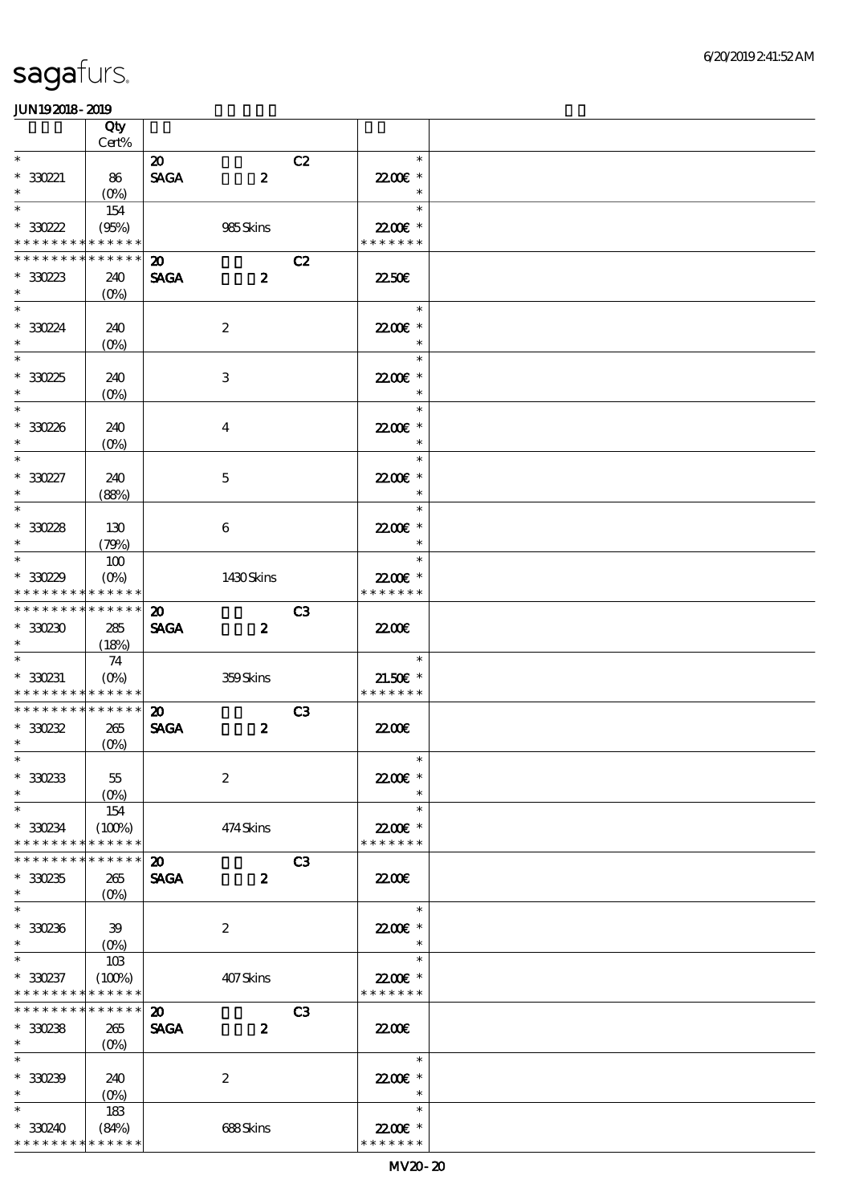| | Qty Cert% | | | | |
|---|---|---|---|---|---|
| * | | **20** | C2 | * | |
| * 330221 | 86 | **SAGA** **2** | | 22.00€ * | |
| * | (0%) | | | * | |
| * | 154 | | | * | |
| * 330222 | (95%) | 985 Skins | | 22.00€ * | |
| * * * * * * * * * * * * * * | | | | * * * * * * * | |
| * * * * * * * * * * * * * * | | **20** | C2 | | |
| * 330223 | 240 | **SAGA** **2** | | 22.50€ | |
| * | (0%) | | | | |
| * | | | | * | |
| * 330224 | 240 | 2 | | 22.00€ * | |
| * | (0%) | | | * | |
| * | | | | * | |
| * 330225 | 240 | 3 | | 22.00€ * | |
| * | (0%) | | | * | |
| * | | | | * | |
| * 330226 | 240 | 4 | | 22.00€ * | |
| * | (0%) | | | * | |
| * | | | | * | |
| * 330227 | 240 | 5 | | 22.00€ * | |
| * | (88%) | | | * | |
| * | | | | * | |
| * 330228 | 130 | 6 | | 22.00€ * | |
| * | (79%) | | | * | |
| * | 100 | | | * | |
| * 330229 | (0%) | 1430 Skins | | 22.00€ * | |
| * * * * * * * * * * * * * * | | | | * * * * * * * | |
| * * * * * * * * * * * * * * | | **20** | C3 | | |
| * 330230 | 285 | **SAGA** **2** | | 22.00€ | |
| * | (18%) | | | | |
| * | 74 | | | * | |
| * 330231 | (0%) | 359 Skins | | 21.50€ * | |
| * * * * * * * * * * * * * * | | | | * * * * * * * | |
| * * * * * * * * * * * * * * | | **20** | C3 | | |
| * 330232 | 265 | **SAGA** **2** | | 22.00€ | |
| * | (0%) | | | | |
| * | | | | * | |
| * 330233 | 55 | 2 | | 22.00€ * | |
| * | (0%) | | | * | |
| * | 154 | | | * | |
| * 330234 | (100%) | 474 Skins | | 22.00€ * | |
| * * * * * * * * * * * * * * | | | | * * * * * * * | |
| * * * * * * * * * * * * * * | | **20** | C3 | | |
| * 330235 | 265 | **SAGA** **2** | | 22.00€ | |
| * | (0%) | | | | |
| * | | | | * | |
| * 330236 | 39 | 2 | | 22.00€ * | |
| * | (0%) | | | * | |
| * | 103 | | | * | |
| * 330237 | (100%) | 407 Skins | | 22.00€ * | |
| * * * * * * * * * * * * * * | | | | * * * * * * * | |
| * * * * * * * * * * * * * * | | **20** | C3 | | |
| * 330238 | 265 | **SAGA** **2** | | 22.00€ | |
| * | (0%) | | | | |
| * | | | | * | |
| * 330239 | 240 | 2 | | 22.00€ * | |
| * | (0%) | | | * | |
| * | 183 | | | * | |
| * 330240 | (84%) | 688 Skins | | 22.00€ * | |
| * * * * * * * * * * * * * * | | | | * * * * * * * | |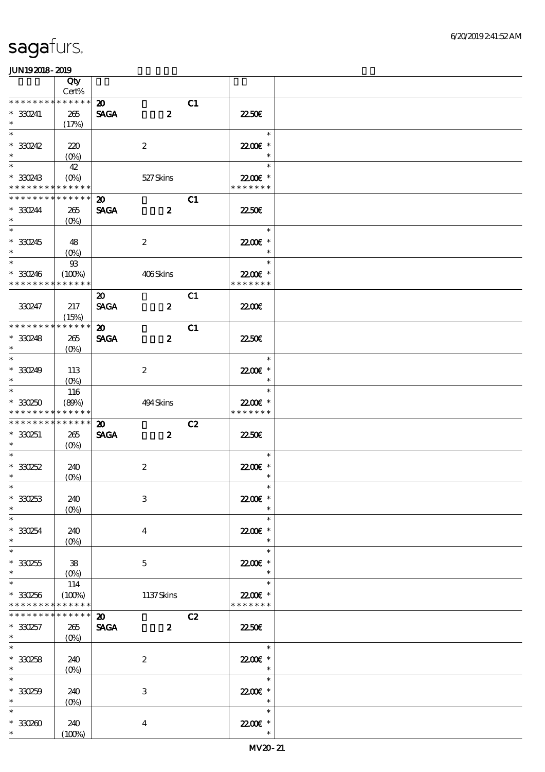# sagafurs.

JUN19 2018 - 2019

| | Qty Cert% | | | | | |
|---|---|---|---|---|---|---|
| * * * * * * * * * * * * * * | | 20 | | C1 | | |
| * 330241 | 265 | SAGA | 2 | | 22.50€ | |
| * | (17%) | | | | | |
| * | | | | | * | |
| * 330242 | 220 | | 2 | | 22.00€ * | |
| * | (0%) | | | | * | |
| * | 42 | | | | * | |
| * 330243 | (0%) | | 527 Skins | | 22.00€ * | |
| * * * * * * * * * * * * * * | | | | | * * * * * * * | |
| * * * * * * * * * * * * * * | | 20 | | C1 | | |
| * 330244 | 265 | SAGA | 2 | | 22.50€ | |
| * | (0%) | | | | | |
| * | | | | | * | |
| * 330245 | 48 | | 2 | | 22.00€ * | |
| * | (0%) | | | | * | |
| * | 93 | | | | * | |
| * 330246 | (100%) | | 406 Skins | | 22.00€ * | |
| * * * * * * * * * * * * * * | | | | | * * * * * * * | |
| | | 20 | | C1 | | |
| 330247 | 217 | SAGA | 2 | | 22.00€ | |
| | (15%) | | | | | |
| * * * * * * * * * * * * * * | | 20 | | C1 | | |
| * 330248 | 265 | SAGA | 2 | | 22.50€ | |
| * | (0%) | | | | | |
| * | | | | | * | |
| * 330249 | 113 | | 2 | | 22.00€ * | |
| * | (0%) | | | | * | |
| * | 116 | | | | * | |
| * 330250 | (89%) | | 494 Skins | | 22.00€ * | |
| * * * * * * * * * * * * * * | | | | | * * * * * * * | |
| * * * * * * * * * * * * * * | | 20 | | C2 | | |
| * 330251 | 265 | SAGA | 2 | | 22.50€ | |
| * | (0%) | | | | | |
| * | | | | | * | |
| * 330252 | 240 | | 2 | | 22.00€ * | |
| * | (0%) | | | | * | |
| * | | | | | * | |
| * 330253 | 240 | | 3 | | 22.00€ * | |
| * | (0%) | | | | * | |
| * | | | | | * | |
| * 330254 | 240 | | 4 | | 22.00€ * | |
| * | (0%) | | | | * | |
| * | | | | | * | |
| * 330255 | 38 | | 5 | | 22.00€ * | |
| * | (0%) | | | | * | |
| * | 114 | | | | * | |
| * 330256 | (100%) | | 1137 Skins | | 22.00€ * | |
| * * * * * * * * * * * * * * | | | | | * * * * * * * | |
| * * * * * * * * * * * * * * | | 20 | | C2 | | |
| * 330257 | 265 | SAGA | 2 | | 22.50€ | |
| * | (0%) | | | | | |
| * | | | | | * | |
| * 330258 | 240 | | 2 | | 22.00€ * | |
| * | (0%) | | | | * | |
| * | | | | | * | |
| * 330259 | 240 | | 3 | | 22.00€ * | |
| * | (0%) | | | | * | |
| * | | | | | * | |
| * 330260 | 240 | | 4 | | 22.00€ * | |
| * | (100%) | | | | * | |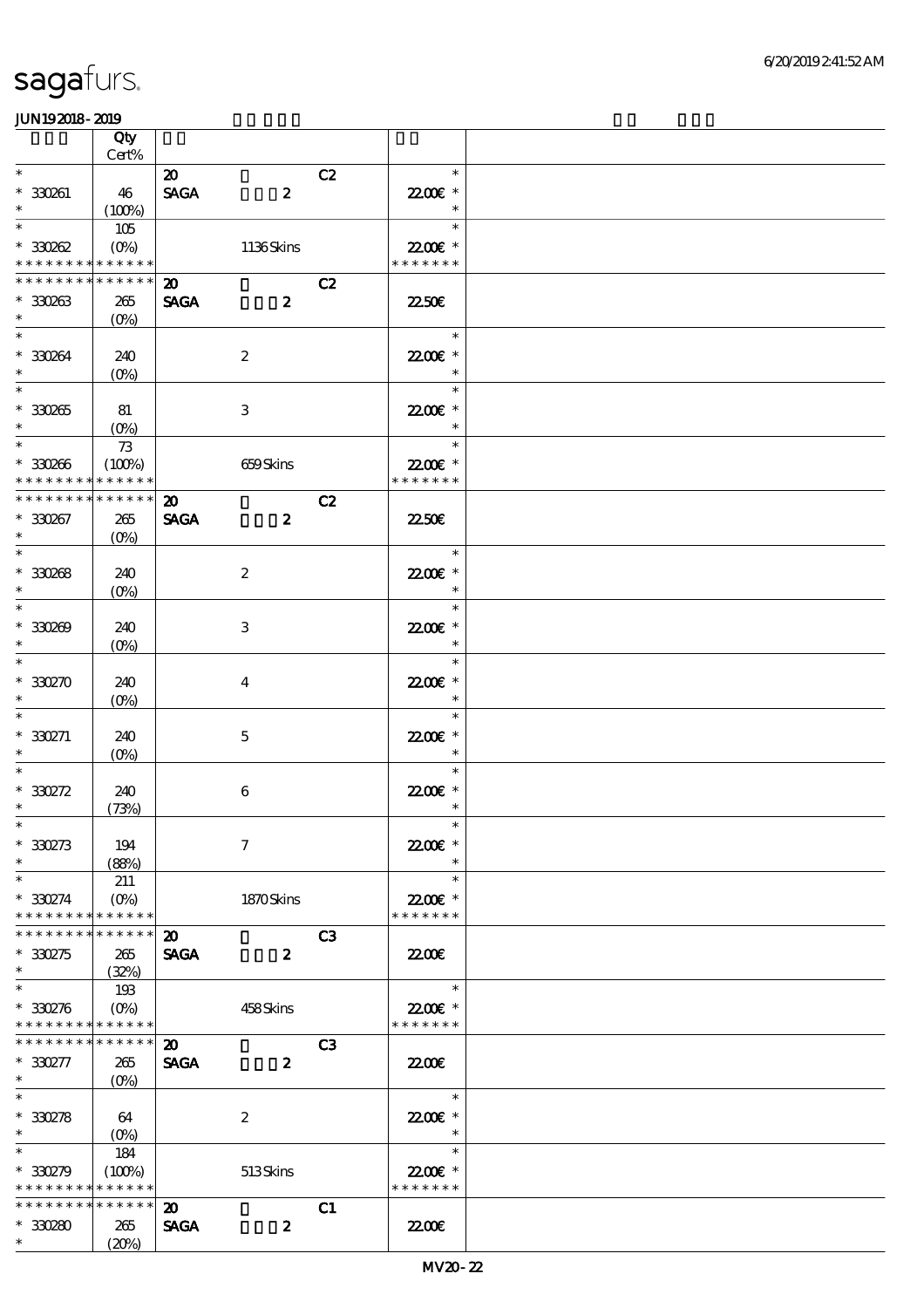sagafurs.

JUN192018-2019

| | Qty Cert% | | | |
|---|---|---|---|---|
| * | | 20 C2 | * | |
| * 330261 | 46 | SAGA 2 | 22.00€ * | |
| * | (100%) | | * | |
| * | 105 | | * | |
| * 330262 | (0%) | 1136 Skins | 22.00€ * | |
| * * * * * * * * * * * * * * | | | * * * * * * * | |
| * * * * * * * * * * * * * * | | 20 C2 | | |
| * 330263 | 265 | SAGA 2 | 22.50€ | |
| * | (0%) | | | |
| * | | | * | |
| * 330264 | 240 | 2 | 22.00€ * | |
| * | (0%) | | * | |
| * | | | * | |
| * 330265 | 81 | 3 | 22.00€ * | |
| * | (0%) | | * | |
| * | 73 | | * | |
| * 330266 | (100%) | 659 Skins | 22.00€ * | |
| * * * * * * * * * * * * * * | | | * * * * * * * | |
| * * * * * * * * * * * * * * | | 20 C2 | | |
| * 330267 | 265 | SAGA 2 | 22.50€ | |
| * | (0%) | | | |
| * | | | * | |
| * 330268 | 240 | 2 | 22.00€ * | |
| * | (0%) | | * | |
| * | | | * | |
| * 330269 | 240 | 3 | 22.00€ * | |
| * | (0%) | | * | |
| * | | | * | |
| * 330270 | 240 | 4 | 22.00€ * | |
| * | (0%) | | * | |
| * | | | * | |
| * 330271 | 240 | 5 | 22.00€ * | |
| * | (0%) | | * | |
| * | | | * | |
| * 330272 | 240 | 6 | 22.00€ * | |
| * | (73%) | | * | |
| * | | | * | |
| * 330273 | 194 | 7 | 22.00€ * | |
| * | (88%) | | * | |
| * | 211 | | * | |
| * 330274 | (0%) | 1870 Skins | 22.00€ * | |
| * * * * * * * * * * * * * * | | | * * * * * * * | |
| * * * * * * * * * * * * * * | | 20 C3 | | |
| * 330275 | 265 | SAGA 2 | 22.00€ | |
| * | (32%) | | | |
| * | 193 | | * | |
| * 330276 | (0%) | 458 Skins | 22.00€ * | |
| * * * * * * * * * * * * * * | | | * * * * * * * | |
| * * * * * * * * * * * * * * | | 20 C3 | | |
| * 330277 | 265 | SAGA 2 | 22.00€ | |
| * | (0%) | | | |
| * | | | * | |
| * 330278 | 64 | 2 | 22.00€ * | |
| * | (0%) | | * | |
| * | 184 | | * | |
| * 330279 | (100%) | 513 Skins | 22.00€ * | |
| * * * * * * * * * * * * * * | | | * * * * * * * | |
| * * * * * * * * * * * * * * | | 20 C1 | | |
| * 330280 | 265 | SAGA 2 | 22.00€ | |
| * | (20%) | | | |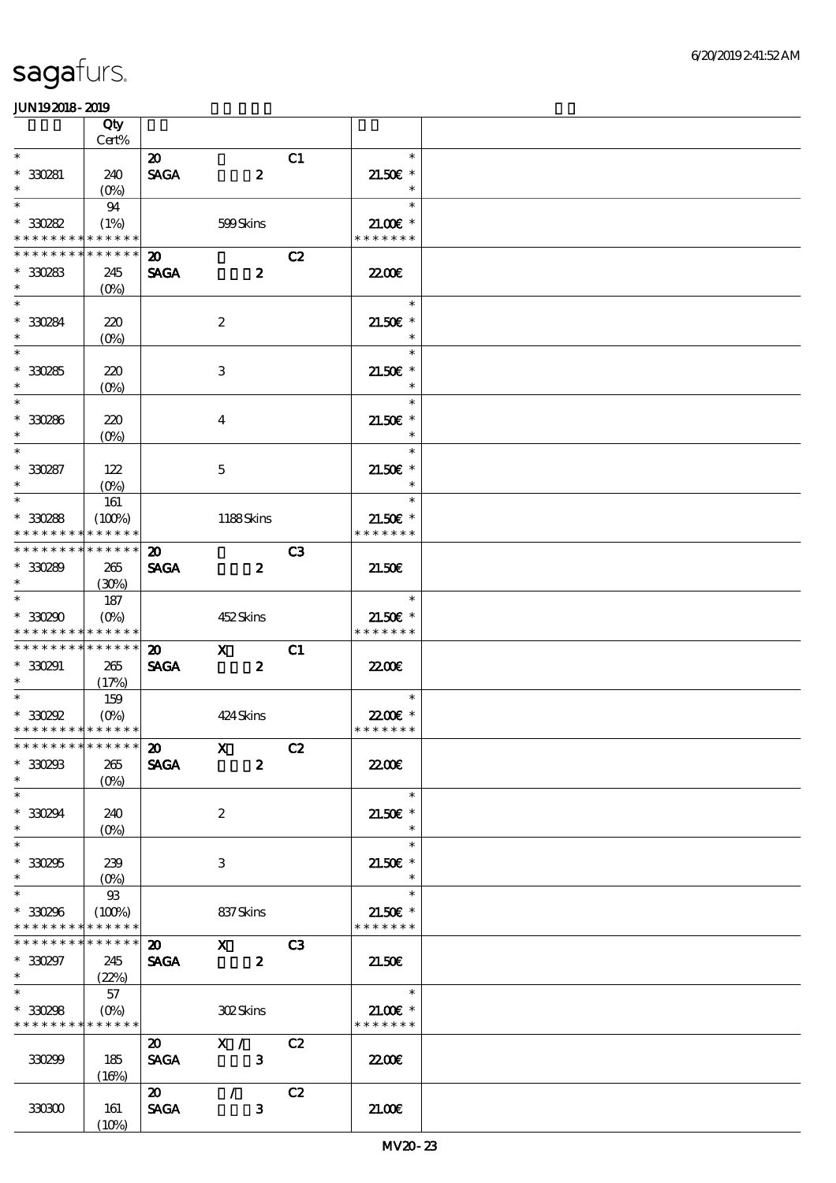| | Qty Cert% | | | | |
|---|---|---|---|---|---|
| * | | 20 | C1 | * | |
| * 330281 | 240 | SAGA 2 | | 21.50€ * | |
| * | (0%) | | | * | |
| * | 94 | | | * | |
| * 330282 | (1%) | 599 Skins | | 21.00€ * | |
| * * * * * * * * * * * * * * | | | | * * * * * * * | |
| * * * * * * * * * * * * * * | | 20 | C2 | | |
| * 330283 | 245 | SAGA 2 | | 22.00€ | |
| * | (0%) | | | | |
| * | | | | * | |
| * 330284 | 220 | 2 | | 21.50€ * | |
| * | (0%) | | | * | |
| * | | | | * | |
| * 330285 | 220 | 3 | | 21.50€ * | |
| * | (0%) | | | * | |
| * | | | | * | |
| * 330286 | 220 | 4 | | 21.50€ * | |
| * | (0%) | | | * | |
| * | | | | * | |
| * 330287 | 122 | 5 | | 21.50€ * | |
| * | (0%) | | | * | |
| * | 161 | | | * | |
| * 330288 | (100%) | 1188 Skins | | 21.50€ * | |
| * * * * * * * * * * * * * * | | | | * * * * * * * | |
| * * * * * * * * * * * * * * | | 20 | C3 | | |
| * 330289 | 265 | SAGA 2 | | 21.50€ | |
| * | (30%) | | | | |
| * | 187 | | | * | |
| * 330290 | (0%) | 452 Skins | | 21.50€ * | |
| * * * * * * * * * * * * * * | | | | * * * * * * * | |
| * * * * * * * * * * * * * * | | 20 X | C1 | | |
| * 330291 | 265 | SAGA 2 | | 22.00€ | |
| * | (17%) | | | | |
| * | 159 | | | * | |
| * 330292 | (0%) | 424 Skins | | 22.00€ * | |
| * * * * * * * * * * * * * * | | | | * * * * * * * | |
| * * * * * * * * * * * * * * | | 20 X | C2 | | |
| * 330293 | 265 | SAGA 2 | | 22.00€ | |
| * | (0%) | | | | |
| * | | | | * | |
| * 330294 | 240 | 2 | | 21.50€ * | |
| * | (0%) | | | * | |
| * | | | | * | |
| * 330295 | 239 | 3 | | 21.50€ * | |
| * | (0%) | | | * | |
| * | 93 | | | * | |
| * 330296 | (100%) | 837 Skins | | 21.50€ * | |
| * * * * * * * * * * * * * * | | | | * * * * * * * | |
| * * * * * * * * * * * * * * | | 20 X | C3 | | |
| * 330297 | 245 | SAGA 2 | | 21.50€ | |
| * | (22%) | | | | |
| * | 57 | | | * | |
| * 330298 | (0%) | 302 Skins | | 21.00€ * | |
| * * * * * * * * * * * * * * | | | | * * * * * * * | |
| | | 20 X / | C2 | | |
| 330299 | 185 (16%) | SAGA 3 | | 22.00€ | |
| | | 20 / | C2 | | |
| 330300 | 161 (10%) | SAGA 3 | | 21.00€ | |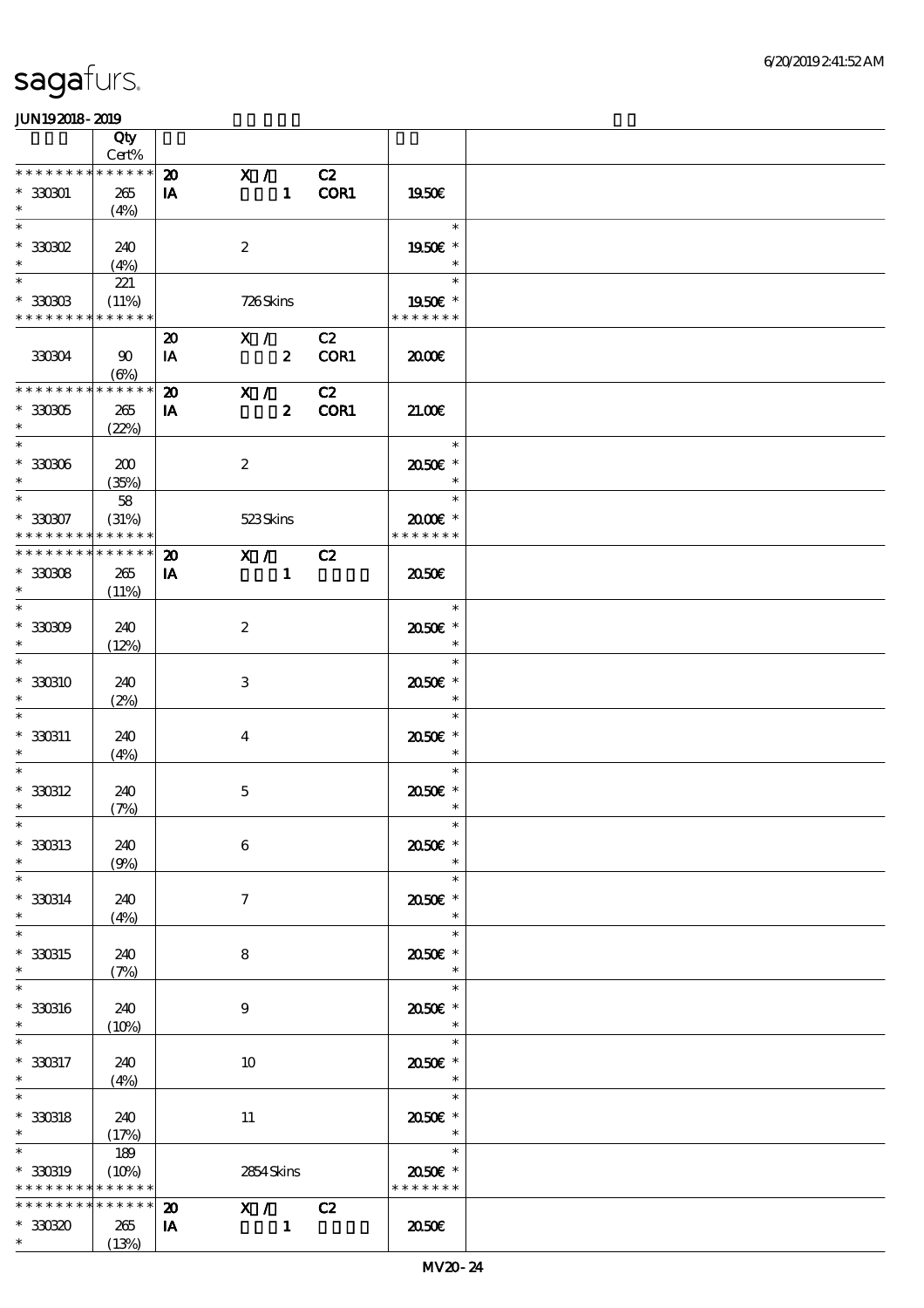# sagafurs.

JUN19 2018 - 2019

| | Qty Cert% | | | | |
|---|---|---|---|---|---|
| * * * * * * * * * * * * * * | 20 | X / | C2 | | |
| * 330301 | 265 | IA | 1 | COR1 | 19.50€ |
| * | (4%) | | | | |
| * | | | | | * |
| * 330302 | 240 | | 2 | | 19.50€ * |
| * | (4%) | | | | * |
| * | 221 | | | | * |
| * 330303 | (11%) | | 726 Skins | | 19.50€ * |
| * * * * * * * * * * * * * * | | | | | * * * * * * * |
| | | 20 | X / | C2 | |
| 330304 | 90 | IA | 2 | COR1 | 20.00€ |
| | (6%) | | | | |
| * * * * * * * * * * * * * * | | 20 | X / | C2 | |
| * 330305 | 265 | IA | 2 | COR1 | 21.00€ |
| * | (22%) | | | | |
| * | | | | | * |
| * 330306 | 200 | | 2 | | 20.50€ * |
| * | (35%) | | | | * |
| * | 58 | | | | * |
| * 330307 | (31%) | | 523 Skins | | 20.00€ * |
| * * * * * * * * * * * * * * | | | | | * * * * * * * |
| * * * * * * * * * * * * * * | | 20 | X / | C2 | |
| * 330308 | 265 | IA | 1 | | 20.50€ |
| * | (11%) | | | | |
| * | | | | | * |
| * 330309 | 240 | | 2 | | 20.50€ * |
| * | (12%) | | | | * |
| * | | | | | * |
| * 330310 | 240 | | 3 | | 20.50€ * |
| * | (2%) | | | | * |
| * | | | | | * |
| * 330311 | 240 | | 4 | | 20.50€ * |
| * | (4%) | | | | * |
| * | | | | | * |
| * 330312 | 240 | | 5 | | 20.50€ * |
| * | (7%) | | | | * |
| * | | | | | * |
| * 330313 | 240 | | 6 | | 20.50€ * |
| * | (9%) | | | | * |
| * | | | | | * |
| * 330314 | 240 | | 7 | | 20.50€ * |
| * | (4%) | | | | * |
| * | | | | | * |
| * 330315 | 240 | | 8 | | 20.50€ * |
| * | (7%) | | | | * |
| * | | | | | * |
| * 330316 | 240 | | 9 | | 20.50€ * |
| * | (10%) | | | | * |
| * | | | | | * |
| * 330317 | 240 | | 10 | | 20.50€ * |
| * | (4%) | | | | * |
| * | | | | | * |
| * 330318 | 240 | | 11 | | 20.50€ * |
| * | (17%) | | | | * |
| * | 189 | | | | * |
| * 330319 | (10%) | | 2854 Skins | | 20.50€ * |
| * * * * * * * * * * * * * * | | | | | * * * * * * * |
| * * * * * * * * * * * * * * | | 20 | X / | C2 | |
| * 330320 | 265 | IA | 1 | | 20.50€ |
| * | (13%) | | | | |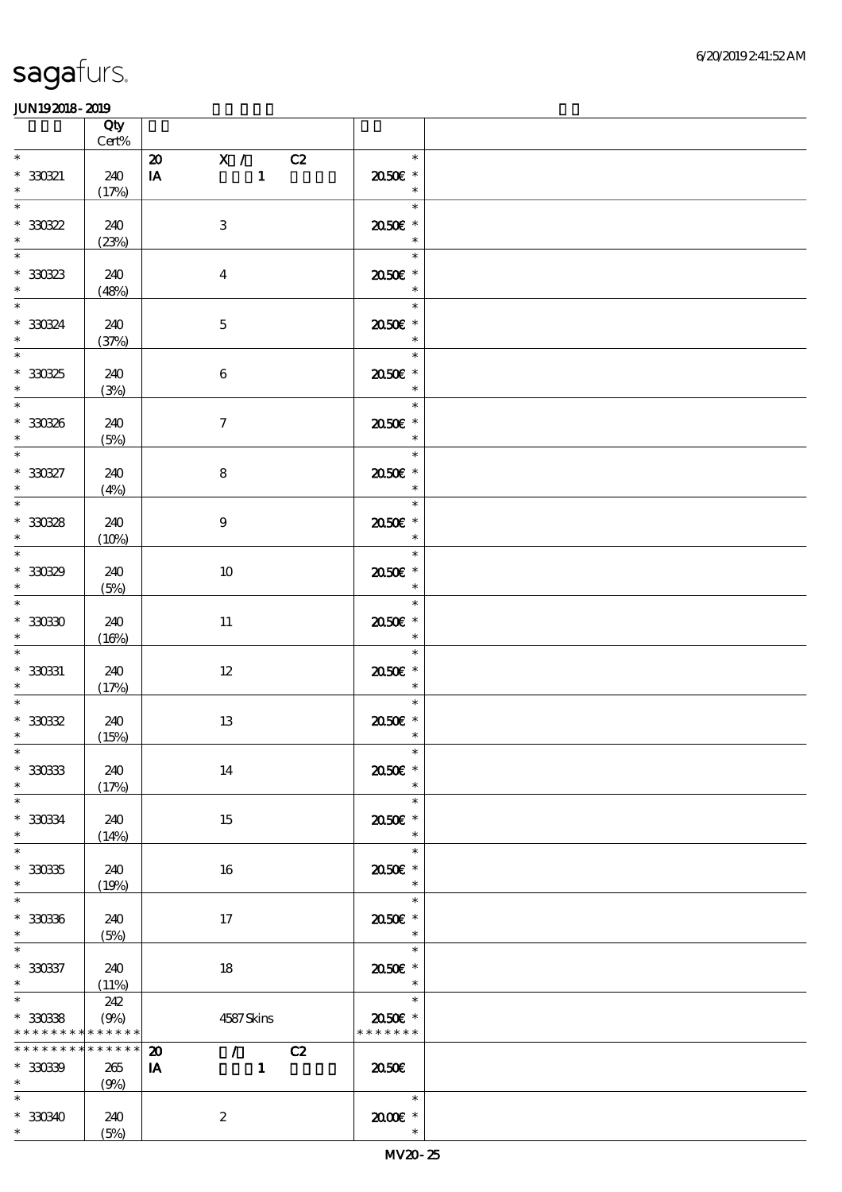| | Qty Cert% | | | |
|---|---|---|---|---|
| * 330321 * | 240 (17%) | 20 IA X / 1 C2 | 20.50€ | * * * |
| * 330322 * | 240 (23%) | 3 | 20.50€ | * * * |
| * 330323 * | 240 (48%) | 4 | 20.50€ | * * * |
| * 330324 * | 240 (37%) | 5 | 20.50€ | * * * |
| * 330325 * | 240 (3%) | 6 | 20.50€ | * * * |
| * 330326 * | 240 (5%) | 7 | 20.50€ | * * * |
| * 330327 * | 240 (4%) | 8 | 20.50€ | * * * |
| * 330328 * | 240 (10%) | 9 | 20.50€ | * * * |
| * 330329 * | 240 (5%) | 10 | 20.50€ | * * * |
| * 330330 * | 240 (16%) | 11 | 20.50€ | * * * |
| * 330331 * | 240 (17%) | 12 | 20.50€ | * * * |
| * 330332 * | 240 (15%) | 13 | 20.50€ | * * * |
| * 330333 * | 240 (17%) | 14 | 20.50€ | * * * |
| * 330334 * | 240 (14%) | 15 | 20.50€ | * * * |
| * 330335 * | 240 (19%) | 16 | 20.50€ | * * * |
| * 330336 * | 240 (5%) | 17 | 20.50€ | * * * |
| * 330337 * | 240 (11%) | 18 | 20.50€ | * * * |
| * 330338 * * * * * * * * * * * * * | 242 (9%) | 4587 Skins | 20.50€ | * * * * * * * * * |
| * * * * * * * * * * * * * * 330339 * | 265 (9%) | 20 IA / 1 C2 | 20.50€ | |
| * 330340 * | 240 (5%) | 2 | 20.00€ | * * * |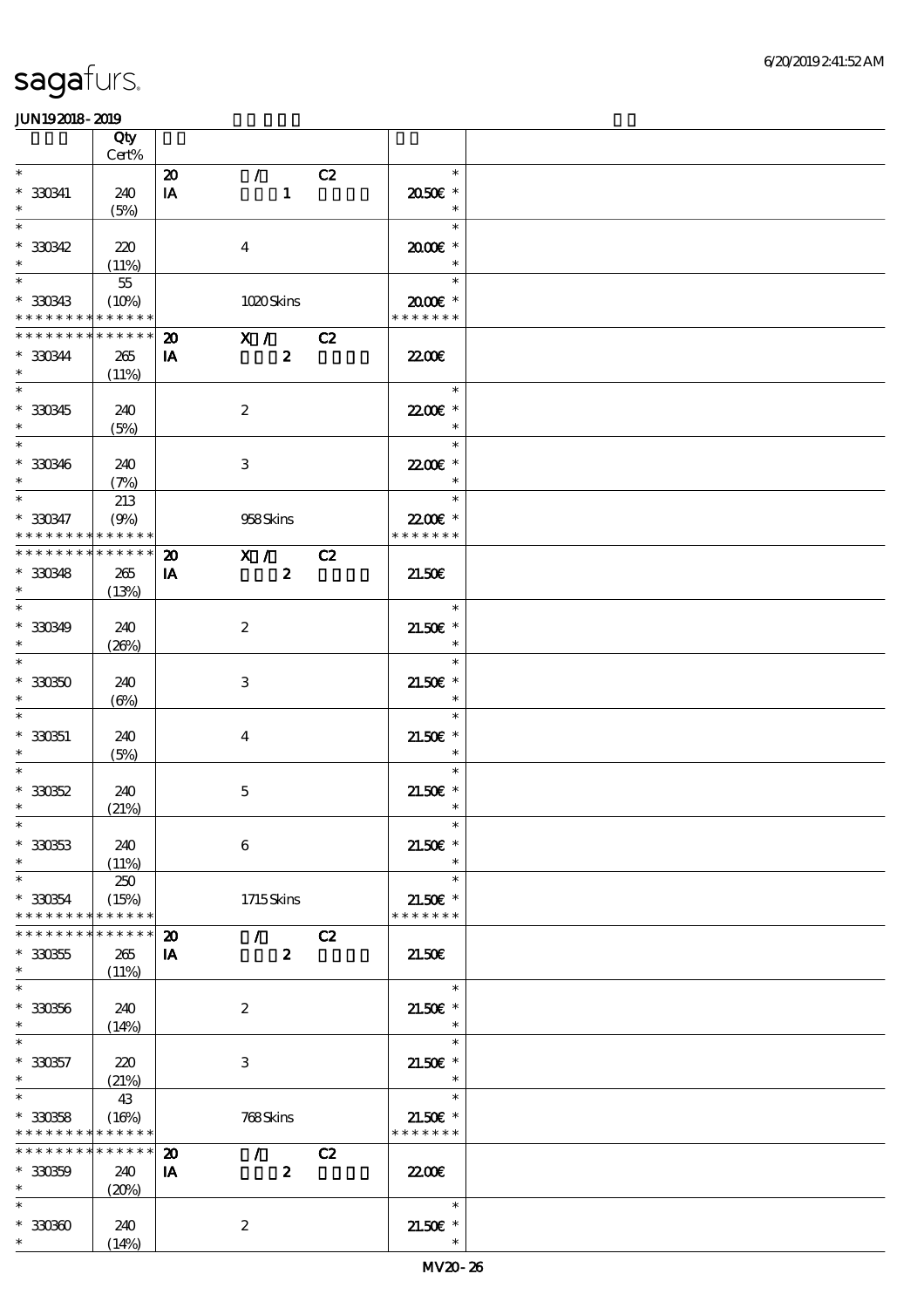| | Qty Cert% | | | |
|---|---|---|---|---|
| * | | 20 / C2 | * | |
| * 330341 | 240 | IA 1 | 20.50€ * | |
| * | (5%) | | * | |
| * | | | * | |
| * 330342 | 220 | 4 | 20.00€ * | |
| * | (11%) | | * | |
| * | 55 | | * | |
| * 330343 | (10%) | 1020 Skins | 20.00€ * | |
| * * * * * * * * * * * * * * | | | * * * * * * * | |
| * * * * * * * * * * * * * * | | 20 X / C2 | | |
| * 330344 | 265 | IA 2 | 22.00€ | |
| * | (11%) | | | |
| * | | | * | |
| * 330345 | 240 | 2 | 22.00€ * | |
| * | (5%) | | * | |
| * | | | * | |
| * 330346 | 240 | 3 | 22.00€ * | |
| * | (7%) | | * | |
| * | 213 | | * | |
| * 330347 | (9%) | 958 Skins | 22.00€ * | |
| * * * * * * * * * * * * * * | | | * * * * * * * | |
| * * * * * * * * * * * * * * | | 20 X / C2 | | |
| * 330348 | 265 | IA 2 | 21.50€ | |
| * | (13%) | | | |
| * | | | * | |
| * 330349 | 240 | 2 | 21.50€ * | |
| * | (26%) | | * | |
| * | | | * | |
| * 330350 | 240 | 3 | 21.50€ * | |
| * | (6%) | | * | |
| * | | | * | |
| * 330351 | 240 | 4 | 21.50€ * | |
| * | (5%) | | * | |
| * | | | * | |
| * 330352 | 240 | 5 | 21.50€ * | |
| * | (21%) | | * | |
| * | | | * | |
| * 330353 | 240 | 6 | 21.50€ * | |
| * | (11%) | | * | |
| * | 250 | | * | |
| * 330354 | (15%) | 1715 Skins | 21.50€ * | |
| * * * * * * * * * * * * * * | | | * * * * * * * | |
| * * * * * * * * * * * * * * | | 20 / C2 | | |
| * 330355 | 265 | IA 2 | 21.50€ | |
| * | (11%) | | | |
| * | | | * | |
| * 330356 | 240 | 2 | 21.50€ * | |
| * | (14%) | | * | |
| * | | | * | |
| * 330357 | 220 | 3 | 21.50€ * | |
| * | (21%) | | * | |
| * | 43 | | * | |
| * 330358 | (16%) | 768 Skins | 21.50€ * | |
| * * * * * * * * * * * * * * | | | * * * * * * * | |
| * * * * * * * * * * * * * * | | 20 / C2 | | |
| * 330359 | 240 | IA 2 | 22.00€ | |
| * | (20%) | | | |
| * | | | * | |
| * 330360 | 240 | 2 | 21.50€ * | |
| * | (14%) | | * | |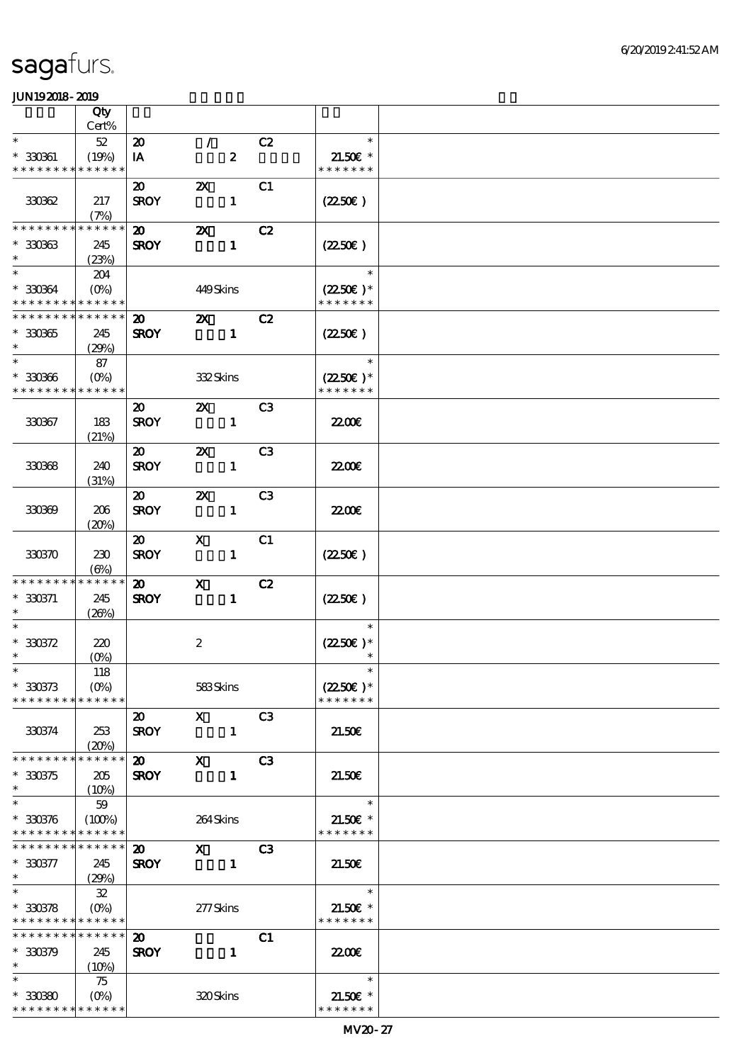sagafurs.

JUN192018-2019

| | Qty Cert% | | | | | |
|---|---|---|---|---|---|---|
| * | 52 | 20 | / | C2 | * | |
| * 330361 | (19%) | IA | 2 | | 21.50€ * | |
| * * * * * * * * * * * * * * | | | | | * * * * * * * | |
| | | 20 | 2X | C1 | | |
| 330362 | 217 (7%) | SROY | 1 | | (22.50€) | |
| * * * * * * * * * * * * * * | | 20 | 2X | C2 | | |
| * 330363 | 245 | SROY | 1 | | (22.50€) | |
| * | (23%) | | | | | |
| * | 204 | | | | * | |
| * 330364 | (0%) | | 449 Skins | | (22.50€) * | |
| * * * * * * * * * * * * * * | | | | | * * * * * * * | |
| * * * * * * * * * * * * * * | | 20 | 2X | C2 | | |
| * 330365 | 245 | SROY | 1 | | (22.50€) | |
| * | (29%) | | | | | |
| * | 87 | | | | * | |
| * 330366 | (0%) | | 332 Skins | | (22.50€) * | |
| * * * * * * * * * * * * * * | | | | | * * * * * * * | |
| | | 20 | 2X | C3 | | |
| 330367 | 183 (21%) | SROY | 1 | | 22.00€ | |
| | | 20 | 2X | C3 | | |
| 330368 | 240 (31%) | SROY | 1 | | 22.00€ | |
| | | 20 | 2X | C3 | | |
| 330369 | 206 (20%) | SROY | 1 | | 22.00€ | |
| | | 20 | X | C1 | | |
| 330370 | 230 (6%) | SROY | 1 | | (22.50€) | |
| * * * * * * * * * * * * * * | | 20 | X | C2 | | |
| * 330371 | 245 | SROY | 1 | | (22.50€) | |
| * | (26%) | | | | | |
| * | | | | | * | |
| * 330372 | 220 | | 2 | | (22.50€) * | |
| * | (0%) | | | | * | |
| * | 118 | | | | * | |
| * 330373 | (0%) | | 583 Skins | | (22.50€) * | |
| * * * * * * * * * * * * * * | | | | | * * * * * * * | |
| | | 20 | X | C3 | | |
| 330374 | 253 (20%) | SROY | 1 | | 21.50€ | |
| * * * * * * * * * * * * * * | | 20 | X | C3 | | |
| * 330375 | 205 | SROY | 1 | | 21.50€ | |
| * | (10%) | | | | | |
| * | 59 | | | | * | |
| * 330376 | (100%) | | 264 Skins | | 21.50€ * | |
| * * * * * * * * * * * * * * | | | | | * * * * * * * | |
| * * * * * * * * * * * * * * | | 20 | X | C3 | | |
| * 330377 | 245 | SROY | 1 | | 21.50€ | |
| * | (29%) | | | | | |
| * | 32 | | | | * | |
| * 330378 | (0%) | | 277 Skins | | 21.50€ * | |
| * * * * * * * * * * * * * * | | | | | * * * * * * * | |
| * * * * * * * * * * * * * * | | 20 | | C1 | | |
| * 330379 | 245 | SROY | 1 | | 22.00€ | |
| * | (10%) | | | | | |
| * | 75 | | | | * | |
| * 330380 | (0%) | | 320 Skins | | 21.50€ * | |
| * * * * * * * * * * * * * * | | | | | * * * * * * * | |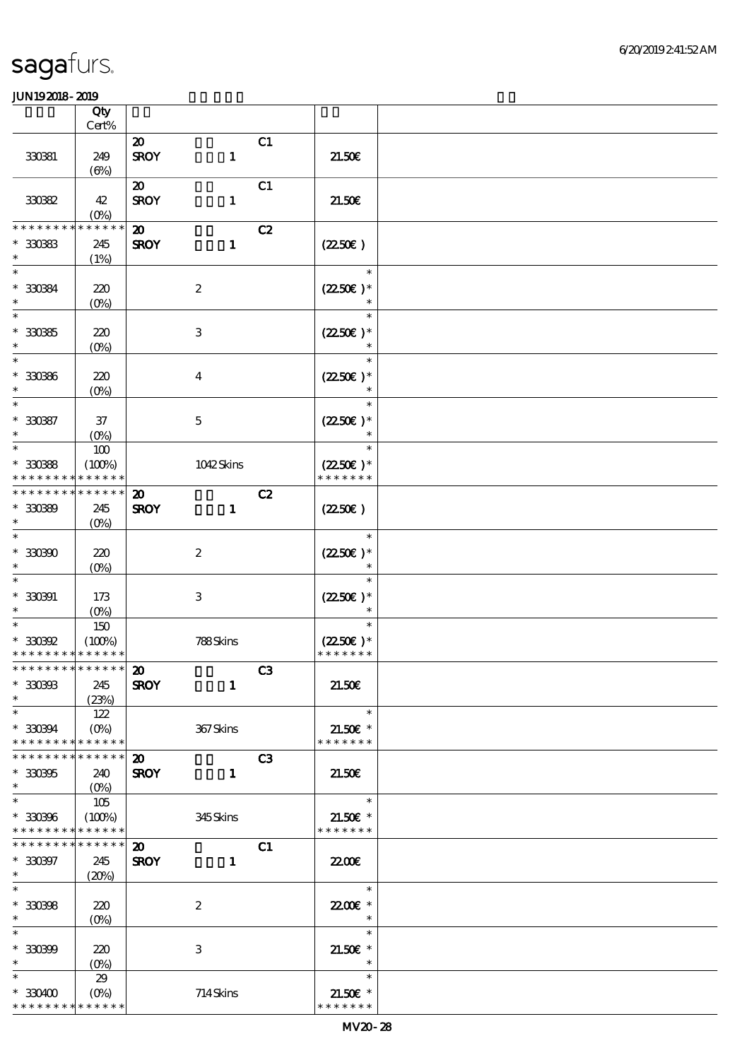sagafurs.

JUN192018-2019

| | Qty Cert% | | | | | |
|---|---|---|---|---|---|---|
| 330381 | 249 (6%) | 20 SROY | 1 | C1 | 21.50€ | |
| 330382 | 42 (0%) | 20 SROY | 1 | C1 | 21.50€ | |
| * * * * * * * * * * * * * * | * * * * * * | 20 | | C2 | | |
| * 330383 * | 245 (1%) | SROY | 1 | | (22.50€ ) | |
| * 330384 * | 220 (0%) | | 2 | | * (22.50€ )* * | |
| * 330385 * | 220 (0%) | | 3 | | * (22.50€ )* * | |
| * 330386 * | 220 (0%) | | 4 | | * (22.50€ )* * | |
| * 330387 * | 37 (0%) | | 5 | | * (22.50€ )* * | |
| * 330388 * * * * * * * * * * * * * | 100 (100%) * * * * * * | | 1042 Skins | | * (22.50€ )* * * * * * * * | |
| * * * * * * * * * * * * * * | * * * * * * | 20 | | C2 | | |
| * 330389 * | 245 (0%) | SROY | 1 | | (22.50€ ) | |
| * 330390 * | 220 (0%) | | 2 | | * (22.50€ )* * | |
| * 330391 * | 173 (0%) | | 3 | | * (22.50€ )* * | |
| * 330392 * * * * * * * * * * * * * | 150 (100%) * * * * * * | | 788 Skins | | * (22.50€ )* * * * * * * * | |
| * * * * * * * * * * * * * * | * * * * * * | 20 | | C3 | | |
| * 330393 * | 245 (23%) | SROY | 1 | | 21.50€ | |
| * 330394 * * * * * * * * * * * * * | 122 (0%) * * * * * * | | 367 Skins | | * 21.50€ * * * * * * * * | |
| * * * * * * * * * * * * * * | * * * * * * | 20 | | C3 | | |
| * 330395 * | 240 (0%) | SROY | 1 | | 21.50€ | |
| * 330396 * * * * * * * * * * * * * | 105 (100%) * * * * * * | | 345 Skins | | * 21.50€ * * * * * * * * | |
| * * * * * * * * * * * * * * | * * * * * * | 20 | | C1 | | |
| * 330397 * | 245 (20%) | SROY | 1 | | 22.00€ | |
| * 330398 * | 220 (0%) | | 2 | | * 22.00€ * * | |
| * 330399 * | 220 (0%) | | 3 | | * 21.50€ * * | |
| * 330400 * * * * * * * * * * * * * | 29 (0%) * * * * * * | | 714 Skins | | * 21.50€ * * * * * * * * | |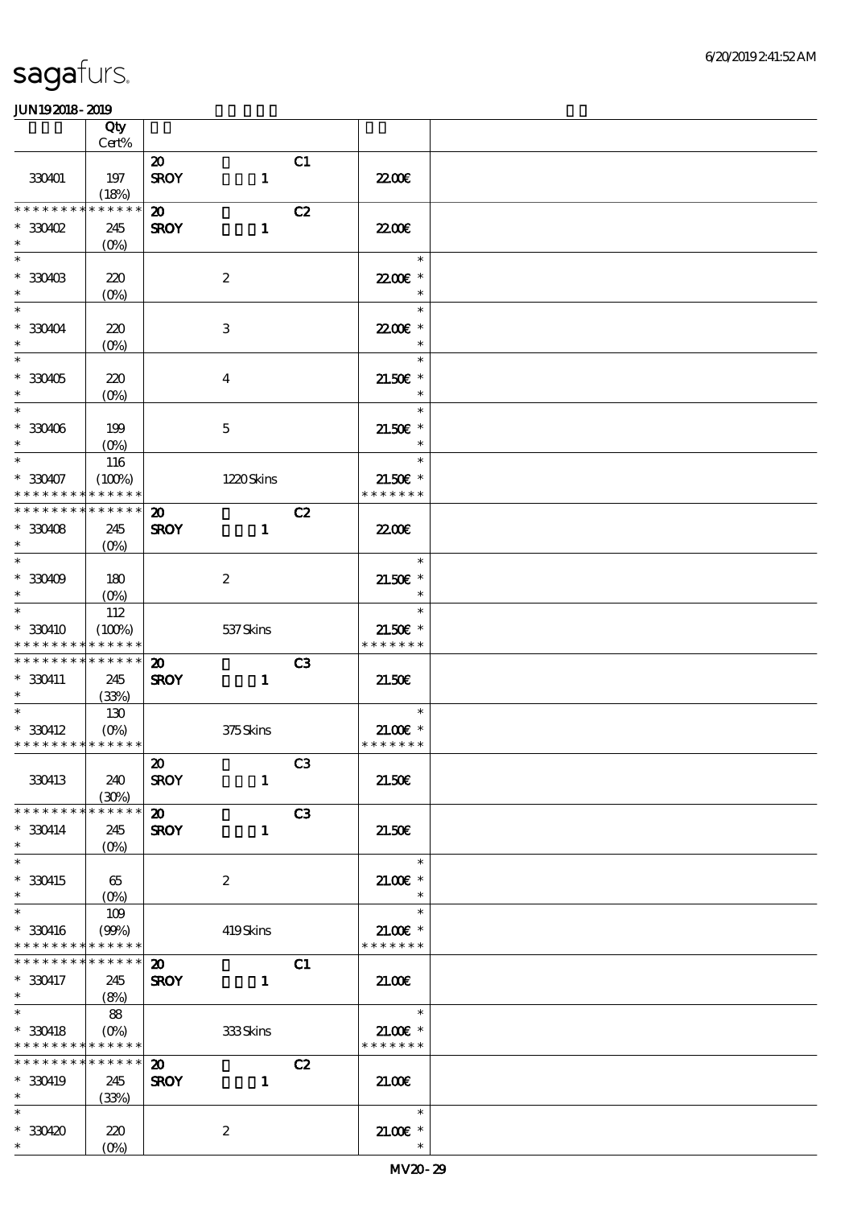# sagafurs.

JUN19 2018 - 2019

| | Qty Cert% | | | |
|---|---|---|---|---|
| 330401 | 197 (18%) | 20 SROY 1 | C1 | 22.00€ |
| * * * * * * * * * * * * * * 330402 * | 245 (0%) | 20 SROY 1 | C2 | 22.00€ |
| * 330403 * | 220 (0%) | 2 | | * 22.00€ * * |
| * 330404 * | 220 (0%) | 3 | | * 22.00€ * * |
| * 330405 * | 220 (0%) | 4 | | * 21.50€ * * |
| * 330406 * | 199 (0%) | 5 | | * 21.50€ * * |
| * 330407 * * * * * * * * * * * * * * | 116 (100%) | 1220 Skins | | * 21.50€ * * * * * * * * |
| * * * * * * * * * * * * * * 330408 * | 245 (0%) | 20 SROY 1 | C2 | 22.00€ |
| * 330409 * | 180 (0%) | 2 | | * 21.50€ * * |
| * 330410 * * * * * * * * * * * * * * | 112 (100%) | 537 Skins | | * 21.50€ * * * * * * * * |
| * * * * * * * * * * * * * * 330411 * | 245 (33%) | 20 SROY 1 | C3 | 21.50€ |
| * 330412 * * * * * * * * * * * * * * | 130 (0%) | 375 Skins | | * 21.00€ * * * * * * * * |
| 330413 | 240 (30%) | 20 SROY 1 | C3 | 21.50€ |
| * * * * * * * * * * * * * * 330414 * | 245 (0%) | 20 SROY 1 | C3 | 21.50€ |
| * 330415 * | 65 (0%) | 2 | | * 21.00€ * * |
| * 330416 * * * * * * * * * * * * * * | 109 (99%) | 419 Skins | | * 21.00€ * * * * * * * * |
| * * * * * * * * * * * * * * 330417 * | 245 (8%) | 20 SROY 1 | C1 | 21.00€ |
| * 330418 * * * * * * * * * * * * * * | 88 (0%) | 333 Skins | | * 21.00€ * * * * * * * * |
| * * * * * * * * * * * * * * 330419 * | 245 (33%) | 20 SROY 1 | C2 | 21.00€ |
| * 330420 * | 220 (0%) | 2 | | * 21.00€ * * |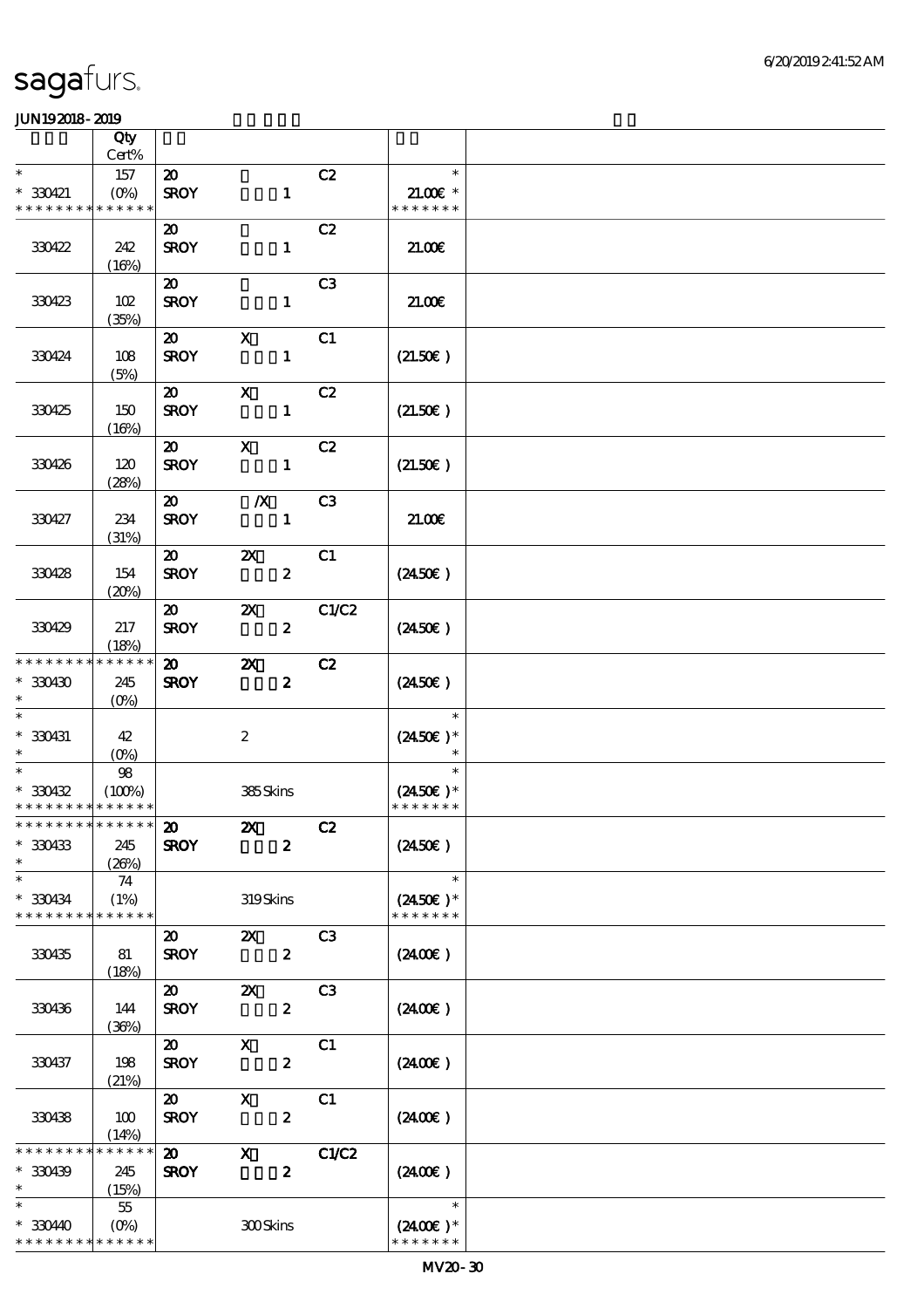# sagafurs.

JUN192018-2019

| | Qty Cert% | | |
|---|---|---|---|
| * <br> * 330421 <br> * * * * * * * * * * * * * | 157 <br> (0%) | 20 C2 <br> SROY 1 | * <br> 21.00€ * <br> * * * * * * * |
| 330422 | 242 <br> (16%) | 20 C2 <br> SROY 1 | 21.00€ |
| 330423 | 102 <br> (35%) | 20 C3 <br> SROY 1 | 21.00€ |
| 330424 | 108 <br> (5%) | 20 X C1 <br> SROY 1 | (21.50€) |
| 330425 | 150 <br> (16%) | 20 X C2 <br> SROY 1 | (21.50€) |
| 330426 | 120 <br> (28%) | 20 X C2 <br> SROY 1 | (21.50€) |
| 330427 | 234 <br> (31%) | 20 /X C3 <br> SROY 1 | 21.00€ |
| 330428 | 154 <br> (20%) | 20 2X C1 <br> SROY 2 | (24.50€) |
| 330429 | 217 <br> (18%) | 20 2X C1/C2 <br> SROY 2 | (24.50€) |
| * * * * * * * * * * * * * <br> * 330430 <br> * | 245 <br> (0%) | 20 2X C2 <br> SROY 2 | (24.50€) |
| * <br> * 330431 <br> * | 42 <br> (0%) | 2 | * <br> (24.50€) * <br> * |
| * <br> * 330432 <br> * * * * * * * * * * * * * | 98 <br> (100%) | 385 Skins | * <br> (24.50€) * <br> * * * * * * * |
| * * * * * * * * * * * * * <br> * 330433 <br> * | 245 <br> (26%) | 20 2X C2 <br> SROY 2 | (24.50€) |
| * <br> * 330434 <br> * * * * * * * * * * * * * | 74 <br> (1%) | 319 Skins | * <br> (24.50€) * <br> * * * * * * * |
| 330435 | 81 <br> (18%) | 20 2X C3 <br> SROY 2 | (24.00€) |
| 330436 | 144 <br> (36%) | 20 2X C3 <br> SROY 2 | (24.00€) |
| 330437 | 198 <br> (21%) | 20 X C1 <br> SROY 2 | (24.00€) |
| 330438 | 100 <br> (14%) | 20 X C1 <br> SROY 2 | (24.00€) |
| * * * * * * * * * * * * * <br> * 330439 <br> * | 245 <br> (15%) | 20 X C1/C2 <br> SROY 2 | (24.00€) |
| * <br> * 330440 <br> * * * * * * * * * * * * * | 55 <br> (0%) | 300 Skins | * <br> (24.00€) * <br> * * * * * * * |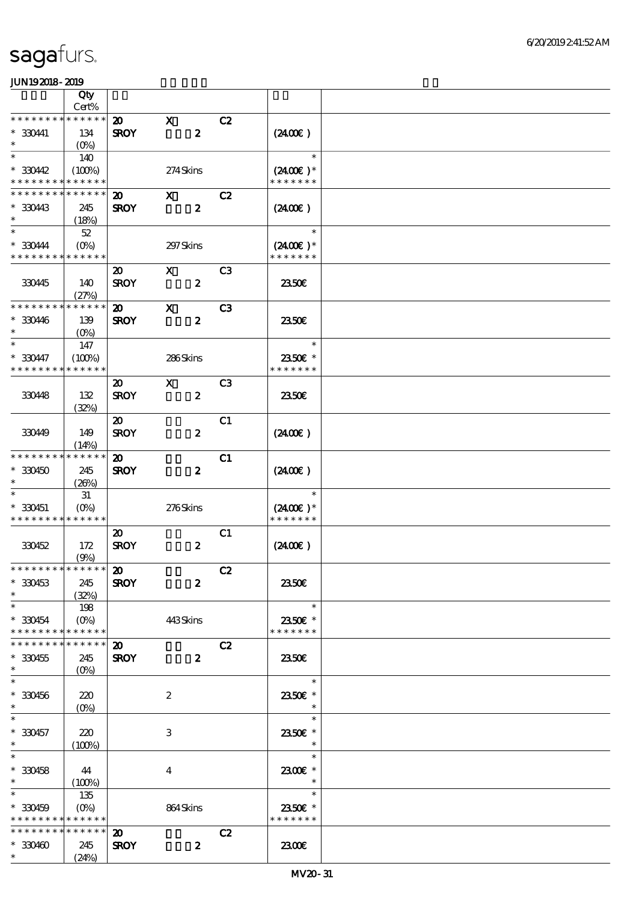| | Qty Cert% | | | | | |
|---|---|---|---|---|---|---|
| * * * * * * * * * * * * * * | | 20 | X | C2 | | |
| * 330441 | 134 | SROY | 2 | | (24.00€) | |
| * | (0%) | | | | | |
| * | 140 | | | | * | |
| * 330442 | (100%) | | 274 Skins | | (24.00€) * | |
| * * * * * * * * * * * * * * | | | | | * * * * * * * | |
| * * * * * * * * * * * * * * | | 20 | X | C2 | | |
| * 330443 | 245 | SROY | 2 | | (24.00€) | |
| * | (18%) | | | | | |
| * | 52 | | | | * | |
| * 330444 | (0%) | | 297 Skins | | (24.00€) * | |
| * * * * * * * * * * * * * * | | | | | * * * * * * * | |
| | | 20 | X | C3 | | |
| 330445 | 140 | SROY | 2 | | 23.50€ | |
| | (27%) | | | | | |
| * * * * * * * * * * * * * * | | 20 | X | C3 | | |
| * 330446 | 139 | SROY | 2 | | 23.50€ | |
| * | (0%) | | | | | |
| * | 147 | | | | * | |
| * 330447 | (100%) | | 286 Skins | | 23.50€ * | |
| * * * * * * * * * * * * * * | | | | | * * * * * * * | |
| | | 20 | X | C3 | | |
| 330448 | 132 | SROY | 2 | | 23.50€ | |
| | (32%) | | | | | |
| | | 20 | | C1 | | |
| 330449 | 149 | SROY | 2 | | (24.00€) | |
| | (14%) | | | | | |
| * * * * * * * * * * * * * * | | 20 | | C1 | | |
| * 330450 | 245 | SROY | 2 | | (24.00€) | |
| * | (26%) | | | | | |
| * | 31 | | | | * | |
| * 330451 | (0%) | | 276 Skins | | (24.00€) * | |
| * * * * * * * * * * * * * * | | | | | * * * * * * * | |
| | | 20 | | C1 | | |
| 330452 | 172 | SROY | 2 | | (24.00€) | |
| | (9%) | | | | | |
| * * * * * * * * * * * * * * | | 20 | | C2 | | |
| * 330453 | 245 | SROY | 2 | | 23.50€ | |
| * | (32%) | | | | | |
| * | 198 | | | | * | |
| * 330454 | (0%) | | 443 Skins | | 23.50€ * | |
| * * * * * * * * * * * * * * | | | | | * * * * * * * | |
| * * * * * * * * * * * * * * | | 20 | | C2 | | |
| * 330455 | 245 | SROY | 2 | | 23.50€ | |
| * | (0%) | | | | | |
| * | | | | | * | |
| * 330456 | 220 | | 2 | | 23.50€ * | |
| * | (0%) | | | | * | |
| * | | | | | * | |
| * 330457 | 220 | | 3 | | 23.50€ * | |
| * | (100%) | | | | * | |
| * | | | | | * | |
| * 330458 | 44 | | 4 | | 23.00€ * | |
| * | (100%) | | | | * | |
| * | 135 | | | | * | |
| * 330459 | (0%) | | 864 Skins | | 23.50€ * | |
| * * * * * * * * * * * * * * | | | | | * * * * * * * | |
| * * * * * * * * * * * * * * | | 20 | | C2 | | |
| * 330460 | 245 | SROY | 2 | | 23.00€ | |
| * | (24%) | | | | | |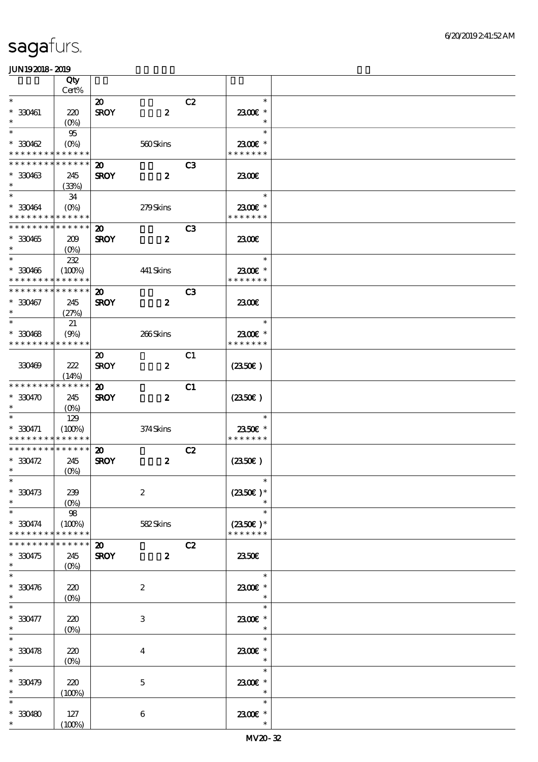# sagafurs.

JUN19 2018 - 2019

| | Qty Cert% | | | | |
|---|---|---|---|---|---|
| * | | 20 | | C2 | * |
| * 330461 | 220 | SROY | 2 | | 23.00€ * |
| * | (0%) | | | | * |
| * | 95 | | | | * |
| * 330462 | (0%) | | 560 Skins | | 23.00€ * |
| * * * * * * * * * * * * * * | | | | | * * * * * * * |
| * * * * * * * * * * * * * * | | 20 | | C3 | |
| * 330463 | 245 | SROY | 2 | | 23.00€ |
| * | (33%) | | | | |
| * | 34 | | | | * |
| * 330464 | (0%) | | 279 Skins | | 23.00€ * |
| * * * * * * * * * * * * * * | | | | | * * * * * * * |
| * * * * * * * * * * * * * * | | 20 | | C3 | |
| * 330465 | 209 | SROY | 2 | | 23.00€ |
| * | (0%) | | | | |
| * | 232 | | | | * |
| * 330466 | (100%) | | 441 Skins | | 23.00€ * |
| * * * * * * * * * * * * * * | | | | | * * * * * * * |
| * * * * * * * * * * * * * * | | 20 | | C3 | |
| * 330467 | 245 | SROY | 2 | | 23.00€ |
| * | (27%) | | | | |
| * | 21 | | | | * |
| * 330468 | (9%) | | 266 Skins | | 23.00€ * |
| * * * * * * * * * * * * * * | | | | | * * * * * * * |
| | | 20 | | C1 | |
| 330469 | 222 | SROY | 2 | | (23.50€) |
| | (14%) | | | | |
| * * * * * * * * * * * * * * | | 20 | | C1 | |
| * 330470 | 245 | SROY | 2 | | (23.50€) |
| * | (0%) | | | | |
| * | 129 | | | | * |
| * 330471 | (100%) | | 374 Skins | | 23.50€ * |
| * * * * * * * * * * * * * * | | | | | * * * * * * * |
| * * * * * * * * * * * * * * | | 20 | | C2 | |
| * 330472 | 245 | SROY | 2 | | (23.50€) |
| * | (0%) | | | | |
| * | | | | | * |
| * 330473 | 239 | | 2 | | (23.50€) * |
| * | (0%) | | | | * |
| * | 98 | | | | * |
| * 330474 | (100%) | | 582 Skins | | (23.50€) * |
| * * * * * * * * * * * * * * | | | | | * * * * * * * |
| * * * * * * * * * * * * * * | | 20 | | C2 | |
| * 330475 | 245 | SROY | 2 | | 23.50€ |
| * | (0%) | | | | |
| * | | | | | * |
| * 330476 | 220 | | 2 | | 23.00€ * |
| * | (0%) | | | | * |
| * | | | | | * |
| * 330477 | 220 | | 3 | | 23.00€ * |
| * | (0%) | | | | * |
| * | | | | | * |
| * 330478 | 220 | | 4 | | 23.00€ * |
| * | (0%) | | | | * |
| * | | | | | * |
| * 330479 | 220 | | 5 | | 23.00€ * |
| * | (100%) | | | | * |
| * | | | | | * |
| * 330480 | 127 | | 6 | | 23.00€ * |
| * | (100%) | | | | * |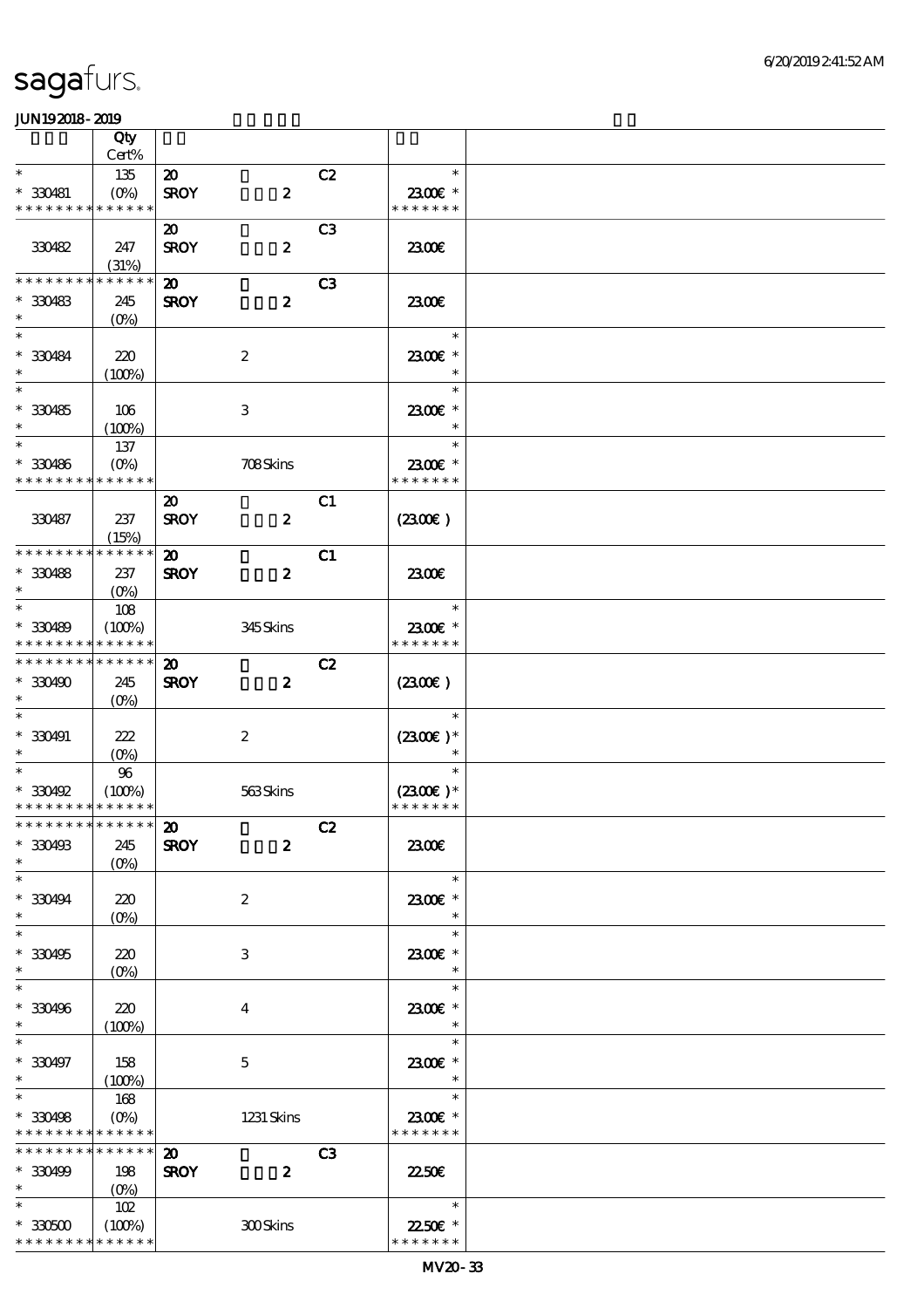| | Qty Cert% | | | | |
|---|---|---|---|---|---|
| * | 135 | 20 | | C2 | * |
| * 330481 | (0%) | SROY | 2 | | 23.00€ * |
| * * * * * * * * * * * * * | | | | | * * * * * * * |
| | | 20 | | C3 | |
| 330482 | 247 (31%) | SROY | 2 | | 23.00€ |
| * * * * * * * * * * * * * | | 20 | | C3 | |
| * 330483 | 245 | SROY | 2 | | 23.00€ |
| * | (0%) | | | | |
| * | | | | | * |
| * 330484 | 220 | | 2 | | 23.00€ * |
| * | (100%) | | | | * |
| * | | | | | * |
| * 330485 | 106 | | 3 | | 23.00€ * |
| * | (100%) | | | | * |
| * | 137 | | | | * |
| * 330486 | (0%) | | 708 Skins | | 23.00€ * |
| * * * * * * * * * * * * * | | | | | * * * * * * * |
| | | 20 | | C1 | |
| 330487 | 237 (15%) | SROY | 2 | | (23.00€) |
| * * * * * * * * * * * * * | | 20 | | C1 | |
| * 330488 | 237 | SROY | 2 | | 23.00€ |
| * | (0%) | | | | |
| * | 108 | | | | * |
| * 330489 | (100%) | | 345 Skins | | 23.00€ * |
| * * * * * * * * * * * * * | | | | | * * * * * * * |
| * * * * * * * * * * * * * | | 20 | | C2 | |
| * 330490 | 245 | SROY | 2 | | (23.00€) |
| * | (0%) | | | | |
| * | | | | | * |
| * 330491 | 222 | | 2 | | (23.00€) * |
| * | (0%) | | | | * |
| * | 96 | | | | * |
| * 330492 | (100%) | | 563 Skins | | (23.00€) * |
| * * * * * * * * * * * * * | | | | | * * * * * * * |
| * * * * * * * * * * * * * | | 20 | | C2 | |
| * 330493 | 245 | SROY | 2 | | 23.00€ |
| * | (0%) | | | | |
| * | | | | | * |
| * 330494 | 220 | | 2 | | 23.00€ * |
| * | (0%) | | | | * |
| * | | | | | * |
| * 330495 | 220 | | 3 | | 23.00€ * |
| * | (0%) | | | | * |
| * | | | | | * |
| * 330496 | 220 | | 4 | | 23.00€ * |
| * | (100%) | | | | * |
| * | | | | | * |
| * 330497 | 158 | | 5 | | 23.00€ * |
| * | (100%) | | | | * |
| * | 168 | | | | * |
| * 330498 | (0%) | | 1231 Skins | | 23.00€ * |
| * * * * * * * * * * * * * | | | | | * * * * * * * |
| * * * * * * * * * * * * * | | 20 | | C3 | |
| * 330499 | 198 | SROY | 2 | | 22.50€ |
| * | (0%) | | | | |
| * | 102 | | | | * |
| * 330500 | (100%) | | 300 Skins | | 22.50€ * |
| * * * * * * * * * * * * * | | | | | * * * * * * * |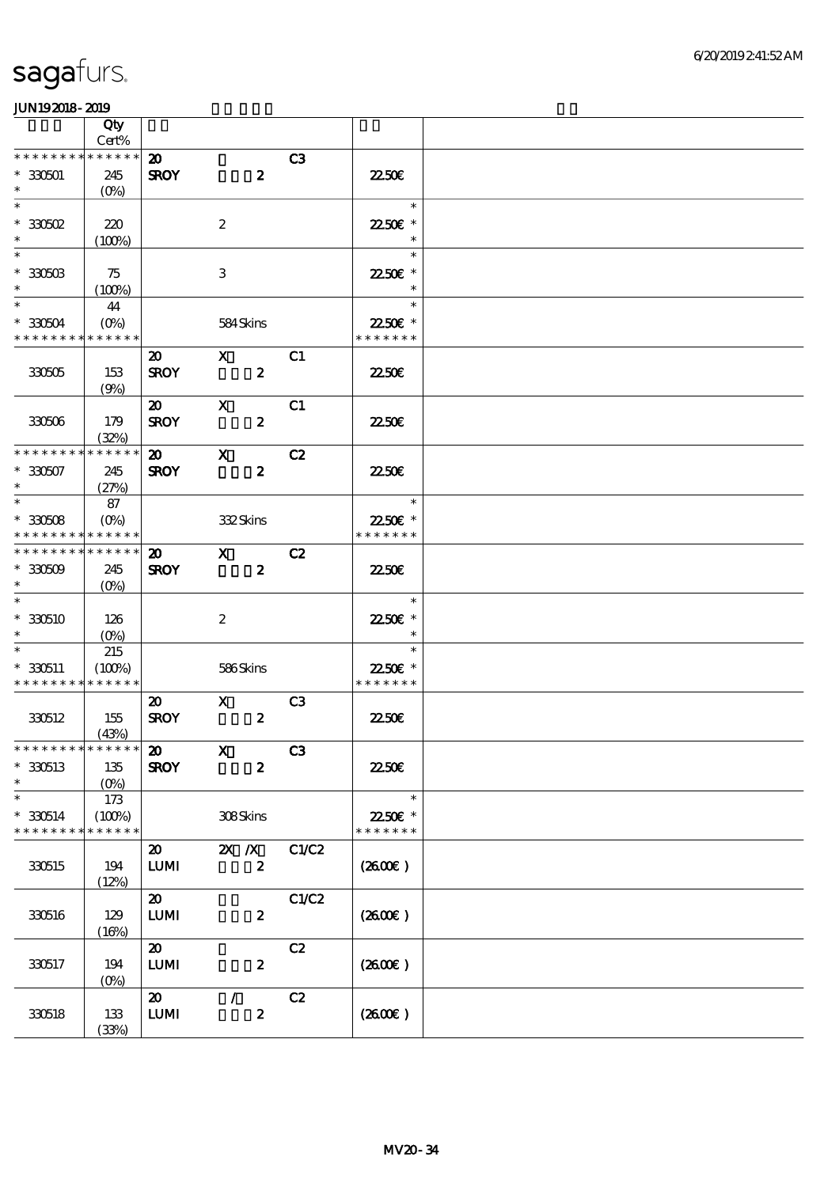| | Qty<br>Cert% | | | | | |
|---|---|---|---|---|---|---|
| * * * * * * * * * * * * * * | | 20 | | C3 | | |
| * 330501 | 245 | SROY | 2 | | 22.50€ | |
| * | (0%) | | | | | |
| * | | | | | * | |
| * 330502 | 220 | | 2 | | 22.50€ * | |
| * | (100%) | | | | * | |
| * | | | | | * | |
| * 330503 | 75 | | 3 | | 22.50€ * | |
| * | (100%) | | | | * | |
| * | 44 | | | | * | |
| * 330504 | (0%) | | 584 Skins | | 22.50€ * | |
| * * * * * * * * * * * * * * | | | | | * * * * * * * | |
| | | 20 | X | C1 | | |
| 330505 | 153 | SROY | 2 | | 22.50€ | |
| | (9%) | | | | | |
| | | 20 | X | C1 | | |
| 330506 | 179 | SROY | 2 | | 22.50€ | |
| | (32%) | | | | | |
| * * * * * * * * * * * * * * | | 20 | X | C2 | | |
| * 330507 | 245 | SROY | 2 | | 22.50€ | |
| * | (27%) | | | | | |
| * | 87 | | | | * | |
| * 330508 | (0%) | | 332 Skins | | 22.50€ * | |
| * * * * * * * * * * * * * * | | | | | * * * * * * * | |
| * * * * * * * * * * * * * * | | 20 | X | C2 | | |
| * 330509 | 245 | SROY | 2 | | 22.50€ | |
| * | (0%) | | | | | |
| * | | | | | * | |
| * 330510 | 126 | | 2 | | 22.50€ * | |
| * | (0%) | | | | * | |
| * | 215 | | | | * | |
| * 330511 | (100%) | | 586 Skins | | 22.50€ * | |
| * * * * * * * * * * * * * * | | | | | * * * * * * * | |
| | | 20 | X | C3 | | |
| 330512 | 155 | SROY | 2 | | 22.50€ | |
| | (43%) | | | | | |
| * * * * * * * * * * * * * * | | 20 | X | C3 | | |
| * 330513 | 135 | SROY | 2 | | 22.50€ | |
| * | (0%) | | | | | |
| * | 173 | | | | * | |
| * 330514 | (100%) | | 308 Skins | | 22.50€ * | |
| * * * * * * * * * * * * * * | | | | | * * * * * * * | |
| | | 20 | 2X /X | C1/C2 | | |
| 330515 | 194 | LUMI | 2 | | (26.00€ ) | |
| | (12%) | | | | | |
| | | 20 | | C1/C2 | | |
| 330516 | 129 | LUMI | 2 | | (26.00€ ) | |
| | (16%) | | | | | |
| | | 20 | | C2 | | |
| 330517 | 194 | LUMI | 2 | | (26.00€ ) | |
| | (0%) | | | | | |
| | | 20 | / | C2 | | |
| 330518 | 133 | LUMI | 2 | | (26.00€ ) | |
| | (33%) | | | | | |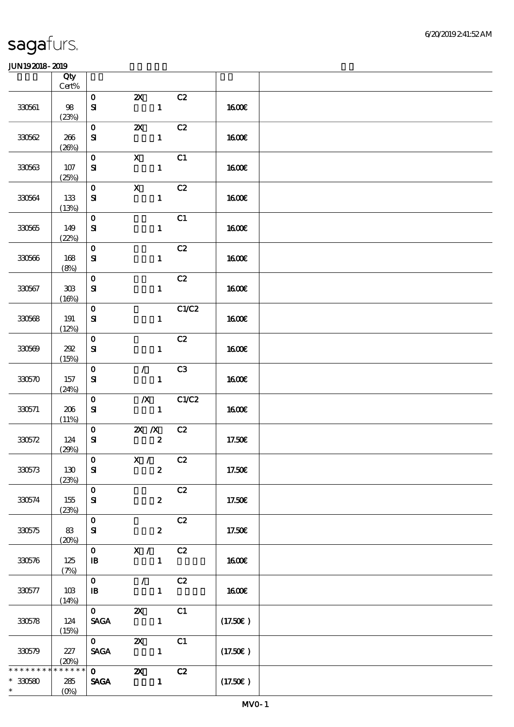sagafurs.

JUN19 2018 - 2019

| | Qty Cert% | | | | | |
|---|---|---|---|---|---|---|
| 330561 | 98 (23%) | 0 SI | 2X 1 | C2 | 16.00€ | |
| 330562 | 266 (26%) | 0 SI | 2X 1 | C2 | 16.00€ | |
| 330563 | 107 (25%) | 0 SI | X 1 | C1 | 16.00€ | |
| 330564 | 133 (13%) | 0 SI | X 1 | C2 | 16.00€ | |
| 330565 | 149 (22%) | 0 SI | 1 | C1 | 16.00€ | |
| 330566 | 168 (8%) | 0 SI | 1 | C2 | 16.00€ | |
| 330567 | 303 (16%) | 0 SI | 1 | C2 | 16.00€ | |
| 330568 | 191 (12%) | 0 SI | 1 | C1/C2 | 16.00€ | |
| 330569 | 292 (15%) | 0 SI | 1 | C2 | 16.00€ | |
| 330570 | 157 (24%) | 0 SI | / 1 | C3 | 16.00€ | |
| 330571 | 206 (11%) | 0 SI | /X 1 | C1/C2 | 16.00€ | |
| 330572 | 124 (29%) | 0 SI | 2X /X 2 | C2 | 17.50€ | |
| 330573 | 130 (23%) | 0 SI | X / 2 | C2 | 17.50€ | |
| 330574 | 155 (23%) | 0 SI | 2 | C2 | 17.50€ | |
| 330575 | 83 (20%) | 0 SI | 2 | C2 | 17.50€ | |
| 330576 | 125 (7%) | 0 IB | X / 1 | C2 | 16.00€ | |
| 330577 | 103 (14%) | 0 IB | / 1 | C2 | 16.00€ | |
| 330578 | 124 (15%) | 0 SAGA | 2X 1 | C1 | (17.50€ ) | |
| 330579 | 227 (20%) | 0 SAGA | 2X 1 | C1 | (17.50€ ) | |
| * * * * * * * * * * * * * * 330580 * | 285 (0%) | 0 SAGA | 2X 1 | C2 | (17.50€ ) | |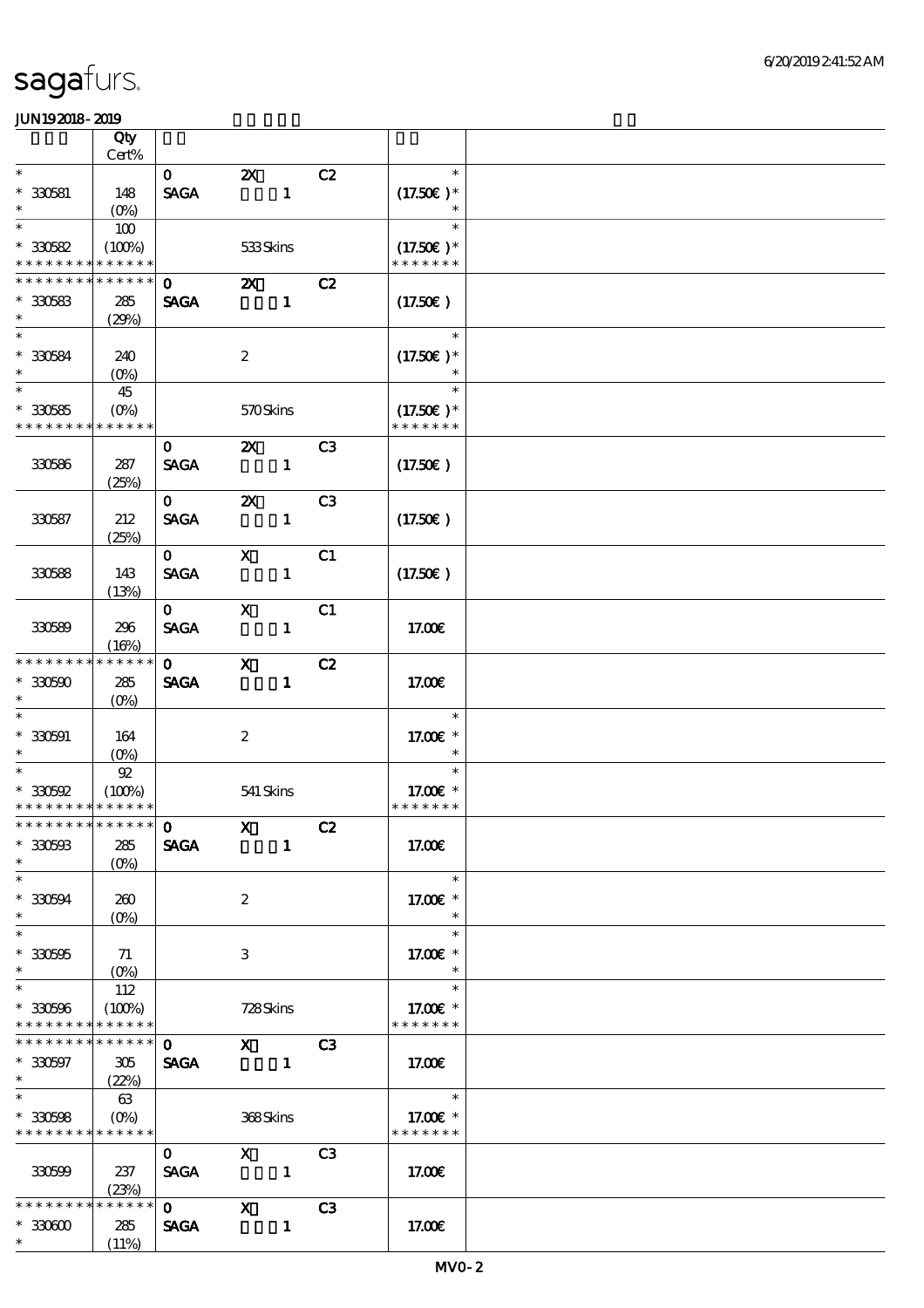sagafurs.

JUN19 2018 - 2019

| | Qty Cert% | | | | | |
|---|---|---|---|---|---|---|
| * | | 0 | 2X | C2 | * | |
| * 330581 | 148 | SAGA | 1 | | (17.50€ )* | |
| * | (0%) | | | | * | |
| * | 100 | | | | * | |
| * 330582 | (100%) | | 533 Skins | | (17.50€ )* | |
| * * * * * * * * * * * * * * | | | | | * * * * * * * | |
| * * * * * * * * * * * * * * | | 0 | 2X | C2 | | |
| * 330583 | 285 | SAGA | 1 | | (17.50€ ) | |
| * | (29%) | | | | | |
| * | | | | | * | |
| * 330584 | 240 | | 2 | | (17.50€ )* | |
| * | (0%) | | | | * | |
| * | 45 | | | | * | |
| * 330585 | (0%) | | 570 Skins | | (17.50€ )* | |
| * * * * * * * * * * * * * * | | | | | * * * * * * * | |
| | | 0 | 2X | C3 | | |
| 330586 | 287 | SAGA | 1 | | (17.50€ ) | |
| | (25%) | | | | | |
| | | 0 | 2X | C3 | | |
| 330587 | 212 | SAGA | 1 | | (17.50€ ) | |
| | (25%) | | | | | |
| | | 0 | X | C1 | | |
| 330588 | 143 | SAGA | 1 | | (17.50€ ) | |
| | (13%) | | | | | |
| | | 0 | X | C1 | | |
| 330589 | 296 | SAGA | 1 | | 17.00€ | |
| | (16%) | | | | | |
| * * * * * * * * * * * * * * | | 0 | X | C2 | | |
| * 330590 | 285 | SAGA | 1 | | 17.00€ | |
| * | (0%) | | | | | |
| * | | | | | * | |
| * 330591 | 164 | | 2 | | 17.00€ * | |
| * | (0%) | | | | * | |
| * | 92 | | | | * | |
| * 330592 | (100%) | | 541 Skins | | 17.00€ * | |
| * * * * * * * * * * * * * * | | | | | * * * * * * * | |
| * * * * * * * * * * * * * * | | 0 | X | C2 | | |
| * 330593 | 285 | SAGA | 1 | | 17.00€ | |
| * | (0%) | | | | | |
| * | | | | | * | |
| * 330594 | 260 | | 2 | | 17.00€ * | |
| * | (0%) | | | | * | |
| * | | | | | * | |
| * 330595 | 71 | | 3 | | 17.00€ * | |
| * | (0%) | | | | * | |
| * | 112 | | | | * | |
| * 330596 | (100%) | | 728 Skins | | 17.00€ * | |
| * * * * * * * * * * * * * * | | | | | * * * * * * * | |
| * * * * * * * * * * * * * * | | 0 | X | C3 | | |
| * 330597 | 305 | SAGA | 1 | | 17.00€ | |
| * | (22%) | | | | | |
| * | 63 | | | | * | |
| * 330598 | (0%) | | 368 Skins | | 17.00€ * | |
| * * * * * * * * * * * * * * | | | | | * * * * * * * | |
| | | 0 | X | C3 | | |
| 330599 | 237 | SAGA | 1 | | 17.00€ | |
| | (23%) | | | | | |
| * * * * * * * * * * * * * * | | 0 | X | C3 | | |
| * 330600 | 285 | SAGA | 1 | | 17.00€ | |
| * | (11%) | | | | | |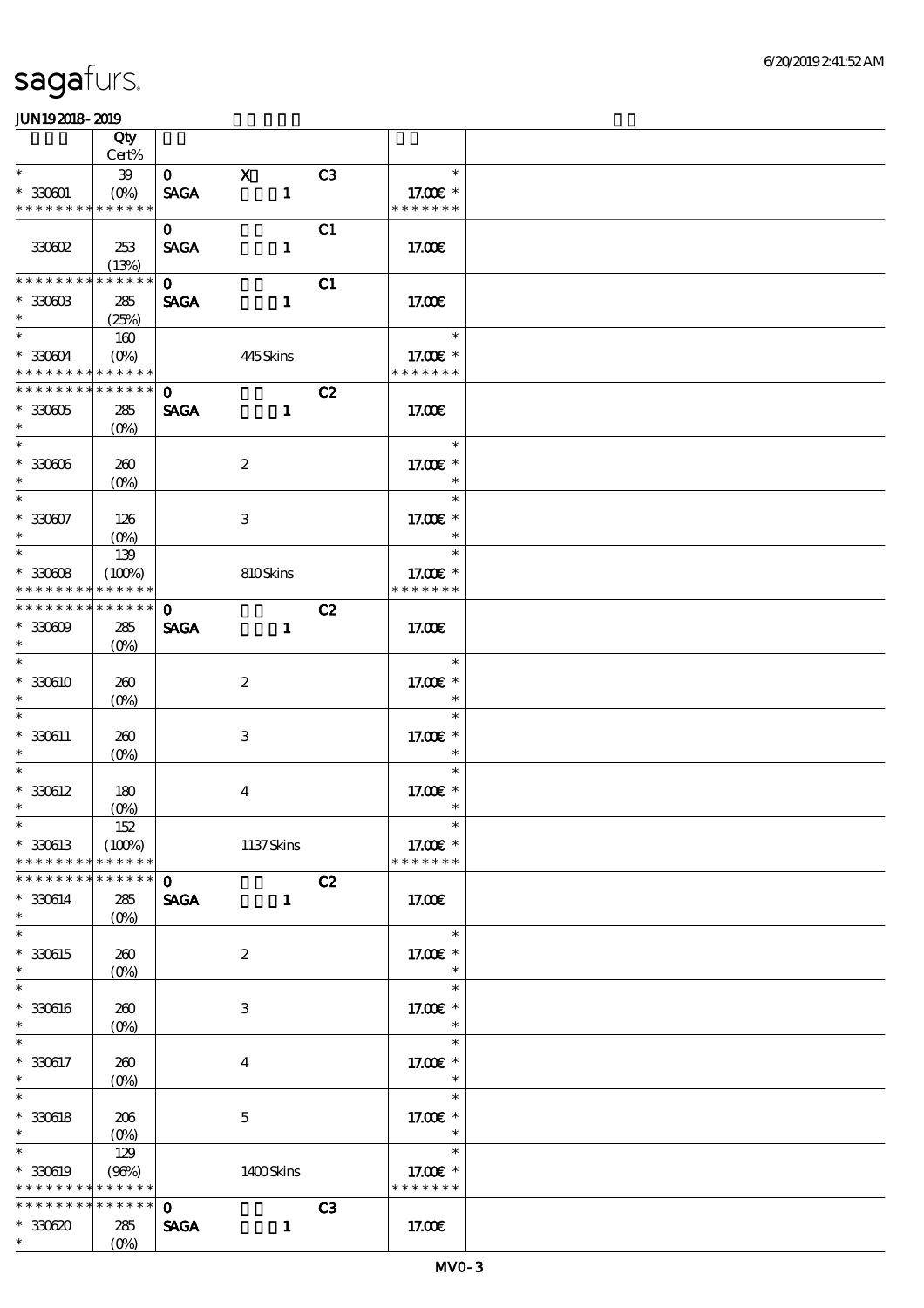sagafurs.

JUN192018-2019

| | Qty Cert% | | | | | |
|---|---|---|---|---|---|---|
| * | 39 | 0 | X | C3 | * | |
| * 330601 | (0%) | SAGA | 1 | | 17.00€ * | |
| * * * * * * * * * * * * * * | | | | | * * * * * * * | |
| | | 0 | | C1 | | |
| 330602 | 253 (13%) | SAGA | 1 | | 17.00€ | |
| * * * * * * * * * * * * * * | | 0 | | C1 | | |
| * 330603 | 285 | SAGA | 1 | | 17.00€ | |
| * | (25%) | | | | | |
| * | 160 | | | | * | |
| * 330604 | (0%) | | 445 Skins | | 17.00€ * | |
| * * * * * * * * * * * * * * | | | | | * * * * * * * | |
| * * * * * * * * * * * * * * | | 0 | | C2 | | |
| * 330605 | 285 | SAGA | 1 | | 17.00€ | |
| * | (0%) | | | | | |
| * | | | | | * | |
| * 330606 | 260 | | 2 | | 17.00€ * | |
| * | (0%) | | | | * | |
| * | | | | | * | |
| * 330607 | 126 | | 3 | | 17.00€ * | |
| * | (0%) | | | | * | |
| * | 139 | | | | * | |
| * 330608 | (100%) | | 810 Skins | | 17.00€ * | |
| * * * * * * * * * * * * * * | | | | | * * * * * * * | |
| * * * * * * * * * * * * * * | | 0 | | C2 | | |
| * 330609 | 285 | SAGA | 1 | | 17.00€ | |
| * | (0%) | | | | | |
| * | | | | | * | |
| * 330610 | 260 | | 2 | | 17.00€ * | |
| * | (0%) | | | | * | |
| * | | | | | * | |
| * 330611 | 260 | | 3 | | 17.00€ * | |
| * | (0%) | | | | * | |
| * | | | | | * | |
| * 330612 | 180 | | 4 | | 17.00€ * | |
| * | (0%) | | | | * | |
| * | 152 | | | | * | |
| * 330613 | (100%) | | 1137 Skins | | 17.00€ * | |
| * * * * * * * * * * * * * * | | | | | * * * * * * * | |
| * * * * * * * * * * * * * * | | 0 | | C2 | | |
| * 330614 | 285 | SAGA | 1 | | 17.00€ | |
| * | (0%) | | | | | |
| * | | | | | * | |
| * 330615 | 260 | | 2 | | 17.00€ * | |
| * | (0%) | | | | * | |
| * | | | | | * | |
| * 330616 | 260 | | 3 | | 17.00€ * | |
| * | (0%) | | | | * | |
| * | | | | | * | |
| * 330617 | 260 | | 4 | | 17.00€ * | |
| * | (0%) | | | | * | |
| * | | | | | * | |
| * 330618 | 206 | | 5 | | 17.00€ * | |
| * | (0%) | | | | * | |
| * | 129 | | | | * | |
| * 330619 | (96%) | | 1400 Skins | | 17.00€ * | |
| * * * * * * * * * * * * * * | | | | | * * * * * * * | |
| * * * * * * * * * * * * * * | | 0 | | C3 | | |
| * 330620 | 285 | SAGA | 1 | | 17.00€ | |
| * | (0%) | | | | | |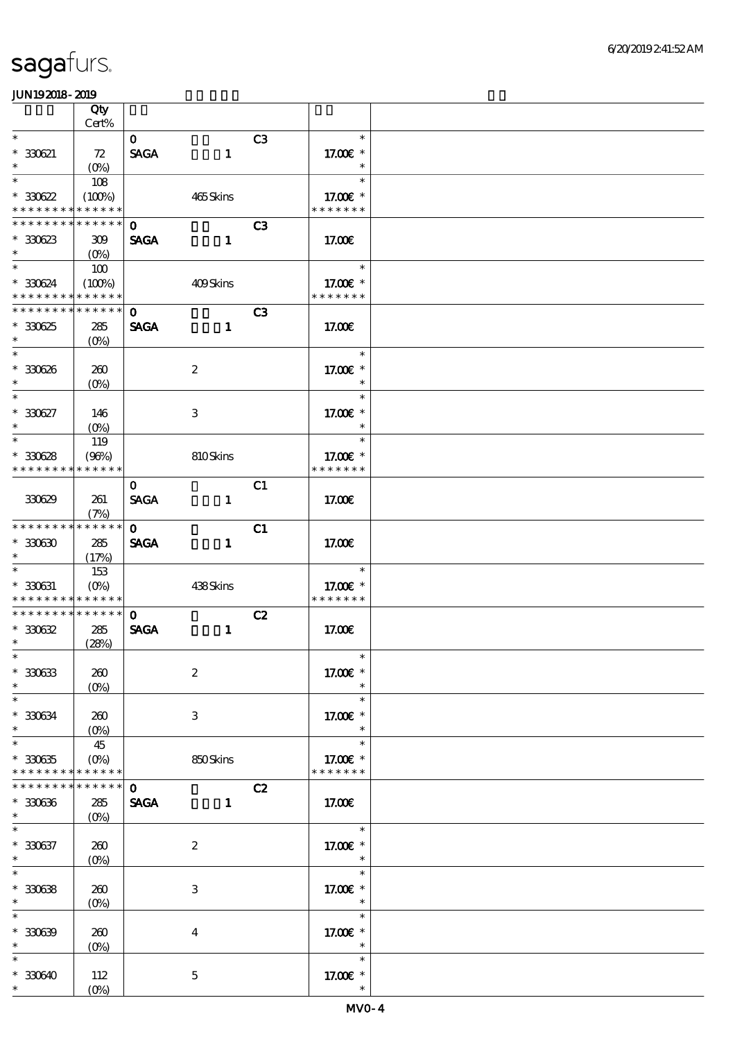| | Qty<br>Cert% | | | | |
|---|---|---|---|---|---|
| * | | 0 | | C3 | * |
| * 330621 | 72 | SAGA | 1 | | 17.00€ * |
| * | (0%) | | | | * |
| * | 108 | | | | * |
| * 330622 | (100%) | | 465 Skins | | 17.00€ * |
| * * * * * * * * * * * * * * | | | | | * * * * * * * |
| * * * * * * * * * * * * * * | | 0 | | C3 | |
| * 330623 | 309 | SAGA | 1 | | 17.00€ |
| * | (0%) | | | | |
| * | 100 | | | | * |
| * 330624 | (100%) | | 409 Skins | | 17.00€ * |
| * * * * * * * * * * * * * * | | | | | * * * * * * * |
| * * * * * * * * * * * * * * | | 0 | | C3 | |
| * 330625 | 285 | SAGA | 1 | | 17.00€ |
| * | (0%) | | | | |
| * | | | | | * |
| * 330626 | 260 | | 2 | | 17.00€ * |
| * | (0%) | | | | * |
| * | | | | | * |
| * 330627 | 146 | | 3 | | 17.00€ * |
| * | (0%) | | | | * |
| * | 119 | | | | * |
| * 330628 | (96%) | | 810 Skins | | 17.00€ * |
| * * * * * * * * * * * * * * | | | | | * * * * * * * |
| | | 0 | | C1 | |
| 330629 | 261 | SAGA | 1 | | 17.00€ |
| | (7%) | | | | |
| * * * * * * * * * * * * * * | | 0 | | C1 | |
| * 330630 | 285 | SAGA | 1 | | 17.00€ |
| * | (17%) | | | | |
| * | 153 | | | | * |
| * 330631 | (0%) | | 438 Skins | | 17.00€ * |
| * * * * * * * * * * * * * * | | | | | * * * * * * * |
| * * * * * * * * * * * * * * | | 0 | | C2 | |
| * 330632 | 285 | SAGA | 1 | | 17.00€ |
| * | (28%) | | | | |
| * | | | | | * |
| * 330633 | 260 | | 2 | | 17.00€ * |
| * | (0%) | | | | * |
| * | | | | | * |
| * 330634 | 260 | | 3 | | 17.00€ * |
| * | (0%) | | | | * |
| * | 45 | | | | * |
| * 330635 | (0%) | | 850 Skins | | 17.00€ * |
| * * * * * * * * * * * * * * | | | | | * * * * * * * |
| * * * * * * * * * * * * * * | | 0 | | C2 | |
| * 330636 | 285 | SAGA | 1 | | 17.00€ |
| * | (0%) | | | | |
| * | | | | | * |
| * 330637 | 260 | | 2 | | 17.00€ * |
| * | (0%) | | | | * |
| * | | | | | * |
| * 330638 | 260 | | 3 | | 17.00€ * |
| * | (0%) | | | | * |
| * | | | | | * |
| * 330639 | 260 | | 4 | | 17.00€ * |
| * | (0%) | | | | * |
| * | | | | | * |
| * 330640 | 112 | | 5 | | 17.00€ * |
| * | (0%) | | | | * |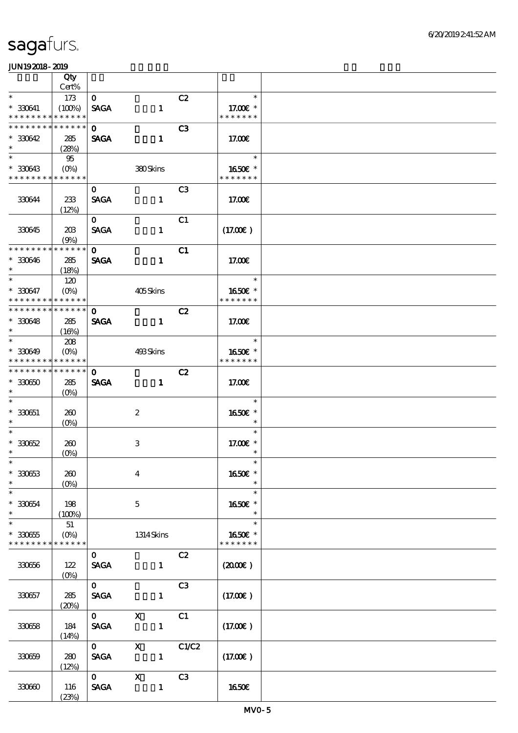sagafurs.

JUN19 2018 - 2019

| | Qty Cert% | | |
|---|---|---|---|
| * | 173 | 0 C2 | * |
| * 330641 | (100%) | SAGA 1 | 17.00€ * |
| * * * * * * * * * * * * * * | | | * * * * * * * |
| * * * * * * * * * * * * * * | | 0 C3 | |
| * 330642 | 285 | SAGA 1 | 17.00€ |
| * | (28%) | | |
| * | 95 | | * |
| * 330643 | (0%) | 380 Skins | 16.50€ * |
| * * * * * * * * * * * * * * | | | * * * * * * * |
| | | 0 C3 | |
| 330644 | 233 | SAGA 1 | 17.00€ |
| | (12%) | | |
| | | 0 C1 | |
| 330645 | 203 | SAGA 1 | (17.00€ ) |
| | (9%) | | |
| * * * * * * * * * * * * * * | | 0 C1 | |
| * 330646 | 285 | SAGA 1 | 17.00€ |
| * | (18%) | | |
| * | 120 | | * |
| * 330647 | (0%) | 405 Skins | 16.50€ * |
| * * * * * * * * * * * * * * | | | * * * * * * * |
| * * * * * * * * * * * * * * | | 0 C2 | |
| * 330648 | 285 | SAGA 1 | 17.00€ |
| * | (16%) | | |
| * | 208 | | * |
| * 330649 | (0%) | 493 Skins | 16.50€ * |
| * * * * * * * * * * * * * * | | | * * * * * * * |
| * * * * * * * * * * * * * * | | 0 C2 | |
| * 330650 | 285 | SAGA 1 | 17.00€ |
| * | (0%) | | |
| * | | | * |
| * 330651 | 260 | 2 | 16.50€ * |
| * | (0%) | | * |
| * | | | * |
| * 330652 | 260 | 3 | 17.00€ * |
| * | (0%) | | * |
| * | | | * |
| * 330653 | 260 | 4 | 16.50€ * |
| * | (0%) | | * |
| * | | | * |
| * 330654 | 198 | 5 | 16.50€ * |
| * | (100%) | | * |
| * | 51 | | * |
| * 330655 | (0%) | 1314 Skins | 16.50€ * |
| * * * * * * * * * * * * * * | | | * * * * * * * |
| | | 0 C2 | |
| 330656 | 122 | SAGA 1 | (20.00€ ) |
| | (0%) | | |
| | | 0 C3 | |
| 330657 | 285 | SAGA 1 | (17.00€ ) |
| | (20%) | | |
| | | 0 X C1 | |
| 330658 | 184 | SAGA 1 | (17.00€ ) |
| | (14%) | | |
| | | 0 X C1/C2 | |
| 330659 | 280 | SAGA 1 | (17.00€ ) |
| | (12%) | | |
| | | 0 X C3 | |
| 330660 | 116 | SAGA 1 | 16.50€ |
| | (23%) | | |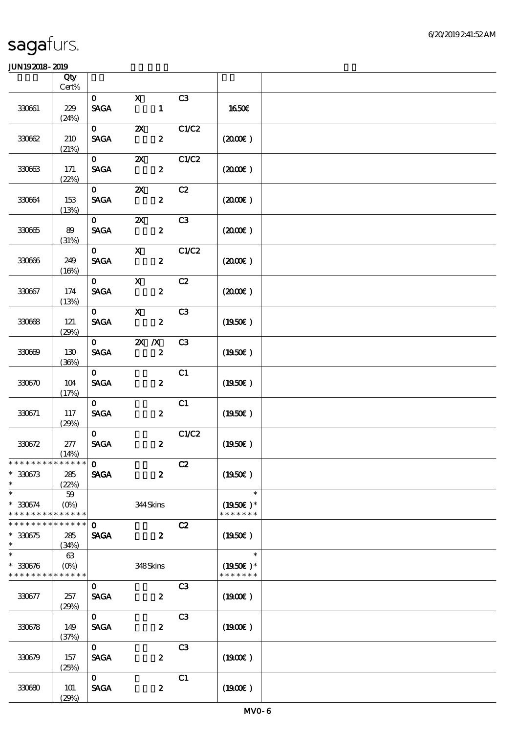sagafurs.

JUN192018-2019

| | Qty Cert% | | | | | |
|---|---|---|---|---|---|---|
| 330661 | 229 (24%) | 0 SAGA | X 1 | C3 | 16.50€ | |
| 330662 | 210 (21%) | 0 SAGA | 2X 2 | C1/C2 | (20.00€) | |
| 330663 | 171 (22%) | 0 SAGA | 2X 2 | C1/C2 | (20.00€) | |
| 330664 | 153 (13%) | 0 SAGA | 2X 2 | C2 | (20.00€) | |
| 330665 | 89 (31%) | 0 SAGA | 2X 2 | C3 | (20.00€) | |
| 330666 | 249 (16%) | 0 SAGA | X 2 | C1/C2 | (20.00€) | |
| 330667 | 174 (13%) | 0 SAGA | X 2 | C2 | (20.00€) | |
| 330668 | 121 (29%) | 0 SAGA | X 2 | C3 | (19.50€) | |
| 330669 | 130 (36%) | 0 SAGA | 2X /X 2 | C3 | (19.50€) | |
| 330670 | 104 (17%) | 0 SAGA | 2 | C1 | (19.50€) | |
| 330671 | 117 (29%) | 0 SAGA | 2 | C1 | (19.50€) | |
| 330672 | 277 (14%) | 0 SAGA | 2 | C1/C2 | (19.50€) | |
| * * * * * * * * * * * * * * * 330673 * | 285 (22%) | 0 SAGA | 2 | C2 | (19.50€) | |
| * * 330674 * * * * * * * * * * * * * | 59 (0%) | | 344 Skins | | * (19.50€) * * * * * * * * | |
| * * * * * * * * * * * * * * * 330675 * | 285 (34%) | 0 SAGA | 2 | C2 | (19.50€) | |
| * * 330676 * * * * * * * * * * * * * | 63 (0%) | | 348 Skins | | * (19.50€) * * * * * * * * | |
| 330677 | 257 (29%) | 0 SAGA | 2 | C3 | (19.00€) | |
| 330678 | 149 (37%) | 0 SAGA | 2 | C3 | (19.00€) | |
| 330679 | 157 (25%) | 0 SAGA | 2 | C3 | (19.00€) | |
| 330680 | 101 (29%) | 0 SAGA | 2 | C1 | (19.00€) | |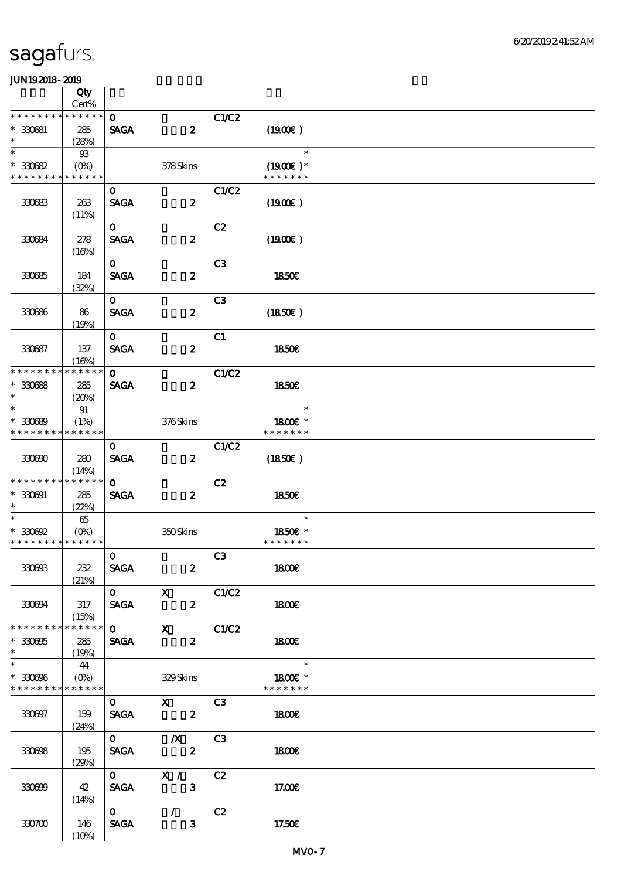# sagafurs.

JUN192018-2019

| | Qty Cert% | | | | | |
|---|---|---|---|---|---|---|
| * * * * * * * * * * * * * * | | 0 | | C1/C2 | | |
| * 330681 | 285 | SAGA | 2 | | (19.00€) | |
| * | (28%) | | | | | |
| * | 93 | | | | * | |
| * 330682 | (0%) | | 378 Skins | | (19.00€) * | |
| * * * * * * * * * * * * * * | | | | | * * * * * * * | |
| | | 0 | | C1/C2 | | |
| 330683 | 263 | SAGA | 2 | | (19.00€) | |
| | (11%) | | | | | |
| | | 0 | | C2 | | |
| 330684 | 278 | SAGA | 2 | | (19.00€) | |
| | (16%) | | | | | |
| | | 0 | | C3 | | |
| 330685 | 184 | SAGA | 2 | | 18.50€ | |
| | (32%) | | | | | |
| | | 0 | | C3 | | |
| 330686 | 86 | SAGA | 2 | | (18.50€) | |
| | (19%) | | | | | |
| | | 0 | | C1 | | |
| 330687 | 137 | SAGA | 2 | | 18.50€ | |
| | (16%) | | | | | |
| * * * * * * * * * * * * * * | | 0 | | C1/C2 | | |
| * 330688 | 285 | SAGA | 2 | | 18.50€ | |
| * | (20%) | | | | | |
| * | 91 | | | | * | |
| * 330689 | (1%) | | 376 Skins | | 18.00€ * | |
| * * * * * * * * * * * * * * | | | | | * * * * * * * | |
| | | 0 | | C1/C2 | | |
| 330690 | 280 | SAGA | 2 | | (18.50€) | |
| | (14%) | | | | | |
| * * * * * * * * * * * * * * | | 0 | | C2 | | |
| * 330691 | 285 | SAGA | 2 | | 18.50€ | |
| * | (22%) | | | | | |
| * | 65 | | | | * | |
| * 330692 | (0%) | | 350 Skins | | 18.50€ * | |
| * * * * * * * * * * * * * * | | | | | * * * * * * * | |
| | | 0 | | C3 | | |
| 330693 | 232 | SAGA | 2 | | 18.00€ | |
| | (21%) | | | | | |
| | | 0 | X | C1/C2 | | |
| 330694 | 317 | SAGA | 2 | | 18.00€ | |
| | (15%) | | | | | |
| * * * * * * * * * * * * * * | | 0 | X | C1/C2 | | |
| * 330695 | 285 | SAGA | 2 | | 18.00€ | |
| * | (19%) | | | | | |
| * | 44 | | | | * | |
| * 330696 | (0%) | | 329 Skins | | 18.00€ * | |
| * * * * * * * * * * * * * * | | | | | * * * * * * * | |
| | | 0 | X | C3 | | |
| 330697 | 159 | SAGA | 2 | | 18.00€ | |
| | (24%) | | | | | |
| | | 0 | /X | C3 | | |
| 330698 | 195 | SAGA | 2 | | 18.00€ | |
| | (29%) | | | | | |
| | | 0 | X / | C2 | | |
| 330699 | 42 | SAGA | 3 | | 17.00€ | |
| | (14%) | | | | | |
| | | 0 | / | C2 | | |
| 330700 | 146 | SAGA | 3 | | 17.50€ | |
| | (10%) | | | | | |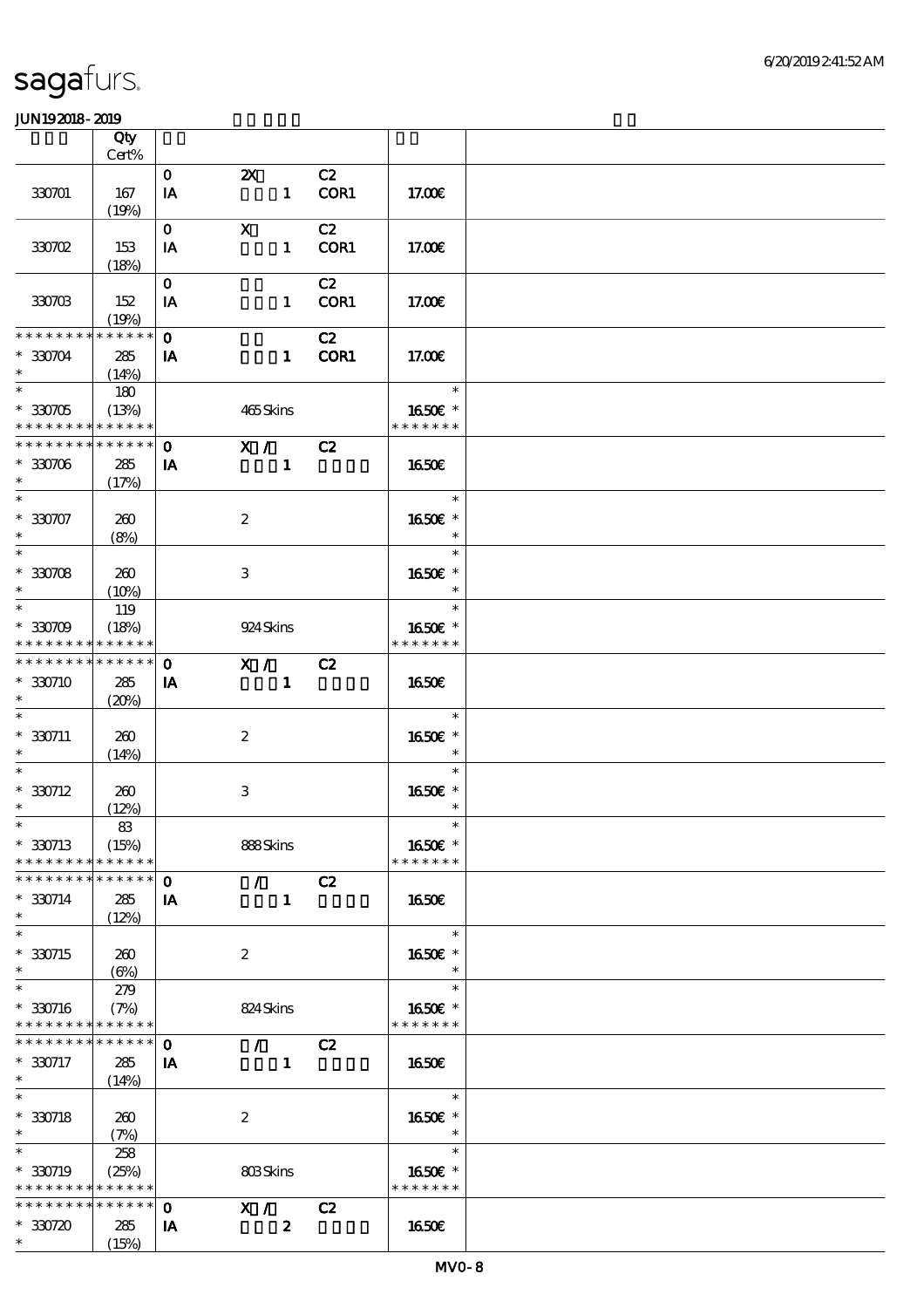sagafurs.

JUN192018-2019

| | Qty Cert% | | | | | |
|---|---|---|---|---|---|---|
| 330701 | 167 (19%) | 0 IA | 2X 1 | C2 COR1 | 17.00€ | |
| 330702 | 153 (18%) | 0 IA | X 1 | C2 COR1 | 17.00€ | |
| 330703 | 152 (19%) | 0 IA | 1 | C2 COR1 | 17.00€ | |
| * * * * * * * * * * * * * * * 330704 * | 285 (14%) | 0 IA | 1 | C2 COR1 | 17.00€ | |
| * * 330705 * * * * * * * * * * * * * * | 180 (13%) | | 465 Skins | | * 16.50€ * * * * * * * * | |
| * * * * * * * * * * * * * * * 330706 * | 285 (17%) | 0 IA | X / 1 | C2 | 16.50€ | |
| * * 330707 * | 260 (8%) | | 2 | | * 16.50€ * * | |
| * * 330708 * | 260 (10%) | | 3 | | * 16.50€ * * | |
| * * 330709 * * * * * * * * * * * * * * | 119 (18%) | | 924 Skins | | * 16.50€ * * * * * * * * | |
| * * * * * * * * * * * * * * * 330710 * | 285 (20%) | 0 IA | X / 1 | C2 | 16.50€ | |
| * * 330711 * | 260 (14%) | | 2 | | * 16.50€ * * | |
| * * 330712 * | 260 (12%) | | 3 | | * 16.50€ * * | |
| * * 330713 * * * * * * * * * * * * * * | 83 (15%) | | 888 Skins | | * 16.50€ * * * * * * * * | |
| * * * * * * * * * * * * * * * 330714 * | 285 (12%) | 0 IA | / 1 | C2 | 16.50€ | |
| * * 330715 * | 260 (6%) | | 2 | | * 16.50€ * * | |
| * * 330716 * * * * * * * * * * * * * * | 279 (7%) | | 824 Skins | | * 16.50€ * * * * * * * * | |
| * * * * * * * * * * * * * * * 330717 * | 285 (14%) | 0 IA | / 1 | C2 | 16.50€ | |
| * * 330718 * | 260 (7%) | | 2 | | * 16.50€ * * | |
| * * 330719 * * * * * * * * * * * * * * | 258 (25%) | | 803 Skins | | * 16.50€ * * * * * * * * | |
| * * * * * * * * * * * * * * * 330720 * | 285 (15%) | 0 IA | X / 2 | C2 | 16.50€ | |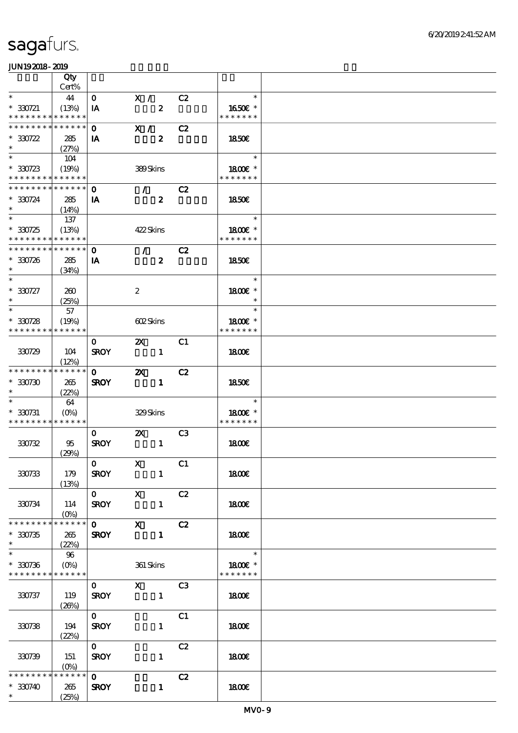| | Qty Cert% | | | | |
|---|---|---|---|---|---|
| * * 330721 * * * * * * * * * * * * * * | 44 (13%) | 0 IA | X / 2 | C2 | * 1650€ * * * * * * * * |
| * * * * * * * * * * * * * * * 330722 * | 285 (27%) | 0 IA | X / 2 | C2 | 1850€ |
| * * 330723 * * * * * * * * * * * * * * | 104 (19%) | | 389 Skins | | * 1800€ * * * * * * * * |
| * * * * * * * * * * * * * * * 330724 * | 285 (14%) | 0 IA | / 2 | C2 | 1850€ |
| * * 330725 * * * * * * * * * * * * * * | 137 (13%) | | 422 Skins | | * 1800€ * * * * * * * * |
| * * * * * * * * * * * * * * * 330726 * | 285 (34%) | 0 IA | / 2 | C2 | 1850€ |
| * * 330727 * | 260 (25%) | | 2 | | * 1800€ * * |
| * * 330728 * * * * * * * * * * * * * * | 57 (19%) | | 602 Skins | | * 1800€ * * * * * * * * |
| 330729 | 104 (12%) | 0 SROY | 2X 1 | C1 | 1800€ |
| * * * * * * * * * * * * * * * 330730 * | 265 (22%) | 0 SROY | 2X 1 | C2 | 1850€ |
| * * 330731 * * * * * * * * * * * * * * | 64 (0%) | | 329 Skins | | * 1800€ * * * * * * * * |
| 330732 | 95 (29%) | 0 SROY | 2X 1 | C3 | 1800€ |
| 330733 | 179 (13%) | 0 SROY | X 1 | C1 | 1800€ |
| 330734 | 114 (0%) | 0 SROY | X 1 | C2 | 1800€ |
| * * * * * * * * * * * * * * * 330735 * | 265 (22%) | 0 SROY | X 1 | C2 | 1800€ |
| * * 330736 * * * * * * * * * * * * * * | 96 (0%) | | 361 Skins | | * 1800€ * * * * * * * * |
| 330737 | 119 (26%) | 0 SROY | X 1 | C3 | 1800€ |
| 330738 | 194 (22%) | 0 SROY | 1 | C1 | 1800€ |
| 330739 | 151 (0%) | 0 SROY | 1 | C2 | 1800€ |
| * * * * * * * * * * * * * * * 330740 * | 265 (25%) | 0 SROY | 1 | C2 | 1800€ |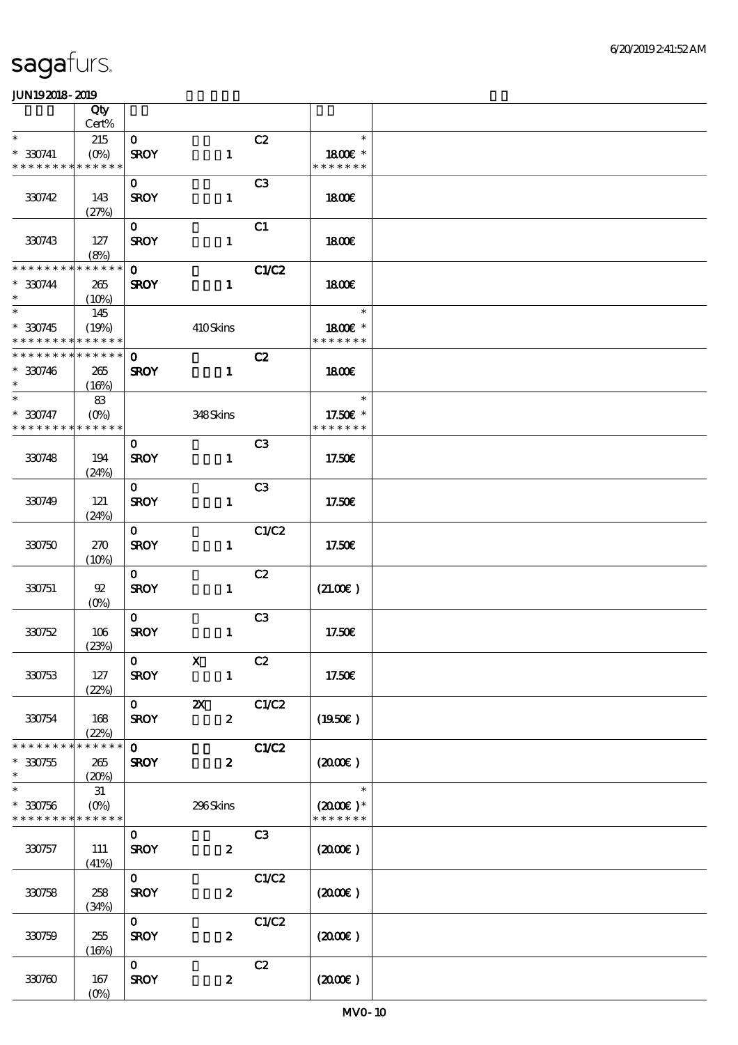# sagafurs.

JUN192018-2019

| | Qty<br>Cert% | | | | | |
|---|---|---|---|---|---|---|
| * | 215 | 0 | | C2 | * | |
| * 330741 | (0%) | SROY | 1 | | 18.00€ * | |
| * * * * * * * * * * * * * * | | | | | * * * * * * * | |
| | | 0 | | C3 | | |
| 330742 | 143<br>(27%) | SROY | 1 | | 18.00€ | |
| | | 0 | | C1 | | |
| 330743 | 127<br>(8%) | SROY | 1 | | 18.00€ | |
| * * * * * * * * * * * * * * | | 0 | | C1/C2 | | |
| * 330744 | 265 | SROY | 1 | | 18.00€ | |
| * | (10%) | | | | | |
| * | 145 | | | | * | |
| * 330745 | (19%) | | 410 Skins | | 18.00€ * | |
| * * * * * * * * * * * * * * | | | | | * * * * * * * | |
| * * * * * * * * * * * * * * | | 0 | | C2 | | |
| * 330746 | 265 | SROY | 1 | | 18.00€ | |
| * | (16%) | | | | | |
| * | 83 | | | | * | |
| * 330747 | (0%) | | 348 Skins | | 17.50€ * | |
| * * * * * * * * * * * * * * | | | | | * * * * * * * | |
| | | 0 | | C3 | | |
| 330748 | 194<br>(24%) | SROY | 1 | | 17.50€ | |
| | | 0 | | C3 | | |
| 330749 | 121<br>(24%) | SROY | 1 | | 17.50€ | |
| | | 0 | | C1/C2 | | |
| 330750 | 270<br>(10%) | SROY | 1 | | 17.50€ | |
| | | 0 | | C2 | | |
| 330751 | 92<br>(0%) | SROY | 1 | | (21.00€) | |
| | | 0 | | C3 | | |
| 330752 | 106<br>(23%) | SROY | 1 | | 17.50€ | |
| | | 0 | X | C2 | | |
| 330753 | 127<br>(22%) | SROY | 1 | | 17.50€ | |
| | | 0 | 2X | C1/C2 | | |
| 330754 | 168<br>(22%) | SROY | 2 | | (19.50€) | |
| * * * * * * * * * * * * * * | | 0 | | C1/C2 | | |
| * 330755 | 265 | SROY | 2 | | (20.00€) | |
| * | (20%) | | | | | |
| * | 31 | | | | * | |
| * 330756 | (0%) | | 296 Skins | | (20.00€) * | |
| * * * * * * * * * * * * * * | | | | | * * * * * * * | |
| | | 0 | | C3 | | |
| 330757 | 111<br>(41%) | SROY | 2 | | (20.00€) | |
| | | 0 | | C1/C2 | | |
| 330758 | 258<br>(34%) | SROY | 2 | | (20.00€) | |
| | | 0 | | C1/C2 | | |
| 330759 | 255<br>(16%) | SROY | 2 | | (20.00€) | |
| | | 0 | | C2 | | |
| 330760 | 167<br>(0%) | SROY | 2 | | (20.00€) | |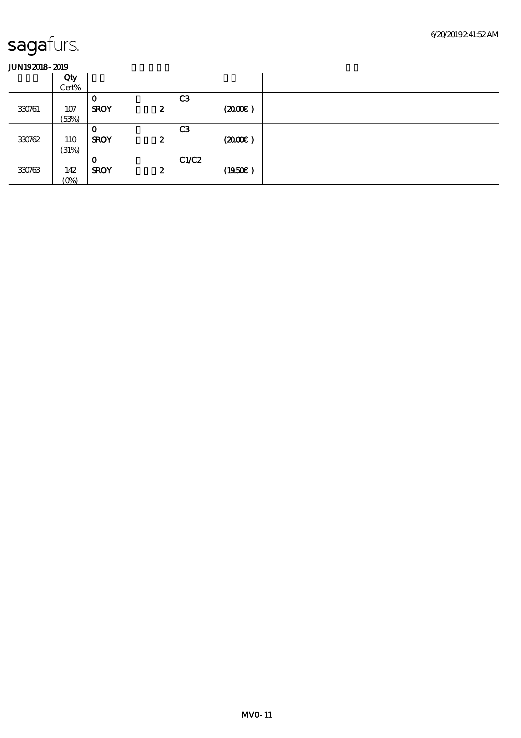sagafurs.

JUN19 2018 - 2019

| | Qty Cert% | | | | | |
|---|---|---|---|---|---|---|
| 330761 | 107 (53%) | 0 SROY | 2 | C3 | (20.00€) | |
| 330762 | 110 (31%) | 0 SROY | 2 | C3 | (20.00€) | |
| 330763 | 142 (0%) | 0 SROY | 2 | C1/C2 | (19.50€) | |

MV0 - 11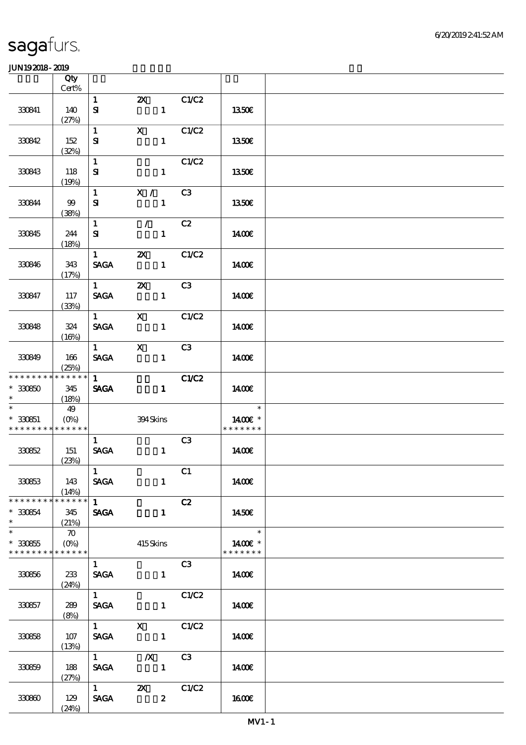sagafurs.

JUN19 2018 - 2019

| | Qty Cert% | | | | | |
|---|---|---|---|---|---|---|
| 330841 | 140 (27%) | 1 SI | 2X 1 | C1/C2 | 13.50€ | |
| 330842 | 152 (32%) | 1 SI | X 1 | C1/C2 | 13.50€ | |
| 330843 | 118 (19%) | 1 SI | 1 | C1/C2 | 13.50€ | |
| 330844 | 99 (38%) | 1 SI | X / 1 | C3 | 13.50€ | |
| 330845 | 244 (18%) | 1 SI | / 1 | C2 | 14.00€ | |
| 330846 | 343 (17%) | 1 SAGA | 2X 1 | C1/C2 | 14.00€ | |
| 330847 | 117 (33%) | 1 SAGA | 2X 1 | C3 | 14.00€ | |
| 330848 | 324 (16%) | 1 SAGA | X 1 | C1/C2 | 14.00€ | |
| 330849 | 166 (25%) | 1 SAGA | X 1 | C3 | 14.00€ | |
| * * * * * * * * * * * * * * * 330850 * | 345 (18%) | 1 SAGA | 1 | C1/C2 | 14.00€ | |
| * * 330851 * * * * * * * * * * * * * * | 49 (0%) | | 394 Skins | | * 14.00€ * * * * * * * * | |
| 330852 | 151 (23%) | 1 SAGA | 1 | C3 | 14.00€ | |
| 330853 | 143 (14%) | 1 SAGA | 1 | C1 | 14.00€ | |
| * * * * * * * * * * * * * * * 330854 * | 345 (21%) | 1 SAGA | 1 | C2 | 14.50€ | |
| * * 330855 * * * * * * * * * * * * * * | 70 (0%) | | 415 Skins | | * 14.00€ * * * * * * * * | |
| 330856 | 233 (24%) | 1 SAGA | 1 | C3 | 14.00€ | |
| 330857 | 289 (8%) | 1 SAGA | 1 | C1/C2 | 14.00€ | |
| 330858 | 107 (13%) | 1 SAGA | X 1 | C1/C2 | 14.00€ | |
| 330859 | 188 (27%) | 1 SAGA | /X 1 | C3 | 14.00€ | |
| 330860 | 129 (24%) | 1 SAGA | 2X 2 | C1/C2 | 16.00€ | |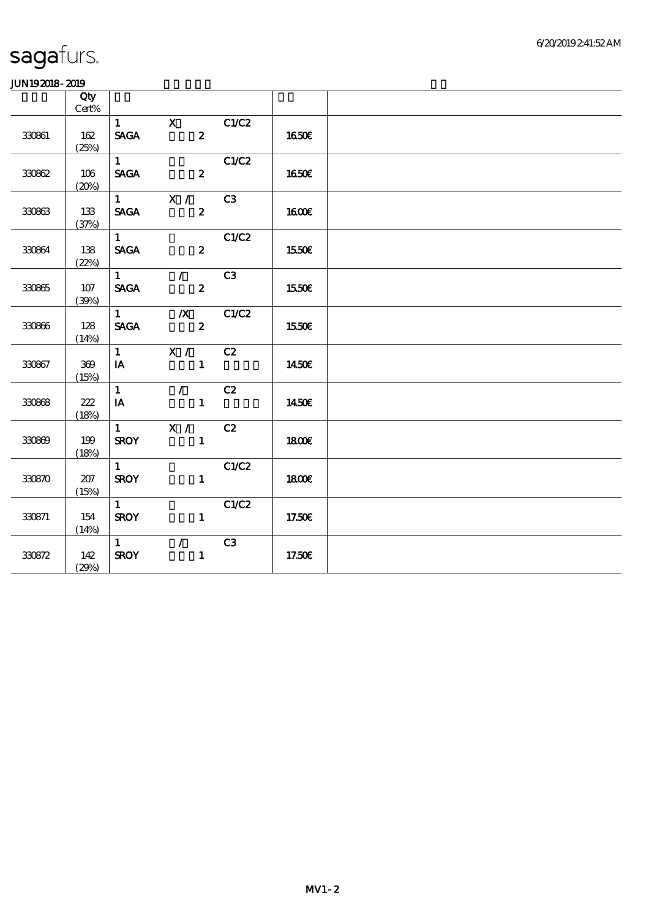sagafurs.

JUN19 2018 - 2019

| | Qty Cert% | | | | | |
|---|---|---|---|---|---|---|
| 330861 | 162 (25%) | 1 SAGA | X 2 | C1/C2 | 16.50€ | |
| 330862 | 106 (20%) | 1 SAGA | 2 | C1/C2 | 16.50€ | |
| 330863 | 133 (37%) | 1 SAGA | X / 2 | C3 | 16.00€ | |
| 330864 | 138 (22%) | 1 SAGA | 2 | C1/C2 | 15.50€ | |
| 330865 | 107 (39%) | 1 SAGA | / 2 | C3 | 15.50€ | |
| 330866 | 128 (14%) | 1 SAGA | /X 2 | C1/C2 | 15.50€ | |
| 330867 | 369 (15%) | 1 IA | X / 1 | C2 | 14.50€ | |
| 330868 | 222 (18%) | 1 IA | / 1 | C2 | 14.50€ | |
| 330869 | 199 (18%) | 1 SROY | X / 1 | C2 | 18.00€ | |
| 330870 | 207 (15%) | 1 SROY | 1 | C1/C2 | 18.00€ | |
| 330871 | 154 (14%) | 1 SROY | 1 | C1/C2 | 17.50€ | |
| 330872 | 142 (29%) | 1 SROY | / 1 | C3 | 17.50€ | |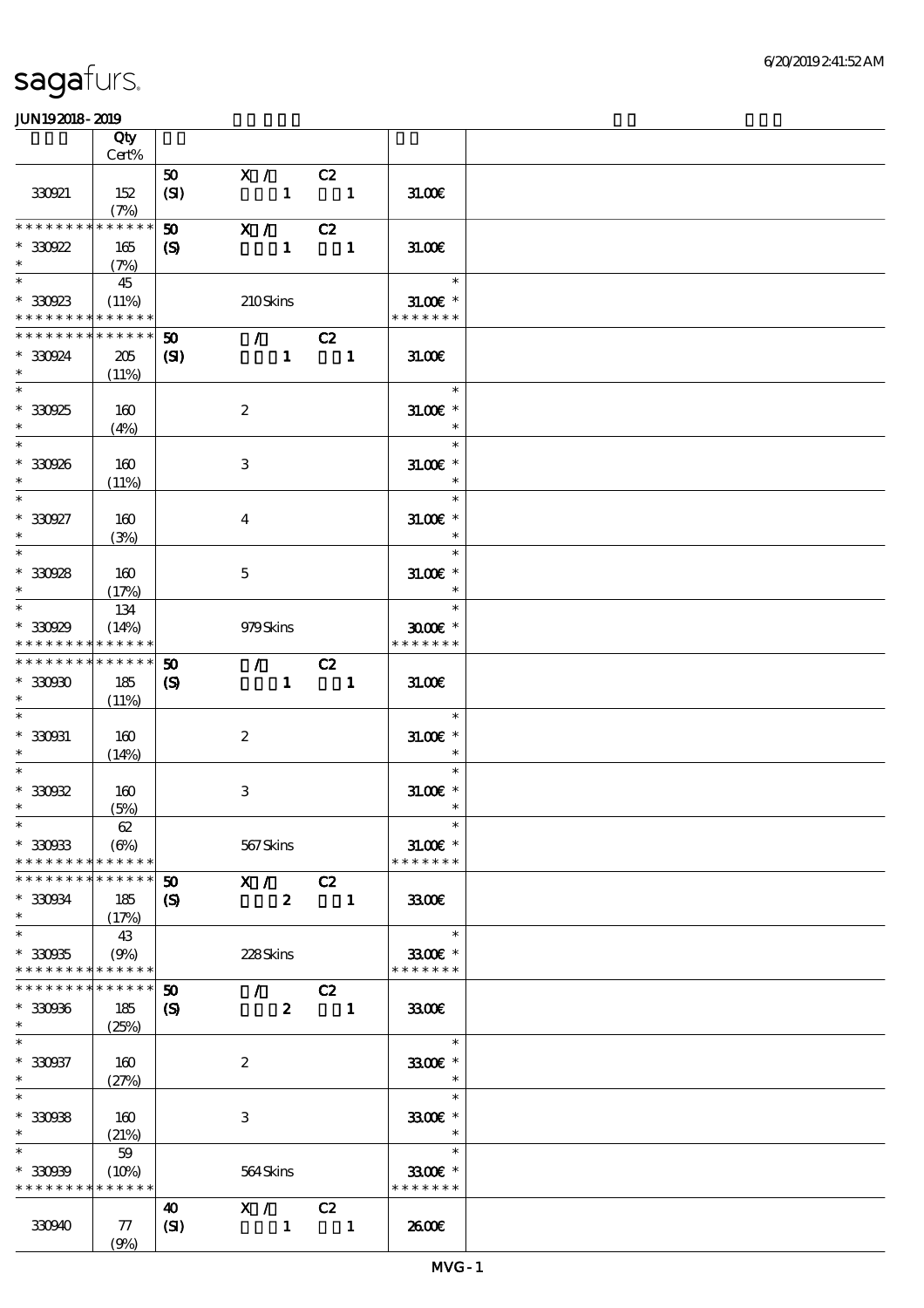# sagafurs.

JUN19 2018 - 2019

| | Qty<br>Cert% | | | | | |
|---|---|---|---|---|---|---|
| 330921 | 152<br>(7%) | 50<br>(SI) | X /<br>1 | C2<br>1 | 31.00€ | |
| * * * * * * * * * * * * * *<br>* 330922<br>* | 165<br>(7%) | 50<br>(S) | X /<br>1 | C2<br>1 | 31.00€ | |
| *<br>* 330923<br>* * * * * * * * * * * * * * | 45<br>(11%) | | 210 Skins | | *<br>31.00€ *<br>* * * * * * * | |
| * * * * * * * * * * * * * *<br>* 330924<br>* | 205<br>(11%) | 50<br>(SI) | /<br>1 | C2<br>1 | 31.00€ | |
| *<br>* 330925<br>* | 160<br>(4%) | | 2 | | *<br>31.00€ *<br>* | |
| *<br>* 330926<br>* | 160<br>(11%) | | 3 | | *<br>31.00€ *<br>* | |
| *<br>* 330927<br>* | 160<br>(3%) | | 4 | | *<br>31.00€ *<br>* | |
| *<br>* 330928<br>* | 160<br>(17%) | | 5 | | *<br>31.00€ *<br>* | |
| *<br>* 330929<br>* * * * * * * * * * * * * * | 134<br>(14%) | | 979 Skins | | *<br>30.00€ *<br>* * * * * * * | |
| * * * * * * * * * * * * * *<br>* 330930<br>* | 185<br>(11%) | 50<br>(S) | /<br>1 | C2<br>1 | 31.00€ | |
| *<br>* 330931<br>* | 160<br>(14%) | | 2 | | *<br>31.00€ *<br>* | |
| *<br>* 330932<br>* | 160<br>(5%) | | 3 | | *<br>31.00€ *<br>* | |
| *<br>* 330933<br>* * * * * * * * * * * * * * | 62<br>(6%) | | 567 Skins | | *<br>31.00€ *<br>* * * * * * * | |
| * * * * * * * * * * * * * *<br>* 330934<br>* | 185<br>(17%) | 50<br>(S) | X /<br>2 | C2<br>1 | 33.00€ | |
| *<br>* 330935<br>* * * * * * * * * * * * * * | 43<br>(9%) | | 228 Skins | | *<br>33.00€ *<br>* * * * * * * | |
| * * * * * * * * * * * * * *<br>* 330936<br>* | 185<br>(25%) | 50<br>(S) | /<br>2 | C2<br>1 | 33.00€ | |
| *<br>* 330937<br>* | 160<br>(27%) | | 2 | | *<br>33.00€ *<br>* | |
| *<br>* 330938<br>* | 160<br>(21%) | | 3 | | *<br>33.00€ *<br>* | |
| *<br>* 330939<br>* * * * * * * * * * * * * * | 59<br>(10%) | | 564 Skins | | *<br>33.00€ *<br>* * * * * * * | |
| 330940 | 77<br>(9%) | 40<br>(SI) | X /<br>1 | C2<br>1 | 26.00€ | |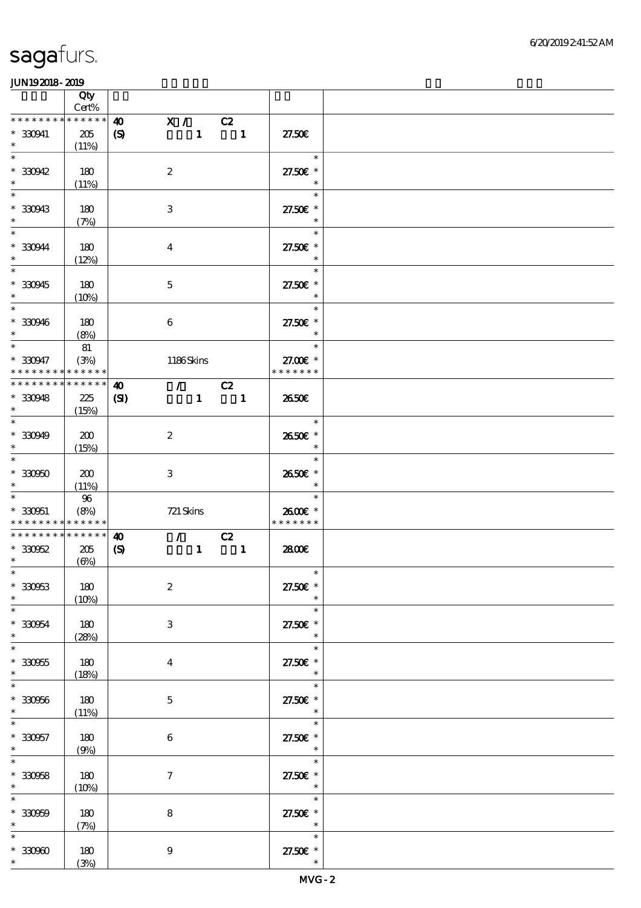| | Qty<br>Cert% | | | |
|---|---|---|---|---|
| * * * * * * * * * * * * * * | 40 | X / C2 | | |
| * 330941 | 205 | (S) 1 1 | 27.50€ | |
| * | (11%) | | | |
| * | | | * | |
| * 330942 | 180 | 2 | 27.50€ * | |
| * | (11%) | | * | |
| * | | | * | |
| * 330943 | 180 | 3 | 27.50€ * | |
| * | (7%) | | * | |
| * | | | * | |
| * 330944 | 180 | 4 | 27.50€ * | |
| * | (12%) | | * | |
| * | | | * | |
| * 330945 | 180 | 5 | 27.50€ * | |
| * | (10%) | | * | |
| * | | | * | |
| * 330946 | 180 | 6 | 27.50€ * | |
| * | (8%) | | * | |
| * | 81 | | * | |
| * 330947 | (3%) | 1186 Skins | 27.00€ * | |
| * * * * * * * * * * * * * * | | | * * * * * * * | |
| * * * * * * * * * * * * * * | 40 | / C2 | | |
| * 330948 | 225 | (SI) 1 1 | 26.50€ | |
| * | (15%) | | | |
| * | | | * | |
| * 330949 | 200 | 2 | 26.50€ * | |
| * | (15%) | | * | |
| * | | | * | |
| * 330950 | 200 | 3 | 26.50€ * | |
| * | (11%) | | * | |
| * | 96 | | * | |
| * 330951 | (8%) | 721 Skins | 26.00€ * | |
| * * * * * * * * * * * * * * | | | * * * * * * * | |
| * * * * * * * * * * * * * * | 40 | / C2 | | |
| * 330952 | 205 | (S) 1 1 | 28.00€ | |
| * | (6%) | | | |
| * | | | * | |
| * 330953 | 180 | 2 | 27.50€ * | |
| * | (10%) | | * | |
| * | | | * | |
| * 330954 | 180 | 3 | 27.50€ * | |
| * | (28%) | | * | |
| * | | | * | |
| * 330955 | 180 | 4 | 27.50€ * | |
| * | (18%) | | * | |
| * | | | * | |
| * 330956 | 180 | 5 | 27.50€ * | |
| * | (11%) | | * | |
| * | | | * | |
| * 330957 | 180 | 6 | 27.50€ * | |
| * | (9%) | | * | |
| * | | | * | |
| * 330958 | 180 | 7 | 27.50€ * | |
| * | (10%) | | * | |
| * | | | * | |
| * 330959 | 180 | 8 | 27.50€ * | |
| * | (7%) | | * | |
| * | | | * | |
| * 330960 | 180 | 9 | 27.50€ * | |
| * | (3%) | | * | |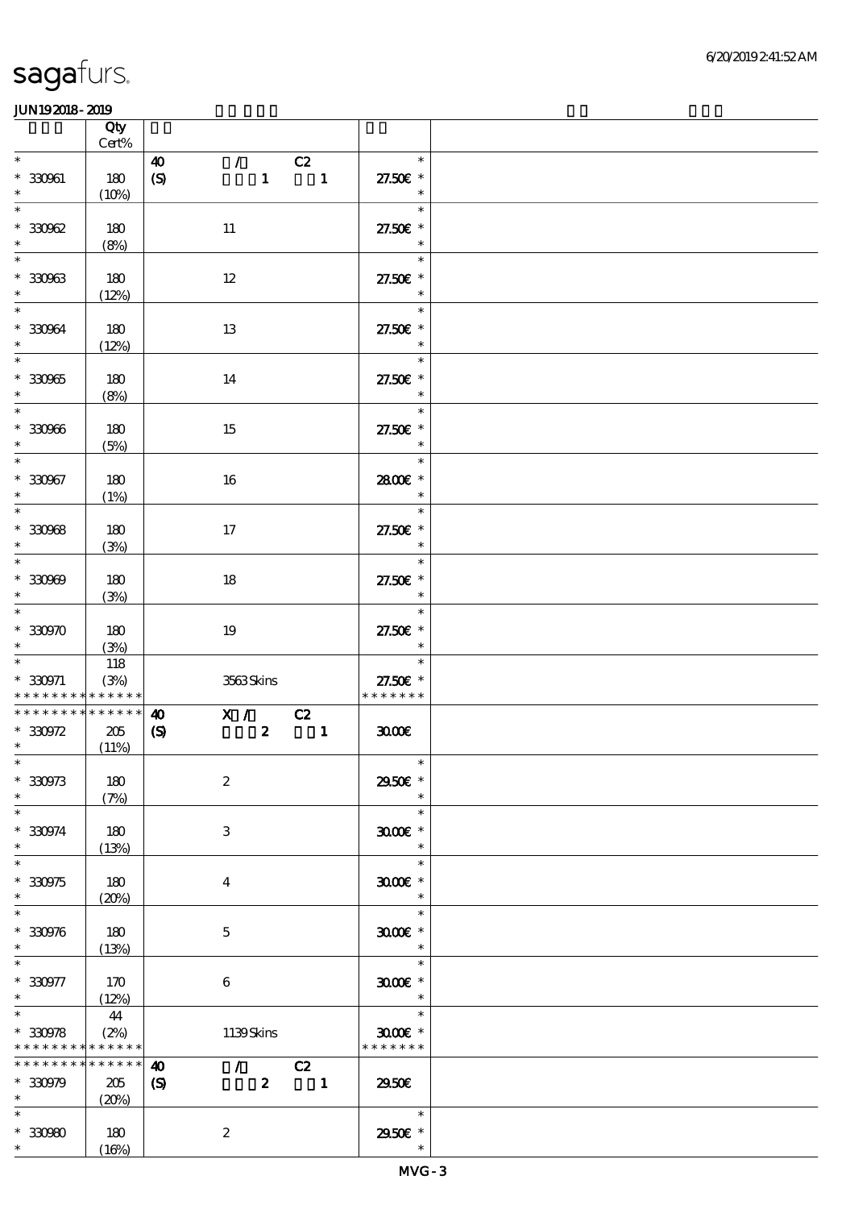| | Qty Cert% | | |
|---|---|---|---|
| * <br> * 330961 <br> * | 180 <br> (10%) | 40 / C2 <br> (S) 1 1 | * <br> 27.50€ * <br> * |
| * <br> * 330962 <br> * | 180 <br> (8%) | 11 | * <br> 27.50€ * <br> * |
| * <br> * 330963 <br> * | 180 <br> (12%) | 12 | * <br> 27.50€ * <br> * |
| * <br> * 330964 <br> * | 180 <br> (12%) | 13 | * <br> 27.50€ * <br> * |
| * <br> * 330965 <br> * | 180 <br> (8%) | 14 | * <br> 27.50€ * <br> * |
| * <br> * 330966 <br> * | 180 <br> (5%) | 15 | * <br> 27.50€ * <br> * |
| * <br> * 330967 <br> * | 180 <br> (1%) | 16 | * <br> 28.00€ * <br> * |
| * <br> * 330968 <br> * | 180 <br> (3%) | 17 | * <br> 27.50€ * <br> * |
| * <br> * 330969 <br> * | 180 <br> (3%) | 18 | * <br> 27.50€ * <br> * |
| * <br> * 330970 <br> * | 180 <br> (3%) | 19 | * <br> 27.50€ * <br> * |
| * <br> * 330971 <br> * * * * * * * * * * * * * | 118 <br> (3%) | 3563 Skins | * <br> 27.50€ * <br> * * * * * * * |
| * * * * * * * * * * * * * <br> * 330972 <br> * | 205 <br> (11%) | 40 X / C2 <br> (S) 2 1 | 30.00€ |
| * <br> * 330973 <br> * | 180 <br> (7%) | 2 | * <br> 29.50€ * <br> * |
| * <br> * 330974 <br> * | 180 <br> (13%) | 3 | * <br> 30.00€ * <br> * |
| * <br> * 330975 <br> * | 180 <br> (20%) | 4 | * <br> 30.00€ * <br> * |
| * <br> * 330976 <br> * | 180 <br> (13%) | 5 | * <br> 30.00€ * <br> * |
| * <br> * 330977 <br> * | 170 <br> (12%) | 6 | * <br> 30.00€ * <br> * |
| * <br> * 330978 <br> * * * * * * * * * * * * * | 44 <br> (2%) | 1139 Skins | * <br> 30.00€ * <br> * * * * * * * |
| * * * * * * * * * * * * * <br> * 330979 <br> * | 205 <br> (20%) | 40 / C2 <br> (S) 2 1 | 29.50€ |
| * <br> * 330980 <br> * | 180 <br> (16%) | 2 | * <br> 29.50€ * <br> * |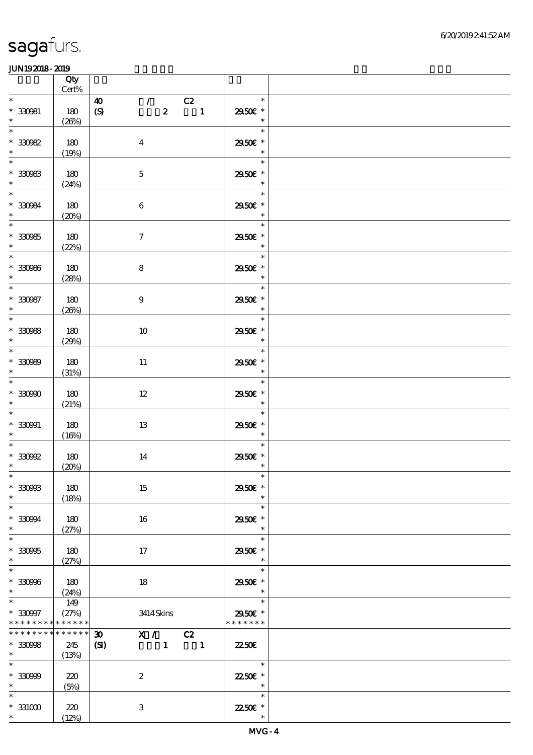| | Qty Cert% | | |
|---|---|---|---|
| * 330981 * | 180 (26%) | 40 / C2 (S) 2 1 | * 29.50€ * * |
| * 330982 * | 180 (19%) | 4 | * 29.50€ * * |
| * 330983 * | 180 (24%) | 5 | * 29.50€ * * |
| * 330984 * | 180 (20%) | 6 | * 29.50€ * * |
| * 330985 * | 180 (22%) | 7 | * 29.50€ * * |
| * 330986 * | 180 (28%) | 8 | * 29.50€ * * |
| * 330987 * | 180 (26%) | 9 | * 29.50€ * * |
| * 330988 * | 180 (29%) | 10 | * 29.50€ * * |
| * 330989 * | 180 (31%) | 11 | * 29.50€ * * |
| * 330990 * | 180 (21%) | 12 | * 29.50€ * * |
| * 330991 * | 180 (16%) | 13 | * 29.50€ * * |
| * 330992 * | 180 (20%) | 14 | * 29.50€ * * |
| * 330993 * | 180 (18%) | 15 | * 29.50€ * * |
| * 330994 * | 180 (27%) | 16 | * 29.50€ * * |
| * 330995 * | 180 (27%) | 17 | * 29.50€ * * |
| * 330996 * | 180 (24%) | 18 | * 29.50€ * * |
| * 330997 * * * * * * * * * * * * * * | 149 (27%) | 3414 Skins | * 29.50€ * * * * * * * * |
| * * * * * * * * * * * * * * 330998 * | 245 (13%) | 30 X / C2 (SI) 1 1 | 22.50€ |
| * 330999 * | 220 (5%) | 2 | * 22.50€ * * |
| * 331000 * | 220 (12%) | 3 | * 22.50€ * * |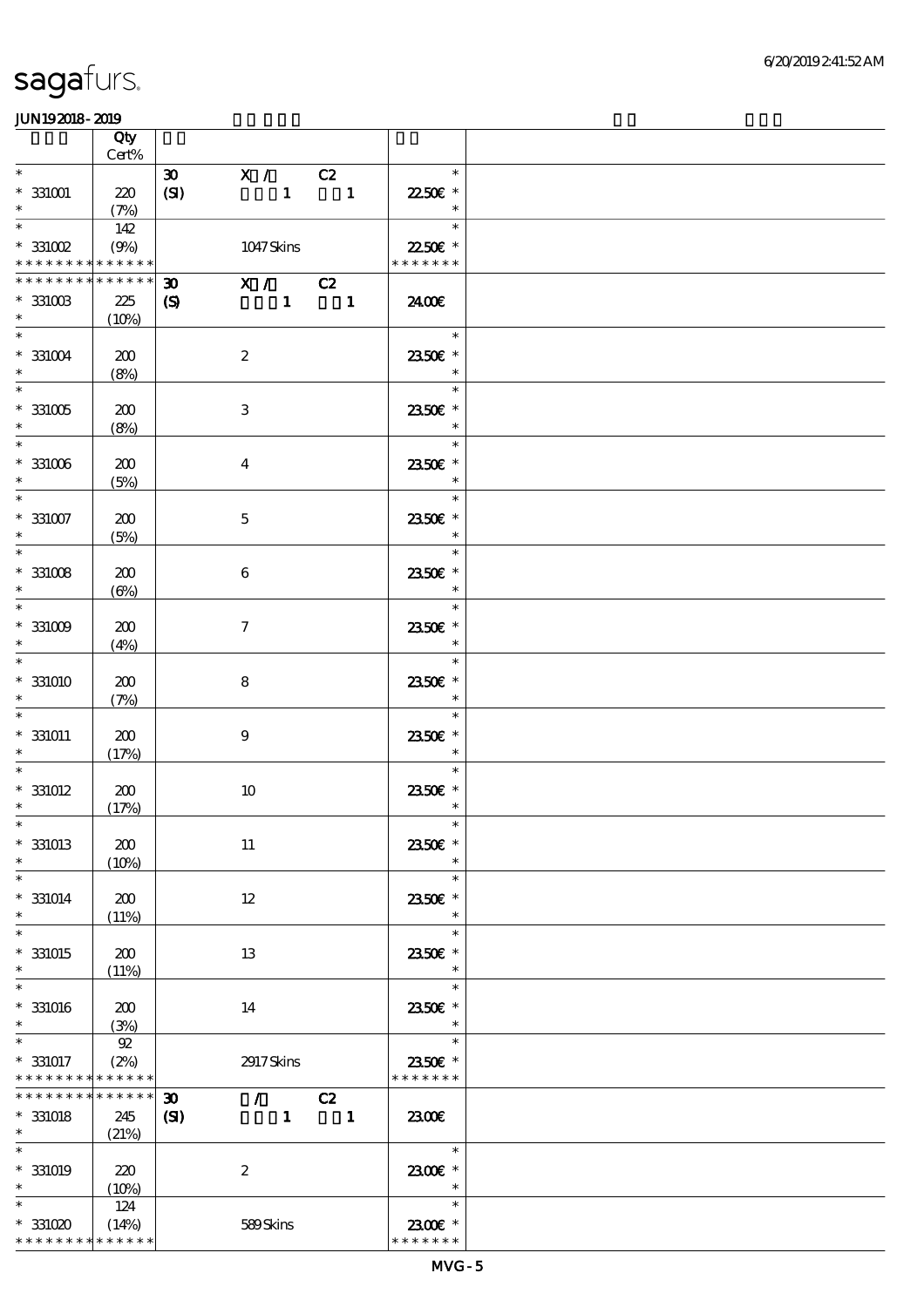# sagafurs.

JUN192018-2019

| | Qty Cert% | | | | | | |
|---|---|---|---|---|---|---|---|
| * | | 30 | X / | C2 | | * | |
| * 331001 | 220 | (SI) | 1 | 1 | | 22.50€ * | |
| * | (7%) | | | | | * | |
| * | 142 | | | | | * | |
| * 331002 | (9%) | | 1047 Skins | | | 22.50€ * | |
| * * * * * * * * * * * * * * | | | | | | * * * * * * * | |
| * * * * * * * * * * * * * * | | 30 | X / | C2 | | | |
| * 331003 | 225 | (S) | 1 | 1 | | 24.00€ | |
| * | (10%) | | | | | | |
| * | | | | | | * | |
| * 331004 | 200 | | 2 | | | 23.50€ * | |
| * | (8%) | | | | | * | |
| * | | | | | | * | |
| * 331005 | 200 | | 3 | | | 23.50€ * | |
| * | (8%) | | | | | * | |
| * | | | | | | * | |
| * 331006 | 200 | | 4 | | | 23.50€ * | |
| * | (5%) | | | | | * | |
| * | | | | | | * | |
| * 331007 | 200 | | 5 | | | 23.50€ * | |
| * | (5%) | | | | | * | |
| * | | | | | | * | |
| * 331008 | 200 | | 6 | | | 23.50€ * | |
| * | (6%) | | | | | * | |
| * | | | | | | * | |
| * 331009 | 200 | | 7 | | | 23.50€ * | |
| * | (4%) | | | | | * | |
| * | | | | | | * | |
| * 331010 | 200 | | 8 | | | 23.50€ * | |
| * | (7%) | | | | | * | |
| * | | | | | | * | |
| * 331011 | 200 | | 9 | | | 23.50€ * | |
| * | (17%) | | | | | * | |
| * | | | | | | * | |
| * 331012 | 200 | | 10 | | | 23.50€ * | |
| * | (17%) | | | | | * | |
| * | | | | | | * | |
| * 331013 | 200 | | 11 | | | 23.50€ * | |
| * | (10%) | | | | | * | |
| * | | | | | | * | |
| * 331014 | 200 | | 12 | | | 23.50€ * | |
| * | (11%) | | | | | * | |
| * | | | | | | * | |
| * 331015 | 200 | | 13 | | | 23.50€ * | |
| * | (11%) | | | | | * | |
| * | | | | | | * | |
| * 331016 | 200 | | 14 | | | 23.50€ * | |
| * | (3%) | | | | | * | |
| * | 92 | | | | | * | |
| * 331017 | (2%) | | 2917 Skins | | | 23.50€ * | |
| * * * * * * * * * * * * * * | | | | | | * * * * * * * | |
| * * * * * * * * * * * * * * | | 30 | / | C2 | | | |
| * 331018 | 245 | (SI) | 1 | 1 | | 23.00€ | |
| * | (21%) | | | | | | |
| * | | | | | | * | |
| * 331019 | 220 | | 2 | | | 23.00€ * | |
| * | (10%) | | | | | * | |
| * | 124 | | | | | * | |
| * 331020 | (14%) | | 589 Skins | | | 23.00€ * | |
| * * * * * * * * * * * * * * | | | | | | * * * * * * * | |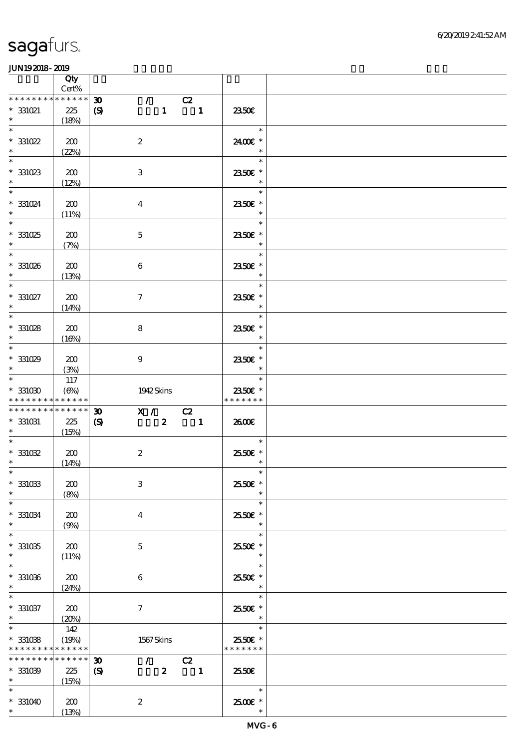# sagafurs.

JUN192018-2019

| | Qty Cert% | | |
|---|---|---|---|
| * * * * * * * * * * * * * * | 30 / C2 | | |
| * 331021 | 225 (18%) | (S) 1 1 | 23.50€ |
| * 331022 | 200 (22%) | 2 | 24.00€ * |
| * 331023 | 200 (12%) | 3 | 23.50€ * |
| * 331024 | 200 (11%) | 4 | 23.50€ * |
| * 331025 | 200 (7%) | 5 | 23.50€ * |
| * 331026 | 200 (13%) | 6 | 23.50€ * |
| * 331027 | 200 (14%) | 7 | 23.50€ * |
| * 331028 | 200 (16%) | 8 | 23.50€ * |
| * 331029 | 200 (3%) | 9 | 23.50€ * |
| * 331030 | 117 (6%) | 1942 Skins | 23.50€ * |
| * * * * * * * * * * * * * * | 30 X / C2 | | |
| * 331031 | 225 (15%) | (S) 2 1 | 26.00€ |
| * 331032 | 200 (14%) | 2 | 25.50€ * |
| * 331033 | 200 (8%) | 3 | 25.50€ * |
| * 331034 | 200 (9%) | 4 | 25.50€ * |
| * 331035 | 200 (11%) | 5 | 25.50€ * |
| * 331036 | 200 (24%) | 6 | 25.50€ * |
| * 331037 | 200 (20%) | 7 | 25.50€ * |
| * 331038 | 142 (19%) | 1567 Skins | 25.50€ * |
| * * * * * * * * * * * * * * | 30 / C2 | | |
| * 331039 | 225 (15%) | (S) 2 1 | 25.50€ |
| * 331040 | 200 (13%) | 2 | 25.00€ * |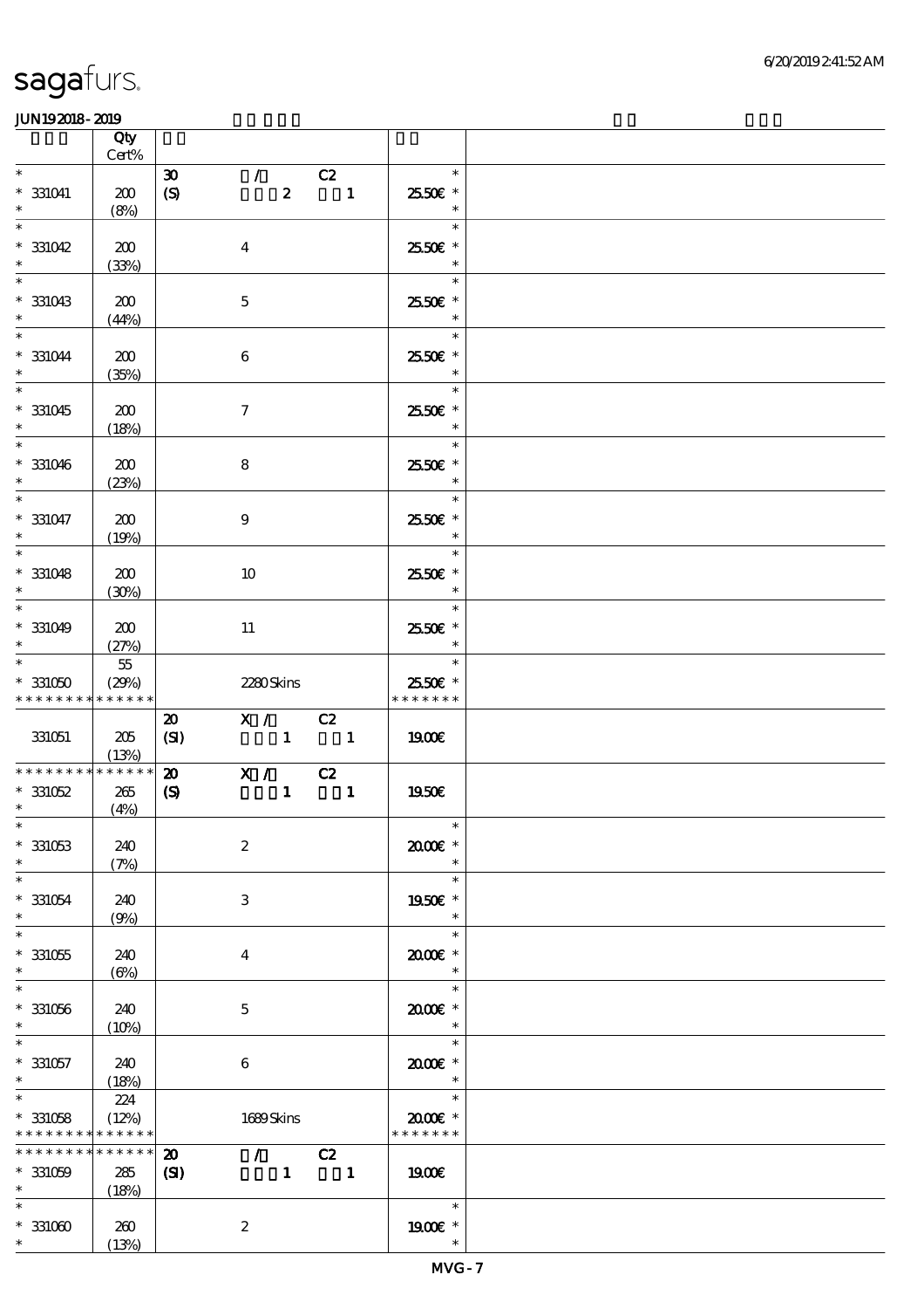| | Qty Cert% | | |
|---|---|---|---|
| * | | 30 / C2 | * |
| * 331041 | 200 | (S) 2 1 | 25.50€ * |
| * | (8%) | | * |
| * | | | * |
| * 331042 | 200 | 4 | 25.50€ * |
| * | (33%) | | * |
| * | | | * |
| * 331043 | 200 | 5 | 25.50€ * |
| * | (44%) | | * |
| * | | | * |
| * 331044 | 200 | 6 | 25.50€ * |
| * | (35%) | | * |
| * | | | * |
| * 331045 | 200 | 7 | 25.50€ * |
| * | (18%) | | * |
| * | | | * |
| * 331046 | 200 | 8 | 25.50€ * |
| * | (23%) | | * |
| * | | | * |
| * 331047 | 200 | 9 | 25.50€ * |
| * | (19%) | | * |
| * | | | * |
| * 331048 | 200 | 10 | 25.50€ * |
| * | (30%) | | * |
| * | | | * |
| * 331049 | 200 | 11 | 25.50€ * |
| * | (27%) | | * |
| * | 55 | | * |
| * 331050 | (29%) | 2280 Skins | 25.50€ * |
| * * * * * * * * * * * * * * | | | * * * * * * * |
| | | 20 X / C2 | |
| 331051 | 205 | (SI) 1 1 | 19.00€ |
| | (13%) | | |
| * * * * * * * * * * * * * * | | 20 X / C2 | |
| * 331052 | 265 | (S) 1 1 | 19.50€ |
| * | (4%) | | |
| * | | | * |
| * 331053 | 240 | 2 | 20.00€ * |
| * | (7%) | | * |
| * | | | * |
| * 331054 | 240 | 3 | 19.50€ * |
| * | (9%) | | * |
| * | | | * |
| * 331055 | 240 | 4 | 20.00€ * |
| * | (6%) | | * |
| * | | | * |
| * 331056 | 240 | 5 | 20.00€ * |
| * | (10%) | | * |
| * | | | * |
| * 331057 | 240 | 6 | 20.00€ * |
| * | (18%) | | * |
| * | 224 | | * |
| * 331058 | (12%) | 1689 Skins | 20.00€ * |
| * * * * * * * * * * * * * * | | | * * * * * * * |
| * * * * * * * * * * * * * * | | 20 / C2 | |
| * 331059 | 285 | (SI) 1 1 | 19.00€ |
| * | (18%) | | |
| * | | | * |
| * 331060 | 260 | 2 | 19.00€ * |
| * | (13%) | | * |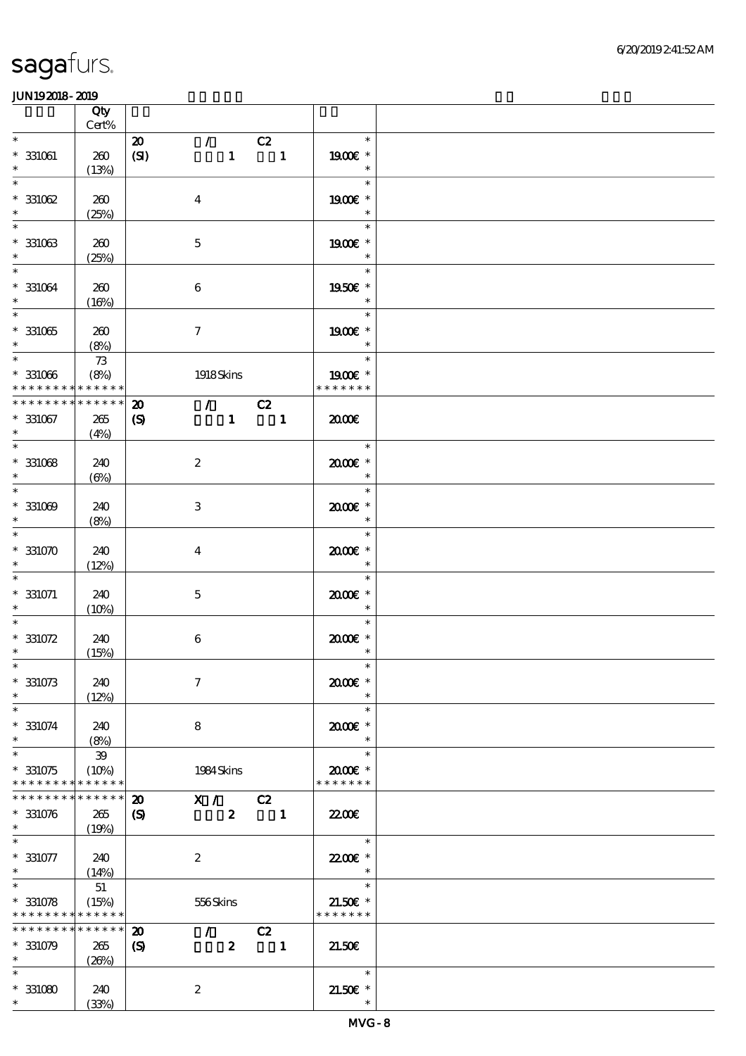| | Qty Cert% | | |
|---|---|---|---|
| * | | 20 / C2 | * |
| * 331061 | 260 | (SI) 1 1 | 19.00€ * |
| * | (13%) | | * |
| * | | | * |
| * 331062 | 260 | 4 | 19.00€ * |
| * | (25%) | | * |
| * | | | * |
| * 331063 | 260 | 5 | 19.00€ * |
| * | (25%) | | * |
| * | | | * |
| * 331064 | 260 | 6 | 19.50€ * |
| * | (16%) | | * |
| * | | | * |
| * 331065 | 260 | 7 | 19.00€ * |
| * | (8%) | | * |
| * | 73 | | * |
| * 331066 | (8%) | 1918 Skins | 19.00€ * |
| * * * * * * * * * * * * * * | | | * * * * * * * |
| * * * * * * * * * * * * * * | | 20 / C2 | |
| * 331067 | 265 | (S) 1 1 | 20.00€ |
| * | (4%) | | |
| * | | | * |
| * 331068 | 240 | 2 | 20.00€ * |
| * | (6%) | | * |
| * | | | * |
| * 331069 | 240 | 3 | 20.00€ * |
| * | (8%) | | * |
| * | | | * |
| * 331070 | 240 | 4 | 20.00€ * |
| * | (12%) | | * |
| * | | | * |
| * 331071 | 240 | 5 | 20.00€ * |
| * | (10%) | | * |
| * | | | * |
| * 331072 | 240 | 6 | 20.00€ * |
| * | (15%) | | * |
| * | | | * |
| * 331073 | 240 | 7 | 20.00€ * |
| * | (12%) | | * |
| * | | | * |
| * 331074 | 240 | 8 | 20.00€ * |
| * | (8%) | | * |
| * | 39 | | * |
| * 331075 | (10%) | 1984 Skins | 20.00€ * |
| * * * * * * * * * * * * * * | | | * * * * * * * |
| * * * * * * * * * * * * * * | | 20 X / C2 | |
| * 331076 | 265 | (S) 2 1 | 22.00€ |
| * | (19%) | | |
| * | | | * |
| * 331077 | 240 | 2 | 22.00€ * |
| * | (14%) | | * |
| * | 51 | | * |
| * 331078 | (15%) | 556 Skins | 21.50€ * |
| * * * * * * * * * * * * * * | | | * * * * * * * |
| * * * * * * * * * * * * * * | | 20 / C2 | |
| * 331079 | 265 | (S) 2 1 | 21.50€ |
| * | (26%) | | |
| * | | | * |
| * 331080 | 240 | 2 | 21.50€ * |
| * | (33%) | | * |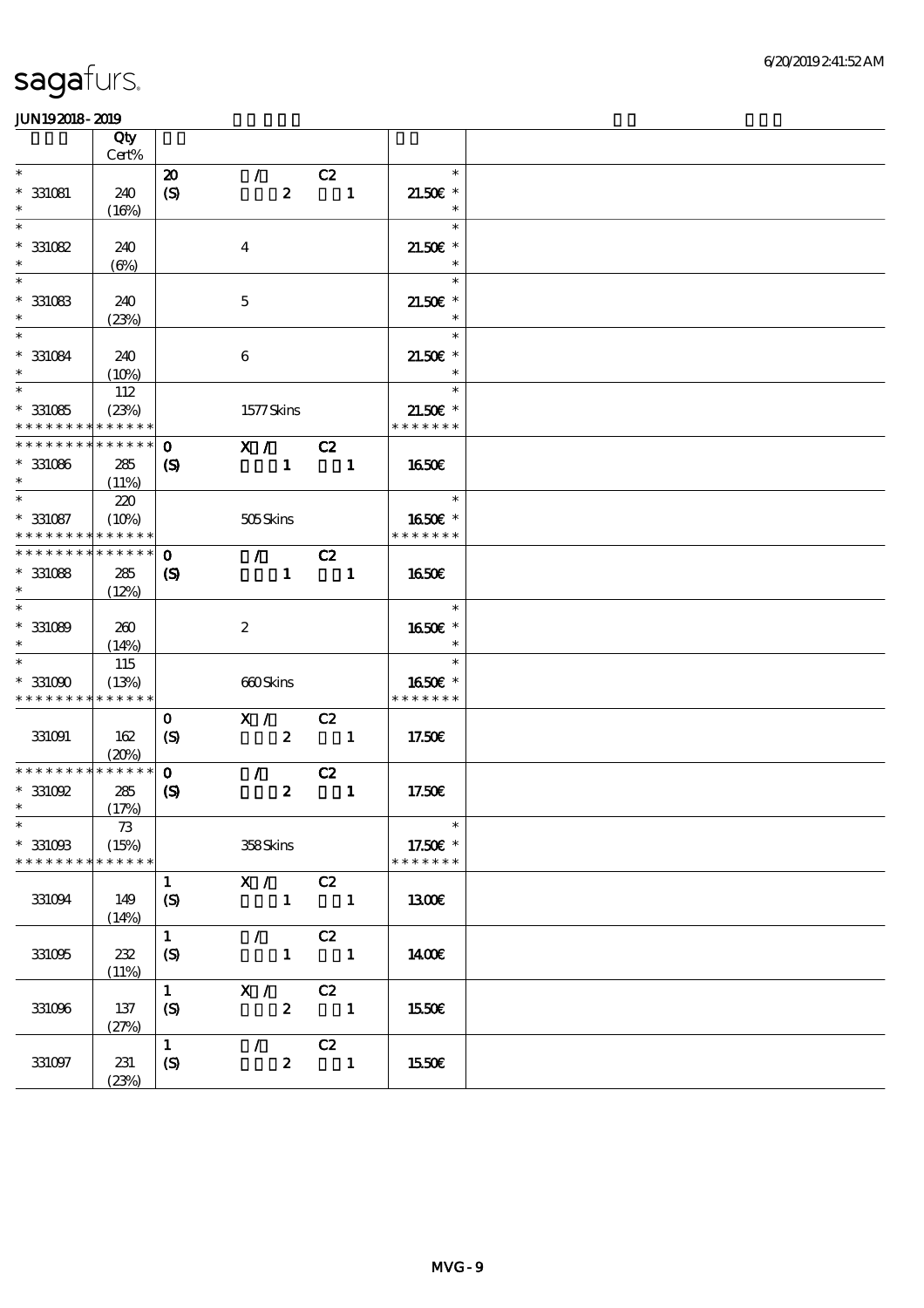sagafurs.

JUN19 2018 - 2019

| | Qty Cert% | | | |
|---|---|---|---|---|
| * | | 20 / C2 | * | |
| * 331081 | 240 | (S) 2 1 | 21.50€ * | |
| * | (16%) | | * | |
| * | | | * | |
| * 331082 | 240 | 4 | 21.50€ * | |
| * | (6%) | | * | |
| * | | | * | |
| * 331083 | 240 | 5 | 21.50€ * | |
| * | (23%) | | * | |
| * | | | * | |
| * 331084 | 240 | 6 | 21.50€ * | |
| * | (10%) | | * | |
| * | 112 | | * | |
| * 331085 | (23%) | 1577 Skins | 21.50€ * | |
| * * * * * * * * * * * * * * | | | * * * * * * * | |
| * * * * * * * * * * * * * * | | 0 X / C2 | | |
| * 331086 | 285 | (S) 1 1 | 16.50€ | |
| * | (11%) | | | |
| * | 220 | | * | |
| * 331087 | (10%) | 505 Skins | 16.50€ * | |
| * * * * * * * * * * * * * * | | | * * * * * * * | |
| * * * * * * * * * * * * * * | | 0 / C2 | | |
| * 331088 | 285 | (S) 1 1 | 16.50€ | |
| * | (12%) | | | |
| * | | | * | |
| * 331089 | 260 | 2 | 16.50€ * | |
| * | (14%) | | * | |
| * | 115 | | * | |
| * 331090 | (13%) | 660 Skins | 16.50€ * | |
| * * * * * * * * * * * * * * | | | * * * * * * * | |
| | | 0 X / C2 | | |
| 331091 | 162 | (S) 2 1 | 17.50€ | |
| | (20%) | | | |
| * * * * * * * * * * * * * * | | 0 / C2 | | |
| * 331092 | 285 | (S) 2 1 | 17.50€ | |
| * | (17%) | | | |
| * | 73 | | * | |
| * 331093 | (15%) | 358 Skins | 17.50€ * | |
| * * * * * * * * * * * * * * | | | * * * * * * * | |
| | | 1 X / C2 | | |
| 331094 | 149 | (S) 1 1 | 13.00€ | |
| | (14%) | | | |
| | | 1 / C2 | | |
| 331095 | 232 | (S) 1 1 | 14.00€ | |
| | (11%) | | | |
| | | 1 X / C2 | | |
| 331096 | 137 | (S) 2 1 | 15.50€ | |
| | (27%) | | | |
| | | 1 / C2 | | |
| 331097 | 231 | (S) 2 1 | 15.50€ | |
| | (23%) | | | |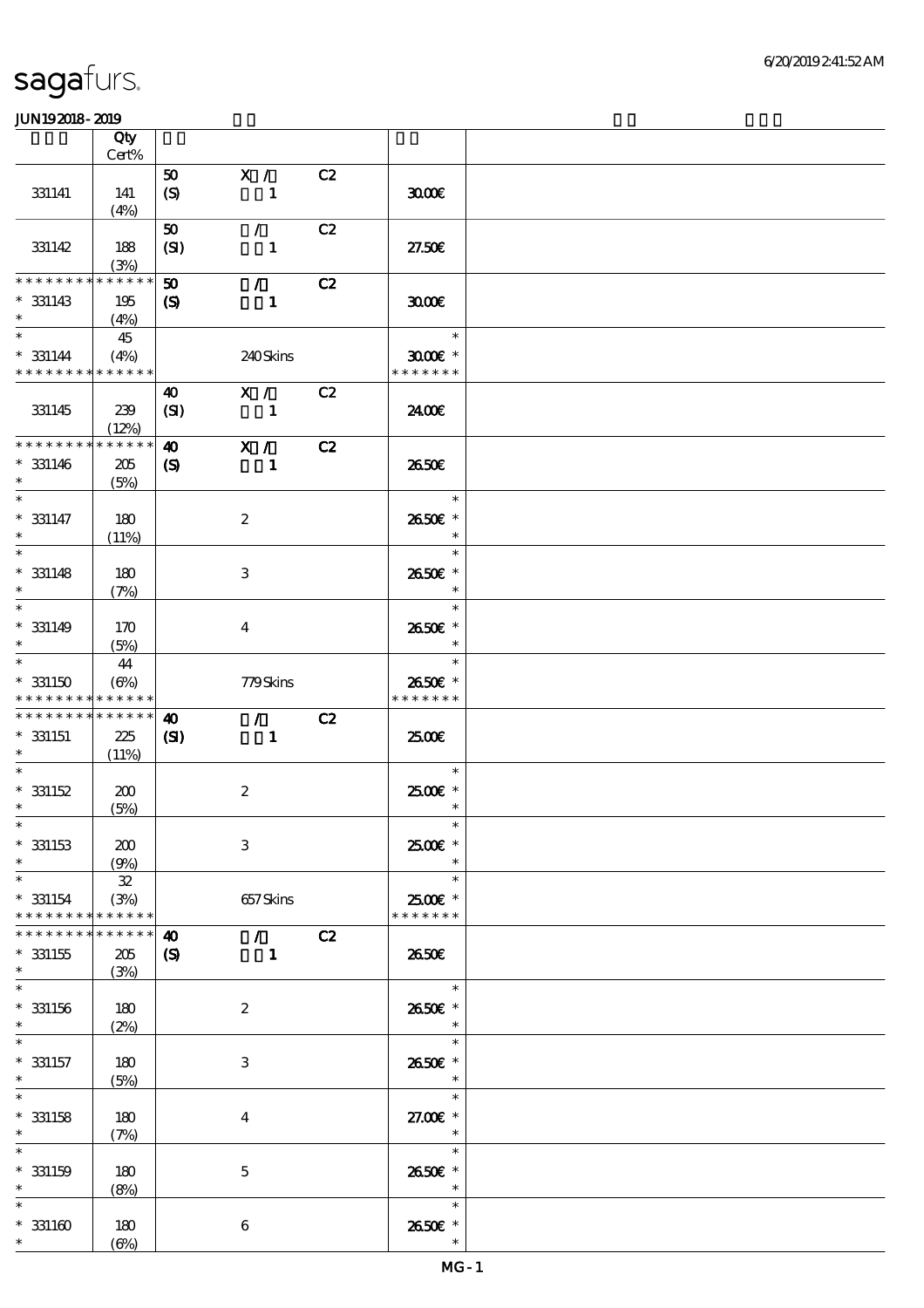sagafurs.

JUN19 2018 - 2019

| | Qty Cert% | | | | | |
|---|---|---|---|---|---|---|
| 331141 | 141 (4%) | 50 (S) | X / 1 | C2 | 30.00€ | |
| 331142 | 188 (3%) | 50 (SI) | / 1 | C2 | 27.50€ | |
| * * * * * * * * * * * * * * * 331143 * | 195 (4%) | 50 (S) | / 1 | C2 | 30.00€ | |
| * * 331144 * * * * * * * * * * * * * | 45 (4%) | | 240 Skins | | * 30.00€ * * * * * * * * | |
| 331145 | 239 (12%) | 40 (SI) | X / 1 | C2 | 24.00€ | |
| * * * * * * * * * * * * * * * 331146 * | 205 (5%) | 40 (S) | X / 1 | C2 | 26.50€ | |
| * * 331147 * | 180 (11%) | | 2 | | * 26.50€ * * | |
| * * 331148 * | 180 (7%) | | 3 | | * 26.50€ * * | |
| * * 331149 * | 170 (5%) | | 4 | | * 26.50€ * * | |
| * * 331150 * * * * * * * * * * * * * | 44 (6%) | | 779 Skins | | * 26.50€ * * * * * * * * | |
| * * * * * * * * * * * * * * * 331151 * | 225 (11%) | 40 (SI) | / 1 | C2 | 25.00€ | |
| * * 331152 * | 200 (5%) | | 2 | | * 25.00€ * * | |
| * * 331153 * | 200 (9%) | | 3 | | * 25.00€ * * | |
| * * 331154 * * * * * * * * * * * * * | 32 (3%) | | 657 Skins | | * 25.00€ * * * * * * * * | |
| * * * * * * * * * * * * * * * 331155 * | 205 (3%) | 40 (S) | / 1 | C2 | 26.50€ | |
| * * 331156 * | 180 (2%) | | 2 | | * 26.50€ * * | |
| * * 331157 * | 180 (5%) | | 3 | | * 26.50€ * * | |
| * * 331158 * | 180 (7%) | | 4 | | * 27.00€ * * | |
| * * 331159 * | 180 (8%) | | 5 | | * 26.50€ * * | |
| * * 331160 * | 180 (6%) | | 6 | | * 26.50€ * * | |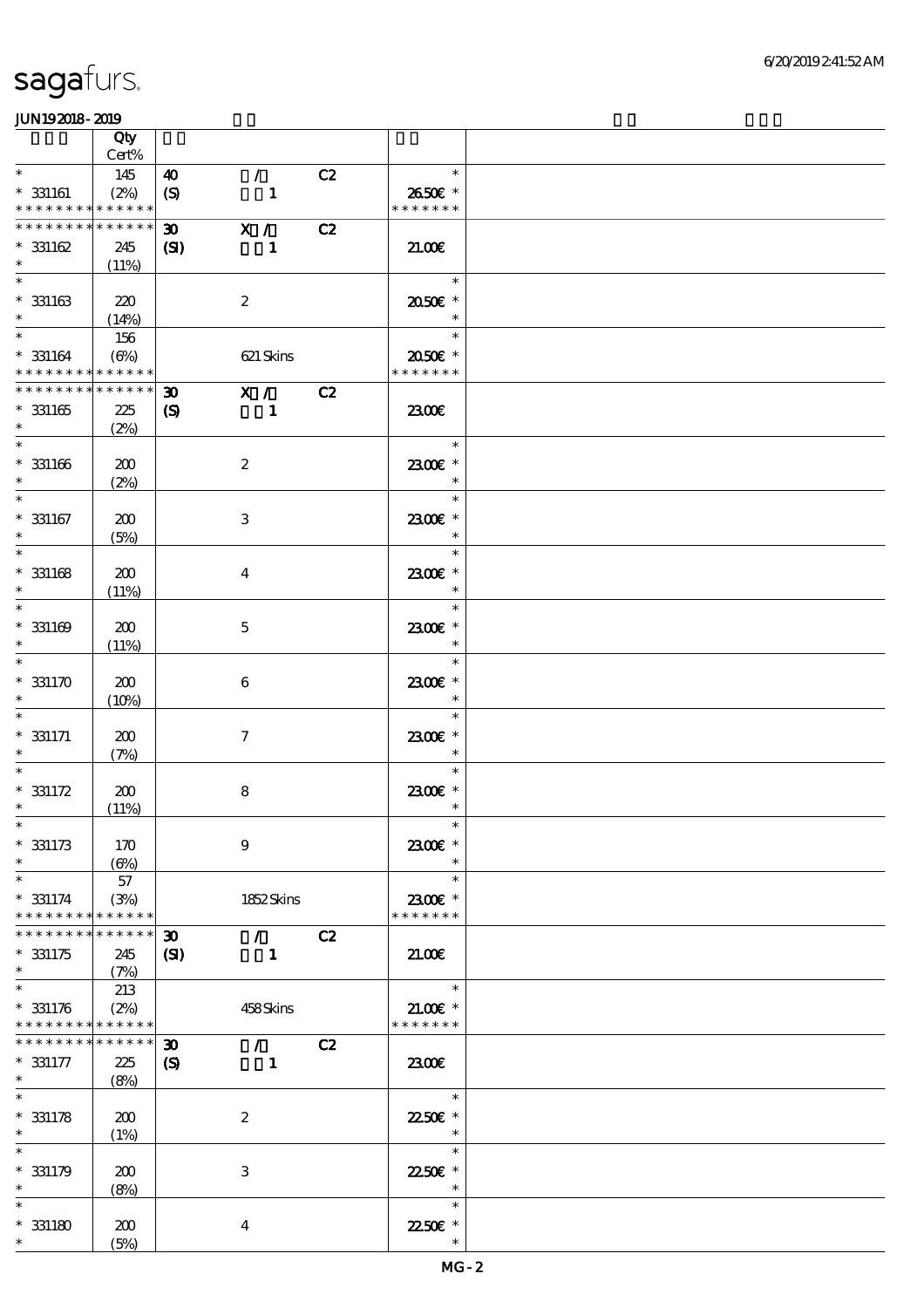| | Qty Cert% | | | |
|---|---|---|---|---|
| * * 331161 * * * * * * * * * * * * * | 145 (2%) | 40 / C2 (S) 1 | * 26.50€ * * * * * * * * | |
| * * * * * * * * * * * * * * 331162 * | 245 (11%) | 30 X / C2 (SI) 1 | 21.00€ | |
| * * 331163 * | 220 (14%) | 2 | * 20.50€ * * | |
| * * 331164 * * * * * * * * * * * * * | 156 (6%) | 621 Skins | * 20.50€ * * * * * * * * | |
| * * * * * * * * * * * * * * 331165 * | 225 (2%) | 30 X / C2 (S) 1 | 23.00€ | |
| * * 331166 * | 200 (2%) | 2 | * 23.00€ * * | |
| * * 331167 * | 200 (5%) | 3 | * 23.00€ * * | |
| * * 331168 * | 200 (11%) | 4 | * 23.00€ * * | |
| * * 331169 * | 200 (11%) | 5 | * 23.00€ * * | |
| * * 331170 * | 200 (10%) | 6 | * 23.00€ * * | |
| * * 331171 * | 200 (7%) | 7 | * 23.00€ * * | |
| * * 331172 * | 200 (11%) | 8 | * 23.00€ * * | |
| * * 331173 * | 170 (6%) | 9 | * 23.00€ * * | |
| * * 331174 * * * * * * * * * * * * * | 57 (3%) | 1852 Skins | * 23.00€ * * * * * * * * | |
| * * * * * * * * * * * * * * 331175 * | 245 (7%) | 30 / C2 (SI) 1 | 21.00€ | |
| * * 331176 * * * * * * * * * * * * * | 213 (2%) | 458 Skins | * 21.00€ * * * * * * * * | |
| * * * * * * * * * * * * * * 331177 * | 225 (8%) | 30 / C2 (S) 1 | 23.00€ | |
| * * 331178 * | 200 (1%) | 2 | * 22.50€ * * | |
| * * 331179 * | 200 (8%) | 3 | * 22.50€ * * | |
| * * 331180 * | 200 (5%) | 4 | * 22.50€ * * | |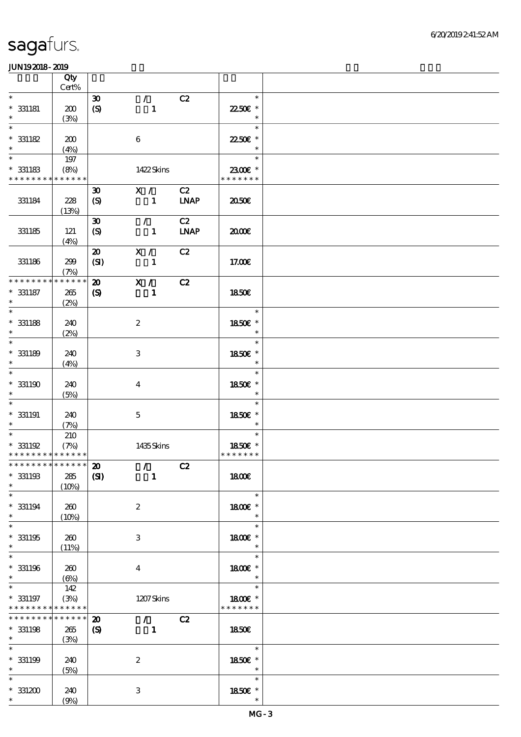| | Qty<br>Cert% | | | | |
|---|---|---|---|---|---|
| * 331181 * | 200<br>(3%) | 30<br>(S) | /<br>1 | C2 | 22.50€ |
| * 331182 * | 200<br>(4%) | | 6 | | 22.50€ |
| * 331183 * | 197<br>(8%) | | 1422 Skins | | 23.00€ |
| 331184 | 228<br>(13%) | 30<br>(S) | X /<br>1 | C2<br>LNAP | 20.50€ |
| 331185 | 121<br>(4%) | 30<br>(S) | /<br>1 | C2<br>LNAP | 20.00€ |
| 331186 | 299<br>(7%) | 20<br>(SI) | X /<br>1 | C2 | 17.00€ |
| * 331187 * | 265<br>(2%) | 20<br>(S) | X /<br>1 | C2 | 18.50€ |
| * 331188 * | 240<br>(2%) | | 2 | | 18.50€ |
| * 331189 * | 240<br>(4%) | | 3 | | 18.50€ |
| * 331190 * | 240<br>(5%) | | 4 | | 18.50€ |
| * 331191 * | 240<br>(7%) | | 5 | | 18.50€ |
| * 331192 * | 210<br>(7%) | | 1435 Skins | | 18.50€ |
| * 331193 * | 285<br>(10%) | 20<br>(SI) | /<br>1 | C2 | 18.00€ |
| * 331194 * | 260<br>(10%) | | 2 | | 18.00€ |
| * 331195 * | 260<br>(11%) | | 3 | | 18.00€ |
| * 331196 * | 260<br>(6%) | | 4 | | 18.00€ |
| * 331197 * | 142<br>(3%) | | 1207 Skins | | 18.00€ |
| * 331198 * | 265<br>(3%) | 20<br>(S) | /<br>1 | C2 | 18.50€ |
| * 331199 * | 240<br>(5%) | | 2 | | 18.50€ |
| * 331200 * | 240<br>(9%) | | 3 | | 18.50€ |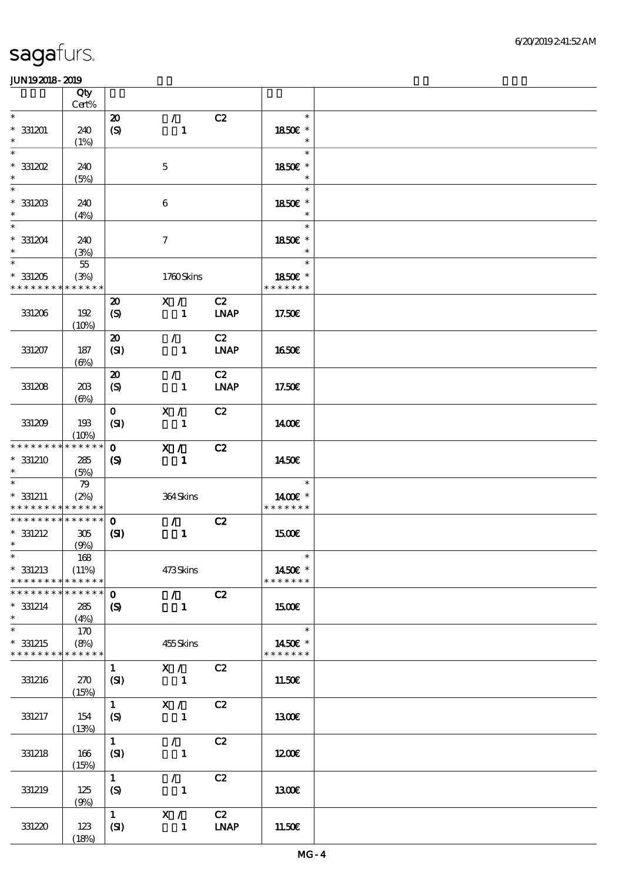sagafurs.

6/20/2019 2:41:52 AM

JUN19 2018 - 2019

| | Qty Cert% | | | | | |
|---|---|---|---|---|---|---|
| * | | 20 | / | C2 | * | |
| * 331201 | 240 | (S) | 1 | | 18.50€ * | |
| * | (1%) | | | | * | |
| * | | | | | * | |
| * 331202 | 240 | | 5 | | 18.50€ * | |
| * | (5%) | | | | * | |
| * | | | | | * | |
| * 331203 | 240 | | 6 | | 18.50€ * | |
| * | (4%) | | | | * | |
| * | | | | | * | |
| * 331204 | 240 | | 7 | | 18.50€ * | |
| * | (3%) | | | | * | |
| * | 55 | | | | * | |
| * 331205 | (3%) | | 1760 Skins | | 18.50€ * | |
| * * * * * * * * * * * * * * | | | | | * * * * * * * | |
| | | 20 | X / | C2 | | |
| 331206 | 192 | (S) | 1 | LNAP | 17.50€ | |
| | (10%) | | | | | |
| | | 20 | / | C2 | | |
| 331207 | 187 | (SI) | 1 | LNAP | 16.50€ | |
| | (6%) | | | | | |
| | | 20 | / | C2 | | |
| 331208 | 203 | (S) | 1 | LNAP | 17.50€ | |
| | (6%) | | | | | |
| | | 0 | X / | C2 | | |
| 331209 | 193 | (SI) | 1 | | 14.00€ | |
| | (10%) | | | | | |
| * * * * * * * * * * * * * * | | 0 | X / | C2 | | |
| * 331210 | 285 | (S) | 1 | | 14.50€ | |
| * | (5%) | | | | | |
| * | 79 | | | | * | |
| * 331211 | (2%) | | 364 Skins | | 14.00€ * | |
| * * * * * * * * * * * * * * | | | | | * * * * * * * | |
| * * * * * * * * * * * * * * | | 0 | / | C2 | | |
| * 331212 | 305 | (SI) | 1 | | 15.00€ | |
| * | (9%) | | | | | |
| * | 168 | | | | * | |
| * 331213 | (11%) | | 473 Skins | | 14.50€ * | |
| * * * * * * * * * * * * * * | | | | | * * * * * * * | |
| * * * * * * * * * * * * * * | | 0 | / | C2 | | |
| * 331214 | 285 | (S) | 1 | | 15.00€ | |
| * | (4%) | | | | | |
| * | 170 | | | | * | |
| * 331215 | (8%) | | 455 Skins | | 14.50€ * | |
| * * * * * * * * * * * * * * | | | | | * * * * * * * | |
| | | 1 | X / | C2 | | |
| 331216 | 270 | (SI) | 1 | | 11.50€ | |
| | (15%) | | | | | |
| | | 1 | X / | C2 | | |
| 331217 | 154 | (S) | 1 | | 13.00€ | |
| | (13%) | | | | | |
| | | 1 | / | C2 | | |
| 331218 | 166 | (SI) | 1 | | 12.00€ | |
| | (15%) | | | | | |
| | | 1 | / | C2 | | |
| 331219 | 125 | (S) | 1 | | 13.00€ | |
| | (9%) | | | | | |
| | | 1 | X / | C2 | | |
| 331220 | 123 | (SI) | 1 | LNAP | 11.50€ | |
| | (18%) | | | | | |

MG - 4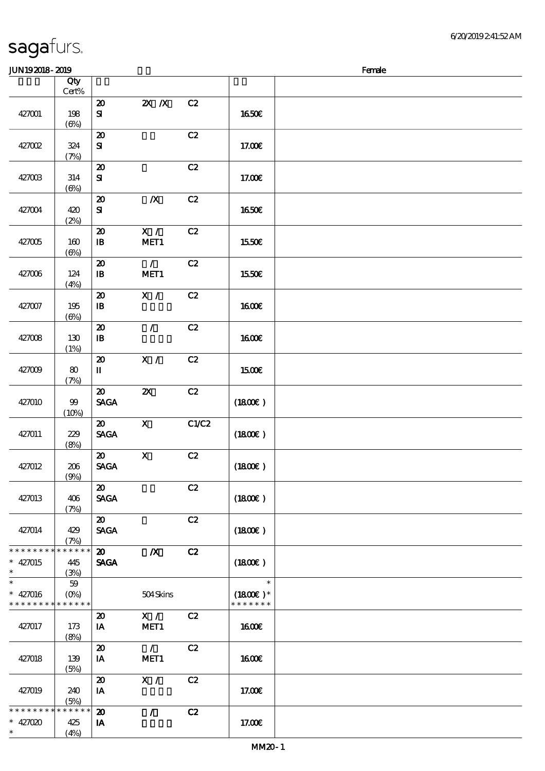# sagafurs.

JUN19 2018 - 2019 Female

| | Qty Cert% | | | | | |
|---|---|---|---|---|---|---|
| 427001 | 198 (6%) | 20 SI | 2X /X | C2 | 16.50€ | |
| 427002 | 324 (7%) | 20 SI | | C2 | 17.00€ | |
| 427003 | 314 (6%) | 20 SI | | C2 | 17.00€ | |
| 427004 | 420 (2%) | 20 SI | /X | C2 | 16.50€ | |
| 427005 | 160 (6%) | 20 IB | X / MET1 | C2 | 15.50€ | |
| 427006 | 124 (4%) | 20 IB | / MET1 | C2 | 15.50€ | |
| 427007 | 195 (6%) | 20 IB | X / | C2 | 16.00€ | |
| 427008 | 130 (1%) | 20 IB | / | C2 | 16.00€ | |
| 427009 | 80 (7%) | 20 II | X / | C2 | 15.00€ | |
| 427010 | 99 (10%) | 20 SAGA | 2X | C2 | (18.00€) | |
| 427011 | 229 (8%) | 20 SAGA | X | C1/C2 | (18.00€) | |
| 427012 | 206 (9%) | 20 SAGA | X | C2 | (18.00€) | |
| 427013 | 406 (7%) | 20 SAGA | | C2 | (18.00€) | |
| 427014 | 429 (7%) | 20 SAGA | | C2 | (18.00€) | |
| * * * * * * * * * * * * * * 427015 * | 445 (3%) | 20 SAGA | /X | C2 | (18.00€) | |
| * * 427016 * * * * * * * * * * * * * | 59 (0%) | | 504 Skins | | * (18.00€) * * * * * * * * | |
| 427017 | 173 (8%) | 20 IA | X / MET1 | C2 | 16.00€ | |
| 427018 | 139 (5%) | 20 IA | / MET1 | C2 | 16.00€ | |
| 427019 | 240 (5%) | 20 IA | X / | C2 | 17.00€ | |
| * * * * * * * * * * * * * * 427020 * | 425 (4%) | 20 IA | / | C2 | 17.00€ | |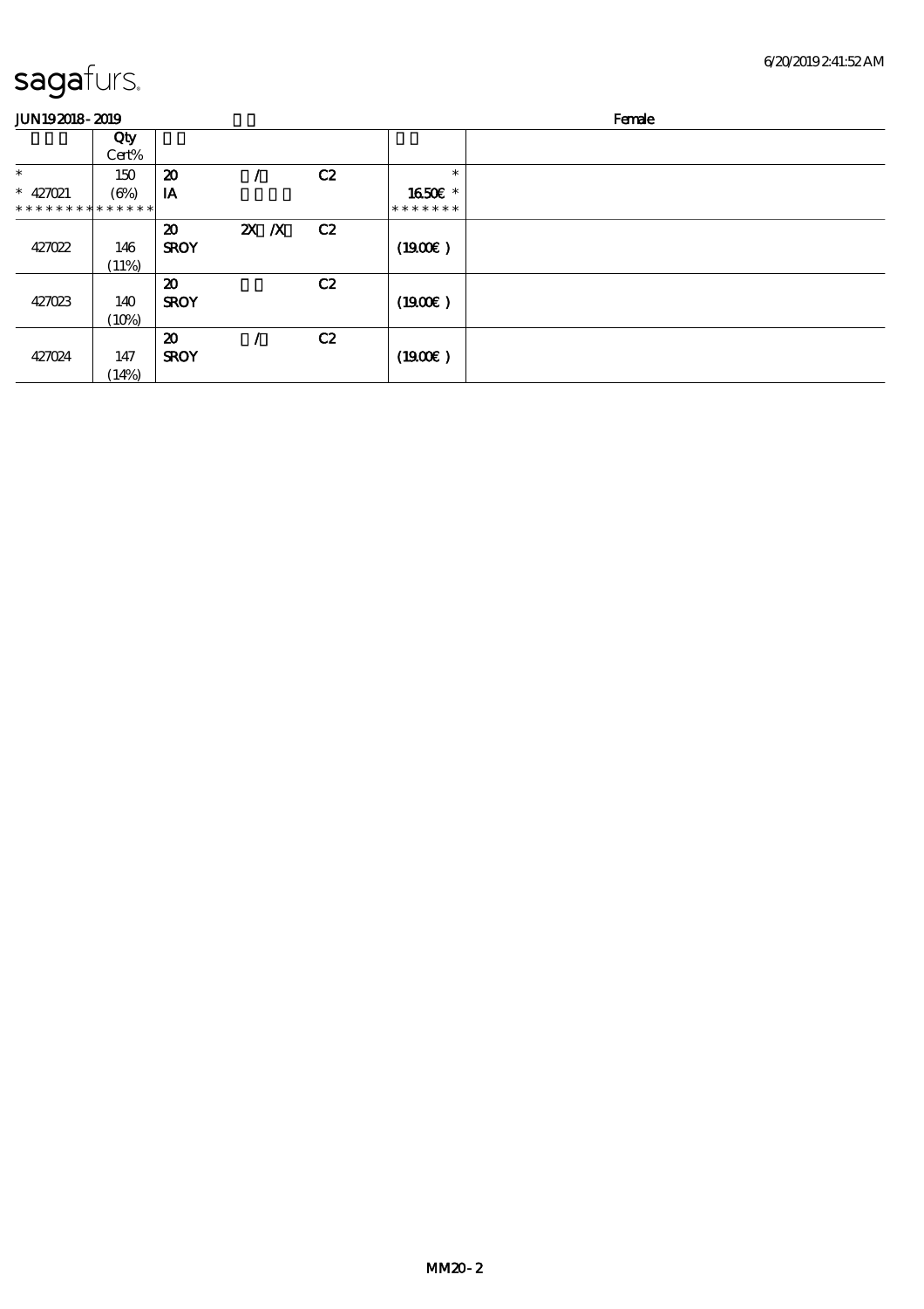# sagafurs.

JUN19 2018 - 2019 　　　　Female

| | Qty Cert% | | | | | |
|---|---|---|---|---|---|---|
| * | 150 | 20 | / | C2 | * | |
| * 427021 | (6%) | IA | | | 16.50€ * | |
| * * * * * * * * * * * * * * | | | | | * * * * * * * | |
| 427022 | 146 (11%) | 20 SROY | 2X /X | C2 | (19.00€) | |
| 427023 | 140 (10%) | 20 SROY | | C2 | (19.00€) | |
| 427024 | 147 (14%) | 20 SROY | / | C2 | (19.00€) | |

MM20 - 2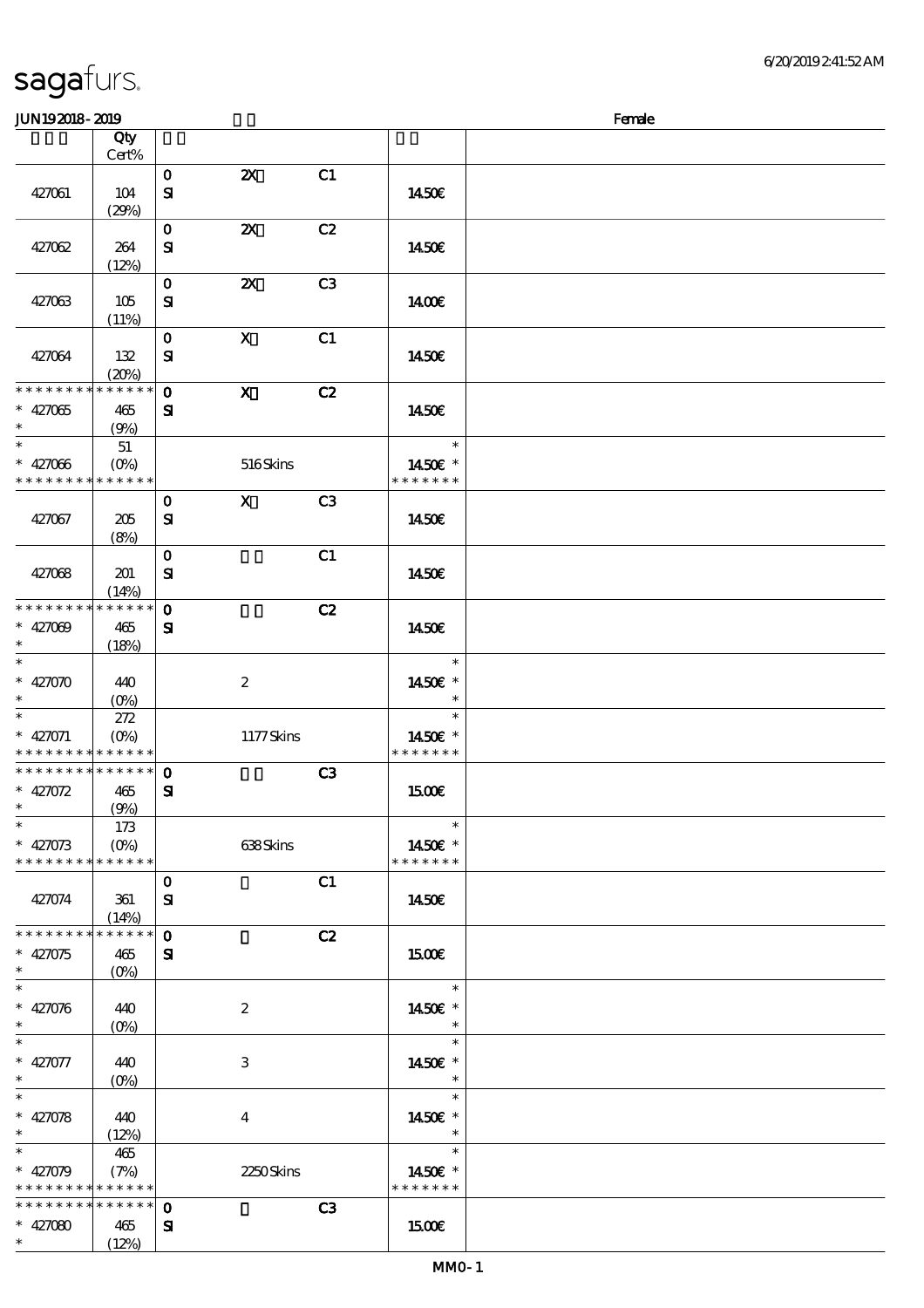# sagafurs.

6/20/2019 2:41:52 AM

JUN19 2018 - 2019 Female

| | Qty Cert% | | | | | |
|---|---|---|---|---|---|---|
| 427061 | 104 (29%) | 0 SI | 2X | C1 | 14.50€ | |
| 427062 | 264 (12%) | 0 SI | 2X | C2 | 14.50€ | |
| 427063 | 105 (11%) | 0 SI | 2X | C3 | 14.00€ | |
| 427064 | 132 (20%) | 0 SI | X | C1 | 14.50€ | |
| * * * * * * * * * * * * * * 427065 * | 465 (9%) | 0 SI | X | C2 | 14.50€ | |
| * * 427066 * * * * * * * * * * * * * | 51 (0%) | | 516 Skins | | * 14.50€ * * * * * * * * | |
| 427067 | 205 (8%) | 0 SI | X | C3 | 14.50€ | |
| 427068 | 201 (14%) | 0 SI | | C1 | 14.50€ | |
| * * * * * * * * * * * * * * 427069 * | 465 (18%) | 0 SI | | C2 | 14.50€ | |
| * * 427070 * | 440 (0%) | | 2 | | * 14.50€ * * | |
| * * 427071 * * * * * * * * * * * * * | 272 (0%) | | 1177 Skins | | * 14.50€ * * * * * * * * | |
| * * * * * * * * * * * * * * 427072 * | 465 (9%) | 0 SI | | C3 | 15.00€ | |
| * * 427073 * * * * * * * * * * * * * | 173 (0%) | | 638 Skins | | * 14.50€ * * * * * * * * | |
| 427074 | 361 (14%) | 0 SI | | C1 | 14.50€ | |
| * * * * * * * * * * * * * * 427075 * | 465 (0%) | 0 SI | | C2 | 15.00€ | |
| * * 427076 * | 440 (0%) | | 2 | | * 14.50€ * * | |
| * * 427077 * | 440 (0%) | | 3 | | * 14.50€ * * | |
| * * 427078 * | 440 (12%) | | 4 | | * 14.50€ * * | |
| * * 427079 * * * * * * * * * * * * * | 465 (7%) | | 2250 Skins | | * 14.50€ * * * * * * * * | |
| * * * * * * * * * * * * * * 427080 * | 465 (12%) | 0 SI | | C3 | 15.00€ | |

MM0 - 1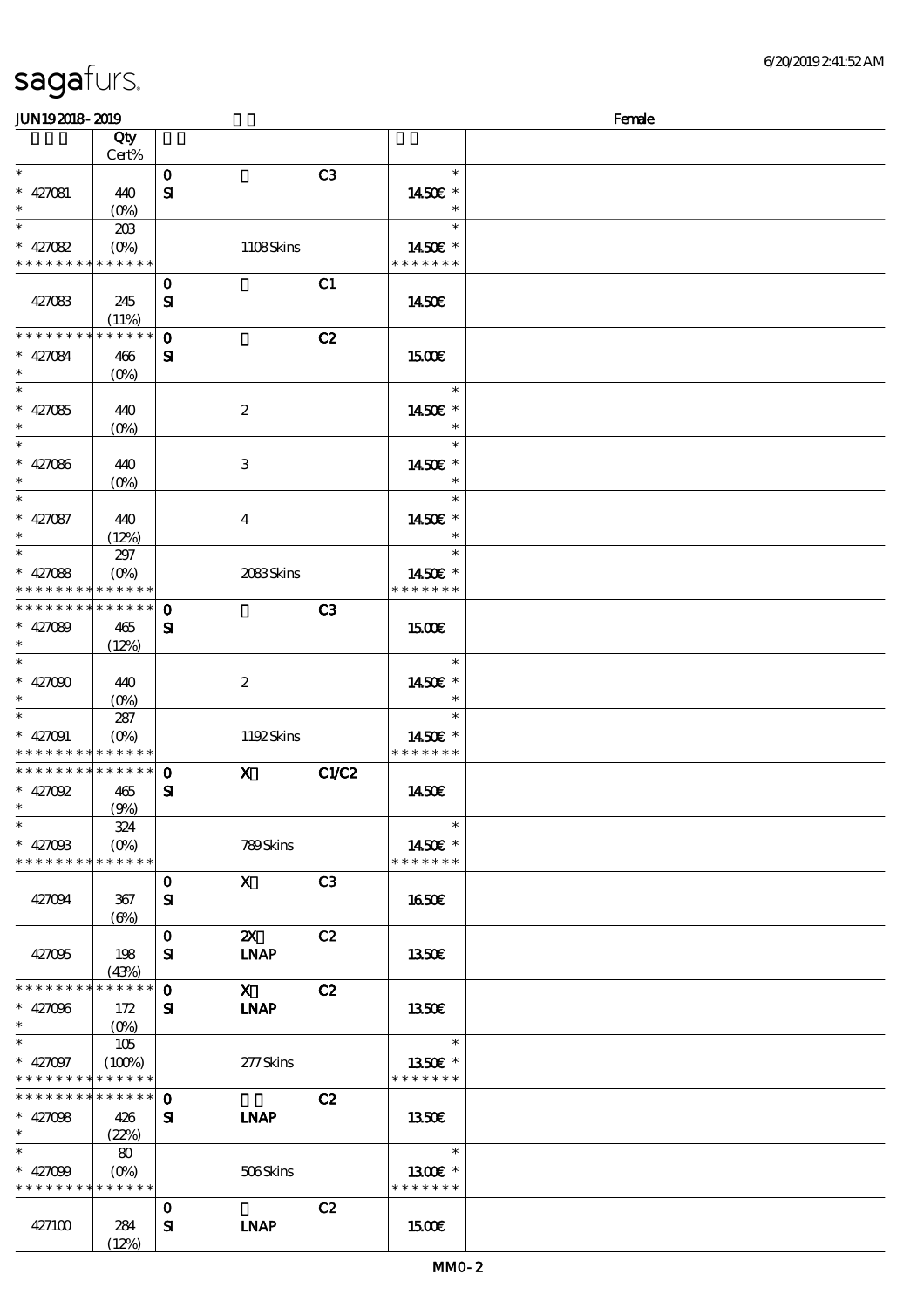# sagafurs.

JUN19 2018 - 2019 Female

| | Qty Cert% | | | | |
|---|---|---|---|---|---|
| * | | 0 | | C3 | * |
| * 427081 | 440 | SI | | | 14.50€ * |
| * | (0%) | | | | * |
| * | 203 | | | | * |
| * 427082 | (0%) | | 1108 Skins | | 14.50€ * |
| * * * * * * * * * * * * * * | | | | | * * * * * * * |
| | | 0 | | C1 | |
| 427083 | 245 (11%) | SI | | | 14.50€ |
| * * * * * * * * * * * * * * | | 0 | | C2 | |
| * 427084 | 466 | SI | | | 15.00€ |
| * | (0%) | | | | |
| * | | | | | * |
| * 427085 | 440 | | 2 | | 14.50€ * |
| * | (0%) | | | | * |
| * | | | | | * |
| * 427086 | 440 | | 3 | | 14.50€ * |
| * | (0%) | | | | * |
| * | | | | | * |
| * 427087 | 440 | | 4 | | 14.50€ * |
| * | (12%) | | | | * |
| * | 297 | | | | * |
| * 427088 | (0%) | | 2083 Skins | | 14.50€ * |
| * * * * * * * * * * * * * * | | | | | * * * * * * * |
| * * * * * * * * * * * * * * | | 0 | | C3 | |
| * 427089 | 465 | SI | | | 15.00€ |
| * | (12%) | | | | |
| * | | | | | * |
| * 427090 | 440 | | 2 | | 14.50€ * |
| * | (0%) | | | | * |
| * | 287 | | | | * |
| * 427091 | (0%) | | 1192 Skins | | 14.50€ * |
| * * * * * * * * * * * * * * | | | | | * * * * * * * |
| * * * * * * * * * * * * * * | | 0 | X | C1/C2 | |
| * 427092 | 465 | SI | | | 14.50€ |
| * | (9%) | | | | |
| * | 324 | | | | * |
| * 427093 | (0%) | | 789 Skins | | 14.50€ * |
| * * * * * * * * * * * * * * | | | | | * * * * * * * |
| | | 0 | X | C3 | |
| 427094 | 367 (6%) | SI | | | 16.50€ |
| | | 0 | 2X | C2 | |
| 427095 | 198 (43%) | SI | LNAP | | 13.50€ |
| * * * * * * * * * * * * * * | | 0 | X | C2 | |
| * 427096 | 172 | SI | LNAP | | 13.50€ |
| * | (0%) | | | | |
| * | 105 | | | | * |
| * 427097 | (100%) | | 277 Skins | | 13.50€ * |
| * * * * * * * * * * * * * * | | | | | * * * * * * * |
| * * * * * * * * * * * * * * | | 0 | | C2 | |
| * 427098 | 426 | SI | LNAP | | 13.50€ |
| * | (22%) | | | | |
| * | 80 | | | | * |
| * 427099 | (0%) | | 506 Skins | | 13.00€ * |
| * * * * * * * * * * * * * * | | | | | * * * * * * * |
| | | 0 | | C2 | |
| 427100 | 284 (12%) | SI | LNAP | | 15.00€ |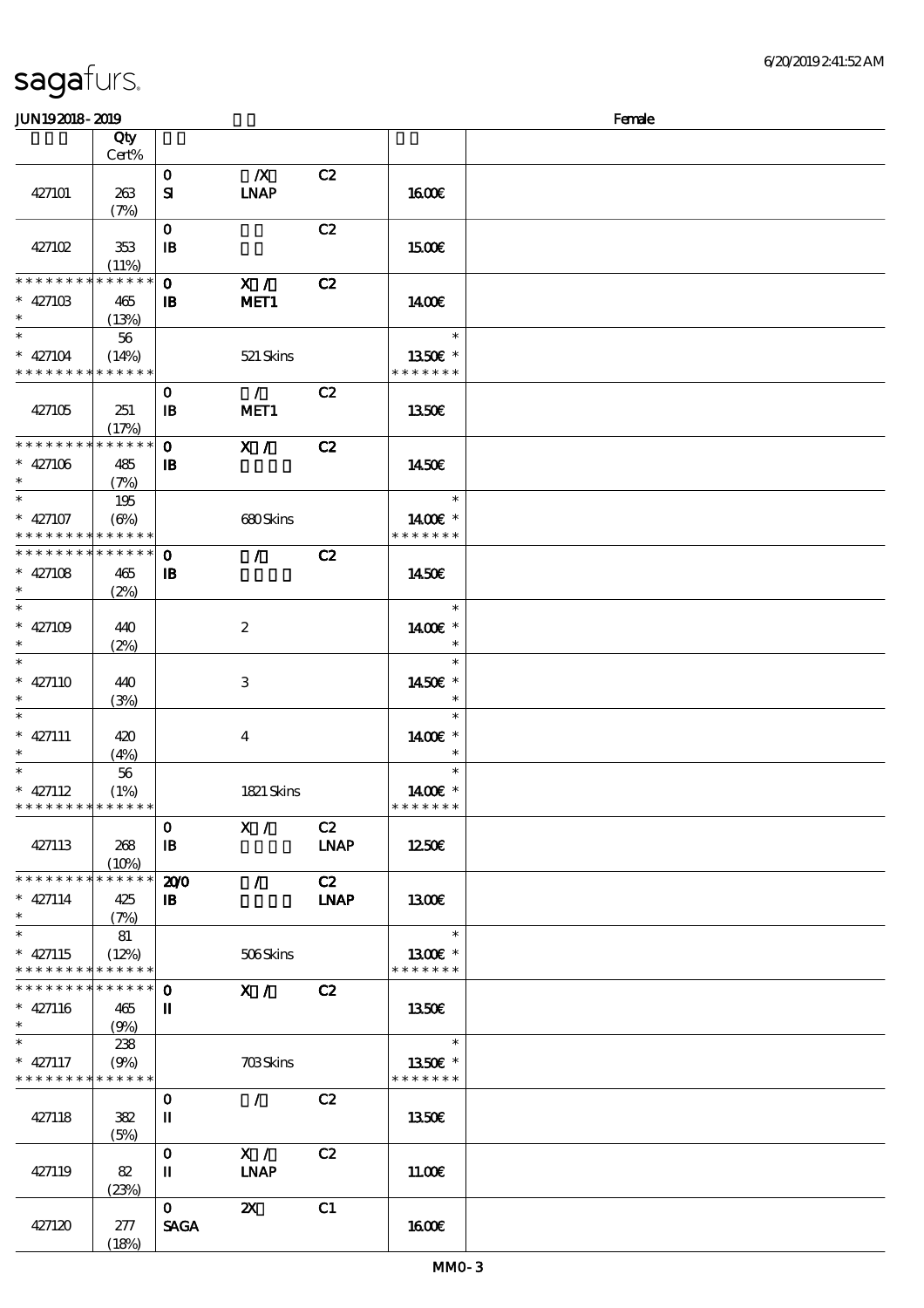# sagafurs.

JUN19 2018 - 2019 Female

| | Qty Cert% | | | | | |
|---|---|---|---|---|---|---|
| 427101 | 263 (7%) | 0 SI | /X LNAP | C2 | 16.00€ | |
| 427102 | 353 (11%) | 0 IB | | C2 | 15.00€ | |
| * * * * * * * * * * * * * * 427103 * | 465 (13%) | 0 IB | X / MET1 | C2 | 14.00€ | |
| * * 427104 * * * * * * * * * * * * * | 56 (14%) | | 521 Skins | | * 13.50€ * * * * * * * * | |
| 427105 | 251 (17%) | 0 IB | / MET1 | C2 | 13.50€ | |
| * * * * * * * * * * * * * * 427106 * | 485 (7%) | 0 IB | X / | C2 | 14.50€ | |
| * * 427107 * * * * * * * * * * * * * | 195 (6%) | | 680 Skins | | * 14.00€ * * * * * * * * | |
| * * * * * * * * * * * * * * 427108 * | 465 (2%) | 0 IB | / | C2 | 14.50€ | |
| * * 427109 * | 440 (2%) | | 2 | | * 14.00€ * * | |
| * * 427110 * | 440 (3%) | | 3 | | * 14.50€ * * | |
| * * 427111 * | 420 (4%) | | 4 | | * 14.00€ * * | |
| * * 427112 * * * * * * * * * * * * * | 56 (1%) | | 1821 Skins | | * 14.00€ * * * * * * * * | |
| 427113 | 268 (10%) | 0 IB | X / | C2 LNAP | 12.50€ | |
| * * * * * * * * * * * * * * 427114 * | 425 (7%) | 20/0 IB | / | C2 LNAP | 13.00€ | |
| * * 427115 * * * * * * * * * * * * * | 81 (12%) | | 506 Skins | | * 13.00€ * * * * * * * * | |
| * * * * * * * * * * * * * * 427116 * | 465 (9%) | 0 II | X / | C2 | 13.50€ | |
| * * 427117 * * * * * * * * * * * * * | 238 (9%) | | 703 Skins | | * 13.50€ * * * * * * * * | |
| 427118 | 382 (5%) | 0 II | / | C2 | 13.50€ | |
| 427119 | 82 (23%) | 0 II | X / LNAP | C2 | 11.00€ | |
| 427120 | 277 (18%) | 0 SAGA | 2X | C1 | 16.00€ | |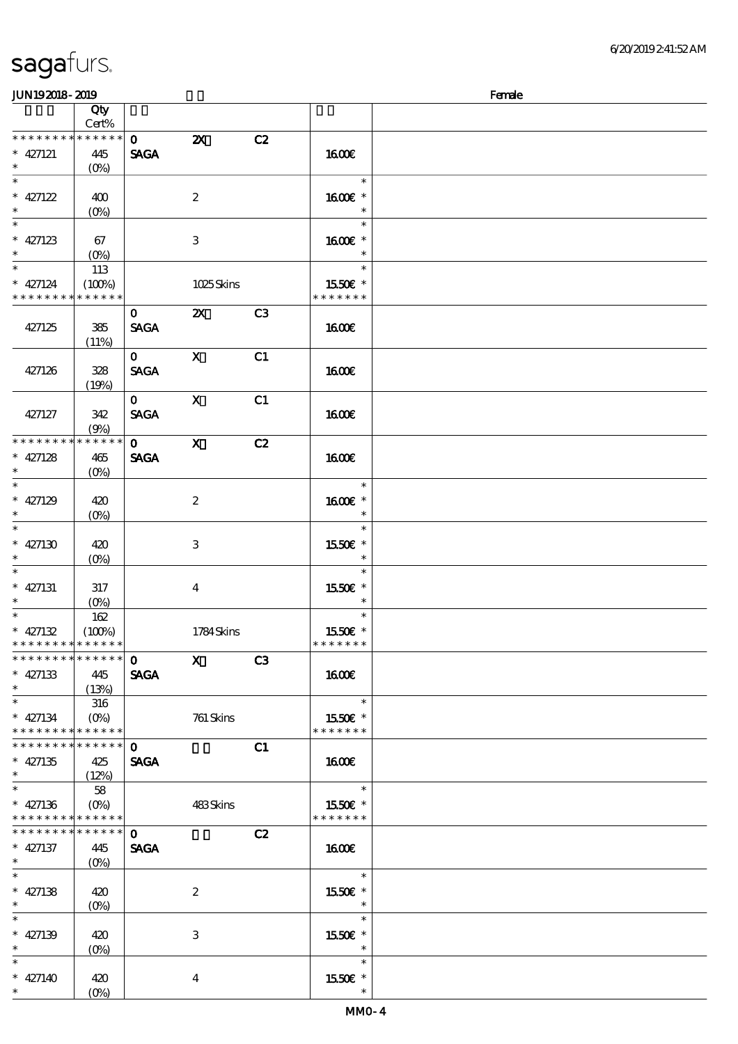# sagafurs

JUN192018-2019 Female

| | Qty Cert% | | | | | |
|---|---|---|---|---|---|---|
| * * * * * * * * * * * * * * | | 0 | 2X | C2 | | |
| * 427121 * | 445 (0%) | SAGA | | | 16.00€ | |
| * * 427122 * | 400 (0%) | | 2 | | * 16.00€ * * | |
| * * 427123 * | 67 (0%) | | 3 | | * 16.00€ * * | |
| * * 427124 * * * * * * * * * * * * * | 113 (100%) | | 1025 Skins | | * 15.50€ * * * * * * * * | |
| | | 0 | 2X | C3 | | |
| 427125 | 385 (11%) | SAGA | | | 16.00€ | |
| | | 0 | X | C1 | | |
| 427126 | 328 (19%) | SAGA | | | 16.00€ | |
| | | 0 | X | C1 | | |
| 427127 | 342 (9%) | SAGA | | | 16.00€ | |
| * * * * * * * * * * * * * * | | 0 | X | C2 | | |
| * 427128 * | 465 (0%) | SAGA | | | 16.00€ | |
| * * 427129 * | 420 (0%) | | 2 | | * 16.00€ * * | |
| * * 427130 * | 420 (0%) | | 3 | | * 15.50€ * * | |
| * * 427131 * | 317 (0%) | | 4 | | * 15.50€ * * | |
| * * 427132 * * * * * * * * * * * * * | 162 (100%) | | 1784 Skins | | * 15.50€ * * * * * * * * | |
| * * * * * * * * * * * * * * | | 0 | X | C3 | | |
| * 427133 * | 445 (13%) | SAGA | | | 16.00€ | |
| * * 427134 * * * * * * * * * * * * * | 316 (0%) | | 761 Skins | | * 15.50€ * * * * * * * * | |
| * * * * * * * * * * * * * * | | 0 | | C1 | | |
| * 427135 * | 425 (12%) | SAGA | | | 16.00€ | |
| * * 427136 * * * * * * * * * * * * * | 58 (0%) | | 483 Skins | | * 15.50€ * * * * * * * * | |
| * * * * * * * * * * * * * * | | 0 | | C2 | | |
| * 427137 * | 445 (0%) | SAGA | | | 16.00€ | |
| * * 427138 * | 420 (0%) | | 2 | | * 15.50€ * * | |
| * * 427139 * | 420 (0%) | | 3 | | * 15.50€ * * | |
| * * 427140 * | 420 (0%) | | 4 | | * 15.50€ * * | |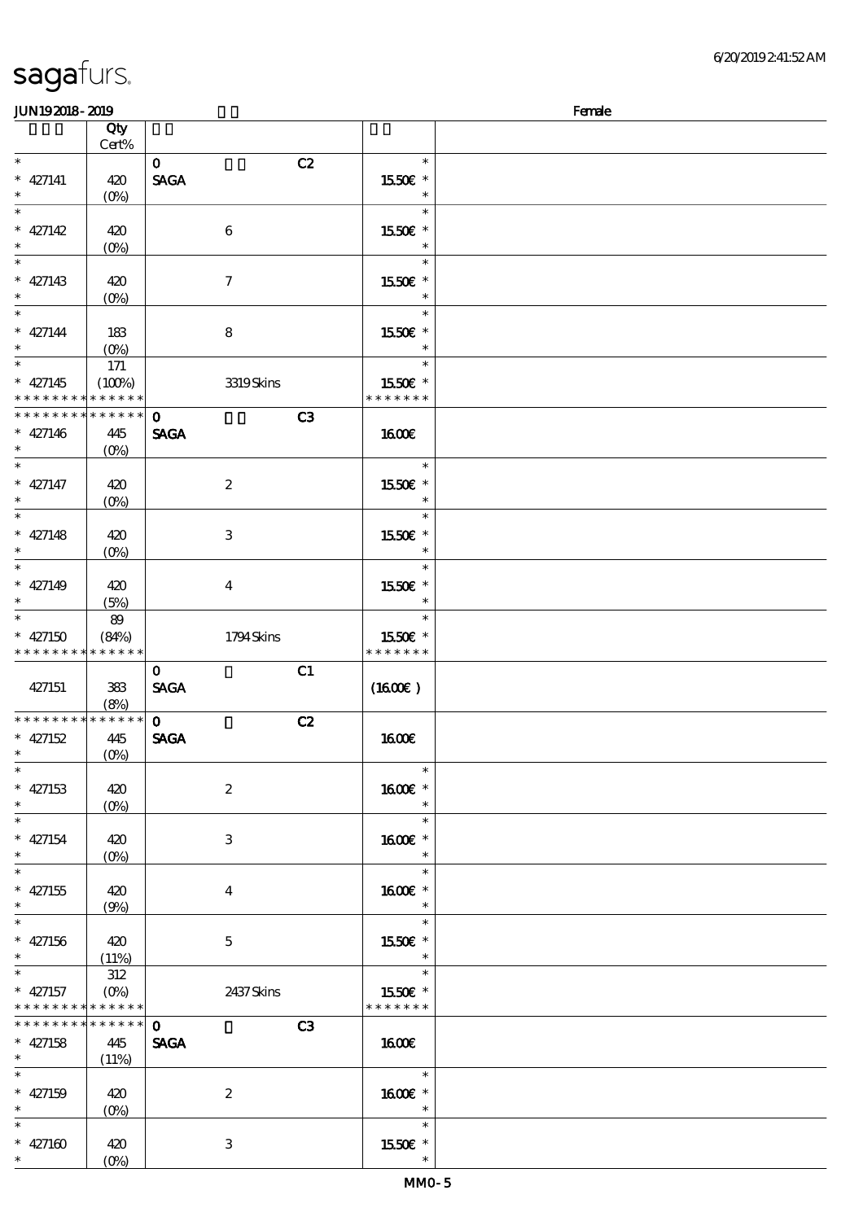| | Qty Cert% | | | | | |
|---|---|---|---|---|---|---|
| * 427141 * | 420 (0%) | 0 SAGA | | C2 | * 15.50€ * * | |
| * 427142 * | 420 (0%) | | 6 | | * 15.50€ * * | |
| * 427143 * | 420 (0%) | | 7 | | * 15.50€ * * | |
| * 427144 * | 183 (0%) | | 8 | | * 15.50€ * * | |
| * 427145 * * * * * * * * * * * * * | 171 (100%) | | 3319 Skins | | * 15.50€ * * * * * * * * | |
| * * * * * * * * * * * * * * 427146 * | 445 (0%) | 0 SAGA | | C3 | 16.00€ | |
| * 427147 * | 420 (0%) | | 2 | | * 15.50€ * * | |
| * 427148 * | 420 (0%) | | 3 | | * 15.50€ * * | |
| * 427149 * | 420 (5%) | | 4 | | * 15.50€ * * | |
| * 427150 * * * * * * * * * * * * * | 89 (84%) | | 1794 Skins | | * 15.50€ * * * * * * * * | |
| 427151 | 383 (8%) | 0 SAGA | | C1 | (16.00€) | |
| * * * * * * * * * * * * * * 427152 * | 445 (0%) | 0 SAGA | | C2 | 16.00€ | |
| * 427153 * | 420 (0%) | | 2 | | * 16.00€ * * | |
| * 427154 * | 420 (0%) | | 3 | | * 16.00€ * * | |
| * 427155 * | 420 (9%) | | 4 | | * 16.00€ * * | |
| * 427156 * | 420 (11%) | | 5 | | * 15.50€ * * | |
| * 427157 * * * * * * * * * * * * * | 312 (0%) | | 2437 Skins | | * 15.50€ * * * * * * * * | |
| * * * * * * * * * * * * * * 427158 * | 445 (11%) | 0 SAGA | | C3 | 16.00€ | |
| * 427159 * | 420 (0%) | | 2 | | * 16.00€ * * | |
| * 427160 * | 420 (0%) | | 3 | | * 15.50€ * * | |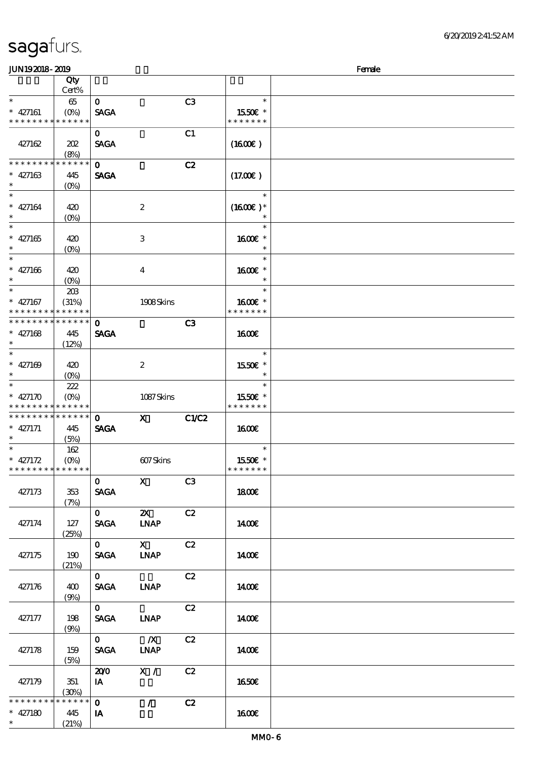sagafurs.

JUN19 2018 - 2019 Female

| | Qty Cert% | | | | |
|---|---|---|---|---|---|
| * * 427161 * * * * * * * * * * * * * | 65 (0%) | 0 SAGA | | C3 | * 15.50€ * * * * * * * * |
| 427162 | 202 (8%) | 0 SAGA | | C1 | (16.00€) |
| * * * * * * * * * * * * * * * 427163 * | 445 (0%) | 0 SAGA | | C2 | (17.00€) |
| * * 427164 * | 420 (0%) | | 2 | | * (16.00€) * * |
| * * 427165 * | 420 (0%) | | 3 | | * 16.00€ * * |
| * * 427166 * | 420 (0%) | | 4 | | * 16.00€ * * |
| * * 427167 * * * * * * * * * * * * * | 203 (31%) | | 1908 Skins | | * 16.00€ * * * * * * * * |
| * * * * * * * * * * * * * * * 427168 * | 445 (12%) | 0 SAGA | | C3 | 16.00€ |
| * * 427169 * | 420 (0%) | | 2 | | * 15.50€ * * |
| * * 427170 * * * * * * * * * * * * * | 222 (0%) | | 1087 Skins | | * 15.50€ * * * * * * * * |
| * * * * * * * * * * * * * * * 427171 * | 445 (5%) | 0 SAGA | X | C1/C2 | 16.00€ |
| * * 427172 * * * * * * * * * * * * * | 162 (0%) | | 607 Skins | | * 15.50€ * * * * * * * * |
| 427173 | 353 (7%) | 0 SAGA | X | C3 | 18.00€ |
| 427174 | 127 (25%) | 0 SAGA | 2X LNAP | C2 | 14.00€ |
| 427175 | 190 (21%) | 0 SAGA | X LNAP | C2 | 14.00€ |
| 427176 | 400 (9%) | 0 SAGA | LNAP | C2 | 14.00€ |
| 427177 | 198 (9%) | 0 SAGA | LNAP | C2 | 14.00€ |
| 427178 | 159 (5%) | 0 SAGA | /X LNAP | C2 | 14.00€ |
| 427179 | 351 (30%) | 20/0 IA | X / | C2 | 16.50€ |
| * * * * * * * * * * * * * * * 427180 * | 445 (21%) | 0 IA | / | C2 | 16.00€ |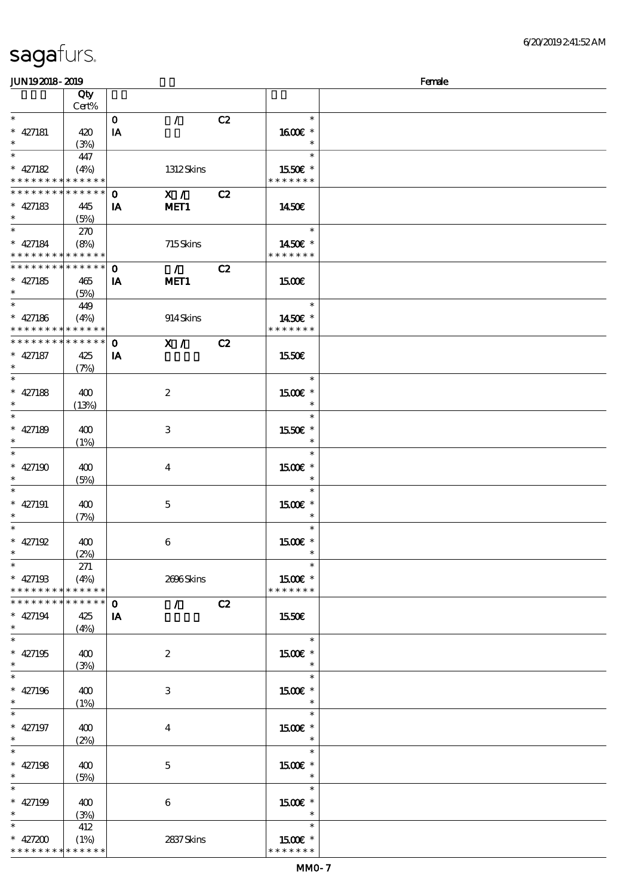sagafurs.

6/20/2019 2:41:52 AM

JUN19 2018 - 2019 Female

| | Qty Cert% | | | | | |
|---|---|---|---|---|---|---|
| * | | 0 | / | C2 | * | |
| * 427181 | 420 | IA | | | 16.00€ * | |
| * | (3%) | | | | * | |
| * | 447 | | | | * | |
| * 427182 | (4%) | | 1312 Skins | | 15.50€ * | |
| * * * * * * * * * * * * * * | | | | | * * * * * * * | |
| * * * * * * * * * * * * * * | | 0 | X / | C2 | | |
| * 427183 | 445 | IA | MET1 | | 14.50€ | |
| * | (5%) | | | | | |
| * | 270 | | | | * | |
| * 427184 | (8%) | | 715 Skins | | 14.50€ * | |
| * * * * * * * * * * * * * * | | | | | * * * * * * * | |
| * * * * * * * * * * * * * * | | 0 | / | C2 | | |
| * 427185 | 465 | IA | MET1 | | 15.00€ | |
| * | (5%) | | | | | |
| * | 449 | | | | * | |
| * 427186 | (4%) | | 914 Skins | | 14.50€ * | |
| * * * * * * * * * * * * * * | | | | | * * * * * * * | |
| * * * * * * * * * * * * * * | | 0 | X / | C2 | | |
| * 427187 | 425 | IA | | | 15.50€ | |
| * | (7%) | | | | | |
| * | | | | | * | |
| * 427188 | 400 | | 2 | | 15.00€ * | |
| * | (13%) | | | | * | |
| * | | | | | * | |
| * 427189 | 400 | | 3 | | 15.50€ * | |
| * | (1%) | | | | * | |
| * | | | | | * | |
| * 427190 | 400 | | 4 | | 15.00€ * | |
| * | (5%) | | | | * | |
| * | | | | | * | |
| * 427191 | 400 | | 5 | | 15.00€ * | |
| * | (7%) | | | | * | |
| * | | | | | * | |
| * 427192 | 400 | | 6 | | 15.00€ * | |
| * | (2%) | | | | * | |
| * | 271 | | | | * | |
| * 427193 | (4%) | | 2696 Skins | | 15.00€ * | |
| * * * * * * * * * * * * * * | | | | | * * * * * * * | |
| * * * * * * * * * * * * * * | | 0 | / | C2 | | |
| * 427194 | 425 | IA | | | 15.50€ | |
| * | (4%) | | | | | |
| * | | | | | * | |
| * 427195 | 400 | | 2 | | 15.00€ * | |
| * | (3%) | | | | * | |
| * | | | | | * | |
| * 427196 | 400 | | 3 | | 15.00€ * | |
| * | (1%) | | | | * | |
| * | | | | | * | |
| * 427197 | 400 | | 4 | | 15.00€ * | |
| * | (2%) | | | | * | |
| * | | | | | * | |
| * 427198 | 400 | | 5 | | 15.00€ * | |
| * | (5%) | | | | * | |
| * | | | | | * | |
| * 427199 | 400 | | 6 | | 15.00€ * | |
| * | (3%) | | | | * | |
| * | 412 | | | | * | |
| * 427200 | (1%) | | 2837 Skins | | 15.00€ * | |
| * * * * * * * * * * * * * * | | | | | * * * * * * * | |

MM0-7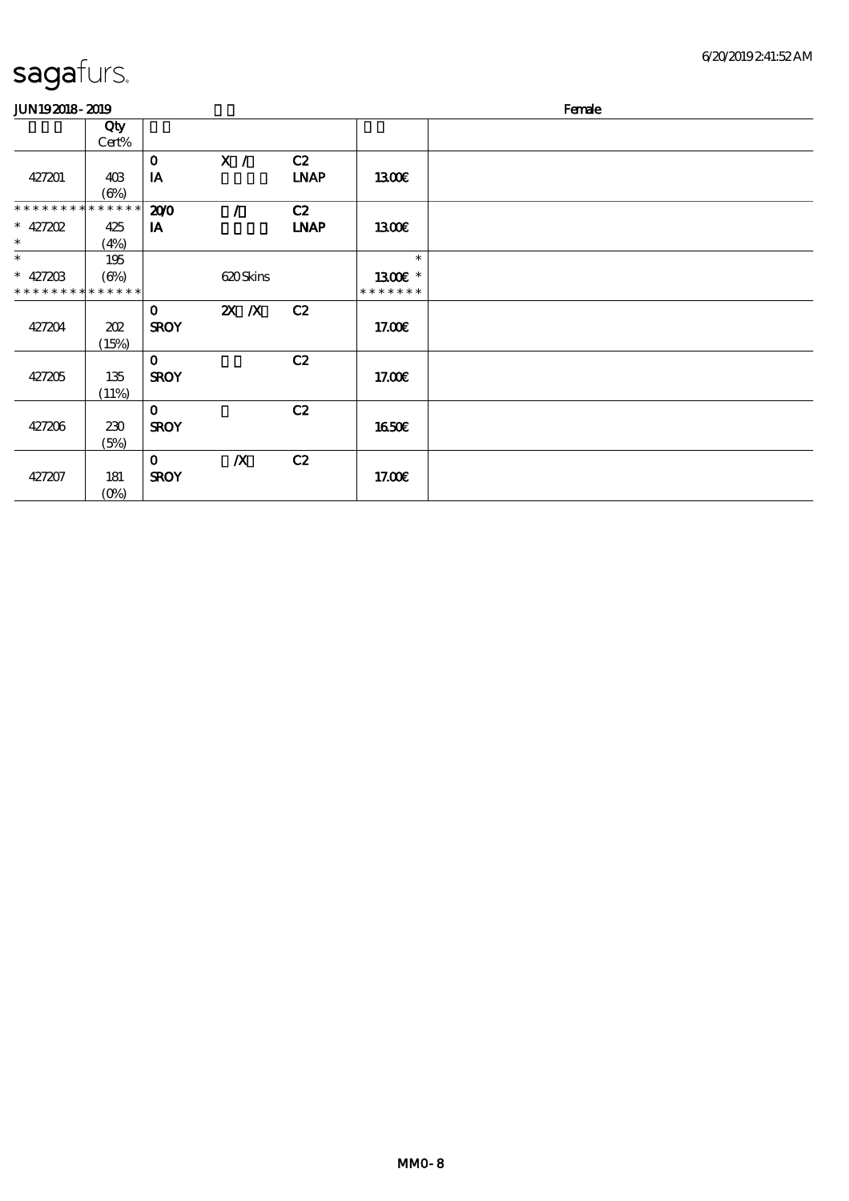sagafurs.

JUN19 2018 - 2019 Female

| | Qty Cert% | | | | | |
|---|---|---|---|---|---|---|
| 427201 | 403 (6%) | 0 IA | X / | C2 LNAP | 13.00€ | |
| * * * * * * * * * * * * * * * 427202 * | 425 (4%) | 20/0 IA | / | C2 LNAP | 13.00€ | |
| * * 427203 * * * * * * * * * * * * * * | 195 (6%) | | 620 Skins | | * 13.00€ * * * * * * * * | |
| 427204 | 202 (15%) | 0 SROY | 2X /X | C2 | 17.00€ | |
| 427205 | 135 (11%) | 0 SROY | | C2 | 17.00€ | |
| 427206 | 230 (5%) | 0 SROY | | C2 | 16.50€ | |
| 427207 | 181 (0%) | 0 SROY | /X | C2 | 17.00€ | |

MM0-8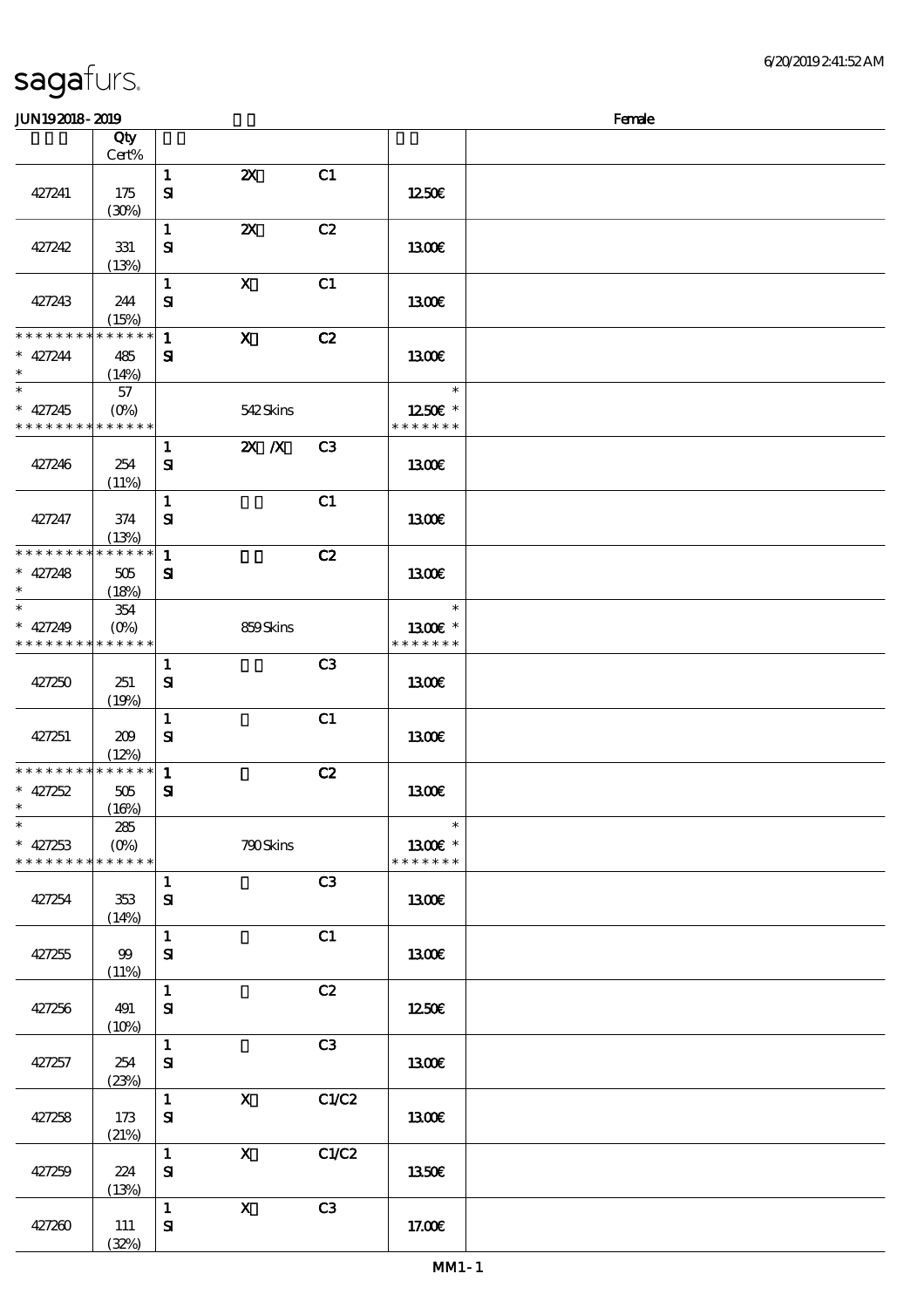JUN19 2018 - 2019 Female

| | Qty Cert% | | | | | |
|---|---|---|---|---|---|---|
| 427241 | 175 (30%) | 1 SI | 2X | C1 | 12.50€ | |
| 427242 | 331 (13%) | 1 SI | 2X | C2 | 13.00€ | |
| 427243 | 244 (15%) | 1 SI | X | C1 | 13.00€ | |
| * * * * * * * * * * * * * * * 427244 * | 485 (14%) | 1 SI | X | C2 | 13.00€ | |
| * * 427245 * * * * * * * * * * * * * * | 57 (0%) | | 542 Skins | | * 12.50€ * * * * * * * * | |
| 427246 | 254 (11%) | 1 SI | 2X /X | C3 | 13.00€ | |
| 427247 | 374 (13%) | 1 SI | | C1 | 13.00€ | |
| * * * * * * * * * * * * * * * 427248 * | 505 (18%) | 1 SI | | C2 | 13.00€ | |
| * * 427249 * * * * * * * * * * * * * * | 354 (0%) | | 859 Skins | | * 13.00€ * * * * * * * * | |
| 427250 | 251 (19%) | 1 SI | | C3 | 13.00€ | |
| 427251 | 209 (12%) | 1 SI | | C1 | 13.00€ | |
| * * * * * * * * * * * * * * * 427252 * | 505 (16%) | 1 SI | | C2 | 13.00€ | |
| * * 427253 * * * * * * * * * * * * * * | 285 (0%) | | 790 Skins | | * 13.00€ * * * * * * * * | |
| 427254 | 353 (14%) | 1 SI | | C3 | 13.00€ | |
| 427255 | 99 (11%) | 1 SI | | C1 | 13.00€ | |
| 427256 | 491 (10%) | 1 SI | | C2 | 12.50€ | |
| 427257 | 254 (23%) | 1 SI | | C3 | 13.00€ | |
| 427258 | 173 (21%) | 1 SI | X | C1/C2 | 13.00€ | |
| 427259 | 224 (13%) | 1 SI | X | C1/C2 | 13.50€ | |
| 427260 | 111 (32%) | 1 SI | X | C3 | 17.00€ | |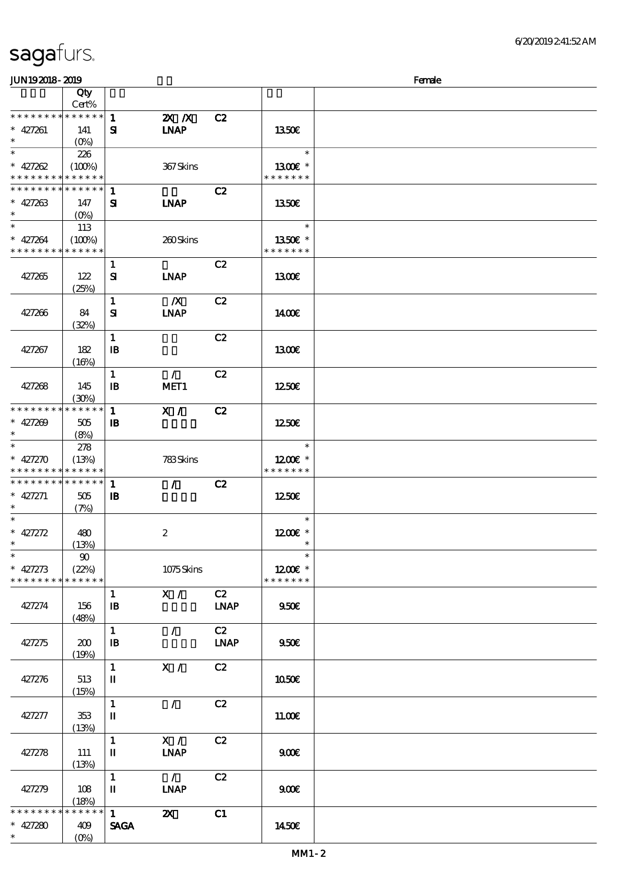sagafurs.

6/20/2019 2:41:52 AM

JUN19 2018 - 2019 Female

| | Qty Cert% | | | | | |
|---|---|---|---|---|---|---|
| * * * * * * * * * * * * * * | | 1 | 2X /X | C2 | | |
| * 427261 | 141 | SI | LNAP | | 13.50€ | |
| * | (0%) | | | | | |
| * | 226 | | | | * | |
| * 427262 | (100%) | | 367 Skins | | 13.00€ * | |
| * * * * * * * * * * * * * * | | | | | * * * * * * * | |
| * * * * * * * * * * * * * * | | 1 | | C2 | | |
| * 427263 | 147 | SI | LNAP | | 13.50€ | |
| * | (0%) | | | | | |
| * | 113 | | | | * | |
| * 427264 | (100%) | | 260 Skins | | 13.50€ * | |
| * * * * * * * * * * * * * * | | | | | * * * * * * * | |
| | | 1 | | C2 | | |
| 427265 | 122 (25%) | SI | LNAP | | 13.00€ | |
| | | 1 | /X | C2 | | |
| 427266 | 84 (32%) | SI | LNAP | | 14.00€ | |
| | | 1 | | C2 | | |
| 427267 | 182 (16%) | IB | | | 13.00€ | |
| | | 1 | / | C2 | | |
| 427268 | 145 (30%) | IB | MET1 | | 12.50€ | |
| * * * * * * * * * * * * * * | | 1 | X / | C2 | | |
| * 427269 | 505 | IB | | | 12.50€ | |
| * | (8%) | | | | | |
| * | 278 | | | | * | |
| * 427270 | (13%) | | 783 Skins | | 12.00€ * | |
| * * * * * * * * * * * * * * | | | | | * * * * * * * | |
| * * * * * * * * * * * * * * | | 1 | / | C2 | | |
| * 427271 | 505 | IB | | | 12.50€ | |
| * | (7%) | | | | | |
| * | | | | | * | |
| * 427272 | 480 | | 2 | | 12.00€ * | |
| * | (13%) | | | | * | |
| * | 90 | | | | * | |
| * 427273 | (22%) | | 1075 Skins | | 12.00€ * | |
| * * * * * * * * * * * * * * | | | | | * * * * * * * | |
| | | 1 | X / | C2 | | |
| 427274 | 156 (48%) | IB | | LNAP | 9.50€ | |
| | | 1 | / | C2 | | |
| 427275 | 200 (19%) | IB | | LNAP | 9.50€ | |
| | | 1 | X / | C2 | | |
| 427276 | 513 (15%) | II | | | 10.50€ | |
| | | 1 | / | C2 | | |
| 427277 | 353 (13%) | II | | | 11.00€ | |
| | | 1 | X / | C2 | | |
| 427278 | 111 (13%) | II | LNAP | | 9.00€ | |
| | | 1 | / | C2 | | |
| 427279 | 108 (18%) | II | LNAP | | 9.00€ | |
| * * * * * * * * * * * * * * | | 1 | 2X | C1 | | |
| * 427280 | 409 | SAGA | | | 14.50€ | |
| * | (0%) | | | | | |

MM1 - 2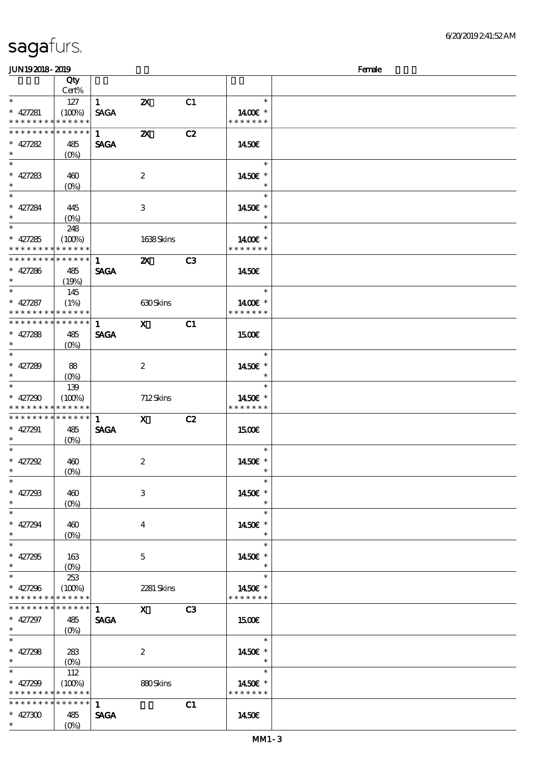| | Qty<br>Cert% | | | | |
|---|---|---|---|---|---|
| * | 127 | 1 | 2X | C1 | * |
| * 427281 | (100%) | SAGA | | | 14.00€ * |
| * * * * * * * * * * * * * * | | | | | * * * * * * * |
| * * * * * * * * * * * * * * | | 1 | 2X | C2 | |
| * 427282 | 485 | SAGA | | | 14.50€ |
| * | (0%) | | | | |
| * | | | | | * |
| * 427283 | 460 | | 2 | | 14.50€ * |
| * | (0%) | | | | * |
| * | | | | | * |
| * 427284 | 445 | | 3 | | 14.50€ * |
| * | (0%) | | | | * |
| * | 248 | | | | * |
| * 427285 | (100%) | | 1638 Skins | | 14.00€ * |
| * * * * * * * * * * * * * * | | | | | * * * * * * * |
| * * * * * * * * * * * * * * | | 1 | 2X | C3 | |
| * 427286 | 485 | SAGA | | | 14.50€ |
| * | (19%) | | | | |
| * | 145 | | | | * |
| * 427287 | (1%) | | 630 Skins | | 14.00€ * |
| * * * * * * * * * * * * * * | | | | | * * * * * * * |
| * * * * * * * * * * * * * * | | 1 | X | C1 | |
| * 427288 | 485 | SAGA | | | 15.00€ |
| * | (0%) | | | | |
| * | | | | | * |
| * 427289 | 88 | | 2 | | 14.50€ * |
| * | (0%) | | | | * |
| * | 139 | | | | * |
| * 427290 | (100%) | | 712 Skins | | 14.50€ * |
| * * * * * * * * * * * * * * | | | | | * * * * * * * |
| * * * * * * * * * * * * * * | | 1 | X | C2 | |
| * 427291 | 485 | SAGA | | | 15.00€ |
| * | (0%) | | | | |
| * | | | | | * |
| * 427292 | 460 | | 2 | | 14.50€ * |
| * | (0%) | | | | * |
| * | | | | | * |
| * 427293 | 460 | | 3 | | 14.50€ * |
| * | (0%) | | | | * |
| * | | | | | * |
| * 427294 | 460 | | 4 | | 14.50€ * |
| * | (0%) | | | | * |
| * | | | | | * |
| * 427295 | 163 | | 5 | | 14.50€ * |
| * | (0%) | | | | * |
| * | 253 | | | | * |
| * 427296 | (100%) | | 2281 Skins | | 14.50€ * |
| * * * * * * * * * * * * * * | | | | | * * * * * * * |
| * * * * * * * * * * * * * * | | 1 | X | C3 | |
| * 427297 | 485 | SAGA | | | 15.00€ |
| * | (0%) | | | | |
| * | | | | | * |
| * 427298 | 283 | | 2 | | 14.50€ * |
| * | (0%) | | | | * |
| * | 112 | | | | * |
| * 427299 | (100%) | | 880 Skins | | 14.50€ * |
| * * * * * * * * * * * * * * | | | | | * * * * * * * |
| * * * * * * * * * * * * * * | | 1 | | C1 | |
| * 427300 | 485 | SAGA | | | 14.50€ |
| * | (0%) | | | | |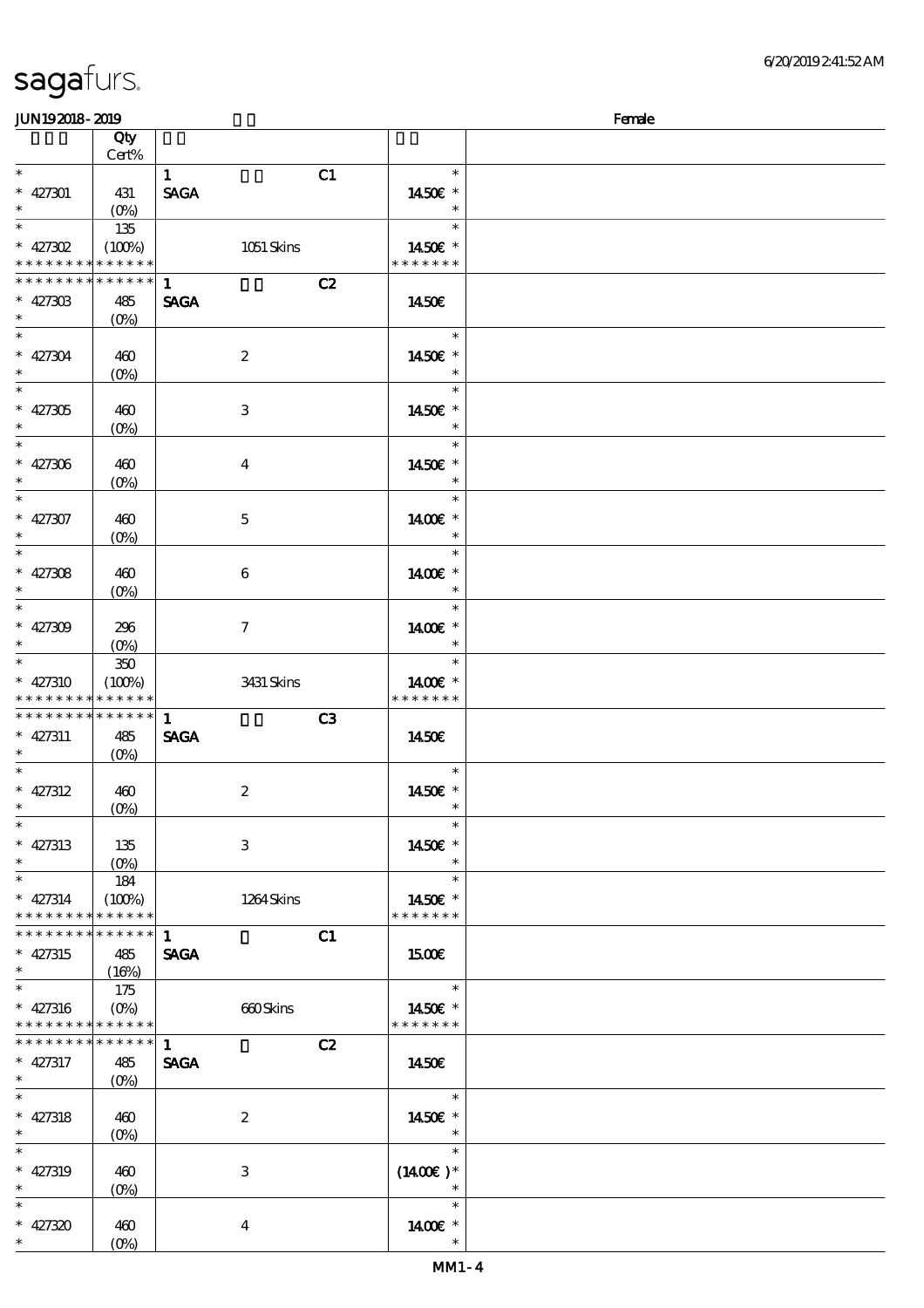# sagafurs.

6/20/2019 2:41:52 AM

JUN19 2018 - 2019 — Female

| | Qty Cert% | | | | |
|---|---|---|---|---|---|
| * 427301 * | 431 (0%) | 1 SAGA | C1 | 14.50€ | |
| * 427302 * * * * * * * * * * * * * | 135 (100%) | 1051 Skins | | 14.50€ * * * * * * * | |
| * * * * * * * * * * * * * * 427303 * | 485 (0%) | 1 SAGA | C2 | 14.50€ | |
| * 427304 * | 460 (0%) | 2 | | 14.50€ | |
| * 427305 * | 460 (0%) | 3 | | 14.50€ | |
| * 427306 * | 460 (0%) | 4 | | 14.50€ | |
| * 427307 * | 460 (0%) | 5 | | 14.00€ | |
| * 427308 * | 460 (0%) | 6 | | 14.00€ | |
| * 427309 * | 296 (0%) | 7 | | 14.00€ | |
| * 427310 * * * * * * * * * * * * * | 350 (100%) | 3431 Skins | | 14.00€ * * * * * * * | |
| * * * * * * * * * * * * * * 427311 * | 485 (0%) | 1 SAGA | C3 | 14.50€ | |
| * 427312 * | 460 (0%) | 2 | | 14.50€ | |
| * 427313 * | 135 (0%) | 3 | | 14.50€ | |
| * 427314 * * * * * * * * * * * * * | 184 (100%) | 1264 Skins | | 14.50€ * * * * * * * | |
| * * * * * * * * * * * * * * 427315 * | 485 (16%) | 1 SAGA | C1 | 15.00€ | |
| * 427316 * * * * * * * * * * * * * | 175 (0%) | 660 Skins | | 14.50€ * * * * * * * | |
| * * * * * * * * * * * * * * 427317 * | 485 (0%) | 1 SAGA | C2 | 14.50€ | |
| * 427318 * | 460 (0%) | 2 | | 14.50€ | |
| * 427319 * | 460 (0%) | 3 | | (14.00€) | |
| * 427320 * | 460 (0%) | 4 | | 14.00€ | |

MM1-4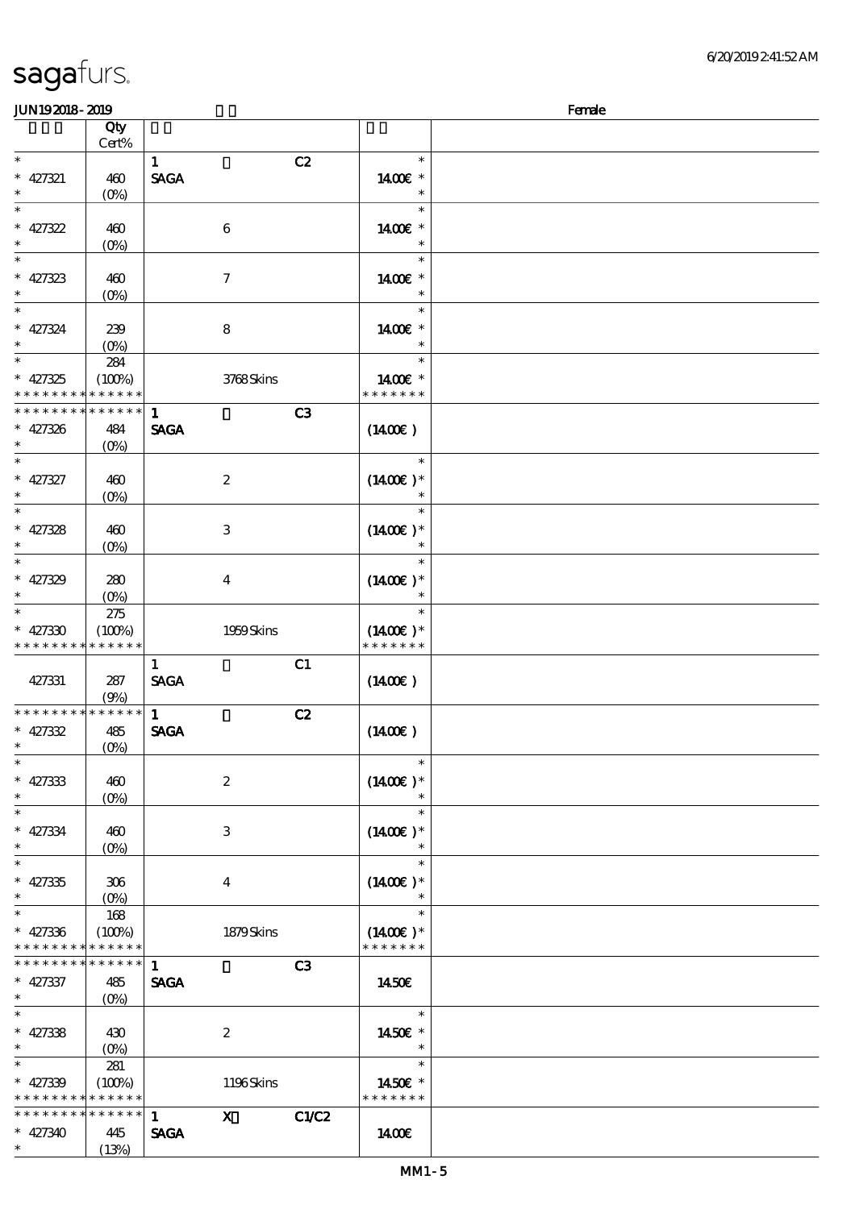sagafurs.

JUN192018-2019 Female

| | Qty Cert% | | | | | |
|---|---|---|---|---|---|---|
| * | | 1 | | C2 | * | |
| * 427321 | 460 | SAGA | | | 14.00€ * | |
| * | (0%) | | | | * | |
| * | | | | | * | |
| * 427322 | 460 | | 6 | | 14.00€ * | |
| * | (0%) | | | | * | |
| * | | | | | * | |
| * 427323 | 460 | | 7 | | 14.00€ * | |
| * | (0%) | | | | * | |
| * | | | | | * | |
| * 427324 | 239 | | 8 | | 14.00€ * | |
| * | (0%) | | | | * | |
| * | 284 | | | | * | |
| * 427325 | (100%) | | 3768 Skins | | 14.00€ * | |
| * * * * * * * * * * * * * | | | | | * * * * * * * | |
| * * * * * * * * * * * * * | | 1 | | C3 | | |
| * 427326 | 484 | SAGA | | | (14.00€ ) | |
| * | (0%) | | | | | |
| * | | | | | * | |
| * 427327 | 460 | | 2 | | (14.00€ )* | |
| * | (0%) | | | | * | |
| * | | | | | * | |
| * 427328 | 460 | | 3 | | (14.00€ )* | |
| * | (0%) | | | | * | |
| * | | | | | * | |
| * 427329 | 280 | | 4 | | (14.00€ )* | |
| * | (0%) | | | | * | |
| * | 275 | | | | * | |
| * 427330 | (100%) | | 1959 Skins | | (14.00€ )* | |
| * * * * * * * * * * * * * | | | | | * * * * * * * | |
| | | 1 | | C1 | | |
| 427331 | 287 | SAGA | | | (14.00€ ) | |
| | (9%) | | | | | |
| * * * * * * * * * * * * * | | 1 | | C2 | | |
| * 427332 | 485 | SAGA | | | (14.00€ ) | |
| * | (0%) | | | | | |
| * | | | | | * | |
| * 427333 | 460 | | 2 | | (14.00€ )* | |
| * | (0%) | | | | * | |
| * | | | | | * | |
| * 427334 | 460 | | 3 | | (14.00€ )* | |
| * | (0%) | | | | * | |
| * | | | | | * | |
| * 427335 | 306 | | 4 | | (14.00€ )* | |
| * | (0%) | | | | * | |
| * | 168 | | | | * | |
| * 427336 | (100%) | | 1879 Skins | | (14.00€ )* | |
| * * * * * * * * * * * * * | | | | | * * * * * * * | |
| * * * * * * * * * * * * * | | 1 | | C3 | | |
| * 427337 | 485 | SAGA | | | 14.50€ | |
| * | (0%) | | | | | |
| * | | | | | * | |
| * 427338 | 430 | | 2 | | 14.50€ * | |
| * | (0%) | | | | * | |
| * | 281 | | | | * | |
| * 427339 | (100%) | | 1196 Skins | | 14.50€ * | |
| * * * * * * * * * * * * * | | | | | * * * * * * * | |
| * * * * * * * * * * * * * | | 1 | X | C1/C2 | | |
| * 427340 | 445 | SAGA | | | 14.00€ | |
| * | (13%) | | | | | |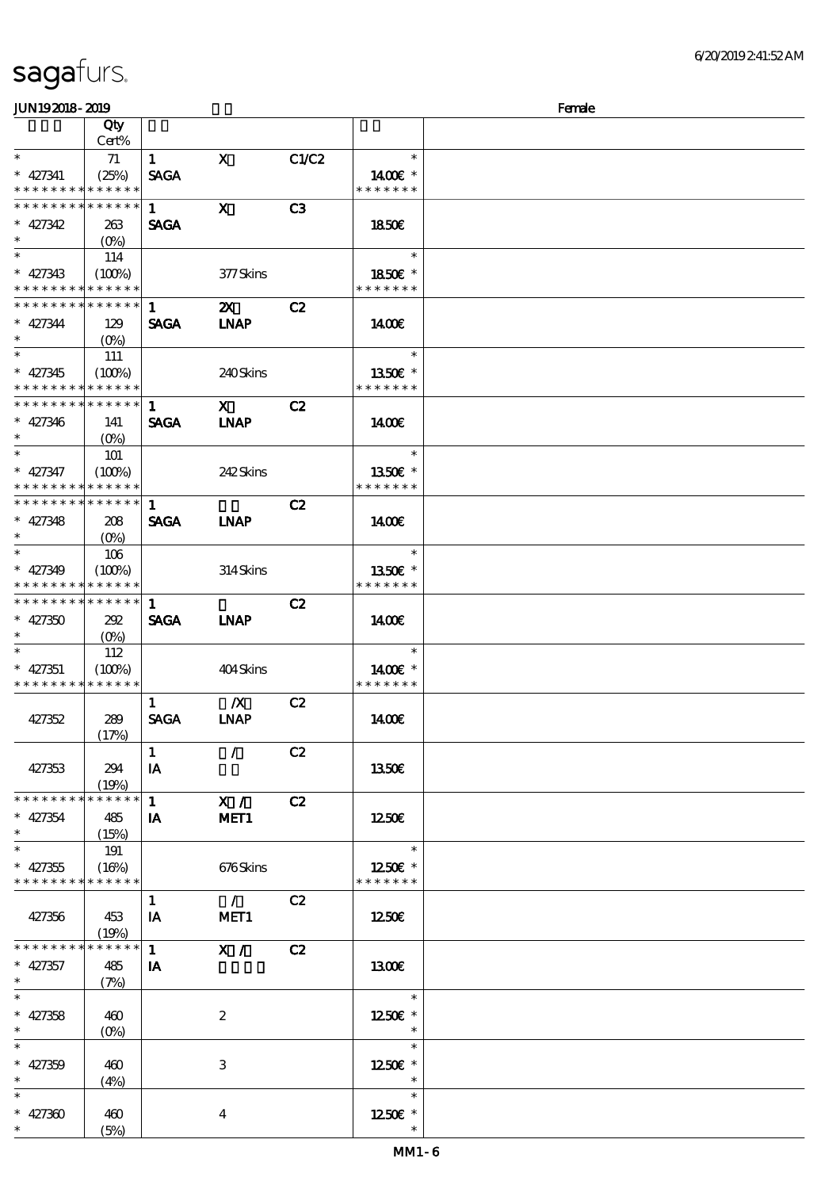sagafurs.

JUN19 2018 - 2019 Female

| | Qty Cert% | | | | |
|---|---|---|---|---|---|
| * * 427341 * * * * * * * * * * * * * * | 71 (25%) | 1 SAGA | X | C1/C2 | * 14.00€ * * * * * * * * |
| * * * * * * * * * * * * * * * 427342 * | 263 (0%) | 1 SAGA | X | C3 | 18.50€ |
| * * 427343 * * * * * * * * * * * * * * | 114 (100%) | | 377 Skins | | * 18.50€ * * * * * * * * |
| * * * * * * * * * * * * * * * 427344 * | 129 (0%) | 1 SAGA | 2X LNAP | C2 | 14.00€ |
| * * 427345 * * * * * * * * * * * * * * | 111 (100%) | | 240 Skins | | * 13.50€ * * * * * * * * |
| * * * * * * * * * * * * * * * 427346 * | 141 (0%) | 1 SAGA | X LNAP | C2 | 14.00€ |
| * * 427347 * * * * * * * * * * * * * * | 101 (100%) | | 242 Skins | | * 13.50€ * * * * * * * * |
| * * * * * * * * * * * * * * * 427348 * | 208 (0%) | 1 SAGA | LNAP | C2 | 14.00€ |
| * * 427349 * * * * * * * * * * * * * * | 106 (100%) | | 314 Skins | | * 13.50€ * * * * * * * * |
| * * * * * * * * * * * * * * * 427350 * | 292 (0%) | 1 SAGA | LNAP | C2 | 14.00€ |
| * * 427351 * * * * * * * * * * * * * * | 112 (100%) | | 404 Skins | | * 14.00€ * * * * * * * * |
| 427352 | 289 (17%) | 1 SAGA | /X LNAP | C2 | 14.00€ |
| 427353 | 294 (19%) | 1 IA | / | C2 | 13.50€ |
| * * * * * * * * * * * * * * * 427354 * | 485 (15%) | 1 IA | X / MET1 | C2 | 12.50€ |
| * * 427355 * * * * * * * * * * * * * * | 191 (16%) | | 676 Skins | | * 12.50€ * * * * * * * * |
| 427356 | 453 (19%) | 1 IA | / MET1 | C2 | 12.50€ |
| * * * * * * * * * * * * * * * 427357 * | 485 (7%) | 1 IA | X / | C2 | 13.00€ |
| * * 427358 * | 460 (0%) | | 2 | | * 12.50€ * * |
| * * 427359 * | 460 (4%) | | 3 | | * 12.50€ * * |
| * * 427360 * | 460 (5%) | | 4 | | * 12.50€ * * |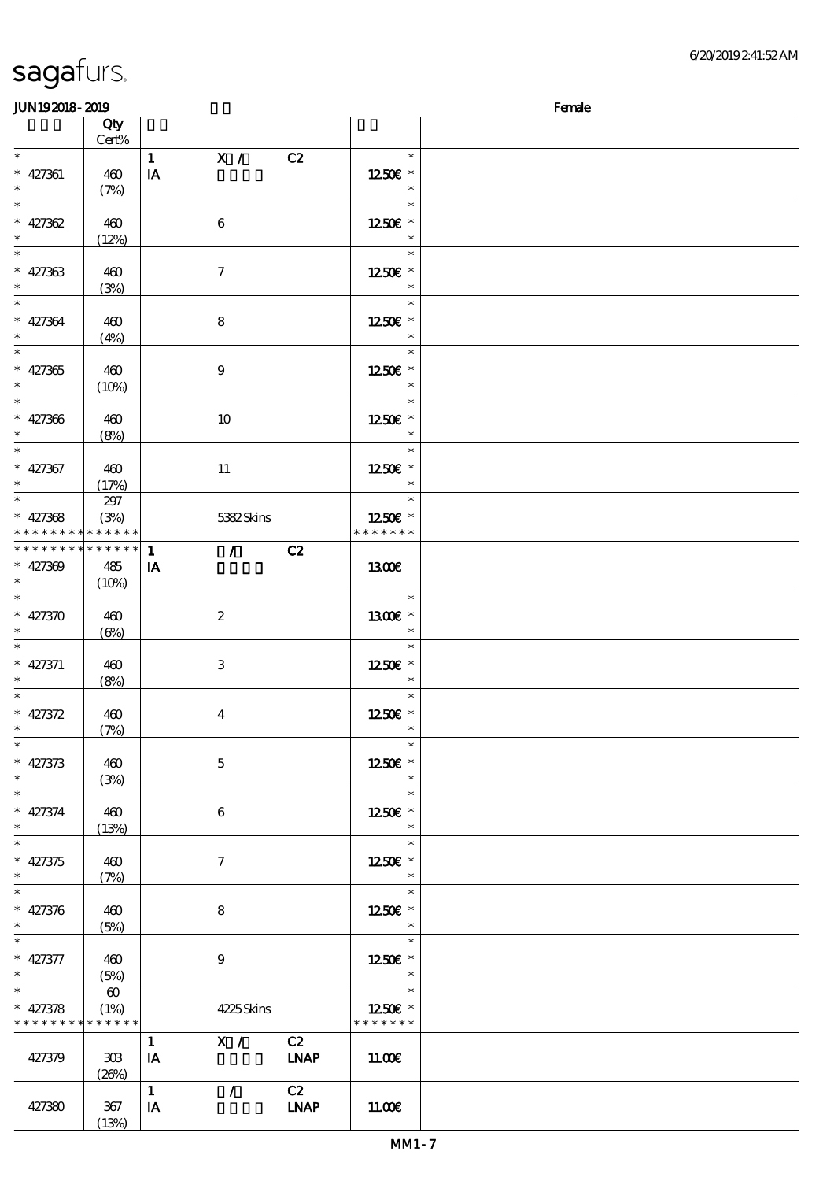sagafurs.

JUN192018-2019 Female

| | Qty Cert% | | | | | |
|---|---|---|---|---|---|---|
| * | | 1 | X / | C2 | * | |
| * 427361 | 460 | IA | | | 12.50€ * | |
| * | (7%) | | | | * | |
| * | | | | | * | |
| * 427362 | 460 | | 6 | | 12.50€ * | |
| * | (12%) | | | | * | |
| * | | | | | * | |
| * 427363 | 460 | | 7 | | 12.50€ * | |
| * | (3%) | | | | * | |
| * | | | | | * | |
| * 427364 | 460 | | 8 | | 12.50€ * | |
| * | (4%) | | | | * | |
| * | | | | | * | |
| * 427365 | 460 | | 9 | | 12.50€ * | |
| * | (10%) | | | | * | |
| * | | | | | * | |
| * 427366 | 460 | | 10 | | 12.50€ * | |
| * | (8%) | | | | * | |
| * | | | | | * | |
| * 427367 | 460 | | 11 | | 12.50€ * | |
| * | (17%) | | | | * | |
| * | 297 | | | | * | |
| * 427368 | (3%) | | 5382 Skins | | 12.50€ * | |
| * * * * * * * * * * * * * * | | | | | * * * * * * * | |
| * * * * * * * * * * * * * * | | 1 | / | C2 | | |
| * 427369 | 485 | IA | | | 13.00€ | |
| * | (10%) | | | | | |
| * | | | | | * | |
| * 427370 | 460 | | 2 | | 13.00€ * | |
| * | (6%) | | | | * | |
| * | | | | | * | |
| * 427371 | 460 | | 3 | | 12.50€ * | |
| * | (8%) | | | | * | |
| * | | | | | * | |
| * 427372 | 460 | | 4 | | 12.50€ * | |
| * | (7%) | | | | * | |
| * | | | | | * | |
| * 427373 | 460 | | 5 | | 12.50€ * | |
| * | (3%) | | | | * | |
| * | | | | | * | |
| * 427374 | 460 | | 6 | | 12.50€ * | |
| * | (13%) | | | | * | |
| * | | | | | * | |
| * 427375 | 460 | | 7 | | 12.50€ * | |
| * | (7%) | | | | * | |
| * | | | | | * | |
| * 427376 | 460 | | 8 | | 12.50€ * | |
| * | (5%) | | | | * | |
| * | | | | | * | |
| * 427377 | 460 | | 9 | | 12.50€ * | |
| * | (5%) | | | | * | |
| * | 60 | | | | * | |
| * 427378 | (1%) | | 4225 Skins | | 12.50€ * | |
| * * * * * * * * * * * * * * | | | | | * * * * * * * | |
| | | 1 | X / | C2 | | |
| 427379 | 303 (26%) | IA | | LNAP | 11.00€ | |
| | | 1 | / | C2 | | |
| 427380 | 367 (13%) | IA | | LNAP | 11.00€ | |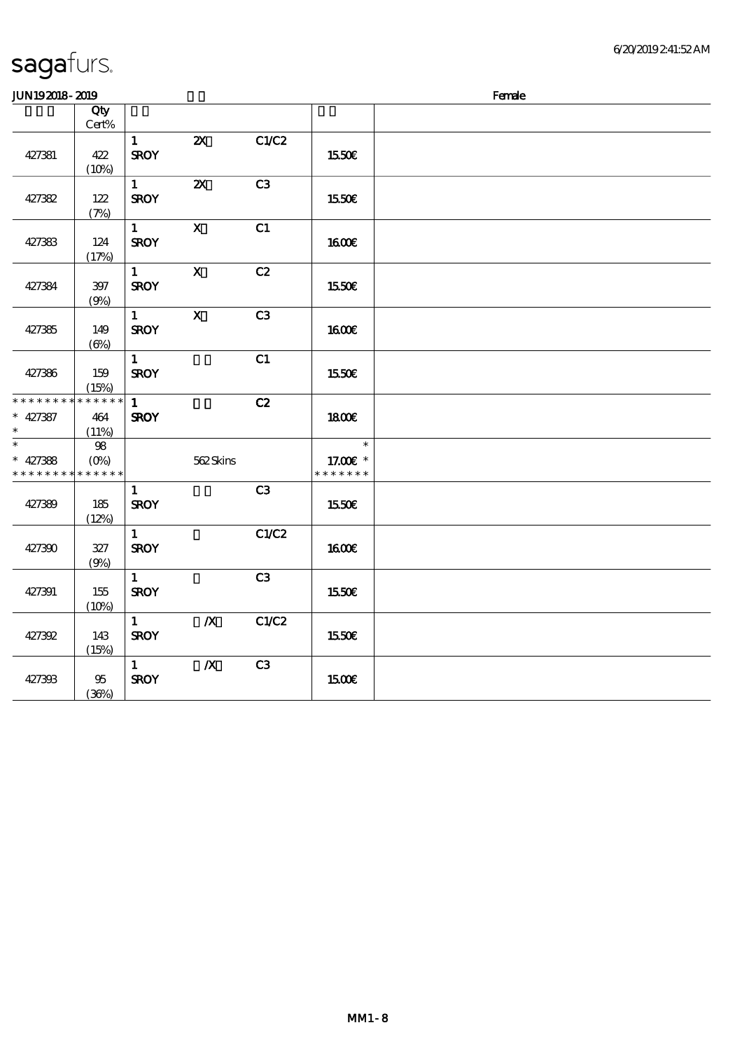sagafurs.

JUN19 2018 - 2019 Female

| | Qty Cert% | | | | | |
|---|---|---|---|---|---|---|
| 427381 | 422 (10%) | 1 SROY | 2X | C1/C2 | 15.50€ | |
| 427382 | 122 (7%) | 1 SROY | 2X | C3 | 15.50€ | |
| 427383 | 124 (17%) | 1 SROY | X | C1 | 16.00€ | |
| 427384 | 397 (9%) | 1 SROY | X | C2 | 15.50€ | |
| 427385 | 149 (6%) | 1 SROY | X | C3 | 16.00€ | |
| 427386 | 159 (15%) | 1 SROY | | C1 | 15.50€ | |
| * * * * * * * * * * * * * * * 427387 * | 464 (11%) | 1 SROY | | C2 | 18.00€ | |
| * * 427388 * * * * * * * * * * * * * * | 98 (0%) | | 562 Skins | | * 17.00€ * * * * * * * * | |
| 427389 | 185 (12%) | 1 SROY | | C3 | 15.50€ | |
| 427390 | 327 (9%) | 1 SROY | | C1/C2 | 16.00€ | |
| 427391 | 155 (10%) | 1 SROY | | C3 | 15.50€ | |
| 427392 | 143 (15%) | 1 SROY | /X | C1/C2 | 15.50€ | |
| 427393 | 95 (36%) | 1 SROY | /X | C3 | 15.00€ | |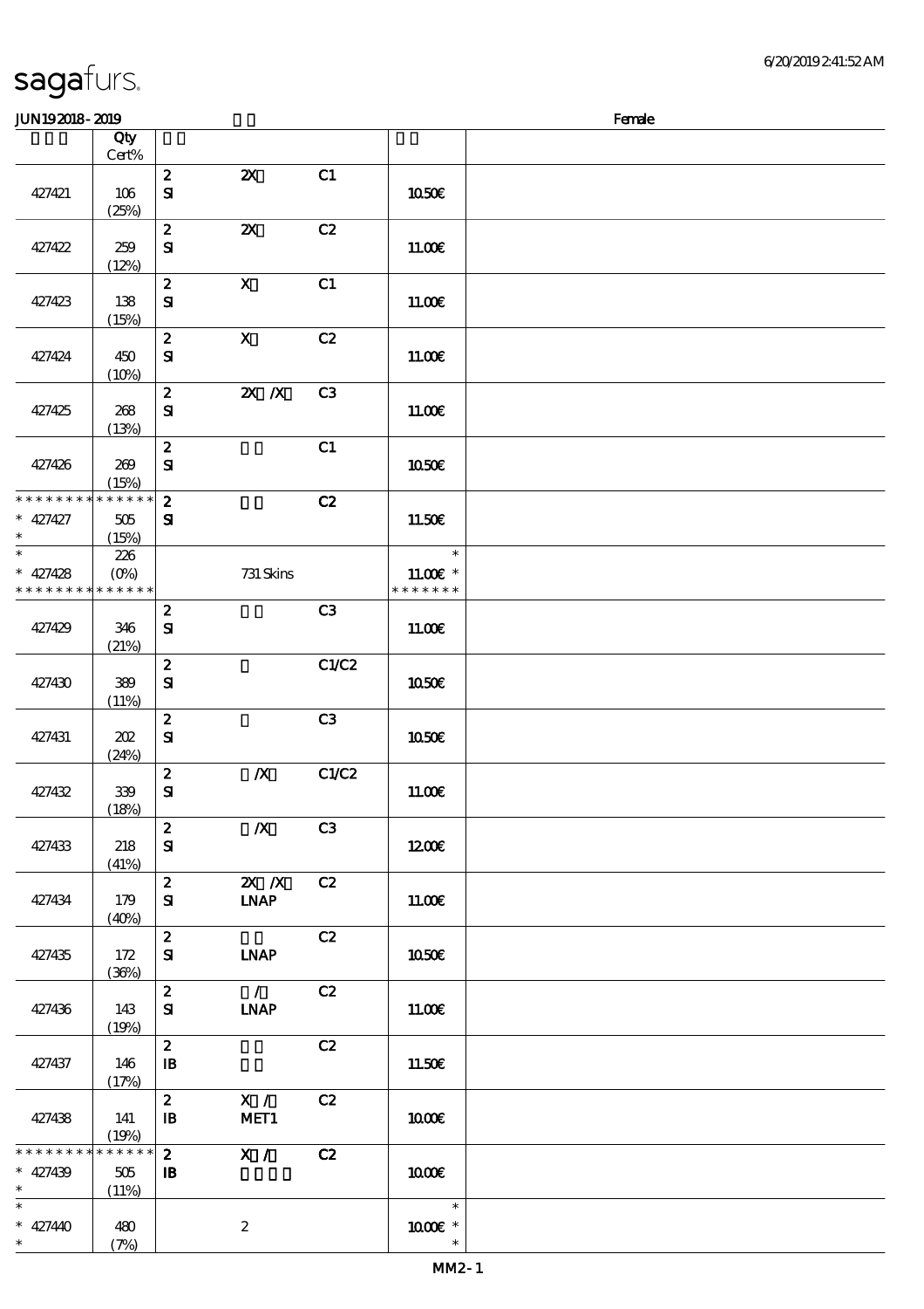sagafurs.

JUN19 2018 - 2019 Female

| | Qty Cert% | | | | |
|---|---|---|---|---|---|
| 427421 | 106 (25%) | 2 SI | 2X | C1 | 10.50€ |
| 427422 | 259 (12%) | 2 SI | 2X | C2 | 11.00€ |
| 427423 | 138 (15%) | 2 SI | X | C1 | 11.00€ |
| 427424 | 450 (10%) | 2 SI | X | C2 | 11.00€ |
| 427425 | 268 (13%) | 2 SI | 2X /X | C3 | 11.00€ |
| 427426 | 269 (15%) | 2 SI | | C1 | 10.50€ |
| * * * * * * * * * * * * * * * 427427 * | 505 (15%) | 2 SI | | C2 | 11.50€ |
| * * 427428 * * * * * * * * * * * * * * | 226 (0%) | | 731 Skins | | * 11.00€ * * * * * * * * |
| 427429 | 346 (21%) | 2 SI | | C3 | 11.00€ |
| 427430 | 389 (11%) | 2 SI | | C1/C2 | 10.50€ |
| 427431 | 202 (24%) | 2 SI | | C3 | 10.50€ |
| 427432 | 339 (18%) | 2 SI | /X | C1/C2 | 11.00€ |
| 427433 | 218 (41%) | 2 SI | /X | C3 | 12.00€ |
| 427434 | 179 (40%) | 2 SI | 2X /X LNAP | C2 | 11.00€ |
| 427435 | 172 (36%) | 2 SI | LNAP | C2 | 10.50€ |
| 427436 | 143 (19%) | 2 SI | / LNAP | C2 | 11.00€ |
| 427437 | 146 (17%) | 2 IB | | C2 | 11.50€ |
| 427438 | 141 (19%) | 2 IB | X / MET1 | C2 | 10.00€ |
| * * * * * * * * * * * * * * * 427439 * | 505 (11%) | 2 IB | X / | C2 | 10.00€ |
| * * 427440 * | 480 (7%) | | 2 | | * 10.00€ * * |

MM2-1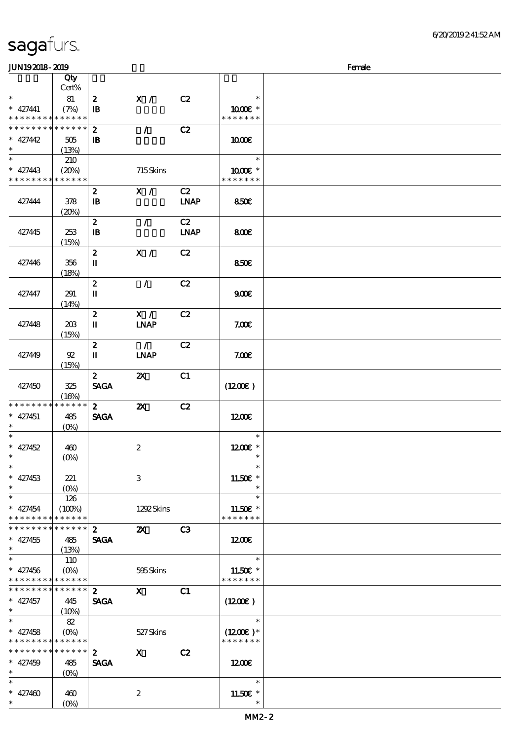# sagafurs.

JUN192018-2019 Female

| | Qty Cert% | | | | | |
|---|---|---|---|---|---|---|
| * | 81 | 2 | X / | C2 | * | |
| * 427441 | (7%) | IB | | | 10.00€ * | |
| * * * * * * * * * * * * * * | | | | | * * * * * * * | |
| * * * * * * * * * * * * * * | | 2 | / | C2 | | |
| * 427442 | 505 | IB | | | 10.00€ | |
| * | (13%) | | | | | |
| * | 210 | | | | * | |
| * 427443 | (20%) | | 715 Skins | | 10.00€ * | |
| * * * * * * * * * * * * * * | | | | | * * * * * * * | |
| | | 2 | X / | C2 | | |
| 427444 | 378 | IB | | LNAP | 8.50€ | |
| | (20%) | | | | | |
| | | 2 | / | C2 | | |
| 427445 | 253 | IB | | LNAP | 8.00€ | |
| | (15%) | | | | | |
| | | 2 | X / | C2 | | |
| 427446 | 356 | II | | | 8.50€ | |
| | (18%) | | | | | |
| | | 2 | / | C2 | | |
| 427447 | 291 | II | | | 9.00€ | |
| | (14%) | | | | | |
| | | 2 | X / | C2 | | |
| 427448 | 203 | II | LNAP | | 7.00€ | |
| | (15%) | | | | | |
| | | 2 | / | C2 | | |
| 427449 | 92 | II | LNAP | | 7.00€ | |
| | (15%) | | | | | |
| | | 2 | 2X | C1 | | |
| 427450 | 325 | SAGA | | | (12.00€) | |
| | (16%) | | | | | |
| * * * * * * * * * * * * * * | | 2 | 2X | C2 | | |
| * 427451 | 485 | SAGA | | | 12.00€ | |
| * | (0%) | | | | | |
| * | | | | | * | |
| * 427452 | 460 | | 2 | | 12.00€ * | |
| * | (0%) | | | | * | |
| * | | | | | * | |
| * 427453 | 221 | | 3 | | 11.50€ * | |
| * | (0%) | | | | * | |
| * | 126 | | | | * | |
| * 427454 | (100%) | | 1292 Skins | | 11.50€ * | |
| * * * * * * * * * * * * * * | | | | | * * * * * * * | |
| * * * * * * * * * * * * * * | | 2 | 2X | C3 | | |
| * 427455 | 485 | SAGA | | | 12.00€ | |
| * | (13%) | | | | | |
| * | 110 | | | | * | |
| * 427456 | (0%) | | 595 Skins | | 11.50€ * | |
| * * * * * * * * * * * * * * | | | | | * * * * * * * | |
| * * * * * * * * * * * * * * | | 2 | X | C1 | | |
| * 427457 | 445 | SAGA | | | (12.00€) | |
| * | (10%) | | | | | |
| * | 82 | | | | * | |
| * 427458 | (0%) | | 527 Skins | | (12.00€) * | |
| * * * * * * * * * * * * * * | | | | | * * * * * * * | |
| * * * * * * * * * * * * * * | | 2 | X | C2 | | |
| * 427459 | 485 | SAGA | | | 12.00€ | |
| * | (0%) | | | | | |
| * | | | | | * | |
| * 427460 | 460 | | 2 | | 11.50€ * | |
| * | (0%) | | | | * | |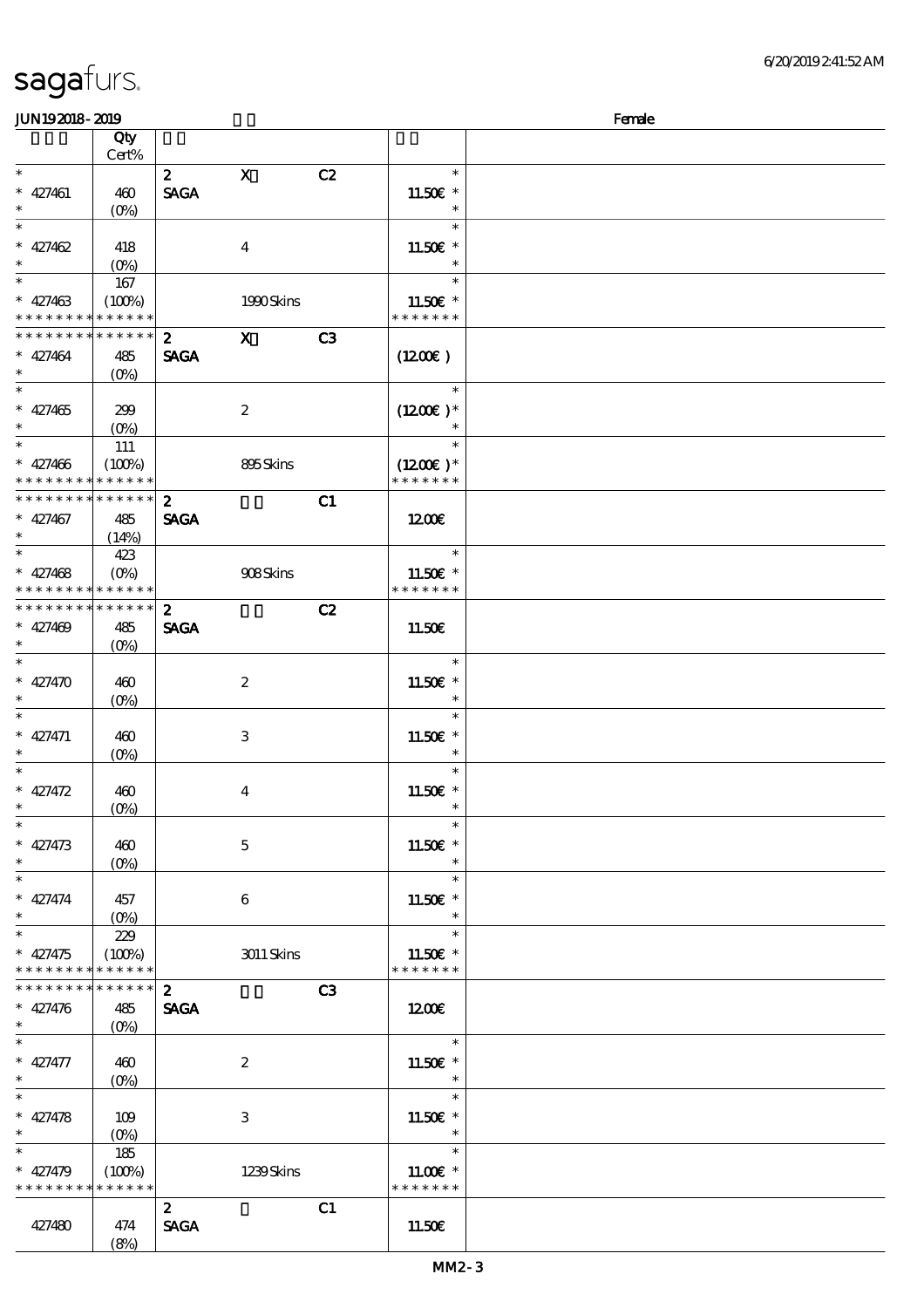sagafurs.

6/20/2019 2:41:52 AM

JUN19 2018 - 2019 Female

| | Qty Cert% | | | | |
|---|---|---|---|---|---|
| * | | 2 | X | C2 | * |
| * 427461 | 460 | SAGA | | | 11.50€ * |
| * | (0%) | | | | * |
| * | | | | | * |
| * 427462 | 418 | | 4 | | 11.50€ * |
| * | (0%) | | | | * |
| * | 167 | | | | * |
| * 427463 | (100%) | | 1990 Skins | | 11.50€ * |
| * * * * * * * * * * * * * * | | | | | * * * * * * * |
| * * * * * * * * * * * * * * | | 2 | X | C3 | |
| * 427464 | 485 | SAGA | | | (12.00€) |
| * | (0%) | | | | |
| * | | | | | * |
| * 427465 | 299 | | 2 | | (12.00€) * |
| * | (0%) | | | | * |
| * | 111 | | | | * |
| * 427466 | (100%) | | 895 Skins | | (12.00€) * |
| * * * * * * * * * * * * * * | | | | | * * * * * * * |
| * * * * * * * * * * * * * * | | 2 | | C1 | |
| * 427467 | 485 | SAGA | | | 12.00€ |
| * | (14%) | | | | |
| * | 423 | | | | * |
| * 427468 | (0%) | | 908 Skins | | 11.50€ * |
| * * * * * * * * * * * * * * | | | | | * * * * * * * |
| * * * * * * * * * * * * * * | | 2 | | C2 | |
| * 427469 | 485 | SAGA | | | 11.50€ |
| * | (0%) | | | | |
| * | | | | | * |
| * 427470 | 460 | | 2 | | 11.50€ * |
| * | (0%) | | | | * |
| * | | | | | * |
| * 427471 | 460 | | 3 | | 11.50€ * |
| * | (0%) | | | | * |
| * | | | | | * |
| * 427472 | 460 | | 4 | | 11.50€ * |
| * | (0%) | | | | * |
| * | | | | | * |
| * 427473 | 460 | | 5 | | 11.50€ * |
| * | (0%) | | | | * |
| * | | | | | * |
| * 427474 | 457 | | 6 | | 11.50€ * |
| * | (0%) | | | | * |
| * | 229 | | | | * |
| * 427475 | (100%) | | 3011 Skins | | 11.50€ * |
| * * * * * * * * * * * * * * | | | | | * * * * * * * |
| * * * * * * * * * * * * * * | | 2 | | C3 | |
| * 427476 | 485 | SAGA | | | 12.00€ |
| * | (0%) | | | | |
| * | | | | | * |
| * 427477 | 460 | | 2 | | 11.50€ * |
| * | (0%) | | | | * |
| * | | | | | * |
| * 427478 | 109 | | 3 | | 11.50€ * |
| * | (0%) | | | | * |
| * | 185 | | | | * |
| * 427479 | (100%) | | 1239 Skins | | 11.00€ * |
| * * * * * * * * * * * * * * | | | | | * * * * * * * |
| | | 2 | | C1 | |
| 427480 | 474 | SAGA | | | 11.50€ |
| | (8%) | | | | |

MM2-3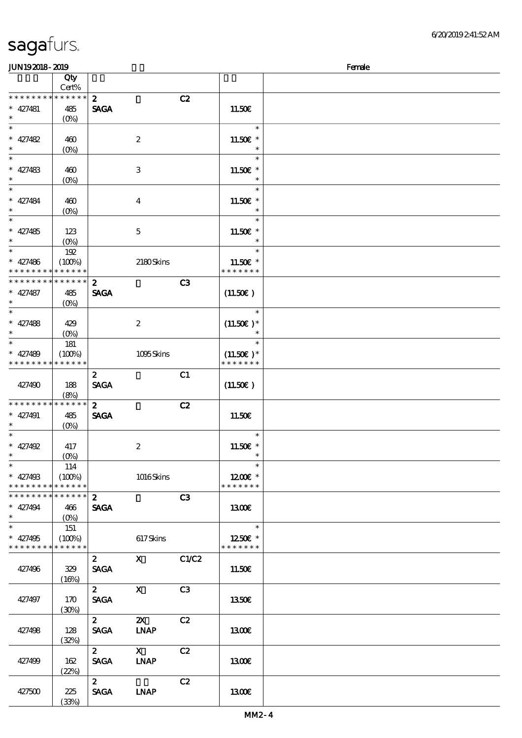# sagafurs.

JUN19 2018 - 2019 Female

| | Qty Cert% | | | | | |
|---|---|---|---|---|---|---|
| * * * * * * * * * * * * * * | 2 | | C2 | | |
| * 427481 | 485 | SAGA | | | 11.50€ | |
| * | (0%) | | | | | |
| * | | | | | * | |
| * 427482 | 460 | | 2 | | 11.50€ * | |
| * | (0%) | | | | * | |
| * | | | | | * | |
| * 427483 | 460 | | 3 | | 11.50€ * | |
| * | (0%) | | | | * | |
| * | | | | | * | |
| * 427484 | 460 | | 4 | | 11.50€ * | |
| * | (0%) | | | | * | |
| * | | | | | * | |
| * 427485 | 123 | | 5 | | 11.50€ * | |
| * | (0%) | | | | * | |
| * | 192 | | | | * | |
| * 427486 | (100%) | | 2180 Skins | | 11.50€ * | |
| * * * * * * * * * * * * * * | | | | | * * * * * * * | |
| * * * * * * * * * * * * * * | | 2 | | C3 | | |
| * 427487 | 485 | SAGA | | | (11.50€) | |
| * | (0%) | | | | | |
| * | | | | | * | |
| * 427488 | 429 | | 2 | | (11.50€)* | |
| * | (0%) | | | | * | |
| * | 181 | | | | * | |
| * 427489 | (100%) | | 1095 Skins | | (11.50€)* | |
| * * * * * * * * * * * * * * | | | | | * * * * * * * | |
| | | 2 | | C1 | | |
| 427490 | 188 | SAGA | | | (11.50€) | |
| | (8%) | | | | | |
| * * * * * * * * * * * * * * | | 2 | | C2 | | |
| * 427491 | 485 | SAGA | | | 11.50€ | |
| * | (0%) | | | | | |
| * | | | | | * | |
| * 427492 | 417 | | 2 | | 11.50€ * | |
| * | (0%) | | | | * | |
| * | 114 | | | | * | |
| * 427493 | (100%) | | 1016 Skins | | 12.00€ * | |
| * * * * * * * * * * * * * * | | | | | * * * * * * * | |
| * * * * * * * * * * * * * * | | 2 | | C3 | | |
| * 427494 | 466 | SAGA | | | 13.00€ | |
| * | (0%) | | | | | |
| * | 151 | | | | * | |
| * 427495 | (100%) | | 617 Skins | | 12.50€ * | |
| * * * * * * * * * * * * * * | | | | | * * * * * * * | |
| | | 2 | X | C1/C2 | | |
| 427496 | 329 | SAGA | | | 11.50€ | |
| | (16%) | | | | | |
| | | 2 | X | C3 | | |
| 427497 | 170 | SAGA | | | 13.50€ | |
| | (30%) | | | | | |
| | | 2 | 2X | C2 | | |
| 427498 | 128 | SAGA | LNAP | | 13.00€ | |
| | (32%) | | | | | |
| | | 2 | X | C2 | | |
| 427499 | 162 | SAGA | LNAP | | 13.00€ | |
| | (22%) | | | | | |
| | | 2 | | C2 | | |
| 427500 | 225 | SAGA | LNAP | | 13.00€ | |
| | (33%) | | | | | |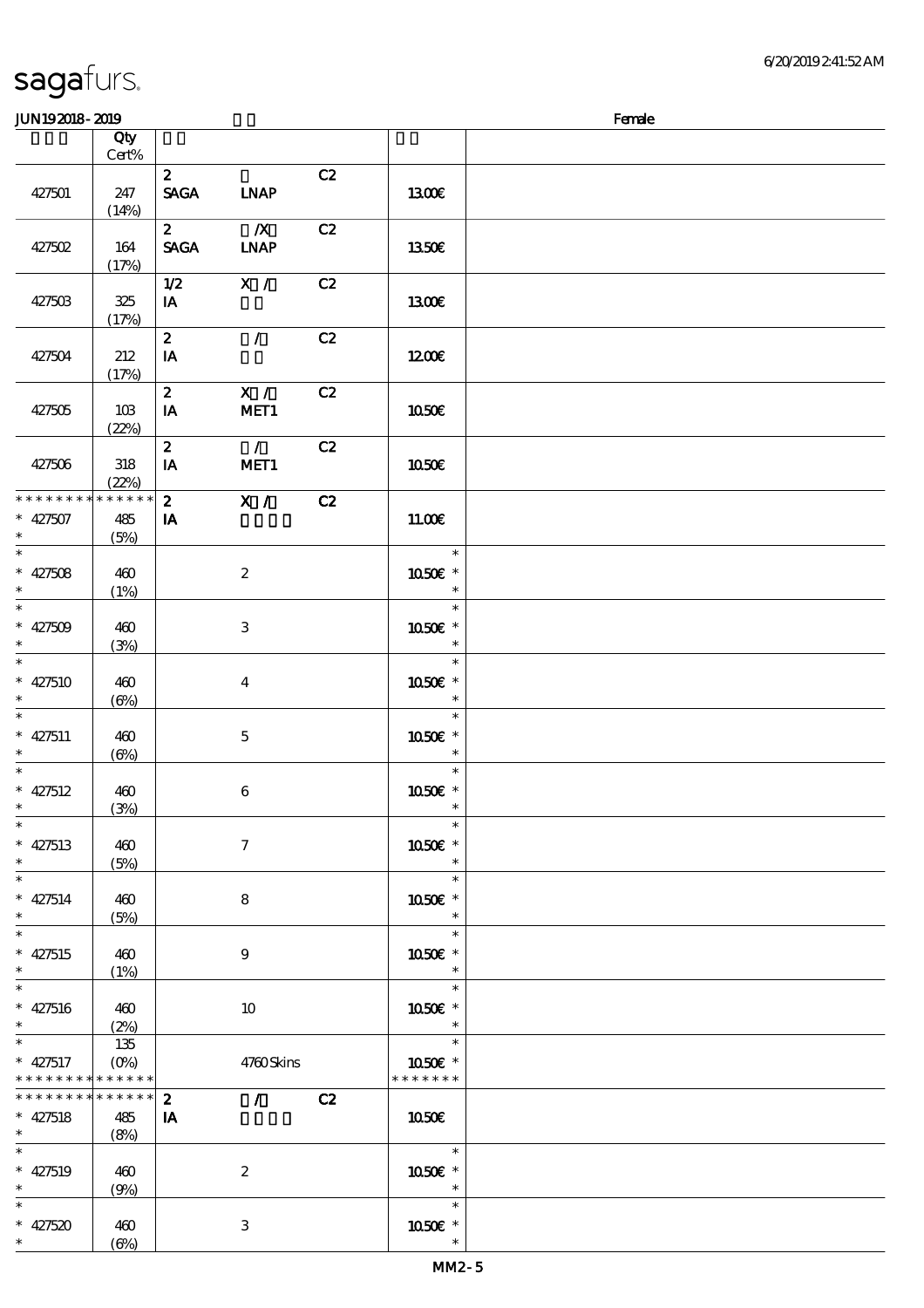sagafurs.

JUN19 2018 - 2019 Female

| | Qty Cert% | | | | |
|---|---|---|---|---|---|
| 427501 | 247 (14%) | 2 SAGA | LNAP | C2 | 13.00€ |
| 427502 | 164 (17%) | 2 SAGA | /X LNAP | C2 | 13.50€ |
| 427503 | 325 (17%) | 1/2 IA | X / | C2 | 13.00€ |
| 427504 | 212 (17%) | 2 IA | / | C2 | 12.00€ |
| 427505 | 103 (22%) | 2 IA | X / MET1 | C2 | 10.50€ |
| 427506 | 318 (22%) | 2 IA | / MET1 | C2 | 10.50€ |
| * * * * * * * * * * * * * * 427507 * | 485 (5%) | 2 IA | X / | C2 | 11.00€ |
| * 427508 * | 460 (1%) | | 2 | | 10.50€ * |
| * 427509 * | 460 (3%) | | 3 | | 10.50€ * |
| * 427510 * | 460 (6%) | | 4 | | 10.50€ * |
| * 427511 * | 460 (6%) | | 5 | | 10.50€ * |
| * 427512 * | 460 (3%) | | 6 | | 10.50€ * |
| * 427513 * | 460 (5%) | | 7 | | 10.50€ * |
| * 427514 * | 460 (5%) | | 8 | | 10.50€ * |
| * 427515 * | 460 (1%) | | 9 | | 10.50€ * |
| * 427516 * | 460 (2%) | | 10 | | 10.50€ * |
| * 427517 * * * * * * * * * * * * * | 135 (0%) | | 4760 Skins | | 10.50€ * * * * * * * * |
| * * * * * * * * * * * * * * 427518 * | 485 (8%) | 2 IA | / | C2 | 10.50€ |
| * 427519 * | 460 (9%) | | 2 | | 10.50€ * |
| * 427520 * | 460 (6%) | | 3 | | 10.50€ * |

MM2-5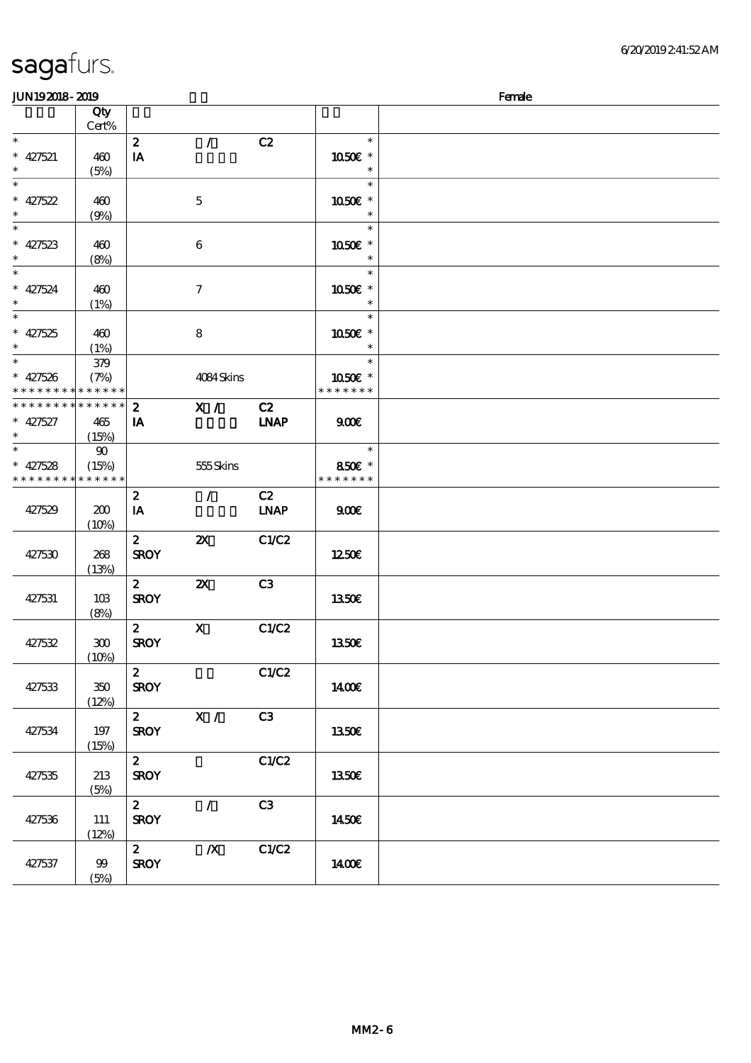sagafurs.

JUN192018-2019 Female

| | Qty Cert% | | | | | |
|---|---|---|---|---|---|---|
| * | | 2 | / | C2 | * | |
| * 427521 | 460 | IA | | | 10.50€ * | |
| * | (5%) | | | | * | |
| * | | | | | * | |
| * 427522 | 460 | | 5 | | 10.50€ * | |
| * | (9%) | | | | * | |
| * | | | | | * | |
| * 427523 | 460 | | 6 | | 10.50€ * | |
| * | (8%) | | | | * | |
| * | | | | | * | |
| * 427524 | 460 | | 7 | | 10.50€ * | |
| * | (1%) | | | | * | |
| * | | | | | * | |
| * 427525 | 460 | | 8 | | 10.50€ * | |
| * | (1%) | | | | * | |
| * | 379 | | | | * | |
| * 427526 | (7%) | | 4084 Skins | | 10.50€ * | |
| * * * * * * * * * * * * * * | | | | | * * * * * * * | |
| * * * * * * * * * * * * * * | | 2 | X / | C2 | | |
| * 427527 | 465 | IA | | LNAP | 9.00€ | |
| * | (15%) | | | | | |
| * | 90 | | | | * | |
| * 427528 | (15%) | | 555 Skins | | 8.50€ * | |
| * * * * * * * * * * * * * * | | | | | * * * * * * * | |
| 427529 | 200 (10%) | 2 IA | / | C2 LNAP | 9.00€ | |
| 427530 | 268 (13%) | 2 SROY | 2X | C1/C2 | 12.50€ | |
| 427531 | 103 (8%) | 2 SROY | 2X | C3 | 13.50€ | |
| 427532 | 300 (10%) | 2 SROY | X | C1/C2 | 13.50€ | |
| 427533 | 350 (12%) | 2 SROY | | C1/C2 | 14.00€ | |
| 427534 | 197 (15%) | 2 SROY | X / | C3 | 13.50€ | |
| 427535 | 213 (5%) | 2 SROY | | C1/C2 | 13.50€ | |
| 427536 | 111 (12%) | 2 SROY | / | C3 | 14.50€ | |
| 427537 | 99 (5%) | 2 SROY | /X | C1/C2 | 14.00€ | |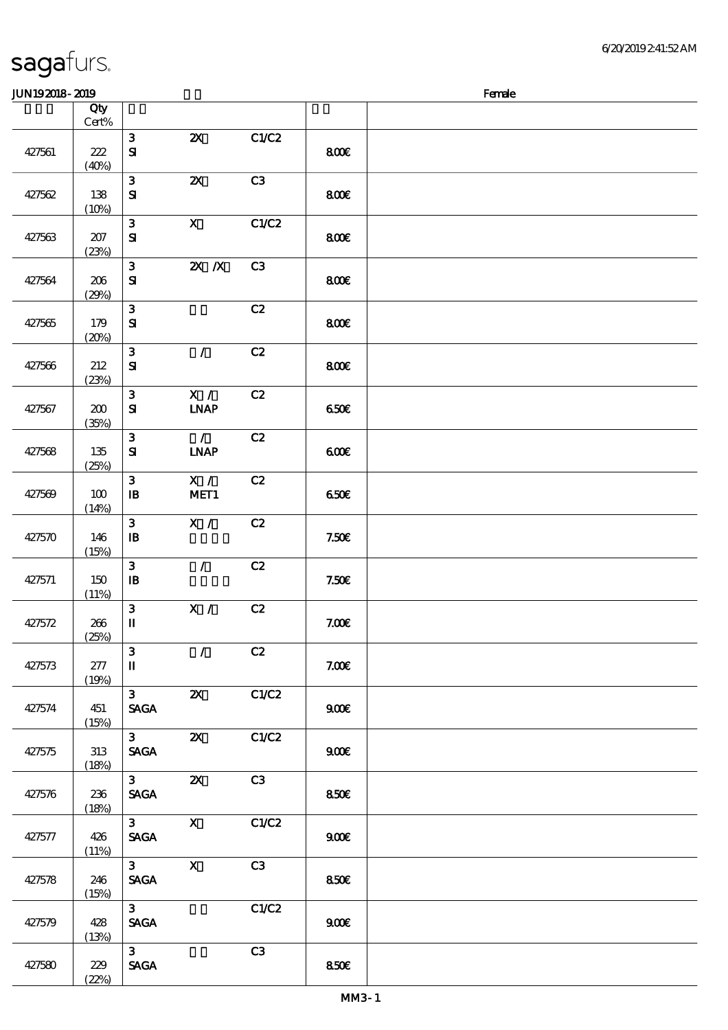# sagafurs.

JUN19 2018 - 2019 Female

| | Qty Cert% | | | | |
|---|---|---|---|---|---|
| 427561 | 222 (40%) | 3 SI | 2X | C1/C2 | 8.00€ |
| 427562 | 138 (10%) | 3 SI | 2X | C3 | 8.00€ |
| 427563 | 207 (23%) | 3 SI | X | C1/C2 | 8.00€ |
| 427564 | 206 (29%) | 3 SI | 2X /X | C3 | 8.00€ |
| 427565 | 179 (20%) | 3 SI | | C2 | 8.00€ |
| 427566 | 212 (23%) | 3 SI | / | C2 | 8.00€ |
| 427567 | 200 (35%) | 3 SI | X / LNAP | C2 | 6.50€ |
| 427568 | 135 (25%) | 3 SI | / LNAP | C2 | 6.00€ |
| 427569 | 100 (14%) | 3 IB | X / MET1 | C2 | 6.50€ |
| 427570 | 146 (15%) | 3 IB | X / | C2 | 7.50€ |
| 427571 | 150 (11%) | 3 IB | / | C2 | 7.50€ |
| 427572 | 266 (25%) | 3 II | X / | C2 | 7.00€ |
| 427573 | 277 (19%) | 3 II | / | C2 | 7.00€ |
| 427574 | 451 (15%) | 3 SAGA | 2X | C1/C2 | 9.00€ |
| 427575 | 313 (18%) | 3 SAGA | 2X | C1/C2 | 9.00€ |
| 427576 | 236 (18%) | 3 SAGA | 2X | C3 | 8.50€ |
| 427577 | 426 (11%) | 3 SAGA | X | C1/C2 | 9.00€ |
| 427578 | 246 (15%) | 3 SAGA | X | C3 | 8.50€ |
| 427579 | 428 (13%) | 3 SAGA | | C1/C2 | 9.00€ |
| 427580 | 229 (22%) | 3 SAGA | | C3 | 8.50€ |

MM3 - 1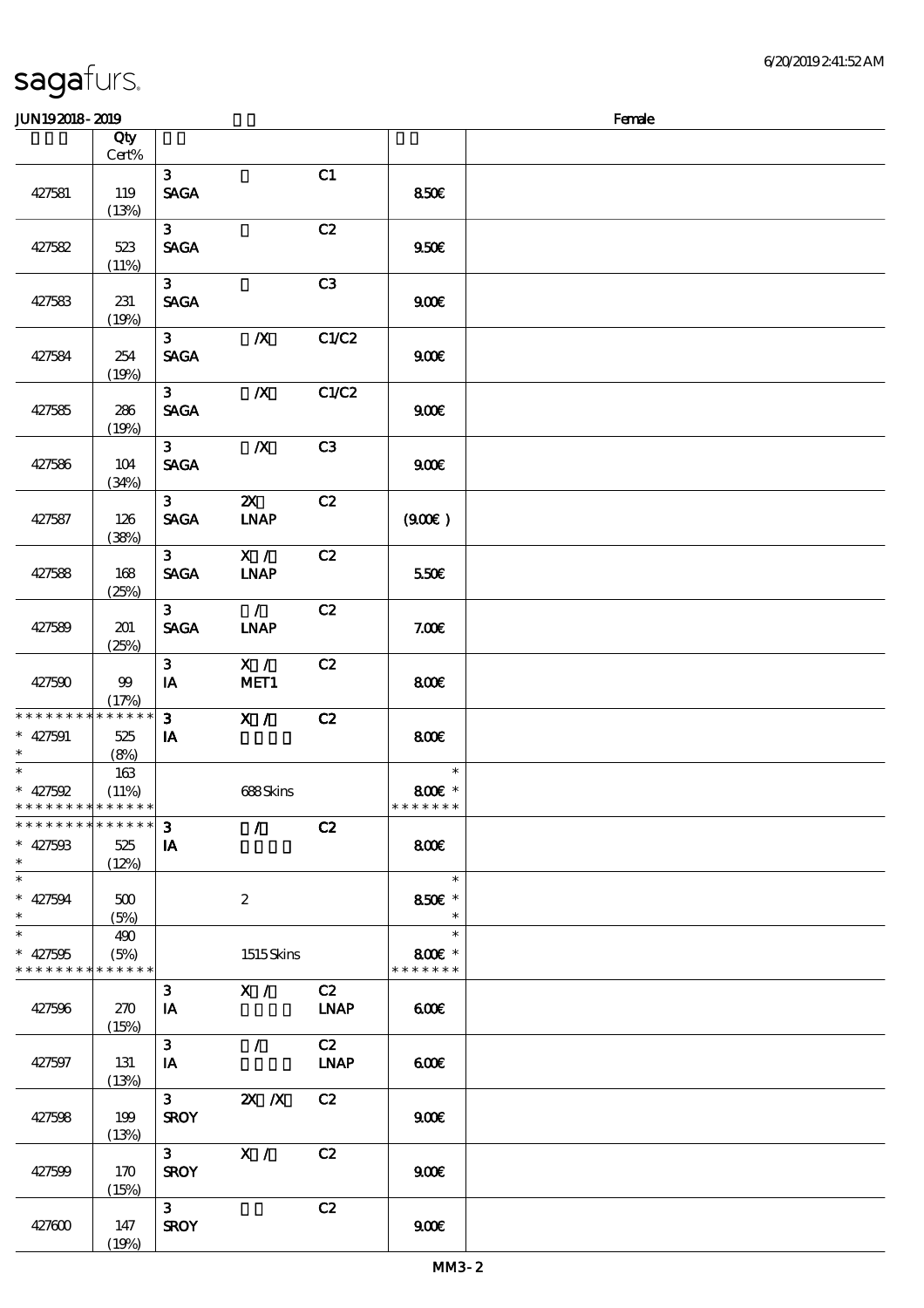| | Qty Cert% | | | | | |
|---|---|---|---|---|---|---|
| 427581 | 119 (13%) | 3 SAGA | | C1 | 8.50€ | |
| 427582 | 523 (11%) | 3 SAGA | | C2 | 9.50€ | |
| 427583 | 231 (19%) | 3 SAGA | | C3 | 9.00€ | |
| 427584 | 254 (19%) | 3 SAGA | /X | C1/C2 | 9.00€ | |
| 427585 | 286 (19%) | 3 SAGA | /X | C1/C2 | 9.00€ | |
| 427586 | 104 (34%) | 3 SAGA | /X | C3 | 9.00€ | |
| 427587 | 126 (38%) | 3 SAGA | 2X LNAP | C2 | (9.00€ ) | |
| 427588 | 168 (25%) | 3 SAGA | X / LNAP | C2 | 5.50€ | |
| 427589 | 201 (25%) | 3 SAGA | / LNAP | C2 | 7.00€ | |
| 427590 | 99 (17%) | 3 IA | X / MET1 | C2 | 8.00€ | |
| * * * * * * * * * * * * * * * 427591 * | 525 (8%) | 3 IA | X / | C2 | 8.00€ | |
| * * 427592 * * * * * * * * * * * * * * | 163 (11%) | | 688 Skins | | * 8.00€ * * * * * * * * | |
| * * * * * * * * * * * * * * * 427593 * | 525 (12%) | 3 IA | / | C2 | 8.00€ | |
| * * 427594 * | 500 (5%) | | 2 | | * 8.50€ * * | |
| * * 427595 * * * * * * * * * * * * * * | 490 (5%) | | 1515 Skins | | * 8.00€ * * * * * * * * | |
| 427596 | 270 (15%) | 3 IA | X / | C2 LNAP | 6.00€ | |
| 427597 | 131 (13%) | 3 IA | / | C2 LNAP | 6.00€ | |
| 427598 | 199 (13%) | 3 SROY | 2X /X | C2 | 9.00€ | |
| 427599 | 170 (15%) | 3 SROY | X / | C2 | 9.00€ | |
| 427600 | 147 (19%) | 3 SROY | | C2 | 9.00€ | |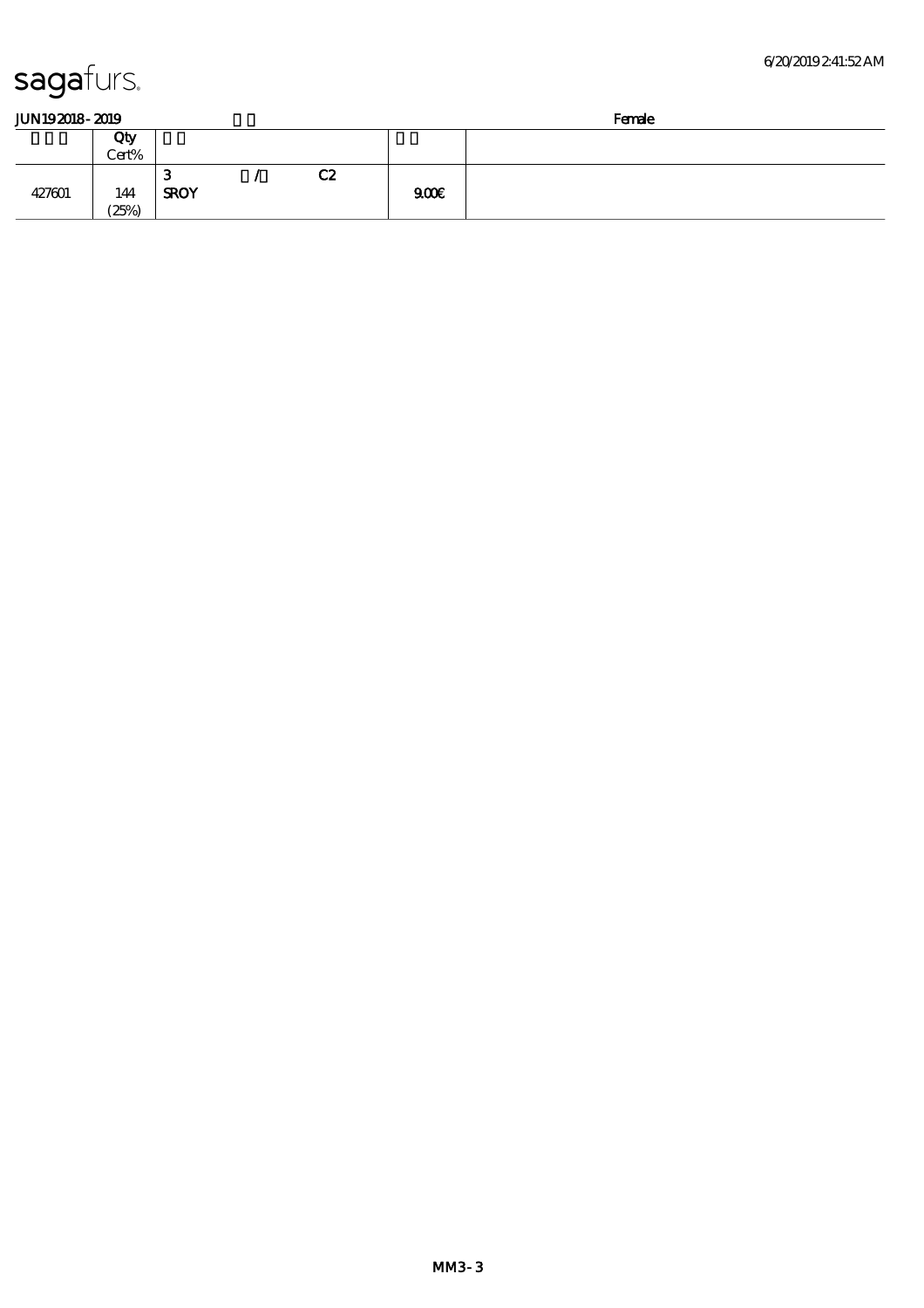sagafurs.

6/20/2019 2:41:52 AM

JUN19 2018 - 2019 　　　　　　　　　　　　　　　　　　　　　Female

| | Qty<br>Cert% | | | |
|---|---|---|---|---|
| 427601 | 144<br>(25%) | 3 　　/ 　　C2<br>SROY | 9.00€ | |

MM3-3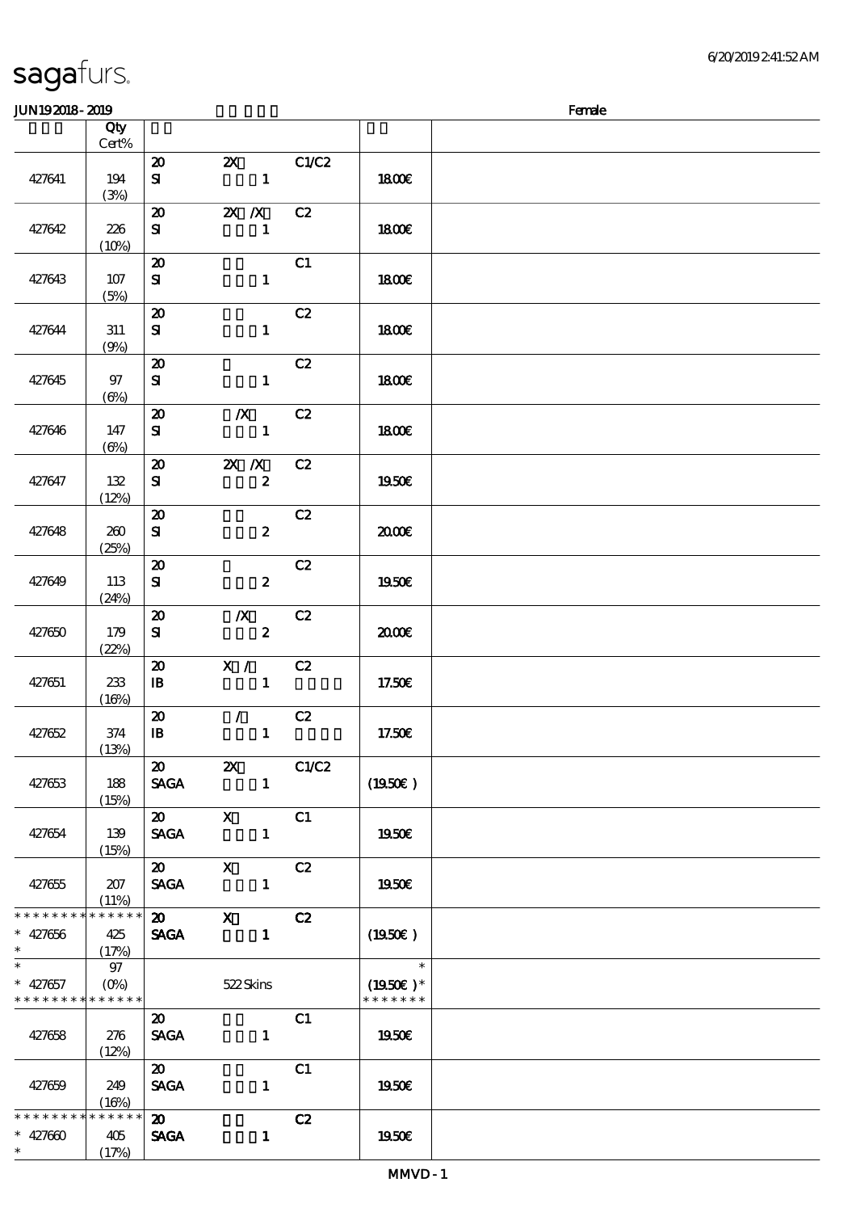**sagafurs.**

6/20/2019 2:41:52 AM

JUN19 2018 - 2019 Female

| | Qty Cert% | | | | | |
|---|---|---|---|---|---|---|
| 427641 | 194 (3%) | 20 SI | 2X 1 | C1/C2 | 18.00€ | |
| 427642 | 226 (10%) | 20 SI | 2X /X 1 | C2 | 18.00€ | |
| 427643 | 107 (5%) | 20 SI | 1 | C1 | 18.00€ | |
| 427644 | 311 (9%) | 20 SI | 1 | C2 | 18.00€ | |
| 427645 | 97 (6%) | 20 SI | 1 | C2 | 18.00€ | |
| 427646 | 147 (6%) | 20 SI | /X 1 | C2 | 18.00€ | |
| 427647 | 132 (12%) | 20 SI | 2X /X 2 | C2 | 19.50€ | |
| 427648 | 260 (25%) | 20 SI | 2 | C2 | 20.00€ | |
| 427649 | 113 (24%) | 20 SI | 2 | C2 | 19.50€ | |
| 427650 | 179 (22%) | 20 SI | /X 2 | C2 | 20.00€ | |
| 427651 | 233 (16%) | 20 IB | X / 1 | C2 | 17.50€ | |
| 427652 | 374 (13%) | 20 IB | / 1 | C2 | 17.50€ | |
| 427653 | 188 (15%) | 20 SAGA | 2X 1 | C1/C2 | (19.50€ ) | |
| 427654 | 139 (15%) | 20 SAGA | X 1 | C1 | 19.50€ | |
| 427655 | 207 (11%) | 20 SAGA | X 1 | C2 | 19.50€ | |
| * * * * * * * * * * * * * * 427656 * | 425 (17%) | 20 SAGA | X 1 | C2 | (19.50€ ) | |
| * * 427657 * * * * * * * * * * * * * | 97 (0%) | | 522 Skins | | * (19.50€ )* * * * * * * * | |
| 427658 | 276 (12%) | 20 SAGA | 1 | C1 | 19.50€ | |
| 427659 | 249 (16%) | 20 SAGA | 1 | C1 | 19.50€ | |
| * * * * * * * * * * * * * * 427660 * | 405 (17%) | 20 SAGA | 1 | C2 | 19.50€ | |

MMVD - 1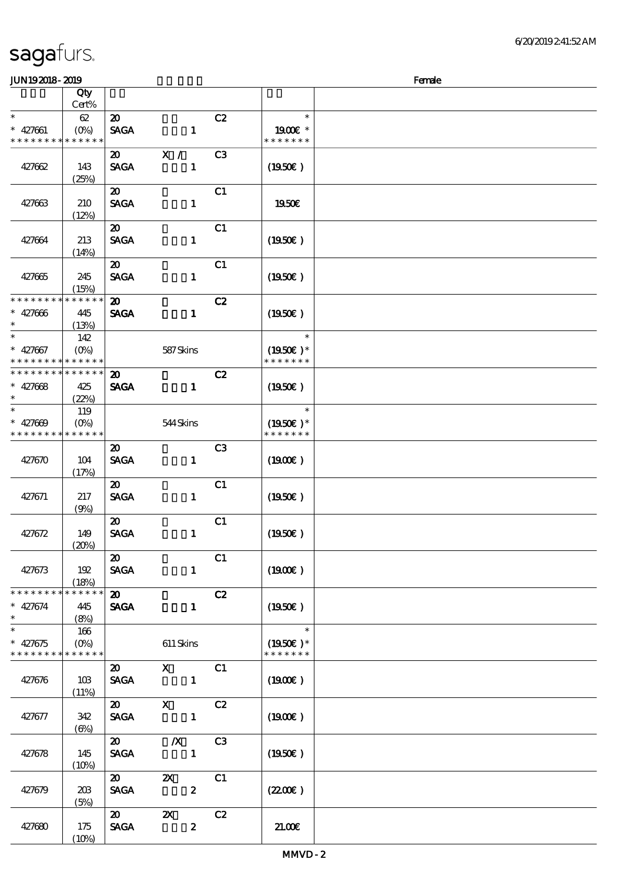sagafurs.

6/20/2019 2:41:52 AM

JUN19 2018 - 2019 Female

| | Qty Cert% | | | |
|---|---|---|---|---|
| * * 427661 * * * * * * * * * * * * * * | 62 (0%) | 20 SAGA 1 C2 | * 19.00€ * * * * * * * * | |
| 427662 | 143 (25%) | 20 X / C3 SAGA 1 | (19.50€) | |
| 427663 | 210 (12%) | 20 C1 SAGA 1 | 19.50€ | |
| 427664 | 213 (14%) | 20 C1 SAGA 1 | (19.50€) | |
| 427665 | 245 (15%) | 20 C1 SAGA 1 | (19.50€) | |
| * * * * * * * * * * * * * * * 427666 * | 445 (13%) | 20 C2 SAGA 1 | (19.50€) | |
| * * 427667 * * * * * * * * * * * * * * | 142 (0%) | 587 Skins | * (19.50€) * * * * * * * * | |
| * * * * * * * * * * * * * * * 427668 * | 425 (22%) | 20 C2 SAGA 1 | (19.50€) | |
| * * 427669 * * * * * * * * * * * * * * | 119 (0%) | 544 Skins | * (19.50€) * * * * * * * * | |
| 427670 | 104 (17%) | 20 C3 SAGA 1 | (19.00€) | |
| 427671 | 217 (9%) | 20 C1 SAGA 1 | (19.50€) | |
| 427672 | 149 (20%) | 20 C1 SAGA 1 | (19.50€) | |
| 427673 | 192 (18%) | 20 C1 SAGA 1 | (19.00€) | |
| * * * * * * * * * * * * * * * 427674 * | 445 (8%) | 20 C2 SAGA 1 | (19.50€) | |
| * * 427675 * * * * * * * * * * * * * * | 166 (0%) | 611 Skins | * (19.50€) * * * * * * * * | |
| 427676 | 103 (11%) | 20 X C1 SAGA 1 | (19.00€) | |
| 427677 | 342 (6%) | 20 X C2 SAGA 1 | (19.00€) | |
| 427678 | 145 (10%) | 20 /X C3 SAGA 1 | (19.50€) | |
| 427679 | 203 (5%) | 20 2X C1 SAGA 2 | (22.00€) | |
| 427680 | 175 (10%) | 20 2X C2 SAGA 2 | 21.00€ | |

MMVD - 2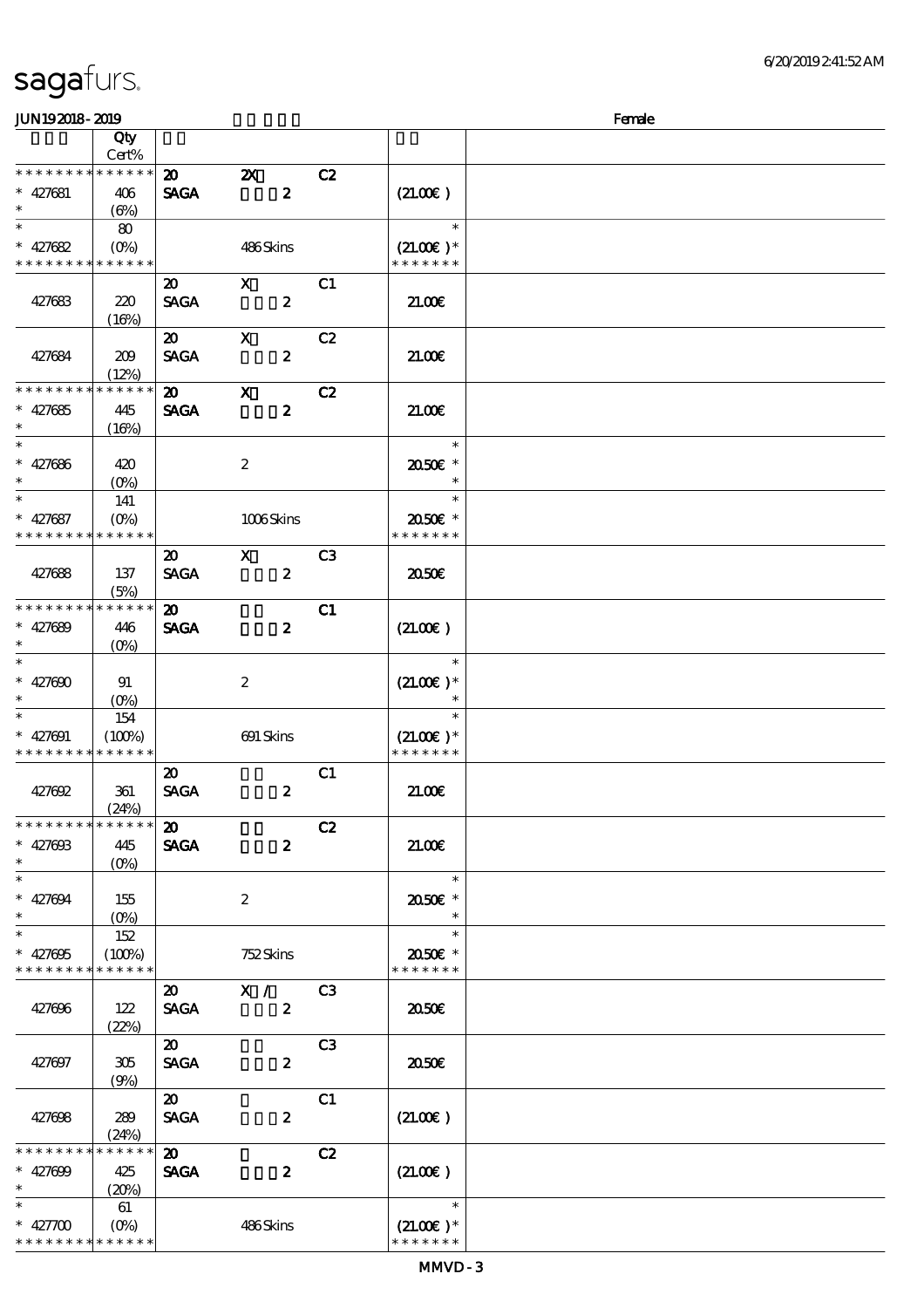sagafurs.

JUN19 2018 - 2019 Female

| | Qty Cert% | | | | | |
|---|---|---|---|---|---|---|
| * * * * * * * * * * * * * * | | 20 | 2X | C2 | | |
| * 427681 | 406 | SAGA | 2 | | (21.00€ ) | |
| * | (6%) | | | | | |
| * | 80 | | | | * | |
| * 427682 | (0%) | | 486 Skins | | (21.00€ )* | |
| * * * * * * * * * * * * * * | | | | | * * * * * * * | |
| | | 20 | X | C1 | | |
| 427683 | 220 (16%) | SAGA | 2 | | 21.00€ | |
| | | 20 | X | C2 | | |
| 427684 | 209 (12%) | SAGA | 2 | | 21.00€ | |
| * * * * * * * * * * * * * * | | 20 | X | C2 | | |
| * 427685 | 445 | SAGA | 2 | | 21.00€ | |
| * | (16%) | | | | | |
| * | | | | | * | |
| * 427686 | 420 | | 2 | | 20.50€ * | |
| * | (0%) | | | | * | |
| * | 141 | | | | * | |
| * 427687 | (0%) | | 1006 Skins | | 20.50€ * | |
| * * * * * * * * * * * * * * | | | | | * * * * * * * | |
| | | 20 | X | C3 | | |
| 427688 | 137 (5%) | SAGA | 2 | | 20.50€ | |
| * * * * * * * * * * * * * * | | 20 | | C1 | | |
| * 427689 | 446 | SAGA | 2 | | (21.00€ ) | |
| * | (0%) | | | | | |
| * | | | | | * | |
| * 427690 | 91 | | 2 | | (21.00€ )* | |
| * | (0%) | | | | * | |
| * | 154 | | | | * | |
| * 427691 | (100%) | | 691 Skins | | (21.00€ )* | |
| * * * * * * * * * * * * * * | | | | | * * * * * * * | |
| | | 20 | | C1 | | |
| 427692 | 361 (24%) | SAGA | 2 | | 21.00€ | |
| * * * * * * * * * * * * * * | | 20 | | C2 | | |
| * 427693 | 445 | SAGA | 2 | | 21.00€ | |
| * | (0%) | | | | | |
| * | | | | | * | |
| * 427694 | 155 | | 2 | | 20.50€ * | |
| * | (0%) | | | | * | |
| * | 152 | | | | * | |
| * 427695 | (100%) | | 752 Skins | | 20.50€ * | |
| * * * * * * * * * * * * * * | | | | | * * * * * * * | |
| | | 20 | X / | C3 | | |
| 427696 | 122 (22%) | SAGA | 2 | | 20.50€ | |
| | | 20 | | C3 | | |
| 427697 | 305 (9%) | SAGA | 2 | | 20.50€ | |
| | | 20 | | C1 | | |
| 427698 | 289 (24%) | SAGA | 2 | | (21.00€ ) | |
| * * * * * * * * * * * * * * | | 20 | | C2 | | |
| * 427699 | 425 | SAGA | 2 | | (21.00€ ) | |
| * | (20%) | | | | | |
| * | 61 | | | | * | |
| * 427700 | (0%) | | 486 Skins | | (21.00€ )* | |
| * * * * * * * * * * * * * * | | | | | * * * * * * * | |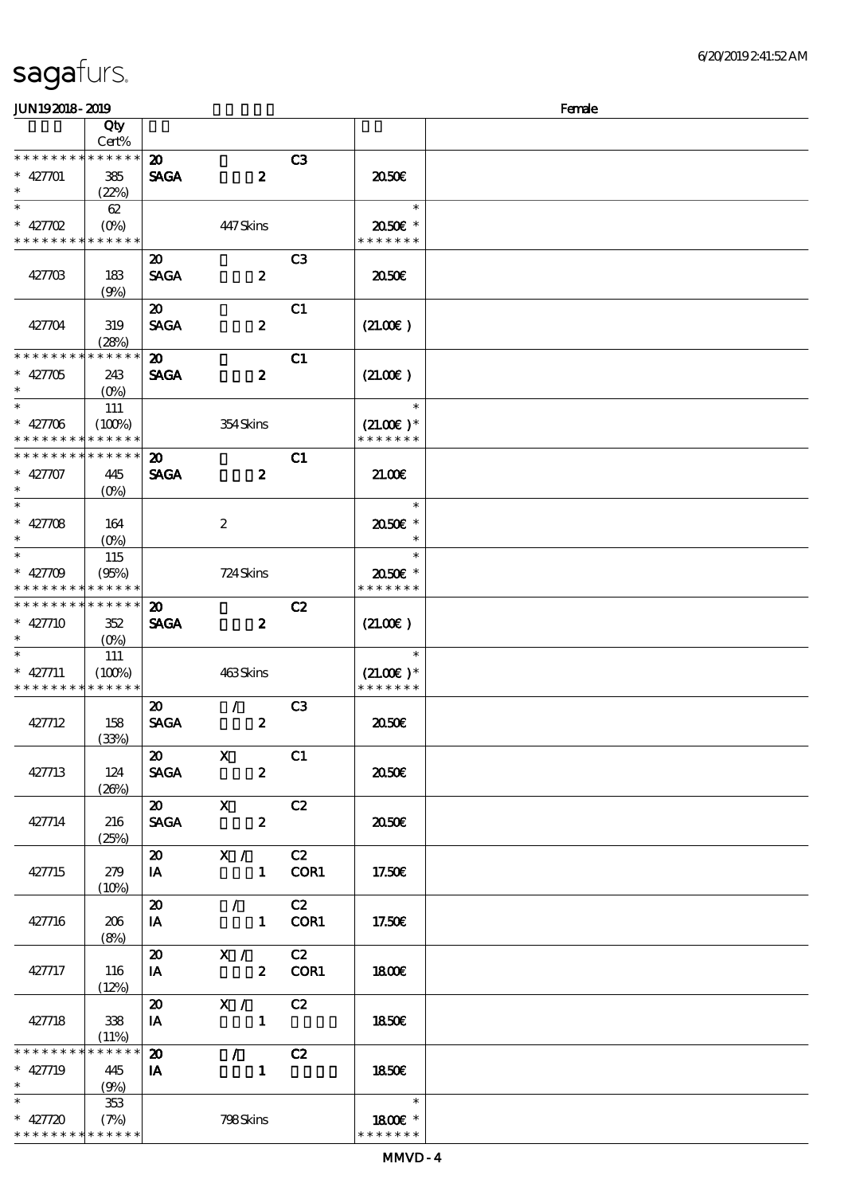| | Qty Cert% | | | | |
|---|---|---|---|---|---|
| * * * * * * * * * * * * * * | | 20 | | C3 | |
| * 427701 | 385 | SAGA | 2 | | 20.50€ |
| * | (22%) | | | | |
| * | 62 | | | | * |
| * 427702 | (0%) | | 447 Skins | | 20.50€ * |
| * * * * * * * * * * * * * * | | | | | * * * * * * * |
| | | 20 | | C3 | |
| 427703 | 183 | SAGA | 2 | | 20.50€ |
| | (9%) | | | | |
| | | 20 | | C1 | |
| 427704 | 319 | SAGA | 2 | | (21.00€) |
| | (28%) | | | | |
| * * * * * * * * * * * * * * | | 20 | | C1 | |
| * 427705 | 243 | SAGA | 2 | | (21.00€) |
| * | (0%) | | | | |
| * | 111 | | | | * |
| * 427706 | (100%) | | 354 Skins | | (21.00€) * |
| * * * * * * * * * * * * * * | | | | | * * * * * * * |
| * * * * * * * * * * * * * * | | 20 | | C1 | |
| * 427707 | 445 | SAGA | 2 | | 21.00€ |
| * | (0%) | | | | |
| * | | | | | * |
| * 427708 | 164 | | 2 | | 20.50€ * |
| * | (0%) | | | | * |
| * | 115 | | | | * |
| * 427709 | (95%) | | 724 Skins | | 20.50€ * |
| * * * * * * * * * * * * * * | | | | | * * * * * * * |
| * * * * * * * * * * * * * * | | 20 | | C2 | |
| * 427710 | 352 | SAGA | 2 | | (21.00€) |
| * | (0%) | | | | |
| * | 111 | | | | * |
| * 427711 | (100%) | | 463 Skins | | (21.00€) * |
| * * * * * * * * * * * * * * | | | | | * * * * * * * |
| | | 20 | / | C3 | |
| 427712 | 158 | SAGA | 2 | | 20.50€ |
| | (33%) | | | | |
| | | 20 | X | C1 | |
| 427713 | 124 | SAGA | 2 | | 20.50€ |
| | (26%) | | | | |
| | | 20 | X | C2 | |
| 427714 | 216 | SAGA | 2 | | 20.50€ |
| | (25%) | | | | |
| | | 20 | X / | C2 | |
| 427715 | 279 | IA | 1 | COR1 | 17.50€ |
| | (10%) | | | | |
| | | 20 | / | C2 | |
| 427716 | 206 | IA | 1 | COR1 | 17.50€ |
| | (8%) | | | | |
| | | 20 | X / | C2 | |
| 427717 | 116 | IA | 2 | COR1 | 18.00€ |
| | (12%) | | | | |
| | | 20 | X / | C2 | |
| 427718 | 338 | IA | 1 | | 18.50€ |
| | (11%) | | | | |
| * * * * * * * * * * * * * * | | 20 | / | C2 | |
| * 427719 | 445 | IA | 1 | | 18.50€ |
| * | (9%) | | | | |
| * | 353 | | | | * |
| * 427720 | (7%) | | 798 Skins | | 18.00€ * |
| * * * * * * * * * * * * * * | | | | | * * * * * * * |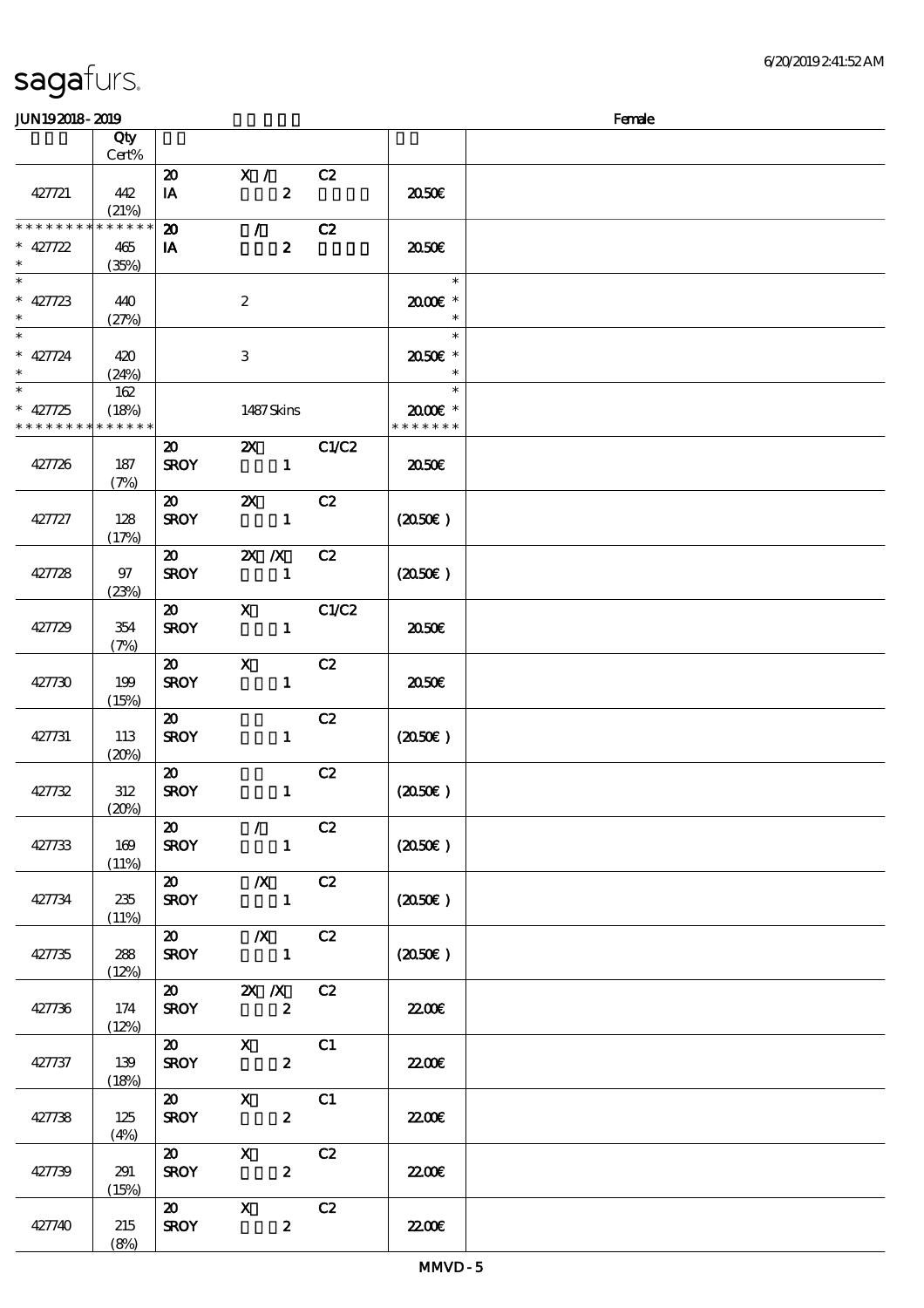sagafurs.

6/20/2019 2:41:52 AM

JUN19 2018 - 2019 Female

| | Qty Cert% | | | | | |
|---|---|---|---|---|---|---|
| 427721 | 442 (21%) | 20 IA | X / 2 | C2 | 20.50€ | |
| * * * * * * * * * * * * * * 427722 * | 465 (35%) | 20 IA | / 2 | C2 | 20.50€ | |
| * * 427723 * | 440 (27%) | | 2 | | * 20.00€ * * | |
| * * 427724 * | 420 (24%) | | 3 | | * 20.50€ * * | |
| * * 427725 * * * * * * * * * * * * * | 162 (18%) | | 1487 Skins | | * 20.00€ * * * * * * * * | |
| 427726 | 187 (7%) | 20 SROY | 2X 1 | C1/C2 | 20.50€ | |
| 427727 | 128 (17%) | 20 SROY | 2X 1 | C2 | (20.50€) | |
| 427728 | 97 (23%) | 20 SROY | 2X /X 1 | C2 | (20.50€) | |
| 427729 | 354 (7%) | 20 SROY | X 1 | C1/C2 | 20.50€ | |
| 427730 | 199 (15%) | 20 SROY | X 1 | C2 | 20.50€ | |
| 427731 | 113 (20%) | 20 SROY | 1 | C2 | (20.50€) | |
| 427732 | 312 (20%) | 20 SROY | 1 | C2 | (20.50€) | |
| 427733 | 169 (11%) | 20 SROY | / 1 | C2 | (20.50€) | |
| 427734 | 235 (11%) | 20 SROY | /X 1 | C2 | (20.50€) | |
| 427735 | 288 (12%) | 20 SROY | /X 1 | C2 | (20.50€) | |
| 427736 | 174 (12%) | 20 SROY | 2X /X 2 | C2 | 22.00€ | |
| 427737 | 139 (18%) | 20 SROY | X 2 | C1 | 22.00€ | |
| 427738 | 125 (4%) | 20 SROY | X 2 | C1 | 22.00€ | |
| 427739 | 291 (15%) | 20 SROY | X 2 | C2 | 22.00€ | |
| 427740 | 215 (8%) | 20 SROY | X 2 | C2 | 22.00€ | |

MMVD - 5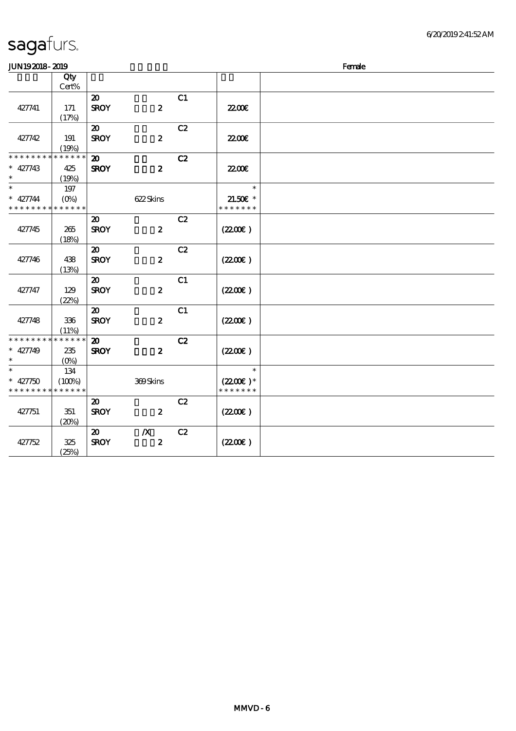# sagafurs.

JUN19 2018 - 2019 　　　　　　　　　　　　　　　　　　　　　　　　　　　　　　　　　　　　　　Female

| | Qty Cert% | | | |
|---|---|---|---|---|
| 427741 | 171 (17%) | 20 SROY 2 C1 | 22.00€ | |
| 427742 | 191 (19%) | 20 SROY 2 C2 | 22.00€ | |
| * * * * * * * * * * * * * * * 427743 * | 425 (19%) | 20 SROY 2 C2 | 22.00€ | |
| * * 427744 * * * * * * * * * * * * * * | 197 (0%) | 622 Skins | * 21.50€ * * * * * * * * | |
| 427745 | 265 (18%) | 20 SROY 2 C2 | (22.00€) | |
| 427746 | 438 (13%) | 20 SROY 2 C2 | (22.00€) | |
| 427747 | 129 (22%) | 20 SROY 2 C1 | (22.00€) | |
| 427748 | 336 (11%) | 20 SROY 2 C1 | (22.00€) | |
| * * * * * * * * * * * * * * * 427749 * | 235 (0%) | 20 SROY 2 C2 | (22.00€) | |
| * * 427750 * * * * * * * * * * * * * * | 134 (100%) | 369 Skins | * (22.00€) * * * * * * * * | |
| 427751 | 351 (20%) | 20 SROY 2 C2 | (22.00€) | |
| 427752 | 325 (25%) | 20 /X SROY 2 C2 | (22.00€) | |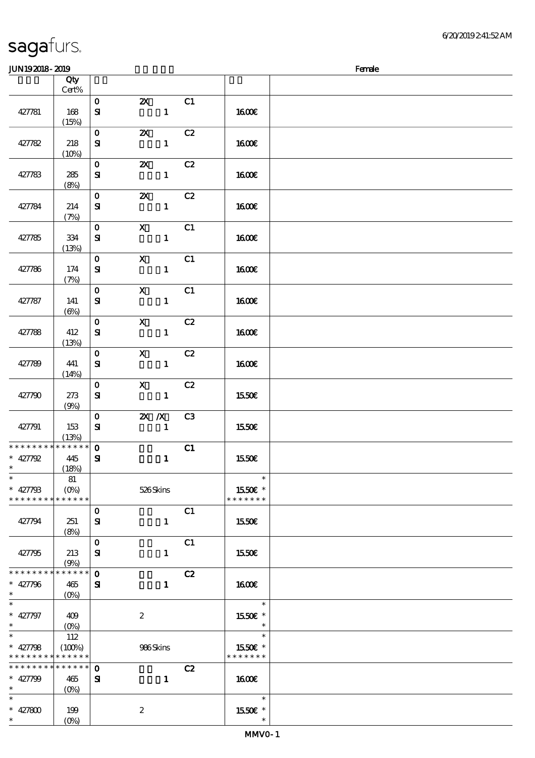JUN19 2018 - 2019 Female

| | Qty Cert% | | | | | |
|---|---|---|---|---|---|---|
| 427781 | 168 (15%) | 0 SI | 2X 1 | C1 | 16.00€ | |
| 427782 | 218 (10%) | 0 SI | 2X 1 | C2 | 16.00€ | |
| 427783 | 285 (8%) | 0 SI | 2X 1 | C2 | 16.00€ | |
| 427784 | 214 (7%) | 0 SI | 2X 1 | C2 | 16.00€ | |
| 427785 | 334 (13%) | 0 SI | X 1 | C1 | 16.00€ | |
| 427786 | 174 (7%) | 0 SI | X 1 | C1 | 16.00€ | |
| 427787 | 141 (6%) | 0 SI | X 1 | C1 | 16.00€ | |
| 427788 | 412 (13%) | 0 SI | X 1 | C2 | 16.00€ | |
| 427789 | 441 (14%) | 0 SI | X 1 | C2 | 16.00€ | |
| 427790 | 273 (9%) | 0 SI | X 1 | C2 | 15.50€ | |
| 427791 | 153 (13%) | 0 SI | 2X /X 1 | C3 | 15.50€ | |
| * * * * * * * * * * * * * * * 427792 * | 445 (18%) | 0 SI | 1 | C1 | 15.50€ | |
| * * 427793 * * * * * * * * * * * * * * | 81 (0%) | | 526 Skins | | * 15.50€ * * * * * * * * | |
| 427794 | 251 (8%) | 0 SI | 1 | C1 | 15.50€ | |
| 427795 | 213 (9%) | 0 SI | 1 | C1 | 15.50€ | |
| * * * * * * * * * * * * * * * 427796 * | 465 (0%) | 0 SI | 1 | C2 | 16.00€ | |
| * * 427797 * | 409 (0%) | | 2 | | * 15.50€ * * | |
| * * 427798 * * * * * * * * * * * * * * | 112 (100%) | | 986 Skins | | * 15.50€ * * * * * * * * | |
| * * * * * * * * * * * * * * * 427799 * | 465 (0%) | 0 SI | 1 | C2 | 16.00€ | |
| * * 427800 * | 199 (0%) | | 2 | | * 15.50€ * * | |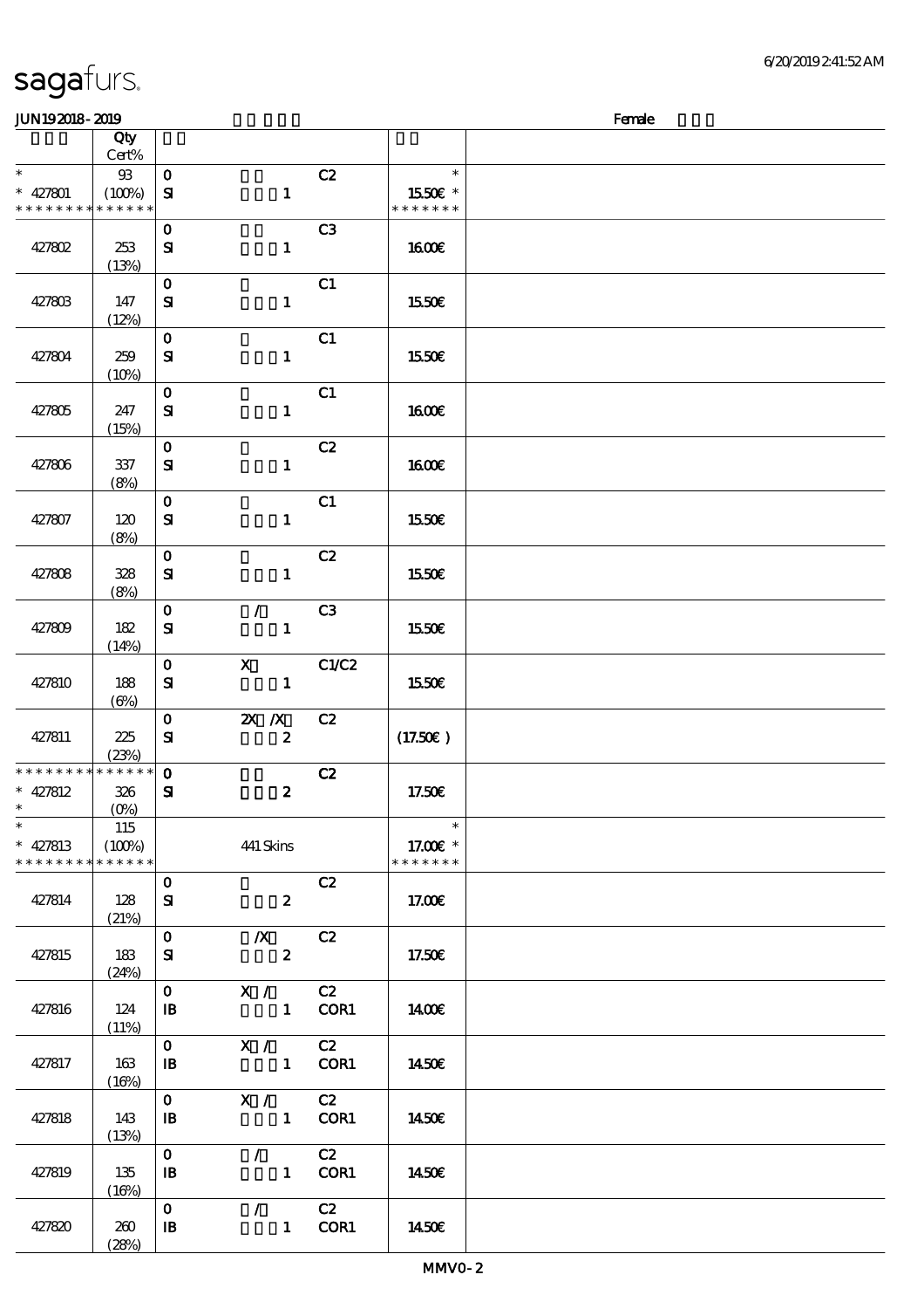sagafurs.

6/20/2019 2:41:52 AM

JUN19 2018 - 2019 Female

| | Qty Cert% | | | | | |
|---|---|---|---|---|---|---|
| * <br> * 427801 <br> * * * * * * * * * * * * * | 93 <br> (100%) | 0 <br> SI | 1 | C2 | * <br> 15.50€ * <br> * * * * * * * | |
| 427802 | 253 <br> (13%) | 0 <br> SI | 1 | C3 | 16.00€ | |
| 427803 | 147 <br> (12%) | 0 <br> SI | 1 | C1 | 15.50€ | |
| 427804 | 259 <br> (10%) | 0 <br> SI | 1 | C1 | 15.50€ | |
| 427805 | 247 <br> (15%) | 0 <br> SI | 1 | C1 | 16.00€ | |
| 427806 | 337 <br> (8%) | 0 <br> SI | 1 | C2 | 16.00€ | |
| 427807 | 120 <br> (8%) | 0 <br> SI | 1 | C1 | 15.50€ | |
| 427808 | 328 <br> (8%) | 0 <br> SI | 1 | C2 | 15.50€ | |
| 427809 | 182 <br> (14%) | 0 <br> SI | / <br> 1 | C3 | 15.50€ | |
| 427810 | 188 <br> (6%) | 0 <br> SI | X <br> 1 | C1/C2 | 15.50€ | |
| 427811 | 225 <br> (23%) | 0 <br> SI | 2X /X <br> 2 | C2 | (17.50€ ) | |
| * * * * * * * * * * * * * <br> * 427812 <br> * | 326 <br> (0%) | 0 <br> SI | 2 | C2 | 17.50€ | |
| * <br> * 427813 <br> * * * * * * * * * * * * * | 115 <br> (100%) | | 441 Skins | | * <br> 17.00€ * <br> * * * * * * * | |
| 427814 | 128 <br> (21%) | 0 <br> SI | 2 | C2 | 17.00€ | |
| 427815 | 183 <br> (24%) | 0 <br> SI | /X <br> 2 | C2 | 17.50€ | |
| 427816 | 124 <br> (11%) | 0 <br> IB | X / <br> 1 | C2 <br> COR1 | 14.00€ | |
| 427817 | 163 <br> (16%) | 0 <br> IB | X / <br> 1 | C2 <br> COR1 | 14.50€ | |
| 427818 | 143 <br> (13%) | 0 <br> IB | X / <br> 1 | C2 <br> COR1 | 14.50€ | |
| 427819 | 135 <br> (16%) | 0 <br> IB | / <br> 1 | C2 <br> COR1 | 14.50€ | |
| 427820 | 260 <br> (28%) | 0 <br> IB | / <br> 1 | C2 <br> COR1 | 14.50€ | |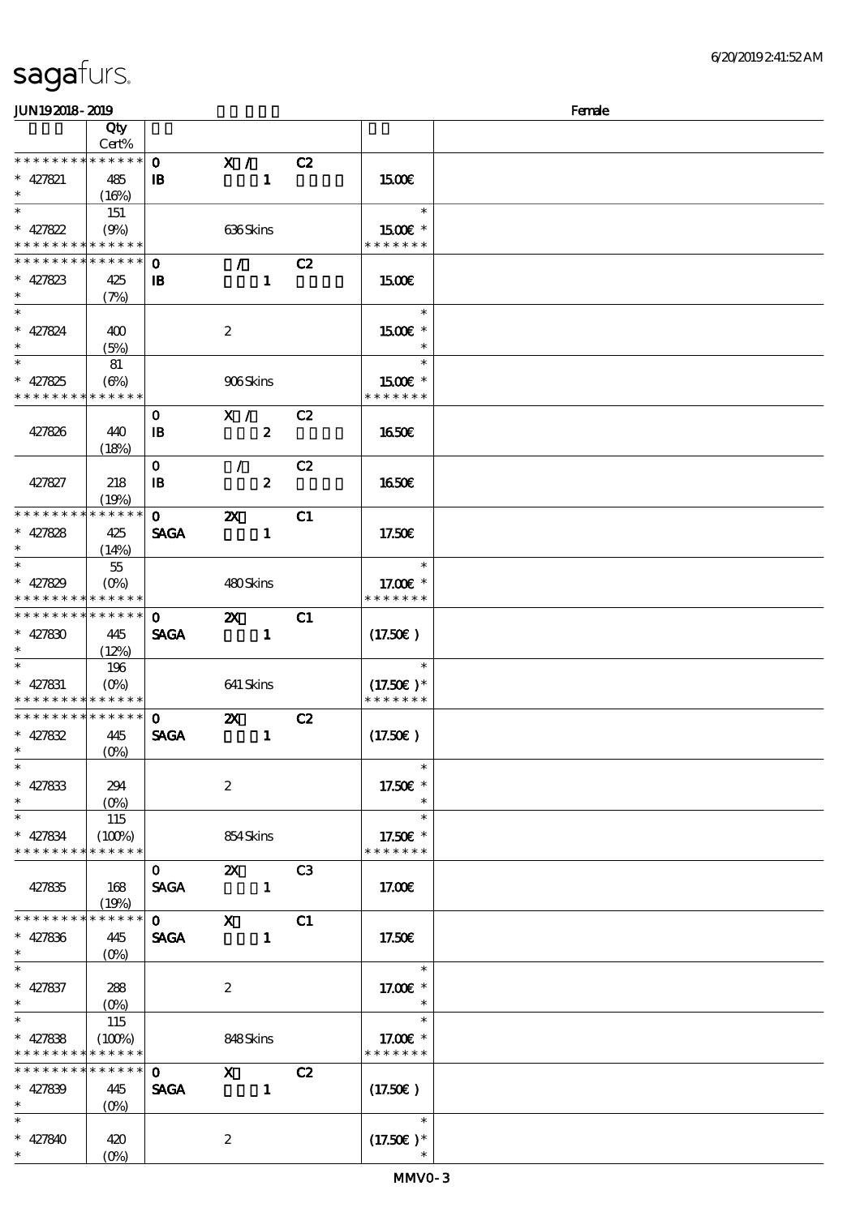| | Qty Cert% | | | | | |
|---|---|---|---|---|---|---|
| * * * * * * * * * * * * * * | | 0 | X / | C2 | | |
| * 427821 | 485 | IB | 1 | | 15.00€ | |
| * | (16%) | | | | | |
| * | 151 | | | | * | |
| * 427822 | (9%) | | 636 Skins | | 15.00€ * | |
| * * * * * * * * * * * * * * | | | | | * * * * * * * | |
| * * * * * * * * * * * * * * | | 0 | / | C2 | | |
| * 427823 | 425 | IB | 1 | | 15.00€ | |
| * | (7%) | | | | | |
| * | | | | | * | |
| * 427824 | 400 | | 2 | | 15.00€ * | |
| * | (5%) | | | | * | |
| * | 81 | | | | * | |
| * 427825 | (6%) | | 906 Skins | | 15.00€ * | |
| * * * * * * * * * * * * * * | | | | | * * * * * * * | |
| | | 0 | X / | C2 | | |
| 427826 | 440 | IB | 2 | | 16.50€ | |
| | (18%) | | | | | |
| | | 0 | / | C2 | | |
| 427827 | 218 | IB | 2 | | 16.50€ | |
| | (19%) | | | | | |
| * * * * * * * * * * * * * * | | 0 | 2X | C1 | | |
| * 427828 | 425 | SAGA | 1 | | 17.50€ | |
| * | (14%) | | | | | |
| * | 55 | | | | * | |
| * 427829 | (0%) | | 480 Skins | | 17.00€ * | |
| * * * * * * * * * * * * * * | | | | | * * * * * * * | |
| * * * * * * * * * * * * * * | | 0 | 2X | C1 | | |
| * 427830 | 445 | SAGA | 1 | | (17.50€ ) | |
| * | (12%) | | | | | |
| * | 196 | | | | * | |
| * 427831 | (0%) | | 641 Skins | | (17.50€ ) * | |
| * * * * * * * * * * * * * * | | | | | * * * * * * * | |
| * * * * * * * * * * * * * * | | 0 | 2X | C2 | | |
| * 427832 | 445 | SAGA | 1 | | (17.50€ ) | |
| * | (0%) | | | | | |
| * | | | | | * | |
| * 427833 | 294 | | 2 | | 17.50€ * | |
| * | (0%) | | | | * | |
| * | 115 | | | | * | |
| * 427834 | (100%) | | 854 Skins | | 17.50€ * | |
| * * * * * * * * * * * * * * | | | | | * * * * * * * | |
| | | 0 | 2X | C3 | | |
| 427835 | 168 | SAGA | 1 | | 17.00€ | |
| | (19%) | | | | | |
| * * * * * * * * * * * * * * | | 0 | X | C1 | | |
| * 427836 | 445 | SAGA | 1 | | 17.50€ | |
| * | (0%) | | | | | |
| * | | | | | * | |
| * 427837 | 288 | | 2 | | 17.00€ * | |
| * | (0%) | | | | * | |
| * | 115 | | | | * | |
| * 427838 | (100%) | | 848 Skins | | 17.00€ * | |
| * * * * * * * * * * * * * * | | | | | * * * * * * * | |
| * * * * * * * * * * * * * * | | 0 | X | C2 | | |
| * 427839 | 445 | SAGA | 1 | | (17.50€ ) | |
| * | (0%) | | | | | |
| * | | | | | * | |
| * 427840 | 420 | | 2 | | (17.50€ ) * | |
| * | (0%) | | | | * | |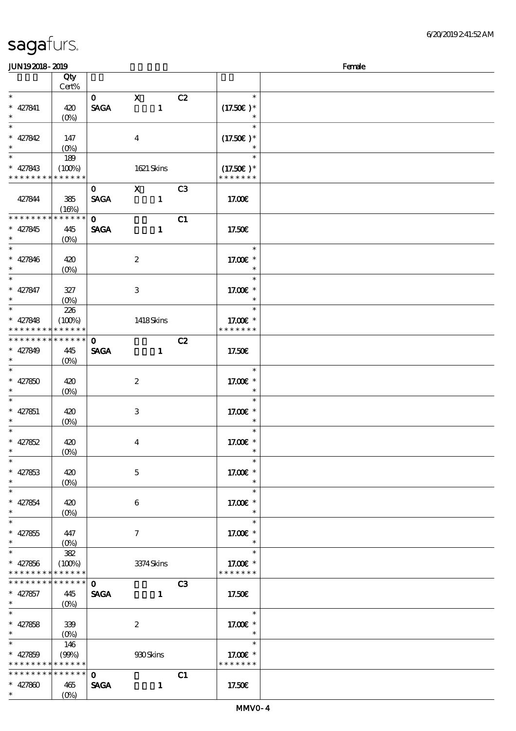# sagafurs.

JUN192018-2019 Female

| | Qty Cert% | | | | | |
|---|---|---|---|---|---|---|
| * | | 0 | X | C2 | * | |
| * 427841 | 420 | SAGA | 1 | | (17.50€)* | |
| * | (0%) | | | | * | |
| * | | | | | * | |
| * 427842 | 147 | | 4 | | (17.50€)* | |
| * | (0%) | | | | * | |
| * | 189 | | | | * | |
| * 427843 | (100%) | | 1621 Skins | | (17.50€)* | |
| * * * * * * * * * * * * * * | | | | | * * * * * * * | |
| | | 0 | X | C3 | | |
| 427844 | 385 | SAGA | 1 | | 17.00€ | |
| | (16%) | | | | | |
| * * * * * * * * * * * * * * | | 0 | | C1 | | |
| * 427845 | 445 | SAGA | 1 | | 17.50€ | |
| * | (0%) | | | | | |
| * | | | | | * | |
| * 427846 | 420 | | 2 | | 17.00€ * | |
| * | (0%) | | | | * | |
| * | | | | | * | |
| * 427847 | 327 | | 3 | | 17.00€ * | |
| * | (0%) | | | | * | |
| * | 226 | | | | * | |
| * 427848 | (100%) | | 1418 Skins | | 17.00€ * | |
| * * * * * * * * * * * * * * | | | | | * * * * * * * | |
| * * * * * * * * * * * * * * | | 0 | | C2 | | |
| * 427849 | 445 | SAGA | 1 | | 17.50€ | |
| * | (0%) | | | | | |
| * | | | | | * | |
| * 427850 | 420 | | 2 | | 17.00€ * | |
| * | (0%) | | | | * | |
| * | | | | | * | |
| * 427851 | 420 | | 3 | | 17.00€ * | |
| * | (0%) | | | | * | |
| * | | | | | * | |
| * 427852 | 420 | | 4 | | 17.00€ * | |
| * | (0%) | | | | * | |
| * | | | | | * | |
| * 427853 | 420 | | 5 | | 17.00€ * | |
| * | (0%) | | | | * | |
| * | | | | | * | |
| * 427854 | 420 | | 6 | | 17.00€ * | |
| * | (0%) | | | | * | |
| * | | | | | * | |
| * 427855 | 447 | | 7 | | 17.00€ * | |
| * | (0%) | | | | * | |
| * | 382 | | | | * | |
| * 427856 | (100%) | | 3374 Skins | | 17.00€ * | |
| * * * * * * * * * * * * * * | | | | | * * * * * * * | |
| * * * * * * * * * * * * * * | | 0 | | C3 | | |
| * 427857 | 445 | SAGA | 1 | | 17.50€ | |
| * | (0%) | | | | | |
| * | | | | | * | |
| * 427858 | 339 | | 2 | | 17.00€ * | |
| * | (0%) | | | | * | |
| * | 146 | | | | * | |
| * 427859 | (99%) | | 930 Skins | | 17.00€ * | |
| * * * * * * * * * * * * * * | | | | | * * * * * * * | |
| * * * * * * * * * * * * * * | | 0 | | C1 | | |
| * 427860 | 465 | SAGA | 1 | | 17.50€ | |
| * | (0%) | | | | | |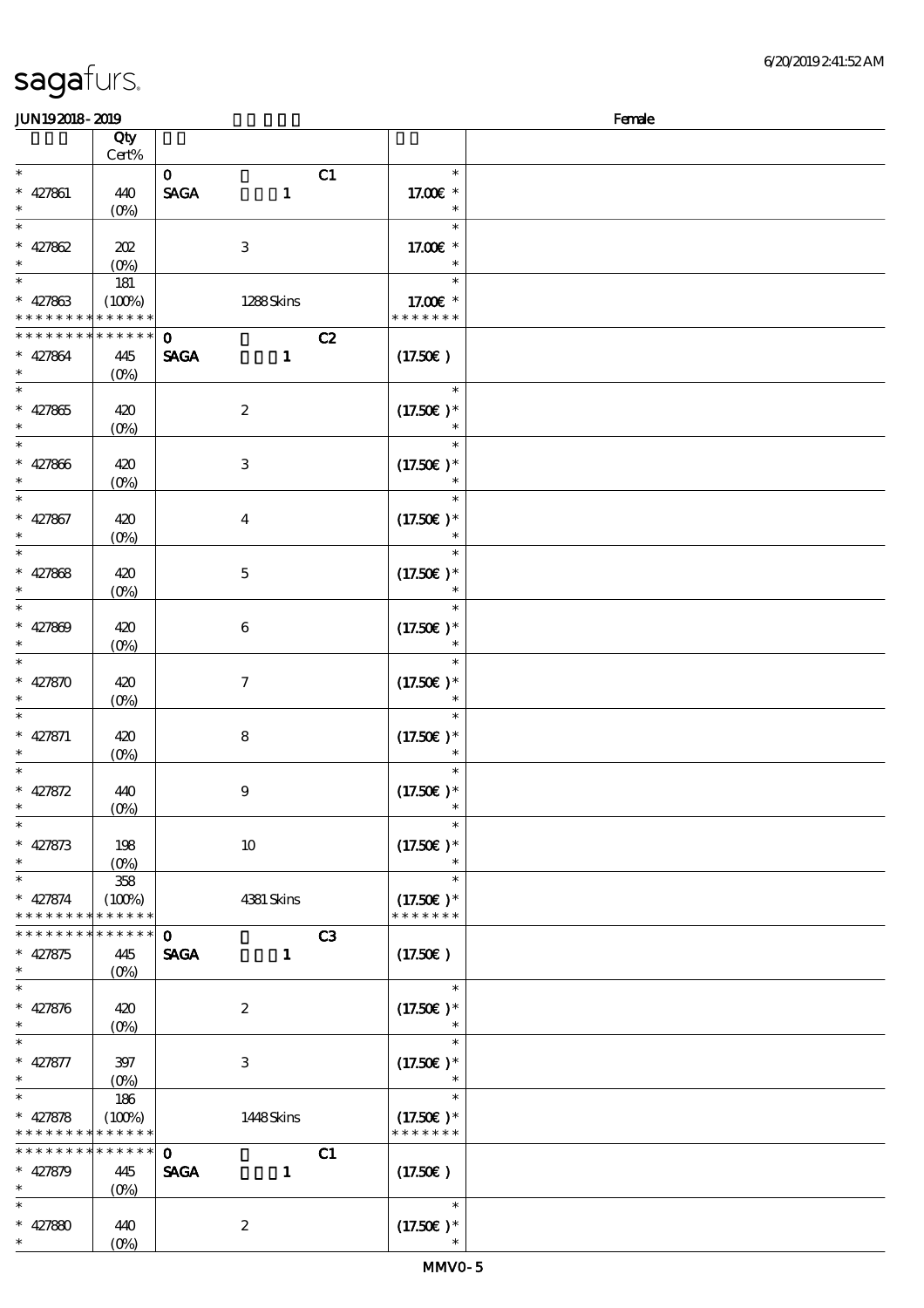JUN192018-2019 Female

| | Qty Cert% | | |
|---|---|---|---|
| * | | 0 C1 | * |
| * 427861 | 440 | SAGA 1 | 17.00€ * |
| * | (0%) | | * |
| * | | | * |
| * 427862 | 202 | 3 | 17.00€ * |
| * | (0%) | | * |
| * | 181 | | * |
| * 427863 | (100%) | 1288 Skins | 17.00€ * |
| * * * * * * * * * * * * * | | | * * * * * * * |
| * * * * * * * * * * * * * | | 0 C2 | |
| * 427864 | 445 | SAGA 1 | (17.50€ ) |
| * | (0%) | | |
| * | | | * |
| * 427865 | 420 | 2 | (17.50€ )* |
| * | (0%) | | * |
| * | | | * |
| * 427866 | 420 | 3 | (17.50€ )* |
| * | (0%) | | * |
| * | | | * |
| * 427867 | 420 | 4 | (17.50€ )* |
| * | (0%) | | * |
| * | | | * |
| * 427868 | 420 | 5 | (17.50€ )* |
| * | (0%) | | * |
| * | | | * |
| * 427869 | 420 | 6 | (17.50€ )* |
| * | (0%) | | * |
| * | | | * |
| * 427870 | 420 | 7 | (17.50€ )* |
| * | (0%) | | * |
| * | | | * |
| * 427871 | 420 | 8 | (17.50€ )* |
| * | (0%) | | * |
| * | | | * |
| * 427872 | 440 | 9 | (17.50€ )* |
| * | (0%) | | * |
| * | | | * |
| * 427873 | 198 | 10 | (17.50€ )* |
| * | (0%) | | * |
| * | 358 | | * |
| * 427874 | (100%) | 4381 Skins | (17.50€ )* |
| * * * * * * * * * * * * * | | | * * * * * * * |
| * * * * * * * * * * * * * | | 0 C3 | |
| * 427875 | 445 | SAGA 1 | (17.50€ ) |
| * | (0%) | | |
| * | | | * |
| * 427876 | 420 | 2 | (17.50€ )* |
| * | (0%) | | * |
| * | | | * |
| * 427877 | 397 | 3 | (17.50€ )* |
| * | (0%) | | * |
| * | 186 | | * |
| * 427878 | (100%) | 1448 Skins | (17.50€ )* |
| * * * * * * * * * * * * * | | | * * * * * * * |
| * * * * * * * * * * * * * | | 0 C1 | |
| * 427879 | 445 | SAGA 1 | (17.50€ ) |
| * | (0%) | | |
| * | | | * |
| * 427880 | 440 | 2 | (17.50€ )* |
| * | (0%) | | * |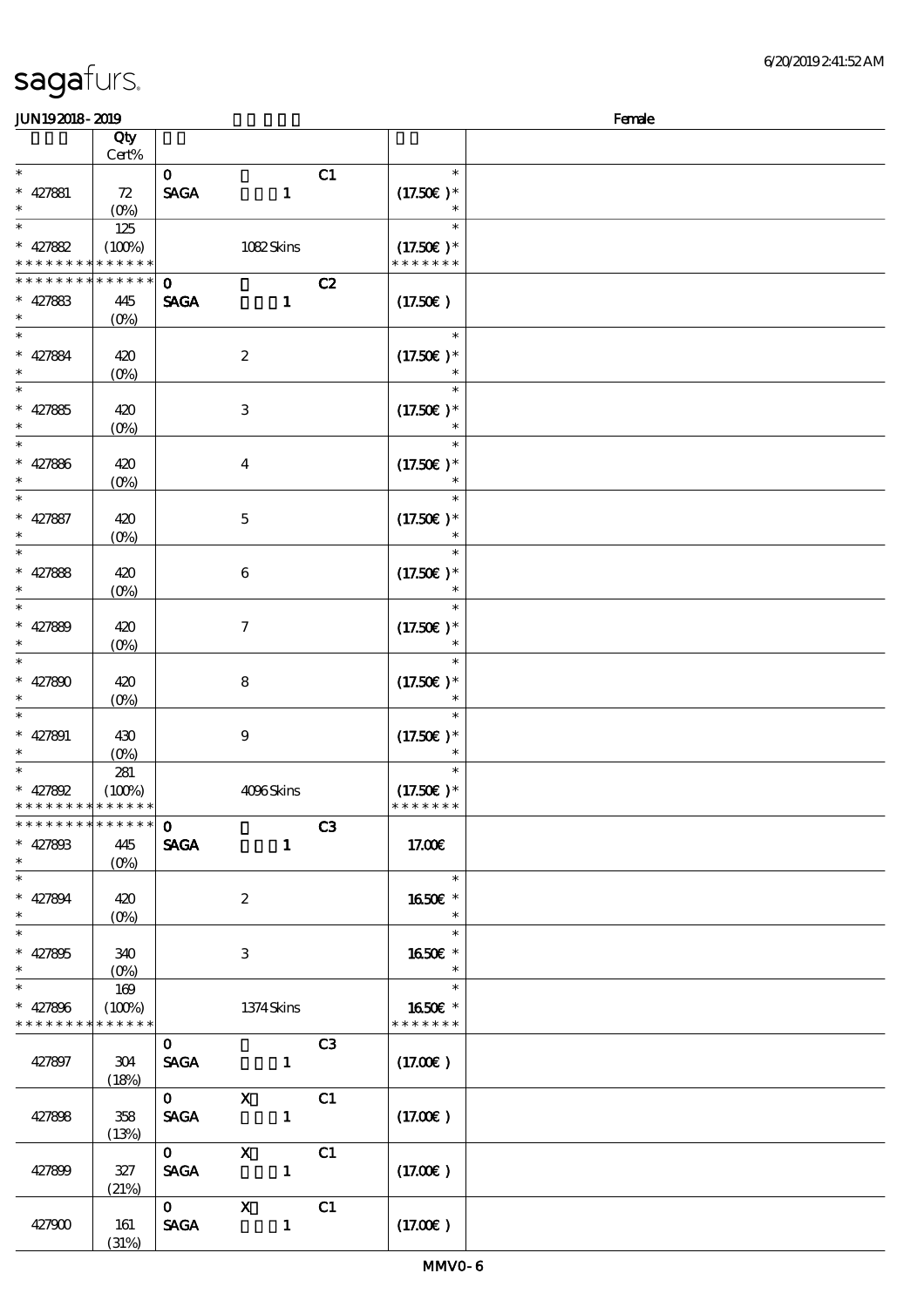sagafurs.

6/20/2019 2:41:52 AM

JUN19 2018 - 2019 Female

| | Qty Cert% | | | |
|---|---|---|---|---|
| * <br> * 427881 <br> * | 72 <br> (0%) | 0 C1 <br> SAGA 1 | * <br> (17.50€) * <br> * | |
| * <br> * 427882 <br> * * * * * * * * * * * * * * | 125 <br> (100%) | 1082 Skins | * <br> (17.50€) * <br> * * * * * * * | |
| * * * * * * * * * * * * * * <br> * 427883 <br> * | 445 <br> (0%) | 0 C2 <br> SAGA 1 | (17.50€) | |
| * <br> * 427884 <br> * | 420 <br> (0%) | 2 | * <br> (17.50€) * <br> * | |
| * <br> * 427885 <br> * | 420 <br> (0%) | 3 | * <br> (17.50€) * <br> * | |
| * <br> * 427886 <br> * | 420 <br> (0%) | 4 | * <br> (17.50€) * <br> * | |
| * <br> * 427887 <br> * | 420 <br> (0%) | 5 | * <br> (17.50€) * <br> * | |
| * <br> * 427888 <br> * | 420 <br> (0%) | 6 | * <br> (17.50€) * <br> * | |
| * <br> * 427889 <br> * | 420 <br> (0%) | 7 | * <br> (17.50€) * <br> * | |
| * <br> * 427890 <br> * | 420 <br> (0%) | 8 | * <br> (17.50€) * <br> * | |
| * <br> * 427891 <br> * | 430 <br> (0%) | 9 | * <br> (17.50€) * <br> * | |
| * <br> * 427892 <br> * * * * * * * * * * * * * * | 281 <br> (100%) | 4096 Skins | * <br> (17.50€) * <br> * * * * * * * | |
| * * * * * * * * * * * * * * <br> * 427893 <br> * | 445 <br> (0%) | 0 C3 <br> SAGA 1 | 17.00€ | |
| * <br> * 427894 <br> * | 420 <br> (0%) | 2 | * <br> 16.50€ * <br> * | |
| * <br> * 427895 <br> * | 340 <br> (0%) | 3 | * <br> 16.50€ * <br> * | |
| * <br> * 427896 <br> * * * * * * * * * * * * * * | 169 <br> (100%) | 1374 Skins | * <br> 16.50€ * <br> * * * * * * * | |
| 427897 | 304 <br> (18%) | 0 C3 <br> SAGA 1 | (17.00€) | |
| 427898 | 358 <br> (13%) | 0 X C1 <br> SAGA 1 | (17.00€) | |
| 427899 | 327 <br> (21%) | 0 X C1 <br> SAGA 1 | (17.00€) | |
| 427900 | 161 <br> (31%) | 0 X C1 <br> SAGA 1 | (17.00€) | |

MMV0-6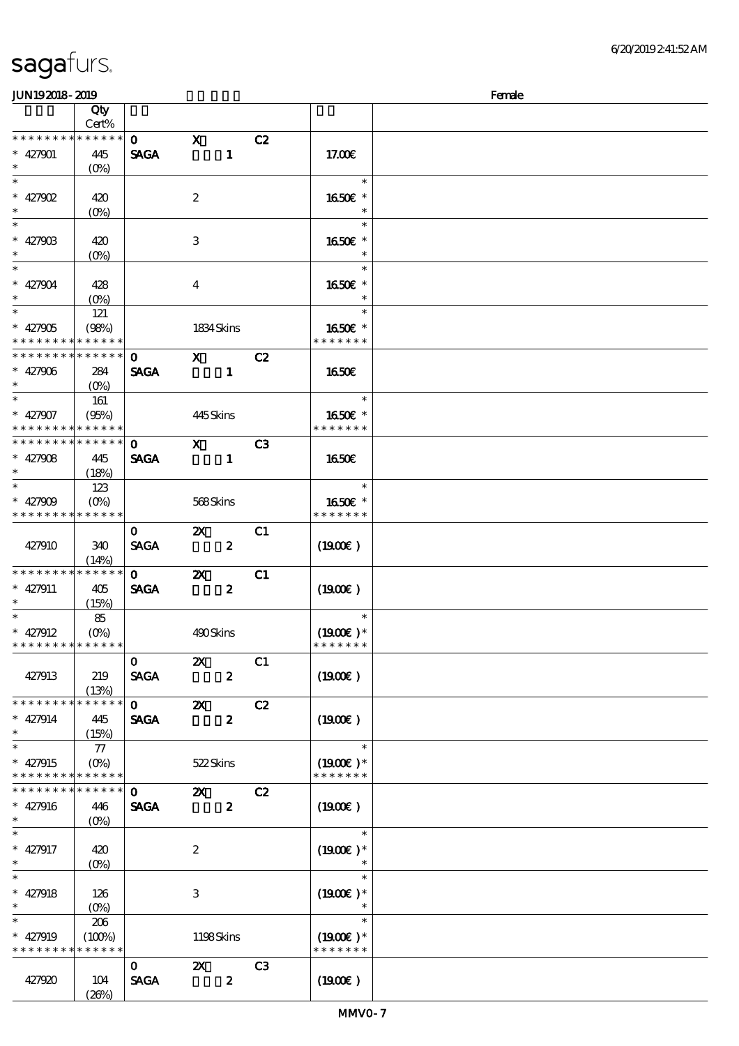# sagafurs.

JUN19 2018 - 2019 — Female

| | Qty Cert% | | | | | |
|---|---|---|---|---|---|---|
| * * * * * * * * * * * * * * | | 0 | X | C2 | | |
| * 427901 | 445 | SAGA | 1 | | 17.00€ | |
| * | (0%) | | | | | |
| * | | | | | * | |
| * 427902 | 420 | | 2 | | 16.50€ * | |
| * | (0%) | | | | * | |
| * | | | | | * | |
| * 427903 | 420 | | 3 | | 16.50€ * | |
| * | (0%) | | | | * | |
| * | | | | | * | |
| * 427904 | 428 | | 4 | | 16.50€ * | |
| * | (0%) | | | | * | |
| * | 121 | | | | * | |
| * 427905 | (98%) | | 1834 Skins | | 16.50€ * | |
| * * * * * * * * * * * * * * | | | | | * * * * * * * | |
| * * * * * * * * * * * * * * | | 0 | X | C2 | | |
| * 427906 | 284 | SAGA | 1 | | 16.50€ | |
| * | (0%) | | | | | |
| * | 161 | | | | * | |
| * 427907 | (95%) | | 445 Skins | | 16.50€ * | |
| * * * * * * * * * * * * * * | | | | | * * * * * * * | |
| * * * * * * * * * * * * * * | | 0 | X | C3 | | |
| * 427908 | 445 | SAGA | 1 | | 16.50€ | |
| * | (18%) | | | | | |
| * | 123 | | | | * | |
| * 427909 | (0%) | | 568 Skins | | 16.50€ * | |
| * * * * * * * * * * * * * * | | | | | * * * * * * * | |
| | | 0 | 2X | C1 | | |
| 427910 | 340 | SAGA | 2 | | (19.00€) | |
| | (14%) | | | | | |
| * * * * * * * * * * * * * * | | 0 | 2X | C1 | | |
| * 427911 | 405 | SAGA | 2 | | (19.00€) | |
| * | (15%) | | | | | |
| * | 85 | | | | * | |
| * 427912 | (0%) | | 490 Skins | | (19.00€) * | |
| * * * * * * * * * * * * * * | | | | | * * * * * * * | |
| | | 0 | 2X | C1 | | |
| 427913 | 219 | SAGA | 2 | | (19.00€) | |
| | (13%) | | | | | |
| * * * * * * * * * * * * * * | | 0 | 2X | C2 | | |
| * 427914 | 445 | SAGA | 2 | | (19.00€) | |
| * | (15%) | | | | | |
| * | 77 | | | | * | |
| * 427915 | (0%) | | 522 Skins | | (19.00€) * | |
| * * * * * * * * * * * * * * | | | | | * * * * * * * | |
| * * * * * * * * * * * * * * | | 0 | 2X | C2 | | |
| * 427916 | 446 | SAGA | 2 | | (19.00€) | |
| * | (0%) | | | | | |
| * | | | | | * | |
| * 427917 | 420 | | 2 | | (19.00€) * | |
| * | (0%) | | | | * | |
| * | | | | | * | |
| * 427918 | 126 | | 3 | | (19.00€) * | |
| * | (0%) | | | | * | |
| * | 206 | | | | * | |
| * 427919 | (100%) | | 1198 Skins | | (19.00€) * | |
| * * * * * * * * * * * * * * | | | | | * * * * * * * | |
| | | 0 | 2X | C3 | | |
| 427920 | 104 | SAGA | 2 | | (19.00€) | |
| | (26%) | | | | | |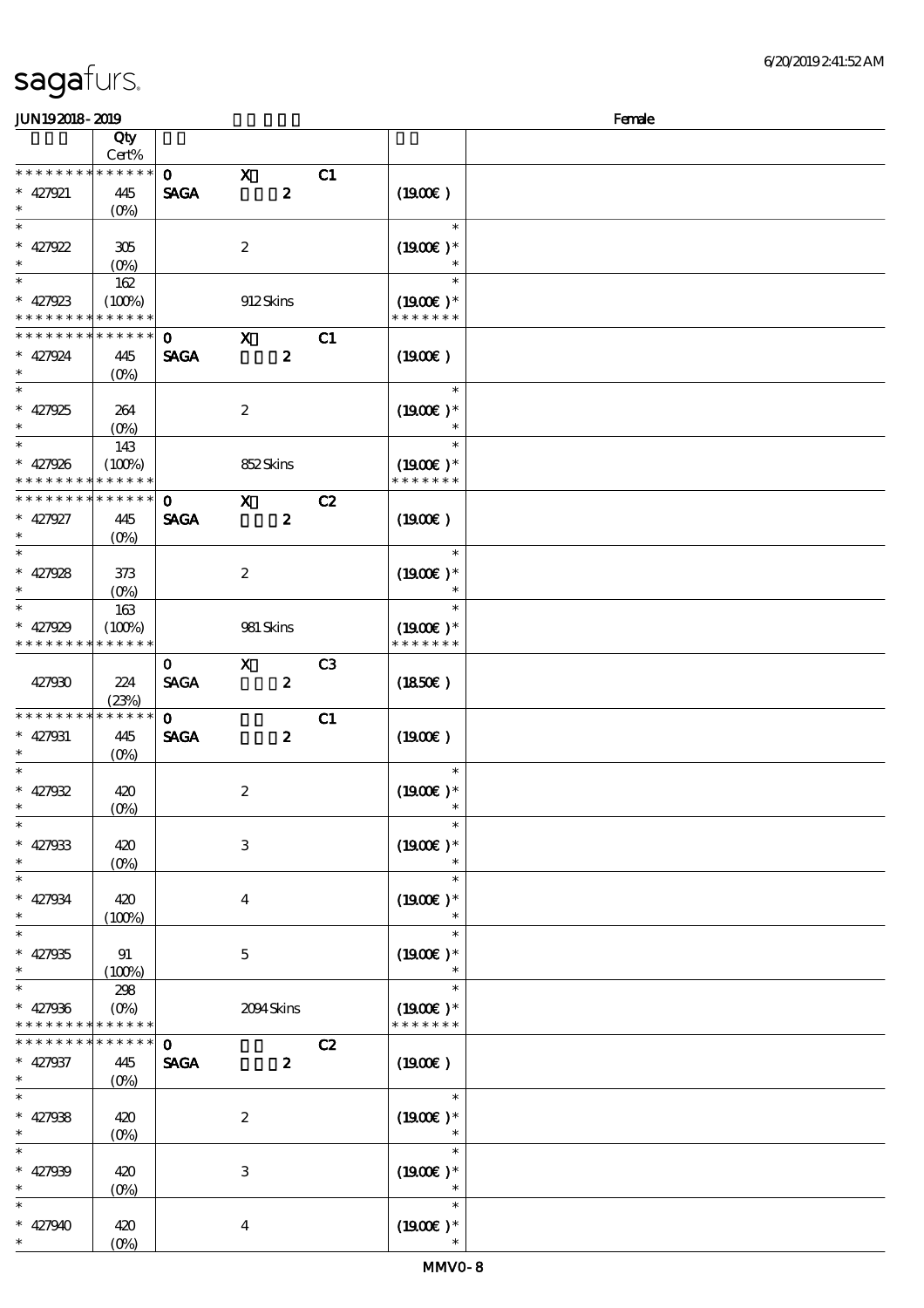sagafurs.

JUN19 2018 - 2019 Female

| | Qty Cert% | | | | | |
|---|---|---|---|---|---|---|
| * * * * * * * * * * * * * * | | 0 | X | C1 | | |
| * 427921 | 445 | SAGA | 2 | | (19.00€ ) | |
| * | (0%) | | | | | |
| * | | | | | * | |
| * 427922 | 305 | | 2 | | (19.00€ )* | |
| * | (0%) | | | | * | |
| * | 162 | | | | * | |
| * 427923 | (100%) | | 912 Skins | | (19.00€ )* | |
| * * * * * * * * * * * * * * | | | | | * * * * * * * | |
| * * * * * * * * * * * * * * | | 0 | X | C1 | | |
| * 427924 | 445 | SAGA | 2 | | (19.00€ ) | |
| * | (0%) | | | | | |
| * | | | | | * | |
| * 427925 | 264 | | 2 | | (19.00€ )* | |
| * | (0%) | | | | * | |
| * | 143 | | | | * | |
| * 427926 | (100%) | | 852 Skins | | (19.00€ )* | |
| * * * * * * * * * * * * * * | | | | | * * * * * * * | |
| * * * * * * * * * * * * * * | | 0 | X | C2 | | |
| * 427927 | 445 | SAGA | 2 | | (19.00€ ) | |
| * | (0%) | | | | | |
| * | | | | | * | |
| * 427928 | 373 | | 2 | | (19.00€ )* | |
| * | (0%) | | | | * | |
| * | 163 | | | | * | |
| * 427929 | (100%) | | 981 Skins | | (19.00€ )* | |
| * * * * * * * * * * * * * * | | | | | * * * * * * * | |
| | | 0 | X | C3 | | |
| 427930 | 224 | SAGA | 2 | | (18.50€ ) | |
| | (23%) | | | | | |
| * * * * * * * * * * * * * * | | 0 | | C1 | | |
| * 427931 | 445 | SAGA | 2 | | (19.00€ ) | |
| * | (0%) | | | | | |
| * | | | | | * | |
| * 427932 | 420 | | 2 | | (19.00€ )* | |
| * | (0%) | | | | * | |
| * | | | | | * | |
| * 427933 | 420 | | 3 | | (19.00€ )* | |
| * | (0%) | | | | * | |
| * | | | | | * | |
| * 427934 | 420 | | 4 | | (19.00€ )* | |
| * | (100%) | | | | * | |
| * | | | | | * | |
| * 427935 | 91 | | 5 | | (19.00€ )* | |
| * | (100%) | | | | * | |
| * | 298 | | | | * | |
| * 427936 | (0%) | | 2094 Skins | | (19.00€ )* | |
| * * * * * * * * * * * * * * | | | | | * * * * * * * | |
| * * * * * * * * * * * * * * | | 0 | | C2 | | |
| * 427937 | 445 | SAGA | 2 | | (19.00€ ) | |
| * | (0%) | | | | | |
| * | | | | | * | |
| * 427938 | 420 | | 2 | | (19.00€ )* | |
| * | (0%) | | | | * | |
| * | | | | | * | |
| * 427939 | 420 | | 3 | | (19.00€ )* | |
| * | (0%) | | | | * | |
| * | | | | | * | |
| * 427940 | 420 | | 4 | | (19.00€ )* | |
| * | (0%) | | | | * | |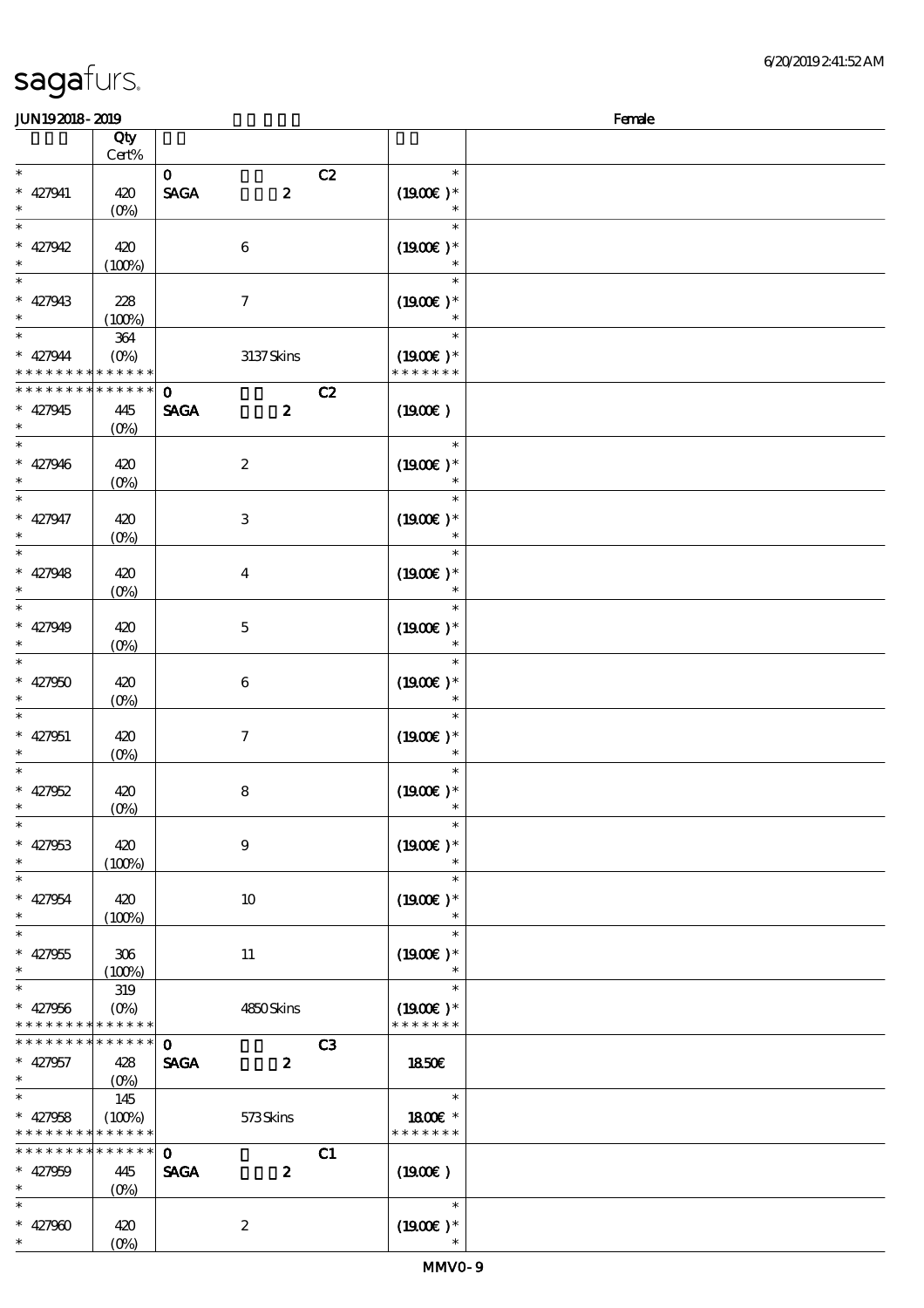| | Qty Cert% | | |
|---|---|---|---|
| * 427941 * | 420 (0%) | 0 C2 SAGA 2 | * (19.00€) * * |
| * 427942 * | 420 (100%) | 6 | * (19.00€) * * |
| * 427943 * | 228 (100%) | 7 | * (19.00€) * * |
| * 427944 * * * * * * * * * * * * * | 364 (0%) | 3137 Skins | * (19.00€) * * * * * * * * |
| * * * * * * * * * * * * * * 427945 * | 445 (0%) | 0 C2 SAGA 2 | (19.00€) |
| * 427946 * | 420 (0%) | 2 | * (19.00€) * * |
| * 427947 * | 420 (0%) | 3 | * (19.00€) * * |
| * 427948 * | 420 (0%) | 4 | * (19.00€) * * |
| * 427949 * | 420 (0%) | 5 | * (19.00€) * * |
| * 427950 * | 420 (0%) | 6 | * (19.00€) * * |
| * 427951 * | 420 (0%) | 7 | * (19.00€) * * |
| * 427952 * | 420 (0%) | 8 | * (19.00€) * * |
| * 427953 * | 420 (100%) | 9 | * (19.00€) * * |
| * 427954 * | 420 (100%) | 10 | * (19.00€) * * |
| * 427955 * | 306 (100%) | 11 | * (19.00€) * * |
| * 427956 * * * * * * * * * * * * * | 319 (0%) | 4850 Skins | * (19.00€) * * * * * * * * |
| * * * * * * * * * * * * * * 427957 * | 428 (0%) | 0 C3 SAGA 2 | 18.50€ |
| * 427958 * * * * * * * * * * * * * | 145 (100%) | 573 Skins | * 18.00€ * * * * * * * * |
| * * * * * * * * * * * * * * 427959 * | 445 (0%) | 0 C1 SAGA 2 | (19.00€) |
| * 427960 * | 420 (0%) | 2 | * (19.00€) * * |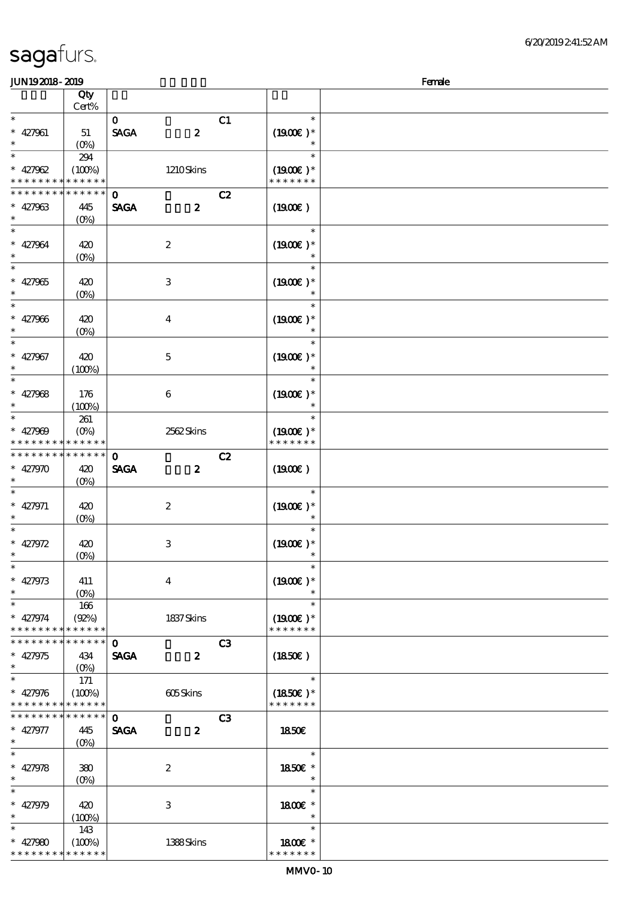sagafurs.

JUN19 2018 - 2019 Female

| | Qty Cert% | | | | |
|---|---|---|---|---|---|
| * | | 0 | C1 | * | |
| * 427961 | 51 | SAGA 2 | | (19.00€ )* | |
| * | (0%) | | | * | |
| * | 294 | | | * | |
| * 427962 | (100%) | 1210 Skins | | (19.00€ )* | |
| * * * * * * * * * * * * * * | | | | * * * * * * * | |
| * * * * * * * * * * * * * * | | 0 | C2 | | |
| * 427963 | 445 | SAGA 2 | | (19.00€ ) | |
| * | (0%) | | | | |
| * | | | | * | |
| * 427964 | 420 | 2 | | (19.00€ )* | |
| * | (0%) | | | * | |
| * | | | | * | |
| * 427965 | 420 | 3 | | (19.00€ )* | |
| * | (0%) | | | * | |
| * | | | | * | |
| * 427966 | 420 | 4 | | (19.00€ )* | |
| * | (0%) | | | * | |
| * | | | | * | |
| * 427967 | 420 | 5 | | (19.00€ )* | |
| * | (100%) | | | * | |
| * | | | | * | |
| * 427968 | 176 | 6 | | (19.00€ )* | |
| * | (100%) | | | * | |
| * | 261 | | | * | |
| * 427969 | (0%) | 2562 Skins | | (19.00€ )* | |
| * * * * * * * * * * * * * * | | | | * * * * * * * | |
| * * * * * * * * * * * * * * | | 0 | C2 | | |
| * 427970 | 420 | SAGA 2 | | (19.00€ ) | |
| * | (0%) | | | | |
| * | | | | * | |
| * 427971 | 420 | 2 | | (19.00€ )* | |
| * | (0%) | | | * | |
| * | | | | * | |
| * 427972 | 420 | 3 | | (19.00€ )* | |
| * | (0%) | | | * | |
| * | | | | * | |
| * 427973 | 411 | 4 | | (19.00€ )* | |
| * | (0%) | | | * | |
| * | 166 | | | * | |
| * 427974 | (92%) | 1837 Skins | | (19.00€ )* | |
| * * * * * * * * * * * * * * | | | | * * * * * * * | |
| * * * * * * * * * * * * * * | | 0 | C3 | | |
| * 427975 | 434 | SAGA 2 | | (18.50€ ) | |
| * | (0%) | | | | |
| * | 171 | | | * | |
| * 427976 | (100%) | 605 Skins | | (18.50€ )* | |
| * * * * * * * * * * * * * * | | | | * * * * * * * | |
| * * * * * * * * * * * * * * | | 0 | C3 | | |
| * 427977 | 445 | SAGA 2 | | 18.50€ | |
| * | (0%) | | | | |
| * | | | | * | |
| * 427978 | 380 | 2 | | 18.50€ * | |
| * | (0%) | | | * | |
| * | | | | * | |
| * 427979 | 420 | 3 | | 18.00€ * | |
| * | (100%) | | | * | |
| * | 143 | | | * | |
| * 427980 | (100%) | 1388 Skins | | 18.00€ * | |
| * * * * * * * * * * * * * * | | | | * * * * * * * | |

MMV0 - 10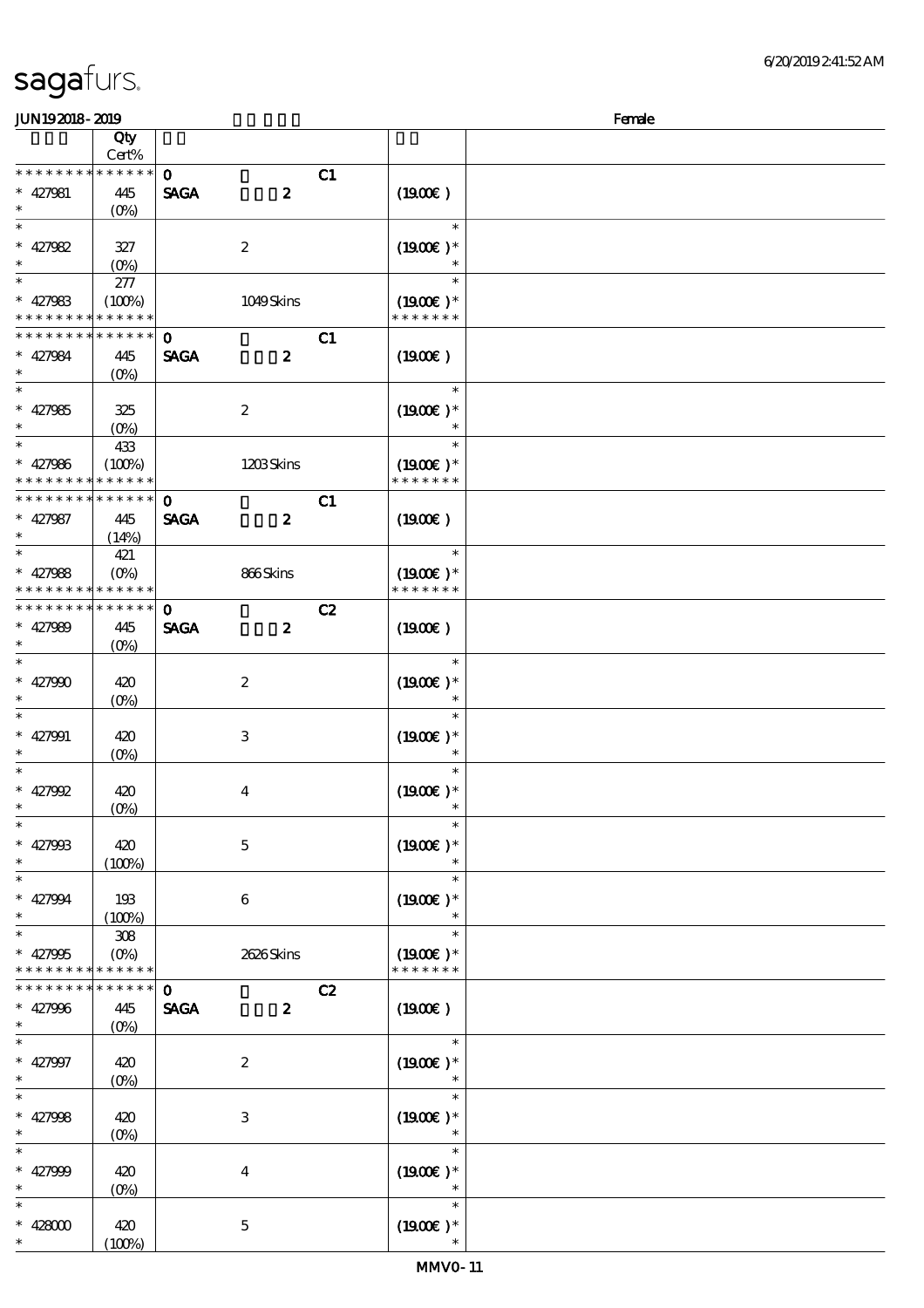sagafurs.

JUN19 2018 - 2019 | Female

| | Qty Cert% | | | |
|---|---|---|---|---|
| * * * * * * * * * * * * * * | 0 | C1 | | |
| * 427981 | 445 | SAGA 2 | (19.00€ ) | |
| * | (0%) | | | |
| * | | | * | |
| * 427982 | 327 | 2 | (19.00€ )* | |
| * | (0%) | | * | |
| * | 277 | | * | |
| * 427983 | (100%) | 1049 Skins | (19.00€ )* | |
| * * * * * * * * * * * * * * | | | * * * * * * * | |
| * * * * * * * * * * * * * * | 0 | C1 | | |
| * 427984 | 445 | SAGA 2 | (19.00€ ) | |
| * | (0%) | | | |
| * | | | * | |
| * 427985 | 325 | 2 | (19.00€ )* | |
| * | (0%) | | * | |
| * | 433 | | * | |
| * 427986 | (100%) | 1203 Skins | (19.00€ )* | |
| * * * * * * * * * * * * * * | | | * * * * * * * | |
| * * * * * * * * * * * * * * | 0 | C1 | | |
| * 427987 | 445 | SAGA 2 | (19.00€ ) | |
| * | (14%) | | | |
| * | 421 | | * | |
| * 427988 | (0%) | 866 Skins | (19.00€ )* | |
| * * * * * * * * * * * * * * | | | * * * * * * * | |
| * * * * * * * * * * * * * * | 0 | C2 | | |
| * 427989 | 445 | SAGA 2 | (19.00€ ) | |
| * | (0%) | | | |
| * | | | * | |
| * 427990 | 420 | 2 | (19.00€ )* | |
| * | (0%) | | * | |
| * | | | * | |
| * 427991 | 420 | 3 | (19.00€ )* | |
| * | (0%) | | * | |
| * | | | * | |
| * 427992 | 420 | 4 | (19.00€ )* | |
| * | (0%) | | * | |
| * | | | * | |
| * 427993 | 420 | 5 | (19.00€ )* | |
| * | (100%) | | * | |
| * | | | * | |
| * 427994 | 193 | 6 | (19.00€ )* | |
| * | (100%) | | * | |
| * | 308 | | * | |
| * 427995 | (0%) | 2626 Skins | (19.00€ )* | |
| * * * * * * * * * * * * * * | | | * * * * * * * | |
| * * * * * * * * * * * * * * | 0 | C2 | | |
| * 427996 | 445 | SAGA 2 | (19.00€ ) | |
| * | (0%) | | | |
| * | | | * | |
| * 427997 | 420 | 2 | (19.00€ )* | |
| * | (0%) | | * | |
| * | | | * | |
| * 427998 | 420 | 3 | (19.00€ )* | |
| * | (0%) | | * | |
| * | | | * | |
| * 427999 | 420 | 4 | (19.00€ )* | |
| * | (0%) | | * | |
| * | | | * | |
| * 428000 | 420 | 5 | (19.00€ )* | |
| * | (100%) | | * | |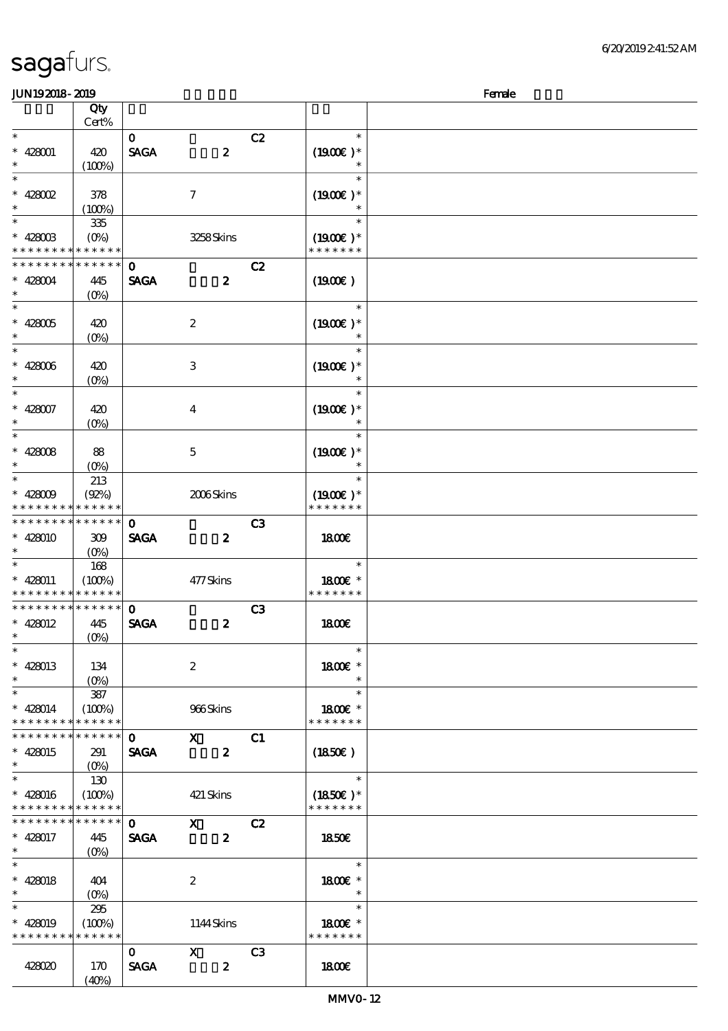# sagafurs.

JUN19 2018 - 2019 | Female

| | Qty Cert% | | | | |
|---|---|---|---|---|---|
| * | | 0 | | C2 | * |
| * 428001 | 420 | SAGA | 2 | | (19.00€ )* |
| * | (100%) | | | | * |
| * | | | | | * |
| * 428002 | 378 | | 7 | | (19.00€ )* |
| * | (100%) | | | | * |
| * | 335 | | | | * |
| * 428003 | (0%) | | 3258 Skins | | (19.00€ )* |
| * * * * * * * * * * * * * * | | | | | * * * * * * * |
| * * * * * * * * * * * * * * | | 0 | | C2 | |
| * 428004 | 445 | SAGA | 2 | | (19.00€ ) |
| * | (0%) | | | | |
| * | | | | | * |
| * 428005 | 420 | | 2 | | (19.00€ )* |
| * | (0%) | | | | * |
| * | | | | | * |
| * 428006 | 420 | | 3 | | (19.00€ )* |
| * | (0%) | | | | * |
| * | | | | | * |
| * 428007 | 420 | | 4 | | (19.00€ )* |
| * | (0%) | | | | * |
| * | | | | | * |
| * 428008 | 88 | | 5 | | (19.00€ )* |
| * | (0%) | | | | * |
| * | 213 | | | | * |
| * 428009 | (92%) | | 2006 Skins | | (19.00€ )* |
| * * * * * * * * * * * * * * | | | | | * * * * * * * |
| * * * * * * * * * * * * * * | | 0 | | C3 | |
| * 428010 | 309 | SAGA | 2 | | 18.00€ |
| * | (0%) | | | | |
| * | 168 | | | | * |
| * 428011 | (100%) | | 477 Skins | | 18.00€ * |
| * * * * * * * * * * * * * * | | | | | * * * * * * * |
| * * * * * * * * * * * * * * | | 0 | | C3 | |
| * 428012 | 445 | SAGA | 2 | | 18.00€ |
| * | (0%) | | | | |
| * | | | | | * |
| * 428013 | 134 | | 2 | | 18.00€ * |
| * | (0%) | | | | * |
| * | 387 | | | | * |
| * 428014 | (100%) | | 966 Skins | | 18.00€ * |
| * * * * * * * * * * * * * * | | | | | * * * * * * * |
| * * * * * * * * * * * * * * | | 0 | X | C1 | |
| * 428015 | 291 | SAGA | 2 | | (18.50€ ) |
| * | (0%) | | | | |
| * | 130 | | | | * |
| * 428016 | (100%) | | 421 Skins | | (18.50€ )* |
| * * * * * * * * * * * * * * | | | | | * * * * * * * |
| * * * * * * * * * * * * * * | | 0 | X | C2 | |
| * 428017 | 445 | SAGA | 2 | | 18.50€ |
| * | (0%) | | | | |
| * | | | | | * |
| * 428018 | 404 | | 2 | | 18.00€ * |
| * | (0%) | | | | * |
| * | 295 | | | | * |
| * 428019 | (100%) | | 1144 Skins | | 18.00€ * |
| * * * * * * * * * * * * * * | | | | | * * * * * * * |
| | | 0 | X | C3 | |
| 428020 | 170 | SAGA | 2 | | 18.00€ |
| | (40%) | | | | |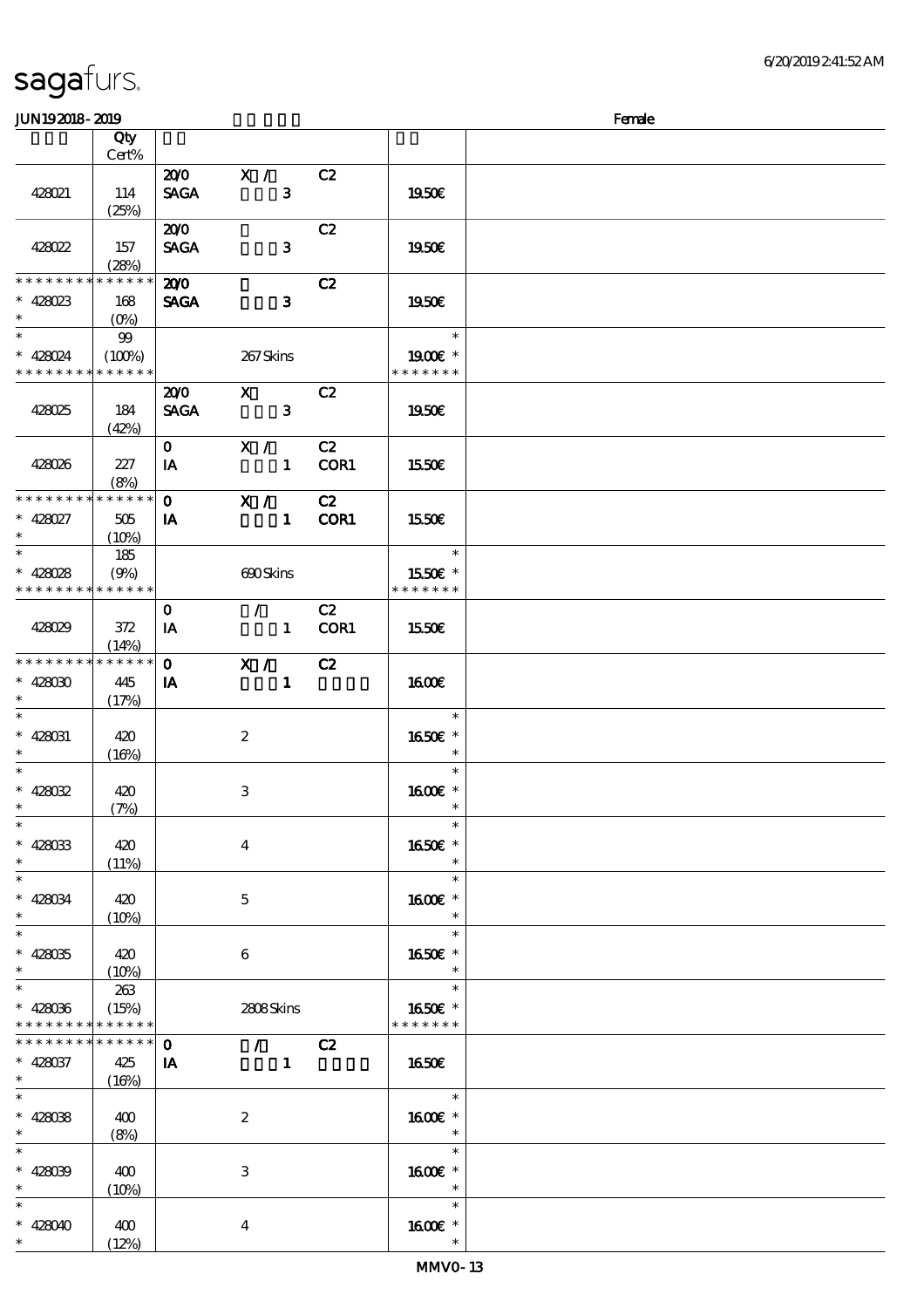# sagafurs.

JUN192018 - 2019 Female

| | Qty Cert% | | | | | |
|---|---|---|---|---|---|---|
| 428021 | 114 (25%) | 20/0 SAGA | X / 3 | C2 | 19.50€ | |
| 428022 | 157 (28%) | 20/0 SAGA | 3 | C2 | 19.50€ | |
| * * * * * * * * * * * * * * 428023 * | 168 (0%) | 20/0 SAGA | 3 | C2 | 19.50€ | |
| * * 428024 * * * * * * * * * * * * * | 99 (100%) | | 267 Skins | | * 19.00€ * * * * * * * * | |
| 428025 | 184 (42%) | 20/0 SAGA | X 3 | C2 | 19.50€ | |
| 428026 | 227 (8%) | 0 IA | X / 1 | C2 COR1 | 15.50€ | |
| * * * * * * * * * * * * * * 428027 * | 505 (10%) | 0 IA | X / 1 | C2 COR1 | 15.50€ | |
| * * 428028 * * * * * * * * * * * * * | 185 (9%) | | 690 Skins | | * 15.50€ * * * * * * * * | |
| 428029 | 372 (14%) | 0 IA | / 1 | C2 COR1 | 15.50€ | |
| * * * * * * * * * * * * * * 428030 * | 445 (17%) | 0 IA | X / 1 | C2 | 16.00€ | |
| * * 428031 * | 420 (16%) | | 2 | | * 16.50€ * * | |
| * * 428032 * | 420 (7%) | | 3 | | * 16.00€ * * | |
| * * 428033 * | 420 (11%) | | 4 | | * 16.50€ * * | |
| * * 428034 * | 420 (10%) | | 5 | | * 16.00€ * * | |
| * * 428035 * | 420 (10%) | | 6 | | * 16.50€ * * | |
| * * 428036 * * * * * * * * * * * * * | 263 (15%) | | 2808 Skins | | * 16.50€ * * * * * * * * | |
| * * * * * * * * * * * * * * 428037 * | 425 (16%) | 0 IA | / 1 | C2 | 16.50€ | |
| * * 428038 * | 400 (8%) | | 2 | | * 16.00€ * * | |
| * * 428039 * | 400 (10%) | | 3 | | * 16.00€ * * | |
| * * 428040 * | 400 (12%) | | 4 | | * 16.00€ * * | |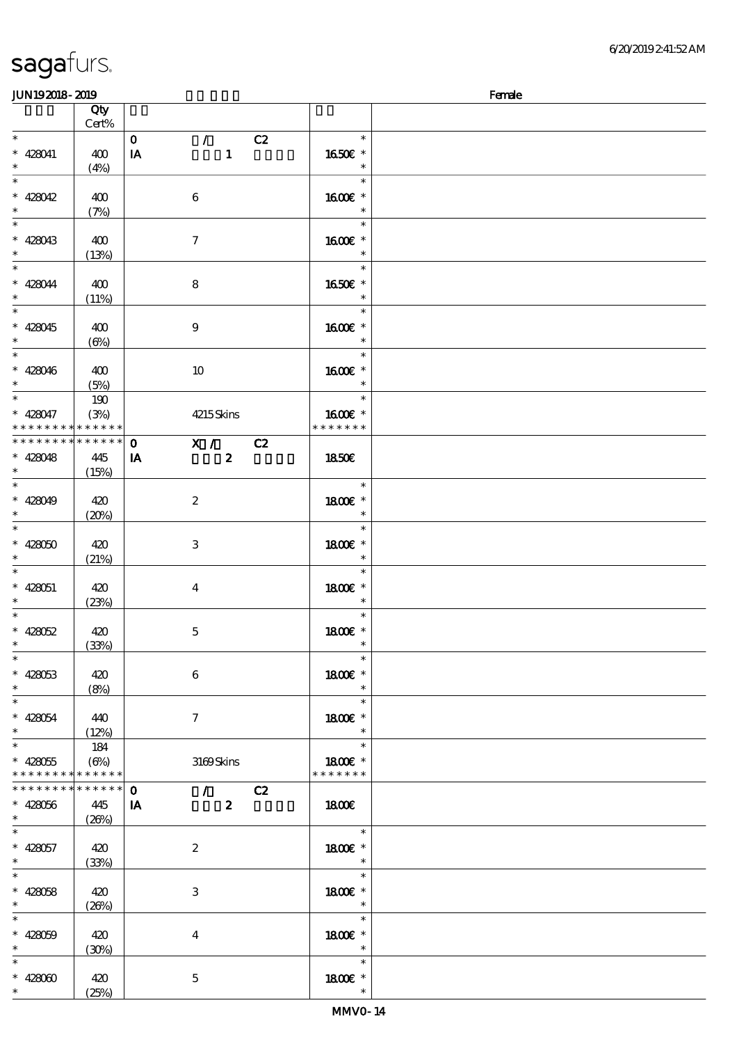| | Qty Cert% | | | |
|---|---|---|---|---|
| * | | 0 / C2 | * | |
| * 428041 | 400 | IA 1 | 16.50€ * | |
| * | (4%) | | * | |
| * | | | * | |
| * 428042 | 400 | 6 | 16.00€ * | |
| * | (7%) | | * | |
| * | | | * | |
| * 428043 | 400 | 7 | 16.00€ * | |
| * | (13%) | | * | |
| * | | | * | |
| * 428044 | 400 | 8 | 16.50€ * | |
| * | (11%) | | * | |
| * | | | * | |
| * 428045 | 400 | 9 | 16.00€ * | |
| * | (6%) | | * | |
| * | | | * | |
| * 428046 | 400 | 10 | 16.00€ * | |
| * | (5%) | | * | |
| * | 190 | | * | |
| * 428047 | (3%) | 4215 Skins | 16.00€ * | |
| * * * * * * * * * * * * * * | | | * * * * * * * | |
| * * * * * * * * * * * * * * | | 0 X / C2 | | |
| * 428048 | 445 | IA 2 | 18.50€ | |
| * | (15%) | | | |
| * | | | * | |
| * 428049 | 420 | 2 | 18.00€ * | |
| * | (20%) | | * | |
| * | | | * | |
| * 428050 | 420 | 3 | 18.00€ * | |
| * | (21%) | | * | |
| * | | | * | |
| * 428051 | 420 | 4 | 18.00€ * | |
| * | (23%) | | * | |
| * | | | * | |
| * 428052 | 420 | 5 | 18.00€ * | |
| * | (33%) | | * | |
| * | | | * | |
| * 428053 | 420 | 6 | 18.00€ * | |
| * | (8%) | | * | |
| * | | | * | |
| * 428054 | 440 | 7 | 18.00€ * | |
| * | (12%) | | * | |
| * | 184 | | * | |
| * 428055 | (6%) | 3169 Skins | 18.00€ * | |
| * * * * * * * * * * * * * * | | | * * * * * * * | |
| * * * * * * * * * * * * * * | | 0 / C2 | | |
| * 428056 | 445 | IA 2 | 18.00€ | |
| * | (26%) | | | |
| * | | | * | |
| * 428057 | 420 | 2 | 18.00€ * | |
| * | (33%) | | * | |
| * | | | * | |
| * 428058 | 420 | 3 | 18.00€ * | |
| * | (26%) | | * | |
| * | | | * | |
| * 428059 | 420 | 4 | 18.00€ * | |
| * | (30%) | | * | |
| * | | | * | |
| * 428060 | 420 | 5 | 18.00€ * | |
| * | (25%) | | * | |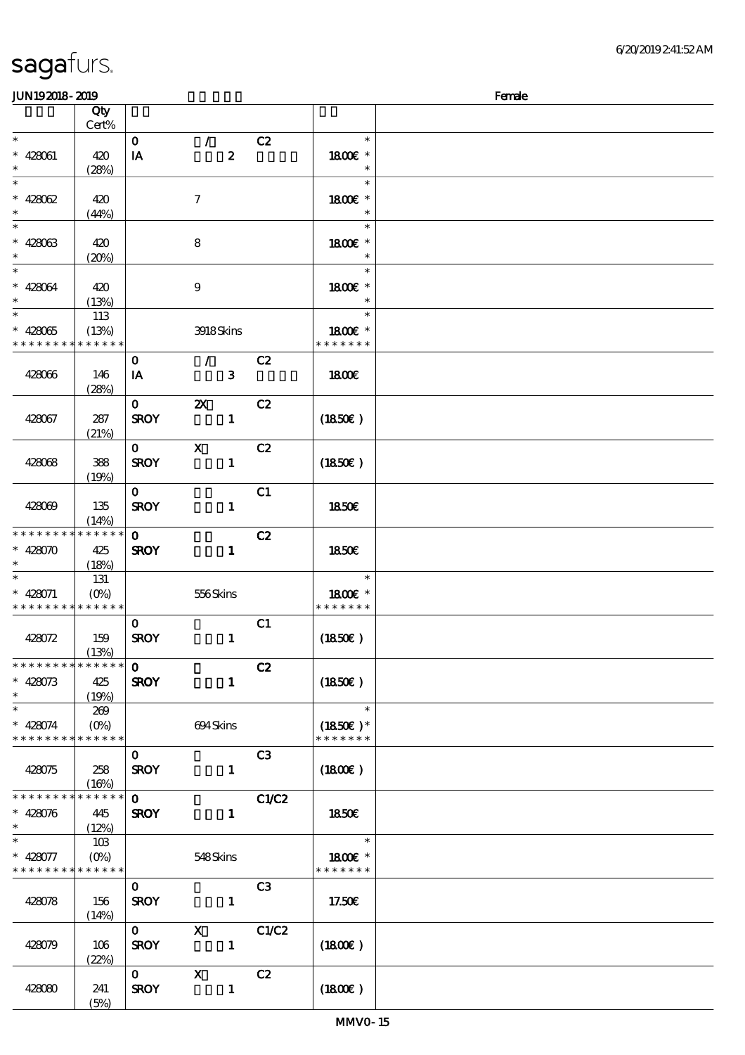# sagafurs.

JUN192018-2019 Female

| | Qty Cert% | | | | |
|---|---|---|---|---|---|
| * 428061 * | 420 (28%) | 0 IA | / 2 | C2 | * 1800€ * * |
| * 428062 * | 420 (44%) | | 7 | | * 1800€ * * |
| * 428063 * | 420 (20%) | | 8 | | * 1800€ * * |
| * 428064 * | 420 (13%) | | 9 | | * 1800€ * * |
| * 428065 * * * * * * * * * * * * * | 113 (13%) | | 3918 Skins | | * 1800€ * * * * * * * * |
| 428066 | 146 (28%) | 0 IA | / 3 | C2 | 1800€ |
| 428067 | 287 (21%) | 0 SROY | 2X 1 | C2 | (1850€) |
| 428068 | 388 (19%) | 0 SROY | X 1 | C2 | (1850€) |
| 428069 | 135 (14%) | 0 SROY | 1 | C1 | 1850€ |
| * * * * * * * * * * * * * * 428070 * | 425 (18%) | 0 SROY | 1 | C2 | 1850€ |
| * 428071 * * * * * * * * * * * * * | 131 (0%) | | 556 Skins | | * 1800€ * * * * * * * * |
| 428072 | 159 (13%) | 0 SROY | 1 | C1 | (1850€) |
| * * * * * * * * * * * * * * 428073 * | 425 (19%) | 0 SROY | 1 | C2 | (1850€) |
| * 428074 * * * * * * * * * * * * * | 269 (0%) | | 694 Skins | | * (1850€) * * * * * * * * |
| 428075 | 258 (16%) | 0 SROY | 1 | C3 | (1800€) |
| * * * * * * * * * * * * * * 428076 * | 445 (12%) | 0 SROY | 1 | C1/C2 | 1850€ |
| * 428077 * * * * * * * * * * * * * | 103 (0%) | | 548 Skins | | * 1800€ * * * * * * * * |
| 428078 | 156 (14%) | 0 SROY | 1 | C3 | 17.50€ |
| 428079 | 106 (22%) | 0 SROY | X 1 | C1/C2 | (1800€) |
| 428080 | 241 (5%) | 0 SROY | X 1 | C2 | (1800€) |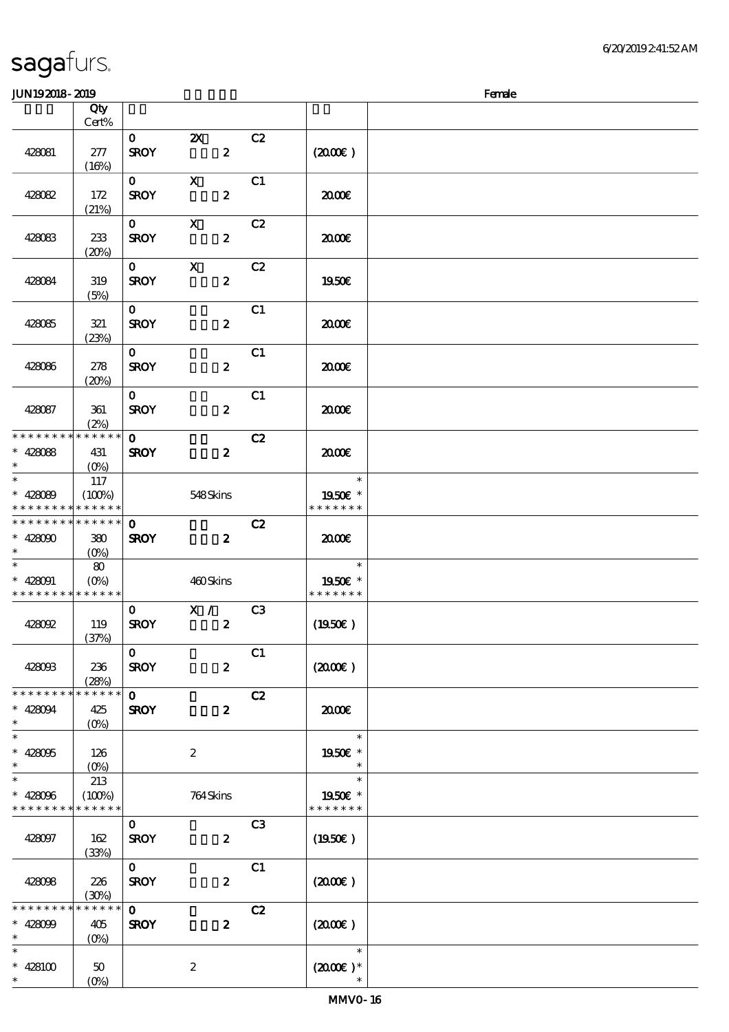**JUN19 2018 - 2019** — Female

| | Qty Cert% | | | | | |
|---|---|---|---|---|---|---|
| 428081 | 277 (16%) | 0 SROY | 2X 2 | C2 | (20.00€) | |
| 428082 | 172 (21%) | 0 SROY | X 2 | C1 | 20.00€ | |
| 428083 | 233 (20%) | 0 SROY | X 2 | C2 | 20.00€ | |
| 428084 | 319 (5%) | 0 SROY | X 2 | C2 | 19.50€ | |
| 428085 | 321 (23%) | 0 SROY | 2 | C1 | 20.00€ | |
| 428086 | 278 (20%) | 0 SROY | 2 | C1 | 20.00€ | |
| 428087 | 361 (2%) | 0 SROY | 2 | C1 | 20.00€ | |
| * * * * * * * * * * * * * * * 428088 * | 431 (0%) | 0 SROY | 2 | C2 | 20.00€ | |
| * * 428089 * * * * * * * * * * * * * * | 117 (100%) | | 548 Skins | | * 19.50€ * * * * * * * * | |
| * * * * * * * * * * * * * * * 428090 * | 380 (0%) | 0 SROY | 2 | C2 | 20.00€ | |
| * * 428091 * * * * * * * * * * * * * * | 80 (0%) | | 460 Skins | | * 19.50€ * * * * * * * * | |
| 428092 | 119 (37%) | 0 SROY | X / 2 | C3 | (19.50€) | |
| 428093 | 236 (28%) | 0 SROY | 2 | C1 | (20.00€) | |
| * * * * * * * * * * * * * * * 428094 * | 425 (0%) | 0 SROY | 2 | C2 | 20.00€ | |
| * * 428095 * | 126 (0%) | | 2 | | * 19.50€ * * | |
| * * 428096 * * * * * * * * * * * * * * | 213 (100%) | | 764 Skins | | * 19.50€ * * * * * * * * | |
| 428097 | 162 (33%) | 0 SROY | 2 | C3 | (19.50€) | |
| 428098 | 226 (30%) | 0 SROY | 2 | C1 | (20.00€) | |
| * * * * * * * * * * * * * * * 428099 * | 405 (0%) | 0 SROY | 2 | C2 | (20.00€) | |
| * * 428100 * | 50 (0%) | | 2 | | * (20.00€) * * | |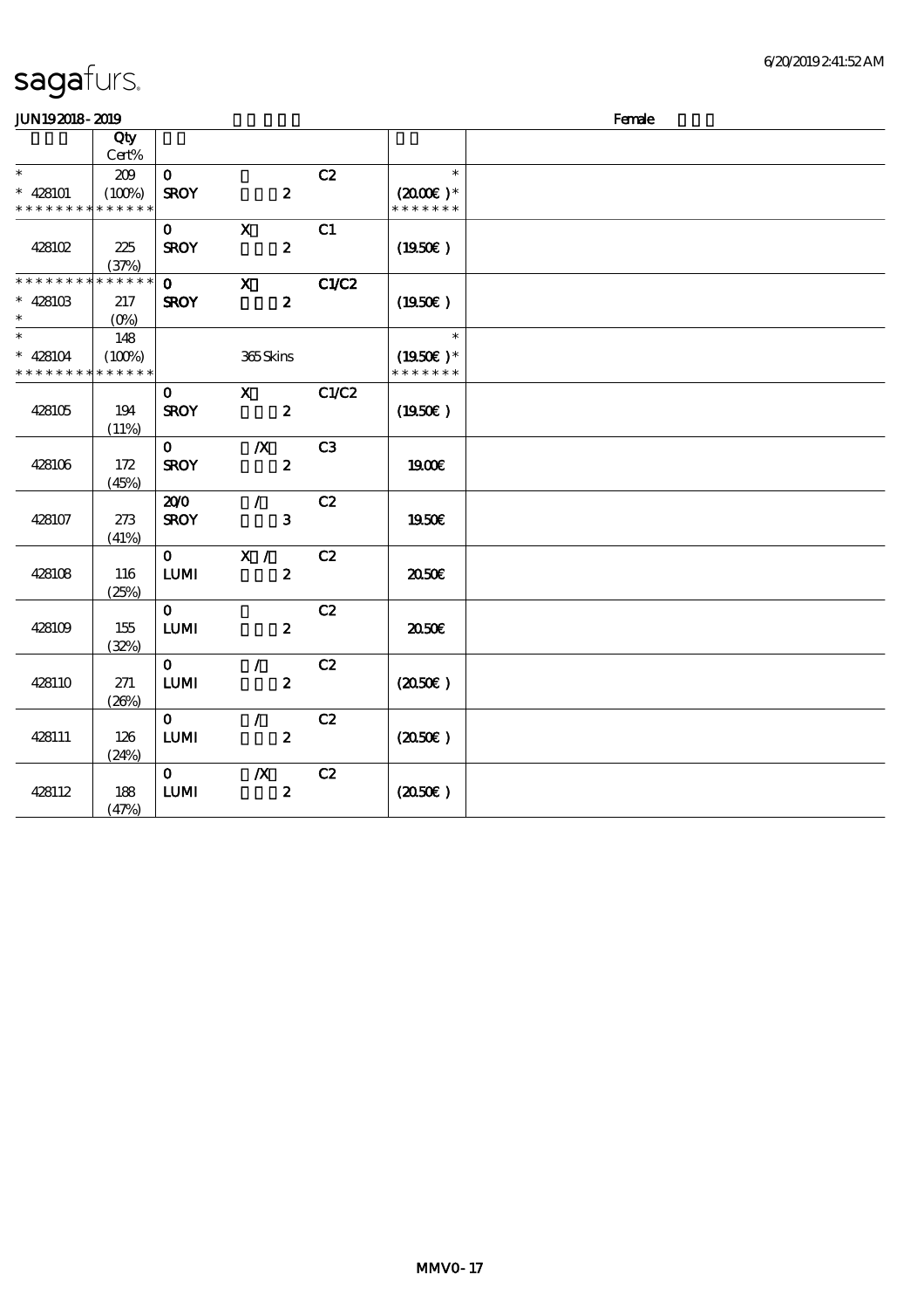sagafurs.

JUN19 2018 - 2019 Female

| | Qty Cert% | | | | | |
|---|---|---|---|---|---|---|
| * | 209 | 0 | | C2 | * | |
| * 428101 | (100%) | SROY | 2 | | (20.00€) * | |
| * * * * * * * * * * * * * * | | | | | * * * * * * * | |
| | | 0 | X | C1 | | |
| 428102 | 225 (37%) | SROY | 2 | | (19.50€) | |
| * * * * * * * * * * * * * * | | 0 | X | C1/C2 | | |
| * 428103 | 217 | SROY | 2 | | (19.50€) | |
| * | (0%) | | | | | |
| * | 148 | | | | * | |
| * 428104 | (100%) | | 365 Skins | | (19.50€) * | |
| * * * * * * * * * * * * * * | | | | | * * * * * * * | |
| | | 0 | X | C1/C2 | | |
| 428105 | 194 (11%) | SROY | 2 | | (19.50€) | |
| | | 0 | /X | C3 | | |
| 428106 | 172 (45%) | SROY | 2 | | 19.00€ | |
| | | 20/0 | / | C2 | | |
| 428107 | 273 (41%) | SROY | 3 | | 19.50€ | |
| | | 0 | X / | C2 | | |
| 428108 | 116 (25%) | LUMI | 2 | | 20.50€ | |
| | | 0 | | C2 | | |
| 428109 | 155 (32%) | LUMI | 2 | | 20.50€ | |
| | | 0 | / | C2 | | |
| 428110 | 271 (26%) | LUMI | 2 | | (20.50€) | |
| | | 0 | / | C2 | | |
| 428111 | 126 (24%) | LUMI | 2 | | (20.50€) | |
| | | 0 | /X | C2 | | |
| 428112 | 188 (47%) | LUMI | 2 | | (20.50€) | |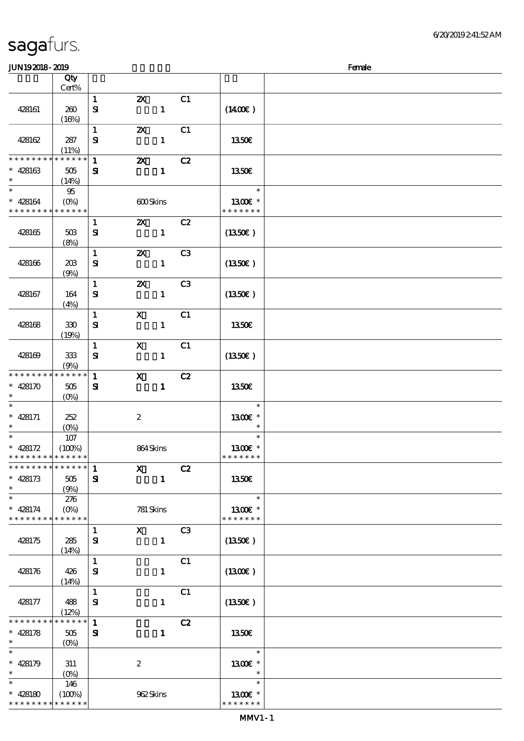# sagafurs.

6/20/2019 2:41:52 AM

JUN19 2018 - 2019 Female

| | Qty Cert% | | | | | |
|---|---|---|---|---|---|---|
| 428161 | 260 (16%) | 1 SI | 2X 1 | C1 | (1400€) | |
| 428162 | 287 (11%) | 1 SI | 2X 1 | C1 | 1350€ | |
| * * * * * * * * * * * * * * 428163 * | 505 (14%) | 1 SI | 2X 1 | C2 | 1350€ | |
| * * 428164 * * * * * * * * * * * * * | 95 (0%) | | 600 Skins | | * 1300€ * * * * * * * * | |
| 428165 | 503 (8%) | 1 SI | 2X 1 | C2 | (1350€) | |
| 428166 | 203 (9%) | 1 SI | 2X 1 | C3 | (1350€) | |
| 428167 | 164 (4%) | 1 SI | 2X 1 | C3 | (1350€) | |
| 428168 | 330 (19%) | 1 SI | X 1 | C1 | 1350€ | |
| 428169 | 333 (9%) | 1 SI | X 1 | C1 | (1350€) | |
| * * * * * * * * * * * * * * 428170 * | 505 (0%) | 1 SI | X 1 | C2 | 1350€ | |
| * * 428171 * | 252 (0%) | | 2 | | * 1300€ * * | |
| * * 428172 * * * * * * * * * * * * * | 107 (100%) | | 864 Skins | | * 1300€ * * * * * * * * | |
| * * * * * * * * * * * * * * 428173 * | 505 (9%) | 1 SI | X 1 | C2 | 1350€ | |
| * * 428174 * * * * * * * * * * * * * | 276 (0%) | | 781 Skins | | * 1300€ * * * * * * * * | |
| 428175 | 285 (14%) | 1 SI | X 1 | C3 | (1350€) | |
| 428176 | 426 (14%) | 1 SI | 1 | C1 | (1300€) | |
| 428177 | 488 (12%) | 1 SI | 1 | C1 | (1350€) | |
| * * * * * * * * * * * * * * 428178 * | 505 (0%) | 1 SI | 1 | C2 | 1350€ | |
| * * 428179 * | 311 (0%) | | 2 | | * 1300€ * * | |
| * * 428180 * * * * * * * * * * * * * | 146 (100%) | | 962 Skins | | * 1300€ * * * * * * * * | |

MMV1-1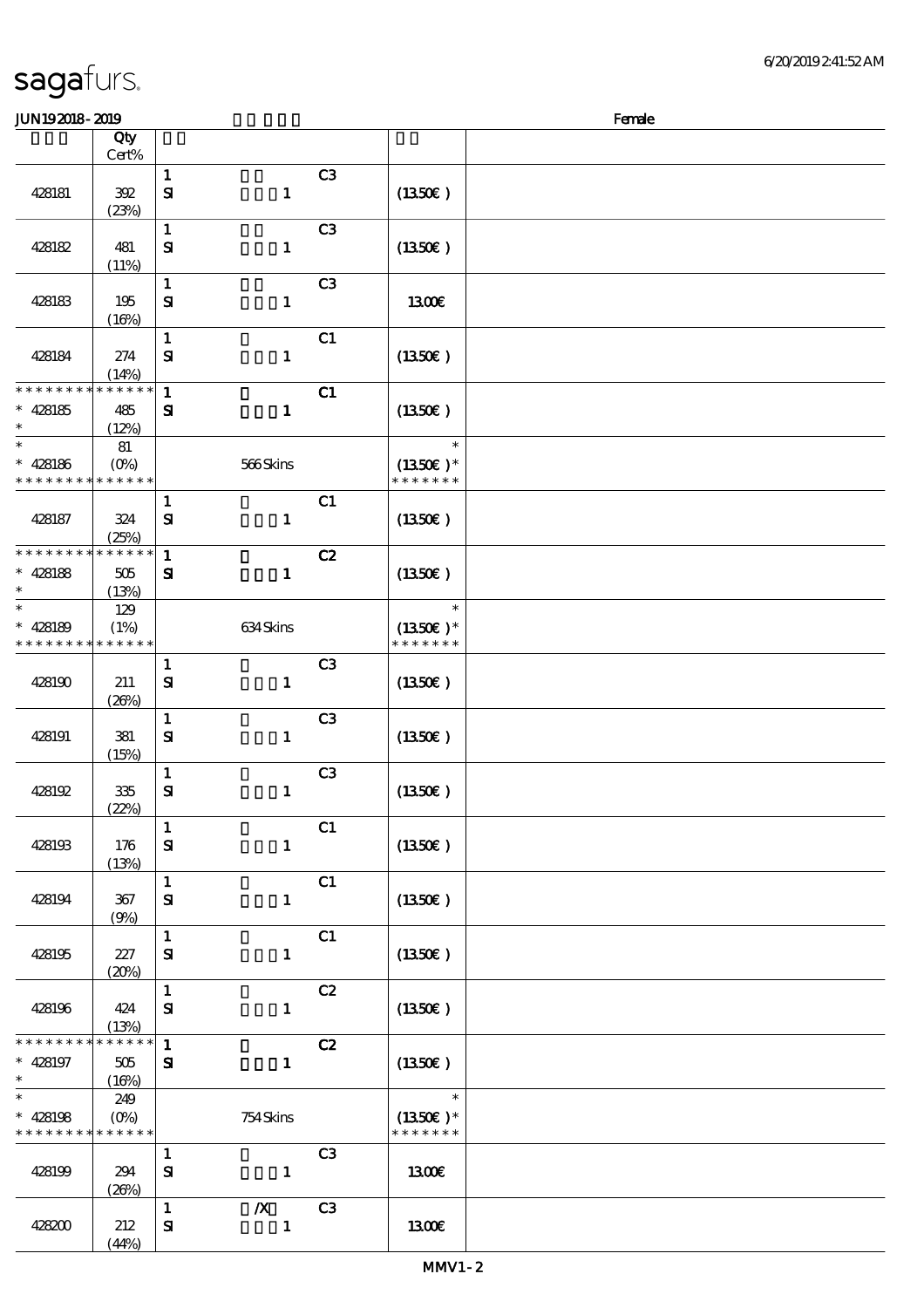sagafurs.

6/20/2019 2:41:52 AM

JUN19 2018 - 2019 Female

| | Qty Cert% | | | |
|---|---|---|---|---|
| 428181 | 392 (23%) | 1 C3 SI 1 | (13.50€) | |
| 428182 | 481 (11%) | 1 C3 SI 1 | (13.50€) | |
| 428183 | 195 (16%) | 1 C3 SI 1 | 13.00€ | |
| 428184 | 274 (14%) | 1 C1 SI 1 | (13.50€) | |
| * * * * * * * * * * * * * * * 428185 * | 485 (12%) | 1 C1 SI 1 | (13.50€) | |
| * * 428186 * * * * * * * * * * * * * * | 81 (0%) | 566 Skins | * (13.50€) * * * * * * * * | |
| 428187 | 324 (25%) | 1 C1 SI 1 | (13.50€) | |
| * * * * * * * * * * * * * * * 428188 * | 505 (13%) | 1 C2 SI 1 | (13.50€) | |
| * * 428189 * * * * * * * * * * * * * * | 129 (1%) | 634 Skins | * (13.50€) * * * * * * * * | |
| 428190 | 211 (26%) | 1 C3 SI 1 | (13.50€) | |
| 428191 | 381 (15%) | 1 C3 SI 1 | (13.50€) | |
| 428192 | 335 (22%) | 1 C3 SI 1 | (13.50€) | |
| 428193 | 176 (13%) | 1 C1 SI 1 | (13.50€) | |
| 428194 | 367 (9%) | 1 C1 SI 1 | (13.50€) | |
| 428195 | 227 (20%) | 1 C1 SI 1 | (13.50€) | |
| 428196 | 424 (13%) | 1 C2 SI 1 | (13.50€) | |
| * * * * * * * * * * * * * * * 428197 * | 505 (16%) | 1 C2 SI 1 | (13.50€) | |
| * * 428198 * * * * * * * * * * * * * * | 249 (0%) | 754 Skins | * (13.50€) * * * * * * * * | |
| 428199 | 294 (26%) | 1 C3 SI 1 | 13.00€ | |
| 428200 | 212 (44%) | 1 /X C3 SI 1 | 13.00€ | |

MMV1 - 2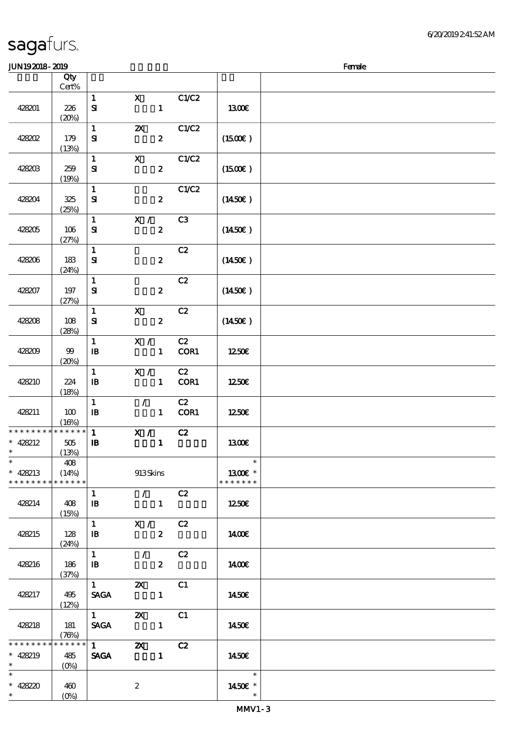sagafurs.

JUN19 2018 - 2019 Female

| | Qty Cert% | | | | | |
|---|---|---|---|---|---|---|
| 428201 | 226 (20%) | 1 SI | X 1 | C1/C2 | 13.00€ | |
| 428202 | 179 (13%) | 1 SI | 2X 2 | C1/C2 | (15.00€ ) | |
| 428203 | 259 (19%) | 1 SI | X 2 | C1/C2 | (15.00€ ) | |
| 428204 | 325 (25%) | 1 SI | 2 | C1/C2 | (14.50€ ) | |
| 428205 | 106 (27%) | 1 SI | X / 2 | C3 | (14.50€ ) | |
| 428206 | 183 (24%) | 1 SI | 2 | C2 | (14.50€ ) | |
| 428207 | 197 (27%) | 1 SI | 2 | C2 | (14.50€ ) | |
| 428208 | 108 (28%) | 1 SI | X 2 | C2 | (14.50€ ) | |
| 428209 | 99 (20%) | 1 IB | X / 1 | C2 COR1 | 12.50€ | |
| 428210 | 224 (18%) | 1 IB | X / 1 | C2 COR1 | 12.50€ | |
| 428211 | 100 (16%) | 1 IB | / 1 | C2 COR1 | 12.50€ | |
| * * * * * * * * * * * * * * * 428212 * | 505 (13%) | 1 IB | X / 1 | C2 | 13.00€ | |
| * * 428213 * * * * * * * * * * * * * * | 408 (14%) | | 913 Skins | | * 13.00€ * * * * * * * * | |
| 428214 | 408 (15%) | 1 IB | / 1 | C2 | 12.50€ | |
| 428215 | 128 (24%) | 1 IB | X / 2 | C2 | 14.00€ | |
| 428216 | 186 (37%) | 1 IB | / 2 | C2 | 14.00€ | |
| 428217 | 495 (12%) | 1 SAGA | 2X 1 | C1 | 14.50€ | |
| 428218 | 181 (76%) | 1 SAGA | 2X 1 | C1 | 14.50€ | |
| * * * * * * * * * * * * * * * 428219 * | 485 (0%) | 1 SAGA | 2X 1 | C2 | 14.50€ | |
| * * 428220 * | 460 (0%) | | 2 | | * 14.50€ * * | |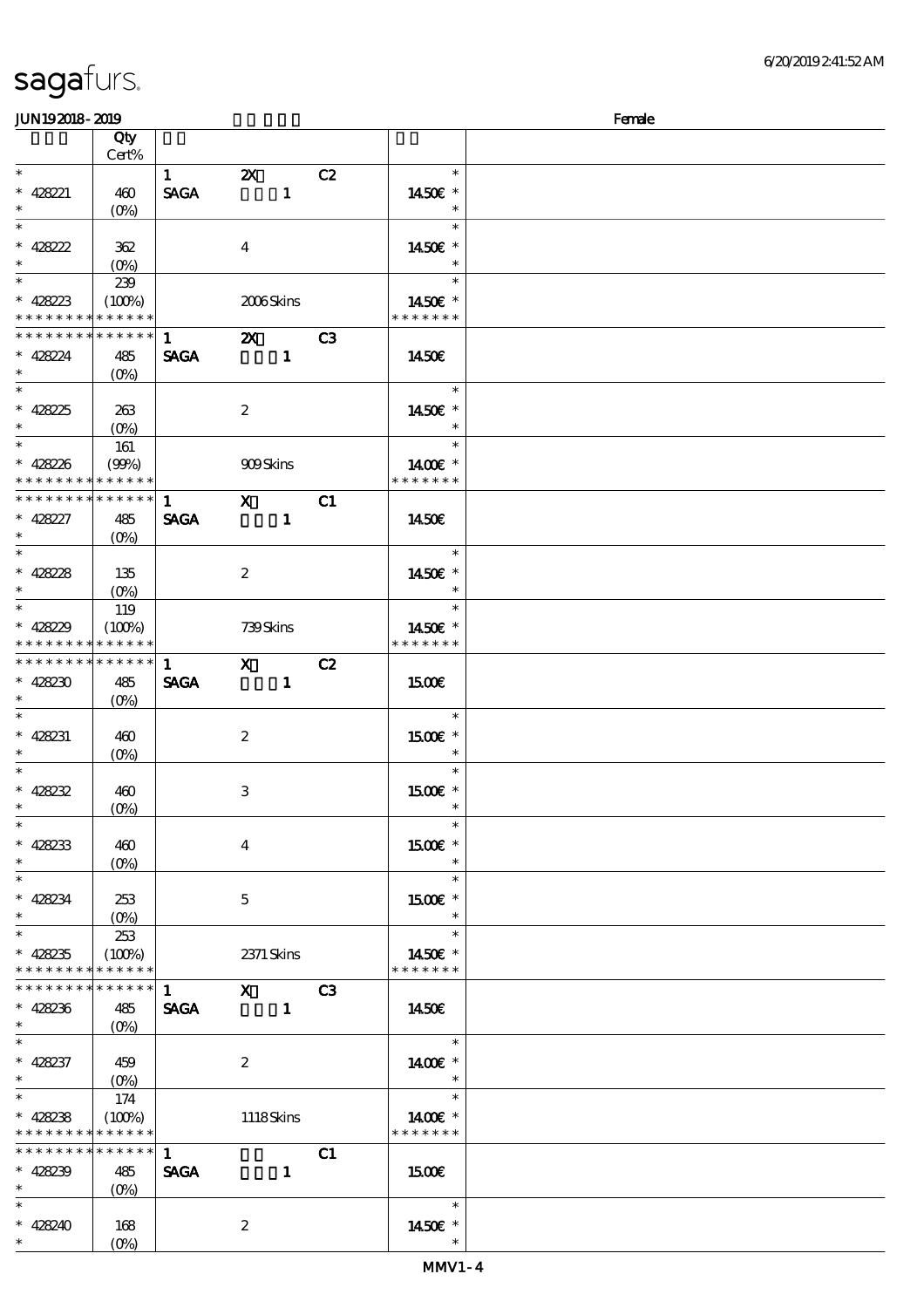**JUN19 2018 - 2019** **Female**

| | Qty Cert% | | | | |
|---|---|---|---|---|---|
| * | | 1 | 2X | C2 | * |
| * 428221 | 460 | SAGA | 1 | | 14.50€ * |
| * | (0%) | | | | * |
| * | | | | | * |
| * 428222 | 362 | | 4 | | 14.50€ * |
| * | (0%) | | | | * |
| * | 239 | | | | * |
| * 428223 | (100%) | | 2006 Skins | | 14.50€ * |
| * * * * * * * * * * * * * * | | | | | * * * * * * * |
| * * * * * * * * * * * * * * | | 1 | 2X | C3 | |
| * 428224 | 485 | SAGA | 1 | | 14.50€ |
| * | (0%) | | | | |
| * | | | | | * |
| * 428225 | 263 | | 2 | | 14.50€ * |
| * | (0%) | | | | * |
| * | 161 | | | | * |
| * 428226 | (99%) | | 909 Skins | | 14.00€ * |
| * * * * * * * * * * * * * * | | | | | * * * * * * * |
| * * * * * * * * * * * * * * | | 1 | X | C1 | |
| * 428227 | 485 | SAGA | 1 | | 14.50€ |
| * | (0%) | | | | |
| * | | | | | * |
| * 428228 | 135 | | 2 | | 14.50€ * |
| * | (0%) | | | | * |
| * | 119 | | | | * |
| * 428229 | (100%) | | 739 Skins | | 14.50€ * |
| * * * * * * * * * * * * * * | | | | | * * * * * * * |
| * * * * * * * * * * * * * * | | 1 | X | C2 | |
| * 428230 | 485 | SAGA | 1 | | 15.00€ |
| * | (0%) | | | | |
| * | | | | | * |
| * 428231 | 460 | | 2 | | 15.00€ * |
| * | (0%) | | | | * |
| * | | | | | * |
| * 428232 | 460 | | 3 | | 15.00€ * |
| * | (0%) | | | | * |
| * | | | | | * |
| * 428233 | 460 | | 4 | | 15.00€ * |
| * | (0%) | | | | * |
| * | | | | | * |
| * 428234 | 253 | | 5 | | 15.00€ * |
| * | (0%) | | | | * |
| * | 253 | | | | * |
| * 428235 | (100%) | | 2371 Skins | | 14.50€ * |
| * * * * * * * * * * * * * * | | | | | * * * * * * * |
| * * * * * * * * * * * * * * | | 1 | X | C3 | |
| * 428236 | 485 | SAGA | 1 | | 14.50€ |
| * | (0%) | | | | |
| * | | | | | * |
| * 428237 | 459 | | 2 | | 14.00€ * |
| * | (0%) | | | | * |
| * | 174 | | | | * |
| * 428238 | (100%) | | 1118 Skins | | 14.00€ * |
| * * * * * * * * * * * * * * | | | | | * * * * * * * |
| * * * * * * * * * * * * * * | | 1 | | C1 | |
| * 428239 | 485 | SAGA | 1 | | 15.00€ |
| * | (0%) | | | | |
| * | | | | | * |
| * 428240 | 168 | | 2 | | 14.50€ * |
| * | (0%) | | | | * |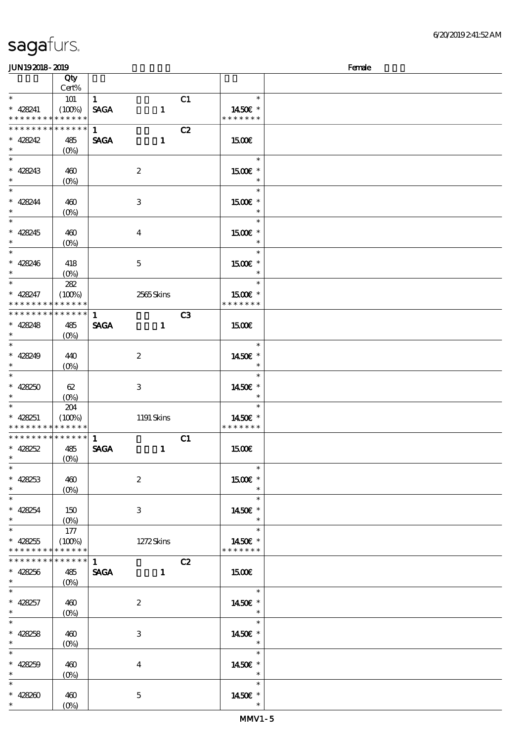# sagafurs.

JUN19 2018 - 2019 Female

| | Qty Cert% | | | |
|---|---|---|---|---|
| * | 101 | 1 C1 | * | |
| * 428241 | (100%) | SAGA 1 | 14.50€ * | |
| * * * * * * * * * * * * * * | | | * * * * * * * | |
| * * * * * * * * * * * * * * | | 1 C2 | | |
| * 428242 | 485 | SAGA 1 | 15.00€ | |
| * | (0%) | | | |
| * | | | * | |
| * 428243 | 460 | 2 | 15.00€ * | |
| * | (0%) | | * | |
| * | | | * | |
| * 428244 | 460 | 3 | 15.00€ * | |
| * | (0%) | | * | |
| * | | | * | |
| * 428245 | 460 | 4 | 15.00€ * | |
| * | (0%) | | * | |
| * | | | * | |
| * 428246 | 418 | 5 | 15.00€ * | |
| * | (0%) | | * | |
| * | 282 | | * | |
| * 428247 | (100%) | 2565 Skins | 15.00€ * | |
| * * * * * * * * * * * * * * | | | * * * * * * * | |
| * * * * * * * * * * * * * * | | 1 C3 | | |
| * 428248 | 485 | SAGA 1 | 15.00€ | |
| * | (0%) | | | |
| * | | | * | |
| * 428249 | 440 | 2 | 14.50€ * | |
| * | (0%) | | * | |
| * | | | * | |
| * 428250 | 62 | 3 | 14.50€ * | |
| * | (0%) | | * | |
| * | 204 | | * | |
| * 428251 | (100%) | 1191 Skins | 14.50€ * | |
| * * * * * * * * * * * * * * | | | * * * * * * * | |
| * * * * * * * * * * * * * * | | 1 C1 | | |
| * 428252 | 485 | SAGA 1 | 15.00€ | |
| * | (0%) | | | |
| * | | | * | |
| * 428253 | 460 | 2 | 15.00€ * | |
| * | (0%) | | * | |
| * | | | * | |
| * 428254 | 150 | 3 | 14.50€ * | |
| * | (0%) | | * | |
| * | 177 | | * | |
| * 428255 | (100%) | 1272 Skins | 14.50€ * | |
| * * * * * * * * * * * * * * | | | * * * * * * * | |
| * * * * * * * * * * * * * * | | 1 C2 | | |
| * 428256 | 485 | SAGA 1 | 15.00€ | |
| * | (0%) | | | |
| * | | | * | |
| * 428257 | 460 | 2 | 14.50€ * | |
| * | (0%) | | * | |
| * | | | * | |
| * 428258 | 460 | 3 | 14.50€ * | |
| * | (0%) | | * | |
| * | | | * | |
| * 428259 | 460 | 4 | 14.50€ * | |
| * | (0%) | | * | |
| * | | | * | |
| * 428260 | 460 | 5 | 14.50€ * | |
| * | (0%) | | * | |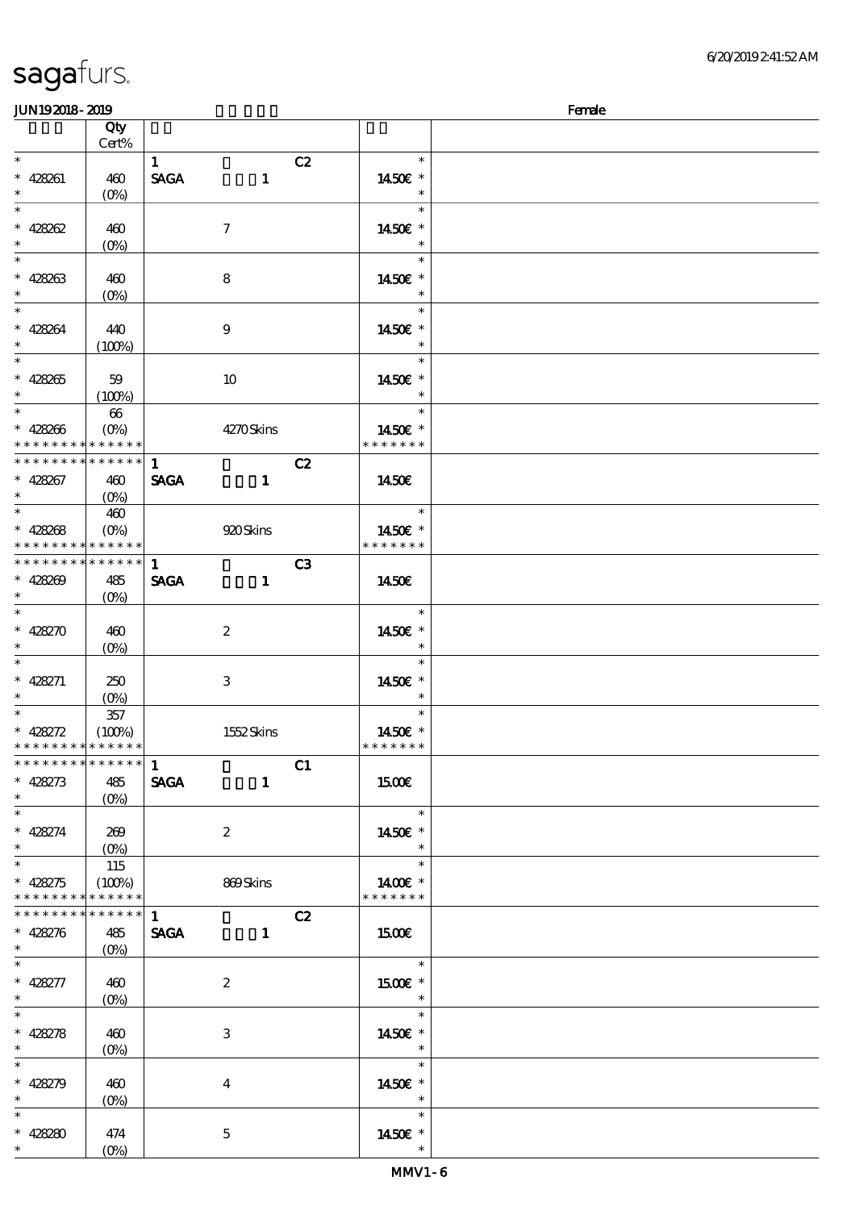sagafurs.

6/20/2019 2:41:52 AM

JUN19 2018 - 2019 Female

| | Qty Cert% | | | | |
|---|---|---|---|---|---|
| * | | 1 | | C2 | * |
| * 428261 | 460 | SAGA | 1 | | 14.50€ * |
| * | (0%) | | | | * |
| * | | | | | * |
| * 428262 | 460 | | 7 | | 14.50€ * |
| * | (0%) | | | | * |
| * | | | | | * |
| * 428263 | 460 | | 8 | | 14.50€ * |
| * | (0%) | | | | * |
| * | | | | | * |
| * 428264 | 440 | | 9 | | 14.50€ * |
| * | (100%) | | | | * |
| * | | | | | * |
| * 428265 | 59 | | 10 | | 14.50€ * |
| * | (100%) | | | | * |
| * | 66 | | | | * |
| * 428266 | (0%) | | 4270 Skins | | 14.50€ * |
| * * * * * * * * * * * * * * | | | | | * * * * * * * |
| * * * * * * * * * * * * * * | | 1 | | C2 | |
| * 428267 | 460 | SAGA | 1 | | 14.50€ |
| * | (0%) | | | | |
| * | 460 | | | | * |
| * 428268 | (0%) | | 920 Skins | | 14.50€ * |
| * * * * * * * * * * * * * * | | | | | * * * * * * * |
| * * * * * * * * * * * * * * | | 1 | | C3 | |
| * 428269 | 485 | SAGA | 1 | | 14.50€ |
| * | (0%) | | | | |
| * | | | | | * |
| * 428270 | 460 | | 2 | | 14.50€ * |
| * | (0%) | | | | * |
| * | | | | | * |
| * 428271 | 250 | | 3 | | 14.50€ * |
| * | (0%) | | | | * |
| * | 357 | | | | * |
| * 428272 | (100%) | | 1552 Skins | | 14.50€ * |
| * * * * * * * * * * * * * * | | | | | * * * * * * * |
| * * * * * * * * * * * * * * | | 1 | | C1 | |
| * 428273 | 485 | SAGA | 1 | | 15.00€ |
| * | (0%) | | | | |
| * | | | | | * |
| * 428274 | 269 | | 2 | | 14.50€ * |
| * | (0%) | | | | * |
| * | 115 | | | | * |
| * 428275 | (100%) | | 869 Skins | | 14.00€ * |
| * * * * * * * * * * * * * * | | | | | * * * * * * * |
| * * * * * * * * * * * * * * | | 1 | | C2 | |
| * 428276 | 485 | SAGA | 1 | | 15.00€ |
| * | (0%) | | | | |
| * | | | | | * |
| * 428277 | 460 | | 2 | | 15.00€ * |
| * | (0%) | | | | * |
| * | | | | | * |
| * 428278 | 460 | | 3 | | 14.50€ * |
| * | (0%) | | | | * |
| * | | | | | * |
| * 428279 | 460 | | 4 | | 14.50€ * |
| * | (0%) | | | | * |
| * | | | | | * |
| * 428280 | 474 | | 5 | | 14.50€ * |
| * | (0%) | | | | * |

MMV1 - 6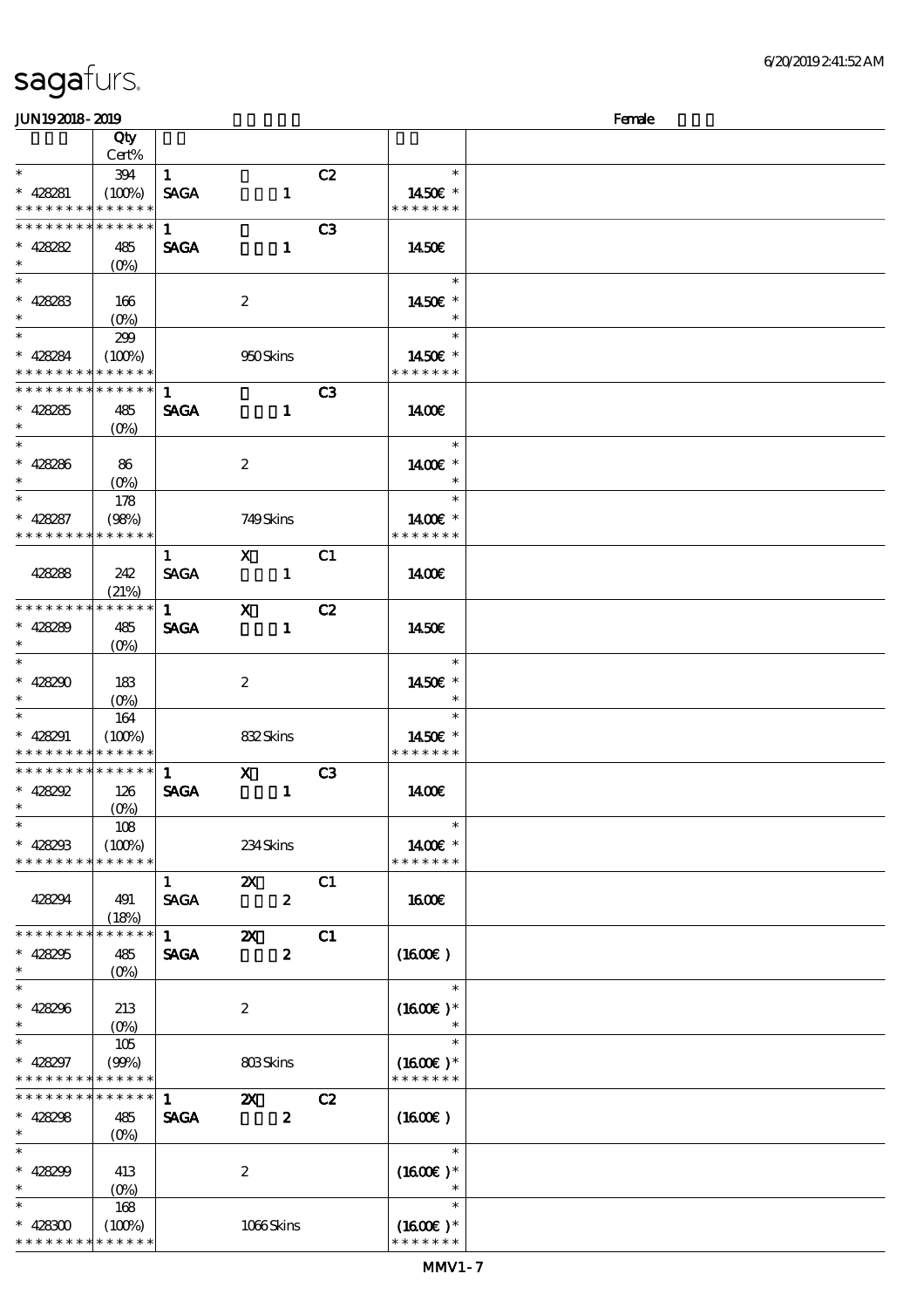sagafurs.

6/20/2019 2:41:52 AM

JUN19 2018 - 2019 Female

| | Qty Cert% | | | | |
|---|---|---|---|---|---|
| * | 394 | 1 | | C2 | * |
| * 428281 | (100%) | SAGA | 1 | | 14.50€ * |
| * * * * * * * * * * * * * | | | | | * * * * * * * |
| * * * * * * * * * * * * * | | 1 | | C3 | |
| * 428282 | 485 | SAGA | 1 | | 14.50€ |
| * | (0%) | | | | |
| * | | | | | * |
| * 428283 | 166 | | 2 | | 14.50€ * |
| * | (0%) | | | | * |
| * | 299 | | | | * |
| * 428284 | (100%) | | 950 Skins | | 14.50€ * |
| * * * * * * * * * * * * * | | | | | * * * * * * * |
| * * * * * * * * * * * * * | | 1 | | C3 | |
| * 428285 | 485 | SAGA | 1 | | 14.00€ |
| * | (0%) | | | | |
| * | | | | | * |
| * 428286 | 86 | | 2 | | 14.00€ * |
| * | (0%) | | | | * |
| * | 178 | | | | * |
| * 428287 | (98%) | | 749 Skins | | 14.00€ * |
| * * * * * * * * * * * * * | | | | | * * * * * * * |
| | | 1 | X | C1 | |
| 428288 | 242 | SAGA | 1 | | 14.00€ |
| | (21%) | | | | |
| * * * * * * * * * * * * * | | 1 | X | C2 | |
| * 428289 | 485 | SAGA | 1 | | 14.50€ |
| * | (0%) | | | | |
| * | | | | | * |
| * 428290 | 183 | | 2 | | 14.50€ * |
| * | (0%) | | | | * |
| * | 164 | | | | * |
| * 428291 | (100%) | | 832 Skins | | 14.50€ * |
| * * * * * * * * * * * * * | | | | | * * * * * * * |
| * * * * * * * * * * * * * | | 1 | X | C3 | |
| * 428292 | 126 | SAGA | 1 | | 14.00€ |
| * | (0%) | | | | |
| * | 108 | | | | * |
| * 428293 | (100%) | | 234 Skins | | 14.00€ * |
| * * * * * * * * * * * * * | | | | | * * * * * * * |
| | | 1 | 2X | C1 | |
| 428294 | 491 | SAGA | 2 | | 16.00€ |
| | (18%) | | | | |
| * * * * * * * * * * * * * | | 1 | 2X | C1 | |
| * 428295 | 485 | SAGA | 2 | | (16.00€) |
| * | (0%) | | | | |
| * | | | | | * |
| * 428296 | 213 | | 2 | | (16.00€) * |
| * | (0%) | | | | * |
| * | 105 | | | | * |
| * 428297 | (99%) | | 803 Skins | | (16.00€) * |
| * * * * * * * * * * * * * | | | | | * * * * * * * |
| * * * * * * * * * * * * * | | 1 | 2X | C2 | |
| * 428298 | 485 | SAGA | 2 | | (16.00€) |
| * | (0%) | | | | |
| * | | | | | * |
| * 428299 | 413 | | 2 | | (16.00€) * |
| * | (0%) | | | | * |
| * | 168 | | | | * |
| * 428300 | (100%) | | 1066 Skins | | (16.00€) * |
| * * * * * * * * * * * * * | | | | | * * * * * * * |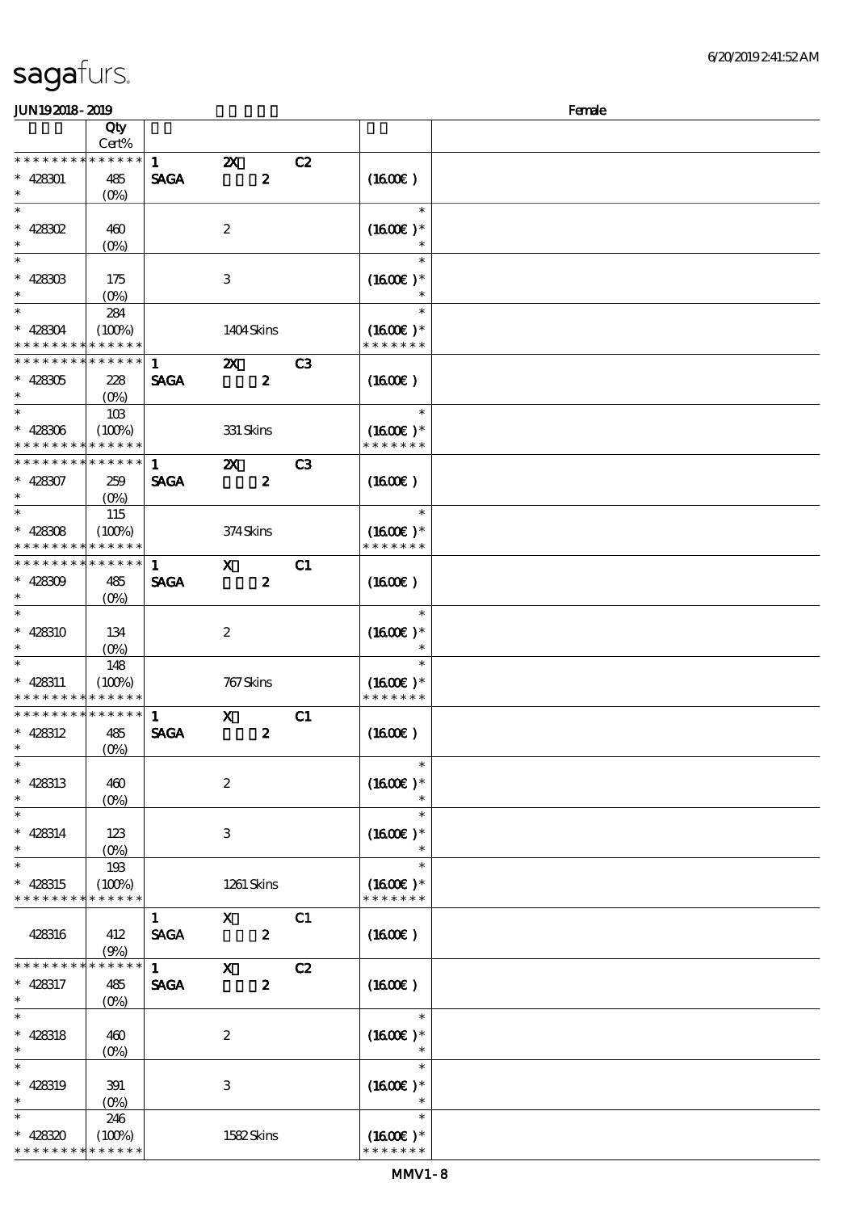sagafurs.

JUN19 2018 - 2019 Female

| | Qty Cert% | | | | | |
|---|---|---|---|---|---|---|
| * * * * * * * * * * * * * * | | 1 | 2X | C2 | | |
| * 428301 | 485 | SAGA | 2 | | (16.00€ ) | |
| * | (0%) | | | | | |
| * | | | | | * | |
| * 428302 | 460 | | 2 | | (16.00€ )* | |
| * | (0%) | | | | * | |
| * | | | | | * | |
| * 428303 | 175 | | 3 | | (16.00€ )* | |
| * | (0%) | | | | * | |
| * | 284 | | | | * | |
| * 428304 | (100%) | | 1404 Skins | | (16.00€ )* | |
| * * * * * * * * * * * * * * | | | | | * * * * * * * | |
| * * * * * * * * * * * * * * | | 1 | 2X | C3 | | |
| * 428305 | 228 | SAGA | 2 | | (16.00€ ) | |
| * | (0%) | | | | | |
| * | 103 | | | | * | |
| * 428306 | (100%) | | 331 Skins | | (16.00€ )* | |
| * * * * * * * * * * * * * * | | | | | * * * * * * * | |
| * * * * * * * * * * * * * * | | 1 | 2X | C3 | | |
| * 428307 | 259 | SAGA | 2 | | (16.00€ ) | |
| * | (0%) | | | | | |
| * | 115 | | | | * | |
| * 428308 | (100%) | | 374 Skins | | (16.00€ )* | |
| * * * * * * * * * * * * * * | | | | | * * * * * * * | |
| * * * * * * * * * * * * * * | | 1 | X | C1 | | |
| * 428309 | 485 | SAGA | 2 | | (16.00€ ) | |
| * | (0%) | | | | | |
| * | | | | | * | |
| * 428310 | 134 | | 2 | | (16.00€ )* | |
| * | (0%) | | | | * | |
| * | 148 | | | | * | |
| * 428311 | (100%) | | 767 Skins | | (16.00€ )* | |
| * * * * * * * * * * * * * * | | | | | * * * * * * * | |
| * * * * * * * * * * * * * * | | 1 | X | C1 | | |
| * 428312 | 485 | SAGA | 2 | | (16.00€ ) | |
| * | (0%) | | | | | |
| * | | | | | * | |
| * 428313 | 460 | | 2 | | (16.00€ )* | |
| * | (0%) | | | | * | |
| * | | | | | * | |
| * 428314 | 123 | | 3 | | (16.00€ )* | |
| * | (0%) | | | | * | |
| * | 193 | | | | * | |
| * 428315 | (100%) | | 1261 Skins | | (16.00€ )* | |
| * * * * * * * * * * * * * * | | | | | * * * * * * * | |
| | | 1 | X | C1 | | |
| 428316 | 412 | SAGA | 2 | | (16.00€ ) | |
| | (9%) | | | | | |
| * * * * * * * * * * * * * * | | 1 | X | C2 | | |
| * 428317 | 485 | SAGA | 2 | | (16.00€ ) | |
| * | (0%) | | | | | |
| * | | | | | * | |
| * 428318 | 460 | | 2 | | (16.00€ )* | |
| * | (0%) | | | | * | |
| * | | | | | * | |
| * 428319 | 391 | | 3 | | (16.00€ )* | |
| * | (0%) | | | | * | |
| * | 246 | | | | * | |
| * 428320 | (100%) | | 1582 Skins | | (16.00€ )* | |
| * * * * * * * * * * * * * * | | | | | * * * * * * * | |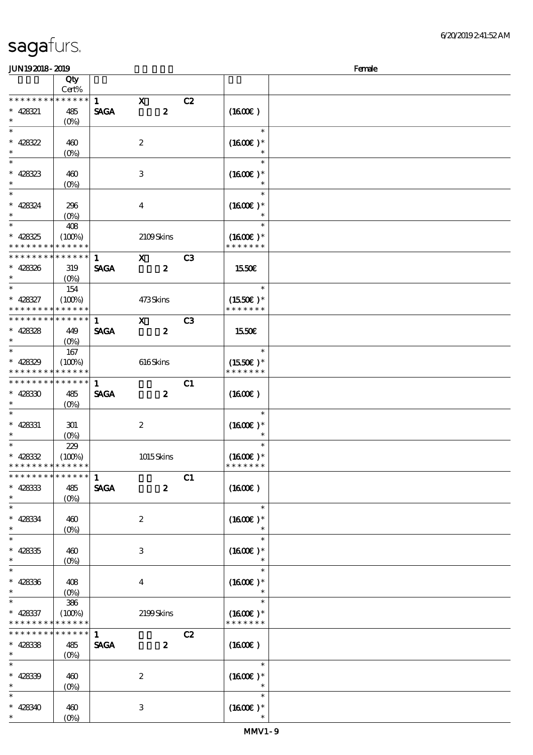JUN19 2018 - 2019 Female

| | Qty Cert% | | | | | |
|---|---|---|---|---|---|---|
| * * * * * * * * * * * * * * | | 1 | X | C2 | | |
| * 428321 | 485 | SAGA | 2 | | (16.00€) | |
| * | (0%) | | | | | |
| * | | | | | * | |
| * 428322 | 460 | | 2 | | (16.00€) * | |
| * | (0%) | | | | * | |
| * | | | | | * | |
| * 428323 | 460 | | 3 | | (16.00€) * | |
| * | (0%) | | | | * | |
| * | | | | | * | |
| * 428324 | 296 | | 4 | | (16.00€) * | |
| * | (0%) | | | | * | |
| * | 408 | | | | * | |
| * 428325 | (100%) | | 2109 Skins | | (16.00€) * | |
| * * * * * * * * * * * * * * | | | | | * * * * * * * | |
| * * * * * * * * * * * * * * | | 1 | X | C3 | | |
| * 428326 | 319 | SAGA | 2 | | 15.50€ | |
| * | (0%) | | | | | |
| * | 154 | | | | * | |
| * 428327 | (100%) | | 473 Skins | | (15.50€) * | |
| * * * * * * * * * * * * * * | | | | | * * * * * * * | |
| * * * * * * * * * * * * * * | | 1 | X | C3 | | |
| * 428328 | 449 | SAGA | 2 | | 15.50€ | |
| * | (0%) | | | | | |
| * | 167 | | | | * | |
| * 428329 | (100%) | | 616 Skins | | (15.50€) * | |
| * * * * * * * * * * * * * * | | | | | * * * * * * * | |
| * * * * * * * * * * * * * * | | 1 | | C1 | | |
| * 428330 | 485 | SAGA | 2 | | (16.00€) | |
| * | (0%) | | | | | |
| * | | | | | * | |
| * 428331 | 301 | | 2 | | (16.00€) * | |
| * | (0%) | | | | * | |
| * | 229 | | | | * | |
| * 428332 | (100%) | | 1015 Skins | | (16.00€) * | |
| * * * * * * * * * * * * * * | | | | | * * * * * * * | |
| * * * * * * * * * * * * * * | | 1 | | C1 | | |
| * 428333 | 485 | SAGA | 2 | | (16.00€) | |
| * | (0%) | | | | | |
| * | | | | | * | |
| * 428334 | 460 | | 2 | | (16.00€) * | |
| * | (0%) | | | | * | |
| * | | | | | * | |
| * 428335 | 460 | | 3 | | (16.00€) * | |
| * | (0%) | | | | * | |
| * | | | | | * | |
| * 428336 | 408 | | 4 | | (16.00€) * | |
| * | (0%) | | | | * | |
| * | 386 | | | | * | |
| * 428337 | (100%) | | 2199 Skins | | (16.00€) * | |
| * * * * * * * * * * * * * * | | | | | * * * * * * * | |
| * * * * * * * * * * * * * * | | 1 | | C2 | | |
| * 428338 | 485 | SAGA | 2 | | (16.00€) | |
| * | (0%) | | | | | |
| * | | | | | * | |
| * 428339 | 460 | | 2 | | (16.00€) * | |
| * | (0%) | | | | * | |
| * | | | | | * | |
| * 428340 | 460 | | 3 | | (16.00€) * | |
| * | (0%) | | | | * | |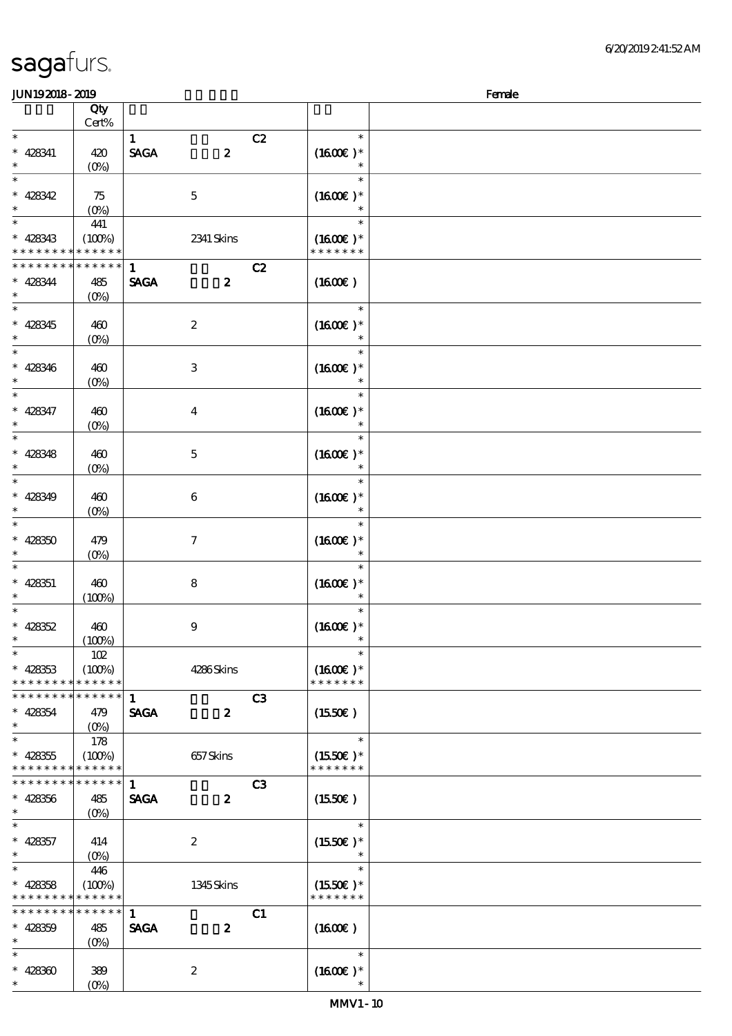# sagafurs.

JUN19 2018 - 2019 Female

| | Qty Cert% | | | |
|---|---|---|---|---|
| * | | 1 C2 | * | |
| * 428341 | 420 | SAGA 2 | (16.00€) * | |
| * | (0%) | | * | |
| * | | | * | |
| * 428342 | 75 | 5 | (16.00€) * | |
| * | (0%) | | * | |
| * | 441 | | * | |
| * 428343 | (100%) | 2341 Skins | (16.00€) * | |
| * * * * * * * * * * * * * * | | | * * * * * * * | |
| * * * * * * * * * * * * * * | | 1 C2 | | |
| * 428344 | 485 | SAGA 2 | (16.00€) | |
| * | (0%) | | | |
| * | | | * | |
| * 428345 | 460 | 2 | (16.00€) * | |
| * | (0%) | | * | |
| * | | | * | |
| * 428346 | 460 | 3 | (16.00€) * | |
| * | (0%) | | * | |
| * | | | * | |
| * 428347 | 460 | 4 | (16.00€) * | |
| * | (0%) | | * | |
| * | | | * | |
| * 428348 | 460 | 5 | (16.00€) * | |
| * | (0%) | | * | |
| * | | | * | |
| * 428349 | 460 | 6 | (16.00€) * | |
| * | (0%) | | * | |
| * | | | * | |
| * 428350 | 479 | 7 | (16.00€) * | |
| * | (0%) | | * | |
| * | | | * | |
| * 428351 | 460 | 8 | (16.00€) * | |
| * | (100%) | | * | |
| * | | | * | |
| * 428352 | 460 | 9 | (16.00€) * | |
| * | (100%) | | * | |
| * | 102 | | * | |
| * 428353 | (100%) | 4286 Skins | (16.00€) * | |
| * * * * * * * * * * * * * * | | | * * * * * * * | |
| * * * * * * * * * * * * * * | | 1 C3 | | |
| * 428354 | 479 | SAGA 2 | (15.50€) | |
| * | (0%) | | | |
| * | 178 | | * | |
| * 428355 | (100%) | 657 Skins | (15.50€) * | |
| * * * * * * * * * * * * * * | | | * * * * * * * | |
| * * * * * * * * * * * * * * | | 1 C3 | | |
| * 428356 | 485 | SAGA 2 | (15.50€) | |
| * | (0%) | | | |
| * | | | * | |
| * 428357 | 414 | 2 | (15.50€) * | |
| * | (0%) | | * | |
| * | 446 | | * | |
| * 428358 | (100%) | 1345 Skins | (15.50€) * | |
| * * * * * * * * * * * * * * | | | * * * * * * * | |
| * * * * * * * * * * * * * * | | 1 C1 | | |
| * 428359 | 485 | SAGA 2 | (16.00€) | |
| * | (0%) | | | |
| * | | | * | |
| * 428360 | 389 | 2 | (16.00€) * | |
| * | (0%) | | * | |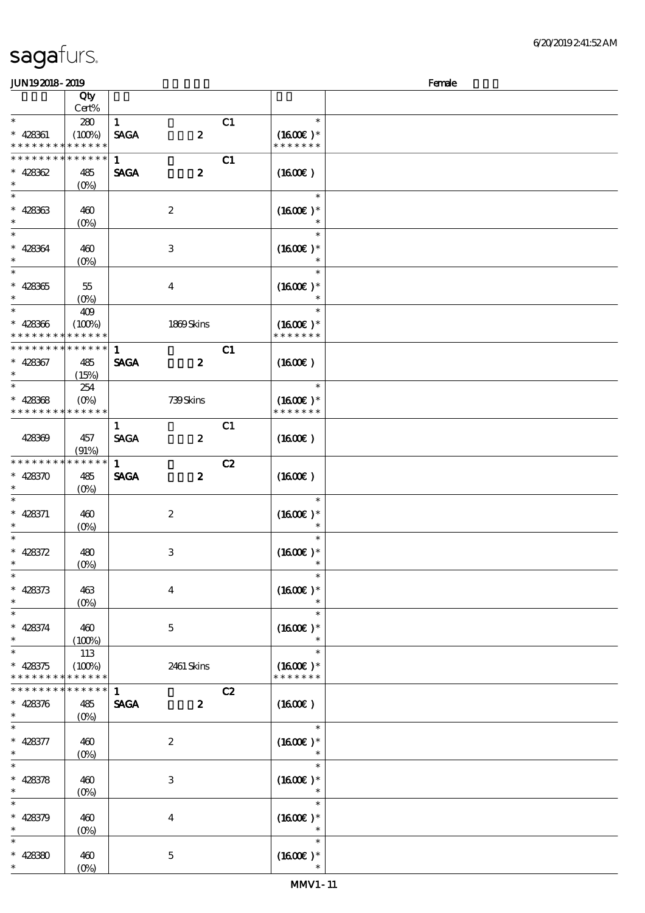sagafurs.

JUN19 2018 - 2019 Female

| | Qty Cert% | | | |
|---|---|---|---|---|
| * <br> * 428361 <br> * * * * * * * * * * * * * | 280 <br> (100%) | 1 C1 <br> SAGA 2 | * <br> (1600€) * <br> * * * * * * * | |
| * * * * * * * * * * * * * <br> * 428362 <br> * | 485 <br> (0%) | 1 C1 <br> SAGA 2 | (1600€) | |
| * <br> * 428363 <br> * | 460 <br> (0%) | 2 | * <br> (1600€) * <br> * | |
| * <br> * 428364 <br> * | 460 <br> (0%) | 3 | * <br> (1600€) * <br> * | |
| * <br> * 428365 <br> * | 55 <br> (0%) | 4 | * <br> (1600€) * <br> * | |
| * <br> * 428366 <br> * * * * * * * * * * * * * | 409 <br> (100%) | 1869 Skins | * <br> (1600€) * <br> * * * * * * * | |
| * * * * * * * * * * * * * <br> * 428367 <br> * | 485 <br> (15%) | 1 C1 <br> SAGA 2 | (1600€) | |
| * <br> * 428368 <br> * * * * * * * * * * * * * | 254 <br> (0%) | 739 Skins | * <br> (1600€) * <br> * * * * * * * | |
| 428369 | 457 <br> (91%) | 1 C1 <br> SAGA 2 | (1600€) | |
| * * * * * * * * * * * * * <br> * 428370 <br> * | 485 <br> (0%) | 1 C2 <br> SAGA 2 | (1600€) | |
| * <br> * 428371 <br> * | 460 <br> (0%) | 2 | * <br> (1600€) * <br> * | |
| * <br> * 428372 <br> * | 480 <br> (0%) | 3 | * <br> (1600€) * <br> * | |
| * <br> * 428373 <br> * | 463 <br> (0%) | 4 | * <br> (1600€) * <br> * | |
| * <br> * 428374 <br> * | 460 <br> (100%) | 5 | * <br> (1600€) * <br> * | |
| * <br> * 428375 <br> * * * * * * * * * * * * * | 113 <br> (100%) | 2461 Skins | * <br> (1600€) * <br> * * * * * * * | |
| * * * * * * * * * * * * * <br> * 428376 <br> * | 485 <br> (0%) | 1 C2 <br> SAGA 2 | (1600€) | |
| * <br> * 428377 <br> * | 460 <br> (0%) | 2 | * <br> (1600€) * <br> * | |
| * <br> * 428378 <br> * | 460 <br> (0%) | 3 | * <br> (1600€) * <br> * | |
| * <br> * 428379 <br> * | 460 <br> (0%) | 4 | * <br> (1600€) * <br> * | |
| * <br> * 428380 <br> * | 460 <br> (0%) | 5 | * <br> (1600€) * <br> * | |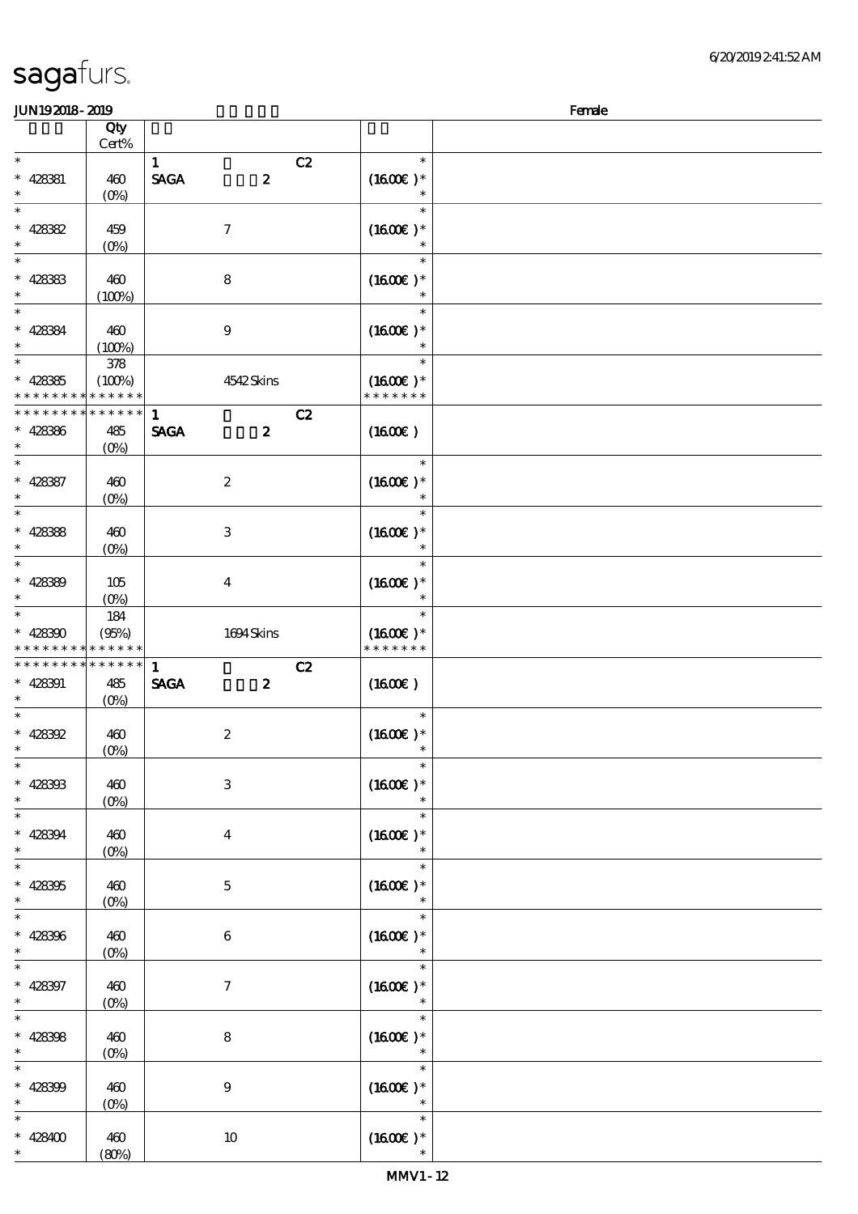sagafurs.

JUN19 2018 - 2019 Female

| | Qty Cert% | | |
|---|---|---|---|
| * 428381 * | 460 (0%) | 1 C2 SAGA 2 | * (16.00€) * * |
| * 428382 * | 459 (0%) | 7 | * (16.00€) * * |
| * 428383 * | 460 (100%) | 8 | * (16.00€) * * |
| * 428384 * | 460 (100%) | 9 | * (16.00€) * * |
| * 428385 * * * * * * * * * * * * * | 378 (100%) | 4542 Skins | * (16.00€) * * * * * * * * |
| * * * * * * * * * * * * * * 428386 * | 485 (0%) | 1 C2 SAGA 2 | (16.00€) |
| * 428387 * | 460 (0%) | 2 | * (16.00€) * * |
| * 428388 * | 460 (0%) | 3 | * (16.00€) * * |
| * 428389 * | 105 (0%) | 4 | * (16.00€) * * |
| * 428390 * * * * * * * * * * * * * | 184 (95%) | 1694 Skins | * (16.00€) * * * * * * * * |
| * * * * * * * * * * * * * * 428391 * | 485 (0%) | 1 C2 SAGA 2 | (16.00€) |
| * 428392 * | 460 (0%) | 2 | * (16.00€) * * |
| * 428393 * | 460 (0%) | 3 | * (16.00€) * * |
| * 428394 * | 460 (0%) | 4 | * (16.00€) * * |
| * 428395 * | 460 (0%) | 5 | * (16.00€) * * |
| * 428396 * | 460 (0%) | 6 | * (16.00€) * * |
| * 428397 * | 460 (0%) | 7 | * (16.00€) * * |
| * 428398 * | 460 (0%) | 8 | * (16.00€) * * |
| * 428399 * | 460 (0%) | 9 | * (16.00€) * * |
| * 428400 * | 460 (80%) | 10 | * (16.00€) * * |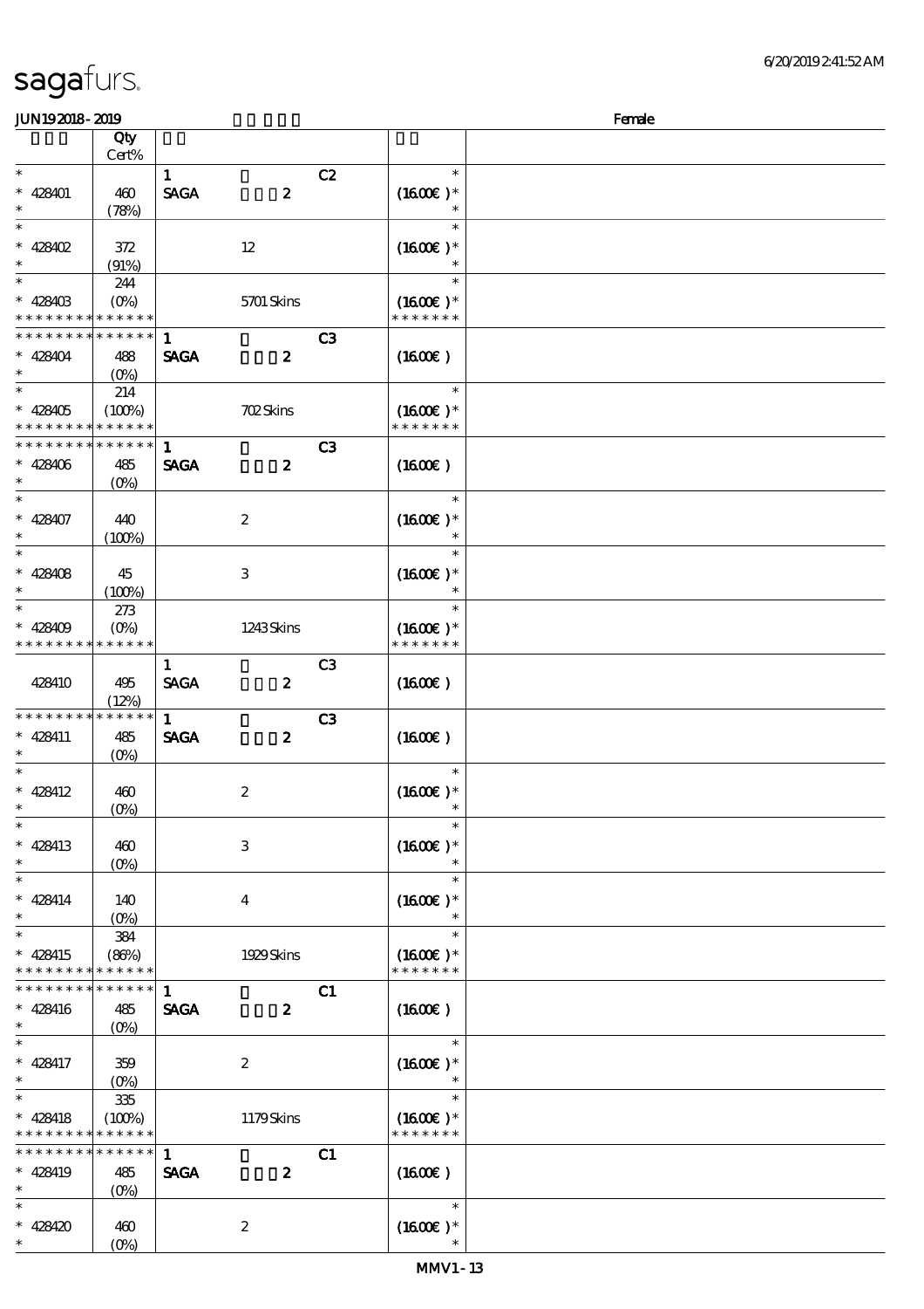| | Qty Cert% | | | | | |
|---|---|---|---|---|---|---|
| * | | 1 | | C2 | * | |
| * 428401 | 460 | SAGA | 2 | | (1600€ )* | |
| * | (78%) | | | | * | |
| * | | | | | * | |
| * 428402 | 372 | | 12 | | (1600€ )* | |
| * | (91%) | | | | * | |
| * | 244 | | | | * | |
| * 428403 | (0%) | | 5701 Skins | | (1600€ )* | |
| * * * * * * * * * * * * * * | | | | | * * * * * * * | |
| * * * * * * * * * * * * * * | | 1 | | C3 | | |
| * 428404 | 488 | SAGA | 2 | | (1600€ ) | |
| * | (0%) | | | | | |
| * | 214 | | | | * | |
| * 428405 | (100%) | | 702 Skins | | (1600€ )* | |
| * * * * * * * * * * * * * * | | | | | * * * * * * * | |
| * * * * * * * * * * * * * * | | 1 | | C3 | | |
| * 428406 | 485 | SAGA | 2 | | (1600€ ) | |
| * | (0%) | | | | | |
| * | | | | | * | |
| * 428407 | 440 | | 2 | | (1600€ )* | |
| * | (100%) | | | | * | |
| * | | | | | * | |
| * 428408 | 45 | | 3 | | (1600€ )* | |
| * | (100%) | | | | * | |
| * | 273 | | | | * | |
| * 428409 | (0%) | | 1243 Skins | | (1600€ )* | |
| * * * * * * * * * * * * * * | | | | | * * * * * * * | |
| | | 1 | | C3 | | |
| 428410 | 495 | SAGA | 2 | | (1600€ ) | |
| | (12%) | | | | | |
| * * * * * * * * * * * * * * | | 1 | | C3 | | |
| * 428411 | 485 | SAGA | 2 | | (1600€ ) | |
| * | (0%) | | | | | |
| * | | | | | * | |
| * 428412 | 460 | | 2 | | (1600€ )* | |
| * | (0%) | | | | * | |
| * | | | | | * | |
| * 428413 | 460 | | 3 | | (1600€ )* | |
| * | (0%) | | | | * | |
| * | | | | | * | |
| * 428414 | 140 | | 4 | | (1600€ )* | |
| * | (0%) | | | | * | |
| * | 384 | | | | * | |
| * 428415 | (86%) | | 1929 Skins | | (1600€ )* | |
| * * * * * * * * * * * * * * | | | | | * * * * * * * | |
| * * * * * * * * * * * * * * | | 1 | | C1 | | |
| * 428416 | 485 | SAGA | 2 | | (1600€ ) | |
| * | (0%) | | | | | |
| * | | | | | * | |
| * 428417 | 359 | | 2 | | (1600€ )* | |
| * | (0%) | | | | * | |
| * | 335 | | | | * | |
| * 428418 | (100%) | | 1179 Skins | | (1600€ )* | |
| * * * * * * * * * * * * * * | | | | | * * * * * * * | |
| * * * * * * * * * * * * * * | | 1 | | C1 | | |
| * 428419 | 485 | SAGA | 2 | | (1600€ ) | |
| * | (0%) | | | | | |
| * | | | | | * | |
| * 428420 | 460 | | 2 | | (1600€ )* | |
| * | (0%) | | | | * | |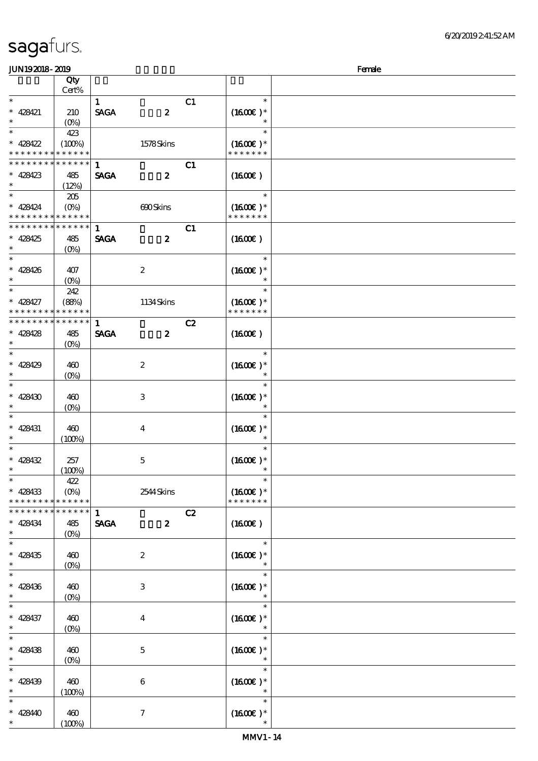JUN19 2018 - 2019 Female

| | Qty Cert% | | | |
|---|---|---|---|---|
| * | | 1 C1 | * | |
| * 428421 | 210 | SAGA 2 | (1600€ )* | |
| * | (0%) | | * | |
| * | 423 | | * | |
| * 428422 | (100%) | 1578 Skins | (1600€ )* | |
| * * * * * * * * * * * * * * | | | * * * * * * * | |
| * * * * * * * * * * * * * * | | 1 C1 | | |
| * 428423 | 485 | SAGA 2 | (1600€ ) | |
| * | (12%) | | | |
| * | 205 | | * | |
| * 428424 | (0%) | 690 Skins | (1600€ )* | |
| * * * * * * * * * * * * * * | | | * * * * * * * | |
| * * * * * * * * * * * * * * | | 1 C1 | | |
| * 428425 | 485 | SAGA 2 | (1600€ ) | |
| * | (0%) | | | |
| * | | | * | |
| * 428426 | 407 | 2 | (1600€ )* | |
| * | (0%) | | * | |
| * | 242 | | * | |
| * 428427 | (88%) | 1134 Skins | (1600€ )* | |
| * * * * * * * * * * * * * * | | | * * * * * * * | |
| * * * * * * * * * * * * * * | | 1 C2 | | |
| * 428428 | 485 | SAGA 2 | (1600€ ) | |
| * | (0%) | | | |
| * | | | * | |
| * 428429 | 460 | 2 | (1600€ )* | |
| * | (0%) | | * | |
| * | | | * | |
| * 428430 | 460 | 3 | (1600€ )* | |
| * | (0%) | | * | |
| * | | | * | |
| * 428431 | 460 | 4 | (1600€ )* | |
| * | (100%) | | * | |
| * | | | * | |
| * 428432 | 257 | 5 | (1600€ )* | |
| * | (100%) | | * | |
| * | 422 | | * | |
| * 428433 | (0%) | 2544 Skins | (1600€ )* | |
| * * * * * * * * * * * * * * | | | * * * * * * * | |
| * * * * * * * * * * * * * * | | 1 C2 | | |
| * 428434 | 485 | SAGA 2 | (1600€ ) | |
| * | (0%) | | | |
| * | | | * | |
| * 428435 | 460 | 2 | (1600€ )* | |
| * | (0%) | | * | |
| * | | | * | |
| * 428436 | 460 | 3 | (1600€ )* | |
| * | (0%) | | * | |
| * | | | * | |
| * 428437 | 460 | 4 | (1600€ )* | |
| * | (0%) | | * | |
| * | | | * | |
| * 428438 | 460 | 5 | (1600€ )* | |
| * | (0%) | | * | |
| * | | | * | |
| * 428439 | 460 | 6 | (1600€ )* | |
| * | (100%) | | * | |
| * | | | * | |
| * 428440 | 460 | 7 | (1600€ )* | |
| * | (100%) | | * | |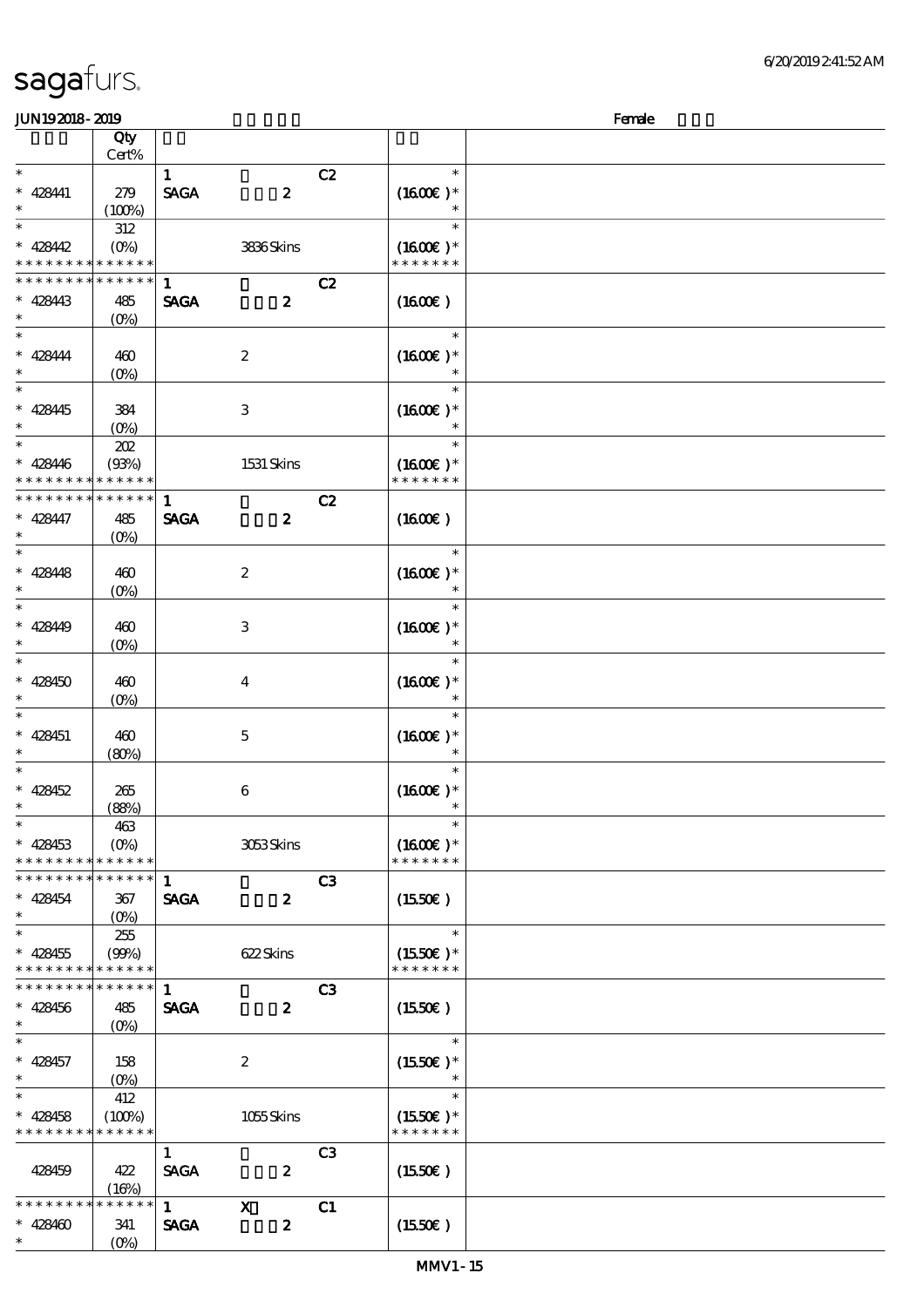sagafurs.

JUN19 2018 - 2019 Female

| | Qty Cert% | | |
|---|---|---|---|
| * <br> * 428441 <br> * | 279 <br> (100%) | 1 C2 <br> SAGA 2 | * <br> (1600€) * <br> * |
| * <br> * 428442 <br> * * * * * * * * * * * * * | 312 <br> (0%) | 3836 Skins | * <br> (1600€) * <br> * * * * * * * |
| * * * * * * * * * * * * * <br> * 428443 <br> * | 485 <br> (0%) | 1 C2 <br> SAGA 2 | (1600€) |
| * <br> * 428444 <br> * | 460 <br> (0%) | 2 | * <br> (1600€) * <br> * |
| * <br> * 428445 <br> * | 384 <br> (0%) | 3 | * <br> (1600€) * <br> * |
| * <br> * 428446 <br> * * * * * * * * * * * * * | 202 <br> (93%) | 1531 Skins | * <br> (1600€) * <br> * * * * * * * |
| * * * * * * * * * * * * * <br> * 428447 <br> * | 485 <br> (0%) | 1 C2 <br> SAGA 2 | (1600€) |
| * <br> * 428448 <br> * | 460 <br> (0%) | 2 | * <br> (1600€) * <br> * |
| * <br> * 428449 <br> * | 460 <br> (0%) | 3 | * <br> (1600€) * <br> * |
| * <br> * 428450 <br> * | 460 <br> (0%) | 4 | * <br> (1600€) * <br> * |
| * <br> * 428451 <br> * | 460 <br> (80%) | 5 | * <br> (1600€) * <br> * |
| * <br> * 428452 <br> * | 265 <br> (88%) | 6 | * <br> (1600€) * <br> * |
| * <br> * 428453 <br> * * * * * * * * * * * * * | 463 <br> (0%) | 3053 Skins | * <br> (1600€) * <br> * * * * * * * |
| * * * * * * * * * * * * * <br> * 428454 <br> * | 367 <br> (0%) | 1 C3 <br> SAGA 2 | (1550€) |
| * <br> * 428455 <br> * * * * * * * * * * * * * | 255 <br> (99%) | 622 Skins | * <br> (1550€) * <br> * * * * * * * |
| * * * * * * * * * * * * * <br> * 428456 <br> * | 485 <br> (0%) | 1 C3 <br> SAGA 2 | (1550€) |
| * <br> * 428457 <br> * | 158 <br> (0%) | 2 | * <br> (1550€) * <br> * |
| * <br> * 428458 <br> * * * * * * * * * * * * * | 412 <br> (100%) | 1055 Skins | * <br> (1550€) * <br> * * * * * * * |
| 428459 | 422 <br> (16%) | 1 C3 <br> SAGA 2 | (1550€) |
| * * * * * * * * * * * * * <br> * 428460 <br> * | 341 <br> (0%) | 1 X C1 <br> SAGA 2 | (1550€) |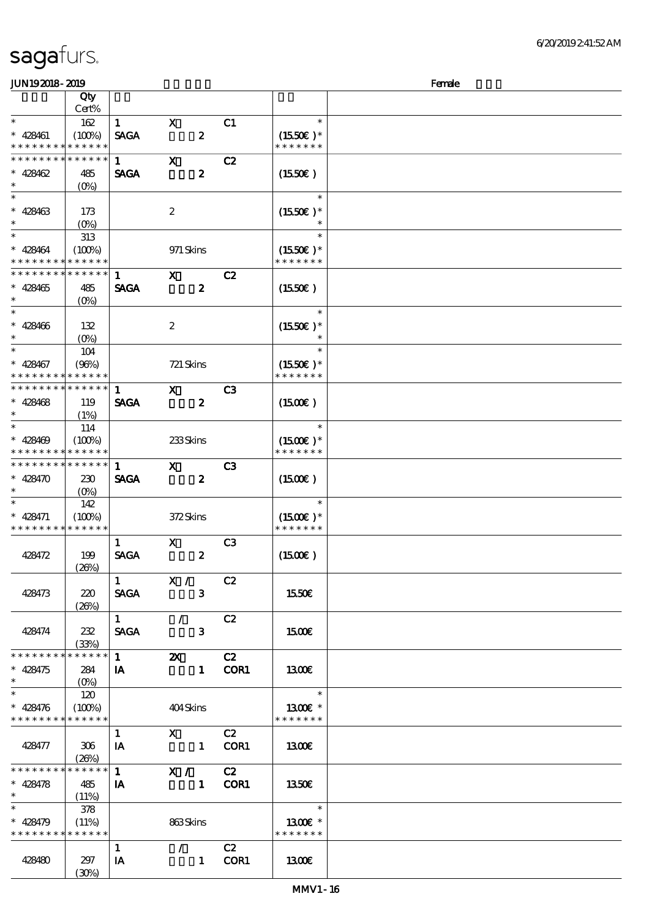sagafurs.

JUN19 2018 - 2019 Female

| | Qty Cert% | | | | | |
|---|---|---|---|---|---|---|
| * | 162 | 1 | X | C1 | * | |
| * 428461 | (100%) | SAGA | 2 | | (15.50€ )* | |
| * * * * * * * * * * * * * * | | | | | * * * * * * * | |
| * * * * * * * * * * * * * * | | 1 | X | C2 | | |
| * 428462 | 485 | SAGA | 2 | | (15.50€ ) | |
| * | (0%) | | | | | |
| * | | | | | * | |
| * 428463 | 173 | | 2 | | (15.50€ )* | |
| * | (0%) | | | | * | |
| * | 313 | | | | * | |
| * 428464 | (100%) | | 971 Skins | | (15.50€ )* | |
| * * * * * * * * * * * * * * | | | | | * * * * * * * | |
| * * * * * * * * * * * * * * | | 1 | X | C2 | | |
| * 428465 | 485 | SAGA | 2 | | (15.50€ ) | |
| * | (0%) | | | | | |
| * | | | | | * | |
| * 428466 | 132 | | 2 | | (15.50€ )* | |
| * | (0%) | | | | * | |
| * | 104 | | | | * | |
| * 428467 | (96%) | | 721 Skins | | (15.50€ )* | |
| * * * * * * * * * * * * * * | | | | | * * * * * * * | |
| * * * * * * * * * * * * * * | | 1 | X | C3 | | |
| * 428468 | 119 | SAGA | 2 | | (15.00€ ) | |
| * | (1%) | | | | | |
| * | 114 | | | | * | |
| * 428469 | (100%) | | 233 Skins | | (15.00€ )* | |
| * * * * * * * * * * * * * * | | | | | * * * * * * * | |
| * * * * * * * * * * * * * * | | 1 | X | C3 | | |
| * 428470 | 230 | SAGA | 2 | | (15.00€ ) | |
| * | (0%) | | | | | |
| * | 142 | | | | * | |
| * 428471 | (100%) | | 372 Skins | | (15.00€ )* | |
| * * * * * * * * * * * * * * | | | | | * * * * * * * | |
| | | 1 | X | C3 | | |
| 428472 | 199 | SAGA | 2 | | (15.00€ ) | |
| | (26%) | | | | | |
| | | 1 | X / | C2 | | |
| 428473 | 220 | SAGA | 3 | | 15.50€ | |
| | (26%) | | | | | |
| | | 1 | / | C2 | | |
| 428474 | 232 | SAGA | 3 | | 15.00€ | |
| | (33%) | | | | | |
| * * * * * * * * * * * * * * | | 1 | 2X | C2 | | |
| * 428475 | 284 | IA | 1 | COR1 | 13.00€ | |
| * | (0%) | | | | | |
| * | 120 | | | | * | |
| * 428476 | (100%) | | 404 Skins | | 13.00€ * | |
| * * * * * * * * * * * * * * | | | | | * * * * * * * | |
| | | 1 | X | C2 | | |
| 428477 | 306 | IA | 1 | COR1 | 13.00€ | |
| | (26%) | | | | | |
| * * * * * * * * * * * * * * | | 1 | X / | C2 | | |
| * 428478 | 485 | IA | 1 | COR1 | 13.50€ | |
| * | (11%) | | | | | |
| * | 378 | | | | * | |
| * 428479 | (11%) | | 863 Skins | | 13.00€ * | |
| * * * * * * * * * * * * * * | | | | | * * * * * * * | |
| | | 1 | / | C2 | | |
| 428480 | 297 | IA | 1 | COR1 | 13.00€ | |
| | (30%) | | | | | |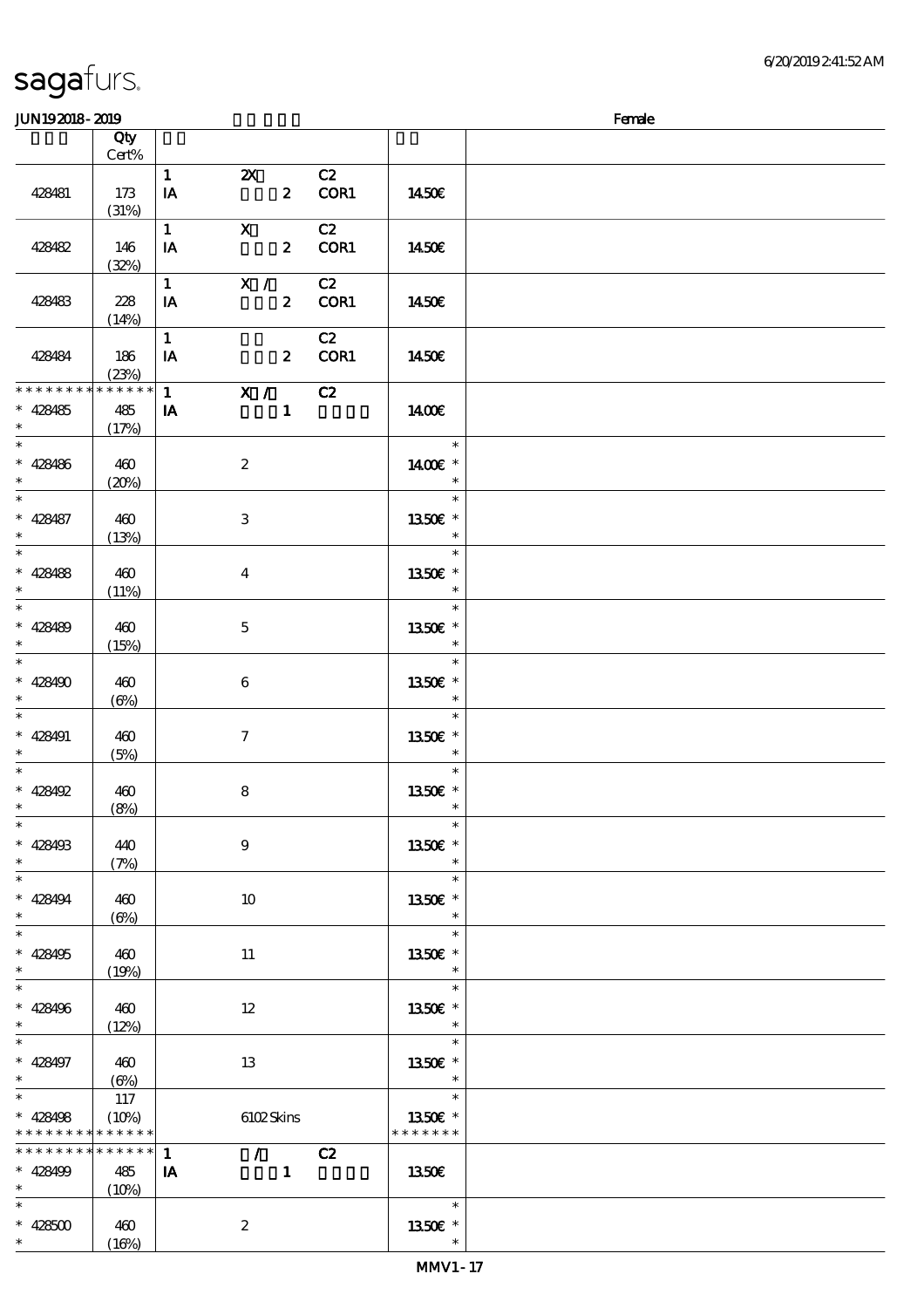sagafurs.

JUN192018 - 2019 Female

| | Qty Cert% | | | | |
|---|---|---|---|---|---|
| 428481 | 173 (31%) | 1 IA | 2X 2 | C2 COR1 | 14.50€ |
| 428482 | 146 (32%) | 1 IA | X 2 | C2 COR1 | 14.50€ |
| 428483 | 228 (14%) | 1 IA | X / 2 | C2 COR1 | 14.50€ |
| 428484 | 186 (23%) | 1 IA | 2 | C2 COR1 | 14.50€ |
| * * * * * * * * * * * * * * * 428485 * | 485 (17%) | 1 IA | X / 1 | C2 | 14.00€ |
| * * 428486 * | 460 (20%) | | 2 | | * 14.00€ * * |
| * * 428487 * | 460 (13%) | | 3 | | * 13.50€ * * |
| * * 428488 * | 460 (11%) | | 4 | | * 13.50€ * * |
| * * 428489 * | 460 (15%) | | 5 | | * 13.50€ * * |
| * * 428490 * | 460 (6%) | | 6 | | * 13.50€ * * |
| * * 428491 * | 460 (5%) | | 7 | | * 13.50€ * * |
| * * 428492 * | 460 (8%) | | 8 | | * 13.50€ * * |
| * * 428493 * | 440 (7%) | | 9 | | * 13.50€ * * |
| * * 428494 * | 460 (6%) | | 10 | | * 13.50€ * * |
| * * 428495 * | 460 (19%) | | 11 | | * 13.50€ * * |
| * * 428496 * | 460 (12%) | | 12 | | * 13.50€ * * |
| * * 428497 * | 460 (6%) | | 13 | | * 13.50€ * * |
| * * 428498 * * * * * * * * * * * * * * | 117 (10%) | | 6102 Skins | | * 13.50€ * * * * * * * * |
| * * * * * * * * * * * * * * * 428499 * | 485 (10%) | 1 IA | / 1 | C2 | 13.50€ |
| * * 428500 * | 460 (16%) | | 2 | | * 13.50€ * * |

MMV1 - 17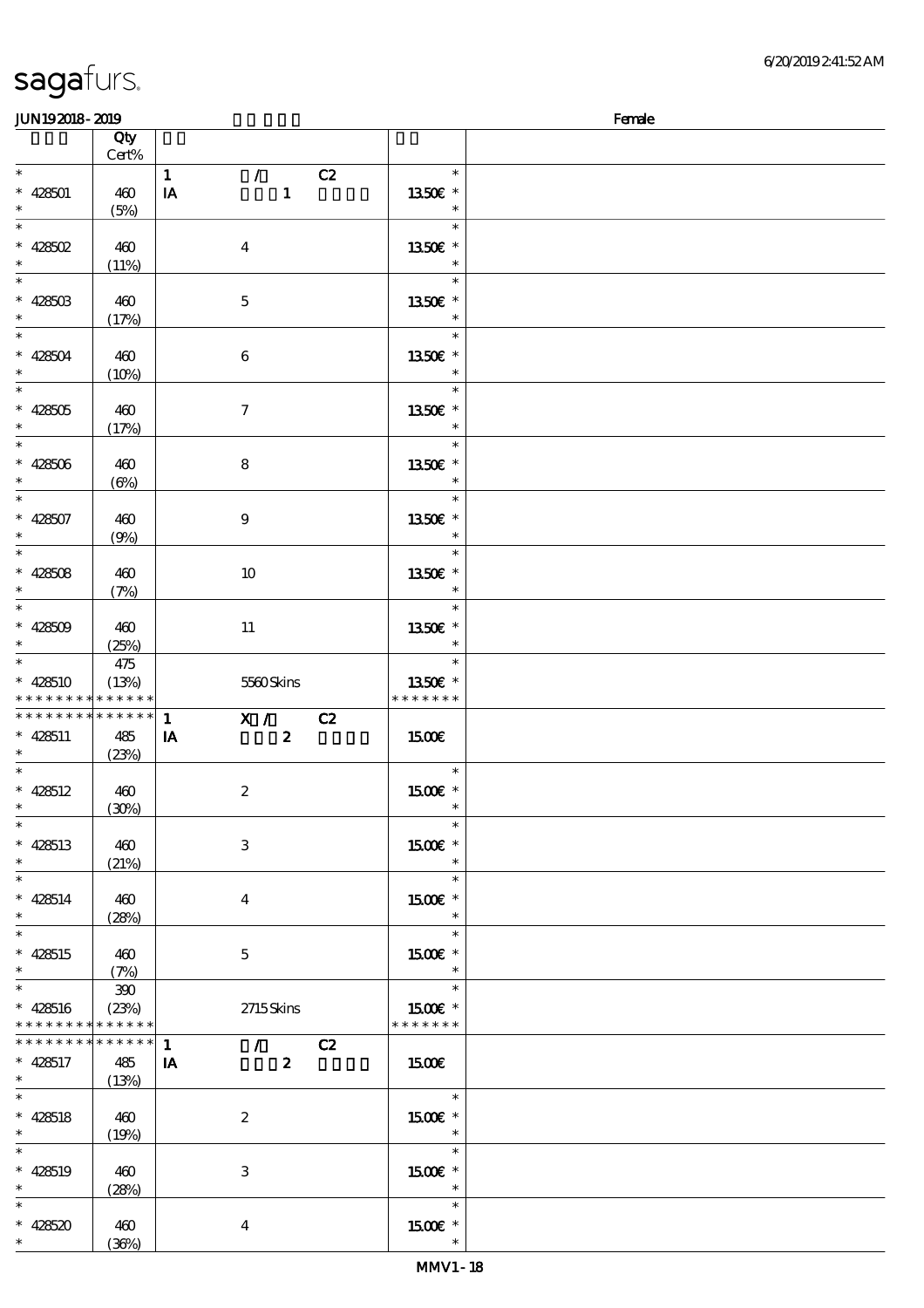# sagafurs.

JUN19 2018 - 2019 Female

| | Qty Cert% | | |
|---|---|---|---|
| * | | 1 / C2 | * |
| * 428501 | 460 | IA 1 | 13.50€ * |
| * | (5%) | | * |
| * | | | * |
| * 428502 | 460 | 4 | 13.50€ * |
| * | (11%) | | * |
| * | | | * |
| * 428503 | 460 | 5 | 13.50€ * |
| * | (17%) | | * |
| * | | | * |
| * 428504 | 460 | 6 | 13.50€ * |
| * | (10%) | | * |
| * | | | * |
| * 428505 | 460 | 7 | 13.50€ * |
| * | (17%) | | * |
| * | | | * |
| * 428506 | 460 | 8 | 13.50€ * |
| * | (6%) | | * |
| * | | | * |
| * 428507 | 460 | 9 | 13.50€ * |
| * | (9%) | | * |
| * | | | * |
| * 428508 | 460 | 10 | 13.50€ * |
| * | (7%) | | * |
| * | | | * |
| * 428509 | 460 | 11 | 13.50€ * |
| * | (25%) | | * |
| * | 475 | | * |
| * 428510 | (13%) | 5560 Skins | 13.50€ * |
| * * * * * * * * * * * * * * | | | * * * * * * * |
| * * * * * * * * * * * * * * | | 1 X / C2 | |
| * 428511 | 485 | IA 2 | 15.00€ |
| * | (23%) | | |
| * | | | * |
| * 428512 | 460 | 2 | 15.00€ * |
| * | (30%) | | * |
| * | | | * |
| * 428513 | 460 | 3 | 15.00€ * |
| * | (21%) | | * |
| * | | | * |
| * 428514 | 460 | 4 | 15.00€ * |
| * | (28%) | | * |
| * | | | * |
| * 428515 | 460 | 5 | 15.00€ * |
| * | (7%) | | * |
| * | 390 | | * |
| * 428516 | (23%) | 2715 Skins | 15.00€ * |
| * * * * * * * * * * * * * * | | | * * * * * * * |
| * * * * * * * * * * * * * * | | 1 / C2 | |
| * 428517 | 485 | IA 2 | 15.00€ |
| * | (13%) | | |
| * | | | * |
| * 428518 | 460 | 2 | 15.00€ * |
| * | (19%) | | * |
| * | | | * |
| * 428519 | 460 | 3 | 15.00€ * |
| * | (28%) | | * |
| * | | | * |
| * 428520 | 460 | 4 | 15.00€ * |
| * | (36%) | | * |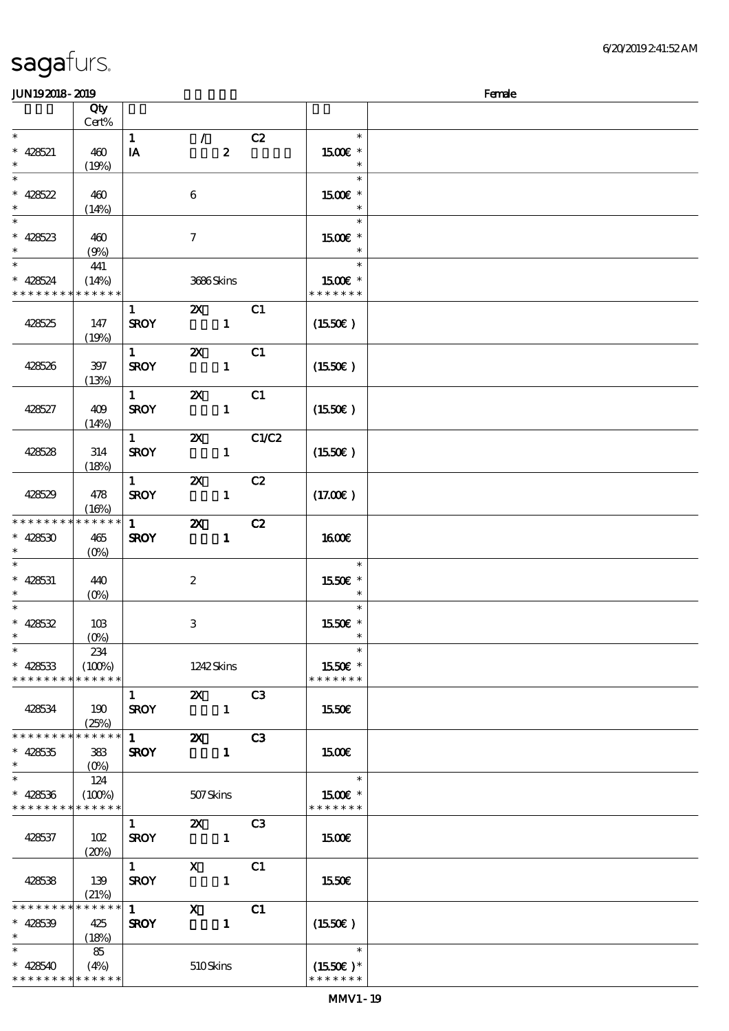# sagafurs.

JUN19 2018 - 2019 Female

| | Qty Cert% | | | | |
|---|---|---|---|---|---|
| * | | 1 / | | C2 | * |
| * 428521 | 460 | IA | 2 | | 15.00€ * |
| * | (19%) | | | | * |
| * | | | | | * |
| * 428522 | 460 | | 6 | | 15.00€ * |
| * | (14%) | | | | * |
| * | | | | | * |
| * 428523 | 460 | | 7 | | 15.00€ * |
| * | (9%) | | | | * |
| * | 441 | | | | * |
| * 428524 | (14%) | | 3686 Skins | | 15.00€ * |
| * * * * * * * * * * * * * * | | | | | * * * * * * * |
| | | 1 | 2X | C1 | |
| 428525 | 147 (19%) | SROY | 1 | | (15.50€) |
| | | 1 | 2X | C1 | |
| 428526 | 397 (13%) | SROY | 1 | | (15.50€) |
| | | 1 | 2X | C1 | |
| 428527 | 409 (14%) | SROY | 1 | | (15.50€) |
| | | 1 | 2X | C1/C2 | |
| 428528 | 314 (18%) | SROY | 1 | | (15.50€) |
| | | 1 | 2X | C2 | |
| 428529 | 478 (16%) | SROY | 1 | | (17.00€) |
| * * * * * * * * * * * * * * | | 1 | 2X | C2 | |
| * 428530 | 465 | SROY | 1 | | 16.00€ |
| * | (0%) | | | | |
| * | | | | | * |
| * 428531 | 440 | | 2 | | 15.50€ * |
| * | (0%) | | | | * |
| * | | | | | * |
| * 428532 | 103 | | 3 | | 15.50€ * |
| * | (0%) | | | | * |
| * | 234 | | | | * |
| * 428533 | (100%) | | 1242 Skins | | 15.50€ * |
| * * * * * * * * * * * * * * | | | | | * * * * * * * |
| | | 1 | 2X | C3 | |
| 428534 | 190 (25%) | SROY | 1 | | 15.50€ |
| * * * * * * * * * * * * * * | | 1 | 2X | C3 | |
| * 428535 | 383 | SROY | 1 | | 15.00€ |
| * | (0%) | | | | |
| * | 124 | | | | * |
| * 428536 | (100%) | | 507 Skins | | 15.00€ * |
| * * * * * * * * * * * * * * | | | | | * * * * * * * |
| | | 1 | 2X | C3 | |
| 428537 | 102 (20%) | SROY | 1 | | 15.00€ |
| | | 1 | X | C1 | |
| 428538 | 139 (21%) | SROY | 1 | | 15.50€ |
| * * * * * * * * * * * * * * | | 1 | X | C1 | |
| * 428539 | 425 | SROY | 1 | | (15.50€) |
| * | (18%) | | | | |
| * | 85 | | | | * |
| * 428540 | (4%) | | 510 Skins | | (15.50€) * |
| * * * * * * * * * * * * * * | | | | | * * * * * * * |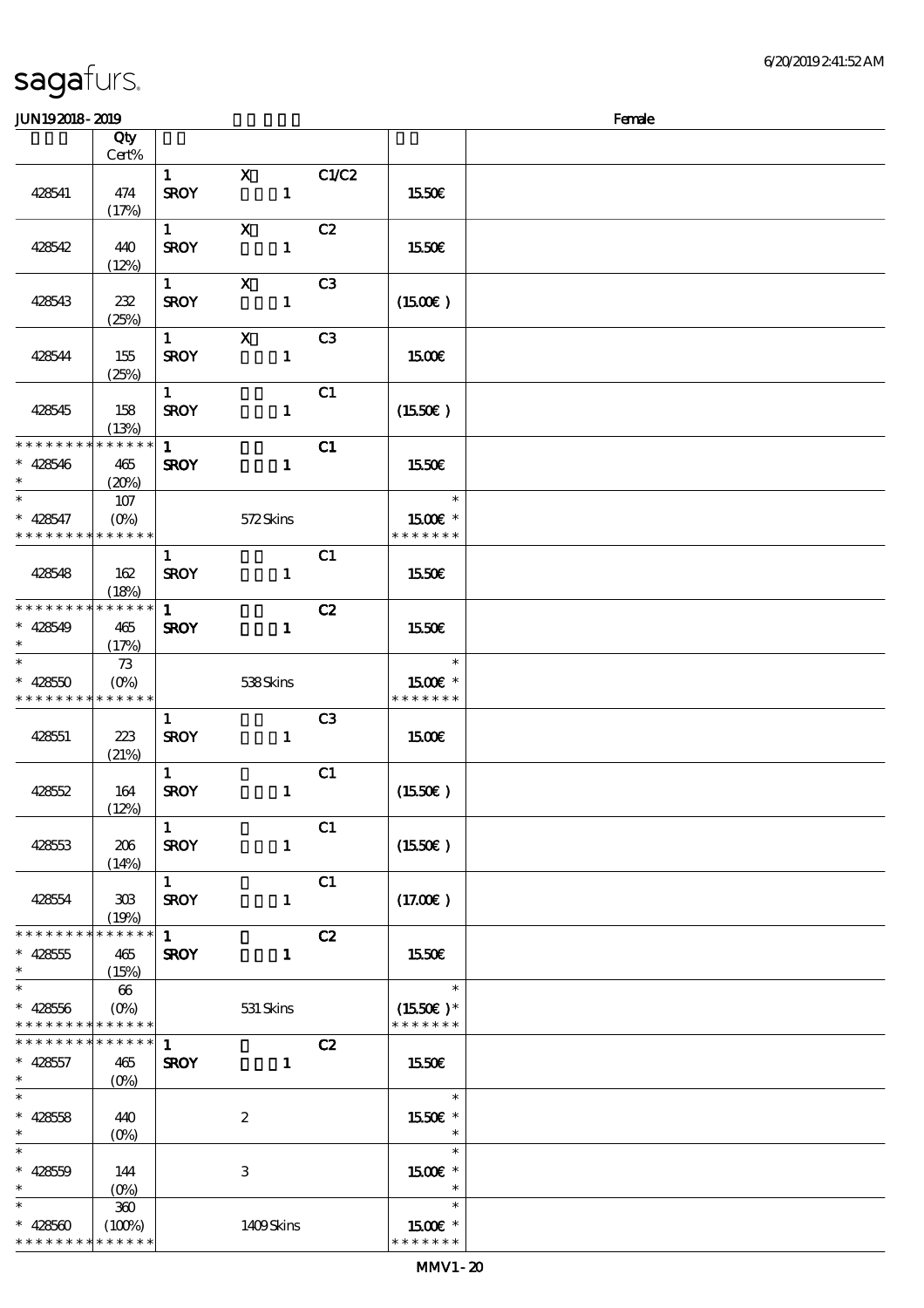# sagafurs.

JUN19 2018 - 2019 Female

| | Qty Cert% | | | | |
|---|---|---|---|---|---|
| 428541 | 474 (17%) | 1 SROY | X 1 | C1/C2 | 15.50€ |
| 428542 | 440 (12%) | 1 SROY | X 1 | C2 | 15.50€ |
| 428543 | 232 (25%) | 1 SROY | X 1 | C3 | (15.00€) |
| 428544 | 155 (25%) | 1 SROY | X 1 | C3 | 15.00€ |
| 428545 | 158 (13%) | 1 SROY | 1 | C1 | (15.50€) |
| * * * * * * * * * * * * * * * 428546 * | 465 (20%) | 1 SROY | 1 | C1 | 15.50€ |
| * * 428547 * * * * * * * * * * * * * * | 107 (0%) | | 572 Skins | | * 15.00€ * * * * * * * * |
| 428548 | 162 (18%) | 1 SROY | 1 | C1 | 15.50€ |
| * * * * * * * * * * * * * * * 428549 * | 465 (17%) | 1 SROY | 1 | C2 | 15.50€ |
| * * 428550 * * * * * * * * * * * * * * | 73 (0%) | | 538 Skins | | * 15.00€ * * * * * * * * |
| 428551 | 223 (21%) | 1 SROY | 1 | C3 | 15.00€ |
| 428552 | 164 (12%) | 1 SROY | 1 | C1 | (15.50€) |
| 428553 | 206 (14%) | 1 SROY | 1 | C1 | (15.50€) |
| 428554 | 303 (19%) | 1 SROY | 1 | C1 | (17.00€) |
| * * * * * * * * * * * * * * * 428555 * | 465 (15%) | 1 SROY | 1 | C2 | 15.50€ |
| * * 428556 * * * * * * * * * * * * * * | 66 (0%) | | 531 Skins | | * (15.50€) * * * * * * * * |
| * * * * * * * * * * * * * * * 428557 * | 465 (0%) | 1 SROY | 1 | C2 | 15.50€ |
| * * 428558 * | 440 (0%) | | 2 | | * 15.50€ * * |
| * * 428559 * | 144 (0%) | | 3 | | * 15.00€ * * |
| * * 428560 * * * * * * * * * * * * * * | 360 (100%) | | 1409 Skins | | * 15.00€ * * * * * * * * |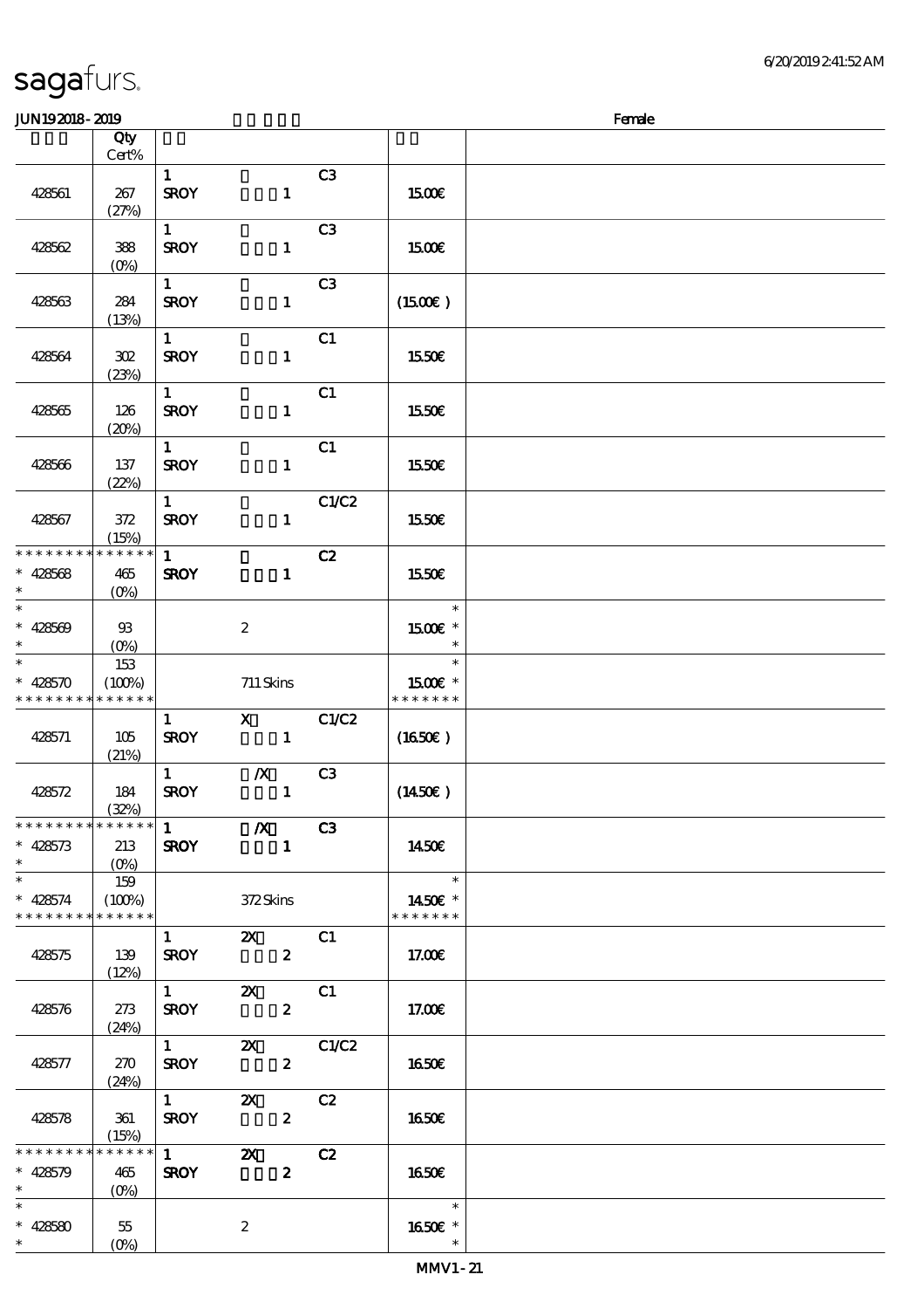# sagafurs.

JUN19 2018 - 2019 Female

| | Qty Cert% | | | | |
|---|---|---|---|---|---|
| 428561 | 267 (27%) | 1 SROY | 1 | C3 | 15.00€ |
| 428562 | 388 (0%) | 1 SROY | 1 | C3 | 15.00€ |
| 428563 | 284 (13%) | 1 SROY | 1 | C3 | (15.00€) |
| 428564 | 302 (23%) | 1 SROY | 1 | C1 | 15.50€ |
| 428565 | 126 (20%) | 1 SROY | 1 | C1 | 15.50€ |
| 428566 | 137 (22%) | 1 SROY | 1 | C1 | 15.50€ |
| 428567 | 372 (15%) | 1 SROY | 1 | C1/C2 | 15.50€ |
| * * * * * * * * * * * * * * * 428568 * | 465 (0%) | 1 SROY | 1 | C2 | 15.50€ |
| * * 428569 * | 93 (0%) | | 2 | | * 15.00€ * * |
| * * 428570 * * * * * * * * * * * * * * | 153 (100%) | | 711 Skins | | * 15.00€ * * * * * * * * |
| 428571 | 105 (21%) | 1 SROY | X 1 | C1/C2 | (16.50€) |
| 428572 | 184 (32%) | 1 SROY | /X 1 | C3 | (14.50€) |
| * * * * * * * * * * * * * * * 428573 * | 213 (0%) | 1 SROY | /X 1 | C3 | 14.50€ |
| * * 428574 * * * * * * * * * * * * * * | 159 (100%) | | 372 Skins | | * 14.50€ * * * * * * * * |
| 428575 | 139 (12%) | 1 SROY | 2X 2 | C1 | 17.00€ |
| 428576 | 273 (24%) | 1 SROY | 2X 2 | C1 | 17.00€ |
| 428577 | 270 (24%) | 1 SROY | 2X 2 | C1/C2 | 16.50€ |
| 428578 | 361 (15%) | 1 SROY | 2X 2 | C2 | 16.50€ |
| * * * * * * * * * * * * * * * 428579 * | 465 (0%) | 1 SROY | 2X 2 | C2 | 16.50€ |
| * * 428580 * | 55 (0%) | | 2 | | * 16.50€ * * |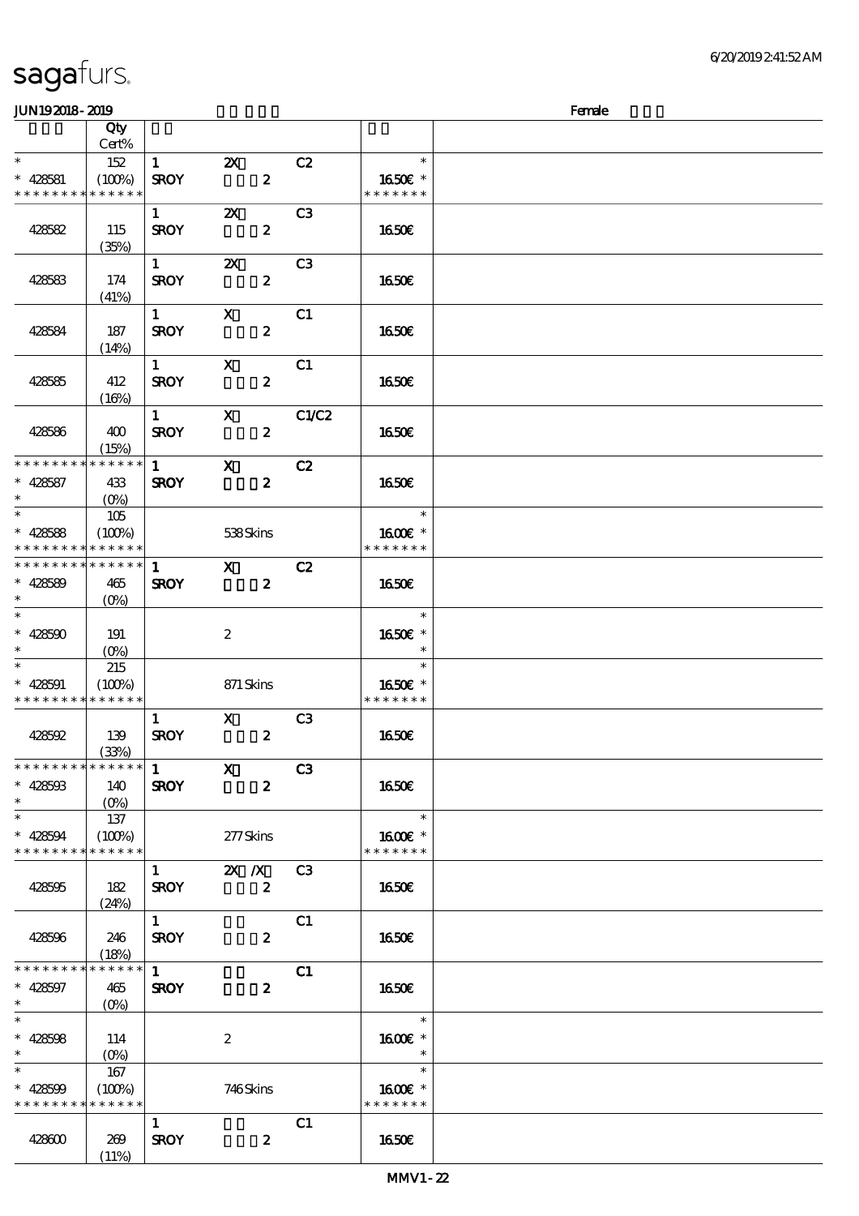# sagafurs.

**JUN19 2018 - 2019** **Female**

| | Qty Cert% | | | | | |
|---|---|---|---|---|---|---|
| * | 152 | 1 | 2X | C2 | * | |
| * 428581 | (100%) | SROY | 2 | | 16.50€ * | |
| * * * * * * * * * * * * * * | | | | | * * * * * * * | |
| | | 1 | 2X | C3 | | |
| 428582 | 115 (35%) | SROY | 2 | | 16.50€ | |
| | | 1 | 2X | C3 | | |
| 428583 | 174 (41%) | SROY | 2 | | 16.50€ | |
| | | 1 | X | C1 | | |
| 428584 | 187 (14%) | SROY | 2 | | 16.50€ | |
| | | 1 | X | C1 | | |
| 428585 | 412 (16%) | SROY | 2 | | 16.50€ | |
| | | 1 | X | C1/C2 | | |
| 428586 | 400 (15%) | SROY | 2 | | 16.50€ | |
| * * * * * * * * * * * * * * | | 1 | X | C2 | | |
| * 428587 | 433 | SROY | 2 | | 16.50€ | |
| * | (0%) | | | | | |
| * | 105 | | | | * | |
| * 428588 | (100%) | | 538 Skins | | 16.00€ * | |
| * * * * * * * * * * * * * * | | | | | * * * * * * * | |
| * * * * * * * * * * * * * * | | 1 | X | C2 | | |
| * 428589 | 465 | SROY | 2 | | 16.50€ | |
| * | (0%) | | | | | |
| * | | | | | * | |
| * 428590 | 191 | | 2 | | 16.50€ * | |
| * | (0%) | | | | * | |
| * | 215 | | | | * | |
| * 428591 | (100%) | | 871 Skins | | 16.50€ * | |
| * * * * * * * * * * * * * * | | | | | * * * * * * * | |
| | | 1 | X | C3 | | |
| 428592 | 139 (33%) | SROY | 2 | | 16.50€ | |
| * * * * * * * * * * * * * * | | 1 | X | C3 | | |
| * 428593 | 140 | SROY | 2 | | 16.50€ | |
| * | (0%) | | | | | |
| * | 137 | | | | * | |
| * 428594 | (100%) | | 277 Skins | | 16.00€ * | |
| * * * * * * * * * * * * * * | | | | | * * * * * * * | |
| | | 1 | 2X /X | C3 | | |
| 428595 | 182 (24%) | SROY | 2 | | 16.50€ | |
| | | 1 | | C1 | | |
| 428596 | 246 (18%) | SROY | 2 | | 16.50€ | |
| * * * * * * * * * * * * * * | | 1 | | C1 | | |
| * 428597 | 465 | SROY | 2 | | 16.50€ | |
| * | (0%) | | | | | |
| * | | | | | * | |
| * 428598 | 114 | | 2 | | 16.00€ * | |
| * | (0%) | | | | * | |
| * | 167 | | | | * | |
| * 428599 | (100%) | | 746 Skins | | 16.00€ * | |
| * * * * * * * * * * * * * * | | | | | * * * * * * * | |
| | | 1 | | C1 | | |
| 428600 | 269 (11%) | SROY | 2 | | 16.50€ | |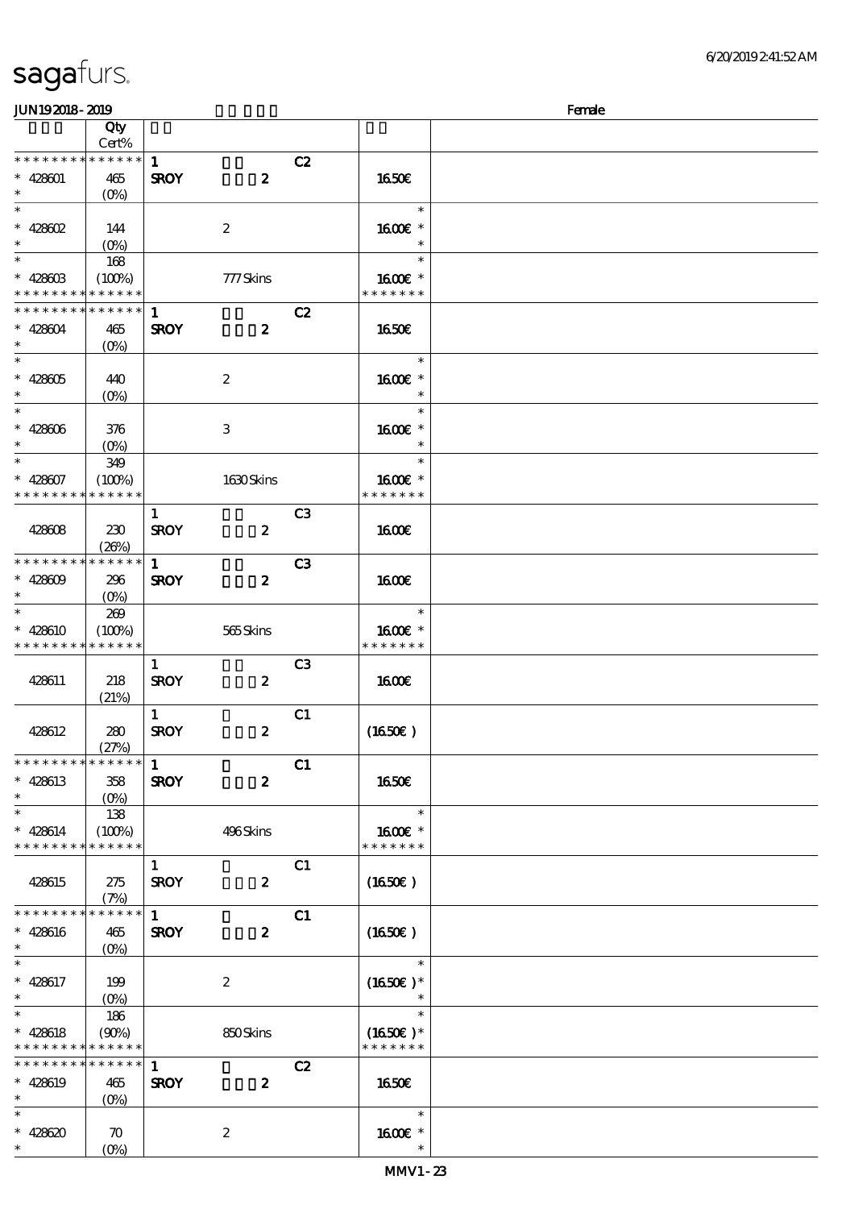# sagafurs.

JUN19 2018 - 2019 — Female

| | Qty Cert% | | | |
|---|---|---|---|---|
| * * * * * * * * * * * * * * | | 1 C2 | | |
| * 428601 * | 465 (0%) | SROY 2 | 16.50€ | |
| * * 428602 * | 144 (0%) | 2 | 16.00€ * | |
| * * 428603 * * * * * * * * * * * * * | 168 (100%) | 777 Skins | 16.00€ * * * * * * * * | |
| * * * * * * * * * * * * * * | | 1 C2 | | |
| * 428604 * | 465 (0%) | SROY 2 | 16.50€ | |
| * * 428605 * | 440 (0%) | 2 | 16.00€ * | |
| * * 428606 * | 376 (0%) | 3 | 16.00€ * | |
| * * 428607 * * * * * * * * * * * * * | 349 (100%) | 1630 Skins | 16.00€ * * * * * * * * | |
| 428608 | 230 (26%) | 1 C3 SROY 2 | 16.00€ | |
| * * * * * * * * * * * * * * | | 1 C3 | | |
| * 428609 * | 296 (0%) | SROY 2 | 16.00€ | |
| * * 428610 * * * * * * * * * * * * * | 269 (100%) | 565 Skins | 16.00€ * * * * * * * * | |
| 428611 | 218 (21%) | 1 C3 SROY 2 | 16.00€ | |
| 428612 | 280 (27%) | 1 C1 SROY 2 | (16.50€) | |
| * * * * * * * * * * * * * * | | 1 C1 | | |
| * 428613 * | 358 (0%) | SROY 2 | 16.50€ | |
| * * 428614 * * * * * * * * * * * * * | 138 (100%) | 496 Skins | 16.00€ * * * * * * * * | |
| 428615 | 275 (7%) | 1 C1 SROY 2 | (16.50€) | |
| * * * * * * * * * * * * * * | | 1 C1 | | |
| * 428616 * | 465 (0%) | SROY 2 | (16.50€) | |
| * * 428617 * | 199 (0%) | 2 | (16.50€) * | |
| * * 428618 * * * * * * * * * * * * * | 186 (90%) | 850 Skins | (16.50€) * * * * * * * * | |
| * * * * * * * * * * * * * * | | 1 C2 | | |
| * 428619 * | 465 (0%) | SROY 2 | 16.50€ | |
| * * 428620 * | 70 (0%) | 2 | 16.00€ * | |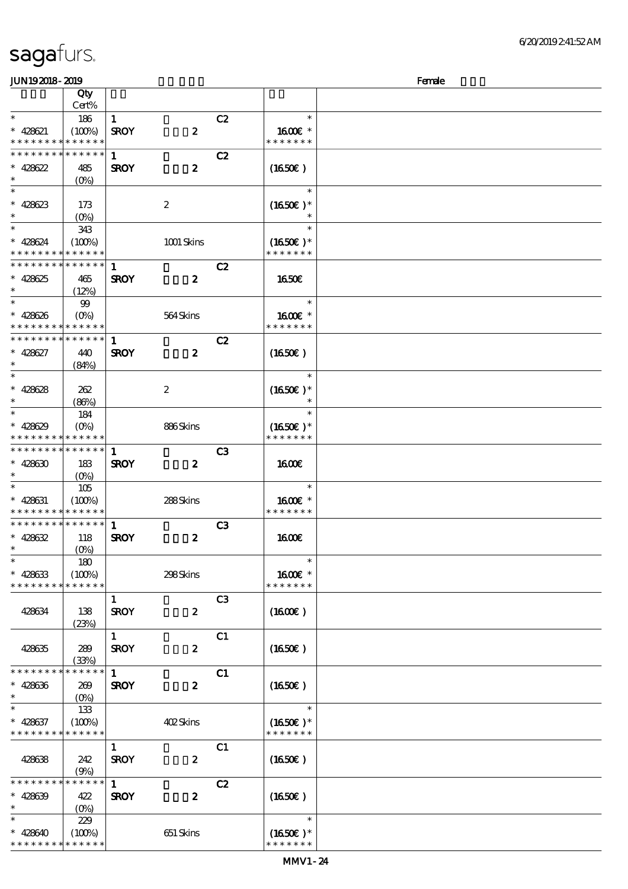# sagafurs.

JUN19 2018 - 2019 Female

| | Qty Cert% | | | |
|---|---|---|---|---|
| * <br> * 428621 <br> * * * * * * * * * * * * * * | 186 <br> (100%) | 1 C2 <br> SROY 2 | * <br> 16.00€ * <br> * * * * * * * | |
| * * * * * * * * * * * * * * <br> * 428622 <br> * | 485 <br> (0%) | 1 C2 <br> SROY 2 | (16.50€) | |
| * <br> * 428623 <br> * | 173 <br> (0%) | 2 | * <br> (16.50€) * <br> * | |
| * <br> * 428624 <br> * * * * * * * * * * * * * * | 343 <br> (100%) | 1001 Skins | * <br> (16.50€) * <br> * * * * * * * | |
| * * * * * * * * * * * * * * <br> * 428625 <br> * | 465 <br> (12%) | 1 C2 <br> SROY 2 | 16.50€ | |
| * <br> * 428626 <br> * * * * * * * * * * * * * * | 99 <br> (0%) | 564 Skins | * <br> 16.00€ * <br> * * * * * * * | |
| * * * * * * * * * * * * * * <br> * 428627 <br> * | 440 <br> (84%) | 1 C2 <br> SROY 2 | (16.50€) | |
| * <br> * 428628 <br> * | 262 <br> (86%) | 2 | * <br> (16.50€) * <br> * | |
| * <br> * 428629 <br> * * * * * * * * * * * * * * | 184 <br> (0%) | 886 Skins | * <br> (16.50€) * <br> * * * * * * * | |
| * * * * * * * * * * * * * * <br> * 428630 <br> * | 183 <br> (0%) | 1 C3 <br> SROY 2 | 16.00€ | |
| * <br> * 428631 <br> * * * * * * * * * * * * * * | 105 <br> (100%) | 288 Skins | * <br> 16.00€ * <br> * * * * * * * | |
| * * * * * * * * * * * * * * <br> * 428632 <br> * | 118 <br> (0%) | 1 C3 <br> SROY 2 | 16.00€ | |
| * <br> * 428633 <br> * * * * * * * * * * * * * * | 180 <br> (100%) | 298 Skins | * <br> 16.00€ * <br> * * * * * * * | |
| 428634 | 138 <br> (23%) | 1 C3 <br> SROY 2 | (16.00€) | |
| 428635 | 289 <br> (33%) | 1 C1 <br> SROY 2 | (16.50€) | |
| * * * * * * * * * * * * * * <br> * 428636 <br> * | 269 <br> (0%) | 1 C1 <br> SROY 2 | (16.50€) | |
| * <br> * 428637 <br> * * * * * * * * * * * * * * | 133 <br> (100%) | 402 Skins | * <br> (16.50€) * <br> * * * * * * * | |
| 428638 | 242 <br> (9%) | 1 C1 <br> SROY 2 | (16.50€) | |
| * * * * * * * * * * * * * * <br> * 428639 <br> * | 422 <br> (0%) | 1 C2 <br> SROY 2 | (16.50€) | |
| * <br> * 428640 <br> * * * * * * * * * * * * * * | 229 <br> (100%) | 651 Skins | * <br> (16.50€) * <br> * * * * * * * | |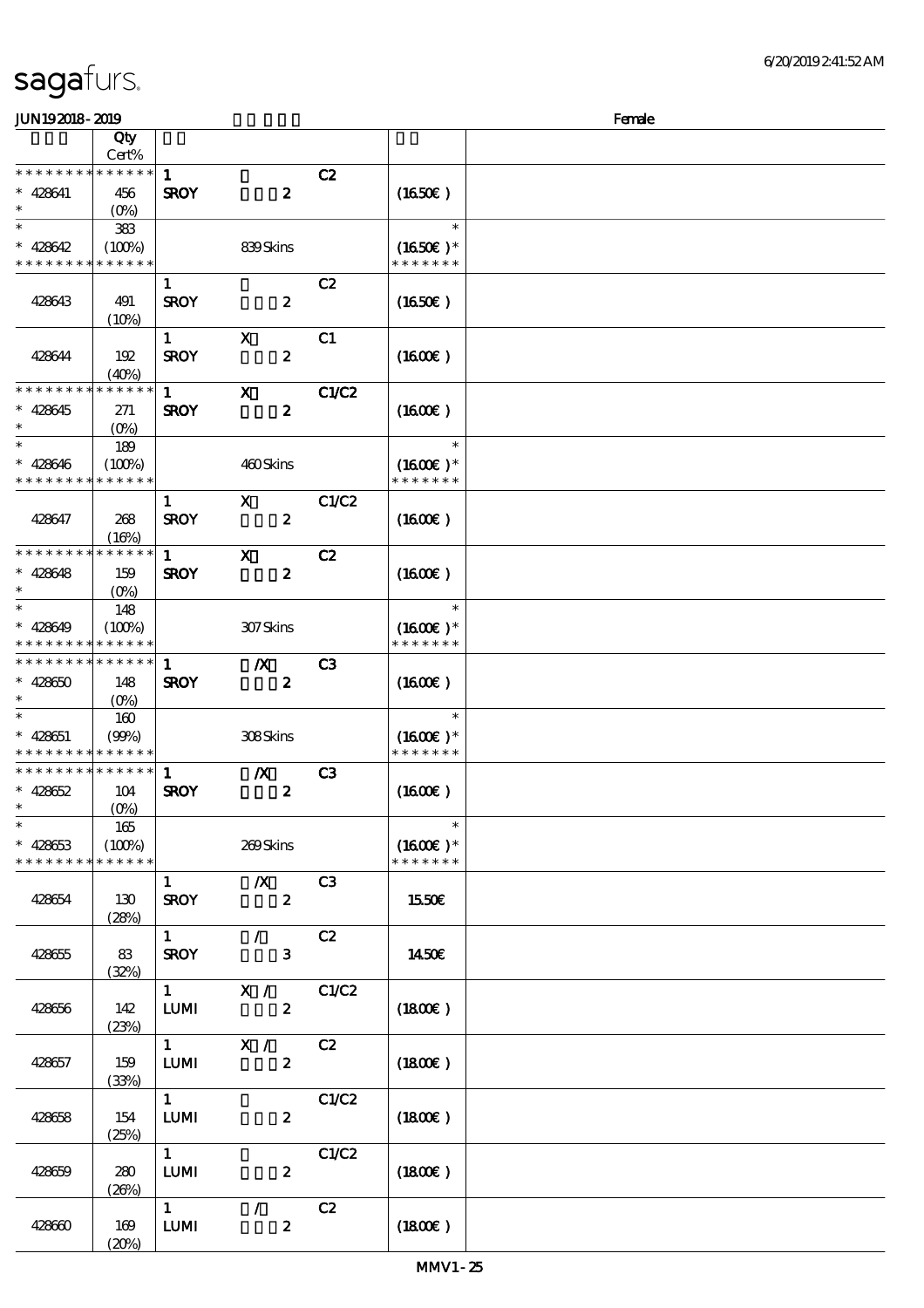# sagafurs.

JUN19 2018 - 2019 Female

| | Qty Cert% | | | | | |
|---|---|---|---|---|---|---|
| * * * * * * * * * * * * * * | | 1 | | C2 | | |
| * 428641 | 456 | SROY | 2 | | (16.50€) | |
| * | (0%) | | | | | |
| * | 383 | | | | * | |
| * 428642 | (100%) | | 839 Skins | | (16.50€)* | |
| * * * * * * * * * * * * * * | | | | | * * * * * * * | |
| | | 1 | | C2 | | |
| 428643 | 491 (10%) | SROY | 2 | | (16.50€) | |
| | | 1 | X | C1 | | |
| 428644 | 192 (40%) | SROY | 2 | | (16.00€) | |
| * * * * * * * * * * * * * * | | 1 | X | C1/C2 | | |
| * 428645 | 271 | SROY | 2 | | (16.00€) | |
| * | (0%) | | | | | |
| * | 189 | | | | * | |
| * 428646 | (100%) | | 460 Skins | | (16.00€)* | |
| * * * * * * * * * * * * * * | | | | | * * * * * * * | |
| | | 1 | X | C1/C2 | | |
| 428647 | 268 (16%) | SROY | 2 | | (16.00€) | |
| * * * * * * * * * * * * * * | | 1 | X | C2 | | |
| * 428648 | 159 | SROY | 2 | | (16.00€) | |
| * | (0%) | | | | | |
| * | 148 | | | | * | |
| * 428649 | (100%) | | 307 Skins | | (16.00€)* | |
| * * * * * * * * * * * * * * | | | | | * * * * * * * | |
| * * * * * * * * * * * * * * | | 1 | /X | C3 | | |
| * 428650 | 148 | SROY | 2 | | (16.00€) | |
| * | (0%) | | | | | |
| * | 160 | | | | * | |
| * 428651 | (99%) | | 308 Skins | | (16.00€)* | |
| * * * * * * * * * * * * * * | | | | | * * * * * * * | |
| * * * * * * * * * * * * * * | | 1 | /X | C3 | | |
| * 428652 | 104 | SROY | 2 | | (16.00€) | |
| * | (0%) | | | | | |
| * | 165 | | | | * | |
| * 428653 | (100%) | | 269 Skins | | (16.00€)* | |
| * * * * * * * * * * * * * * | | | | | * * * * * * * | |
| | | 1 | /X | C3 | | |
| 428654 | 130 (28%) | SROY | 2 | | 15.50€ | |
| | | 1 | / | C2 | | |
| 428655 | 83 (32%) | SROY | 3 | | 14.50€ | |
| | | 1 | X / | C1/C2 | | |
| 428656 | 142 (23%) | LUMI | 2 | | (18.00€) | |
| | | 1 | X / | C2 | | |
| 428657 | 159 (33%) | LUMI | 2 | | (18.00€) | |
| | | 1 | | C1/C2 | | |
| 428658 | 154 (25%) | LUMI | 2 | | (18.00€) | |
| | | 1 | | C1/C2 | | |
| 428659 | 280 (26%) | LUMI | 2 | | (18.00€) | |
| | | 1 | / | C2 | | |
| 428660 | 169 (20%) | LUMI | 2 | | (18.00€) | |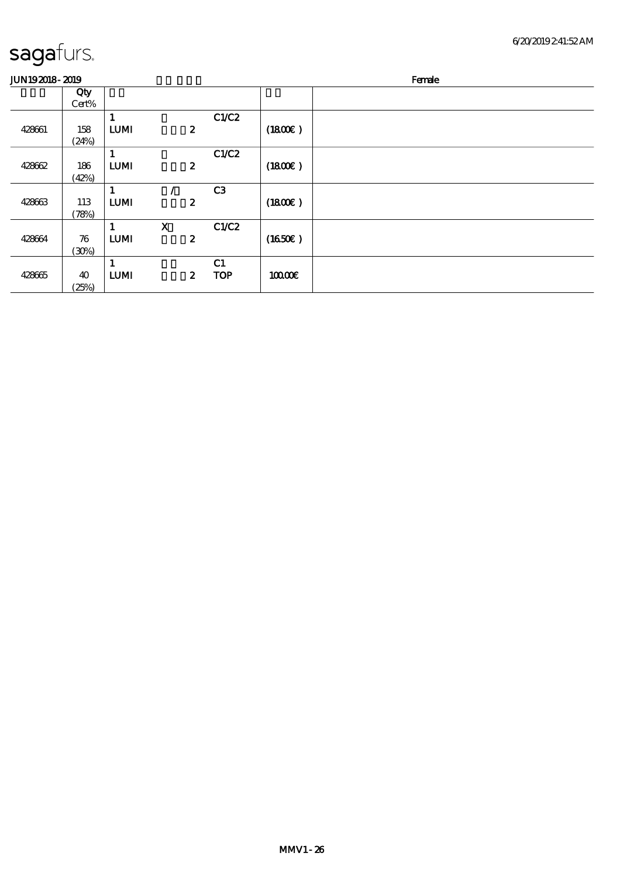sagafurs.

JUN19 2018 - 2019 Female

| | Qty Cert% | | | | | |
|---|---|---|---|---|---|---|
| 428661 | 158 (24%) | 1 LUMI | 2 | C1/C2 | (18.00€ ) | |
| 428662 | 186 (42%) | 1 LUMI | 2 | C1/C2 | (18.00€ ) | |
| 428663 | 113 (78%) | 1 LUMI | / 2 | C3 | (18.00€ ) | |
| 428664 | 76 (30%) | 1 LUMI | X 2 | C1/C2 | (16.50€ ) | |
| 428665 | 40 (25%) | 1 LUMI | 2 | C1 TOP | 100.00€ | |

MMV1 - 26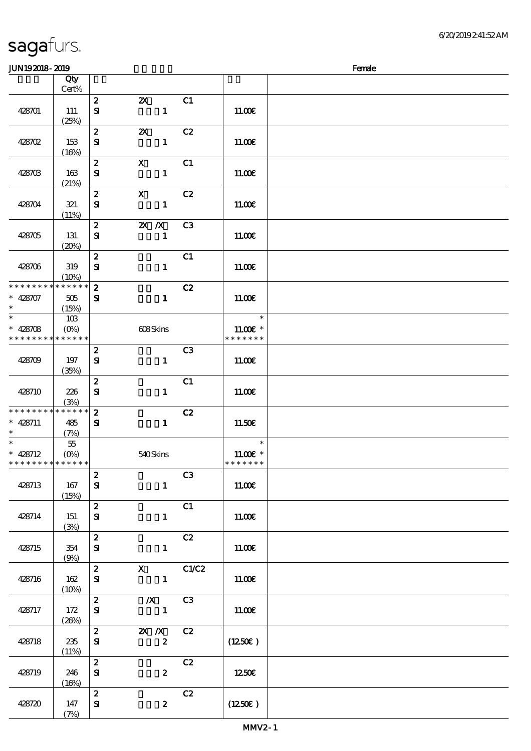# sagafurs.

JUN19 2018 - 2019 Female

| | Qty Cert% | | | | | |
|---|---|---|---|---|---|---|
| 428701 | 111 (25%) | 2 SI | 2X 1 | C1 | 11.00€ | |
| 428702 | 153 (16%) | 2 SI | 2X 1 | C2 | 11.00€ | |
| 428703 | 163 (21%) | 2 SI | X 1 | C1 | 11.00€ | |
| 428704 | 321 (11%) | 2 SI | X 1 | C2 | 11.00€ | |
| 428705 | 131 (20%) | 2 SI | 2X /X 1 | C3 | 11.00€ | |
| 428706 | 319 (10%) | 2 SI | 1 | C1 | 11.00€ | |
| * * * * * * * * * * * * * * * 428707 * | 505 (15%) | 2 SI | 1 | C2 | 11.00€ | |
| * * 428708 * * * * * * * * * * * * * * | 103 (0%) | | 608 Skins | | * 11.00€ * * * * * * * * | |
| 428709 | 197 (35%) | 2 SI | 1 | C3 | 11.00€ | |
| 428710 | 226 (3%) | 2 SI | 1 | C1 | 11.00€ | |
| * * * * * * * * * * * * * * * 428711 * | 485 (7%) | 2 SI | 1 | C2 | 11.50€ | |
| * * 428712 * * * * * * * * * * * * * * | 55 (0%) | | 540 Skins | | * 11.00€ * * * * * * * * | |
| 428713 | 167 (15%) | 2 SI | 1 | C3 | 11.00€ | |
| 428714 | 151 (3%) | 2 SI | 1 | C1 | 11.00€ | |
| 428715 | 354 (9%) | 2 SI | 1 | C2 | 11.00€ | |
| 428716 | 162 (10%) | 2 SI | X 1 | C1/C2 | 11.00€ | |
| 428717 | 172 (26%) | 2 SI | /X 1 | C3 | 11.00€ | |
| 428718 | 235 (11%) | 2 SI | 2X /X 2 | C2 | (12.50€) | |
| 428719 | 246 (16%) | 2 SI | 2 | C2 | 12.50€ | |
| 428720 | 147 (7%) | 2 SI | 2 | C2 | (12.50€) | |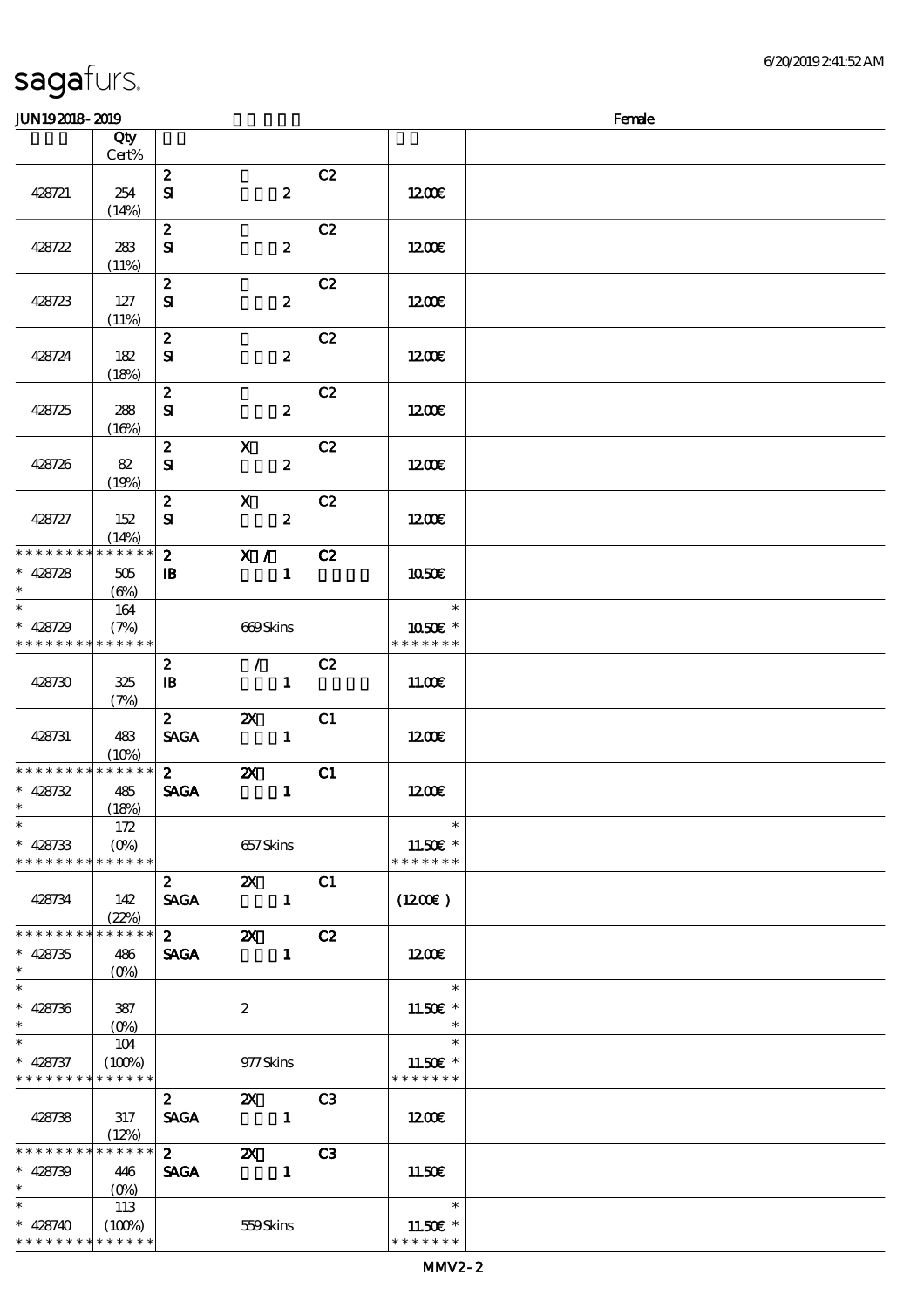# sagafurs.

JUN192018-2019 Female

| | Qty Cert% | | |
|---|---|---|---|
| 428721 | 254 (14%) | 2 C2 SI 2 | 12.00€ |
| 428722 | 283 (11%) | 2 C2 SI 2 | 12.00€ |
| 428723 | 127 (11%) | 2 C2 SI 2 | 12.00€ |
| 428724 | 182 (18%) | 2 C2 SI 2 | 12.00€ |
| 428725 | 288 (16%) | 2 C2 SI 2 | 12.00€ |
| 428726 | 82 (19%) | 2 X C2 SI 2 | 12.00€ |
| 428727 | 152 (14%) | 2 X C2 SI 2 | 12.00€ |
| * * * * * * * * * * * * * * <br>* 428728 <br>* | 505 (6%) | 2 X / C2 IB 1 | 10.50€ |
| * <br>* 428729 <br>* * * * * * * * * * * * * * | 164 (7%) | 669 Skins | * <br>10.50€ * <br>* * * * * * * |
| 428730 | 325 (7%) | 2 / C2 IB 1 | 11.00€ |
| 428731 | 483 (10%) | 2 2X C1 SAGA 1 | 12.00€ |
| * * * * * * * * * * * * * * <br>* 428732 <br>* | 485 (18%) | 2 2X C1 SAGA 1 | 12.00€ |
| * <br>* 428733 <br>* * * * * * * * * * * * * * | 172 (0%) | 657 Skins | * <br>11.50€ * <br>* * * * * * * |
| 428734 | 142 (22%) | 2 2X C1 SAGA 1 | (12.00€) |
| * * * * * * * * * * * * * * <br>* 428735 <br>* | 486 (0%) | 2 2X C2 SAGA 1 | 12.00€ |
| * <br>* 428736 <br>* | 387 (0%) | 2 | * <br>11.50€ * <br>* |
| * <br>* 428737 <br>* * * * * * * * * * * * * * | 104 (100%) | 977 Skins | * <br>11.50€ * <br>* * * * * * * |
| 428738 | 317 (12%) | 2 2X C3 SAGA 1 | 12.00€ |
| * * * * * * * * * * * * * * <br>* 428739 <br>* | 446 (0%) | 2 2X C3 SAGA 1 | 11.50€ |
| * <br>* 428740 <br>* * * * * * * * * * * * * * | 113 (100%) | 559 Skins | * <br>11.50€ * <br>* * * * * * * |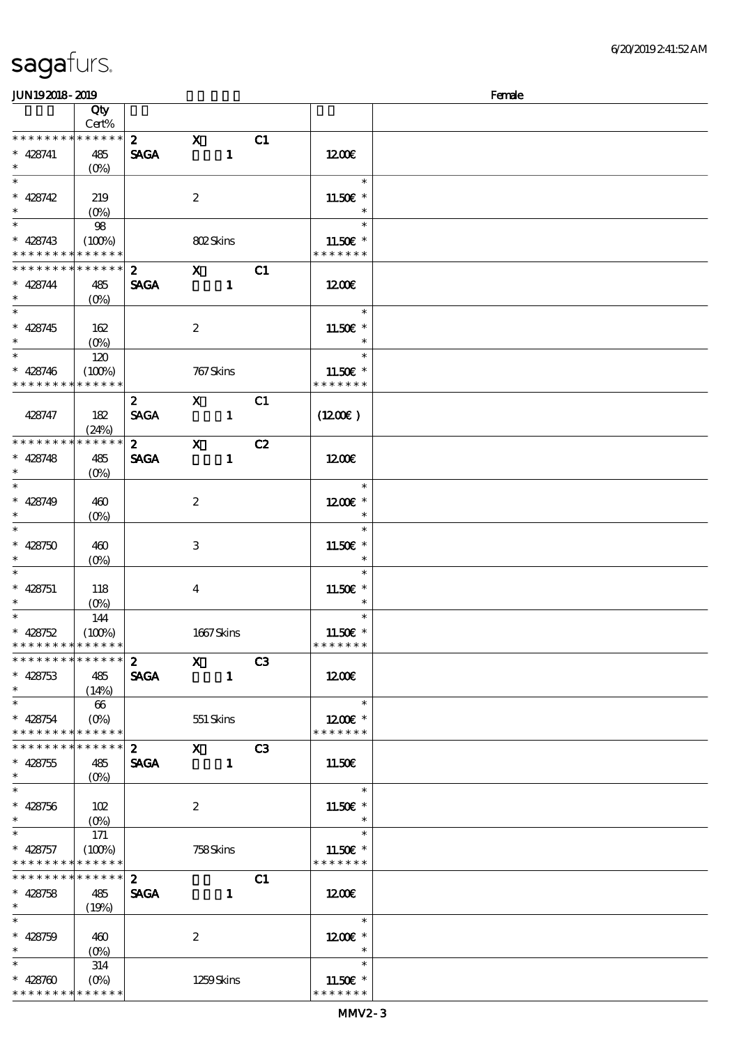sagafurs.

JUN19 2018 - 2019 — Female

| | Qty Cert% | | | | | |
|---|---|---|---|---|---|---|
| * * * * * * * * * * * * * * | | 2 | X | C1 | | |
| * 428741 | 485 | SAGA | 1 | | 12.00€ | |
| * | (0%) | | | | | |
| * | | | | | * | |
| * 428742 | 219 | | 2 | | 11.50€ * | |
| * | (0%) | | | | * | |
| * | 98 | | | | * | |
| * 428743 | (100%) | | 802 Skins | | 11.50€ * | |
| * * * * * * * * * * * * * * | | | | | * * * * * * * | |
| * * * * * * * * * * * * * * | | 2 | X | C1 | | |
| * 428744 | 485 | SAGA | 1 | | 12.00€ | |
| * | (0%) | | | | | |
| * | | | | | * | |
| * 428745 | 162 | | 2 | | 11.50€ * | |
| * | (0%) | | | | * | |
| * | 120 | | | | * | |
| * 428746 | (100%) | | 767 Skins | | 11.50€ * | |
| * * * * * * * * * * * * * * | | | | | * * * * * * * | |
| | | 2 | X | C1 | | |
| 428747 | 182 | SAGA | 1 | | (12.00€) | |
| | (24%) | | | | | |
| * * * * * * * * * * * * * * | | 2 | X | C2 | | |
| * 428748 | 485 | SAGA | 1 | | 12.00€ | |
| * | (0%) | | | | | |
| * | | | | | * | |
| * 428749 | 460 | | 2 | | 12.00€ * | |
| * | (0%) | | | | * | |
| * | | | | | * | |
| * 428750 | 460 | | 3 | | 11.50€ * | |
| * | (0%) | | | | * | |
| * | | | | | * | |
| * 428751 | 118 | | 4 | | 11.50€ * | |
| * | (0%) | | | | * | |
| * | 144 | | | | * | |
| * 428752 | (100%) | | 1667 Skins | | 11.50€ * | |
| * * * * * * * * * * * * * * | | | | | * * * * * * * | |
| * * * * * * * * * * * * * * | | 2 | X | C3 | | |
| * 428753 | 485 | SAGA | 1 | | 12.00€ | |
| * | (14%) | | | | | |
| * | 66 | | | | * | |
| * 428754 | (0%) | | 551 Skins | | 12.00€ * | |
| * * * * * * * * * * * * * * | | | | | * * * * * * * | |
| * * * * * * * * * * * * * * | | 2 | X | C3 | | |
| * 428755 | 485 | SAGA | 1 | | 11.50€ | |
| * | (0%) | | | | | |
| * | | | | | * | |
| * 428756 | 102 | | 2 | | 11.50€ * | |
| * | (0%) | | | | * | |
| * | 171 | | | | * | |
| * 428757 | (100%) | | 758 Skins | | 11.50€ * | |
| * * * * * * * * * * * * * * | | | | | * * * * * * * | |
| * * * * * * * * * * * * * * | | 2 | | C1 | | |
| * 428758 | 485 | SAGA | 1 | | 12.00€ | |
| * | (19%) | | | | | |
| * | | | | | * | |
| * 428759 | 460 | | 2 | | 12.00€ * | |
| * | (0%) | | | | * | |
| * | 314 | | | | * | |
| * 428760 | (0%) | | 1259 Skins | | 11.50€ * | |
| * * * * * * * * * * * * * * | | | | | * * * * * * * | |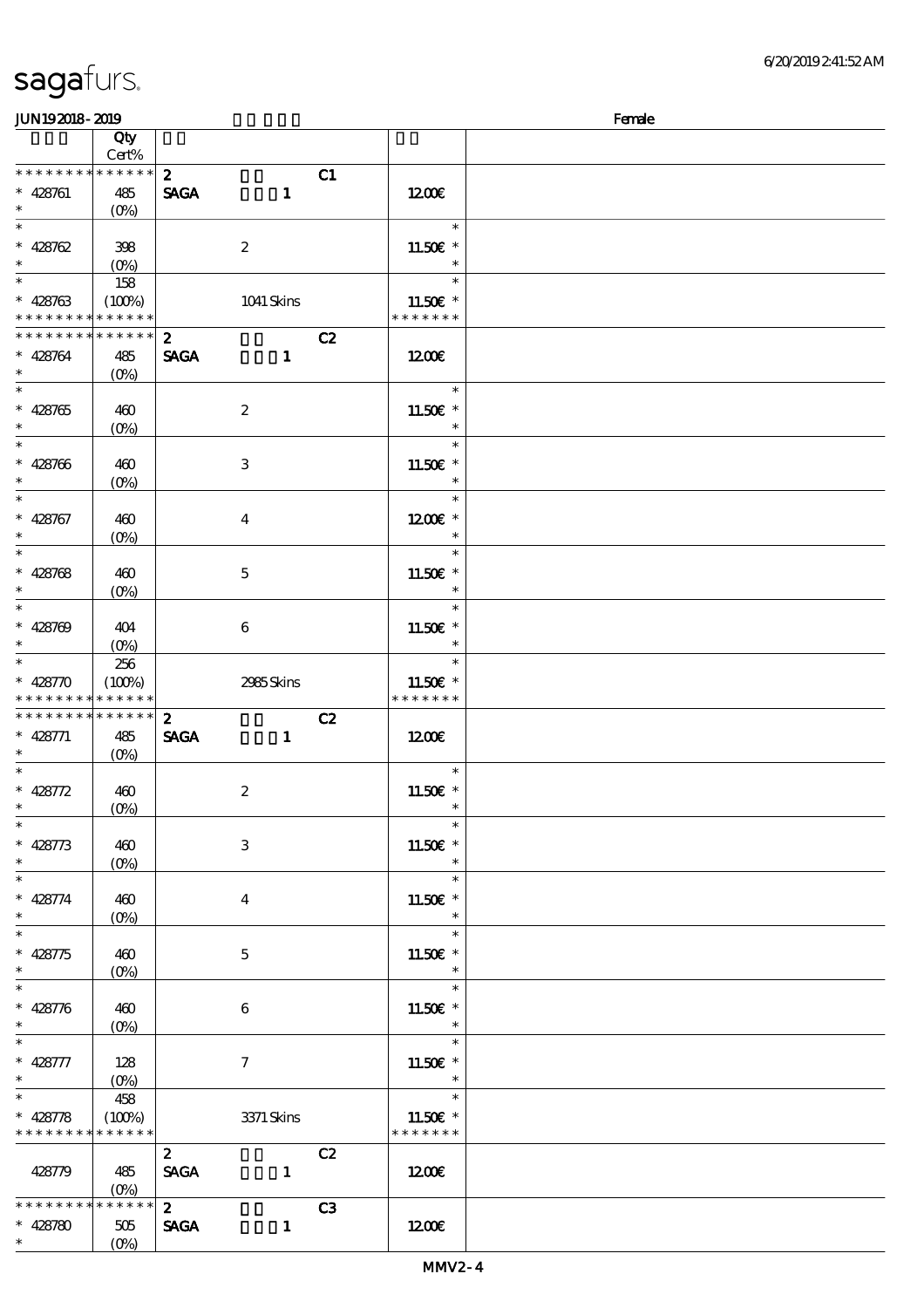# sagafurs.

JUN19 2018 - 2019 | | Female

| | Qty Cert% | | |
|---|---|---|---|
| * * * * * * * * * * * * * * | | 2 C1 | |
| * 428761 | 485 | SAGA 1 | 12.00€ |
| * | (0%) | | |
| * | | | * |
| * 428762 | 398 | 2 | 11.50€ * |
| * | (0%) | | * |
| * | 158 | | * |
| * 428763 | (100%) | 1041 Skins | 11.50€ * |
| * * * * * * * * * * * * * * | | | * * * * * * * |
| * * * * * * * * * * * * * * | | 2 C2 | |
| * 428764 | 485 | SAGA 1 | 12.00€ |
| * | (0%) | | |
| * | | | * |
| * 428765 | 460 | 2 | 11.50€ * |
| * | (0%) | | * |
| * | | | * |
| * 428766 | 460 | 3 | 11.50€ * |
| * | (0%) | | * |
| * | | | * |
| * 428767 | 460 | 4 | 12.00€ * |
| * | (0%) | | * |
| * | | | * |
| * 428768 | 460 | 5 | 11.50€ * |
| * | (0%) | | * |
| * | | | * |
| * 428769 | 404 | 6 | 11.50€ * |
| * | (0%) | | * |
| * | 256 | | * |
| * 428770 | (100%) | 2985 Skins | 11.50€ * |
| * * * * * * * * * * * * * * | | | * * * * * * * |
| * * * * * * * * * * * * * * | | 2 C2 | |
| * 428771 | 485 | SAGA 1 | 12.00€ |
| * | (0%) | | |
| * | | | * |
| * 428772 | 460 | 2 | 11.50€ * |
| * | (0%) | | * |
| * | | | * |
| * 428773 | 460 | 3 | 11.50€ * |
| * | (0%) | | * |
| * | | | * |
| * 428774 | 460 | 4 | 11.50€ * |
| * | (0%) | | * |
| * | | | * |
| * 428775 | 460 | 5 | 11.50€ * |
| * | (0%) | | * |
| * | | | * |
| * 428776 | 460 | 6 | 11.50€ * |
| * | (0%) | | * |
| * | | | * |
| * 428777 | 128 | 7 | 11.50€ * |
| * | (0%) | | * |
| * | 458 | | * |
| * 428778 | (100%) | 3371 Skins | 11.50€ * |
| * * * * * * * * * * * * * * | | | * * * * * * * |
| | | 2 C2 | |
| 428779 | 485 | SAGA 1 | 12.00€ |
| | (0%) | | |
| * * * * * * * * * * * * * * | | 2 C3 | |
| * 428780 | 505 | SAGA 1 | 12.00€ |
| * | (0%) | | |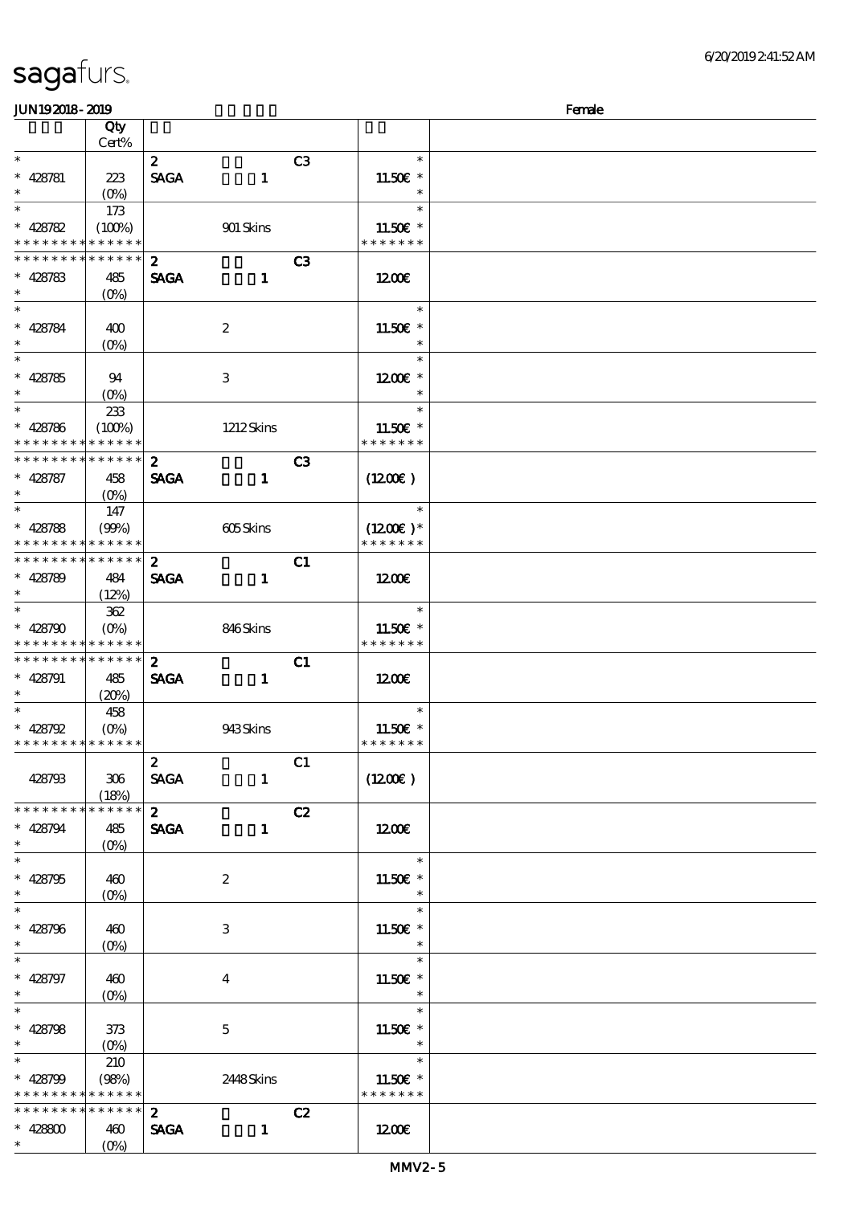sagafurs.

JUN19 2018 - 2019 | Female

| | Qty Cert% | | | | | |
|---|---|---|---|---|---|---|
| * | | 2 | | C3 | * | |
| * 428781 | 223 | SAGA | 1 | | 11.50€ * | |
| * | (0%) | | | | * | |
| * | 173 | | | | * | |
| * 428782 | (100%) | | 901 Skins | | 11.50€ * | |
| * * * * * * * * * * * * * * | | | | | * * * * * * * | |
| * * * * * * * * * * * * * * | | 2 | | C3 | | |
| * 428783 | 485 | SAGA | 1 | | 12.00€ | |
| * | (0%) | | | | | |
| * | | | | | * | |
| * 428784 | 400 | | 2 | | 11.50€ * | |
| * | (0%) | | | | * | |
| * | | | | | * | |
| * 428785 | 94 | | 3 | | 12.00€ * | |
| * | (0%) | | | | * | |
| * | 233 | | | | * | |
| * 428786 | (100%) | | 1212 Skins | | 11.50€ * | |
| * * * * * * * * * * * * * * | | | | | * * * * * * * | |
| * * * * * * * * * * * * * * | | 2 | | C3 | | |
| * 428787 | 458 | SAGA | 1 | | (12.00€ ) | |
| * | (0%) | | | | | |
| * | 147 | | | | * | |
| * 428788 | (99%) | | 605 Skins | | (12.00€ )* | |
| * * * * * * * * * * * * * * | | | | | * * * * * * * | |
| * * * * * * * * * * * * * * | | 2 | | C1 | | |
| * 428789 | 484 | SAGA | 1 | | 12.00€ | |
| * | (12%) | | | | | |
| * | 362 | | | | * | |
| * 428790 | (0%) | | 846 Skins | | 11.50€ * | |
| * * * * * * * * * * * * * * | | | | | * * * * * * * | |
| * * * * * * * * * * * * * * | | 2 | | C1 | | |
| * 428791 | 485 | SAGA | 1 | | 12.00€ | |
| * | (20%) | | | | | |
| * | 458 | | | | * | |
| * 428792 | (0%) | | 943 Skins | | 11.50€ * | |
| * * * * * * * * * * * * * * | | | | | * * * * * * * | |
| | | 2 | | C1 | | |
| 428793 | 306 | SAGA | 1 | | (12.00€ ) | |
| | (18%) | | | | | |
| * * * * * * * * * * * * * * | | 2 | | C2 | | |
| * 428794 | 485 | SAGA | 1 | | 12.00€ | |
| * | (0%) | | | | | |
| * | | | | | * | |
| * 428795 | 460 | | 2 | | 11.50€ * | |
| * | (0%) | | | | * | |
| * | | | | | * | |
| * 428796 | 460 | | 3 | | 11.50€ * | |
| * | (0%) | | | | * | |
| * | | | | | * | |
| * 428797 | 460 | | 4 | | 11.50€ * | |
| * | (0%) | | | | * | |
| * | | | | | * | |
| * 428798 | 373 | | 5 | | 11.50€ * | |
| * | (0%) | | | | * | |
| * | 210 | | | | * | |
| * 428799 | (98%) | | 2448 Skins | | 11.50€ * | |
| * * * * * * * * * * * * * * | | | | | * * * * * * * | |
| * * * * * * * * * * * * * * | | 2 | | C2 | | |
| * 428800 | 460 | SAGA | 1 | | 12.00€ | |
| * | (0%) | | | | | |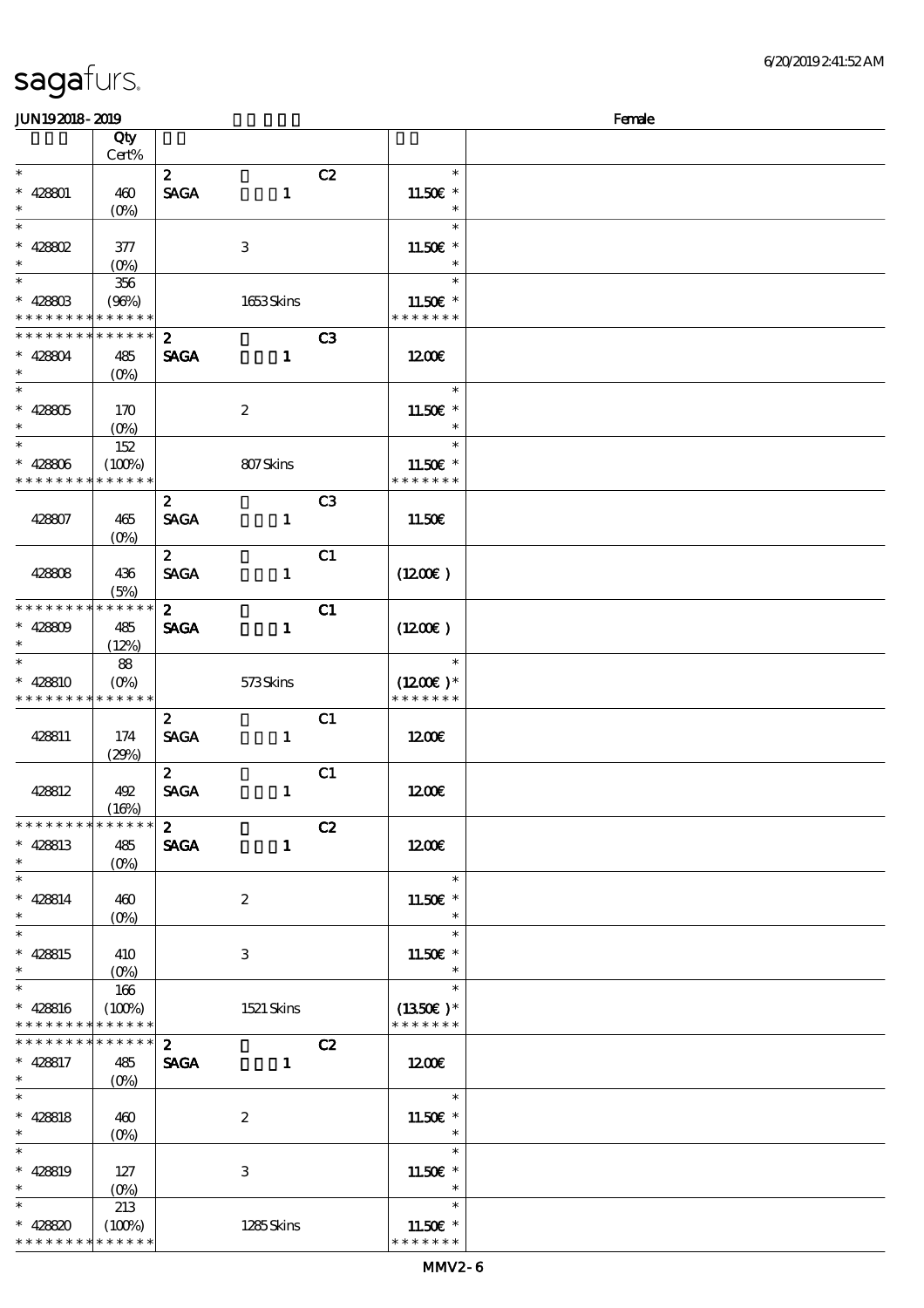**JUN19 2018 - 2019** — Female

| | Qty Cert% | | | | |
|---|---|---|---|---|---|
| * | | 2 | | C2 | * |
| * 428801 | 460 | **SAGA** | 1 | | 11.50€ * |
| * | (0%) | | | | * |
| * | | | | | * |
| * 428802 | 377 | | 3 | | 11.50€ * |
| * | (0%) | | | | * |
| * | 356 | | | | * |
| * 428803 | (96%) | | 1653 Skins | | 11.50€ * |
| * * * * * * * * * * * * * * | | | | | * * * * * * * |
| * * * * * * * * * * * * * * | | 2 | | C3 | |
| * 428804 | 485 | **SAGA** | 1 | | 12.00€ |
| * | (0%) | | | | |
| * | | | | | * |
| * 428805 | 170 | | 2 | | 11.50€ * |
| * | (0%) | | | | * |
| * | 152 | | | | * |
| * 428806 | (100%) | | 807 Skins | | 11.50€ * |
| * * * * * * * * * * * * * * | | | | | * * * * * * * |
| | | 2 | | C3 | |
| 428807 | 465 (0%) | **SAGA** | 1 | | 11.50€ |
| | | 2 | | C1 | |
| 428808 | 436 (5%) | **SAGA** | 1 | | (12.00€) |
| * * * * * * * * * * * * * * | | 2 | | C1 | |
| * 428809 | 485 | **SAGA** | 1 | | (12.00€) |
| * | (12%) | | | | |
| * | 88 | | | | * |
| * 428810 | (0%) | | 573 Skins | | (12.00€) * |
| * * * * * * * * * * * * * * | | | | | * * * * * * * |
| | | 2 | | C1 | |
| 428811 | 174 (29%) | **SAGA** | 1 | | 12.00€ |
| | | 2 | | C1 | |
| 428812 | 492 (16%) | **SAGA** | 1 | | 12.00€ |
| * * * * * * * * * * * * * * | | 2 | | C2 | |
| * 428813 | 485 | **SAGA** | 1 | | 12.00€ |
| * | (0%) | | | | |
| * | | | | | * |
| * 428814 | 460 | | 2 | | 11.50€ * |
| * | (0%) | | | | * |
| * | | | | | * |
| * 428815 | 410 | | 3 | | 11.50€ * |
| * | (0%) | | | | * |
| * | 166 | | | | * |
| * 428816 | (100%) | | 1521 Skins | | (13.50€) * |
| * * * * * * * * * * * * * * | | | | | * * * * * * * |
| * * * * * * * * * * * * * * | | 2 | | C2 | |
| * 428817 | 485 | **SAGA** | 1 | | 12.00€ |
| * | (0%) | | | | |
| * | | | | | * |
| * 428818 | 460 | | 2 | | 11.50€ * |
| * | (0%) | | | | * |
| * | | | | | * |
| * 428819 | 127 | | 3 | | 11.50€ * |
| * | (0%) | | | | * |
| * | 213 | | | | * |
| * 428820 | (100%) | | 1285 Skins | | 11.50€ * |
| * * * * * * * * * * * * * * | | | | | * * * * * * * |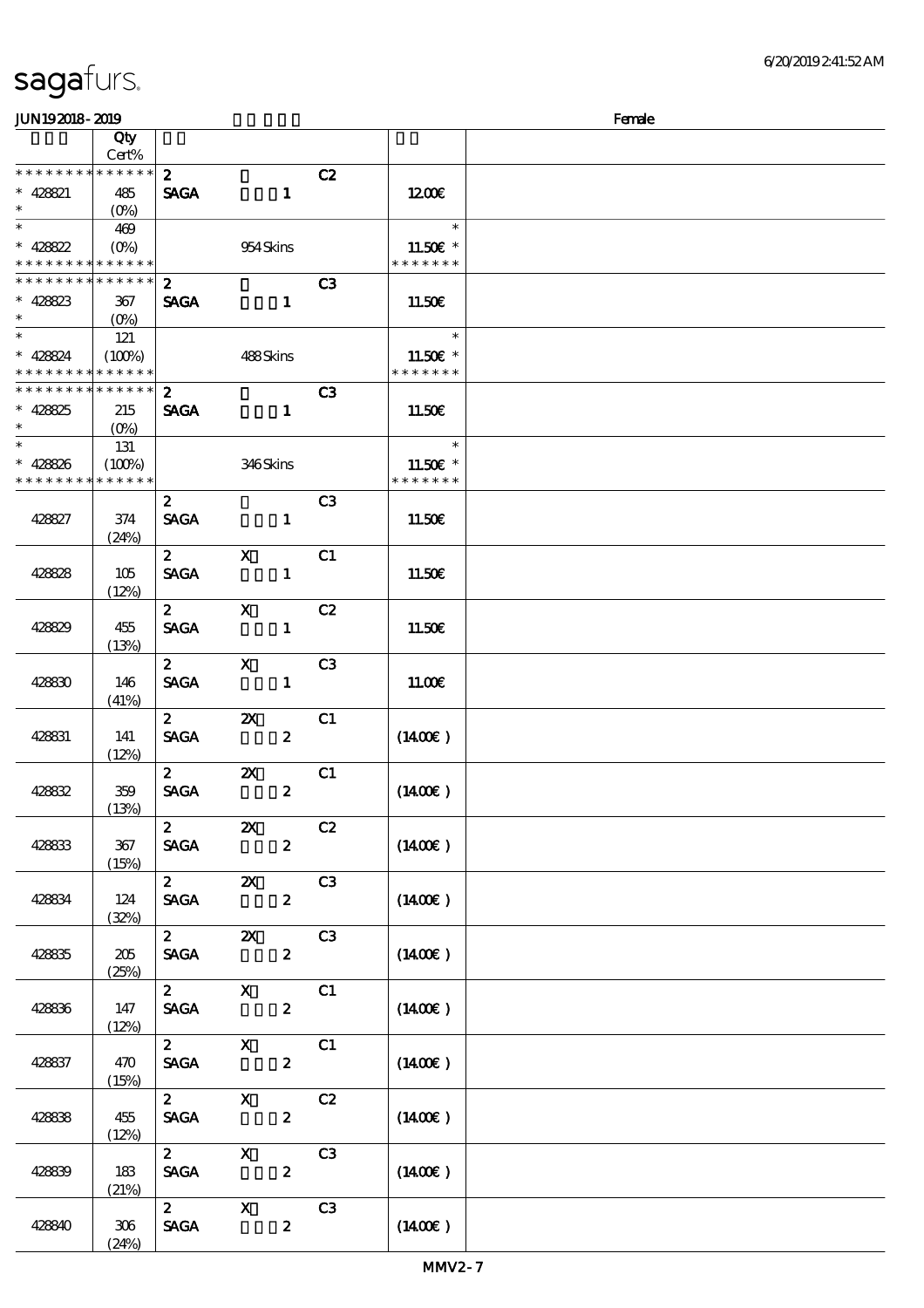# sagafurs.

JUN19 2018 - 2019 Female

| | Qty Cert% | | | | | |
|---|---|---|---|---|---|---|
| * * * * * * * * * * * * * * | | 2 | | C2 | | |
| * 428821 | 485 | SAGA | 1 | | 12.00€ | |
| * | (0%) | | | | | |
| * | 469 | | | | * | |
| * 428822 | (0%) | | 954 Skins | | 11.50€ * | |
| * * * * * * * * * * * * * * | | | | | * * * * * * * | |
| * * * * * * * * * * * * * * | | 2 | | C3 | | |
| * 428823 | 367 | SAGA | 1 | | 11.50€ | |
| * | (0%) | | | | | |
| * | 121 | | | | * | |
| * 428824 | (100%) | | 488 Skins | | 11.50€ * | |
| * * * * * * * * * * * * * * | | | | | * * * * * * * | |
| * * * * * * * * * * * * * * | | 2 | | C3 | | |
| * 428825 | 215 | SAGA | 1 | | 11.50€ | |
| * | (0%) | | | | | |
| * | 131 | | | | * | |
| * 428826 | (100%) | | 346 Skins | | 11.50€ * | |
| * * * * * * * * * * * * * * | | | | | * * * * * * * | |
| 428827 | 374 (24%) | 2 SAGA | 1 | C3 | 11.50€ | |
| 428828 | 105 (12%) | 2 SAGA | X 1 | C1 | 11.50€ | |
| 428829 | 455 (13%) | 2 SAGA | X 1 | C2 | 11.50€ | |
| 428830 | 146 (41%) | 2 SAGA | X 1 | C3 | 11.00€ | |
| 428831 | 141 (12%) | 2 SAGA | 2X 2 | C1 | (14.00€ ) | |
| 428832 | 359 (13%) | 2 SAGA | 2X 2 | C1 | (14.00€ ) | |
| 428833 | 367 (15%) | 2 SAGA | 2X 2 | C2 | (14.00€ ) | |
| 428834 | 124 (32%) | 2 SAGA | 2X 2 | C3 | (14.00€ ) | |
| 428835 | 205 (25%) | 2 SAGA | 2X 2 | C3 | (14.00€ ) | |
| 428836 | 147 (12%) | 2 SAGA | X 2 | C1 | (14.00€ ) | |
| 428837 | 470 (15%) | 2 SAGA | X 2 | C1 | (14.00€ ) | |
| 428838 | 455 (12%) | 2 SAGA | X 2 | C2 | (14.00€ ) | |
| 428839 | 183 (21%) | 2 SAGA | X 2 | C3 | (14.00€ ) | |
| 428840 | 306 (24%) | 2 SAGA | X 2 | C3 | (14.00€ ) | |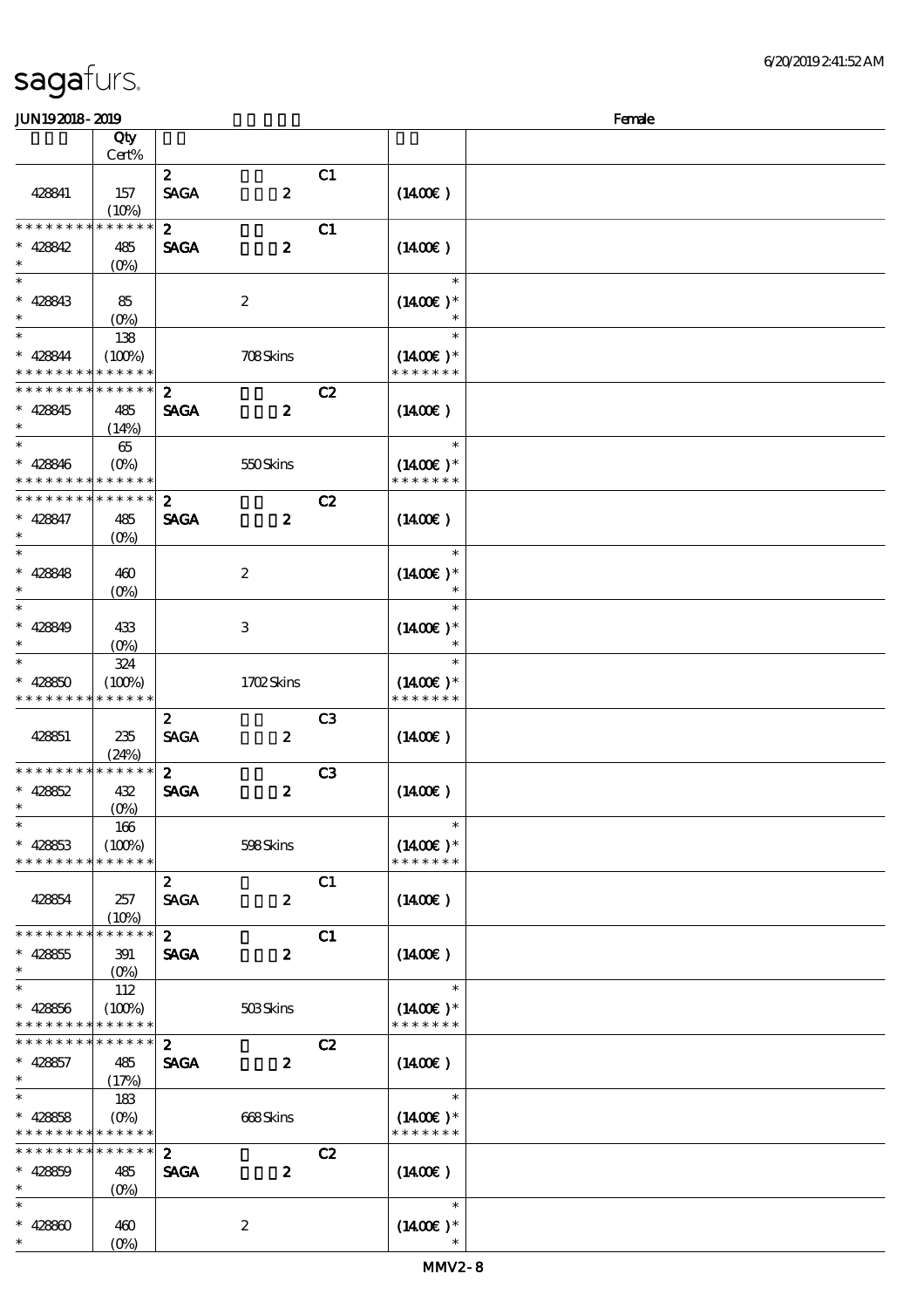sagafurs.

JUN19 2018 - 2019 Female

| | Qty Cert% | | | |
|---|---|---|---|---|
| 428841 | 157 (10%) | 2 C1 SAGA 2 | (1400€) | |
| * * * * * * * * * * * * * * 428842 * | 485 (0%) | 2 C1 SAGA 2 | (1400€) | |
| * * 428843 * | 85 (0%) | 2 | * (1400€) * * | |
| * * 428844 * * * * * * * * * * * * * | 138 (100%) | 708 Skins | * (1400€) * * * * * * * * | |
| * * * * * * * * * * * * * * 428845 * | 485 (14%) | 2 C2 SAGA 2 | (1400€) | |
| * * 428846 * * * * * * * * * * * * * | 65 (0%) | 550 Skins | * (1400€) * * * * * * * * | |
| * * * * * * * * * * * * * * 428847 * | 485 (0%) | 2 C2 SAGA 2 | (1400€) | |
| * * 428848 * | 460 (0%) | 2 | * (1400€) * * | |
| * * 428849 * | 433 (0%) | 3 | * (1400€) * * | |
| * * 428850 * * * * * * * * * * * * * | 324 (100%) | 1702 Skins | * (1400€) * * * * * * * * | |
| 428851 | 235 (24%) | 2 C3 SAGA 2 | (1400€) | |
| * * * * * * * * * * * * * * 428852 * | 432 (0%) | 2 C3 SAGA 2 | (1400€) | |
| * * 428853 * * * * * * * * * * * * * | 166 (100%) | 598 Skins | * (1400€) * * * * * * * * | |
| 428854 | 257 (10%) | 2 C1 SAGA 2 | (1400€) | |
| * * * * * * * * * * * * * * 428855 * | 391 (0%) | 2 C1 SAGA 2 | (1400€) | |
| * * 428856 * * * * * * * * * * * * * | 112 (100%) | 503 Skins | * (1400€) * * * * * * * * | |
| * * * * * * * * * * * * * * 428857 * | 485 (17%) | 2 C2 SAGA 2 | (1400€) | |
| * * 428858 * * * * * * * * * * * * * | 183 (0%) | 668 Skins | * (1400€) * * * * * * * * | |
| * * * * * * * * * * * * * * 428859 * | 485 (0%) | 2 C2 SAGA 2 | (1400€) | |
| * * 428860 * | 460 (0%) | 2 | * (1400€) * * | |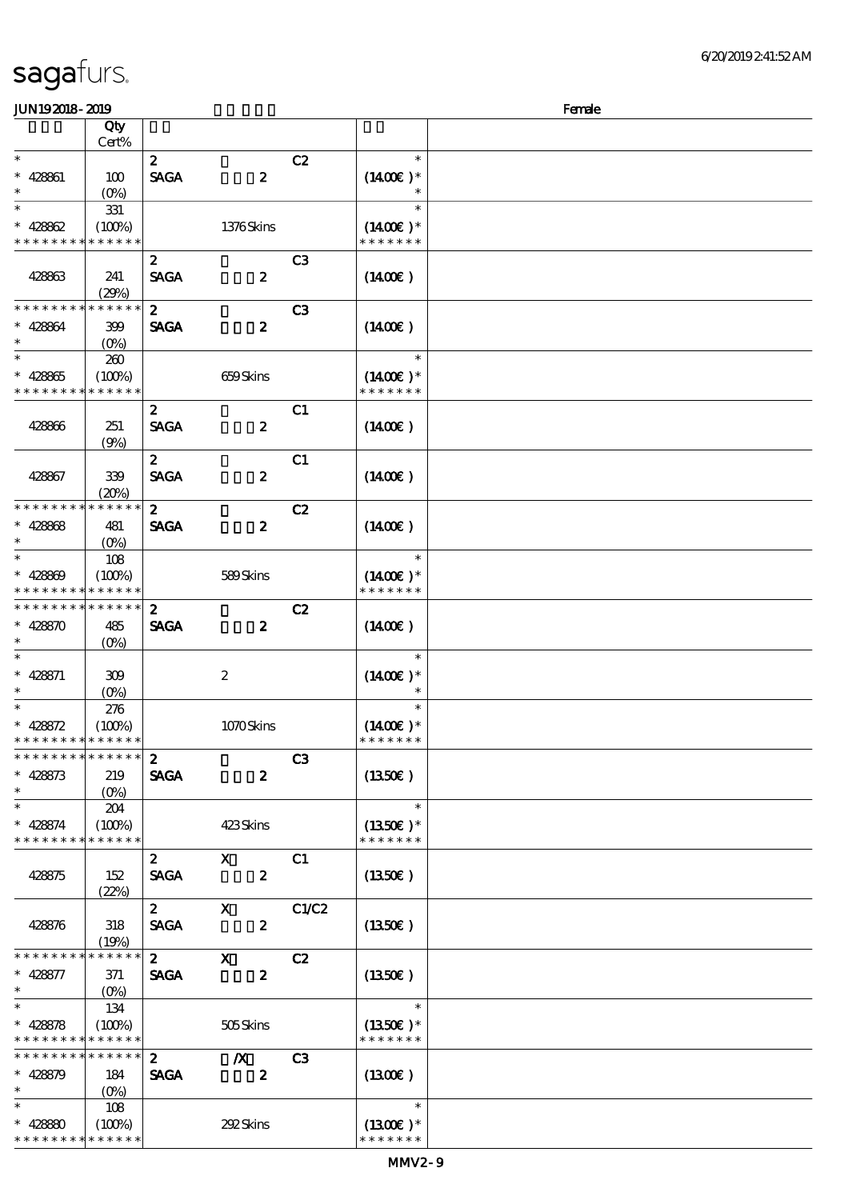sagafurs.

JUN19 2018 - 2019 Female

| | Qty Cert% | | | | | |
|---|---|---|---|---|---|---|
| * | | 2 | | C2 | * | |
| * 428861 | 100 | SAGA | 2 | | (1400€) * | |
| * | (0%) | | | | * | |
| * | 331 | | | | * | |
| * 428862 | (100%) | | 1376 Skins | | (1400€) * | |
| * * * * * * * * * * * * * * | | | | | * * * * * * * | |
| | | 2 | | C3 | | |
| 428863 | 241 (29%) | SAGA | 2 | | (1400€) | |
| * * * * * * * * * * * * * * | | 2 | | C3 | | |
| * 428864 | 399 | SAGA | 2 | | (1400€) | |
| * | (0%) | | | | | |
| * | 260 | | | | * | |
| * 428865 | (100%) | | 659 Skins | | (1400€) * | |
| * * * * * * * * * * * * * * | | | | | * * * * * * * | |
| | | 2 | | C1 | | |
| 428866 | 251 (9%) | SAGA | 2 | | (1400€) | |
| | | 2 | | C1 | | |
| 428867 | 339 (20%) | SAGA | 2 | | (1400€) | |
| * * * * * * * * * * * * * * | | 2 | | C2 | | |
| * 428868 | 481 | SAGA | 2 | | (1400€) | |
| * | (0%) | | | | | |
| * | 108 | | | | * | |
| * 428869 | (100%) | | 589 Skins | | (1400€) * | |
| * * * * * * * * * * * * * * | | | | | * * * * * * * | |
| * * * * * * * * * * * * * * | | 2 | | C2 | | |
| * 428870 | 485 | SAGA | 2 | | (1400€) | |
| * | (0%) | | | | | |
| * | | | | | * | |
| * 428871 | 309 | | 2 | | (1400€) * | |
| * | (0%) | | | | * | |
| * | 276 | | | | * | |
| * 428872 | (100%) | | 1070 Skins | | (1400€) * | |
| * * * * * * * * * * * * * * | | | | | * * * * * * * | |
| * * * * * * * * * * * * * * | | 2 | | C3 | | |
| * 428873 | 219 | SAGA | 2 | | (1350€) | |
| * | (0%) | | | | | |
| * | 204 | | | | * | |
| * 428874 | (100%) | | 423 Skins | | (1350€) * | |
| * * * * * * * * * * * * * * | | | | | * * * * * * * | |
| | | 2 | X | C1 | | |
| 428875 | 152 (22%) | SAGA | 2 | | (1350€) | |
| | | 2 | X | C1/C2 | | |
| 428876 | 318 (19%) | SAGA | 2 | | (1350€) | |
| * * * * * * * * * * * * * * | | 2 | X | C2 | | |
| * 428877 | 371 | SAGA | 2 | | (1350€) | |
| * | (0%) | | | | | |
| * | 134 | | | | * | |
| * 428878 | (100%) | | 505 Skins | | (1350€) * | |
| * * * * * * * * * * * * * * | | | | | * * * * * * * | |
| * * * * * * * * * * * * * * | | 2 | /X | C3 | | |
| * 428879 | 184 | SAGA | 2 | | (1300€) | |
| * | (0%) | | | | | |
| * | 108 | | | | * | |
| * 428880 | (100%) | | 292 Skins | | (1300€) * | |
| * * * * * * * * * * * * * * | | | | | * * * * * * * | |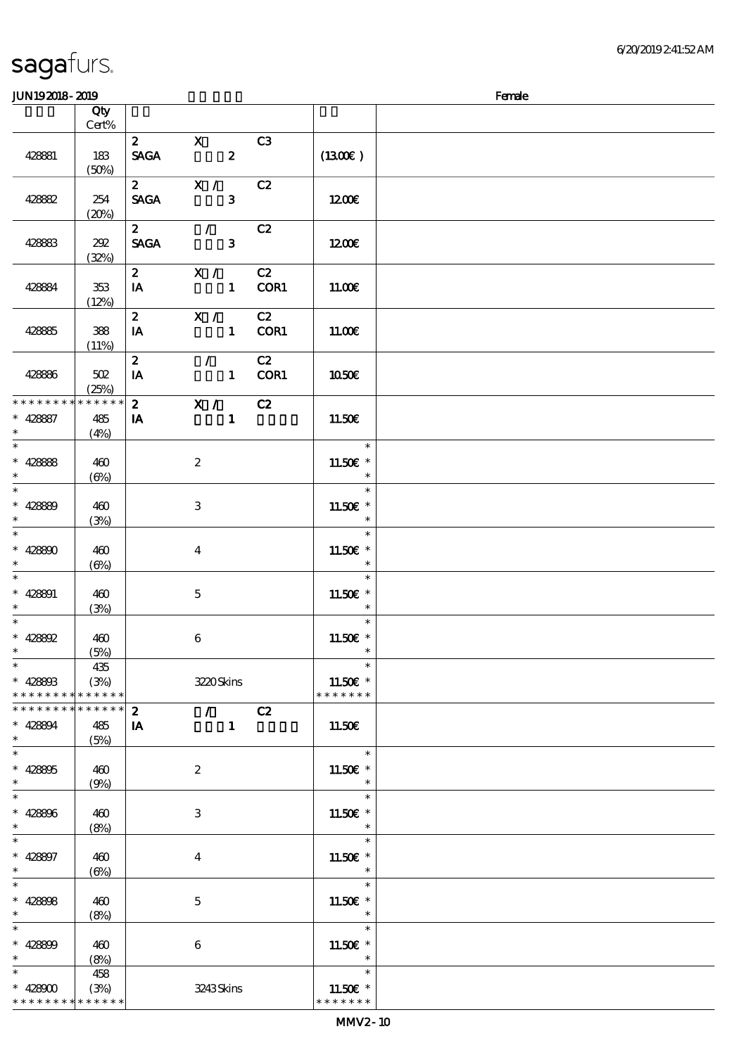sagafurs.

6/20/2019 2:41:52 AM

JUN19 2018 - 2019 Female

| | Qty Cert% | | | | |
|---|---|---|---|---|---|
| 428881 | 183 (50%) | 2 SAGA | X 2 | C3 | (13.00€ ) |
| 428882 | 254 (20%) | 2 SAGA | X / 3 | C2 | 12.00€ |
| 428883 | 292 (32%) | 2 SAGA | / 3 | C2 | 12.00€ |
| 428884 | 353 (12%) | 2 IA | X / 1 | C2 COR1 | 11.00€ |
| 428885 | 388 (11%) | 2 IA | X / 1 | C2 COR1 | 11.00€ |
| 428886 | 502 (25%) | 2 IA | / 1 | C2 COR1 | 10.50€ |
| * * * * * * * * * * * * * * * 428887 * | 485 (4%) | 2 IA | X / 1 | C2 | 11.50€ |
| * * 428888 * | 460 (6%) | | 2 | | * 11.50€ * * |
| * * 428889 * | 460 (3%) | | 3 | | * 11.50€ * * |
| * * 428890 * | 460 (6%) | | 4 | | * 11.50€ * * |
| * * 428891 * | 460 (3%) | | 5 | | * 11.50€ * * |
| * * 428892 * | 460 (5%) | | 6 | | * 11.50€ * * |
| * * 428893 * * * * * * * * * * * * * * | 435 (3%) | | 3220 Skins | | * 11.50€ * * * * * * * * |
| * * * * * * * * * * * * * * * 428894 * | 485 (5%) | 2 IA | / 1 | C2 | 11.50€ |
| * * 428895 * | 460 (9%) | | 2 | | * 11.50€ * * |
| * * 428896 * | 460 (8%) | | 3 | | * 11.50€ * * |
| * * 428897 * | 460 (6%) | | 4 | | * 11.50€ * * |
| * * 428898 * | 460 (8%) | | 5 | | * 11.50€ * * |
| * * 428899 * | 460 (8%) | | 6 | | * 11.50€ * * |
| * * 428900 * * * * * * * * * * * * * * | 458 (3%) | | 3243 Skins | | * 11.50€ * * * * * * * * |

MMV2 - 10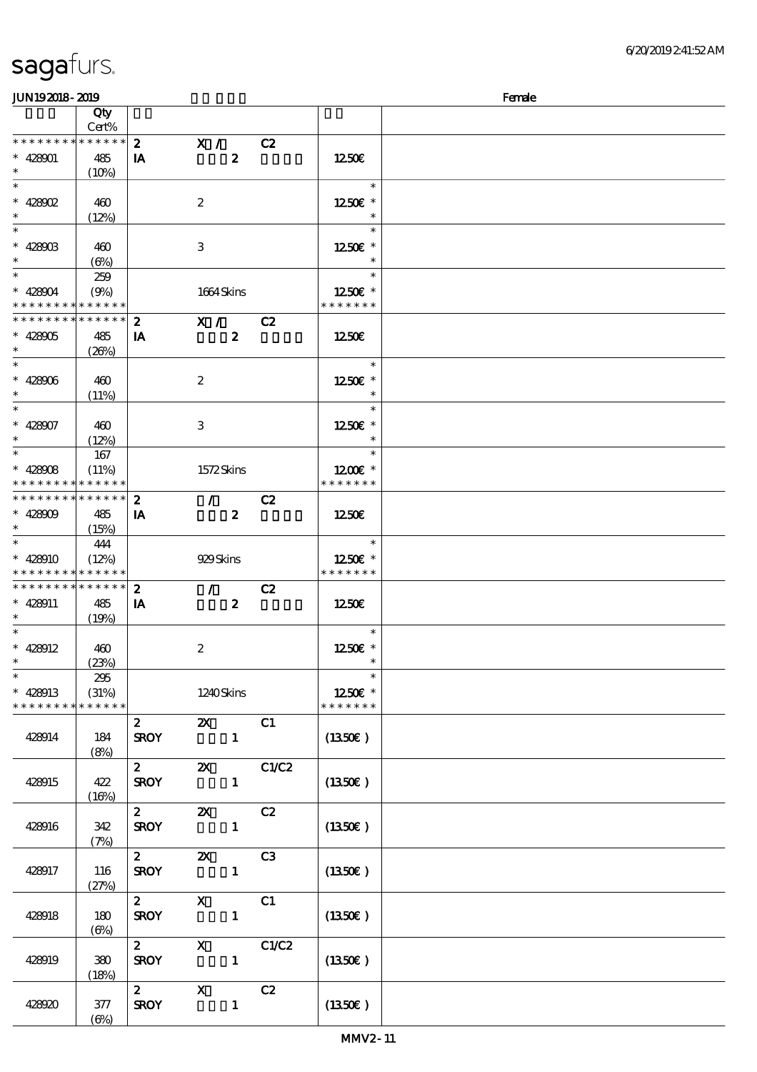# sagafurs.

JUN19 2018 - 2019 — Female

| | Qty Cert% | | | | | |
|---|---|---|---|---|---|---|
| * * * * * * * * * * * * * * | 2 | X / | C2 | | | |
| * 428901 | 485 | IA | 2 | | 12.50€ | |
| * | (10%) | | | | | |
| * | | | | | * | |
| * 428902 | 460 | | 2 | | 12.50€ * | |
| * | (12%) | | | | * | |
| * | | | | | * | |
| * 428903 | 460 | | 3 | | 12.50€ * | |
| * | (6%) | | | | * | |
| * | 259 | | | | * | |
| * 428904 | (9%) | | 1664 Skins | | 12.50€ * | |
| * * * * * * * * * * * * * * | | | | | * * * * * * * | |
| * * * * * * * * * * * * * * | 2 | X / | C2 | | | |
| * 428905 | 485 | IA | 2 | | 12.50€ | |
| * | (26%) | | | | | |
| * | | | | | * | |
| * 428906 | 460 | | 2 | | 12.50€ * | |
| * | (11%) | | | | * | |
| * | | | | | * | |
| * 428907 | 460 | | 3 | | 12.50€ * | |
| * | (12%) | | | | * | |
| * | 167 | | | | * | |
| * 428908 | (11%) | | 1572 Skins | | 12.00€ * | |
| * * * * * * * * * * * * * * | | | | | * * * * * * * | |
| * * * * * * * * * * * * * * | 2 | / | C2 | | | |
| * 428909 | 485 | IA | 2 | | 12.50€ | |
| * | (15%) | | | | | |
| * | 444 | | | | * | |
| * 428910 | (12%) | | 929 Skins | | 12.50€ * | |
| * * * * * * * * * * * * * * | | | | | * * * * * * * | |
| * * * * * * * * * * * * * * | 2 | / | C2 | | | |
| * 428911 | 485 | IA | 2 | | 12.50€ | |
| * | (19%) | | | | | |
| * | | | | | * | |
| * 428912 | 460 | | 2 | | 12.50€ * | |
| * | (23%) | | | | * | |
| * | 295 | | | | * | |
| * 428913 | (31%) | | 1240 Skins | | 12.50€ * | |
| * * * * * * * * * * * * * * | | | | | * * * * * * * | |
| | | 2 | 2X | C1 | | |
| 428914 | 184 (8%) | SROY | 1 | | (13.50€) | |
| | | 2 | 2X | C1/C2 | | |
| 428915 | 422 (16%) | SROY | 1 | | (13.50€) | |
| | | 2 | 2X | C2 | | |
| 428916 | 342 (7%) | SROY | 1 | | (13.50€) | |
| | | 2 | 2X | C3 | | |
| 428917 | 116 (27%) | SROY | 1 | | (13.50€) | |
| | | 2 | X | C1 | | |
| 428918 | 180 (6%) | SROY | 1 | | (13.50€) | |
| | | 2 | X | C1/C2 | | |
| 428919 | 380 (18%) | SROY | 1 | | (13.50€) | |
| | | 2 | X | C2 | | |
| 428920 | 377 (6%) | SROY | 1 | | (13.50€) | |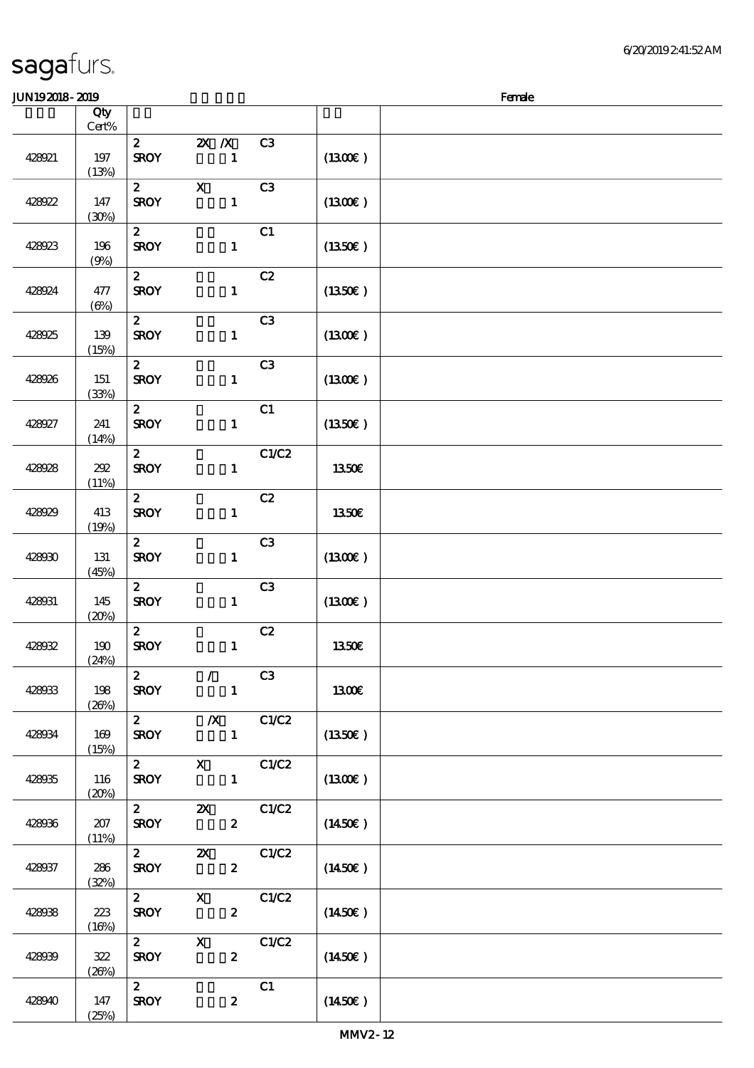sagafurs.

JUN19 2018 - 2019 Female

| | Qty Cert% | | | | |
|---|---|---|---|---|---|
| 428921 | 197 (13%) | 2 SROY | 2X /X 1 | C3 | (13.00€) |
| 428922 | 147 (30%) | 2 SROY | X 1 | C3 | (13.00€) |
| 428923 | 196 (9%) | 2 SROY | 1 | C1 | (13.50€) |
| 428924 | 477 (6%) | 2 SROY | 1 | C2 | (13.50€) |
| 428925 | 139 (15%) | 2 SROY | 1 | C3 | (13.00€) |
| 428926 | 151 (33%) | 2 SROY | 1 | C3 | (13.00€) |
| 428927 | 241 (14%) | 2 SROY | 1 | C1 | (13.50€) |
| 428928 | 292 (11%) | 2 SROY | 1 | C1/C2 | 13.50€ |
| 428929 | 413 (19%) | 2 SROY | 1 | C2 | 13.50€ |
| 428930 | 131 (45%) | 2 SROY | 1 | C3 | (13.00€) |
| 428931 | 145 (20%) | 2 SROY | 1 | C3 | (13.00€) |
| 428932 | 190 (24%) | 2 SROY | 1 | C2 | 13.50€ |
| 428933 | 198 (26%) | 2 SROY | / 1 | C3 | 13.00€ |
| 428934 | 169 (15%) | 2 SROY | /X 1 | C1/C2 | (13.50€) |
| 428935 | 116 (20%) | 2 SROY | X 1 | C1/C2 | (13.00€) |
| 428936 | 207 (11%) | 2 SROY | 2X 2 | C1/C2 | (14.50€) |
| 428937 | 286 (32%) | 2 SROY | 2X 2 | C1/C2 | (14.50€) |
| 428938 | 223 (16%) | 2 SROY | X 2 | C1/C2 | (14.50€) |
| 428939 | 322 (26%) | 2 SROY | X 2 | C1/C2 | (14.50€) |
| 428940 | 147 (25%) | 2 SROY | 2 | C1 | (14.50€) |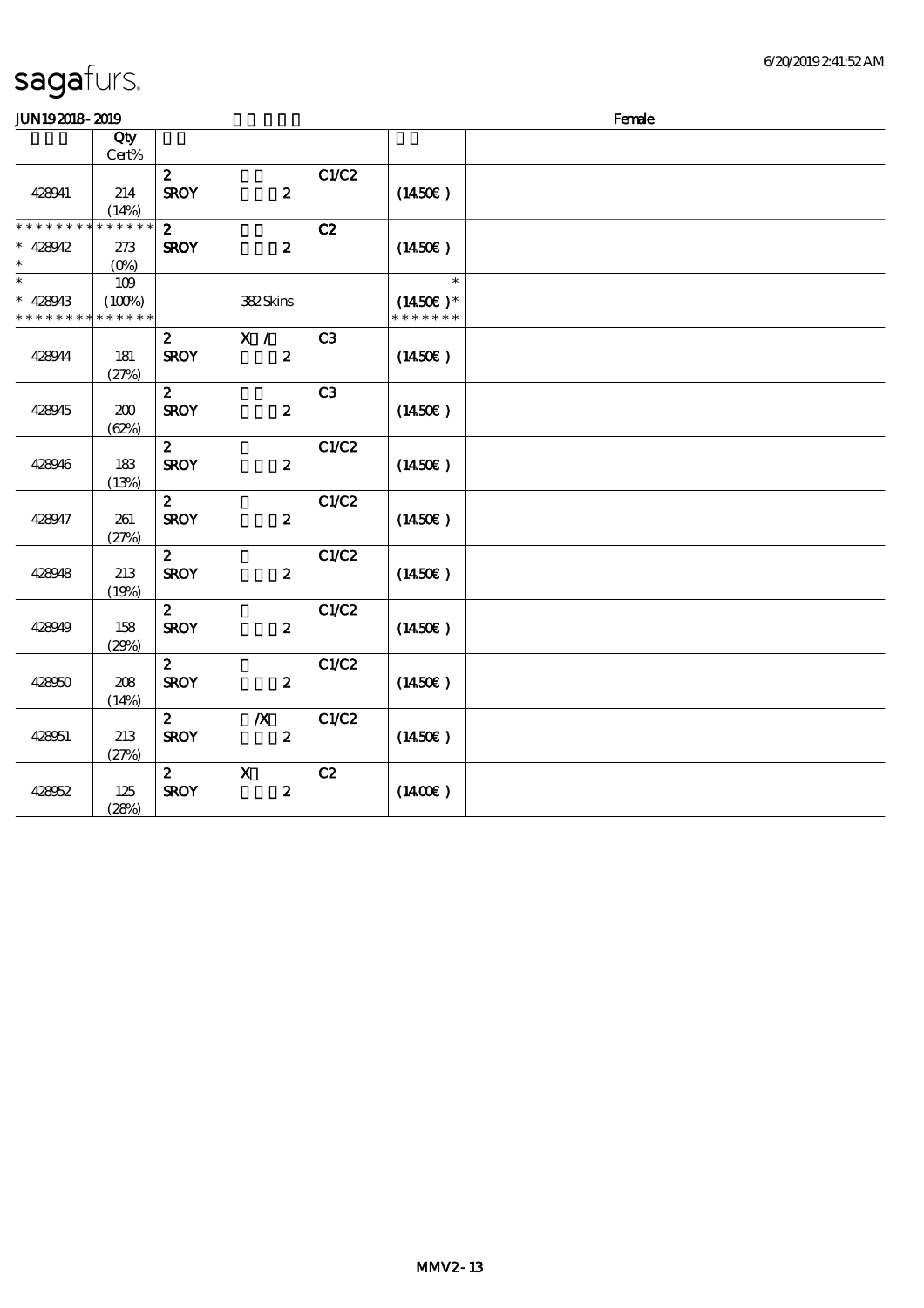# sagafurs.

JUN19 2018 - 2019 Female

| | Qty Cert% | | | | | |
|---|---|---|---|---|---|---|
| 428941 | 214 (14%) | 2 SROY | 2 | C1/C2 | (14.50€) | |
| * * * * * * * * * * * * * * 428942 * | 273 (0%) | 2 SROY | 2 | C2 | (14.50€) | |
| * * 428943 * * * * * * * * * * * * * * | 109 (100%) | | 382 Skins | | * (14.50€) * * * * * * * * | |
| 428944 | 181 (27%) | 2 SROY | X / 2 | C3 | (14.50€) | |
| 428945 | 200 (62%) | 2 SROY | 2 | C3 | (14.50€) | |
| 428946 | 183 (13%) | 2 SROY | 2 | C1/C2 | (14.50€) | |
| 428947 | 261 (27%) | 2 SROY | 2 | C1/C2 | (14.50€) | |
| 428948 | 213 (19%) | 2 SROY | 2 | C1/C2 | (14.50€) | |
| 428949 | 158 (29%) | 2 SROY | 2 | C1/C2 | (14.50€) | |
| 428950 | 208 (14%) | 2 SROY | 2 | C1/C2 | (14.50€) | |
| 428951 | 213 (27%) | 2 SROY | /X 2 | C1/C2 | (14.50€) | |
| 428952 | 125 (28%) | 2 SROY | X 2 | C2 | (14.00€) | |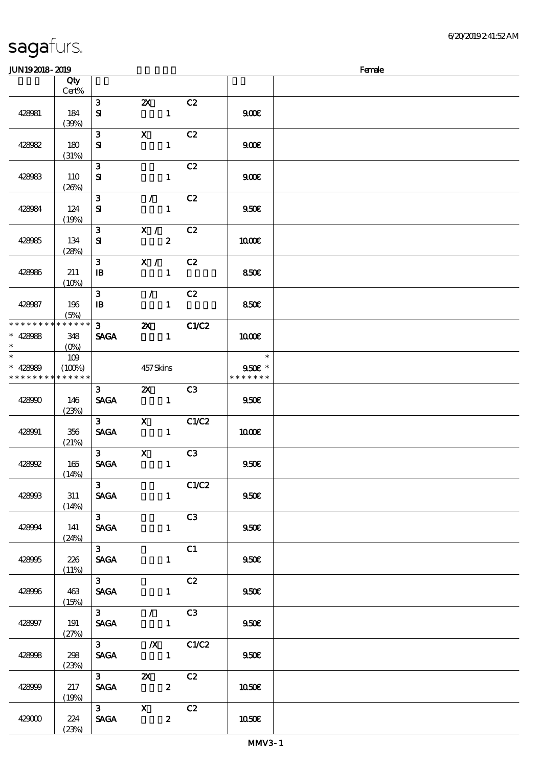sagafurs.

6/20/2019 2:41:52 AM

JUN19 2018 - 2019 Female

| | Qty Cert% | | | | | |
|---|---|---|---|---|---|---|
| 428981 | 184 (39%) | 3 SI | 2X 1 | C2 | 9.00€ | |
| 428982 | 180 (31%) | 3 SI | X 1 | C2 | 9.00€ | |
| 428983 | 110 (26%) | 3 SI | 1 | C2 | 9.00€ | |
| 428984 | 124 (19%) | 3 SI | / 1 | C2 | 9.50€ | |
| 428985 | 134 (28%) | 3 SI | X / 2 | C2 | 10.00€ | |
| 428986 | 211 (10%) | 3 IB | X / 1 | C2 | 8.50€ | |
| 428987 | 196 (5%) | 3 IB | / 1 | C2 | 8.50€ | |
| * * * * * * * * * * * * * * * 428988 * | 348 (0%) | 3 SAGA | 2X 1 | C1/C2 | 10.00€ | |
| * * 428989 * * * * * * * * * * * * * * | 109 (100%) | | 457 Skins | | * 9.50€ * * * * * * * * | |
| 428990 | 146 (23%) | 3 SAGA | 2X 1 | C3 | 9.50€ | |
| 428991 | 356 (21%) | 3 SAGA | X 1 | C1/C2 | 10.00€ | |
| 428992 | 165 (14%) | 3 SAGA | X 1 | C3 | 9.50€ | |
| 428993 | 311 (14%) | 3 SAGA | 1 | C1/C2 | 9.50€ | |
| 428994 | 141 (24%) | 3 SAGA | 1 | C3 | 9.50€ | |
| 428995 | 226 (11%) | 3 SAGA | 1 | C1 | 9.50€ | |
| 428996 | 463 (15%) | 3 SAGA | 1 | C2 | 9.50€ | |
| 428997 | 191 (27%) | 3 SAGA | / 1 | C3 | 9.50€ | |
| 428998 | 298 (23%) | 3 SAGA | /X 1 | C1/C2 | 9.50€ | |
| 428999 | 217 (19%) | 3 SAGA | 2X 2 | C2 | 10.50€ | |
| 429000 | 224 (23%) | 3 SAGA | X 2 | C2 | 10.50€ | |

MMV3-1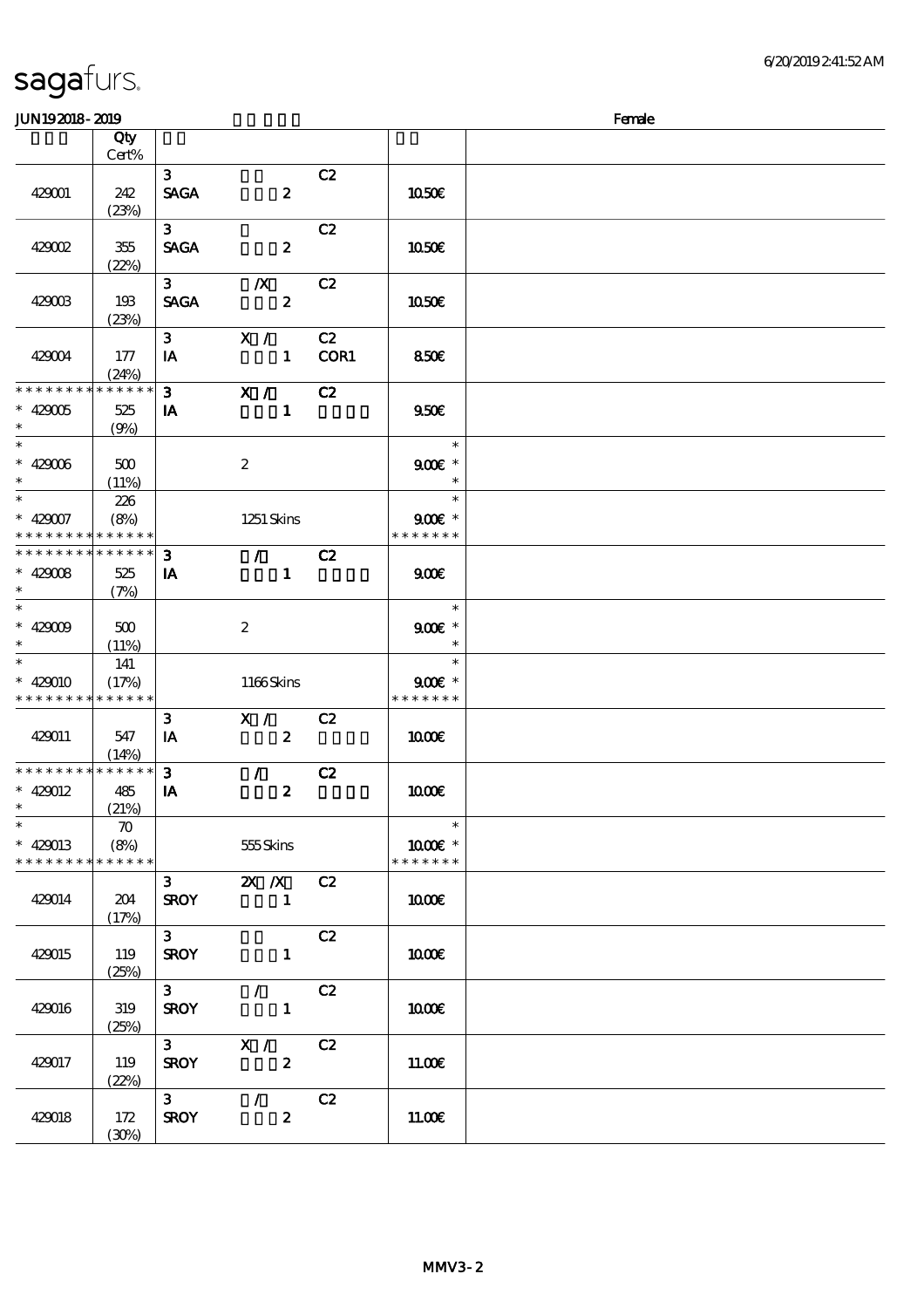# sagafurs.

JUN19 2018 - 2019 Female

| | Qty Cert% | | | | |
|---|---|---|---|---|---|
| 429001 | 242 (23%) | 3 SAGA | 2 | C2 | 10.50€ |
| 429002 | 355 (22%) | 3 SAGA | 2 | C2 | 10.50€ |
| 429003 | 193 (23%) | 3 SAGA | /X 2 | C2 | 10.50€ |
| 429004 | 177 (24%) | 3 IA | X / 1 | C2 COR1 | 8.50€ |
| * * * * * * * * * * * * * * 429005 * | 525 (9%) | 3 IA | X / 1 | C2 | 9.50€ |
| * 429006 * | 500 (11%) | | 2 | | * 9.00€ * * |
| * 429007 * * * * * * * * * * * * * * | 226 (8%) | | 1251 Skins | | * 9.00€ * * * * * * * * |
| * * * * * * * * * * * * * * 429008 * | 525 (7%) | 3 IA | / 1 | C2 | 9.00€ |
| * 429009 * | 500 (11%) | | 2 | | * 9.00€ * * |
| * 429010 * * * * * * * * * * * * * * | 141 (17%) | | 1166 Skins | | * 9.00€ * * * * * * * * |
| 429011 | 547 (14%) | 3 IA | X / 2 | C2 | 10.00€ |
| * * * * * * * * * * * * * * 429012 * | 485 (21%) | 3 IA | / 2 | C2 | 10.00€ |
| * 429013 * * * * * * * * * * * * * * | 70 (8%) | | 555 Skins | | * 10.00€ * * * * * * * * |
| 429014 | 204 (17%) | 3 SROY | 2X /X 1 | C2 | 10.00€ |
| 429015 | 119 (25%) | 3 SROY | 1 | C2 | 10.00€ |
| 429016 | 319 (25%) | 3 SROY | / 1 | C2 | 10.00€ |
| 429017 | 119 (22%) | 3 SROY | X / 2 | C2 | 11.00€ |
| 429018 | 172 (30%) | 3 SROY | / 2 | C2 | 11.00€ |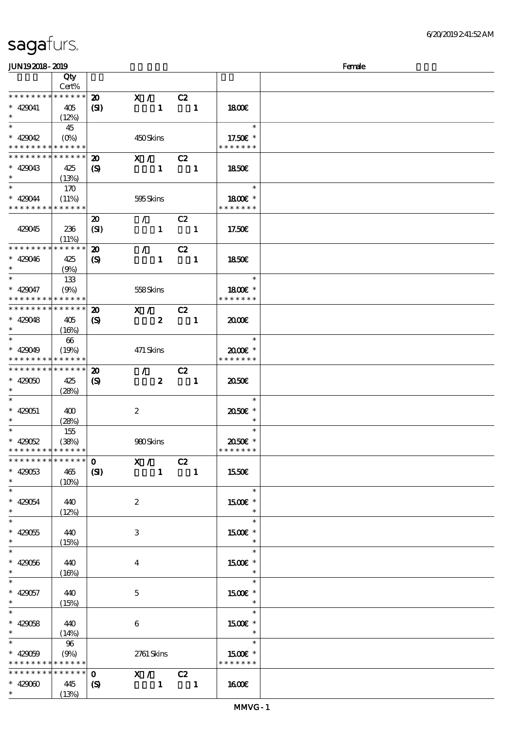| | Qty Cert% | | | |
|---|---|---|---|---|
| * * * * * * * * * * * * * * | 20 | X / C2 | | |
| * 429041 | 405 | (SI) 1 1 | 18.00€ | |
| * | (12%) | | | |
| * | 45 | | * | |
| * 429042 | (0%) | 450 Skins | 17.50€ * | |
| * * * * * * * * * * * * * * | | | * * * * * * * | |
| * * * * * * * * * * * * * * | 20 | X / C2 | | |
| * 429043 | 425 | (S) 1 1 | 18.50€ | |
| * | (13%) | | | |
| * | 170 | | * | |
| * 429044 | (11%) | 595 Skins | 18.00€ * | |
| * * * * * * * * * * * * * * | | | * * * * * * * | |
| | | 20 / C2 | | |
| 429045 | 236 | (SI) 1 1 | 17.50€ | |
| | (11%) | | | |
| * * * * * * * * * * * * * * | 20 | / C2 | | |
| * 429046 | 425 | (S) 1 1 | 18.50€ | |
| * | (9%) | | | |
| * | 133 | | * | |
| * 429047 | (9%) | 558 Skins | 18.00€ * | |
| * * * * * * * * * * * * * * | | | * * * * * * * | |
| * * * * * * * * * * * * * * | 20 | X / C2 | | |
| * 429048 | 405 | (S) 2 1 | 20.00€ | |
| * | (16%) | | | |
| * | 66 | | * | |
| * 429049 | (19%) | 471 Skins | 20.00€ * | |
| * * * * * * * * * * * * * * | | | * * * * * * * | |
| * * * * * * * * * * * * * * | 20 | / C2 | | |
| * 429050 | 425 | (S) 2 1 | 20.50€ | |
| * | (28%) | | | |
| * | | | * | |
| * 429051 | 400 | 2 | 20.50€ * | |
| * | (28%) | | * | |
| * | 155 | | * | |
| * 429052 | (38%) | 980 Skins | 20.50€ * | |
| * * * * * * * * * * * * * * | | | * * * * * * * | |
| * * * * * * * * * * * * * * | 0 | X / C2 | | |
| * 429053 | 465 | (SI) 1 1 | 15.50€ | |
| * | (10%) | | | |
| * | | | * | |
| * 429054 | 440 | 2 | 15.00€ * | |
| * | (12%) | | * | |
| * | | | * | |
| * 429055 | 440 | 3 | 15.00€ * | |
| * | (15%) | | * | |
| * | | | * | |
| * 429056 | 440 | 4 | 15.00€ * | |
| * | (16%) | | * | |
| * | | | * | |
| * 429057 | 440 | 5 | 15.00€ * | |
| * | (15%) | | * | |
| * | | | * | |
| * 429058 | 440 | 6 | 15.00€ * | |
| * | (14%) | | * | |
| * | 96 | | * | |
| * 429059 | (9%) | 2761 Skins | 15.00€ * | |
| * * * * * * * * * * * * * * | | | * * * * * * * | |
| * * * * * * * * * * * * * * | 0 | X / C2 | | |
| * 429060 | 445 | (S) 1 1 | 16.00€ | |
| * | (13%) | | | |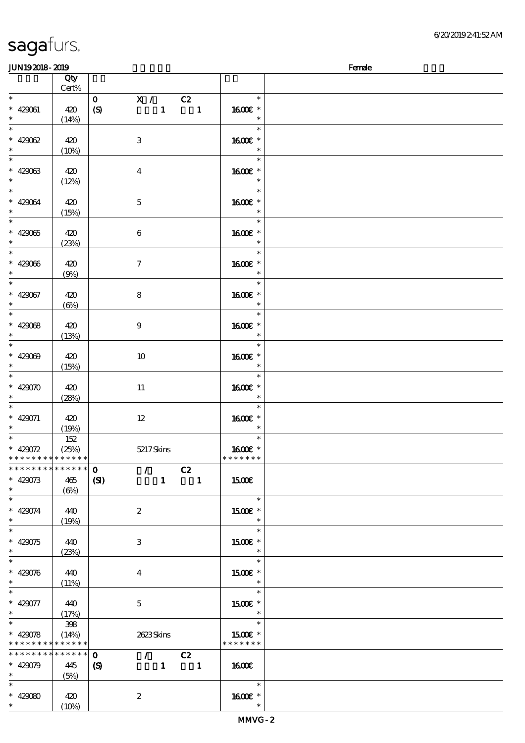| | Qty Cert% | | | |
|---|---|---|---|---|
| * | | 0 X / C2 | * | |
| * 429061 | 420 | (S) 1 1 | 16.00€ * | |
| * | (14%) | | * | |
| * | | | * | |
| * 429062 | 420 | 3 | 16.00€ * | |
| * | (10%) | | * | |
| * | | | * | |
| * 429063 | 420 | 4 | 16.00€ * | |
| * | (12%) | | * | |
| * | | | * | |
| * 429064 | 420 | 5 | 16.00€ * | |
| * | (15%) | | * | |
| * | | | * | |
| * 429065 | 420 | 6 | 16.00€ * | |
| * | (23%) | | * | |
| * | | | * | |
| * 429066 | 420 | 7 | 16.00€ * | |
| * | (9%) | | * | |
| * | | | * | |
| * 429067 | 420 | 8 | 16.00€ * | |
| * | (6%) | | * | |
| * | | | * | |
| * 429068 | 420 | 9 | 16.00€ * | |
| * | (13%) | | * | |
| * | | | * | |
| * 429069 | 420 | 10 | 16.00€ * | |
| * | (15%) | | * | |
| * | | | * | |
| * 429070 | 420 | 11 | 16.00€ * | |
| * | (28%) | | * | |
| * | | | * | |
| * 429071 | 420 | 12 | 16.00€ * | |
| * | (19%) | | * | |
| * | 152 | | * | |
| * 429072 | (25%) | 5217 Skins | 16.00€ * | |
| * * * * * * * * * * * * * * | | | * * * * * * * | |
| * * * * * * * * * * * * * * | | 0 / C2 | | |
| * 429073 | 465 | (SI) 1 1 | 15.00€ | |
| * | (6%) | | | |
| * | | | * | |
| * 429074 | 440 | 2 | 15.00€ * | |
| * | (19%) | | * | |
| * | | | * | |
| * 429075 | 440 | 3 | 15.00€ * | |
| * | (23%) | | * | |
| * | | | * | |
| * 429076 | 440 | 4 | 15.00€ * | |
| * | (11%) | | * | |
| * | | | * | |
| * 429077 | 440 | 5 | 15.00€ * | |
| * | (17%) | | * | |
| * | 398 | | * | |
| * 429078 | (14%) | 2623 Skins | 15.00€ * | |
| * * * * * * * * * * * * * * | | | * * * * * * * | |
| * * * * * * * * * * * * * * | | 0 / C2 | | |
| * 429079 | 445 | (S) 1 1 | 16.00€ | |
| * | (5%) | | | |
| * | | | * | |
| * 429080 | 420 | 2 | 16.00€ * | |
| * | (10%) | | * | |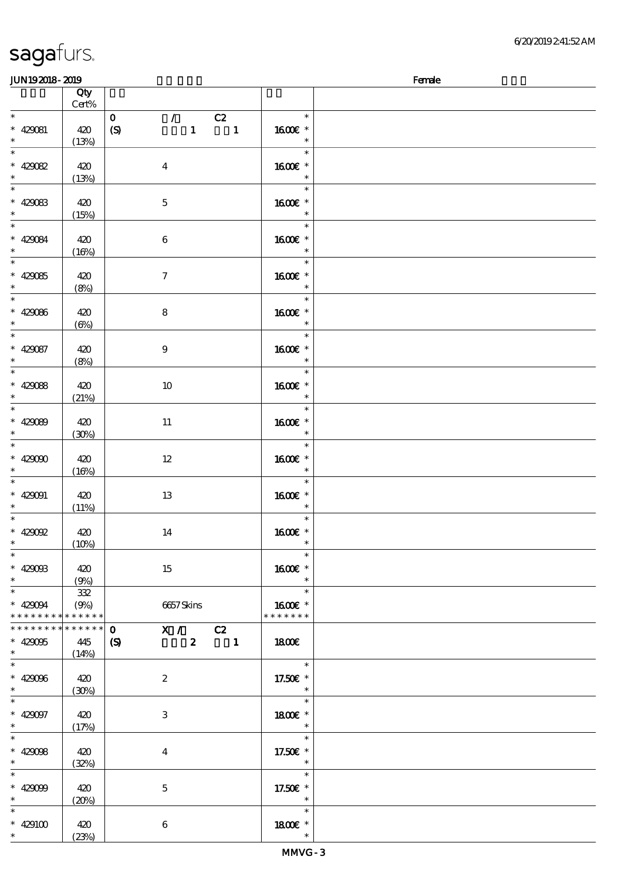sagafurs.

6/20/2019 2:41:52 AM

JUN19 2018 - 2019 Female

| | Qty Cert% | | |
|---|---|---|---|
| * | | 0 / C2 | * |
| * 429081 | 420 | (S) 1 1 | 16.00€ * |
| * | (13%) | | * |
| * | | | * |
| * 429082 | 420 | 4 | 16.00€ * |
| * | (13%) | | * |
| * | | | * |
| * 429083 | 420 | 5 | 16.00€ * |
| * | (15%) | | * |
| * | | | * |
| * 429084 | 420 | 6 | 16.00€ * |
| * | (16%) | | * |
| * | | | * |
| * 429085 | 420 | 7 | 16.00€ * |
| * | (8%) | | * |
| * | | | * |
| * 429086 | 420 | 8 | 16.00€ * |
| * | (6%) | | * |
| * | | | * |
| * 429087 | 420 | 9 | 16.00€ * |
| * | (8%) | | * |
| * | | | * |
| * 429088 | 420 | 10 | 16.00€ * |
| * | (21%) | | * |
| * | | | * |
| * 429089 | 420 | 11 | 16.00€ * |
| * | (30%) | | * |
| * | | | * |
| * 429090 | 420 | 12 | 16.00€ * |
| * | (16%) | | * |
| * | | | * |
| * 429091 | 420 | 13 | 16.00€ * |
| * | (11%) | | * |
| * | | | * |
| * 429092 | 420 | 14 | 16.00€ * |
| * | (10%) | | * |
| * | | | * |
| * 429093 | 420 | 15 | 16.00€ * |
| * | (9%) | | * |
| * | 332 | | * |
| * 429094 | (9%) | 6657 Skins | 16.00€ * |
| * * * * * * * * * * * * * | | | * * * * * * * |
| * * * * * * * * * * * * * | | 0 X / C2 | |
| * 429095 | 445 | (S) 2 1 | 18.00€ |
| * | (14%) | | |
| * | | | * |
| * 429096 | 420 | 2 | 17.50€ * |
| * | (30%) | | * |
| * | | | * |
| * 429097 | 420 | 3 | 18.00€ * |
| * | (17%) | | * |
| * | | | * |
| * 429098 | 420 | 4 | 17.50€ * |
| * | (32%) | | * |
| * | | | * |
| * 429099 | 420 | 5 | 17.50€ * |
| * | (20%) | | * |
| * | | | * |
| * 429100 | 420 | 6 | 18.00€ * |
| * | (23%) | | * |

MMVG - 3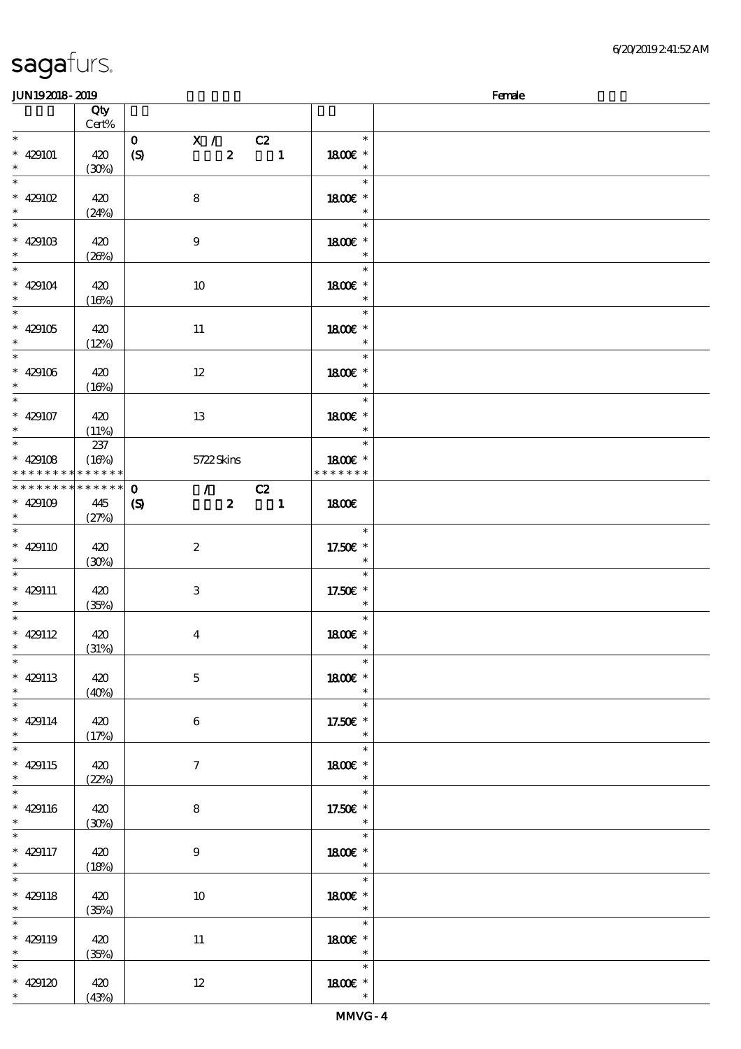sagafurs.

6/20/2019 2:41:52 AM

JUN19 2018 - 2019 Female

| | Qty Cert% | | | |
|---|---|---|---|---|
| * 429101 * | 420 (30%) | 0 (S) X / 2 C2 1 | * 18.00€ * * | |
| * 429102 * | 420 (24%) | 8 | * 18.00€ * * | |
| * 429103 * | 420 (26%) | 9 | * 18.00€ * * | |
| * 429104 * | 420 (16%) | 10 | * 18.00€ * * | |
| * 429105 * | 420 (12%) | 11 | * 18.00€ * * | |
| * 429106 * | 420 (16%) | 12 | * 18.00€ * * | |
| * 429107 * | 420 (11%) | 13 | * 18.00€ * * | |
| * 429108 * * * * * * * * * * * * * * | 237 (16%) | 5722 Skins | * 18.00€ * * * * * * * * | |
| * * * * * * * * * * * * * * 429109 * | 445 (27%) | 0 (S) / 2 C2 1 | 18.00€ | |
| * 429110 * | 420 (30%) | 2 | * 17.50€ * * | |
| * 429111 * | 420 (35%) | 3 | * 17.50€ * * | |
| * 429112 * | 420 (31%) | 4 | * 18.00€ * * | |
| * 429113 * | 420 (40%) | 5 | * 18.00€ * * | |
| * 429114 * | 420 (17%) | 6 | * 17.50€ * * | |
| * 429115 * | 420 (22%) | 7 | * 18.00€ * * | |
| * 429116 * | 420 (30%) | 8 | * 17.50€ * * | |
| * 429117 * | 420 (18%) | 9 | * 18.00€ * * | |
| * 429118 * | 420 (35%) | 10 | * 18.00€ * * | |
| * 429119 * | 420 (35%) | 11 | * 18.00€ * * | |
| * 429120 * | 420 (43%) | 12 | * 18.00€ * * | |

MMVG - 4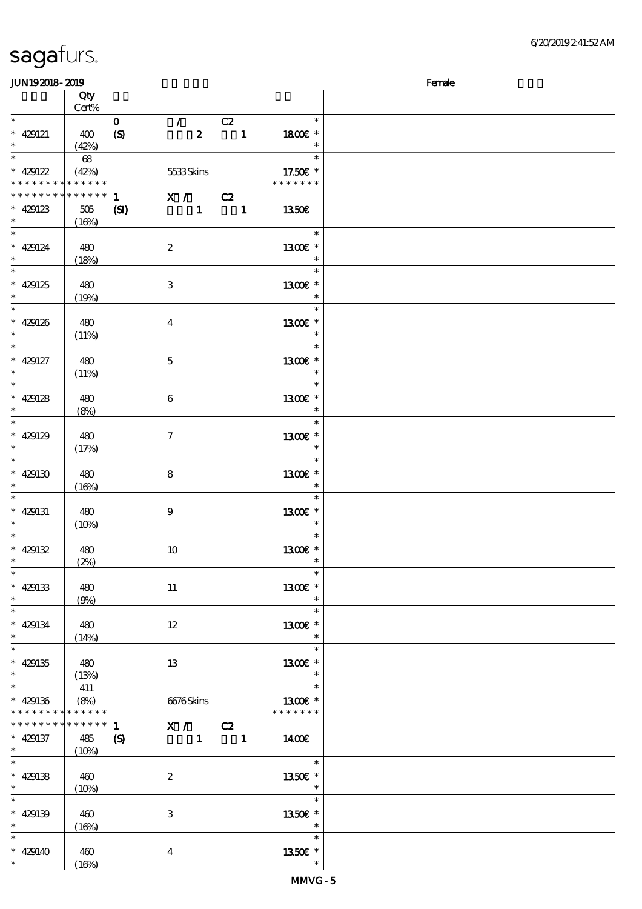| | Qty Cert% | | |
|---|---|---|---|
| * 429121 * | 400 (42%) | 0 / C2 (S) 2 1 | * 18.00€ * * |
| * 429122 * * * * * * * * * * * * * | 68 (42%) | 5533 Skins | * 17.50€ * * * * * * * * |
| * * * * * * * * * * * * * * 429123 * | 505 (16%) | 1 X / C2 (SI) 1 1 | 13.50€ |
| * 429124 * | 480 (18%) | 2 | * 13.00€ * * |
| * 429125 * | 480 (19%) | 3 | * 13.00€ * * |
| * 429126 * | 480 (11%) | 4 | * 13.00€ * * |
| * 429127 * | 480 (11%) | 5 | * 13.00€ * * |
| * 429128 * | 480 (8%) | 6 | * 13.00€ * * |
| * 429129 * | 480 (17%) | 7 | * 13.00€ * * |
| * 429130 * | 480 (16%) | 8 | * 13.00€ * * |
| * 429131 * | 480 (10%) | 9 | * 13.00€ * * |
| * 429132 * | 480 (2%) | 10 | * 13.00€ * * |
| * 429133 * | 480 (9%) | 11 | * 13.00€ * * |
| * 429134 * | 480 (14%) | 12 | * 13.00€ * * |
| * 429135 * | 480 (13%) | 13 | * 13.00€ * * |
| * 429136 * * * * * * * * * * * * * | 411 (8%) | 6676 Skins | * 13.00€ * * * * * * * * |
| * * * * * * * * * * * * * * 429137 * | 485 (10%) | 1 X / C2 (S) 1 1 | 14.00€ |
| * 429138 * | 460 (10%) | 2 | * 13.50€ * * |
| * 429139 * | 460 (16%) | 3 | * 13.50€ * * |
| * 429140 * | 460 (16%) | 4 | * 13.50€ * * |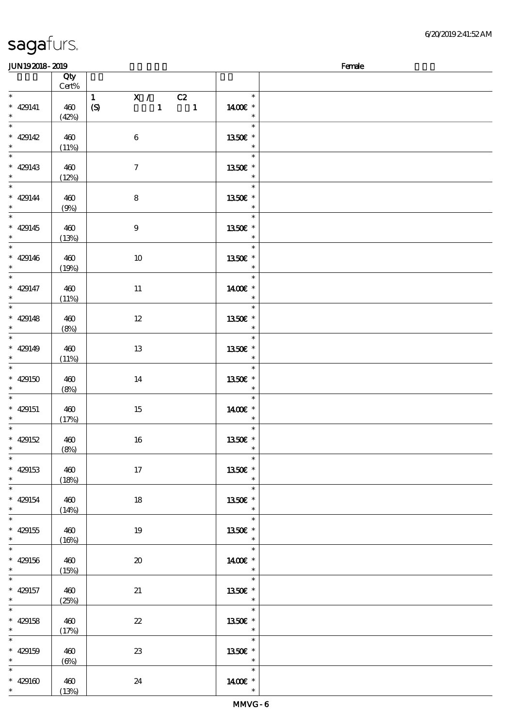sagafurs.

JUN19 2018 - 2019 | | | Female

| | Qty Cert% | | |
|---|---|---|---|
| * 429141 * | 460 (42%) | 1 X / C2 (S) 1 1 | * 14.00€ * * |
| * 429142 * | 460 (11%) | 6 | * 13.50€ * * |
| * 429143 * | 460 (12%) | 7 | * 13.50€ * * |
| * 429144 * | 460 (9%) | 8 | * 13.50€ * * |
| * 429145 * | 460 (13%) | 9 | * 13.50€ * * |
| * 429146 * | 460 (19%) | 10 | * 13.50€ * * |
| * 429147 * | 460 (11%) | 11 | * 14.00€ * * |
| * 429148 * | 460 (8%) | 12 | * 13.50€ * * |
| * 429149 * | 460 (11%) | 13 | * 13.50€ * * |
| * 429150 * | 460 (8%) | 14 | * 13.50€ * * |
| * 429151 * | 460 (17%) | 15 | * 14.00€ * * |
| * 429152 * | 460 (8%) | 16 | * 13.50€ * * |
| * 429153 * | 460 (18%) | 17 | * 13.50€ * * |
| * 429154 * | 460 (14%) | 18 | * 13.50€ * * |
| * 429155 * | 460 (16%) | 19 | * 13.50€ * * |
| * 429156 * | 460 (15%) | 20 | * 14.00€ * * |
| * 429157 * | 460 (25%) | 21 | * 13.50€ * * |
| * 429158 * | 460 (17%) | 22 | * 13.50€ * * |
| * 429159 * | 460 (6%) | 23 | * 13.50€ * * |
| * 429160 * | 460 (13%) | 24 | * 14.00€ * * |

MMVG - 6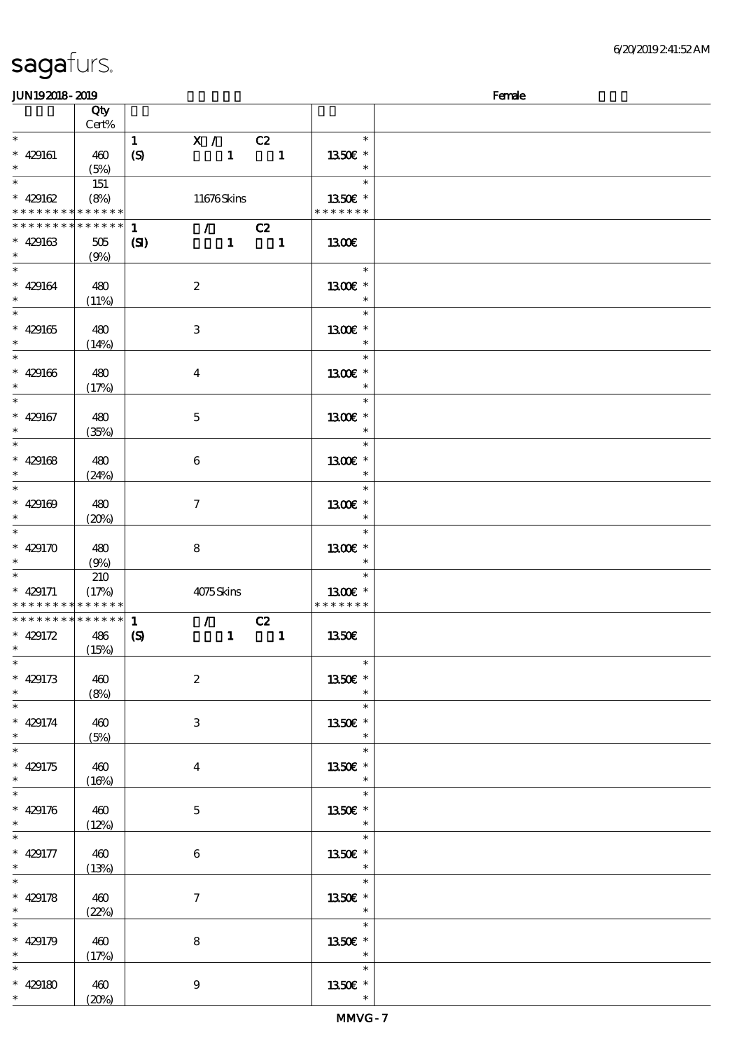| | Qty Cert% | | | |
|---|---|---|---|---|
| * | | 1 | X / C2 | * |
| * 429161 | 460 | (S) | 1 1 | 1350€ * |
| * | (5%) | | | * |
| * | 151 | | | * |
| * 429162 | (8%) | | 11676 Skins | 1350€ * |
| * * * * * * * * * * * * * * | | | | * * * * * * * |
| * * * * * * * * * * * * * * | | 1 | / C2 | |
| * 429163 | 505 | (SI) | 1 1 | 1300€ |
| * | (9%) | | | |
| * | | | | * |
| * 429164 | 480 | | 2 | 1300€ * |
| * | (11%) | | | * |
| * | | | | * |
| * 429165 | 480 | | 3 | 1300€ * |
| * | (14%) | | | * |
| * | | | | * |
| * 429166 | 480 | | 4 | 1300€ * |
| * | (17%) | | | * |
| * | | | | * |
| * 429167 | 480 | | 5 | 1300€ * |
| * | (35%) | | | * |
| * | | | | * |
| * 429168 | 480 | | 6 | 1300€ * |
| * | (24%) | | | * |
| * | | | | * |
| * 429169 | 480 | | 7 | 1300€ * |
| * | (20%) | | | * |
| * | | | | * |
| * 429170 | 480 | | 8 | 1300€ * |
| * | (9%) | | | * |
| * | 210 | | | * |
| * 429171 | (17%) | | 4075 Skins | 1300€ * |
| * * * * * * * * * * * * * * | | | | * * * * * * * |
| * * * * * * * * * * * * * * | | 1 | / C2 | |
| * 429172 | 486 | (S) | 1 1 | 1350€ |
| * | (15%) | | | |
| * | | | | * |
| * 429173 | 460 | | 2 | 1350€ * |
| * | (8%) | | | * |
| * | | | | * |
| * 429174 | 460 | | 3 | 1350€ * |
| * | (5%) | | | * |
| * | | | | * |
| * 429175 | 460 | | 4 | 1350€ * |
| * | (16%) | | | * |
| * | | | | * |
| * 429176 | 460 | | 5 | 1350€ * |
| * | (12%) | | | * |
| * | | | | * |
| * 429177 | 460 | | 6 | 1350€ * |
| * | (13%) | | | * |
| * | | | | * |
| * 429178 | 460 | | 7 | 1350€ * |
| * | (22%) | | | * |
| * | | | | * |
| * 429179 | 460 | | 8 | 1350€ * |
| * | (17%) | | | * |
| * | | | | * |
| * 429180 | 460 | | 9 | 1350€ * |
| * | (20%) | | | * |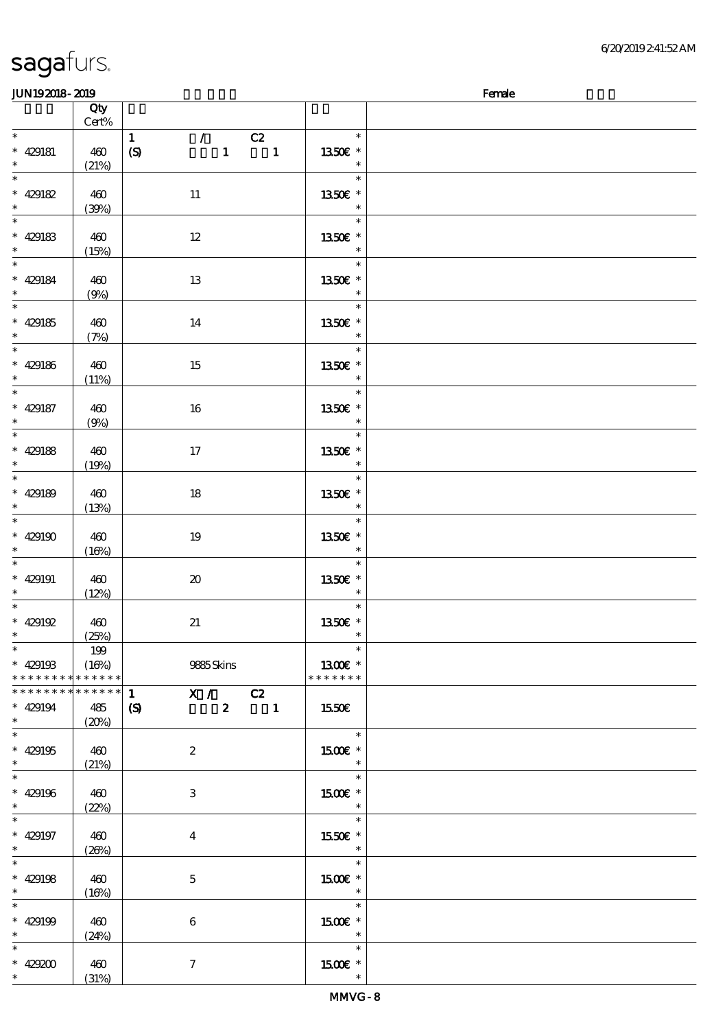# sagafurs.

6/20/2019 2:41:52 AM

JUN19 2018 - 2019 Female

| | Qty Cert% | | |
|---|---|---|---|
| * 429181 * | 460 (21%) | 1 / C2 (S) 1 1 | * 13.50€ * * |
| * 429182 * | 460 (39%) | 11 | * 13.50€ * * |
| * 429183 * | 460 (15%) | 12 | * 13.50€ * * |
| * 429184 * | 460 (9%) | 13 | * 13.50€ * * |
| * 429185 * | 460 (7%) | 14 | * 13.50€ * * |
| * 429186 * | 460 (11%) | 15 | * 13.50€ * * |
| * 429187 * | 460 (9%) | 16 | * 13.50€ * * |
| * 429188 * | 460 (19%) | 17 | * 13.50€ * * |
| * 429189 * | 460 (13%) | 18 | * 13.50€ * * |
| * 429190 * | 460 (16%) | 19 | * 13.50€ * * |
| * 429191 * | 460 (12%) | 20 | * 13.50€ * * |
| * 429192 * | 460 (25%) | 21 | * 13.50€ * * |
| * 429193 * * * * * * * * * * * * * * | 199 (16%) | 9885 Skins | * 13.00€ * * * * * * * * |
| * * * * * * * * * * * * * * 429194 * | 485 (20%) | 1 X / C2 (S) 2 1 | 15.50€ |
| * 429195 * | 460 (21%) | 2 | * 15.00€ * * |
| * 429196 * | 460 (22%) | 3 | * 15.00€ * * |
| * 429197 * | 460 (26%) | 4 | * 15.50€ * * |
| * 429198 * | 460 (16%) | 5 | * 15.00€ * * |
| * 429199 * | 460 (24%) | 6 | * 15.00€ * * |
| * 429200 * | 460 (31%) | 7 | * 15.00€ * * |

MMVG - 8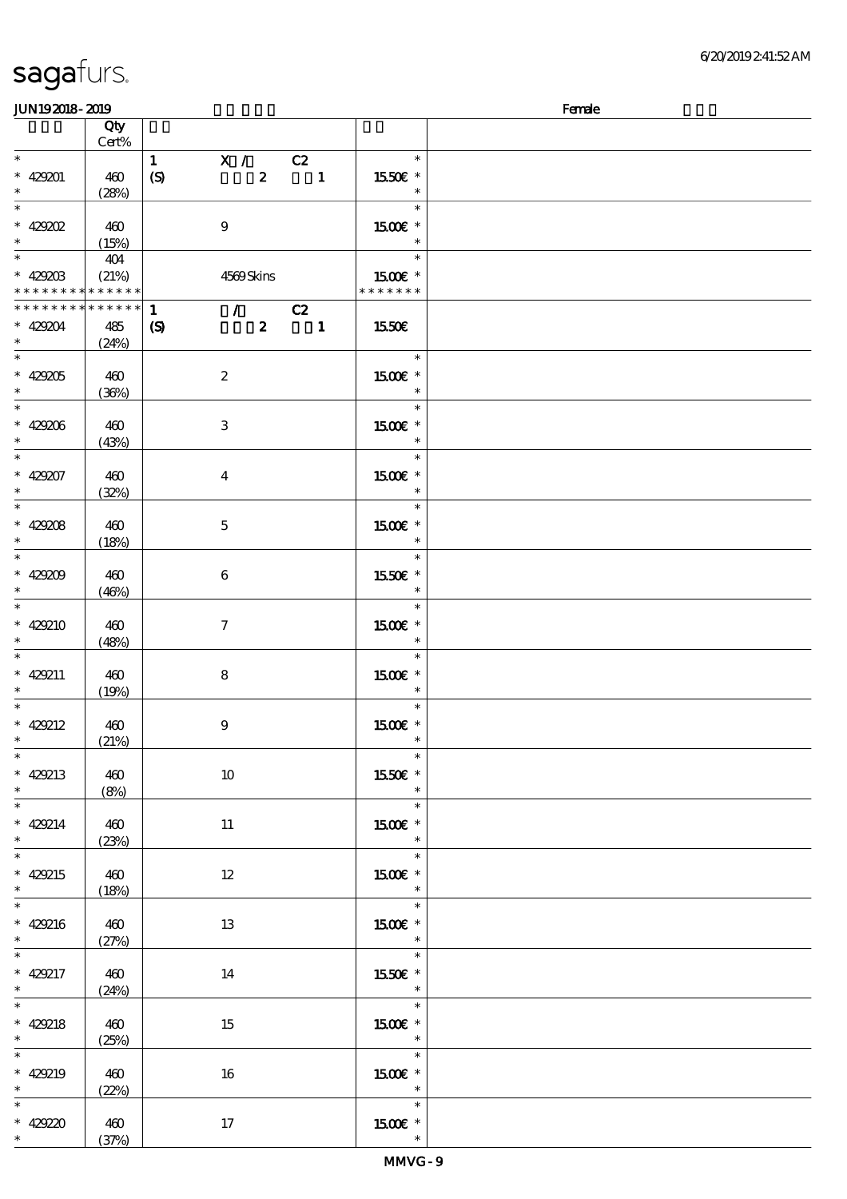| | Qty Cert% | | | |
|---|---|---|---|---|
| * 429201 * | 460 (28%) | 1 (S) X / C2 2 1 | 15.50€ * | |
| * 429202 * | 460 (15%) | 9 | 15.00€ * | |
| * 429203 * * * * * * * * * * * * * | 404 (21%) | 4569 Skins | 15.00€ * * * * * * * * | |
| * * * * * * * * * * * * * * 429204 * | 485 (24%) | 1 (S) / C2 2 1 | 15.50€ | |
| * 429205 * | 460 (36%) | 2 | 15.00€ * | |
| * 429206 * | 460 (43%) | 3 | 15.00€ * | |
| * 429207 * | 460 (32%) | 4 | 15.00€ * | |
| * 429208 * | 460 (18%) | 5 | 15.00€ * | |
| * 429209 * | 460 (46%) | 6 | 15.50€ * | |
| * 429210 * | 460 (48%) | 7 | 15.00€ * | |
| * 429211 * | 460 (19%) | 8 | 15.00€ * | |
| * 429212 * | 460 (21%) | 9 | 15.00€ * | |
| * 429213 * | 460 (8%) | 10 | 15.50€ * | |
| * 429214 * | 460 (23%) | 11 | 15.00€ * | |
| * 429215 * | 460 (18%) | 12 | 15.00€ * | |
| * 429216 * | 460 (27%) | 13 | 15.00€ * | |
| * 429217 * | 460 (24%) | 14 | 15.50€ * | |
| * 429218 * | 460 (25%) | 15 | 15.00€ * | |
| * 429219 * | 460 (22%) | 16 | 15.00€ * | |
| * 429220 * | 460 (37%) | 17 | 15.00€ * | |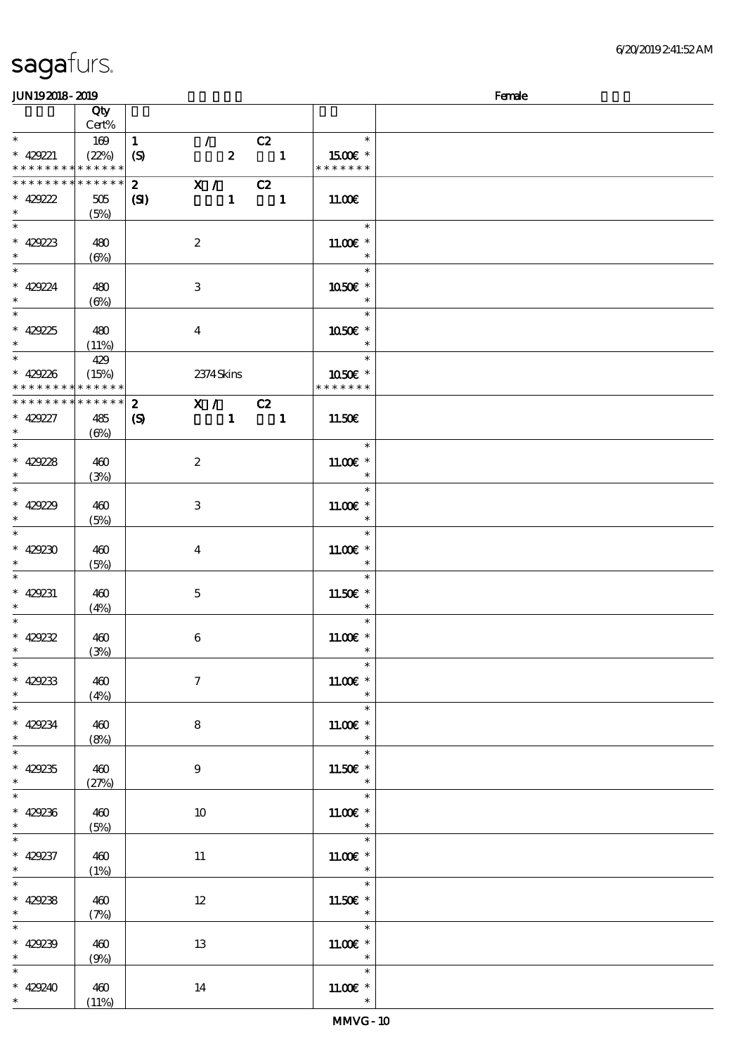| | Qty Cert% | | | |
|---|---|---|---|---|
| * | 169 | 1 | / C2 | * |
| * 429221 | (22%) | (S) | 2 1 | 15.00€ * |
| * * * * * * * * * * * * * | | | | * * * * * * * |
| * * * * * * * * * * * * * | | 2 | X / C2 | |
| * 429222 | 505 | (SI) | 1 1 | 11.00€ |
| * | (5%) | | | |
| * | | | | * |
| * 429223 | 480 | | 2 | 11.00€ * |
| * | (6%) | | | * |
| * | | | | * |
| * 429224 | 480 | | 3 | 10.50€ * |
| * | (6%) | | | * |
| * | | | | * |
| * 429225 | 480 | | 4 | 10.50€ * |
| * | (11%) | | | * |
| * | 429 | | | * |
| * 429226 | (15%) | | 2374 Skins | 10.50€ * |
| * * * * * * * * * * * * * | | | | * * * * * * * |
| * * * * * * * * * * * * * | | 2 | X / C2 | |
| * 429227 | 485 | (S) | 1 1 | 11.50€ |
| * | (6%) | | | |
| * | | | | * |
| * 429228 | 460 | | 2 | 11.00€ * |
| * | (3%) | | | * |
| * | | | | * |
| * 429229 | 460 | | 3 | 11.00€ * |
| * | (5%) | | | * |
| * | | | | * |
| * 429230 | 460 | | 4 | 11.00€ * |
| * | (5%) | | | * |
| * | | | | * |
| * 429231 | 460 | | 5 | 11.50€ * |
| * | (4%) | | | * |
| * | | | | * |
| * 429232 | 460 | | 6 | 11.00€ * |
| * | (3%) | | | * |
| * | | | | * |
| * 429233 | 460 | | 7 | 11.00€ * |
| * | (4%) | | | * |
| * | | | | * |
| * 429234 | 460 | | 8 | 11.00€ * |
| * | (8%) | | | * |
| * | | | | * |
| * 429235 | 460 | | 9 | 11.50€ * |
| * | (27%) | | | * |
| * | | | | * |
| * 429236 | 460 | | 10 | 11.00€ * |
| * | (5%) | | | * |
| * | | | | * |
| * 429237 | 460 | | 11 | 11.00€ * |
| * | (1%) | | | * |
| * | | | | * |
| * 429238 | 460 | | 12 | 11.50€ * |
| * | (7%) | | | * |
| * | | | | * |
| * 429239 | 460 | | 13 | 11.00€ * |
| * | (9%) | | | * |
| * | | | | * |
| * 429240 | 460 | | 14 | 11.00€ * |
| * | (11%) | | | * |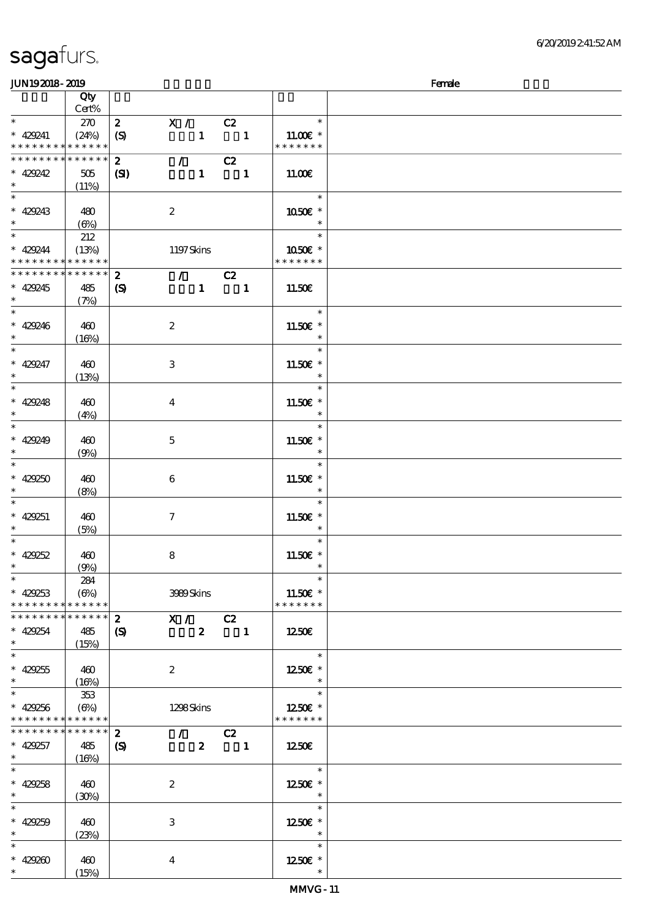sagafurs.

JUN19 2018 - 2019 Female

| | Qty Cert% | | | |
|---|---|---|---|---|
| * | 270 | 2 X / C2 | * | |
| * 429241 | (24%) | (S) 1 1 | 11.00€ * | |
| * * * * * * * * * * * * * * | | | * * * * * * * | |
| * * * * * * * * * * * * * * | | 2 / C2 | | |
| * 429242 | 505 | (SI) 1 1 | 11.00€ | |
| * | (11%) | | | |
| * | | | * | |
| * 429243 | 480 | 2 | 10.50€ * | |
| * | (6%) | | * | |
| * | 212 | | * | |
| * 429244 | (13%) | 1197 Skins | 10.50€ * | |
| * * * * * * * * * * * * * * | | | * * * * * * * | |
| * * * * * * * * * * * * * * | | 2 / C2 | | |
| * 429245 | 485 | (S) 1 1 | 11.50€ | |
| * | (7%) | | | |
| * | | | * | |
| * 429246 | 460 | 2 | 11.50€ * | |
| * | (16%) | | * | |
| * | | | * | |
| * 429247 | 460 | 3 | 11.50€ * | |
| * | (13%) | | * | |
| * | | | * | |
| * 429248 | 460 | 4 | 11.50€ * | |
| * | (4%) | | * | |
| * | | | * | |
| * 429249 | 460 | 5 | 11.50€ * | |
| * | (9%) | | * | |
| * | | | * | |
| * 429250 | 460 | 6 | 11.50€ * | |
| * | (8%) | | * | |
| * | | | * | |
| * 429251 | 460 | 7 | 11.50€ * | |
| * | (5%) | | * | |
| * | | | * | |
| * 429252 | 460 | 8 | 11.50€ * | |
| * | (9%) | | * | |
| * | 284 | | * | |
| * 429253 | (6%) | 3989 Skins | 11.50€ * | |
| * * * * * * * * * * * * * * | | | * * * * * * * | |
| * * * * * * * * * * * * * * | | 2 X / C2 | | |
| * 429254 | 485 | (S) 2 1 | 12.50€ | |
| * | (15%) | | | |
| * | | | * | |
| * 429255 | 460 | 2 | 12.50€ * | |
| * | (16%) | | * | |
| * | 353 | | * | |
| * 429256 | (6%) | 1298 Skins | 12.50€ * | |
| * * * * * * * * * * * * * * | | | * * * * * * * | |
| * * * * * * * * * * * * * * | | 2 / C2 | | |
| * 429257 | 485 | (S) 2 1 | 12.50€ | |
| * | (16%) | | | |
| * | | | * | |
| * 429258 | 460 | 2 | 12.50€ * | |
| * | (30%) | | * | |
| * | | | * | |
| * 429259 | 460 | 3 | 12.50€ * | |
| * | (23%) | | * | |
| * | | | * | |
| * 429260 | 460 | 4 | 12.50€ * | |
| * | (15%) | | * | |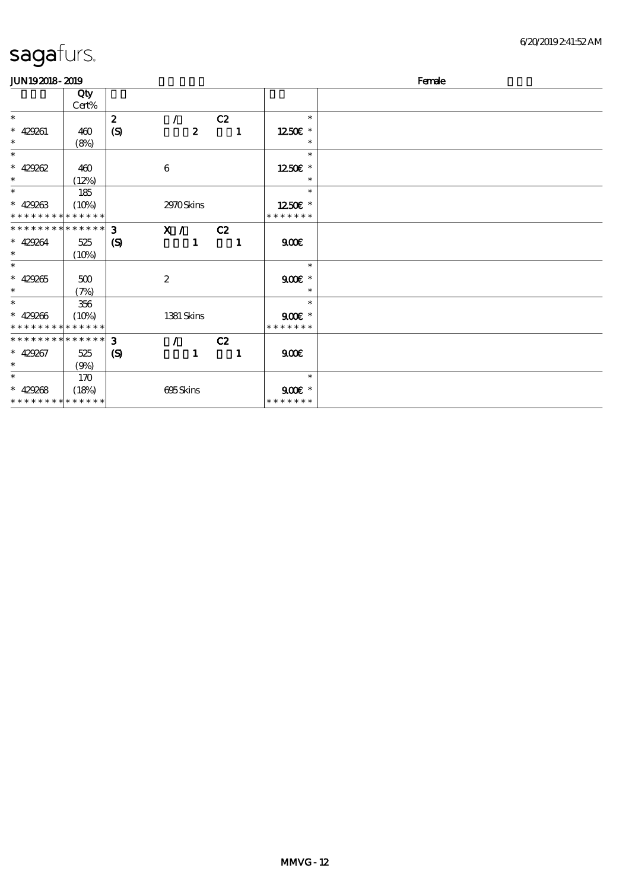# sagafurs.

JUN19 2018 - 2019 Female

| | Qty Cert% | | | | |
|---|---|---|---|---|---|
| * 429261 * | 460 (8%) | 2 (S) | / 2 | C2 1 | * 12.50€ * * |
| * 429262 * | 460 (12%) | | 6 | | * 12.50€ * * |
| * 429263 * * * * * * * * * * * * * | 185 (10%) | | 2970 Skins | | * 12.50€ * * * * * * * * |
| * * * * * * * * * * * * * * 429264 * | 525 (10%) | 3 (S) | X / 1 | C2 1 | 9.00€ |
| * 429265 * | 500 (7%) | | 2 | | * 9.00€ * * |
| * 429266 * * * * * * * * * * * * * | 356 (10%) | | 1381 Skins | | * 9.00€ * * * * * * * * |
| * * * * * * * * * * * * * * 429267 * | 525 (9%) | 3 (S) | / 1 | C2 1 | 9.00€ |
| * 429268 * * * * * * * * * * * * * | 170 (18%) | | 695 Skins | | * 9.00€ * * * * * * * * |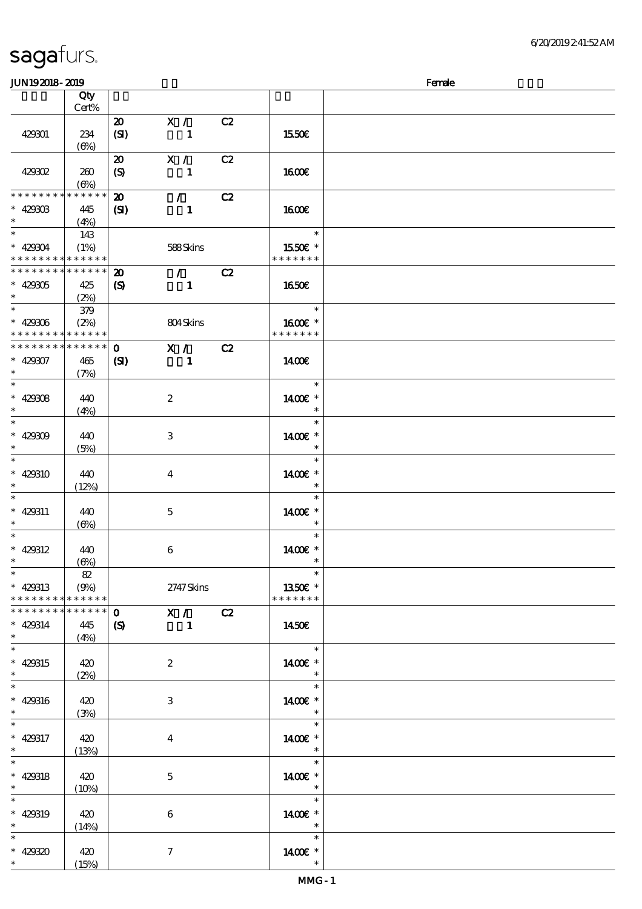# sagafurs.

JUN19 2018 - 2019 Female

| | Qty Cert% | | | | | |
|---|---|---|---|---|---|---|
| 429301 | 234 (6%) | 20 (SI) | X / 1 | C2 | 15.50€ | |
| 429302 | 260 (6%) | 20 (S) | X / 1 | C2 | 16.00€ | |
| * * * * * * * * * * * * * * 429303 * | 445 (4%) | 20 (SI) | / 1 | C2 | 16.00€ | |
| * * 429304 * * * * * * * * * * * * * | 143 (1%) | | 588 Skins | | * 15.50€ * * * * * * * * | |
| * * * * * * * * * * * * * * 429305 * | 425 (2%) | 20 (S) | / 1 | C2 | 16.50€ | |
| * * 429306 * * * * * * * * * * * * * | 379 (2%) | | 804 Skins | | * 16.00€ * * * * * * * * | |
| * * * * * * * * * * * * * * 429307 * | 465 (7%) | 0 (SI) | X / 1 | C2 | 14.00€ | |
| * * 429308 * | 440 (4%) | | 2 | | * 14.00€ * * | |
| * * 429309 * | 440 (5%) | | 3 | | * 14.00€ * * | |
| * * 429310 * | 440 (12%) | | 4 | | * 14.00€ * * | |
| * * 429311 * | 440 (6%) | | 5 | | * 14.00€ * * | |
| * * 429312 * | 440 (6%) | | 6 | | * 14.00€ * * | |
| * * 429313 * * * * * * * * * * * * * | 82 (9%) | | 2747 Skins | | * 13.50€ * * * * * * * * | |
| * * * * * * * * * * * * * * 429314 * | 445 (4%) | 0 (S) | X / 1 | C2 | 14.50€ | |
| * * 429315 * | 420 (2%) | | 2 | | * 14.00€ * * | |
| * * 429316 * | 420 (3%) | | 3 | | * 14.00€ * * | |
| * * 429317 * | 420 (13%) | | 4 | | * 14.00€ * * | |
| * * 429318 * | 420 (10%) | | 5 | | * 14.00€ * * | |
| * * 429319 * | 420 (14%) | | 6 | | * 14.00€ * * | |
| * * 429320 * | 420 (15%) | | 7 | | * 14.00€ * * | |

MMG - 1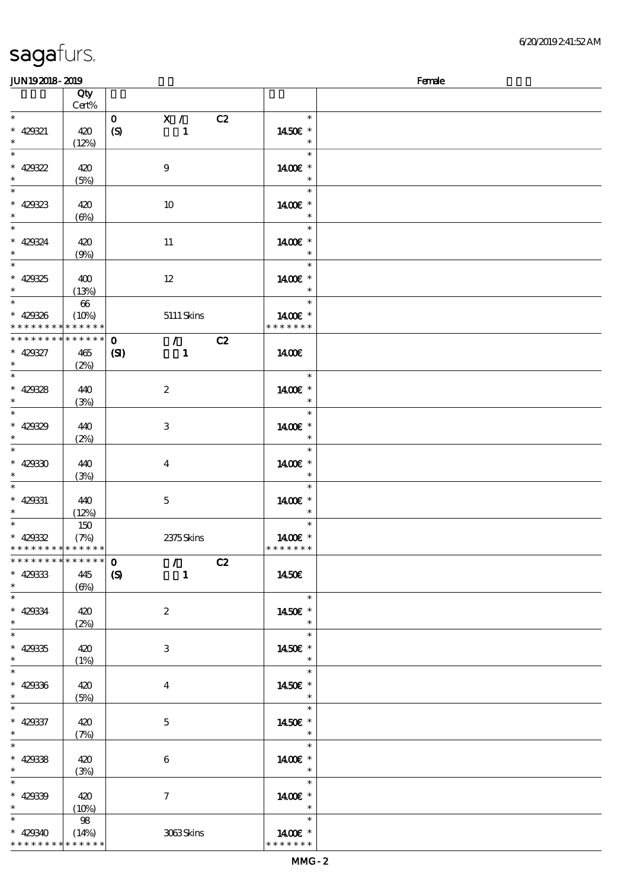| | Qty Cert% | | | | |
|---|---|---|---|---|---|
| * | | 0 | X / | C2 | * |
| * 429321 | 420 | (S) | 1 | | 14.50€ * |
| * | (12%) | | | | * |
| * | | | | | * |
| * 429322 | 420 | | 9 | | 14.00€ * |
| * | (5%) | | | | * |
| * | | | | | * |
| * 429323 | 420 | | 10 | | 14.00€ * |
| * | (6%) | | | | * |
| * | | | | | * |
| * 429324 | 420 | | 11 | | 14.00€ * |
| * | (9%) | | | | * |
| * | | | | | * |
| * 429325 | 400 | | 12 | | 14.00€ * |
| * | (13%) | | | | * |
| * | 66 | | | | * |
| * 429326 | (10%) | | 5111 Skins | | 14.00€ * |
| * * * * * * * * * * * * * * | | | | | * * * * * * * |
| * * * * * * * * * * * * * * | | 0 | / | C2 | |
| * 429327 | 465 | (SI) | 1 | | 14.00€ |
| * | (2%) | | | | |
| * | | | | | * |
| * 429328 | 440 | | 2 | | 14.00€ * |
| * | (3%) | | | | * |
| * | | | | | * |
| * 429329 | 440 | | 3 | | 14.00€ * |
| * | (2%) | | | | * |
| * | | | | | * |
| * 429330 | 440 | | 4 | | 14.00€ * |
| * | (3%) | | | | * |
| * | | | | | * |
| * 429331 | 440 | | 5 | | 14.00€ * |
| * | (12%) | | | | * |
| * | 150 | | | | * |
| * 429332 | (7%) | | 2375 Skins | | 14.00€ * |
| * * * * * * * * * * * * * * | | | | | * * * * * * * |
| * * * * * * * * * * * * * * | | 0 | / | C2 | |
| * 429333 | 445 | (S) | 1 | | 14.50€ |
| * | (6%) | | | | |
| * | | | | | * |
| * 429334 | 420 | | 2 | | 14.50€ * |
| * | (2%) | | | | * |
| * | | | | | * |
| * 429335 | 420 | | 3 | | 14.50€ * |
| * | (1%) | | | | * |
| * | | | | | * |
| * 429336 | 420 | | 4 | | 14.50€ * |
| * | (5%) | | | | * |
| * | | | | | * |
| * 429337 | 420 | | 5 | | 14.50€ * |
| * | (7%) | | | | * |
| * | | | | | * |
| * 429338 | 420 | | 6 | | 14.00€ * |
| * | (3%) | | | | * |
| * | | | | | * |
| * 429339 | 420 | | 7 | | 14.00€ * |
| * | (10%) | | | | * |
| * | 98 | | | | * |
| * 429340 | (14%) | | 3063 Skins | | 14.00€ * |
| * * * * * * * * * * * * * * | | | | | * * * * * * * |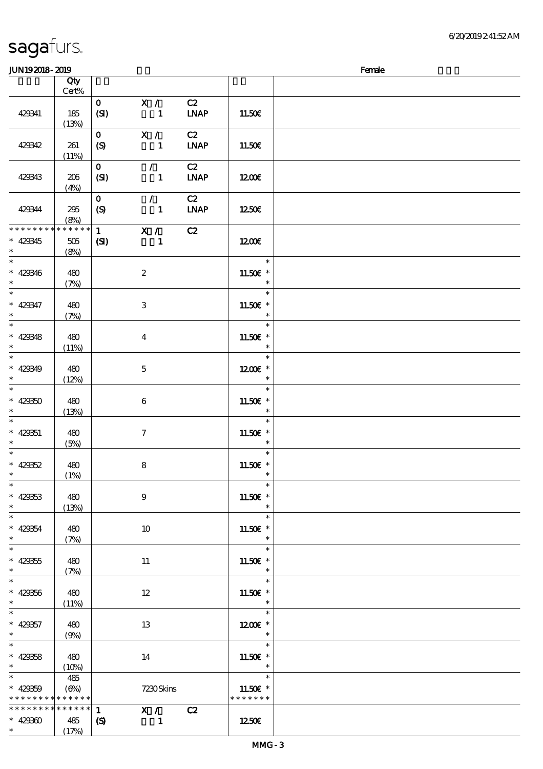sagafurs.

JUN19 2018 - 2019 Female

| | Qty Cert% | | | | | |
|---|---|---|---|---|---|---|
| 429341 | 185 (13%) | 0 (SI) | X / 1 | C2 LNAP | 11.50€ | |
| 429342 | 261 (11%) | 0 (S) | X / 1 | C2 LNAP | 11.50€ | |
| 429343 | 206 (4%) | 0 (SI) | / 1 | C2 LNAP | 12.00€ | |
| 429344 | 295 (8%) | 0 (S) | / 1 | C2 LNAP | 12.50€ | |
| * * * * * * * * * * * * * * 429345 * | 505 (8%) | 1 (SI) | X / 1 | C2 | 12.00€ | |
| * * 429346 * | 480 (7%) | | 2 | | * 11.50€ * * | |
| * * 429347 * | 480 (7%) | | 3 | | * 11.50€ * * | |
| * * 429348 * | 480 (11%) | | 4 | | * 11.50€ * * | |
| * * 429349 * | 480 (12%) | | 5 | | * 12.00€ * * | |
| * * 429350 * | 480 (13%) | | 6 | | * 11.50€ * * | |
| * * 429351 * | 480 (5%) | | 7 | | * 11.50€ * * | |
| * * 429352 * | 480 (1%) | | 8 | | * 11.50€ * * | |
| * * 429353 * | 480 (13%) | | 9 | | * 11.50€ * * | |
| * * 429354 * | 480 (7%) | | 10 | | * 11.50€ * * | |
| * * 429355 * | 480 (7%) | | 11 | | * 11.50€ * * | |
| * * 429356 * | 480 (11%) | | 12 | | * 11.50€ * * | |
| * * 429357 * | 480 (9%) | | 13 | | * 12.00€ * * | |
| * * 429358 * | 480 (10%) | | 14 | | * 11.50€ * * | |
| * * 429359 * * * * * * * * * * * * * * | 485 (6%) | | 7230 Skins | | * 11.50€ * * * * * * * * | |
| * * * * * * * * * * * * * * 429360 * | 485 (17%) | 1 (S) | X / 1 | C2 | 12.50€ | |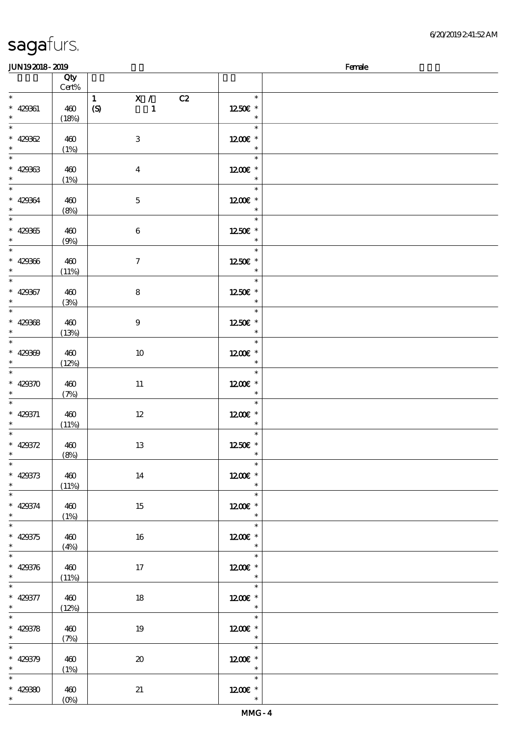# sagafurs.

JUN192018-2019 Female

| | Qty Cert% | | |
|---|---|---|---|
| * 429361 * | 460 (18%) | 1 X / C2 (S) 1 | * 12.50€ * * |
| * 429362 * | 460 (1%) | 3 | * 12.00€ * * |
| * 429363 * | 460 (1%) | 4 | * 12.00€ * * |
| * 429364 * | 460 (8%) | 5 | * 12.00€ * * |
| * 429365 * | 460 (9%) | 6 | * 12.50€ * * |
| * 429366 * | 460 (11%) | 7 | * 12.50€ * * |
| * 429367 * | 460 (3%) | 8 | * 12.50€ * * |
| * 429368 * | 460 (13%) | 9 | * 12.50€ * * |
| * 429369 * | 460 (12%) | 10 | * 12.00€ * * |
| * 429370 * | 460 (7%) | 11 | * 12.00€ * * |
| * 429371 * | 460 (11%) | 12 | * 12.00€ * * |
| * 429372 * | 460 (8%) | 13 | * 12.50€ * * |
| * 429373 * | 460 (11%) | 14 | * 12.00€ * * |
| * 429374 * | 460 (1%) | 15 | * 12.00€ * * |
| * 429375 * | 460 (4%) | 16 | * 12.00€ * * |
| * 429376 * | 460 (11%) | 17 | * 12.00€ * * |
| * 429377 * | 460 (12%) | 18 | * 12.00€ * * |
| * 429378 * | 460 (7%) | 19 | * 12.00€ * * |
| * 429379 * | 460 (1%) | 20 | * 12.00€ * * |
| * 429380 * | 460 (0%) | 21 | * 12.00€ * * |

MMG-4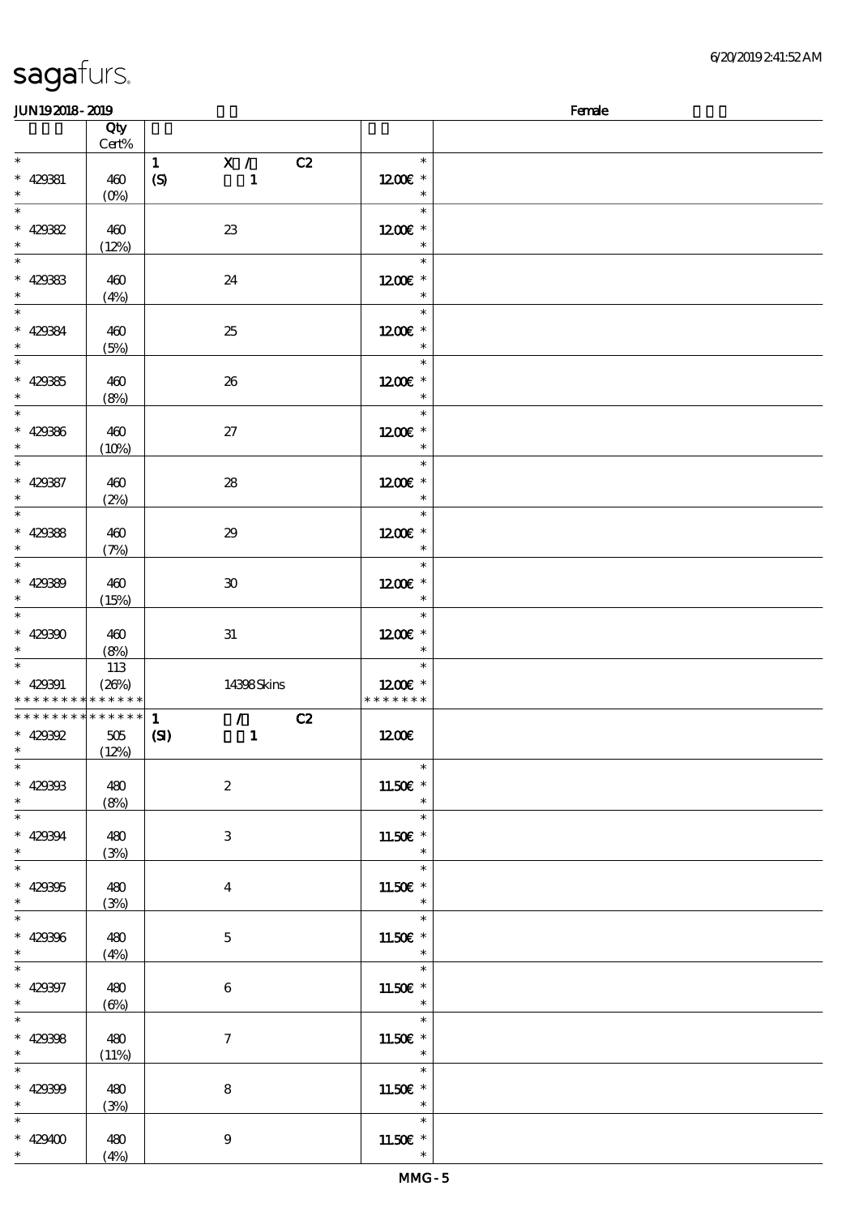| | Qty<br>Cert% | | |
|---|---|---|---|
| * | | 1 X / C2 | * |
| * 429381 | 460 | (S) 1 | 12.00€ * |
| * | (0%) | | * |
| * | | | * |
| * 429382 | 460 | 23 | 12.00€ * |
| * | (12%) | | * |
| * | | | * |
| * 429383 | 460 | 24 | 12.00€ * |
| * | (4%) | | * |
| * | | | * |
| * 429384 | 460 | 25 | 12.00€ * |
| * | (5%) | | * |
| * | | | * |
| * 429385 | 460 | 26 | 12.00€ * |
| * | (8%) | | * |
| * | | | * |
| * 429386 | 460 | 27 | 12.00€ * |
| * | (10%) | | * |
| * | | | * |
| * 429387 | 460 | 28 | 12.00€ * |
| * | (2%) | | * |
| * | | | * |
| * 429388 | 460 | 29 | 12.00€ * |
| * | (7%) | | * |
| * | | | * |
| * 429389 | 460 | 30 | 12.00€ * |
| * | (15%) | | * |
| * | | | * |
| * 429390 | 460 | 31 | 12.00€ * |
| * | (8%) | | * |
| * | 113 | | * |
| * 429391 | (26%) | 14398 Skins | 12.00€ * |
| * * * * * * * * * * * * * * | | | * * * * * * * |
| * * * * * * * * * * * * * * | | 1 / C2 | |
| * 429392 | 505 | (SI) 1 | 12.00€ |
| * | (12%) | | |
| * | | | * |
| * 429393 | 480 | 2 | 11.50€ * |
| * | (8%) | | * |
| * | | | * |
| * 429394 | 480 | 3 | 11.50€ * |
| * | (3%) | | * |
| * | | | * |
| * 429395 | 480 | 4 | 11.50€ * |
| * | (3%) | | * |
| * | | | * |
| * 429396 | 480 | 5 | 11.50€ * |
| * | (4%) | | * |
| * | | | * |
| * 429397 | 480 | 6 | 11.50€ * |
| * | (6%) | | * |
| * | | | * |
| * 429398 | 480 | 7 | 11.50€ * |
| * | (11%) | | * |
| * | | | * |
| * 429399 | 480 | 8 | 11.50€ * |
| * | (3%) | | * |
| * | | | * |
| * 429400 | 480 | 9 | 11.50€ * |
| * | (4%) | | * |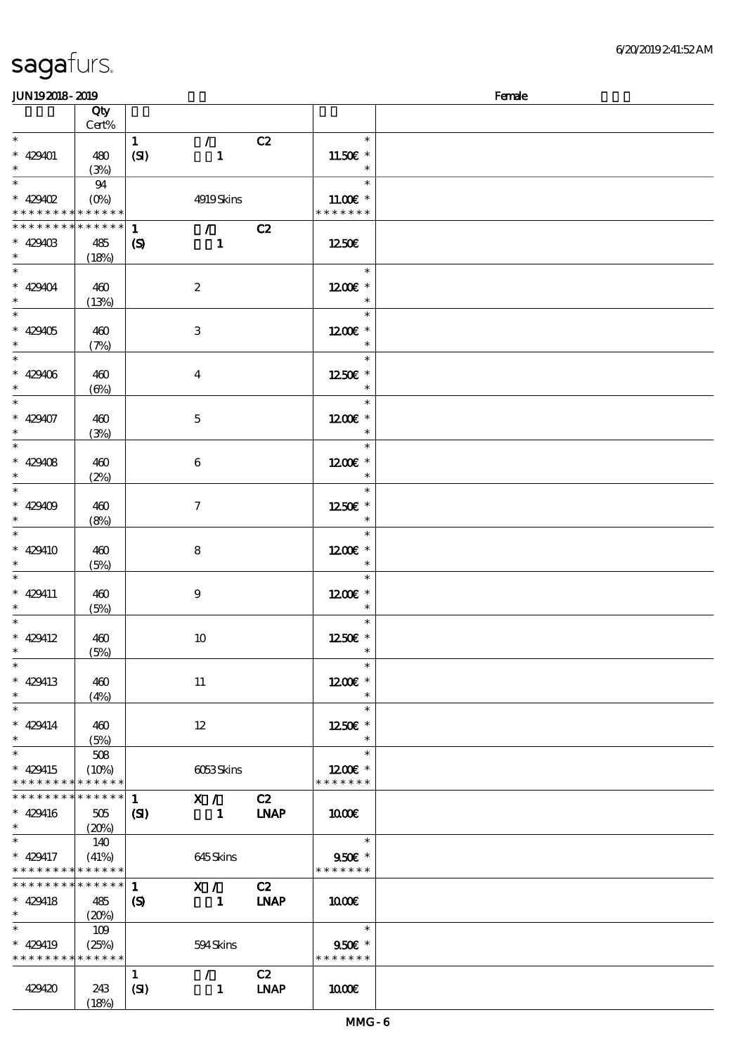# sagafurs.

JUN19 2018 - 2019 | Female

| | Qty Cert% | | | | | |
|---|---|---|---|---|---|---|
| * 429401 * | 480 (3%) | 1 (SI) | / 1 | C2 | * 11.50€ * * | |
| * 429402 * * * * * * * * * * * * * | 94 (0%) | | 4919 Skins | | * 11.00€ * * * * * * * * | |
| * * * * * * * * * * * * * * 429403 * | 485 (18%) | 1 (S) | / 1 | C2 | 12.50€ | |
| * 429404 * | 460 (13%) | | 2 | | * 12.00€ * * | |
| * 429405 * | 460 (7%) | | 3 | | * 12.00€ * * | |
| * 429406 * | 460 (6%) | | 4 | | * 12.50€ * * | |
| * 429407 * | 460 (3%) | | 5 | | * 12.00€ * * | |
| * 429408 * | 460 (2%) | | 6 | | * 12.00€ * * | |
| * 429409 * | 460 (8%) | | 7 | | * 12.50€ * * | |
| * 429410 * | 460 (5%) | | 8 | | * 12.00€ * * | |
| * 429411 * | 460 (5%) | | 9 | | * 12.00€ * * | |
| * 429412 * | 460 (5%) | | 10 | | * 12.50€ * * | |
| * 429413 * | 460 (4%) | | 11 | | * 12.00€ * * | |
| * 429414 * | 460 (5%) | | 12 | | * 12.50€ * * | |
| * 429415 * * * * * * * * * * * * * | 508 (10%) | | 6053 Skins | | * 12.00€ * * * * * * * * | |
| * * * * * * * * * * * * * * 429416 * | 505 (20%) | 1 (SI) | X / 1 | C2 LNAP | 10.00€ | |
| * 429417 * * * * * * * * * * * * * | 140 (41%) | | 645 Skins | | * 9.50€ * * * * * * * * | |
| * * * * * * * * * * * * * * 429418 * | 485 (20%) | 1 (S) | X / 1 | C2 LNAP | 10.00€ | |
| * 429419 * * * * * * * * * * * * * | 109 (25%) | | 594 Skins | | * 9.50€ * * * * * * * * | |
| 429420 | 243 (18%) | 1 (SI) | / 1 | C2 LNAP | 10.00€ | |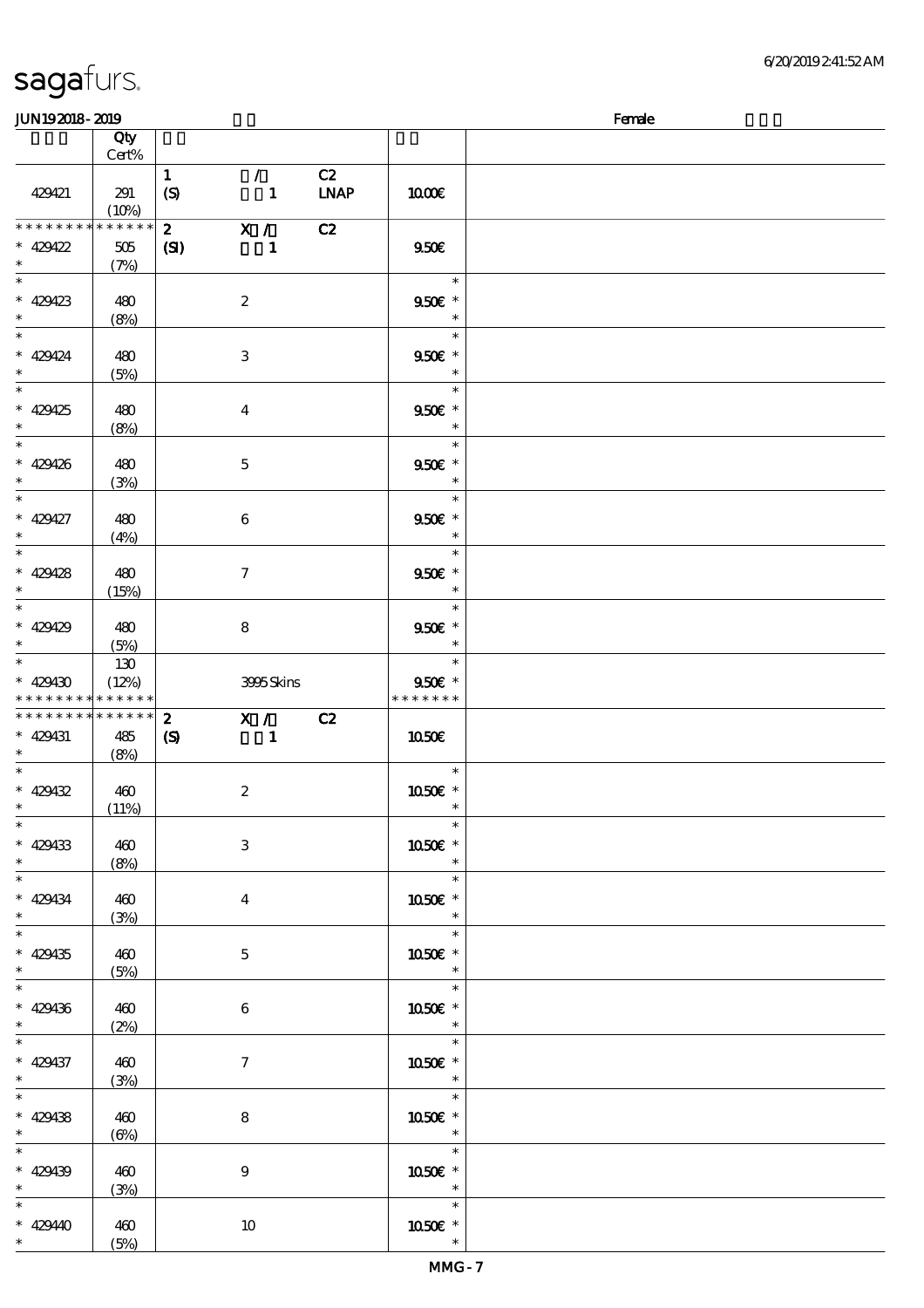| | Qty Cert% | | | | | |
|---|---|---|---|---|---|---|
| 429421 | 291 (10%) | 1 (S) | / 1 | C2 LNAP | 10.00€ | |
| * * * * * * * * * * * * * * 429422 * | 505 (7%) | 2 (SI) | X / 1 | C2 | 9.50€ | |
| * * 429423 * | 480 (8%) | | 2 | | * 9.50€ * * | |
| * * 429424 * | 480 (5%) | | 3 | | * 9.50€ * * | |
| * * 429425 * | 480 (8%) | | 4 | | * 9.50€ * * | |
| * * 429426 * | 480 (3%) | | 5 | | * 9.50€ * * | |
| * * 429427 * | 480 (4%) | | 6 | | * 9.50€ * * | |
| * * 429428 * | 480 (15%) | | 7 | | * 9.50€ * * | |
| * * 429429 * | 480 (5%) | | 8 | | * 9.50€ * * | |
| * * 429430 * * * * * * * * * * * * * * | 130 (12%) | | 3995 Skins | | * 9.50€ * * * * * * * * | |
| * * * * * * * * * * * * * * 429431 * | 485 (8%) | 2 (S) | X / 1 | C2 | 10.50€ | |
| * * 429432 * | 460 (11%) | | 2 | | * 10.50€ * * | |
| * * 429433 * | 460 (8%) | | 3 | | * 10.50€ * * | |
| * * 429434 * | 460 (3%) | | 4 | | * 10.50€ * * | |
| * * 429435 * | 460 (5%) | | 5 | | * 10.50€ * * | |
| * * 429436 * | 460 (2%) | | 6 | | * 10.50€ * * | |
| * * 429437 * | 460 (3%) | | 7 | | * 10.50€ * * | |
| * * 429438 * | 460 (6%) | | 8 | | * 10.50€ * * | |
| * * 429439 * | 460 (3%) | | 9 | | * 10.50€ * * | |
| * * 429440 * | 460 (5%) | | 10 | | * 10.50€ * * | |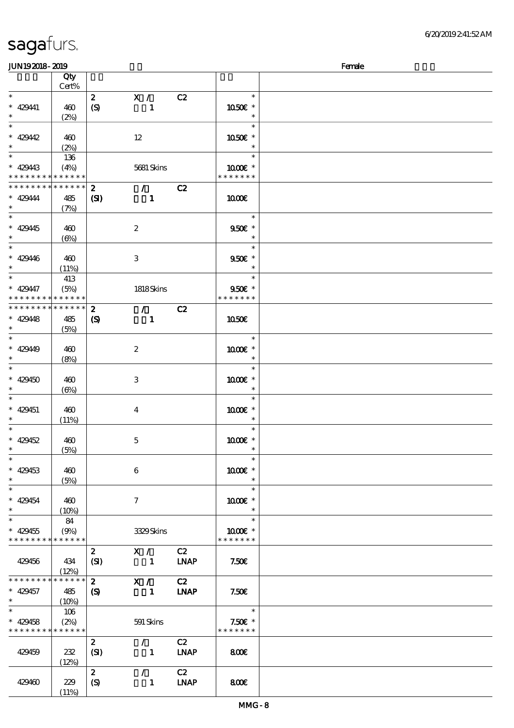| | Qty Cert% | | | | | |
|---|---|---|---|---|---|---|
| * | | 2 | X / | C2 | * | |
| * 429441 | 460 | (S) | 1 | | 10.50€ * | |
| * | (2%) | | | | * | |
| * | | | | | * | |
| * 429442 | 460 | | 12 | | 10.50€ * | |
| * | (2%) | | | | * | |
| * | 136 | | | | * | |
| * 429443 | (4%) | | 5681 Skins | | 10.00€ * | |
| * * * * * * * * * * * * * * | | | | | * * * * * * * | |
| * * * * * * * * * * * * * * | | 2 | / | C2 | | |
| * 429444 | 485 | (SI) | 1 | | 10.00€ | |
| * | (7%) | | | | | |
| * | | | | | * | |
| * 429445 | 460 | | 2 | | 9.50€ * | |
| * | (6%) | | | | * | |
| * | | | | | * | |
| * 429446 | 460 | | 3 | | 9.50€ * | |
| * | (11%) | | | | * | |
| * | 413 | | | | * | |
| * 429447 | (5%) | | 1818 Skins | | 9.50€ * | |
| * * * * * * * * * * * * * * | | | | | * * * * * * * | |
| * * * * * * * * * * * * * * | | 2 | / | C2 | | |
| * 429448 | 485 | (S) | 1 | | 10.50€ | |
| * | (5%) | | | | | |
| * | | | | | * | |
| * 429449 | 460 | | 2 | | 10.00€ * | |
| * | (8%) | | | | * | |
| * | | | | | * | |
| * 429450 | 460 | | 3 | | 10.00€ * | |
| * | (6%) | | | | * | |
| * | | | | | * | |
| * 429451 | 460 | | 4 | | 10.00€ * | |
| * | (11%) | | | | * | |
| * | | | | | * | |
| * 429452 | 460 | | 5 | | 10.00€ * | |
| * | (5%) | | | | * | |
| * | | | | | * | |
| * 429453 | 460 | | 6 | | 10.00€ * | |
| * | (5%) | | | | * | |
| * | | | | | * | |
| * 429454 | 460 | | 7 | | 10.00€ * | |
| * | (10%) | | | | * | |
| * | 84 | | | | * | |
| * 429455 | (9%) | | 3329 Skins | | 10.00€ * | |
| * * * * * * * * * * * * * * | | | | | * * * * * * * | |
| | | 2 | X / | C2 | | |
| 429456 | 434 | (SI) | 1 | LNAP | 7.50€ | |
| | (12%) | | | | | |
| * * * * * * * * * * * * * * | | 2 | X / | C2 | | |
| * 429457 | 485 | (S) | 1 | LNAP | 7.50€ | |
| * | (10%) | | | | | |
| * | 106 | | | | * | |
| * 429458 | (2%) | | 591 Skins | | 7.50€ * | |
| * * * * * * * * * * * * * * | | | | | * * * * * * * | |
| | | 2 | / | C2 | | |
| 429459 | 232 | (SI) | 1 | LNAP | 8.00€ | |
| | (12%) | | | | | |
| | | 2 | / | C2 | | |
| 429460 | 229 | (S) | 1 | LNAP | 8.00€ | |
| | (11%) | | | | | |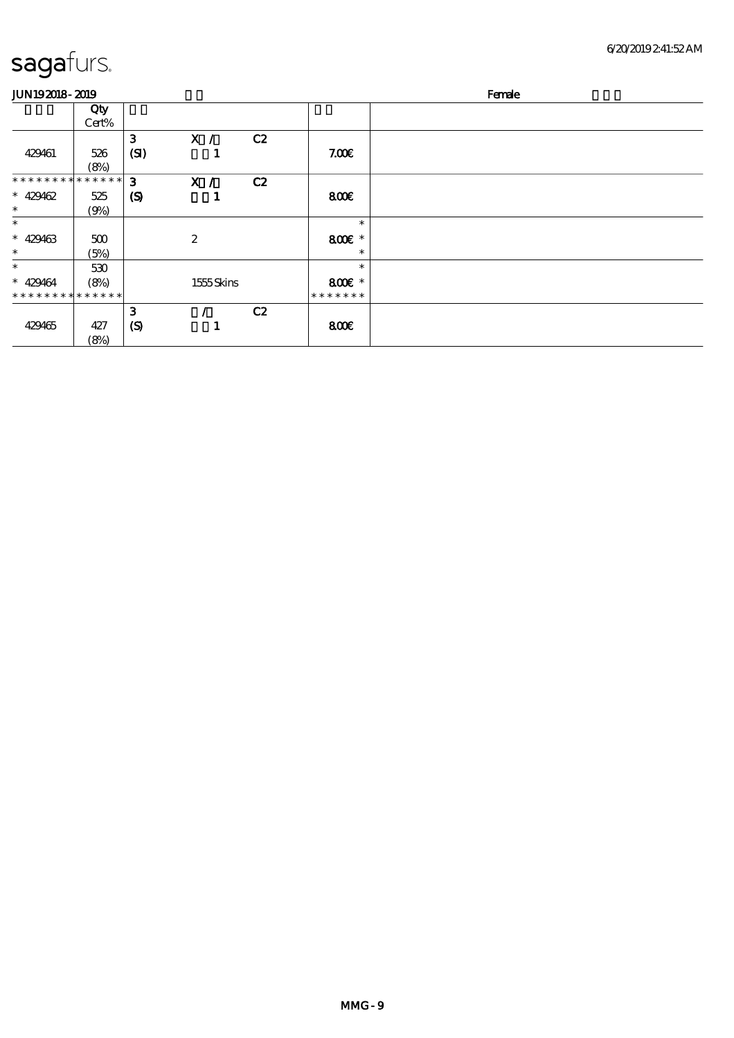sagafurs.

JUN19 2018 - 2019 | Female

| | Qty Cert% | | | | | |
|---|---|---|---|---|---|---|
| 429461 | 526 (8%) | 3 (SI) | X / 1 | C2 | 7.00€ | |
| ************* | | 3 | X / | C2 | | |
| * 429462 * | 525 (9%) | (S) | 1 | | 8.00€ | |
| * | | | | | * | |
| * 429463 * | 500 (5%) | | 2 | | 8.00€ * * | |
| * | 530 | | | | * | |
| * 429464 ************* | (8%) | | 1555 Skins | | 8.00€ * ******* | |
| 429465 | 427 (8%) | 3 (S) | / 1 | C2 | 8.00€ | |